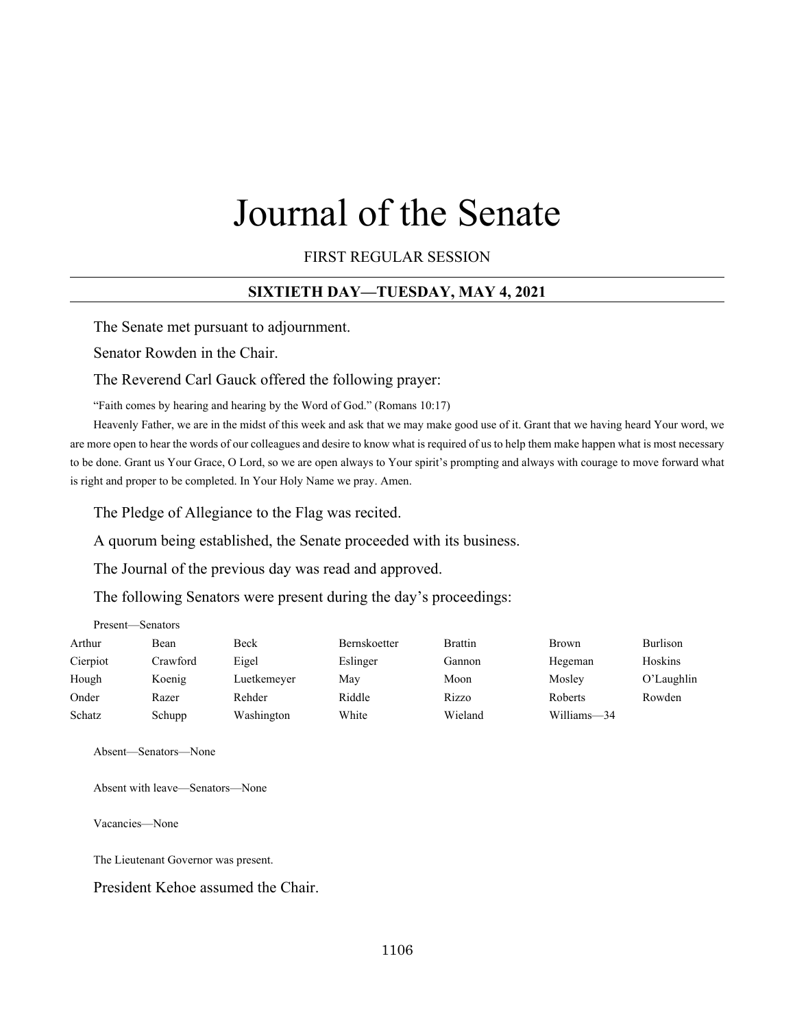# Journal of the Senate

FIRST REGULAR SESSION

## SIXTIETH DAY—TUESDAY, MAY 4, 2021

The Senate met pursuant to adjournment.

Senator Rowden in the Chair.

The Reverend Carl Gauck offered the following prayer:

"Faith comes by hearing and hearing by the Word of God." (Romans 10:17)

Heavenly Father, we are in the midst of this week and ask that we may make good use of it. Grant that we having heard Your word, we are more open to hear the words of our colleagues and desire to know what is required of us to help them make happen what is most necessary to be done. Grant us Your Grace, O Lord, so we are open always to Your spirit's prompting and always with courage to move forward what is right and proper to be completed. In Your Holy Name we pray. Amen.

The Pledge of Allegiance to the Flag was recited.

A quorum being established, the Senate proceeded with its business.

The Journal of the previous day was read and approved.

The following Senators were present during the day's proceedings:

Present—Senators

| | | | | | | |
|---|---|---|---|---|---|---|
| Arthur | Bean | Beck | Bernskoetter | Brattin | Brown | Burlison |
| Cierpiot | Crawford | Eigel | Eslinger | Gannon | Hegeman | Hoskins |
| Hough | Koenig | Luetkemeyer | May | Moon | Mosley | O'Laughlin |
| Onder | Razer | Rehder | Riddle | Rizzo | Roberts | Rowden |
| Schatz | Schupp | Washington | White | Wieland | Williams—34 | |

Absent—Senators—None

Absent with leave—Senators—None

Vacancies—None

The Lieutenant Governor was present.

President Kehoe assumed the Chair.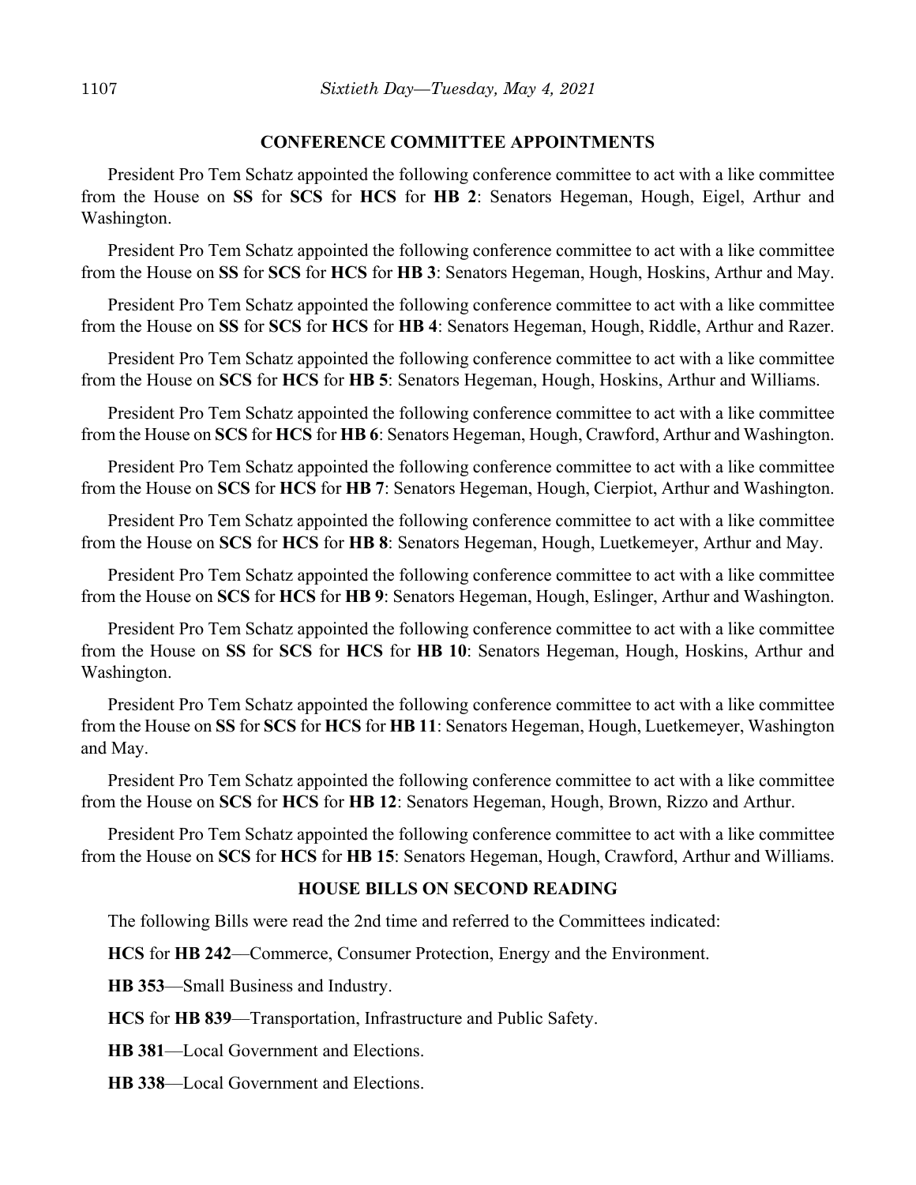## CONFERENCE COMMITTEE APPOINTMENTS

President Pro Tem Schatz appointed the following conference committee to act with a like committee from the House on **SS** for **SCS** for **HCS** for **HB 2**: Senators Hegeman, Hough, Eigel, Arthur and Washington.

President Pro Tem Schatz appointed the following conference committee to act with a like committee from the House on **SS** for **SCS** for **HCS** for **HB 3**: Senators Hegeman, Hough, Hoskins, Arthur and May.

President Pro Tem Schatz appointed the following conference committee to act with a like committee from the House on **SS** for **SCS** for **HCS** for **HB 4**: Senators Hegeman, Hough, Riddle, Arthur and Razer.

President Pro Tem Schatz appointed the following conference committee to act with a like committee from the House on **SCS** for **HCS** for **HB 5**: Senators Hegeman, Hough, Hoskins, Arthur and Williams.

President Pro Tem Schatz appointed the following conference committee to act with a like committee from the House on **SCS** for **HCS** for **HB 6**: Senators Hegeman, Hough, Crawford, Arthur and Washington.

President Pro Tem Schatz appointed the following conference committee to act with a like committee from the House on **SCS** for **HCS** for **HB 7**: Senators Hegeman, Hough, Cierpiot, Arthur and Washington.

President Pro Tem Schatz appointed the following conference committee to act with a like committee from the House on **SCS** for **HCS** for **HB 8**: Senators Hegeman, Hough, Luetkemeyer, Arthur and May.

President Pro Tem Schatz appointed the following conference committee to act with a like committee from the House on **SCS** for **HCS** for **HB 9**: Senators Hegeman, Hough, Eslinger, Arthur and Washington.

President Pro Tem Schatz appointed the following conference committee to act with a like committee from the House on **SS** for **SCS** for **HCS** for **HB 10**: Senators Hegeman, Hough, Hoskins, Arthur and Washington.

President Pro Tem Schatz appointed the following conference committee to act with a like committee from the House on **SS** for **SCS** for **HCS** for **HB 11**: Senators Hegeman, Hough, Luetkemeyer, Washington and May.

President Pro Tem Schatz appointed the following conference committee to act with a like committee from the House on **SCS** for **HCS** for **HB 12**: Senators Hegeman, Hough, Brown, Rizzo and Arthur.

President Pro Tem Schatz appointed the following conference committee to act with a like committee from the House on **SCS** for **HCS** for **HB 15**: Senators Hegeman, Hough, Crawford, Arthur and Williams.

## HOUSE BILLS ON SECOND READING

The following Bills were read the 2nd time and referred to the Committees indicated:

**HCS** for **HB 242**—Commerce, Consumer Protection, Energy and the Environment.

**HB 353**—Small Business and Industry.

**HCS** for **HB 839**—Transportation, Infrastructure and Public Safety.

**HB 381**—Local Government and Elections.

**HB 338**—Local Government and Elections.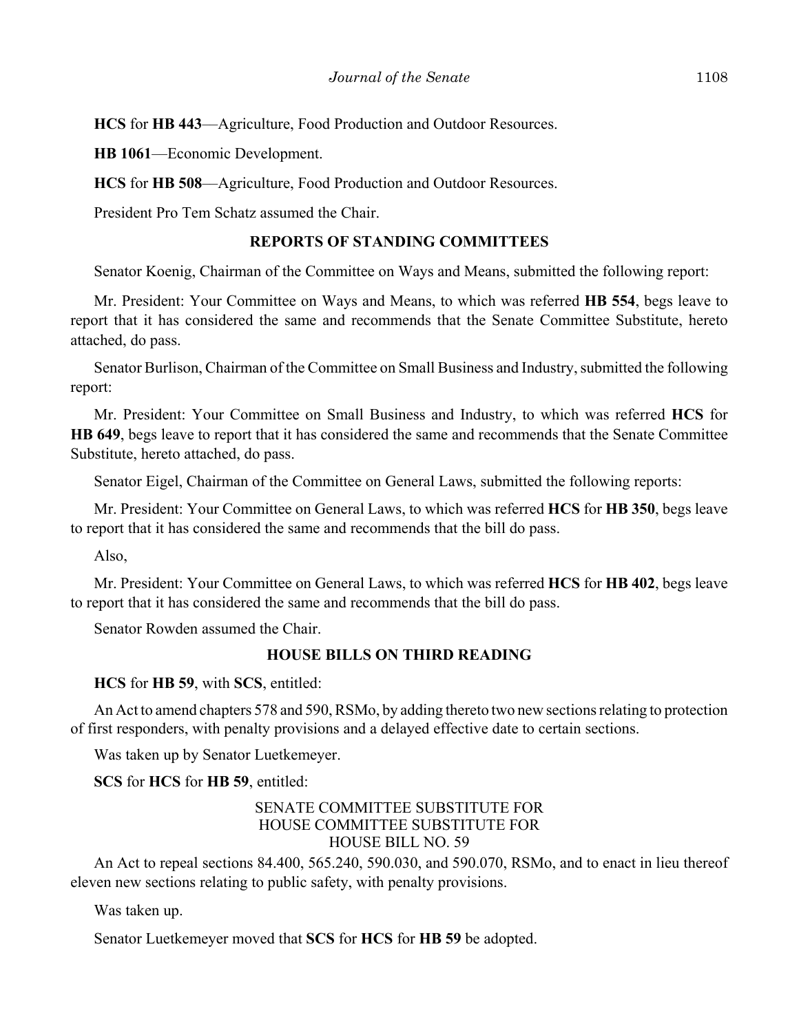**HCS** for **HB 443**—Agriculture, Food Production and Outdoor Resources.

**HB 1061**—Economic Development.

**HCS** for **HB 508**—Agriculture, Food Production and Outdoor Resources.

President Pro Tem Schatz assumed the Chair.

## REPORTS OF STANDING COMMITTEES

Senator Koenig, Chairman of the Committee on Ways and Means, submitted the following report:

Mr. President: Your Committee on Ways and Means, to which was referred **HB 554**, begs leave to report that it has considered the same and recommends that the Senate Committee Substitute, hereto attached, do pass.

Senator Burlison, Chairman of the Committee on Small Business and Industry, submitted the following report:

Mr. President: Your Committee on Small Business and Industry, to which was referred **HCS** for **HB 649**, begs leave to report that it has considered the same and recommends that the Senate Committee Substitute, hereto attached, do pass.

Senator Eigel, Chairman of the Committee on General Laws, submitted the following reports:

Mr. President: Your Committee on General Laws, to which was referred **HCS** for **HB 350**, begs leave to report that it has considered the same and recommends that the bill do pass.

Also,

Mr. President: Your Committee on General Laws, to which was referred **HCS** for **HB 402**, begs leave to report that it has considered the same and recommends that the bill do pass.

Senator Rowden assumed the Chair.

## HOUSE BILLS ON THIRD READING

**HCS** for **HB 59**, with **SCS**, entitled:

An Act to amend chapters 578 and 590, RSMo, by adding thereto two new sections relating to protection of first responders, with penalty provisions and a delayed effective date to certain sections.

Was taken up by Senator Luetkemeyer.

**SCS** for **HCS** for **HB 59**, entitled:

SENATE COMMITTEE SUBSTITUTE FOR
HOUSE COMMITTEE SUBSTITUTE FOR
HOUSE BILL NO. 59

An Act to repeal sections 84.400, 565.240, 590.030, and 590.070, RSMo, and to enact in lieu thereof eleven new sections relating to public safety, with penalty provisions.

Was taken up.

Senator Luetkemeyer moved that **SCS** for **HCS** for **HB 59** be adopted.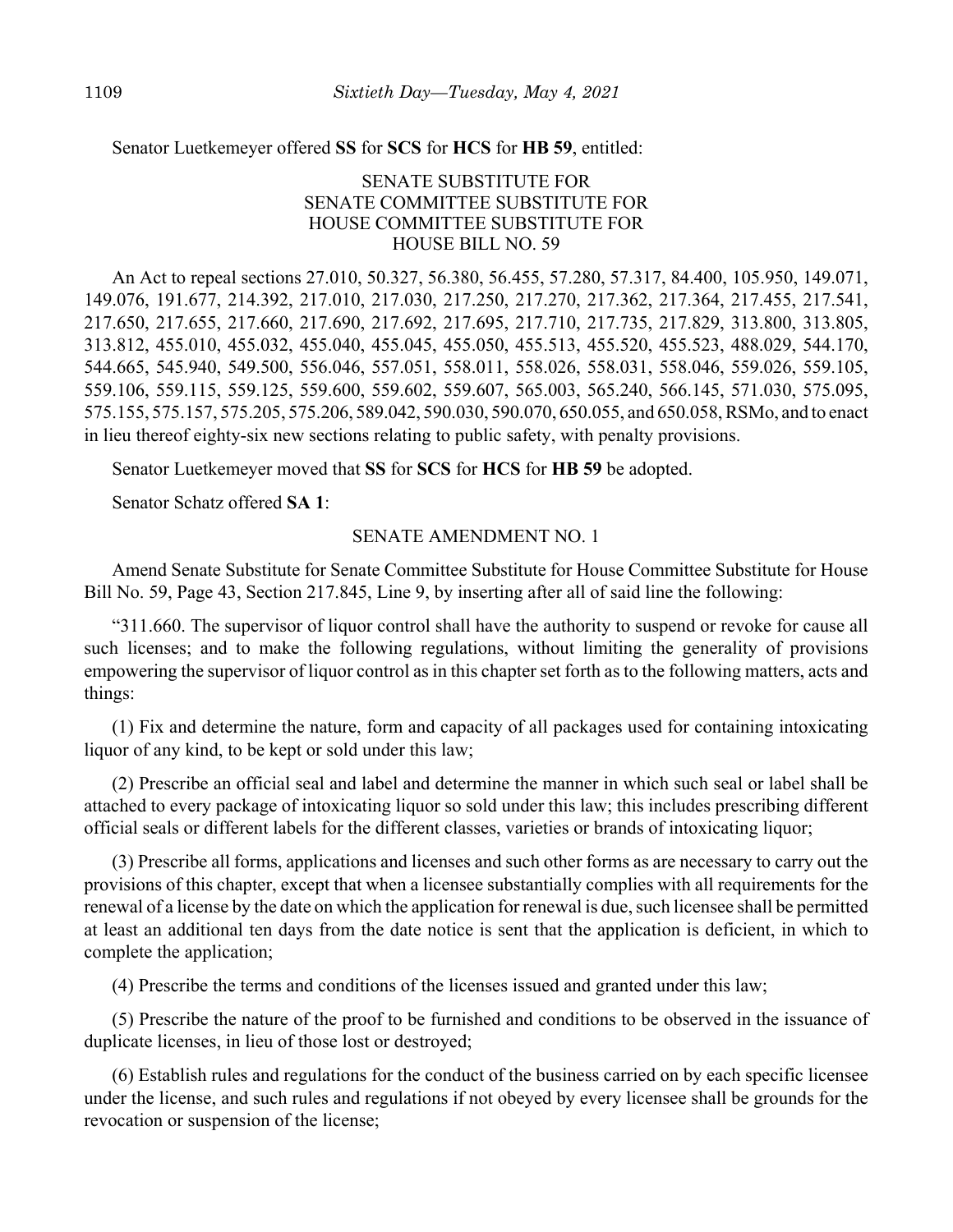Senator Luetkemeyer offered **SS** for **SCS** for **HCS** for **HB 59**, entitled:

SENATE SUBSTITUTE FOR
SENATE COMMITTEE SUBSTITUTE FOR
HOUSE COMMITTEE SUBSTITUTE FOR
HOUSE BILL NO. 59

An Act to repeal sections 27.010, 50.327, 56.380, 56.455, 57.280, 57.317, 84.400, 105.950, 149.071, 149.076, 191.677, 214.392, 217.010, 217.030, 217.250, 217.270, 217.362, 217.364, 217.455, 217.541, 217.650, 217.655, 217.660, 217.690, 217.692, 217.695, 217.710, 217.735, 217.829, 313.800, 313.805, 313.812, 455.010, 455.032, 455.040, 455.045, 455.050, 455.513, 455.520, 455.523, 488.029, 544.170, 544.665, 545.940, 549.500, 556.046, 557.051, 558.011, 558.026, 558.031, 558.046, 559.026, 559.105, 559.106, 559.115, 559.125, 559.600, 559.602, 559.607, 565.003, 565.240, 566.145, 571.030, 575.095, 575.155, 575.157, 575.205, 575.206, 589.042, 590.030, 590.070, 650.055, and 650.058, RSMo, and to enact in lieu thereof eighty-six new sections relating to public safety, with penalty provisions.

Senator Luetkemeyer moved that **SS** for **SCS** for **HCS** for **HB 59** be adopted.

Senator Schatz offered **SA 1**:

SENATE AMENDMENT NO. 1

Amend Senate Substitute for Senate Committee Substitute for House Committee Substitute for House Bill No. 59, Page 43, Section 217.845, Line 9, by inserting after all of said line the following:

"311.660. The supervisor of liquor control shall have the authority to suspend or revoke for cause all such licenses; and to make the following regulations, without limiting the generality of provisions empowering the supervisor of liquor control as in this chapter set forth as to the following matters, acts and things:

(1) Fix and determine the nature, form and capacity of all packages used for containing intoxicating liquor of any kind, to be kept or sold under this law;

(2) Prescribe an official seal and label and determine the manner in which such seal or label shall be attached to every package of intoxicating liquor so sold under this law; this includes prescribing different official seals or different labels for the different classes, varieties or brands of intoxicating liquor;

(3) Prescribe all forms, applications and licenses and such other forms as are necessary to carry out the provisions of this chapter, except that when a licensee substantially complies with all requirements for the renewal of a license by the date on which the application for renewal is due, such licensee shall be permitted at least an additional ten days from the date notice is sent that the application is deficient, in which to complete the application;

(4) Prescribe the terms and conditions of the licenses issued and granted under this law;

(5) Prescribe the nature of the proof to be furnished and conditions to be observed in the issuance of duplicate licenses, in lieu of those lost or destroyed;

(6) Establish rules and regulations for the conduct of the business carried on by each specific licensee under the license, and such rules and regulations if not obeyed by every licensee shall be grounds for the revocation or suspension of the license;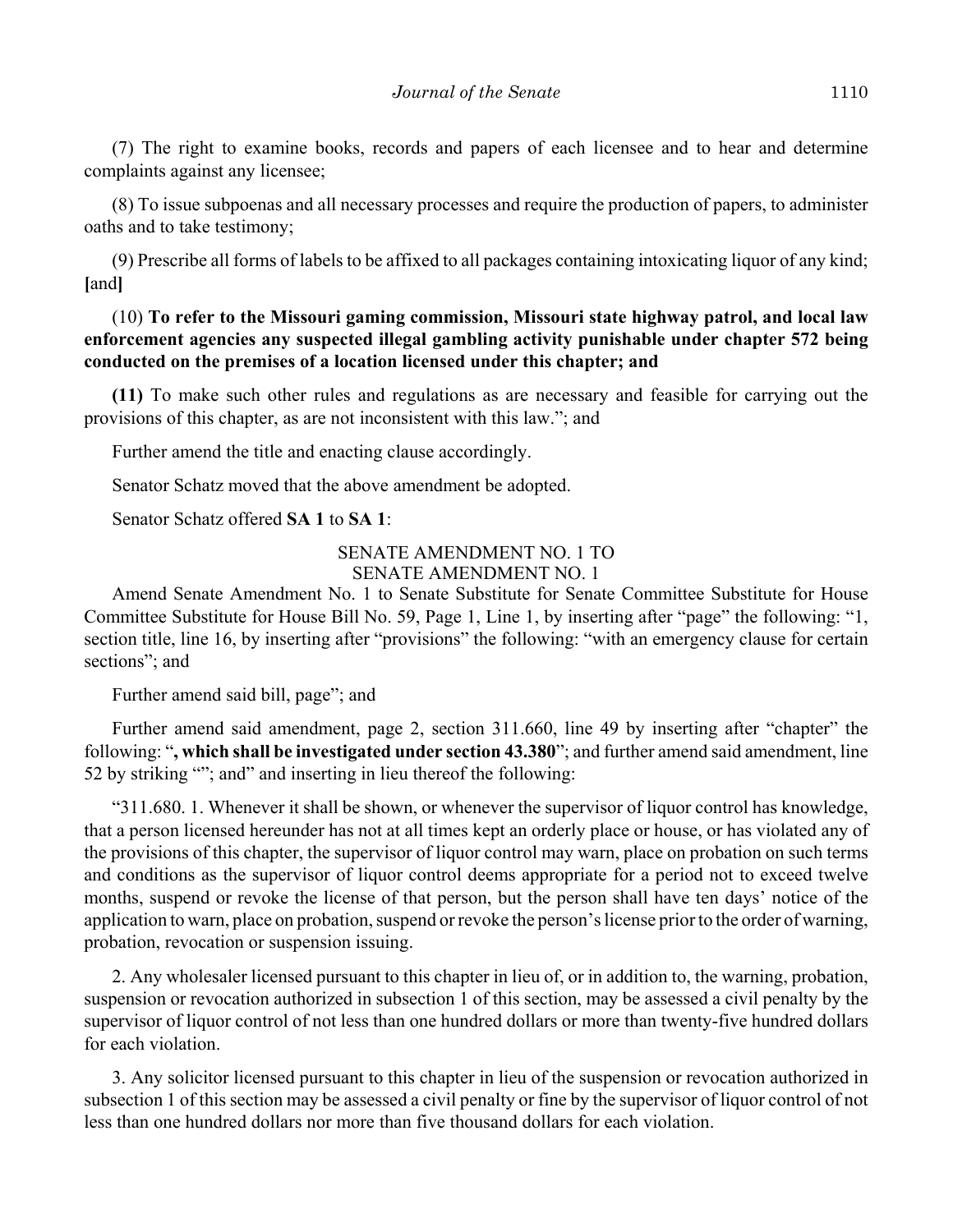(7) The right to examine books, records and papers of each licensee and to hear and determine complaints against any licensee;

(8) To issue subpoenas and all necessary processes and require the production of papers, to administer oaths and to take testimony;

(9) Prescribe all forms of labels to be affixed to all packages containing intoxicating liquor of any kind; **[**and**]**

(10) **To refer to the Missouri gaming commission, Missouri state highway patrol, and local law enforcement agencies any suspected illegal gambling activity punishable under chapter 572 being conducted on the premises of a location licensed under this chapter; and**

**(11)** To make such other rules and regulations as are necessary and feasible for carrying out the provisions of this chapter, as are not inconsistent with this law."; and

Further amend the title and enacting clause accordingly.

Senator Schatz moved that the above amendment be adopted.

Senator Schatz offered **SA 1** to **SA 1**:

SENATE AMENDMENT NO. 1 TO
SENATE AMENDMENT NO. 1

Amend Senate Amendment No. 1 to Senate Substitute for Senate Committee Substitute for House Committee Substitute for House Bill No. 59, Page 1, Line 1, by inserting after "page" the following: "1, section title, line 16, by inserting after "provisions" the following: "with an emergency clause for certain sections"; and

Further amend said bill, page"; and

Further amend said amendment, page 2, section 311.660, line 49 by inserting after "chapter" the following: "**, which shall be investigated under section 43.380**"; and further amend said amendment, line 52 by striking ""; and" and inserting in lieu thereof the following:

"311.680. 1. Whenever it shall be shown, or whenever the supervisor of liquor control has knowledge, that a person licensed hereunder has not at all times kept an orderly place or house, or has violated any of the provisions of this chapter, the supervisor of liquor control may warn, place on probation on such terms and conditions as the supervisor of liquor control deems appropriate for a period not to exceed twelve months, suspend or revoke the license of that person, but the person shall have ten days' notice of the application to warn, place on probation, suspend or revoke the person's license prior to the order of warning, probation, revocation or suspension issuing.

2. Any wholesaler licensed pursuant to this chapter in lieu of, or in addition to, the warning, probation, suspension or revocation authorized in subsection 1 of this section, may be assessed a civil penalty by the supervisor of liquor control of not less than one hundred dollars or more than twenty-five hundred dollars for each violation.

3. Any solicitor licensed pursuant to this chapter in lieu of the suspension or revocation authorized in subsection 1 of this section may be assessed a civil penalty or fine by the supervisor of liquor control of not less than one hundred dollars nor more than five thousand dollars for each violation.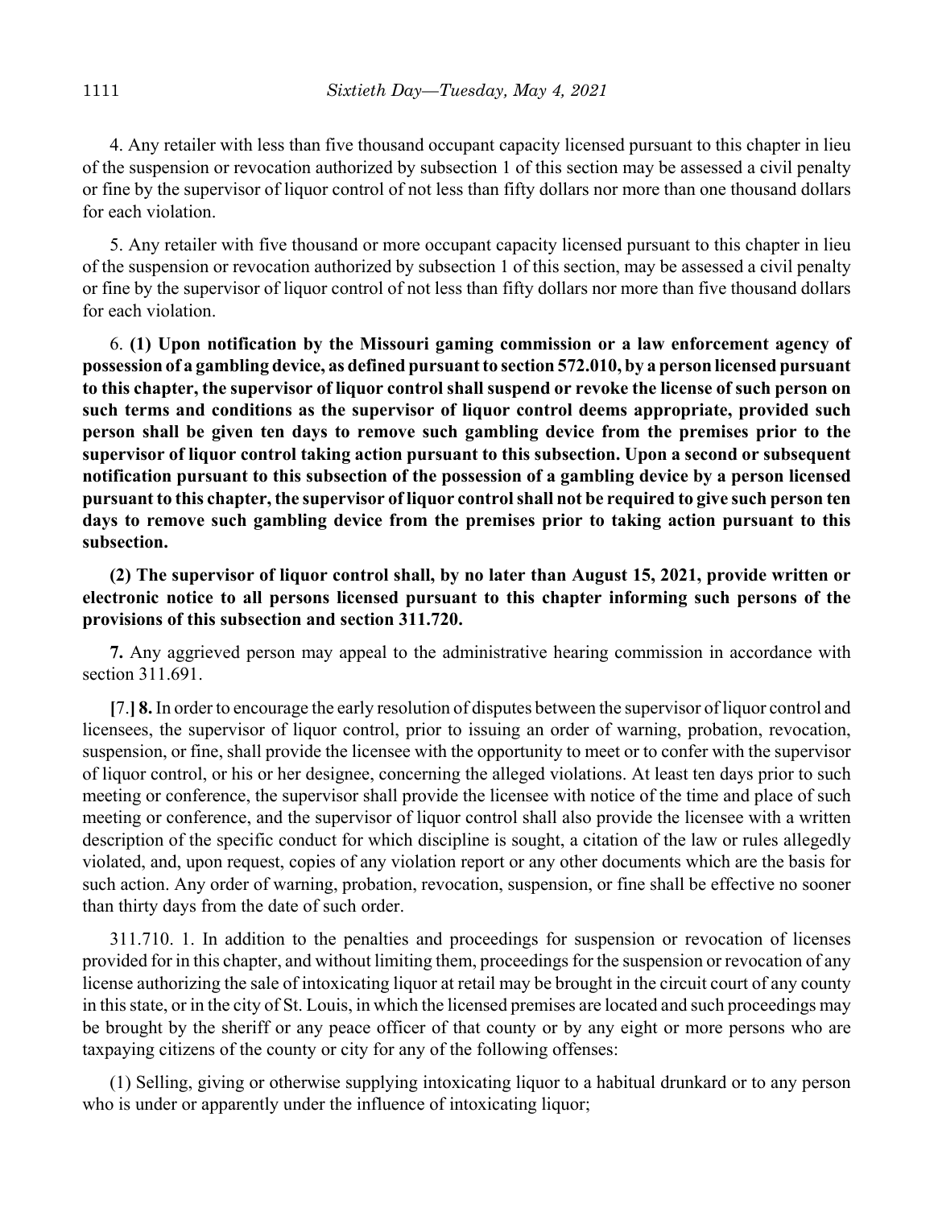4. Any retailer with less than five thousand occupant capacity licensed pursuant to this chapter in lieu of the suspension or revocation authorized by subsection 1 of this section may be assessed a civil penalty or fine by the supervisor of liquor control of not less than fifty dollars nor more than one thousand dollars for each violation.

5. Any retailer with five thousand or more occupant capacity licensed pursuant to this chapter in lieu of the suspension or revocation authorized by subsection 1 of this section, may be assessed a civil penalty or fine by the supervisor of liquor control of not less than fifty dollars nor more than five thousand dollars for each violation.

6. **(1) Upon notification by the Missouri gaming commission or a law enforcement agency of possession of a gambling device, as defined pursuant to section 572.010, by a person licensed pursuant to this chapter, the supervisor of liquor control shall suspend or revoke the license of such person on such terms and conditions as the supervisor of liquor control deems appropriate, provided such person shall be given ten days to remove such gambling device from the premises prior to the supervisor of liquor control taking action pursuant to this subsection. Upon a second or subsequent notification pursuant to this subsection of the possession of a gambling device by a person licensed pursuant to this chapter, the supervisor of liquor control shall not be required to give such person ten days to remove such gambling device from the premises prior to taking action pursuant to this subsection.**

**(2) The supervisor of liquor control shall, by no later than August 15, 2021, provide written or electronic notice to all persons licensed pursuant to this chapter informing such persons of the provisions of this subsection and section 311.720.**

**7.** Any aggrieved person may appeal to the administrative hearing commission in accordance with section 311.691.

**[**7.**] 8.** In order to encourage the early resolution of disputes between the supervisor of liquor control and licensees, the supervisor of liquor control, prior to issuing an order of warning, probation, revocation, suspension, or fine, shall provide the licensee with the opportunity to meet or to confer with the supervisor of liquor control, or his or her designee, concerning the alleged violations. At least ten days prior to such meeting or conference, the supervisor shall provide the licensee with notice of the time and place of such meeting or conference, and the supervisor of liquor control shall also provide the licensee with a written description of the specific conduct for which discipline is sought, a citation of the law or rules allegedly violated, and, upon request, copies of any violation report or any other documents which are the basis for such action. Any order of warning, probation, revocation, suspension, or fine shall be effective no sooner than thirty days from the date of such order.

311.710. 1. In addition to the penalties and proceedings for suspension or revocation of licenses provided for in this chapter, and without limiting them, proceedings for the suspension or revocation of any license authorizing the sale of intoxicating liquor at retail may be brought in the circuit court of any county in this state, or in the city of St. Louis, in which the licensed premises are located and such proceedings may be brought by the sheriff or any peace officer of that county or by any eight or more persons who are taxpaying citizens of the county or city for any of the following offenses:

(1) Selling, giving or otherwise supplying intoxicating liquor to a habitual drunkard or to any person who is under or apparently under the influence of intoxicating liquor;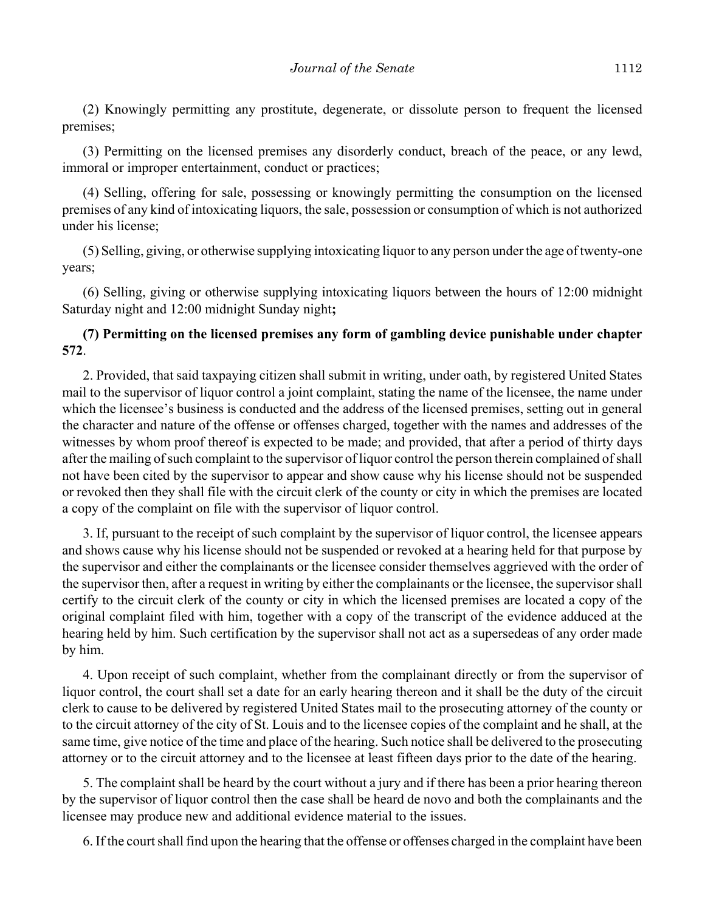(2) Knowingly permitting any prostitute, degenerate, or dissolute person to frequent the licensed premises;

(3) Permitting on the licensed premises any disorderly conduct, breach of the peace, or any lewd, immoral or improper entertainment, conduct or practices;

(4) Selling, offering for sale, possessing or knowingly permitting the consumption on the licensed premises of any kind of intoxicating liquors, the sale, possession or consumption of which is not authorized under his license;

(5) Selling, giving, or otherwise supplying intoxicating liquor to any person under the age of twenty-one years;

(6) Selling, giving or otherwise supplying intoxicating liquors between the hours of 12:00 midnight Saturday night and 12:00 midnight Sunday night**;**

**(7) Permitting on the licensed premises any form of gambling device punishable under chapter 572**.

2. Provided, that said taxpaying citizen shall submit in writing, under oath, by registered United States mail to the supervisor of liquor control a joint complaint, stating the name of the licensee, the name under which the licensee's business is conducted and the address of the licensed premises, setting out in general the character and nature of the offense or offenses charged, together with the names and addresses of the witnesses by whom proof thereof is expected to be made; and provided, that after a period of thirty days after the mailing of such complaint to the supervisor of liquor control the person therein complained of shall not have been cited by the supervisor to appear and show cause why his license should not be suspended or revoked then they shall file with the circuit clerk of the county or city in which the premises are located a copy of the complaint on file with the supervisor of liquor control.

3. If, pursuant to the receipt of such complaint by the supervisor of liquor control, the licensee appears and shows cause why his license should not be suspended or revoked at a hearing held for that purpose by the supervisor and either the complainants or the licensee consider themselves aggrieved with the order of the supervisor then, after a request in writing by either the complainants or the licensee, the supervisor shall certify to the circuit clerk of the county or city in which the licensed premises are located a copy of the original complaint filed with him, together with a copy of the transcript of the evidence adduced at the hearing held by him. Such certification by the supervisor shall not act as a supersedeas of any order made by him.

4. Upon receipt of such complaint, whether from the complainant directly or from the supervisor of liquor control, the court shall set a date for an early hearing thereon and it shall be the duty of the circuit clerk to cause to be delivered by registered United States mail to the prosecuting attorney of the county or to the circuit attorney of the city of St. Louis and to the licensee copies of the complaint and he shall, at the same time, give notice of the time and place of the hearing. Such notice shall be delivered to the prosecuting attorney or to the circuit attorney and to the licensee at least fifteen days prior to the date of the hearing.

5. The complaint shall be heard by the court without a jury and if there has been a prior hearing thereon by the supervisor of liquor control then the case shall be heard de novo and both the complainants and the licensee may produce new and additional evidence material to the issues.

6. If the court shall find upon the hearing that the offense or offenses charged in the complaint have been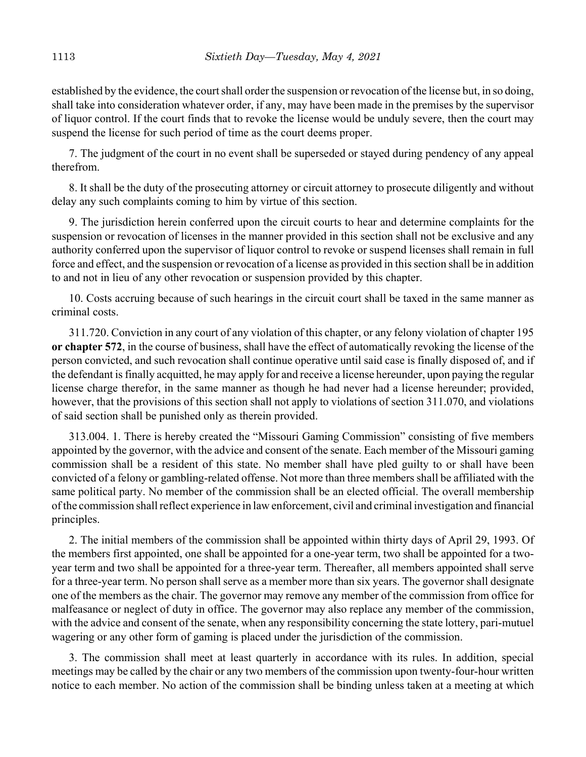established by the evidence, the court shall order the suspension or revocation of the license but, in so doing, shall take into consideration whatever order, if any, may have been made in the premises by the supervisor of liquor control. If the court finds that to revoke the license would be unduly severe, then the court may suspend the license for such period of time as the court deems proper.

7. The judgment of the court in no event shall be superseded or stayed during pendency of any appeal therefrom.

8. It shall be the duty of the prosecuting attorney or circuit attorney to prosecute diligently and without delay any such complaints coming to him by virtue of this section.

9. The jurisdiction herein conferred upon the circuit courts to hear and determine complaints for the suspension or revocation of licenses in the manner provided in this section shall not be exclusive and any authority conferred upon the supervisor of liquor control to revoke or suspend licenses shall remain in full force and effect, and the suspension or revocation of a license as provided in this section shall be in addition to and not in lieu of any other revocation or suspension provided by this chapter.

10. Costs accruing because of such hearings in the circuit court shall be taxed in the same manner as criminal costs.

311.720. Conviction in any court of any violation of this chapter, or any felony violation of chapter 195 **or chapter 572**, in the course of business, shall have the effect of automatically revoking the license of the person convicted, and such revocation shall continue operative until said case is finally disposed of, and if the defendant is finally acquitted, he may apply for and receive a license hereunder, upon paying the regular license charge therefor, in the same manner as though he had never had a license hereunder; provided, however, that the provisions of this section shall not apply to violations of section 311.070, and violations of said section shall be punished only as therein provided.

313.004. 1. There is hereby created the "Missouri Gaming Commission" consisting of five members appointed by the governor, with the advice and consent of the senate. Each member of the Missouri gaming commission shall be a resident of this state. No member shall have pled guilty to or shall have been convicted of a felony or gambling-related offense. Not more than three members shall be affiliated with the same political party. No member of the commission shall be an elected official. The overall membership of the commission shall reflect experience in law enforcement, civil and criminal investigation and financial principles.

2. The initial members of the commission shall be appointed within thirty days of April 29, 1993. Of the members first appointed, one shall be appointed for a one-year term, two shall be appointed for a two-year term and two shall be appointed for a three-year term. Thereafter, all members appointed shall serve for a three-year term. No person shall serve as a member more than six years. The governor shall designate one of the members as the chair. The governor may remove any member of the commission from office for malfeasance or neglect of duty in office. The governor may also replace any member of the commission, with the advice and consent of the senate, when any responsibility concerning the state lottery, pari-mutuel wagering or any other form of gaming is placed under the jurisdiction of the commission.

3. The commission shall meet at least quarterly in accordance with its rules. In addition, special meetings may be called by the chair or any two members of the commission upon twenty-four-hour written notice to each member. No action of the commission shall be binding unless taken at a meeting at which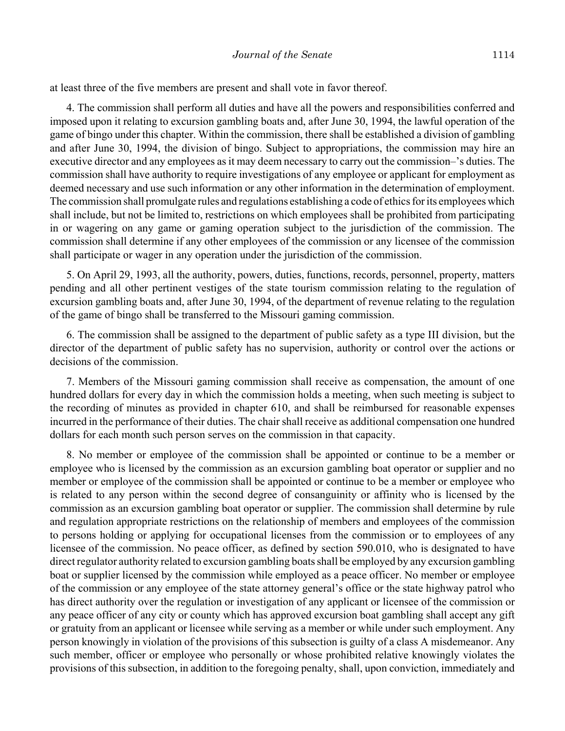at least three of the five members are present and shall vote in favor thereof.

4. The commission shall perform all duties and have all the powers and responsibilities conferred and imposed upon it relating to excursion gambling boats and, after June 30, 1994, the lawful operation of the game of bingo under this chapter. Within the commission, there shall be established a division of gambling and after June 30, 1994, the division of bingo. Subject to appropriations, the commission may hire an executive director and any employees as it may deem necessary to carry out the commission–'s duties. The commission shall have authority to require investigations of any employee or applicant for employment as deemed necessary and use such information or any other information in the determination of employment. The commission shall promulgate rules and regulations establishing a code of ethics for its employees which shall include, but not be limited to, restrictions on which employees shall be prohibited from participating in or wagering on any game or gaming operation subject to the jurisdiction of the commission. The commission shall determine if any other employees of the commission or any licensee of the commission shall participate or wager in any operation under the jurisdiction of the commission.

5. On April 29, 1993, all the authority, powers, duties, functions, records, personnel, property, matters pending and all other pertinent vestiges of the state tourism commission relating to the regulation of excursion gambling boats and, after June 30, 1994, of the department of revenue relating to the regulation of the game of bingo shall be transferred to the Missouri gaming commission.

6. The commission shall be assigned to the department of public safety as a type III division, but the director of the department of public safety has no supervision, authority or control over the actions or decisions of the commission.

7. Members of the Missouri gaming commission shall receive as compensation, the amount of one hundred dollars for every day in which the commission holds a meeting, when such meeting is subject to the recording of minutes as provided in chapter 610, and shall be reimbursed for reasonable expenses incurred in the performance of their duties. The chair shall receive as additional compensation one hundred dollars for each month such person serves on the commission in that capacity.

8. No member or employee of the commission shall be appointed or continue to be a member or employee who is licensed by the commission as an excursion gambling boat operator or supplier and no member or employee of the commission shall be appointed or continue to be a member or employee who is related to any person within the second degree of consanguinity or affinity who is licensed by the commission as an excursion gambling boat operator or supplier. The commission shall determine by rule and regulation appropriate restrictions on the relationship of members and employees of the commission to persons holding or applying for occupational licenses from the commission or to employees of any licensee of the commission. No peace officer, as defined by section 590.010, who is designated to have direct regulator authority related to excursion gambling boats shall be employed by any excursion gambling boat or supplier licensed by the commission while employed as a peace officer. No member or employee of the commission or any employee of the state attorney general's office or the state highway patrol who has direct authority over the regulation or investigation of any applicant or licensee of the commission or any peace officer of any city or county which has approved excursion boat gambling shall accept any gift or gratuity from an applicant or licensee while serving as a member or while under such employment. Any person knowingly in violation of the provisions of this subsection is guilty of a class A misdemeanor. Any such member, officer or employee who personally or whose prohibited relative knowingly violates the provisions of this subsection, in addition to the foregoing penalty, shall, upon conviction, immediately and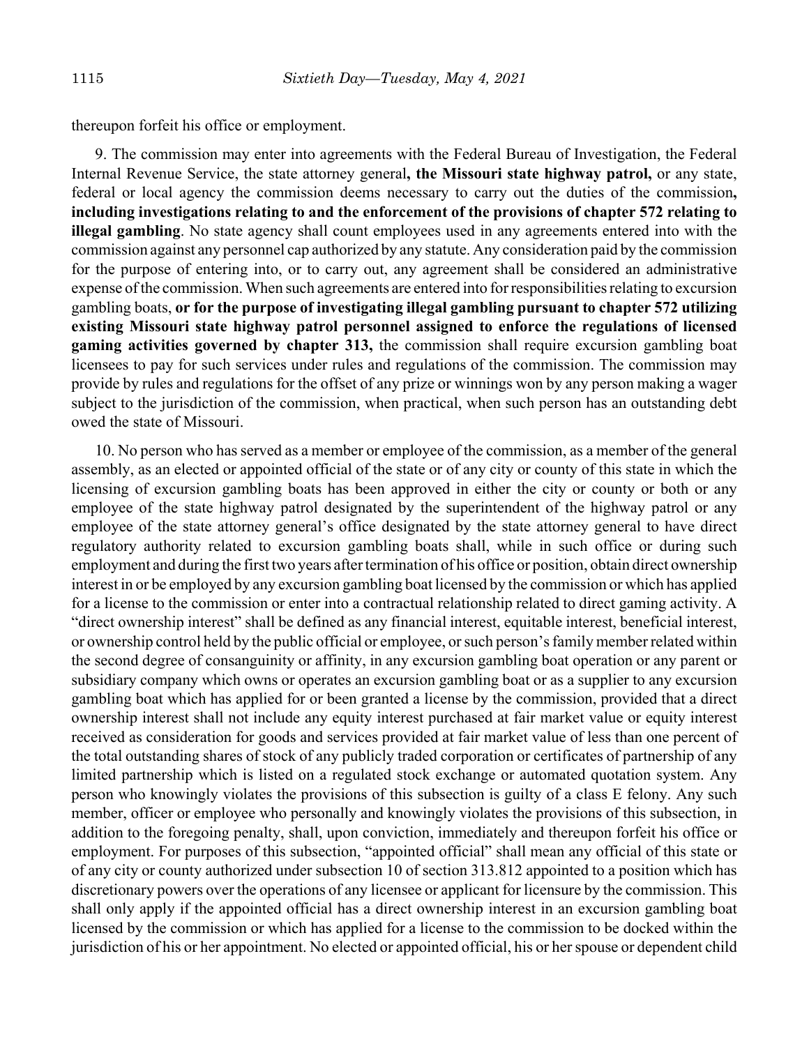thereupon forfeit his office or employment.

9. The commission may enter into agreements with the Federal Bureau of Investigation, the Federal Internal Revenue Service, the state attorney general**, the Missouri state highway patrol,** or any state, federal or local agency the commission deems necessary to carry out the duties of the commission**, including investigations relating to and the enforcement of the provisions of chapter 572 relating to illegal gambling**. No state agency shall count employees used in any agreements entered into with the commission against any personnel cap authorized by any statute. Any consideration paid by the commission for the purpose of entering into, or to carry out, any agreement shall be considered an administrative expense of the commission. When such agreements are entered into for responsibilities relating to excursion gambling boats, **or for the purpose of investigating illegal gambling pursuant to chapter 572 utilizing existing Missouri state highway patrol personnel assigned to enforce the regulations of licensed gaming activities governed by chapter 313,** the commission shall require excursion gambling boat licensees to pay for such services under rules and regulations of the commission. The commission may provide by rules and regulations for the offset of any prize or winnings won by any person making a wager subject to the jurisdiction of the commission, when practical, when such person has an outstanding debt owed the state of Missouri.

10. No person who has served as a member or employee of the commission, as a member of the general assembly, as an elected or appointed official of the state or of any city or county of this state in which the licensing of excursion gambling boats has been approved in either the city or county or both or any employee of the state highway patrol designated by the superintendent of the highway patrol or any employee of the state attorney general's office designated by the state attorney general to have direct regulatory authority related to excursion gambling boats shall, while in such office or during such employment and during the first two years after termination of his office or position, obtain direct ownership interest in or be employed by any excursion gambling boat licensed by the commission or which has applied for a license to the commission or enter into a contractual relationship related to direct gaming activity. A "direct ownership interest" shall be defined as any financial interest, equitable interest, beneficial interest, or ownership control held by the public official or employee, or such person's family member related within the second degree of consanguinity or affinity, in any excursion gambling boat operation or any parent or subsidiary company which owns or operates an excursion gambling boat or as a supplier to any excursion gambling boat which has applied for or been granted a license by the commission, provided that a direct ownership interest shall not include any equity interest purchased at fair market value or equity interest received as consideration for goods and services provided at fair market value of less than one percent of the total outstanding shares of stock of any publicly traded corporation or certificates of partnership of any limited partnership which is listed on a regulated stock exchange or automated quotation system. Any person who knowingly violates the provisions of this subsection is guilty of a class E felony. Any such member, officer or employee who personally and knowingly violates the provisions of this subsection, in addition to the foregoing penalty, shall, upon conviction, immediately and thereupon forfeit his office or employment. For purposes of this subsection, "appointed official" shall mean any official of this state or of any city or county authorized under subsection 10 of section 313.812 appointed to a position which has discretionary powers over the operations of any licensee or applicant for licensure by the commission. This shall only apply if the appointed official has a direct ownership interest in an excursion gambling boat licensed by the commission or which has applied for a license to the commission to be docked within the jurisdiction of his or her appointment. No elected or appointed official, his or her spouse or dependent child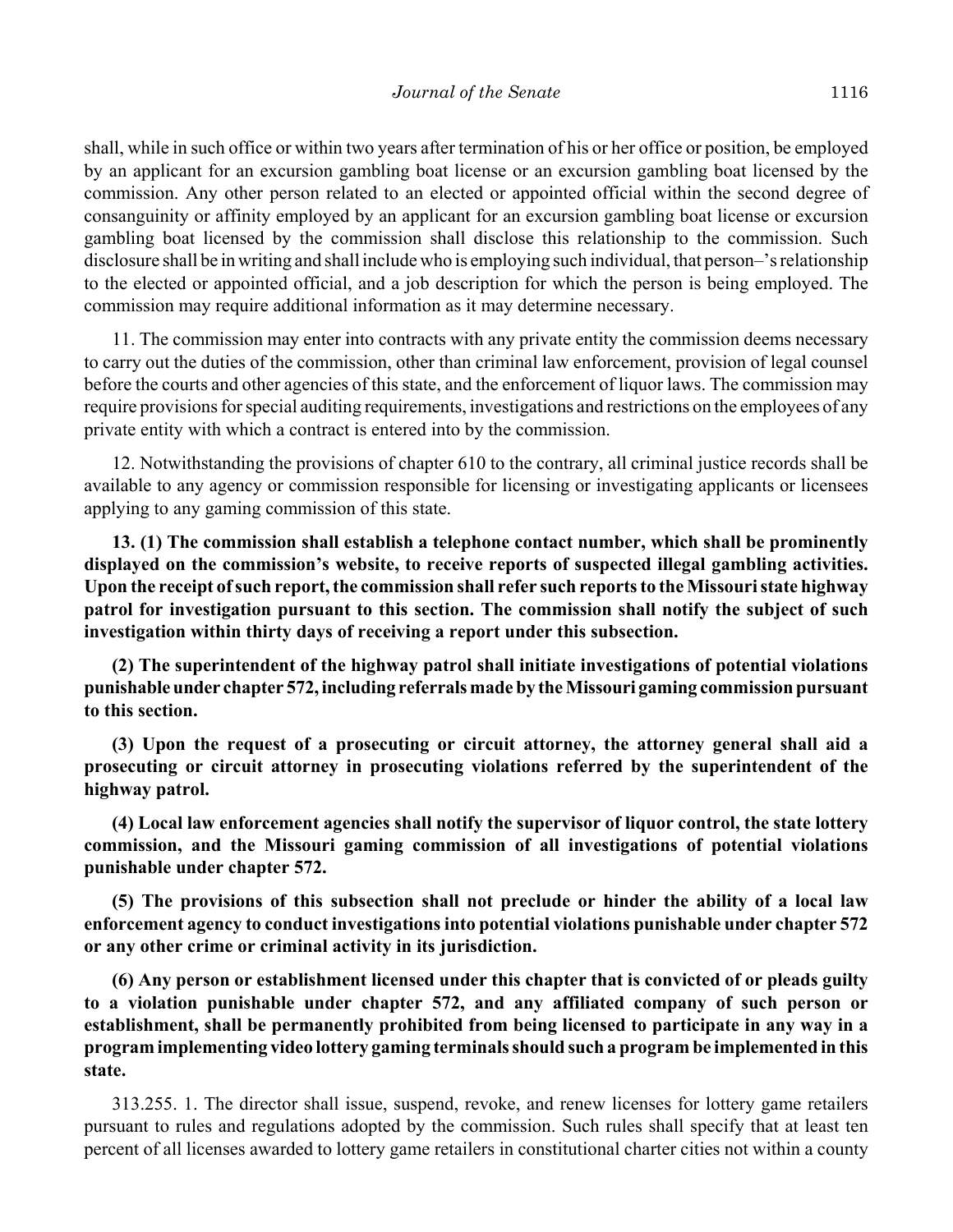shall, while in such office or within two years after termination of his or her office or position, be employed by an applicant for an excursion gambling boat license or an excursion gambling boat licensed by the commission. Any other person related to an elected or appointed official within the second degree of consanguinity or affinity employed by an applicant for an excursion gambling boat license or excursion gambling boat licensed by the commission shall disclose this relationship to the commission. Such disclosure shall be in writing and shall include who is employing such individual, that person–'s relationship to the elected or appointed official, and a job description for which the person is being employed. The commission may require additional information as it may determine necessary.

11. The commission may enter into contracts with any private entity the commission deems necessary to carry out the duties of the commission, other than criminal law enforcement, provision of legal counsel before the courts and other agencies of this state, and the enforcement of liquor laws. The commission may require provisions for special auditing requirements, investigations and restrictions on the employees of any private entity with which a contract is entered into by the commission.

12. Notwithstanding the provisions of chapter 610 to the contrary, all criminal justice records shall be available to any agency or commission responsible for licensing or investigating applicants or licensees applying to any gaming commission of this state.

**13. (1) The commission shall establish a telephone contact number, which shall be prominently displayed on the commission's website, to receive reports of suspected illegal gambling activities. Upon the receipt of such report, the commission shall refer such reports to the Missouri state highway patrol for investigation pursuant to this section. The commission shall notify the subject of such investigation within thirty days of receiving a report under this subsection.**

**(2) The superintendent of the highway patrol shall initiate investigations of potential violations punishable under chapter 572, including referrals made by the Missouri gaming commission pursuant to this section.**

**(3) Upon the request of a prosecuting or circuit attorney, the attorney general shall aid a prosecuting or circuit attorney in prosecuting violations referred by the superintendent of the highway patrol.**

**(4) Local law enforcement agencies shall notify the supervisor of liquor control, the state lottery commission, and the Missouri gaming commission of all investigations of potential violations punishable under chapter 572.**

**(5) The provisions of this subsection shall not preclude or hinder the ability of a local law enforcement agency to conduct investigations into potential violations punishable under chapter 572 or any other crime or criminal activity in its jurisdiction.**

**(6) Any person or establishment licensed under this chapter that is convicted of or pleads guilty to a violation punishable under chapter 572, and any affiliated company of such person or establishment, shall be permanently prohibited from being licensed to participate in any way in a program implementing video lottery gaming terminals should such a program be implemented in this state.**

313.255. 1. The director shall issue, suspend, revoke, and renew licenses for lottery game retailers pursuant to rules and regulations adopted by the commission. Such rules shall specify that at least ten percent of all licenses awarded to lottery game retailers in constitutional charter cities not within a county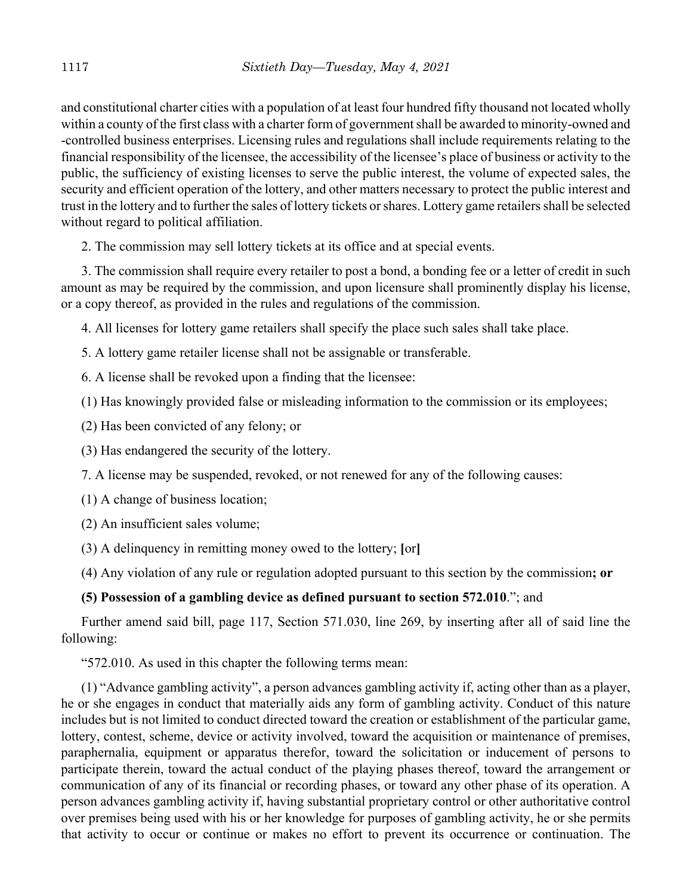and constitutional charter cities with a population of at least four hundred fifty thousand not located wholly within a county of the first class with a charter form of government shall be awarded to minority-owned and -controlled business enterprises. Licensing rules and regulations shall include requirements relating to the financial responsibility of the licensee, the accessibility of the licensee's place of business or activity to the public, the sufficiency of existing licenses to serve the public interest, the volume of expected sales, the security and efficient operation of the lottery, and other matters necessary to protect the public interest and trust in the lottery and to further the sales of lottery tickets or shares. Lottery game retailers shall be selected without regard to political affiliation.

2. The commission may sell lottery tickets at its office and at special events.

3. The commission shall require every retailer to post a bond, a bonding fee or a letter of credit in such amount as may be required by the commission, and upon licensure shall prominently display his license, or a copy thereof, as provided in the rules and regulations of the commission.

4. All licenses for lottery game retailers shall specify the place such sales shall take place.

5. A lottery game retailer license shall not be assignable or transferable.

6. A license shall be revoked upon a finding that the licensee:

(1) Has knowingly provided false or misleading information to the commission or its employees;

(2) Has been convicted of any felony; or

(3) Has endangered the security of the lottery.

7. A license may be suspended, revoked, or not renewed for any of the following causes:

(1) A change of business location;

(2) An insufficient sales volume;

(3) A delinquency in remitting money owed to the lottery; **[**or**]**

(4) Any violation of any rule or regulation adopted pursuant to this section by the commission**; or**

**(5) Possession of a gambling device as defined pursuant to section 572.010**."; and

Further amend said bill, page 117, Section 571.030, line 269, by inserting after all of said line the following:

"572.010. As used in this chapter the following terms mean:

(1) "Advance gambling activity", a person advances gambling activity if, acting other than as a player, he or she engages in conduct that materially aids any form of gambling activity. Conduct of this nature includes but is not limited to conduct directed toward the creation or establishment of the particular game, lottery, contest, scheme, device or activity involved, toward the acquisition or maintenance of premises, paraphernalia, equipment or apparatus therefor, toward the solicitation or inducement of persons to participate therein, toward the actual conduct of the playing phases thereof, toward the arrangement or communication of any of its financial or recording phases, or toward any other phase of its operation. A person advances gambling activity if, having substantial proprietary control or other authoritative control over premises being used with his or her knowledge for purposes of gambling activity, he or she permits that activity to occur or continue or makes no effort to prevent its occurrence or continuation. The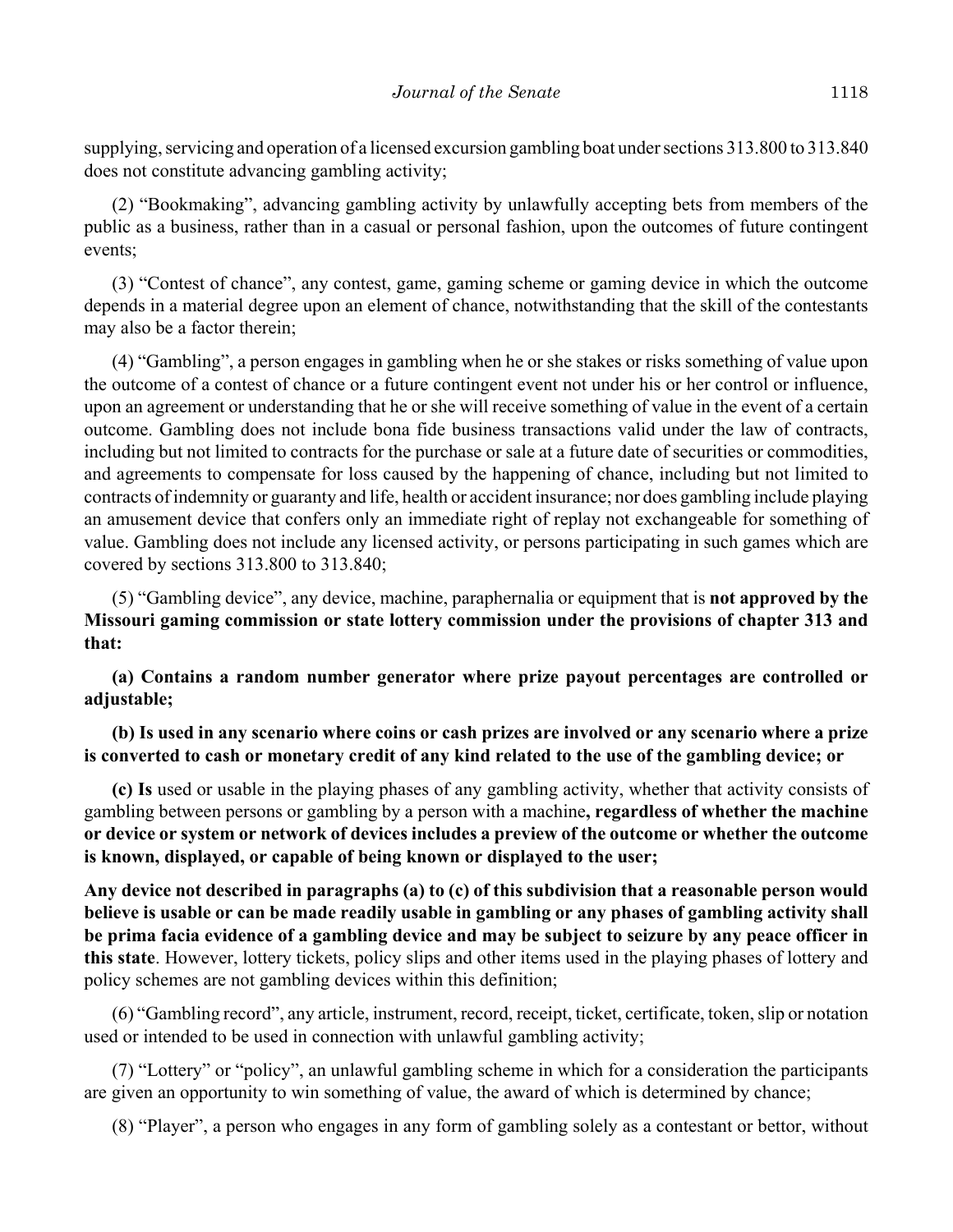supplying, servicing and operation of a licensed excursion gambling boat under sections 313.800 to 313.840 does not constitute advancing gambling activity;

(2) "Bookmaking", advancing gambling activity by unlawfully accepting bets from members of the public as a business, rather than in a casual or personal fashion, upon the outcomes of future contingent events;

(3) "Contest of chance", any contest, game, gaming scheme or gaming device in which the outcome depends in a material degree upon an element of chance, notwithstanding that the skill of the contestants may also be a factor therein;

(4) "Gambling", a person engages in gambling when he or she stakes or risks something of value upon the outcome of a contest of chance or a future contingent event not under his or her control or influence, upon an agreement or understanding that he or she will receive something of value in the event of a certain outcome. Gambling does not include bona fide business transactions valid under the law of contracts, including but not limited to contracts for the purchase or sale at a future date of securities or commodities, and agreements to compensate for loss caused by the happening of chance, including but not limited to contracts of indemnity or guaranty and life, health or accident insurance; nor does gambling include playing an amusement device that confers only an immediate right of replay not exchangeable for something of value. Gambling does not include any licensed activity, or persons participating in such games which are covered by sections 313.800 to 313.840;

(5) "Gambling device", any device, machine, paraphernalia or equipment that is **not approved by the Missouri gaming commission or state lottery commission under the provisions of chapter 313 and that:**

**(a) Contains a random number generator where prize payout percentages are controlled or adjustable;**

**(b) Is used in any scenario where coins or cash prizes are involved or any scenario where a prize is converted to cash or monetary credit of any kind related to the use of the gambling device; or**

**(c) Is** used or usable in the playing phases of any gambling activity, whether that activity consists of gambling between persons or gambling by a person with a machine**, regardless of whether the machine or device or system or network of devices includes a preview of the outcome or whether the outcome is known, displayed, or capable of being known or displayed to the user;**

**Any device not described in paragraphs (a) to (c) of this subdivision that a reasonable person would believe is usable or can be made readily usable in gambling or any phases of gambling activity shall be prima facia evidence of a gambling device and may be subject to seizure by any peace officer in this state**. However, lottery tickets, policy slips and other items used in the playing phases of lottery and policy schemes are not gambling devices within this definition;

(6) "Gambling record", any article, instrument, record, receipt, ticket, certificate, token, slip or notation used or intended to be used in connection with unlawful gambling activity;

(7) "Lottery" or "policy", an unlawful gambling scheme in which for a consideration the participants are given an opportunity to win something of value, the award of which is determined by chance;

(8) "Player", a person who engages in any form of gambling solely as a contestant or bettor, without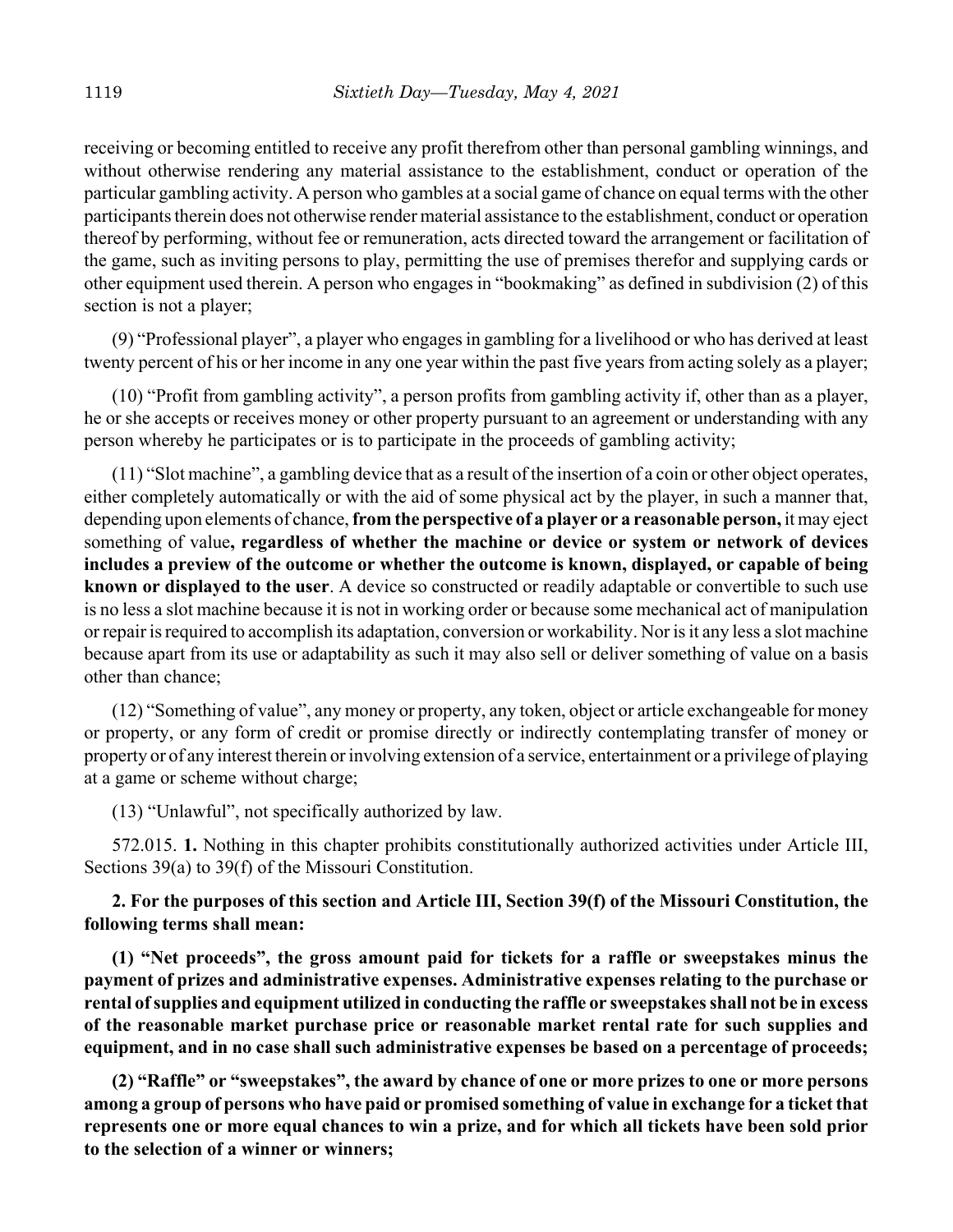receiving or becoming entitled to receive any profit therefrom other than personal gambling winnings, and without otherwise rendering any material assistance to the establishment, conduct or operation of the particular gambling activity. A person who gambles at a social game of chance on equal terms with the other participants therein does not otherwise render material assistance to the establishment, conduct or operation thereof by performing, without fee or remuneration, acts directed toward the arrangement or facilitation of the game, such as inviting persons to play, permitting the use of premises therefor and supplying cards or other equipment used therein. A person who engages in "bookmaking" as defined in subdivision (2) of this section is not a player;

(9) "Professional player", a player who engages in gambling for a livelihood or who has derived at least twenty percent of his or her income in any one year within the past five years from acting solely as a player;

(10) "Profit from gambling activity", a person profits from gambling activity if, other than as a player, he or she accepts or receives money or other property pursuant to an agreement or understanding with any person whereby he participates or is to participate in the proceeds of gambling activity;

(11) "Slot machine", a gambling device that as a result of the insertion of a coin or other object operates, either completely automatically or with the aid of some physical act by the player, in such a manner that, depending upon elements of chance, **from the perspective of a player or a reasonable person,** it may eject something of value**, regardless of whether the machine or device or system or network of devices includes a preview of the outcome or whether the outcome is known, displayed, or capable of being known or displayed to the user**. A device so constructed or readily adaptable or convertible to such use is no less a slot machine because it is not in working order or because some mechanical act of manipulation or repair is required to accomplish its adaptation, conversion or workability. Nor is it any less a slot machine because apart from its use or adaptability as such it may also sell or deliver something of value on a basis other than chance;

(12) "Something of value", any money or property, any token, object or article exchangeable for money or property, or any form of credit or promise directly or indirectly contemplating transfer of money or property or of any interest therein or involving extension of a service, entertainment or a privilege of playing at a game or scheme without charge;

(13) "Unlawful", not specifically authorized by law.

572.015. **1.** Nothing in this chapter prohibits constitutionally authorized activities under Article III, Sections 39(a) to 39(f) of the Missouri Constitution.

**2. For the purposes of this section and Article III, Section 39(f) of the Missouri Constitution, the following terms shall mean:**

**(1) "Net proceeds", the gross amount paid for tickets for a raffle or sweepstakes minus the payment of prizes and administrative expenses. Administrative expenses relating to the purchase or rental of supplies and equipment utilized in conducting the raffle or sweepstakes shall not be in excess of the reasonable market purchase price or reasonable market rental rate for such supplies and equipment, and in no case shall such administrative expenses be based on a percentage of proceeds;**

**(2) "Raffle" or "sweepstakes", the award by chance of one or more prizes to one or more persons among a group of persons who have paid or promised something of value in exchange for a ticket that represents one or more equal chances to win a prize, and for which all tickets have been sold prior to the selection of a winner or winners;**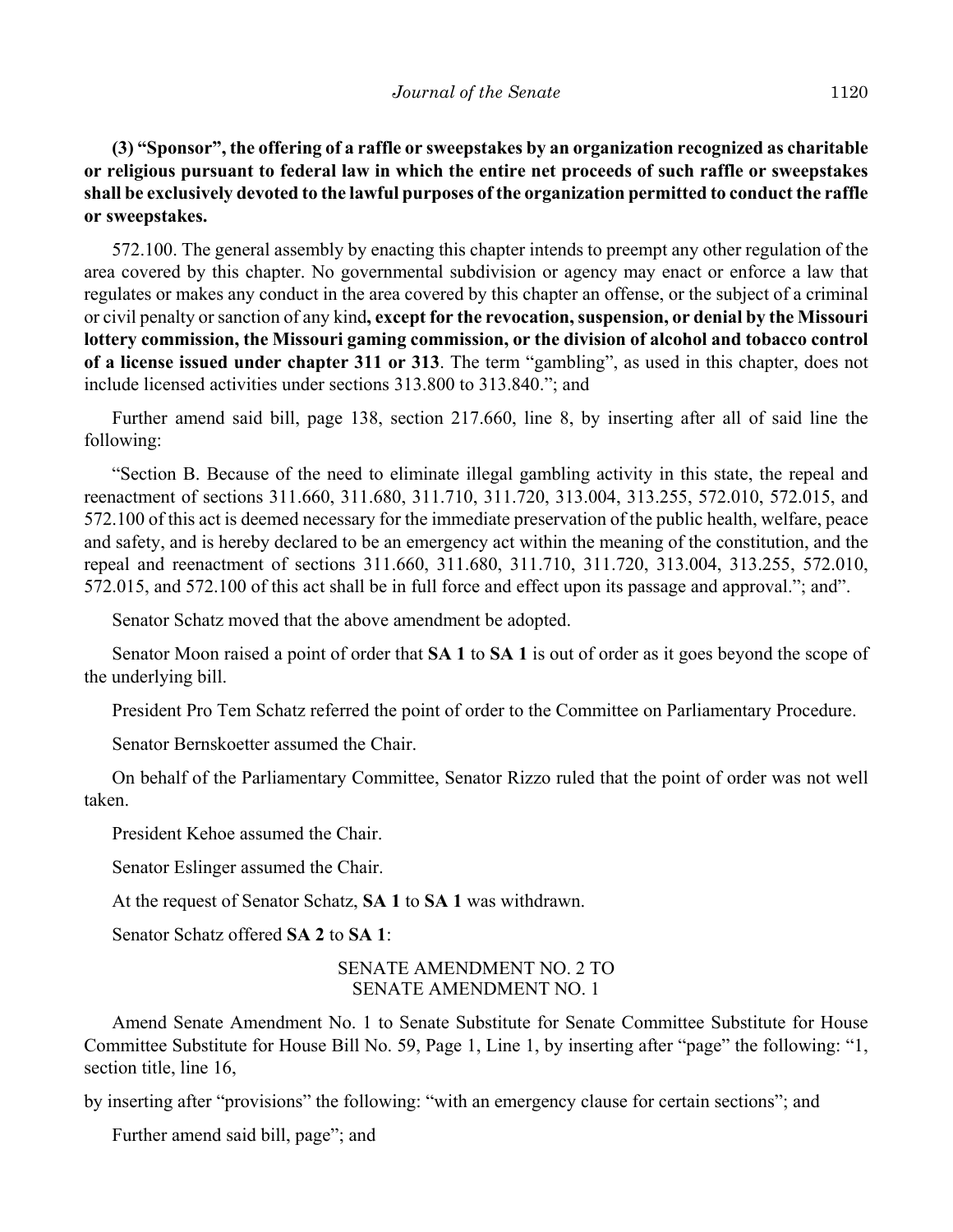**(3) "Sponsor", the offering of a raffle or sweepstakes by an organization recognized as charitable or religious pursuant to federal law in which the entire net proceeds of such raffle or sweepstakes shall be exclusively devoted to the lawful purposes of the organization permitted to conduct the raffle or sweepstakes.**

572.100. The general assembly by enacting this chapter intends to preempt any other regulation of the area covered by this chapter. No governmental subdivision or agency may enact or enforce a law that regulates or makes any conduct in the area covered by this chapter an offense, or the subject of a criminal or civil penalty or sanction of any kind**, except for the revocation, suspension, or denial by the Missouri lottery commission, the Missouri gaming commission, or the division of alcohol and tobacco control of a license issued under chapter 311 or 313**. The term "gambling", as used in this chapter, does not include licensed activities under sections 313.800 to 313.840."; and

Further amend said bill, page 138, section 217.660, line 8, by inserting after all of said line the following:

"Section B. Because of the need to eliminate illegal gambling activity in this state, the repeal and reenactment of sections 311.660, 311.680, 311.710, 311.720, 313.004, 313.255, 572.010, 572.015, and 572.100 of this act is deemed necessary for the immediate preservation of the public health, welfare, peace and safety, and is hereby declared to be an emergency act within the meaning of the constitution, and the repeal and reenactment of sections 311.660, 311.680, 311.710, 311.720, 313.004, 313.255, 572.010, 572.015, and 572.100 of this act shall be in full force and effect upon its passage and approval."; and".

Senator Schatz moved that the above amendment be adopted.

Senator Moon raised a point of order that **SA 1** to **SA 1** is out of order as it goes beyond the scope of the underlying bill.

President Pro Tem Schatz referred the point of order to the Committee on Parliamentary Procedure.

Senator Bernskoetter assumed the Chair.

On behalf of the Parliamentary Committee, Senator Rizzo ruled that the point of order was not well taken.

President Kehoe assumed the Chair.

Senator Eslinger assumed the Chair.

At the request of Senator Schatz, **SA 1** to **SA 1** was withdrawn.

Senator Schatz offered **SA 2** to **SA 1**:

SENATE AMENDMENT NO. 2 TO
SENATE AMENDMENT NO. 1

Amend Senate Amendment No. 1 to Senate Substitute for Senate Committee Substitute for House Committee Substitute for House Bill No. 59, Page 1, Line 1, by inserting after "page" the following: "1, section title, line 16,

by inserting after "provisions" the following: "with an emergency clause for certain sections"; and

Further amend said bill, page"; and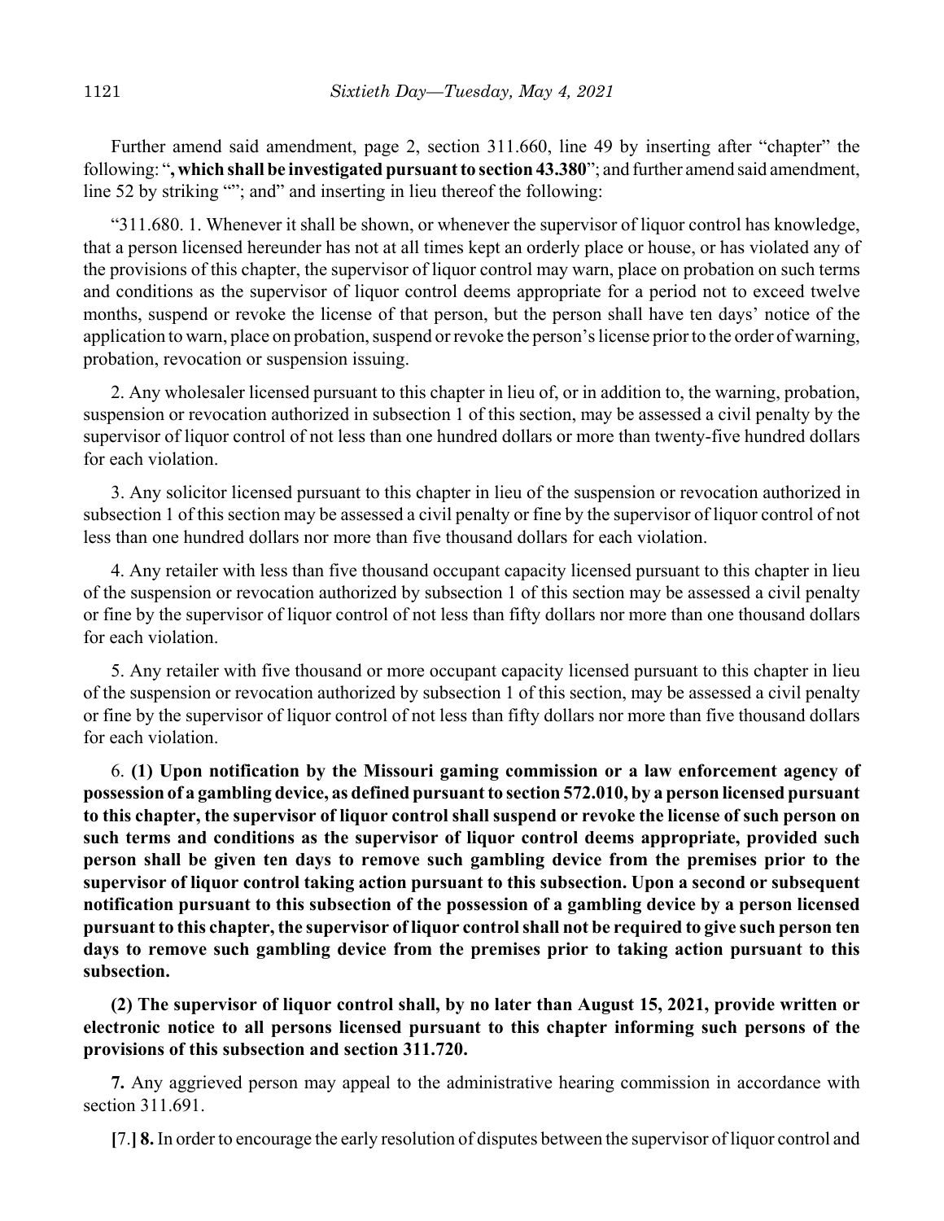Further amend said amendment, page 2, section 311.660, line 49 by inserting after "chapter" the following: "**, which shall be investigated pursuant to section 43.380**"; and further amend said amendment, line 52 by striking ""; and" and inserting in lieu thereof the following:

"311.680. 1. Whenever it shall be shown, or whenever the supervisor of liquor control has knowledge, that a person licensed hereunder has not at all times kept an orderly place or house, or has violated any of the provisions of this chapter, the supervisor of liquor control may warn, place on probation on such terms and conditions as the supervisor of liquor control deems appropriate for a period not to exceed twelve months, suspend or revoke the license of that person, but the person shall have ten days' notice of the application to warn, place on probation, suspend or revoke the person's license prior to the order of warning, probation, revocation or suspension issuing.

2. Any wholesaler licensed pursuant to this chapter in lieu of, or in addition to, the warning, probation, suspension or revocation authorized in subsection 1 of this section, may be assessed a civil penalty by the supervisor of liquor control of not less than one hundred dollars or more than twenty-five hundred dollars for each violation.

3. Any solicitor licensed pursuant to this chapter in lieu of the suspension or revocation authorized in subsection 1 of this section may be assessed a civil penalty or fine by the supervisor of liquor control of not less than one hundred dollars nor more than five thousand dollars for each violation.

4. Any retailer with less than five thousand occupant capacity licensed pursuant to this chapter in lieu of the suspension or revocation authorized by subsection 1 of this section may be assessed a civil penalty or fine by the supervisor of liquor control of not less than fifty dollars nor more than one thousand dollars for each violation.

5. Any retailer with five thousand or more occupant capacity licensed pursuant to this chapter in lieu of the suspension or revocation authorized by subsection 1 of this section, may be assessed a civil penalty or fine by the supervisor of liquor control of not less than fifty dollars nor more than five thousand dollars for each violation.

6. **(1) Upon notification by the Missouri gaming commission or a law enforcement agency of possession of a gambling device, as defined pursuant to section 572.010, by a person licensed pursuant to this chapter, the supervisor of liquor control shall suspend or revoke the license of such person on such terms and conditions as the supervisor of liquor control deems appropriate, provided such person shall be given ten days to remove such gambling device from the premises prior to the supervisor of liquor control taking action pursuant to this subsection. Upon a second or subsequent notification pursuant to this subsection of the possession of a gambling device by a person licensed pursuant to this chapter, the supervisor of liquor control shall not be required to give such person ten days to remove such gambling device from the premises prior to taking action pursuant to this subsection.**

**(2) The supervisor of liquor control shall, by no later than August 15, 2021, provide written or electronic notice to all persons licensed pursuant to this chapter informing such persons of the provisions of this subsection and section 311.720.**

**7.** Any aggrieved person may appeal to the administrative hearing commission in accordance with section 311.691.

**[**7.**] 8.** In order to encourage the early resolution of disputes between the supervisor of liquor control and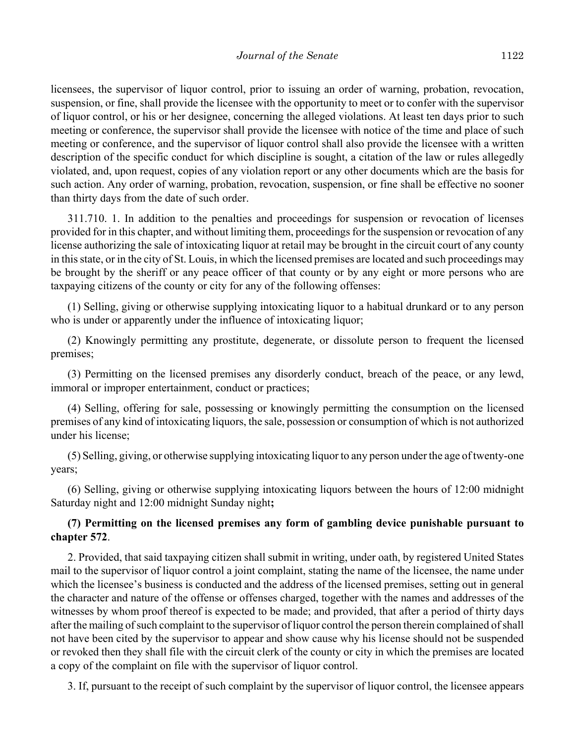licensees, the supervisor of liquor control, prior to issuing an order of warning, probation, revocation, suspension, or fine, shall provide the licensee with the opportunity to meet or to confer with the supervisor of liquor control, or his or her designee, concerning the alleged violations. At least ten days prior to such meeting or conference, the supervisor shall provide the licensee with notice of the time and place of such meeting or conference, and the supervisor of liquor control shall also provide the licensee with a written description of the specific conduct for which discipline is sought, a citation of the law or rules allegedly violated, and, upon request, copies of any violation report or any other documents which are the basis for such action. Any order of warning, probation, revocation, suspension, or fine shall be effective no sooner than thirty days from the date of such order.

311.710. 1. In addition to the penalties and proceedings for suspension or revocation of licenses provided for in this chapter, and without limiting them, proceedings for the suspension or revocation of any license authorizing the sale of intoxicating liquor at retail may be brought in the circuit court of any county in this state, or in the city of St. Louis, in which the licensed premises are located and such proceedings may be brought by the sheriff or any peace officer of that county or by any eight or more persons who are taxpaying citizens of the county or city for any of the following offenses:

(1) Selling, giving or otherwise supplying intoxicating liquor to a habitual drunkard or to any person who is under or apparently under the influence of intoxicating liquor;

(2) Knowingly permitting any prostitute, degenerate, or dissolute person to frequent the licensed premises;

(3) Permitting on the licensed premises any disorderly conduct, breach of the peace, or any lewd, immoral or improper entertainment, conduct or practices;

(4) Selling, offering for sale, possessing or knowingly permitting the consumption on the licensed premises of any kind of intoxicating liquors, the sale, possession or consumption of which is not authorized under his license;

(5) Selling, giving, or otherwise supplying intoxicating liquor to any person under the age of twenty-one years;

(6) Selling, giving or otherwise supplying intoxicating liquors between the hours of 12:00 midnight Saturday night and 12:00 midnight Sunday night**;**

**(7) Permitting on the licensed premises any form of gambling device punishable pursuant to chapter 572**.

2. Provided, that said taxpaying citizen shall submit in writing, under oath, by registered United States mail to the supervisor of liquor control a joint complaint, stating the name of the licensee, the name under which the licensee's business is conducted and the address of the licensed premises, setting out in general the character and nature of the offense or offenses charged, together with the names and addresses of the witnesses by whom proof thereof is expected to be made; and provided, that after a period of thirty days after the mailing of such complaint to the supervisor of liquor control the person therein complained of shall not have been cited by the supervisor to appear and show cause why his license should not be suspended or revoked then they shall file with the circuit clerk of the county or city in which the premises are located a copy of the complaint on file with the supervisor of liquor control.

3. If, pursuant to the receipt of such complaint by the supervisor of liquor control, the licensee appears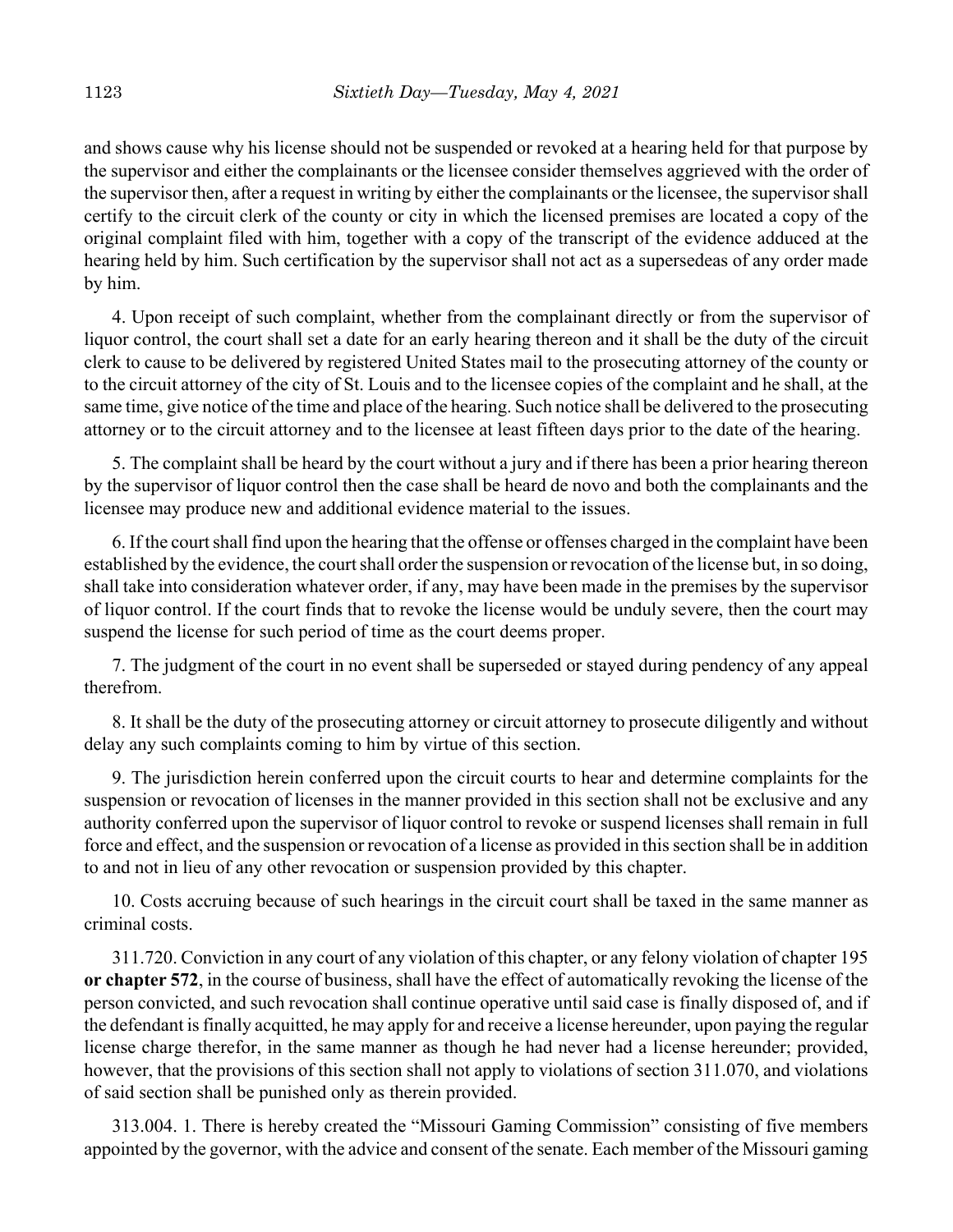and shows cause why his license should not be suspended or revoked at a hearing held for that purpose by the supervisor and either the complainants or the licensee consider themselves aggrieved with the order of the supervisor then, after a request in writing by either the complainants or the licensee, the supervisor shall certify to the circuit clerk of the county or city in which the licensed premises are located a copy of the original complaint filed with him, together with a copy of the transcript of the evidence adduced at the hearing held by him. Such certification by the supervisor shall not act as a supersedeas of any order made by him.

4. Upon receipt of such complaint, whether from the complainant directly or from the supervisor of liquor control, the court shall set a date for an early hearing thereon and it shall be the duty of the circuit clerk to cause to be delivered by registered United States mail to the prosecuting attorney of the county or to the circuit attorney of the city of St. Louis and to the licensee copies of the complaint and he shall, at the same time, give notice of the time and place of the hearing. Such notice shall be delivered to the prosecuting attorney or to the circuit attorney and to the licensee at least fifteen days prior to the date of the hearing.

5. The complaint shall be heard by the court without a jury and if there has been a prior hearing thereon by the supervisor of liquor control then the case shall be heard de novo and both the complainants and the licensee may produce new and additional evidence material to the issues.

6. If the court shall find upon the hearing that the offense or offenses charged in the complaint have been established by the evidence, the court shall order the suspension or revocation of the license but, in so doing, shall take into consideration whatever order, if any, may have been made in the premises by the supervisor of liquor control. If the court finds that to revoke the license would be unduly severe, then the court may suspend the license for such period of time as the court deems proper.

7. The judgment of the court in no event shall be superseded or stayed during pendency of any appeal therefrom.

8. It shall be the duty of the prosecuting attorney or circuit attorney to prosecute diligently and without delay any such complaints coming to him by virtue of this section.

9. The jurisdiction herein conferred upon the circuit courts to hear and determine complaints for the suspension or revocation of licenses in the manner provided in this section shall not be exclusive and any authority conferred upon the supervisor of liquor control to revoke or suspend licenses shall remain in full force and effect, and the suspension or revocation of a license as provided in this section shall be in addition to and not in lieu of any other revocation or suspension provided by this chapter.

10. Costs accruing because of such hearings in the circuit court shall be taxed in the same manner as criminal costs.

311.720. Conviction in any court of any violation of this chapter, or any felony violation of chapter 195 **or chapter 572**, in the course of business, shall have the effect of automatically revoking the license of the person convicted, and such revocation shall continue operative until said case is finally disposed of, and if the defendant is finally acquitted, he may apply for and receive a license hereunder, upon paying the regular license charge therefor, in the same manner as though he had never had a license hereunder; provided, however, that the provisions of this section shall not apply to violations of section 311.070, and violations of said section shall be punished only as therein provided.

313.004. 1. There is hereby created the "Missouri Gaming Commission" consisting of five members appointed by the governor, with the advice and consent of the senate. Each member of the Missouri gaming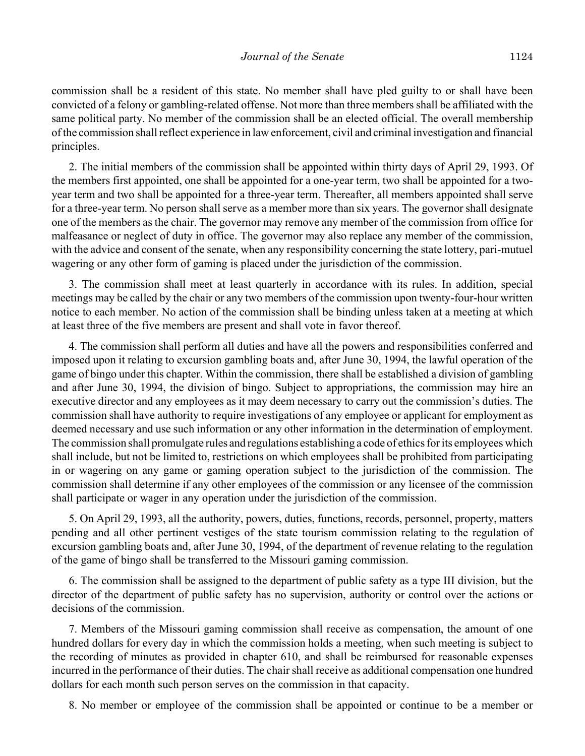commission shall be a resident of this state. No member shall have pled guilty to or shall have been convicted of a felony or gambling-related offense. Not more than three members shall be affiliated with the same political party. No member of the commission shall be an elected official. The overall membership of the commission shall reflect experience in law enforcement, civil and criminal investigation and financial principles.

2. The initial members of the commission shall be appointed within thirty days of April 29, 1993. Of the members first appointed, one shall be appointed for a one-year term, two shall be appointed for a two-year term and two shall be appointed for a three-year term. Thereafter, all members appointed shall serve for a three-year term. No person shall serve as a member more than six years. The governor shall designate one of the members as the chair. The governor may remove any member of the commission from office for malfeasance or neglect of duty in office. The governor may also replace any member of the commission, with the advice and consent of the senate, when any responsibility concerning the state lottery, pari-mutuel wagering or any other form of gaming is placed under the jurisdiction of the commission.

3. The commission shall meet at least quarterly in accordance with its rules. In addition, special meetings may be called by the chair or any two members of the commission upon twenty-four-hour written notice to each member. No action of the commission shall be binding unless taken at a meeting at which at least three of the five members are present and shall vote in favor thereof.

4. The commission shall perform all duties and have all the powers and responsibilities conferred and imposed upon it relating to excursion gambling boats and, after June 30, 1994, the lawful operation of the game of bingo under this chapter. Within the commission, there shall be established a division of gambling and after June 30, 1994, the division of bingo. Subject to appropriations, the commission may hire an executive director and any employees as it may deem necessary to carry out the commission's duties. The commission shall have authority to require investigations of any employee or applicant for employment as deemed necessary and use such information or any other information in the determination of employment. The commission shall promulgate rules and regulations establishing a code of ethics for its employees which shall include, but not be limited to, restrictions on which employees shall be prohibited from participating in or wagering on any game or gaming operation subject to the jurisdiction of the commission. The commission shall determine if any other employees of the commission or any licensee of the commission shall participate or wager in any operation under the jurisdiction of the commission.

5. On April 29, 1993, all the authority, powers, duties, functions, records, personnel, property, matters pending and all other pertinent vestiges of the state tourism commission relating to the regulation of excursion gambling boats and, after June 30, 1994, of the department of revenue relating to the regulation of the game of bingo shall be transferred to the Missouri gaming commission.

6. The commission shall be assigned to the department of public safety as a type III division, but the director of the department of public safety has no supervision, authority or control over the actions or decisions of the commission.

7. Members of the Missouri gaming commission shall receive as compensation, the amount of one hundred dollars for every day in which the commission holds a meeting, when such meeting is subject to the recording of minutes as provided in chapter 610, and shall be reimbursed for reasonable expenses incurred in the performance of their duties. The chair shall receive as additional compensation one hundred dollars for each month such person serves on the commission in that capacity.

8. No member or employee of the commission shall be appointed or continue to be a member or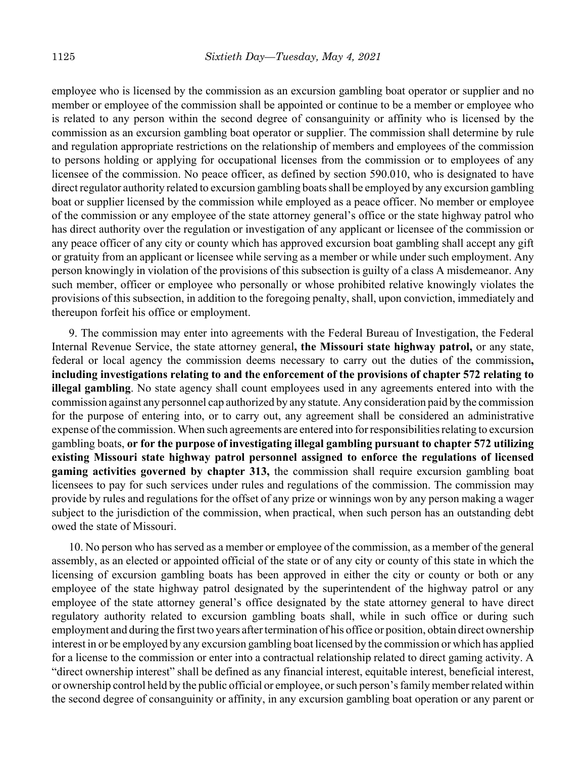employee who is licensed by the commission as an excursion gambling boat operator or supplier and no member or employee of the commission shall be appointed or continue to be a member or employee who is related to any person within the second degree of consanguinity or affinity who is licensed by the commission as an excursion gambling boat operator or supplier. The commission shall determine by rule and regulation appropriate restrictions on the relationship of members and employees of the commission to persons holding or applying for occupational licenses from the commission or to employees of any licensee of the commission. No peace officer, as defined by section 590.010, who is designated to have direct regulator authority related to excursion gambling boats shall be employed by any excursion gambling boat or supplier licensed by the commission while employed as a peace officer. No member or employee of the commission or any employee of the state attorney general's office or the state highway patrol who has direct authority over the regulation or investigation of any applicant or licensee of the commission or any peace officer of any city or county which has approved excursion boat gambling shall accept any gift or gratuity from an applicant or licensee while serving as a member or while under such employment. Any person knowingly in violation of the provisions of this subsection is guilty of a class A misdemeanor. Any such member, officer or employee who personally or whose prohibited relative knowingly violates the provisions of this subsection, in addition to the foregoing penalty, shall, upon conviction, immediately and thereupon forfeit his office or employment.

9. The commission may enter into agreements with the Federal Bureau of Investigation, the Federal Internal Revenue Service, the state attorney general**, the Missouri state highway patrol,** or any state, federal or local agency the commission deems necessary to carry out the duties of the commission**, including investigations relating to and the enforcement of the provisions of chapter 572 relating to illegal gambling**. No state agency shall count employees used in any agreements entered into with the commission against any personnel cap authorized by any statute. Any consideration paid by the commission for the purpose of entering into, or to carry out, any agreement shall be considered an administrative expense of the commission. When such agreements are entered into for responsibilities relating to excursion gambling boats, **or for the purpose of investigating illegal gambling pursuant to chapter 572 utilizing existing Missouri state highway patrol personnel assigned to enforce the regulations of licensed gaming activities governed by chapter 313,** the commission shall require excursion gambling boat licensees to pay for such services under rules and regulations of the commission. The commission may provide by rules and regulations for the offset of any prize or winnings won by any person making a wager subject to the jurisdiction of the commission, when practical, when such person has an outstanding debt owed the state of Missouri.

10. No person who has served as a member or employee of the commission, as a member of the general assembly, as an elected or appointed official of the state or of any city or county of this state in which the licensing of excursion gambling boats has been approved in either the city or county or both or any employee of the state highway patrol designated by the superintendent of the highway patrol or any employee of the state attorney general's office designated by the state attorney general to have direct regulatory authority related to excursion gambling boats shall, while in such office or during such employment and during the first two years after termination of his office or position, obtain direct ownership interest in or be employed by any excursion gambling boat licensed by the commission or which has applied for a license to the commission or enter into a contractual relationship related to direct gaming activity. A "direct ownership interest" shall be defined as any financial interest, equitable interest, beneficial interest, or ownership control held by the public official or employee, or such person's family member related within the second degree of consanguinity or affinity, in any excursion gambling boat operation or any parent or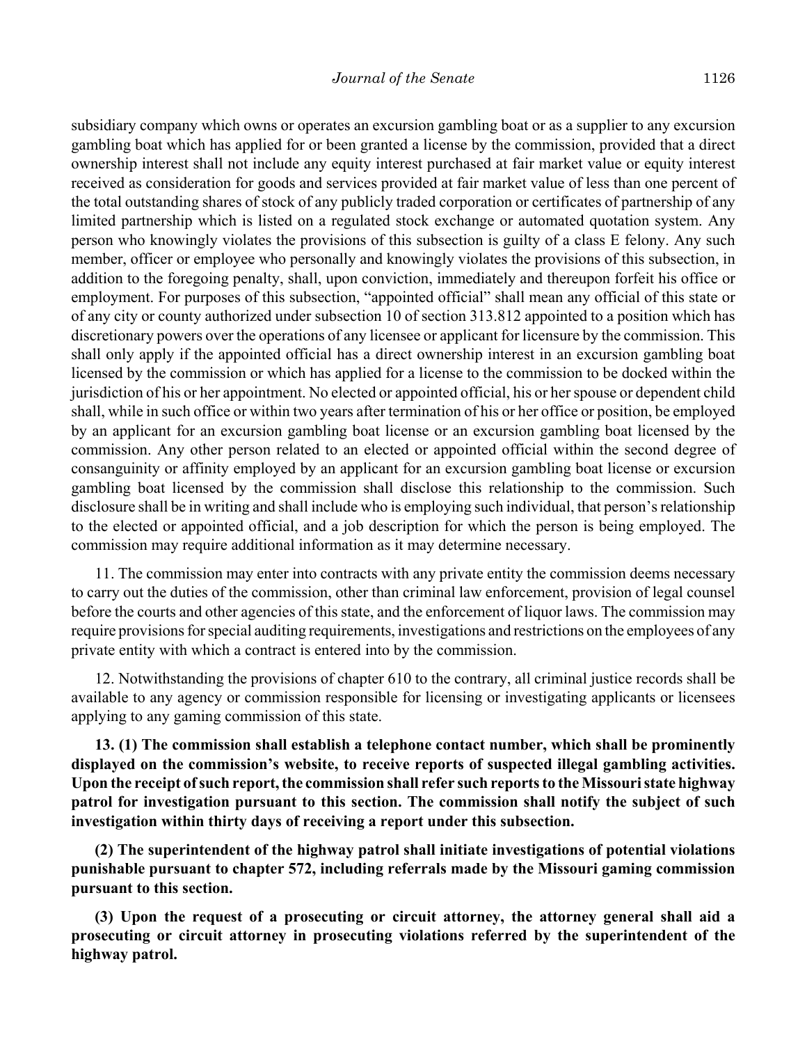subsidiary company which owns or operates an excursion gambling boat or as a supplier to any excursion gambling boat which has applied for or been granted a license by the commission, provided that a direct ownership interest shall not include any equity interest purchased at fair market value or equity interest received as consideration for goods and services provided at fair market value of less than one percent of the total outstanding shares of stock of any publicly traded corporation or certificates of partnership of any limited partnership which is listed on a regulated stock exchange or automated quotation system. Any person who knowingly violates the provisions of this subsection is guilty of a class E felony. Any such member, officer or employee who personally and knowingly violates the provisions of this subsection, in addition to the foregoing penalty, shall, upon conviction, immediately and thereupon forfeit his office or employment. For purposes of this subsection, "appointed official" shall mean any official of this state or of any city or county authorized under subsection 10 of section 313.812 appointed to a position which has discretionary powers over the operations of any licensee or applicant for licensure by the commission. This shall only apply if the appointed official has a direct ownership interest in an excursion gambling boat licensed by the commission or which has applied for a license to the commission to be docked within the jurisdiction of his or her appointment. No elected or appointed official, his or her spouse or dependent child shall, while in such office or within two years after termination of his or her office or position, be employed by an applicant for an excursion gambling boat license or an excursion gambling boat licensed by the commission. Any other person related to an elected or appointed official within the second degree of consanguinity or affinity employed by an applicant for an excursion gambling boat license or excursion gambling boat licensed by the commission shall disclose this relationship to the commission. Such disclosure shall be in writing and shall include who is employing such individual, that person's relationship to the elected or appointed official, and a job description for which the person is being employed. The commission may require additional information as it may determine necessary.

11. The commission may enter into contracts with any private entity the commission deems necessary to carry out the duties of the commission, other than criminal law enforcement, provision of legal counsel before the courts and other agencies of this state, and the enforcement of liquor laws. The commission may require provisions for special auditing requirements, investigations and restrictions on the employees of any private entity with which a contract is entered into by the commission.

12. Notwithstanding the provisions of chapter 610 to the contrary, all criminal justice records shall be available to any agency or commission responsible for licensing or investigating applicants or licensees applying to any gaming commission of this state.

**13. (1) The commission shall establish a telephone contact number, which shall be prominently displayed on the commission's website, to receive reports of suspected illegal gambling activities. Upon the receipt of such report, the commission shall refer such reports to the Missouri state highway patrol for investigation pursuant to this section. The commission shall notify the subject of such investigation within thirty days of receiving a report under this subsection.**

**(2) The superintendent of the highway patrol shall initiate investigations of potential violations punishable pursuant to chapter 572, including referrals made by the Missouri gaming commission pursuant to this section.**

**(3) Upon the request of a prosecuting or circuit attorney, the attorney general shall aid a prosecuting or circuit attorney in prosecuting violations referred by the superintendent of the highway patrol.**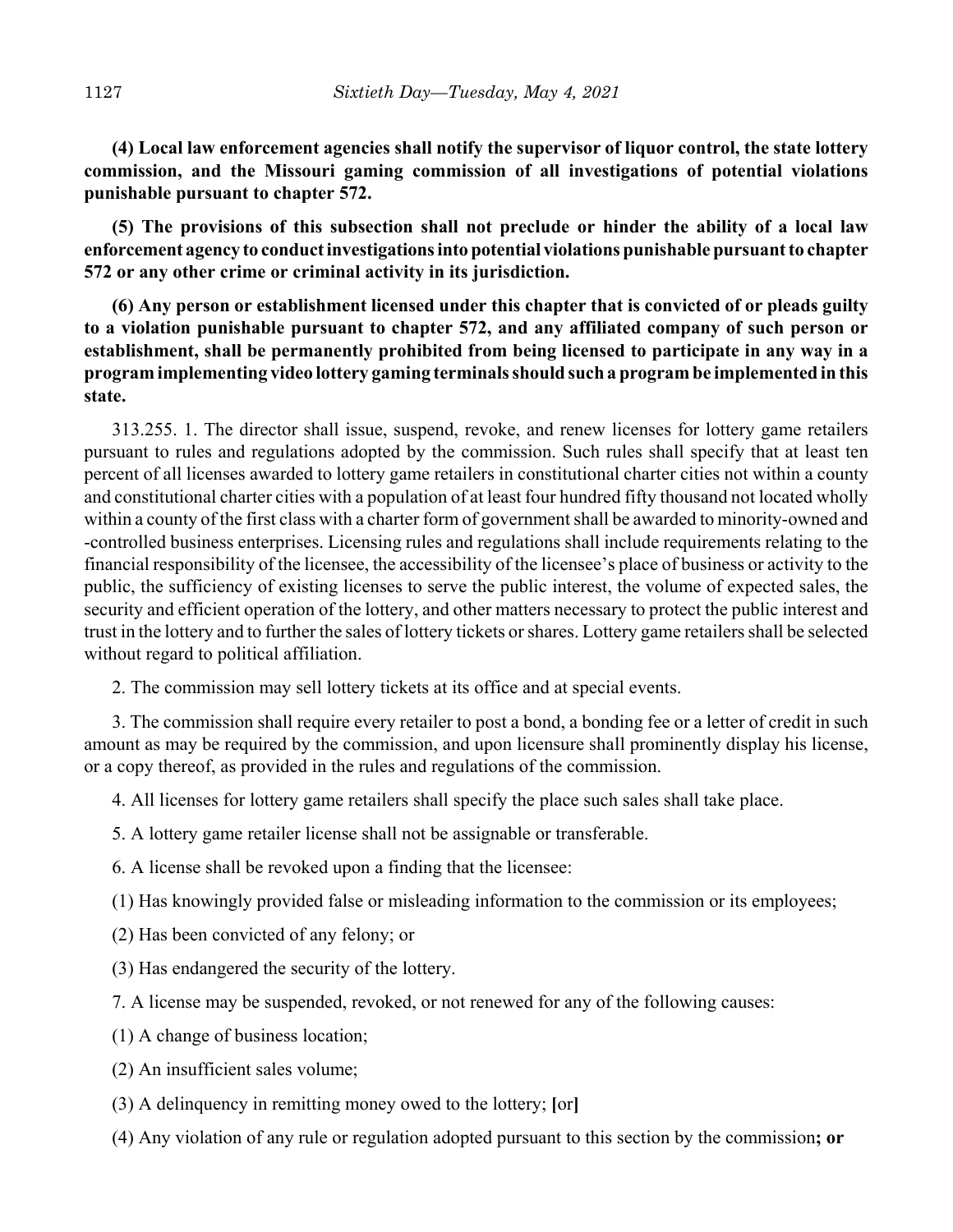**(4) Local law enforcement agencies shall notify the supervisor of liquor control, the state lottery commission, and the Missouri gaming commission of all investigations of potential violations punishable pursuant to chapter 572.**

**(5) The provisions of this subsection shall not preclude or hinder the ability of a local law enforcement agency to conduct investigations into potential violations punishable pursuant to chapter 572 or any other crime or criminal activity in its jurisdiction.**

**(6) Any person or establishment licensed under this chapter that is convicted of or pleads guilty to a violation punishable pursuant to chapter 572, and any affiliated company of such person or establishment, shall be permanently prohibited from being licensed to participate in any way in a program implementing video lottery gaming terminals should such a program be implemented in this state.**

313.255. 1. The director shall issue, suspend, revoke, and renew licenses for lottery game retailers pursuant to rules and regulations adopted by the commission. Such rules shall specify that at least ten percent of all licenses awarded to lottery game retailers in constitutional charter cities not within a county and constitutional charter cities with a population of at least four hundred fifty thousand not located wholly within a county of the first class with a charter form of government shall be awarded to minority-owned and -controlled business enterprises. Licensing rules and regulations shall include requirements relating to the financial responsibility of the licensee, the accessibility of the licensee's place of business or activity to the public, the sufficiency of existing licenses to serve the public interest, the volume of expected sales, the security and efficient operation of the lottery, and other matters necessary to protect the public interest and trust in the lottery and to further the sales of lottery tickets or shares. Lottery game retailers shall be selected without regard to political affiliation.

2. The commission may sell lottery tickets at its office and at special events.

3. The commission shall require every retailer to post a bond, a bonding fee or a letter of credit in such amount as may be required by the commission, and upon licensure shall prominently display his license, or a copy thereof, as provided in the rules and regulations of the commission.

4. All licenses for lottery game retailers shall specify the place such sales shall take place.

5. A lottery game retailer license shall not be assignable or transferable.

6. A license shall be revoked upon a finding that the licensee:

(1) Has knowingly provided false or misleading information to the commission or its employees;

(2) Has been convicted of any felony; or

(3) Has endangered the security of the lottery.

7. A license may be suspended, revoked, or not renewed for any of the following causes:

(1) A change of business location;

(2) An insufficient sales volume;

(3) A delinquency in remitting money owed to the lottery; **[**or**]**

(4) Any violation of any rule or regulation adopted pursuant to this section by the commission**; or**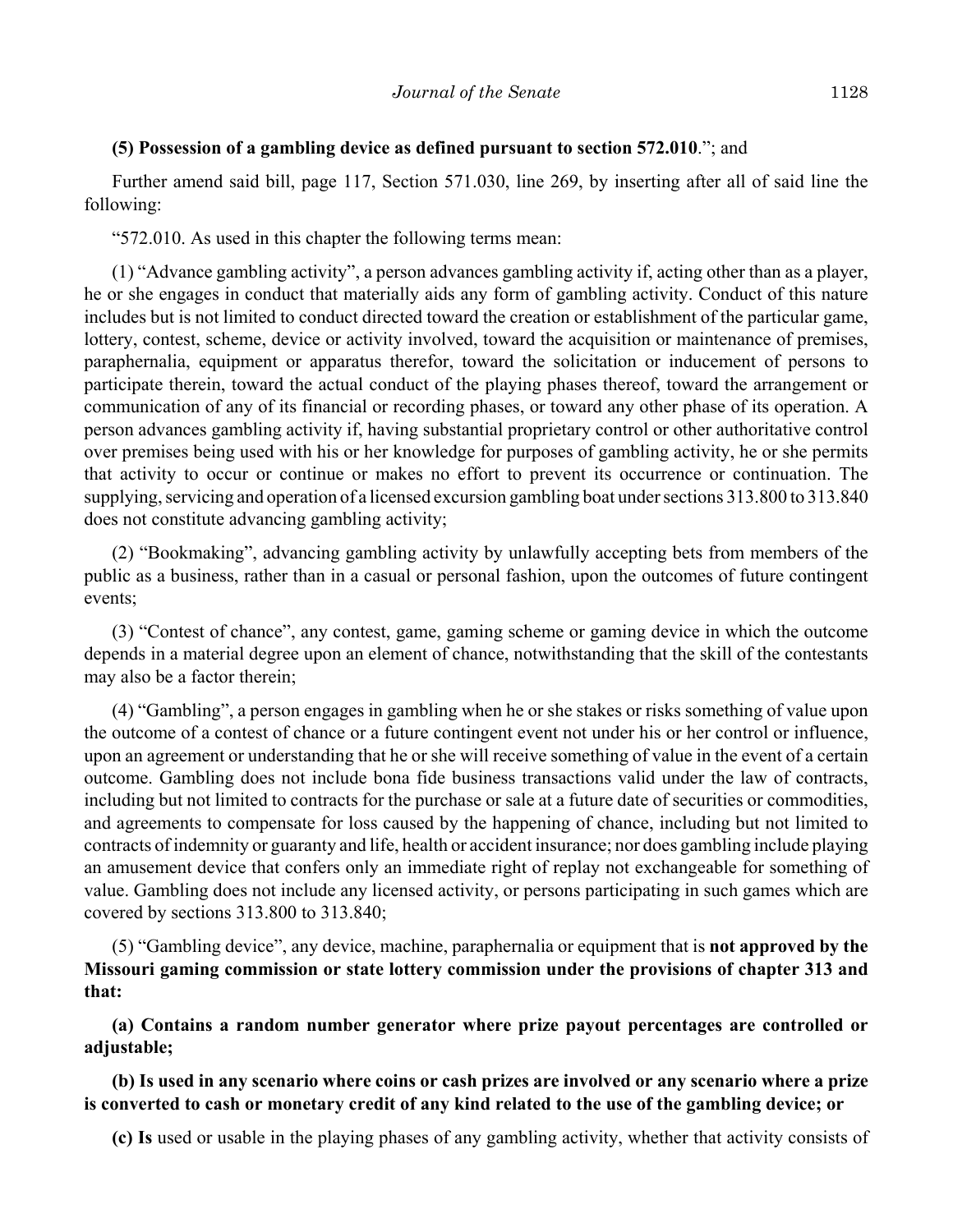**(5) Possession of a gambling device as defined pursuant to section 572.010**."; and

Further amend said bill, page 117, Section 571.030, line 269, by inserting after all of said line the following:

"572.010. As used in this chapter the following terms mean:

(1) "Advance gambling activity", a person advances gambling activity if, acting other than as a player, he or she engages in conduct that materially aids any form of gambling activity. Conduct of this nature includes but is not limited to conduct directed toward the creation or establishment of the particular game, lottery, contest, scheme, device or activity involved, toward the acquisition or maintenance of premises, paraphernalia, equipment or apparatus therefor, toward the solicitation or inducement of persons to participate therein, toward the actual conduct of the playing phases thereof, toward the arrangement or communication of any of its financial or recording phases, or toward any other phase of its operation. A person advances gambling activity if, having substantial proprietary control or other authoritative control over premises being used with his or her knowledge for purposes of gambling activity, he or she permits that activity to occur or continue or makes no effort to prevent its occurrence or continuation. The supplying, servicing and operation of a licensed excursion gambling boat under sections 313.800 to 313.840 does not constitute advancing gambling activity;

(2) "Bookmaking", advancing gambling activity by unlawfully accepting bets from members of the public as a business, rather than in a casual or personal fashion, upon the outcomes of future contingent events;

(3) "Contest of chance", any contest, game, gaming scheme or gaming device in which the outcome depends in a material degree upon an element of chance, notwithstanding that the skill of the contestants may also be a factor therein;

(4) "Gambling", a person engages in gambling when he or she stakes or risks something of value upon the outcome of a contest of chance or a future contingent event not under his or her control or influence, upon an agreement or understanding that he or she will receive something of value in the event of a certain outcome. Gambling does not include bona fide business transactions valid under the law of contracts, including but not limited to contracts for the purchase or sale at a future date of securities or commodities, and agreements to compensate for loss caused by the happening of chance, including but not limited to contracts of indemnity or guaranty and life, health or accident insurance; nor does gambling include playing an amusement device that confers only an immediate right of replay not exchangeable for something of value. Gambling does not include any licensed activity, or persons participating in such games which are covered by sections 313.800 to 313.840;

(5) "Gambling device", any device, machine, paraphernalia or equipment that is **not approved by the Missouri gaming commission or state lottery commission under the provisions of chapter 313 and that:**

**(a) Contains a random number generator where prize payout percentages are controlled or adjustable;**

**(b) Is used in any scenario where coins or cash prizes are involved or any scenario where a prize is converted to cash or monetary credit of any kind related to the use of the gambling device; or**

**(c) Is** used or usable in the playing phases of any gambling activity, whether that activity consists of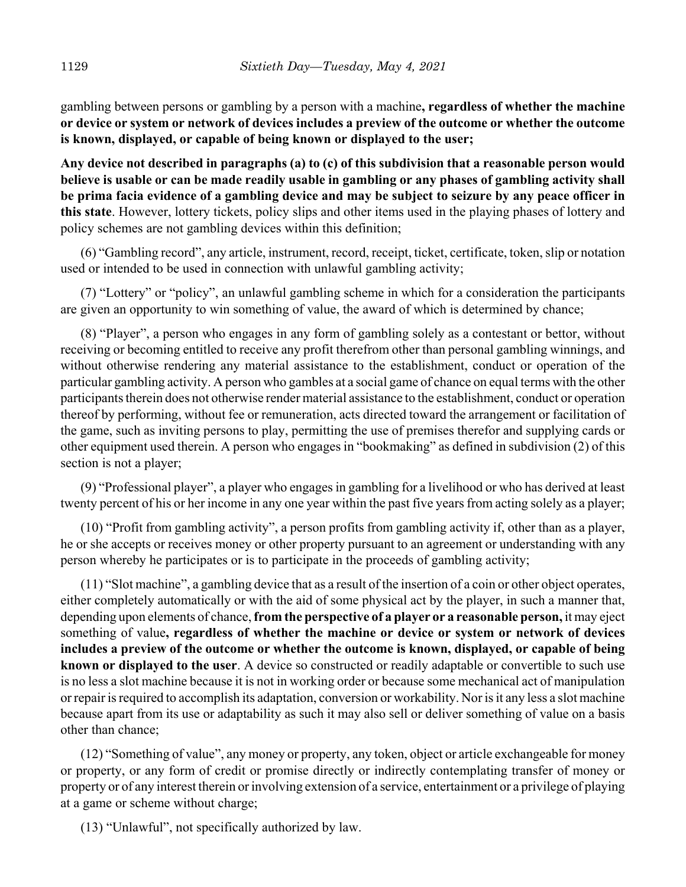gambling between persons or gambling by a person with a machine**, regardless of whether the machine or device or system or network of devices includes a preview of the outcome or whether the outcome is known, displayed, or capable of being known or displayed to the user;**

**Any device not described in paragraphs (a) to (c) of this subdivision that a reasonable person would believe is usable or can be made readily usable in gambling or any phases of gambling activity shall be prima facia evidence of a gambling device and may be subject to seizure by any peace officer in this state**. However, lottery tickets, policy slips and other items used in the playing phases of lottery and policy schemes are not gambling devices within this definition;

(6) "Gambling record", any article, instrument, record, receipt, ticket, certificate, token, slip or notation used or intended to be used in connection with unlawful gambling activity;

(7) "Lottery" or "policy", an unlawful gambling scheme in which for a consideration the participants are given an opportunity to win something of value, the award of which is determined by chance;

(8) "Player", a person who engages in any form of gambling solely as a contestant or bettor, without receiving or becoming entitled to receive any profit therefrom other than personal gambling winnings, and without otherwise rendering any material assistance to the establishment, conduct or operation of the particular gambling activity. A person who gambles at a social game of chance on equal terms with the other participants therein does not otherwise render material assistance to the establishment, conduct or operation thereof by performing, without fee or remuneration, acts directed toward the arrangement or facilitation of the game, such as inviting persons to play, permitting the use of premises therefor and supplying cards or other equipment used therein. A person who engages in "bookmaking" as defined in subdivision (2) of this section is not a player;

(9) "Professional player", a player who engages in gambling for a livelihood or who has derived at least twenty percent of his or her income in any one year within the past five years from acting solely as a player;

(10) "Profit from gambling activity", a person profits from gambling activity if, other than as a player, he or she accepts or receives money or other property pursuant to an agreement or understanding with any person whereby he participates or is to participate in the proceeds of gambling activity;

(11) "Slot machine", a gambling device that as a result of the insertion of a coin or other object operates, either completely automatically or with the aid of some physical act by the player, in such a manner that, depending upon elements of chance, **from the perspective of a player or a reasonable person,** it may eject something of value**, regardless of whether the machine or device or system or network of devices includes a preview of the outcome or whether the outcome is known, displayed, or capable of being known or displayed to the user**. A device so constructed or readily adaptable or convertible to such use is no less a slot machine because it is not in working order or because some mechanical act of manipulation or repair is required to accomplish its adaptation, conversion or workability. Nor is it any less a slot machine because apart from its use or adaptability as such it may also sell or deliver something of value on a basis other than chance;

(12) "Something of value", any money or property, any token, object or article exchangeable for money or property, or any form of credit or promise directly or indirectly contemplating transfer of money or property or of any interest therein or involving extension of a service, entertainment or a privilege of playing at a game or scheme without charge;

(13) "Unlawful", not specifically authorized by law.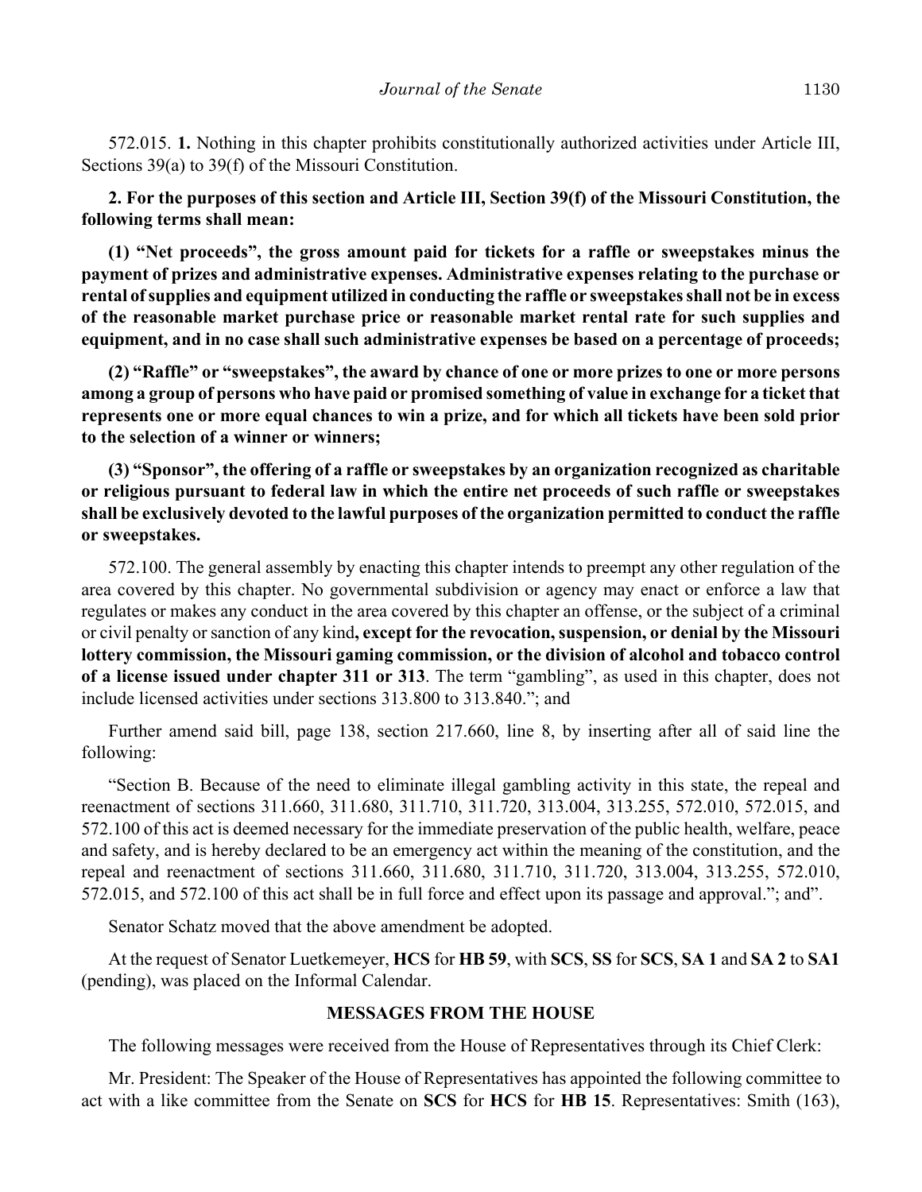572.015. **1.** Nothing in this chapter prohibits constitutionally authorized activities under Article III, Sections 39(a) to 39(f) of the Missouri Constitution.

**2. For the purposes of this section and Article III, Section 39(f) of the Missouri Constitution, the following terms shall mean:**

**(1) "Net proceeds", the gross amount paid for tickets for a raffle or sweepstakes minus the payment of prizes and administrative expenses. Administrative expenses relating to the purchase or rental of supplies and equipment utilized in conducting the raffle or sweepstakes shall not be in excess of the reasonable market purchase price or reasonable market rental rate for such supplies and equipment, and in no case shall such administrative expenses be based on a percentage of proceeds;**

**(2) "Raffle" or "sweepstakes", the award by chance of one or more prizes to one or more persons among a group of persons who have paid or promised something of value in exchange for a ticket that represents one or more equal chances to win a prize, and for which all tickets have been sold prior to the selection of a winner or winners;**

**(3) "Sponsor", the offering of a raffle or sweepstakes by an organization recognized as charitable or religious pursuant to federal law in which the entire net proceeds of such raffle or sweepstakes shall be exclusively devoted to the lawful purposes of the organization permitted to conduct the raffle or sweepstakes.**

572.100. The general assembly by enacting this chapter intends to preempt any other regulation of the area covered by this chapter. No governmental subdivision or agency may enact or enforce a law that regulates or makes any conduct in the area covered by this chapter an offense, or the subject of a criminal or civil penalty or sanction of any kind**, except for the revocation, suspension, or denial by the Missouri lottery commission, the Missouri gaming commission, or the division of alcohol and tobacco control of a license issued under chapter 311 or 313**. The term "gambling", as used in this chapter, does not include licensed activities under sections 313.800 to 313.840."; and

Further amend said bill, page 138, section 217.660, line 8, by inserting after all of said line the following:

"Section B. Because of the need to eliminate illegal gambling activity in this state, the repeal and reenactment of sections 311.660, 311.680, 311.710, 311.720, 313.004, 313.255, 572.010, 572.015, and 572.100 of this act is deemed necessary for the immediate preservation of the public health, welfare, peace and safety, and is hereby declared to be an emergency act within the meaning of the constitution, and the repeal and reenactment of sections 311.660, 311.680, 311.710, 311.720, 313.004, 313.255, 572.010, 572.015, and 572.100 of this act shall be in full force and effect upon its passage and approval."; and".

Senator Schatz moved that the above amendment be adopted.

At the request of Senator Luetkemeyer, **HCS** for **HB 59**, with **SCS**, **SS** for **SCS**, **SA 1** and **SA 2** to **SA1** (pending), was placed on the Informal Calendar.

## MESSAGES FROM THE HOUSE

The following messages were received from the House of Representatives through its Chief Clerk:

Mr. President: The Speaker of the House of Representatives has appointed the following committee to act with a like committee from the Senate on **SCS** for **HCS** for **HB 15**. Representatives: Smith (163),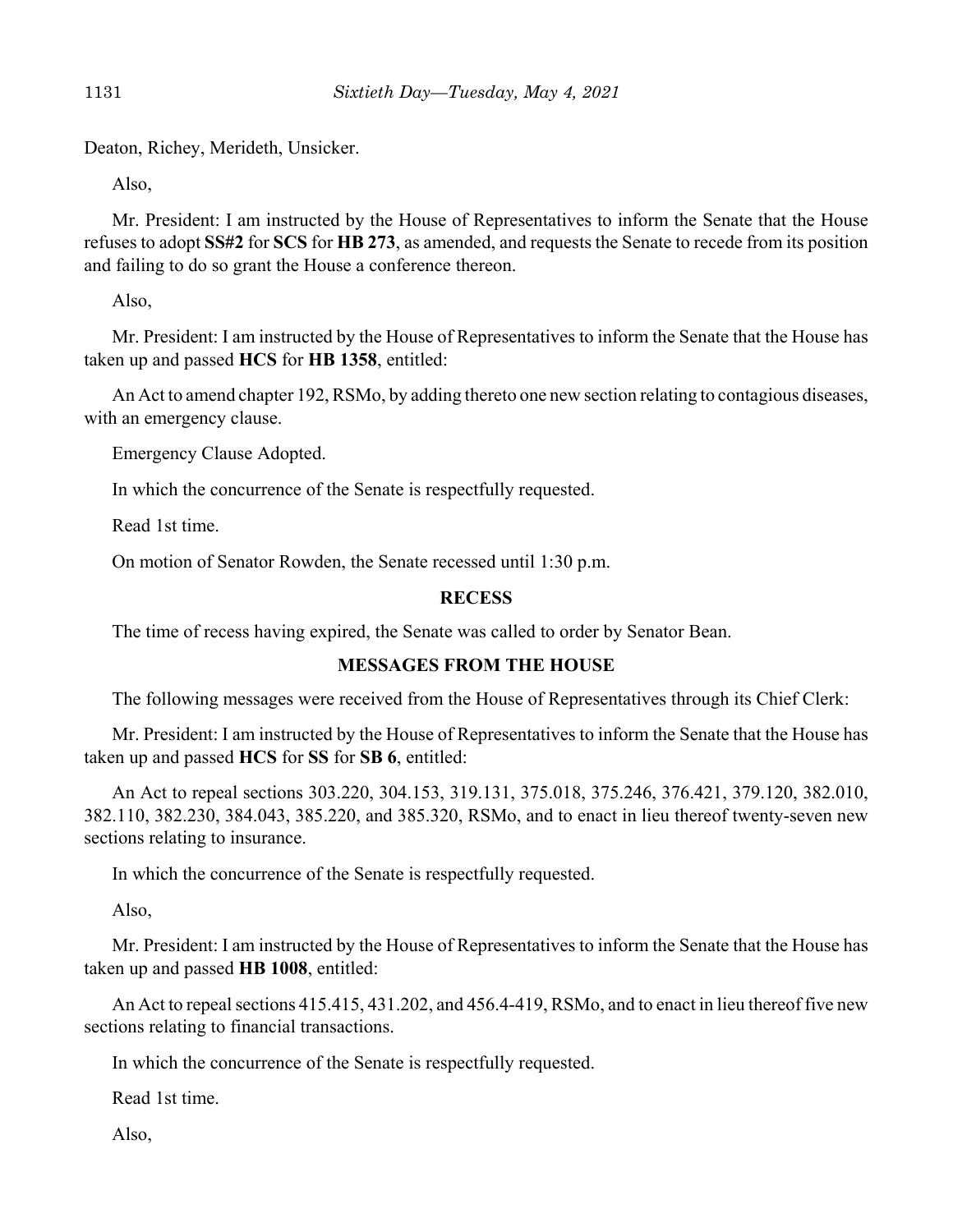Deaton, Richey, Merideth, Unsicker.

Also,

Mr. President: I am instructed by the House of Representatives to inform the Senate that the House refuses to adopt **SS#2** for **SCS** for **HB 273**, as amended, and requests the Senate to recede from its position and failing to do so grant the House a conference thereon.

Also,

Mr. President: I am instructed by the House of Representatives to inform the Senate that the House has taken up and passed **HCS** for **HB 1358**, entitled:

An Act to amend chapter 192, RSMo, by adding thereto one new section relating to contagious diseases, with an emergency clause.

Emergency Clause Adopted.

In which the concurrence of the Senate is respectfully requested.

Read 1st time.

On motion of Senator Rowden, the Senate recessed until 1:30 p.m.

## RECESS

The time of recess having expired, the Senate was called to order by Senator Bean.

## MESSAGES FROM THE HOUSE

The following messages were received from the House of Representatives through its Chief Clerk:

Mr. President: I am instructed by the House of Representatives to inform the Senate that the House has taken up and passed **HCS** for **SS** for **SB 6**, entitled:

An Act to repeal sections 303.220, 304.153, 319.131, 375.018, 375.246, 376.421, 379.120, 382.010, 382.110, 382.230, 384.043, 385.220, and 385.320, RSMo, and to enact in lieu thereof twenty-seven new sections relating to insurance.

In which the concurrence of the Senate is respectfully requested.

Also,

Mr. President: I am instructed by the House of Representatives to inform the Senate that the House has taken up and passed **HB 1008**, entitled:

An Act to repeal sections 415.415, 431.202, and 456.4-419, RSMo, and to enact in lieu thereof five new sections relating to financial transactions.

In which the concurrence of the Senate is respectfully requested.

Read 1st time.

Also,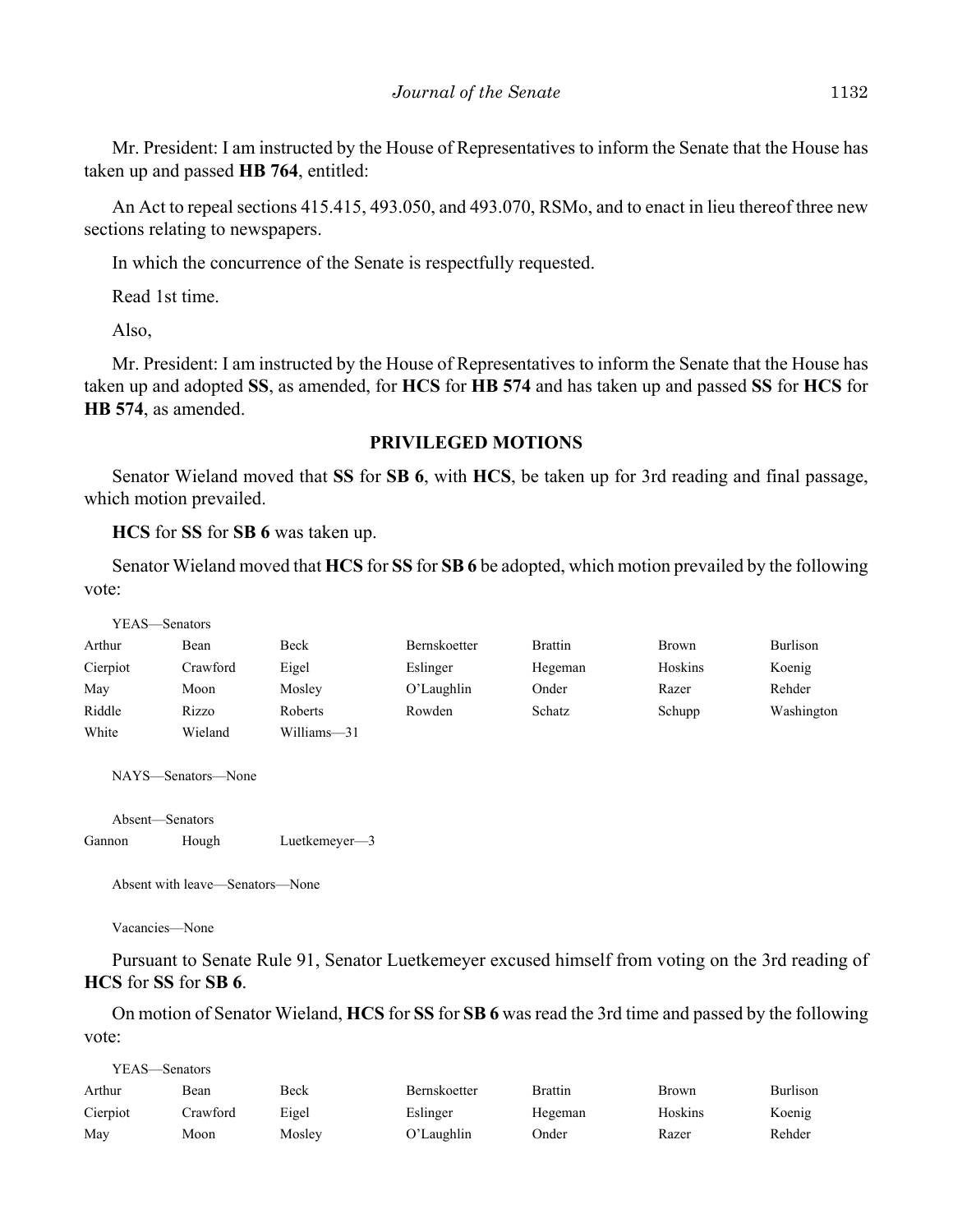Mr. President: I am instructed by the House of Representatives to inform the Senate that the House has taken up and passed **HB 764**, entitled:

An Act to repeal sections 415.415, 493.050, and 493.070, RSMo, and to enact in lieu thereof three new sections relating to newspapers.

In which the concurrence of the Senate is respectfully requested.

Read 1st time.

Also,

Mr. President: I am instructed by the House of Representatives to inform the Senate that the House has taken up and adopted **SS**, as amended, for **HCS** for **HB 574** and has taken up and passed **SS** for **HCS** for **HB 574**, as amended.

## PRIVILEGED MOTIONS

Senator Wieland moved that **SS** for **SB 6**, with **HCS**, be taken up for 3rd reading and final passage, which motion prevailed.

**HCS** for **SS** for **SB 6** was taken up.

Senator Wieland moved that **HCS** for **SS** for **SB 6** be adopted, which motion prevailed by the following vote:

YEAS—Senators

| | | | | | | |
|---|---|---|---|---|---|---|
| Arthur | Bean | Beck | Bernskoetter | Brattin | Brown | Burlison |
| Cierpiot | Crawford | Eigel | Eslinger | Hegeman | Hoskins | Koenig |
| May | Moon | Mosley | O'Laughlin | Onder | Razer | Rehder |
| Riddle | Rizzo | Roberts | Rowden | Schatz | Schupp | Washington |
| White | Wieland | Williams—31 | | | | |

NAYS—Senators—None

Absent—Senators

| | | |
|---|---|---|
| Gannon | Hough | Luetkemeyer—3 |

Absent with leave—Senators—None

Vacancies—None

Pursuant to Senate Rule 91, Senator Luetkemeyer excused himself from voting on the 3rd reading of **HCS** for **SS** for **SB 6**.

On motion of Senator Wieland, **HCS** for **SS** for **SB 6** was read the 3rd time and passed by the following vote:

YEAS—Senators

| | | | | | | |
|---|---|---|---|---|---|---|
| Arthur | Bean | Beck | Bernskoetter | Brattin | Brown | Burlison |
| Cierpiot | Crawford | Eigel | Eslinger | Hegeman | Hoskins | Koenig |
| May | Moon | Mosley | O'Laughlin | Onder | Razer | Rehder |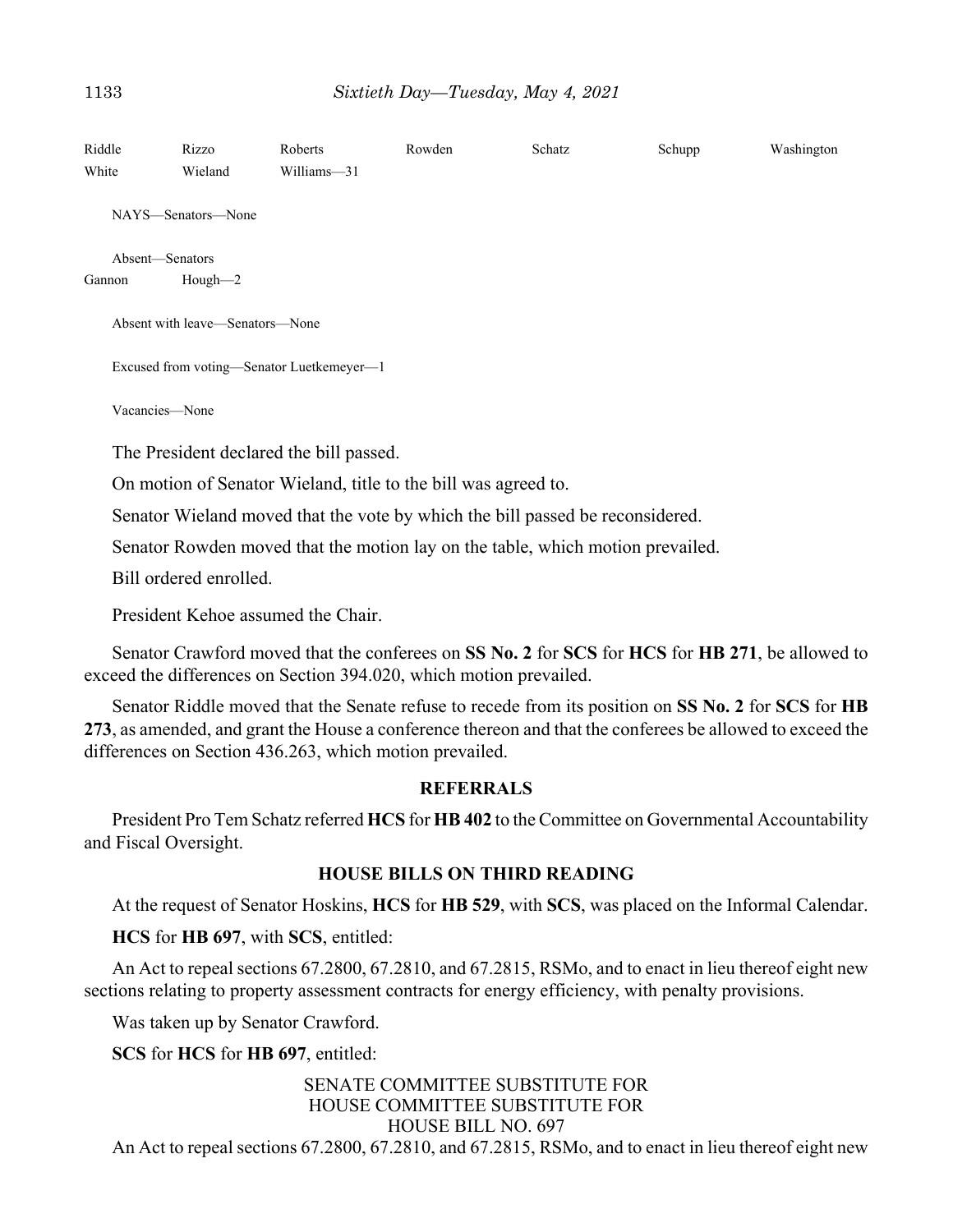| Riddle | Rizzo | Roberts | Rowden | Schatz | Schupp | Washington |
|---|---|---|---|---|---|---|
| White | Wieland | Williams—31 | | | | |

NAYS—Senators—None

Absent—Senators

| Gannon | Hough—2 |
|---|---|

Absent with leave—Senators—None

Excused from voting—Senator Luetkemeyer—1

Vacancies—None

The President declared the bill passed.

On motion of Senator Wieland, title to the bill was agreed to.

Senator Wieland moved that the vote by which the bill passed be reconsidered.

Senator Rowden moved that the motion lay on the table, which motion prevailed.

Bill ordered enrolled.

President Kehoe assumed the Chair.

Senator Crawford moved that the conferees on **SS No. 2** for **SCS** for **HCS** for **HB 271**, be allowed to exceed the differences on Section 394.020, which motion prevailed.

Senator Riddle moved that the Senate refuse to recede from its position on **SS No. 2** for **SCS** for **HB 273**, as amended, and grant the House a conference thereon and that the conferees be allowed to exceed the differences on Section 436.263, which motion prevailed.

## REFERRALS

President Pro Tem Schatz referred **HCS** for **HB 402** to the Committee on Governmental Accountability and Fiscal Oversight.

## HOUSE BILLS ON THIRD READING

At the request of Senator Hoskins, **HCS** for **HB 529**, with **SCS**, was placed on the Informal Calendar.

**HCS** for **HB 697**, with **SCS**, entitled:

An Act to repeal sections 67.2800, 67.2810, and 67.2815, RSMo, and to enact in lieu thereof eight new sections relating to property assessment contracts for energy efficiency, with penalty provisions.

Was taken up by Senator Crawford.

**SCS** for **HCS** for **HB 697**, entitled:

SENATE COMMITTEE SUBSTITUTE FOR
HOUSE COMMITTEE SUBSTITUTE FOR
HOUSE BILL NO. 697

An Act to repeal sections 67.2800, 67.2810, and 67.2815, RSMo, and to enact in lieu thereof eight new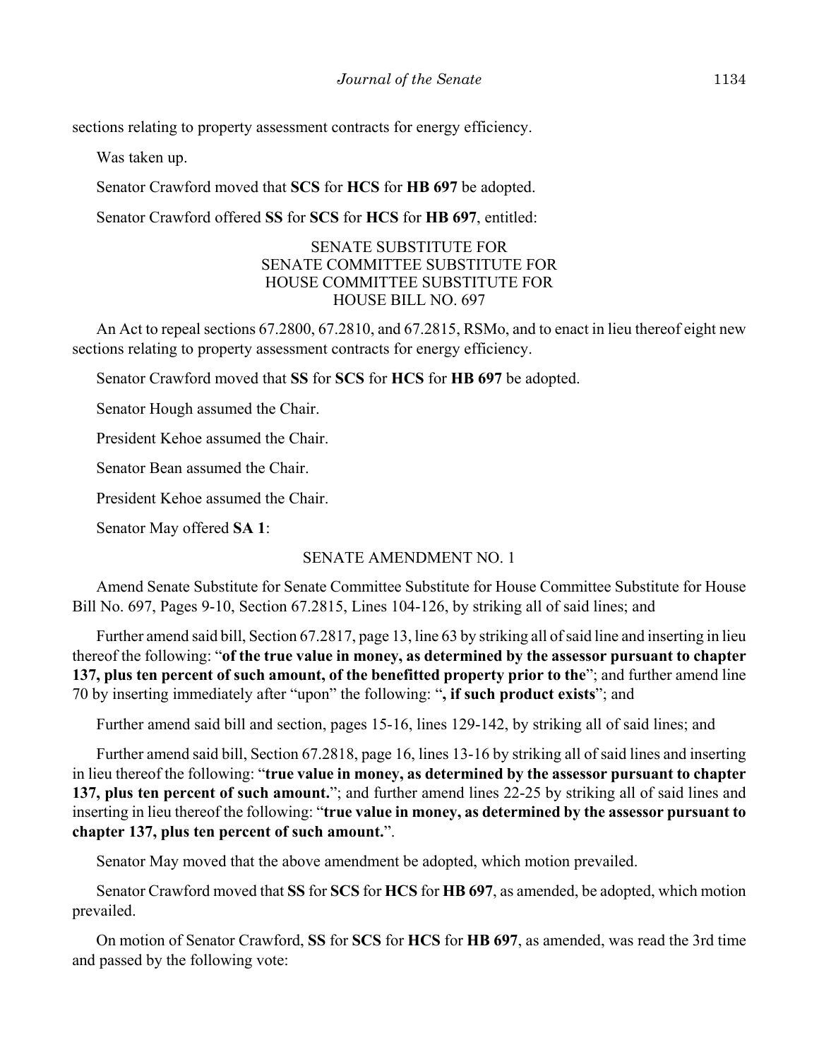sections relating to property assessment contracts for energy efficiency.

Was taken up.

Senator Crawford moved that **SCS** for **HCS** for **HB 697** be adopted.

Senator Crawford offered **SS** for **SCS** for **HCS** for **HB 697**, entitled:

SENATE SUBSTITUTE FOR
SENATE COMMITTEE SUBSTITUTE FOR
HOUSE COMMITTEE SUBSTITUTE FOR
HOUSE BILL NO. 697

An Act to repeal sections 67.2800, 67.2810, and 67.2815, RSMo, and to enact in lieu thereof eight new sections relating to property assessment contracts for energy efficiency.

Senator Crawford moved that **SS** for **SCS** for **HCS** for **HB 697** be adopted.

Senator Hough assumed the Chair.

President Kehoe assumed the Chair.

Senator Bean assumed the Chair.

President Kehoe assumed the Chair.

Senator May offered **SA 1**:

SENATE AMENDMENT NO. 1

Amend Senate Substitute for Senate Committee Substitute for House Committee Substitute for House Bill No. 697, Pages 9-10, Section 67.2815, Lines 104-126, by striking all of said lines; and

Further amend said bill, Section 67.2817, page 13, line 63 by striking all of said line and inserting in lieu thereof the following: "**of the true value in money, as determined by the assessor pursuant to chapter 137, plus ten percent of such amount, of the benefitted property prior to the**"; and further amend line 70 by inserting immediately after "upon" the following: "**, if such product exists**"; and

Further amend said bill and section, pages 15-16, lines 129-142, by striking all of said lines; and

Further amend said bill, Section 67.2818, page 16, lines 13-16 by striking all of said lines and inserting in lieu thereof the following: "**true value in money, as determined by the assessor pursuant to chapter 137, plus ten percent of such amount.**"; and further amend lines 22-25 by striking all of said lines and inserting in lieu thereof the following: "**true value in money, as determined by the assessor pursuant to chapter 137, plus ten percent of such amount.**".

Senator May moved that the above amendment be adopted, which motion prevailed.

Senator Crawford moved that **SS** for **SCS** for **HCS** for **HB 697**, as amended, be adopted, which motion prevailed.

On motion of Senator Crawford, **SS** for **SCS** for **HCS** for **HB 697**, as amended, was read the 3rd time and passed by the following vote: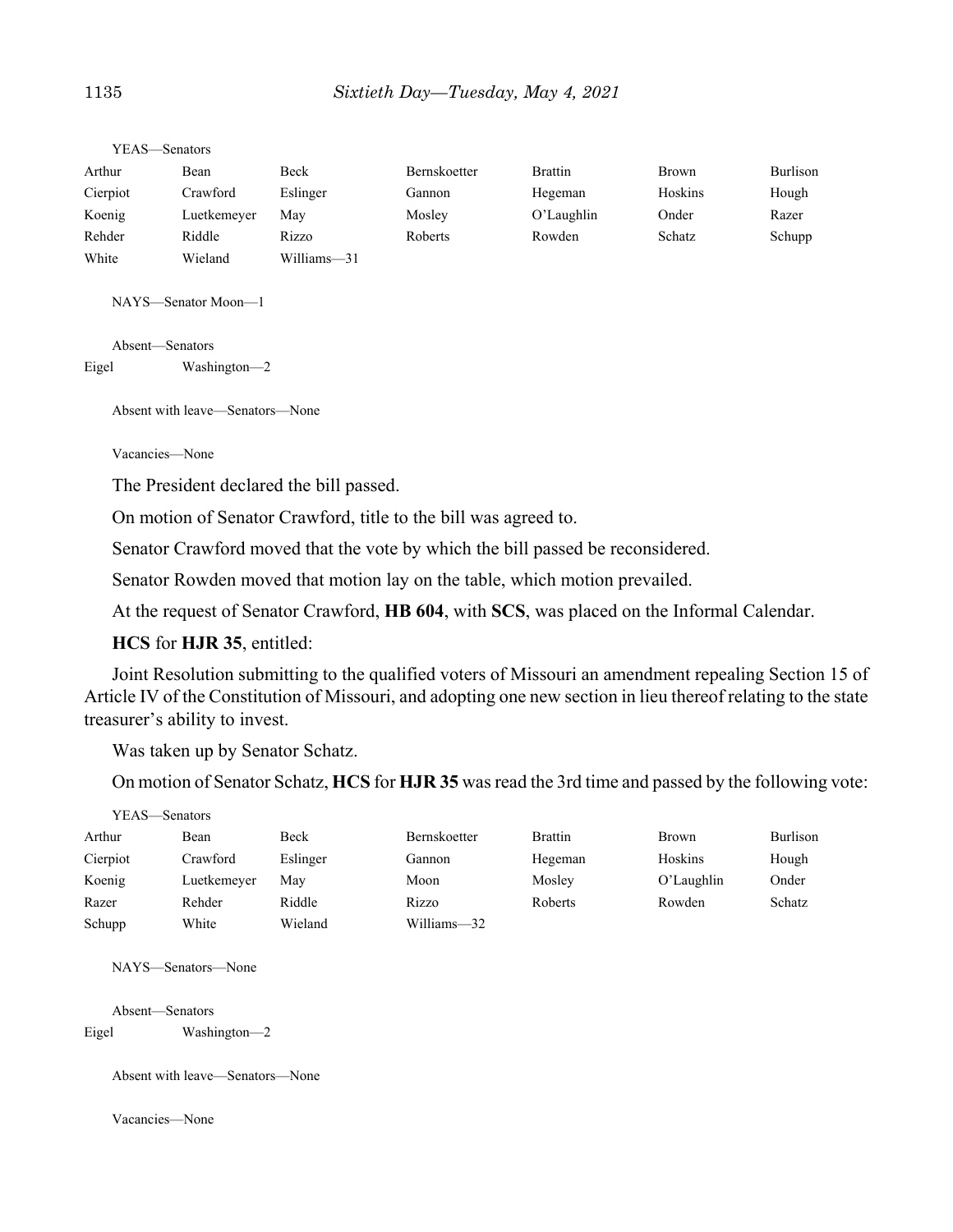YEAS—Senators

| Arthur | Bean | Beck | Bernskoetter | Brattin | Brown | Burlison |
|---|---|---|---|---|---|---|
| Cierpiot | Crawford | Eslinger | Gannon | Hegeman | Hoskins | Hough |
| Koenig | Luetkemeyer | May | Mosley | O'Laughlin | Onder | Razer |
| Rehder | Riddle | Rizzo | Roberts | Rowden | Schatz | Schupp |
| White | Wieland | Williams—31 | | | | |

NAYS—Senator Moon—1

Absent—Senators

| Eigel | Washington—2 |
|---|---|

Absent with leave—Senators—None

Vacancies—None

The President declared the bill passed.

On motion of Senator Crawford, title to the bill was agreed to.

Senator Crawford moved that the vote by which the bill passed be reconsidered.

Senator Rowden moved that motion lay on the table, which motion prevailed.

At the request of Senator Crawford, **HB 604**, with **SCS**, was placed on the Informal Calendar.

**HCS** for **HJR 35**, entitled:

Joint Resolution submitting to the qualified voters of Missouri an amendment repealing Section 15 of Article IV of the Constitution of Missouri, and adopting one new section in lieu thereof relating to the state treasurer's ability to invest.

Was taken up by Senator Schatz.

On motion of Senator Schatz, **HCS** for **HJR 35** was read the 3rd time and passed by the following vote:

YEAS—Senators

| Arthur | Bean | Beck | Bernskoetter | Brattin | Brown | Burlison |
|---|---|---|---|---|---|---|
| Cierpiot | Crawford | Eslinger | Gannon | Hegeman | Hoskins | Hough |
| Koenig | Luetkemeyer | May | Moon | Mosley | O'Laughlin | Onder |
| Razer | Rehder | Riddle | Rizzo | Roberts | Rowden | Schatz |
| Schupp | White | Wieland | Williams—32 | | | |

NAYS—Senators—None

Absent—Senators

| Eigel | Washington—2 |
|---|---|

Absent with leave—Senators—None

Vacancies—None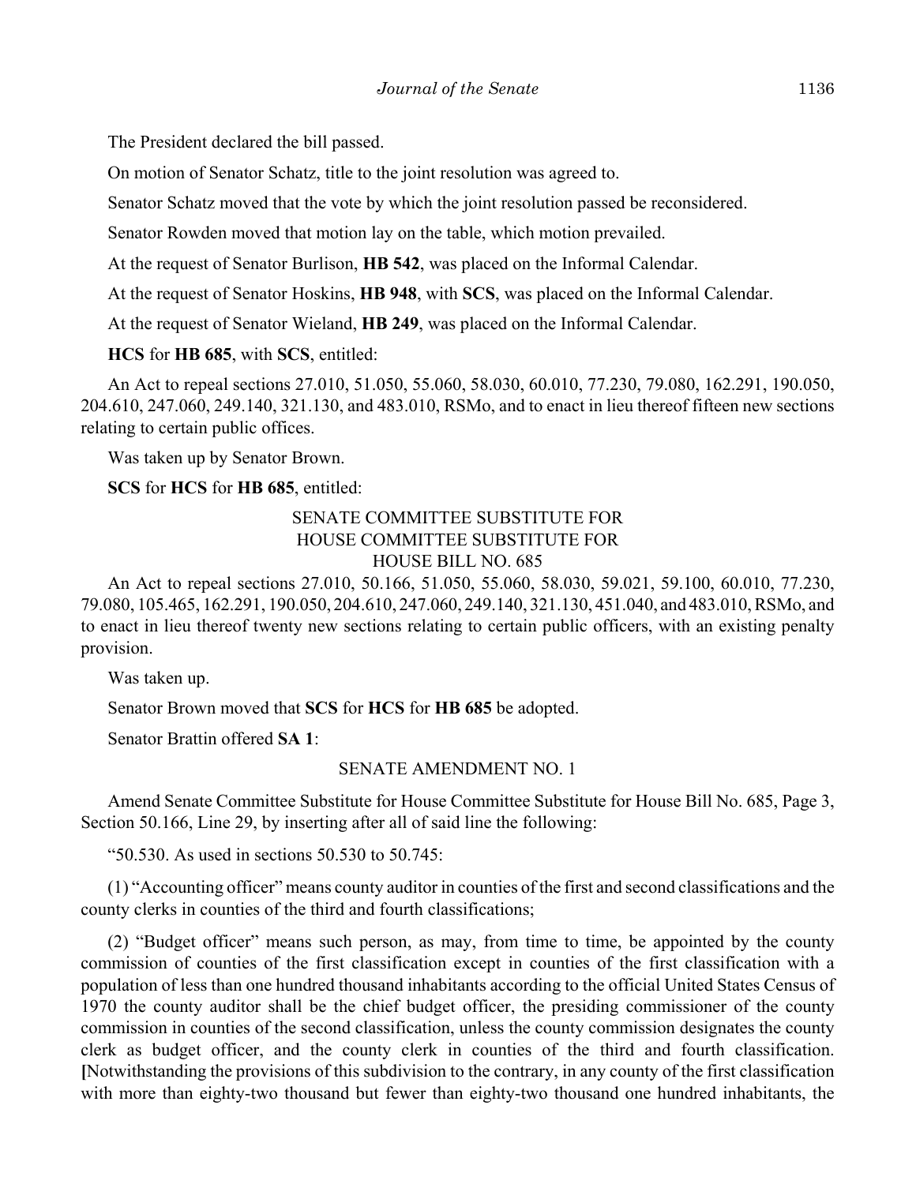The President declared the bill passed.

On motion of Senator Schatz, title to the joint resolution was agreed to.

Senator Schatz moved that the vote by which the joint resolution passed be reconsidered.

Senator Rowden moved that motion lay on the table, which motion prevailed.

At the request of Senator Burlison, **HB 542**, was placed on the Informal Calendar.

At the request of Senator Hoskins, **HB 948**, with **SCS**, was placed on the Informal Calendar.

At the request of Senator Wieland, **HB 249**, was placed on the Informal Calendar.

**HCS** for **HB 685**, with **SCS**, entitled:

An Act to repeal sections 27.010, 51.050, 55.060, 58.030, 60.010, 77.230, 79.080, 162.291, 190.050, 204.610, 247.060, 249.140, 321.130, and 483.010, RSMo, and to enact in lieu thereof fifteen new sections relating to certain public offices.

Was taken up by Senator Brown.

**SCS** for **HCS** for **HB 685**, entitled:

SENATE COMMITTEE SUBSTITUTE FOR
HOUSE COMMITTEE SUBSTITUTE FOR
HOUSE BILL NO. 685

An Act to repeal sections 27.010, 50.166, 51.050, 55.060, 58.030, 59.021, 59.100, 60.010, 77.230, 79.080, 105.465, 162.291, 190.050, 204.610, 247.060, 249.140, 321.130, 451.040, and 483.010, RSMo, and to enact in lieu thereof twenty new sections relating to certain public officers, with an existing penalty provision.

Was taken up.

Senator Brown moved that **SCS** for **HCS** for **HB 685** be adopted.

Senator Brattin offered **SA 1**:

SENATE AMENDMENT NO. 1

Amend Senate Committee Substitute for House Committee Substitute for House Bill No. 685, Page 3, Section 50.166, Line 29, by inserting after all of said line the following:

"50.530. As used in sections 50.530 to 50.745:

(1) "Accounting officer" means county auditor in counties of the first and second classifications and the county clerks in counties of the third and fourth classifications;

(2) "Budget officer" means such person, as may, from time to time, be appointed by the county commission of counties of the first classification except in counties of the first classification with a population of less than one hundred thousand inhabitants according to the official United States Census of 1970 the county auditor shall be the chief budget officer, the presiding commissioner of the county commission in counties of the second classification, unless the county commission designates the county clerk as budget officer, and the county clerk in counties of the third and fourth classification. **[**Notwithstanding the provisions of this subdivision to the contrary, in any county of the first classification with more than eighty-two thousand but fewer than eighty-two thousand one hundred inhabitants, the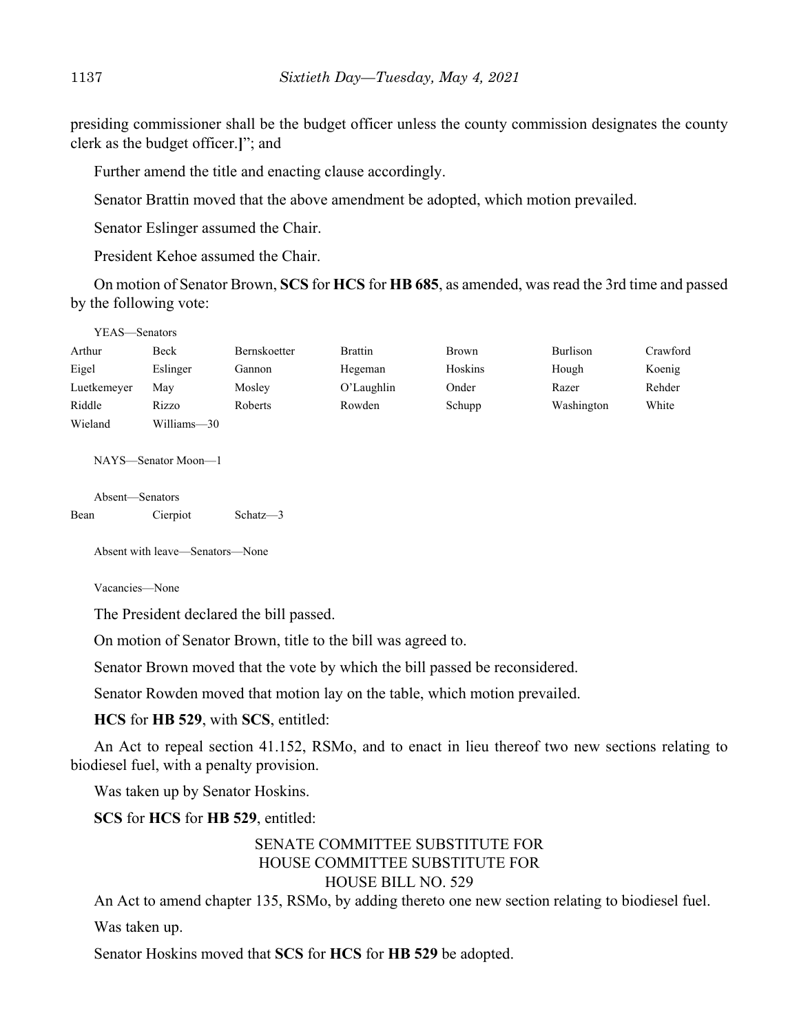presiding commissioner shall be the budget officer unless the county commission designates the county clerk as the budget officer.**]**"; and

Further amend the title and enacting clause accordingly.

Senator Brattin moved that the above amendment be adopted, which motion prevailed.

Senator Eslinger assumed the Chair.

President Kehoe assumed the Chair.

On motion of Senator Brown, **SCS** for **HCS** for **HB 685**, as amended, was read the 3rd time and passed by the following vote:

YEAS—Senators

| | | | | | | |
|---|---|---|---|---|---|---|
| Arthur | Beck | Bernskoetter | Brattin | Brown | Burlison | Crawford |
| Eigel | Eslinger | Gannon | Hegeman | Hoskins | Hough | Koenig |
| Luetkemeyer | May | Mosley | O'Laughlin | Onder | Razer | Rehder |
| Riddle | Rizzo | Roberts | Rowden | Schupp | Washington | White |
| Wieland | Williams—30 | | | | | |

NAYS—Senator Moon—1

Absent—Senators

| | | |
|---|---|---|
| Bean | Cierpiot | Schatz—3 |

Absent with leave—Senators—None

Vacancies—None

The President declared the bill passed.

On motion of Senator Brown, title to the bill was agreed to.

Senator Brown moved that the vote by which the bill passed be reconsidered.

Senator Rowden moved that motion lay on the table, which motion prevailed.

**HCS** for **HB 529**, with **SCS**, entitled:

An Act to repeal section 41.152, RSMo, and to enact in lieu thereof two new sections relating to biodiesel fuel, with a penalty provision.

Was taken up by Senator Hoskins.

**SCS** for **HCS** for **HB 529**, entitled:

SENATE COMMITTEE SUBSTITUTE FOR
HOUSE COMMITTEE SUBSTITUTE FOR
HOUSE BILL NO. 529

An Act to amend chapter 135, RSMo, by adding thereto one new section relating to biodiesel fuel.

Was taken up.

Senator Hoskins moved that **SCS** for **HCS** for **HB 529** be adopted.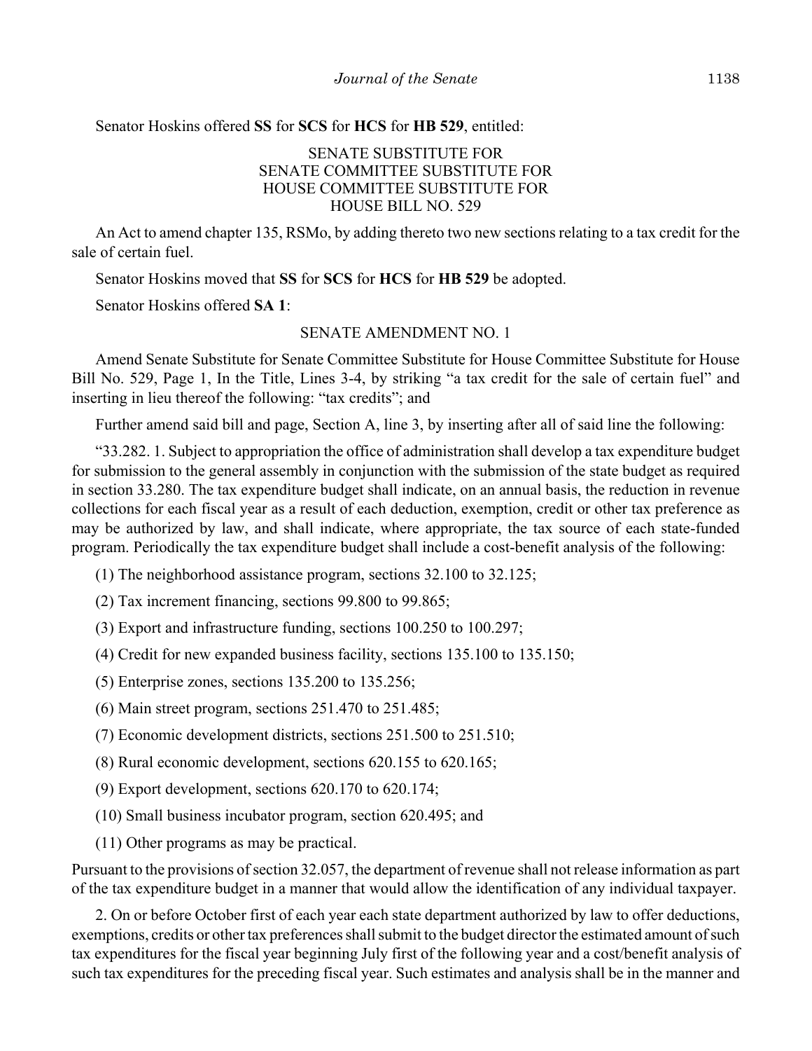Senator Hoskins offered **SS** for **SCS** for **HCS** for **HB 529**, entitled:

SENATE SUBSTITUTE FOR
SENATE COMMITTEE SUBSTITUTE FOR
HOUSE COMMITTEE SUBSTITUTE FOR
HOUSE BILL NO. 529

An Act to amend chapter 135, RSMo, by adding thereto two new sections relating to a tax credit for the sale of certain fuel.

Senator Hoskins moved that **SS** for **SCS** for **HCS** for **HB 529** be adopted.

Senator Hoskins offered **SA 1**:

SENATE AMENDMENT NO. 1

Amend Senate Substitute for Senate Committee Substitute for House Committee Substitute for House Bill No. 529, Page 1, In the Title, Lines 3-4, by striking "a tax credit for the sale of certain fuel" and inserting in lieu thereof the following: "tax credits"; and

Further amend said bill and page, Section A, line 3, by inserting after all of said line the following:

"33.282. 1. Subject to appropriation the office of administration shall develop a tax expenditure budget for submission to the general assembly in conjunction with the submission of the state budget as required in section 33.280. The tax expenditure budget shall indicate, on an annual basis, the reduction in revenue collections for each fiscal year as a result of each deduction, exemption, credit or other tax preference as may be authorized by law, and shall indicate, where appropriate, the tax source of each state-funded program. Periodically the tax expenditure budget shall include a cost-benefit analysis of the following:

(1) The neighborhood assistance program, sections 32.100 to 32.125;

(2) Tax increment financing, sections 99.800 to 99.865;

(3) Export and infrastructure funding, sections 100.250 to 100.297;

(4) Credit for new expanded business facility, sections 135.100 to 135.150;

(5) Enterprise zones, sections 135.200 to 135.256;

(6) Main street program, sections 251.470 to 251.485;

(7) Economic development districts, sections 251.500 to 251.510;

(8) Rural economic development, sections 620.155 to 620.165;

(9) Export development, sections 620.170 to 620.174;

(10) Small business incubator program, section 620.495; and

(11) Other programs as may be practical.

Pursuant to the provisions of section 32.057, the department of revenue shall not release information as part of the tax expenditure budget in a manner that would allow the identification of any individual taxpayer.

2. On or before October first of each year each state department authorized by law to offer deductions, exemptions, credits or other tax preferences shall submit to the budget director the estimated amount of such tax expenditures for the fiscal year beginning July first of the following year and a cost/benefit analysis of such tax expenditures for the preceding fiscal year. Such estimates and analysis shall be in the manner and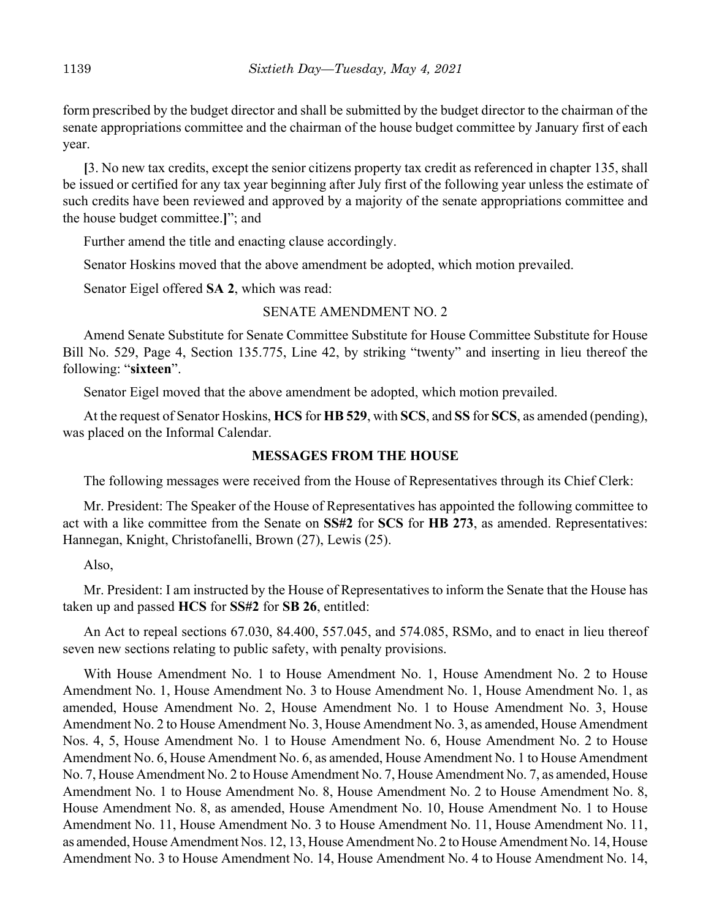form prescribed by the budget director and shall be submitted by the budget director to the chairman of the senate appropriations committee and the chairman of the house budget committee by January first of each year.

**[**3. No new tax credits, except the senior citizens property tax credit as referenced in chapter 135, shall be issued or certified for any tax year beginning after July first of the following year unless the estimate of such credits have been reviewed and approved by a majority of the senate appropriations committee and the house budget committee.**]**"; and

Further amend the title and enacting clause accordingly.

Senator Hoskins moved that the above amendment be adopted, which motion prevailed.

Senator Eigel offered **SA 2**, which was read:

SENATE AMENDMENT NO. 2

Amend Senate Substitute for Senate Committee Substitute for House Committee Substitute for House Bill No. 529, Page 4, Section 135.775, Line 42, by striking "twenty" and inserting in lieu thereof the following: "**sixteen**".

Senator Eigel moved that the above amendment be adopted, which motion prevailed.

At the request of Senator Hoskins, **HCS** for **HB 529**, with **SCS**, and **SS** for **SCS**, as amended (pending), was placed on the Informal Calendar.

## MESSAGES FROM THE HOUSE

The following messages were received from the House of Representatives through its Chief Clerk:

Mr. President: The Speaker of the House of Representatives has appointed the following committee to act with a like committee from the Senate on **SS#2** for **SCS** for **HB 273**, as amended. Representatives: Hannegan, Knight, Christofanelli, Brown (27), Lewis (25).

Also,

Mr. President: I am instructed by the House of Representatives to inform the Senate that the House has taken up and passed **HCS** for **SS#2** for **SB 26**, entitled:

An Act to repeal sections 67.030, 84.400, 557.045, and 574.085, RSMo, and to enact in lieu thereof seven new sections relating to public safety, with penalty provisions.

With House Amendment No. 1 to House Amendment No. 1, House Amendment No. 2 to House Amendment No. 1, House Amendment No. 3 to House Amendment No. 1, House Amendment No. 1, as amended, House Amendment No. 2, House Amendment No. 1 to House Amendment No. 3, House Amendment No. 2 to House Amendment No. 3, House Amendment No. 3, as amended, House Amendment Nos. 4, 5, House Amendment No. 1 to House Amendment No. 6, House Amendment No. 2 to House Amendment No. 6, House Amendment No. 6, as amended, House Amendment No. 1 to House Amendment No. 7, House Amendment No. 2 to House Amendment No. 7, House Amendment No. 7, as amended, House Amendment No. 1 to House Amendment No. 8, House Amendment No. 2 to House Amendment No. 8, House Amendment No. 8, as amended, House Amendment No. 10, House Amendment No. 1 to House Amendment No. 11, House Amendment No. 3 to House Amendment No. 11, House Amendment No. 11, as amended, House Amendment Nos. 12, 13, House Amendment No. 2 to House Amendment No. 14, House Amendment No. 3 to House Amendment No. 14, House Amendment No. 4 to House Amendment No. 14,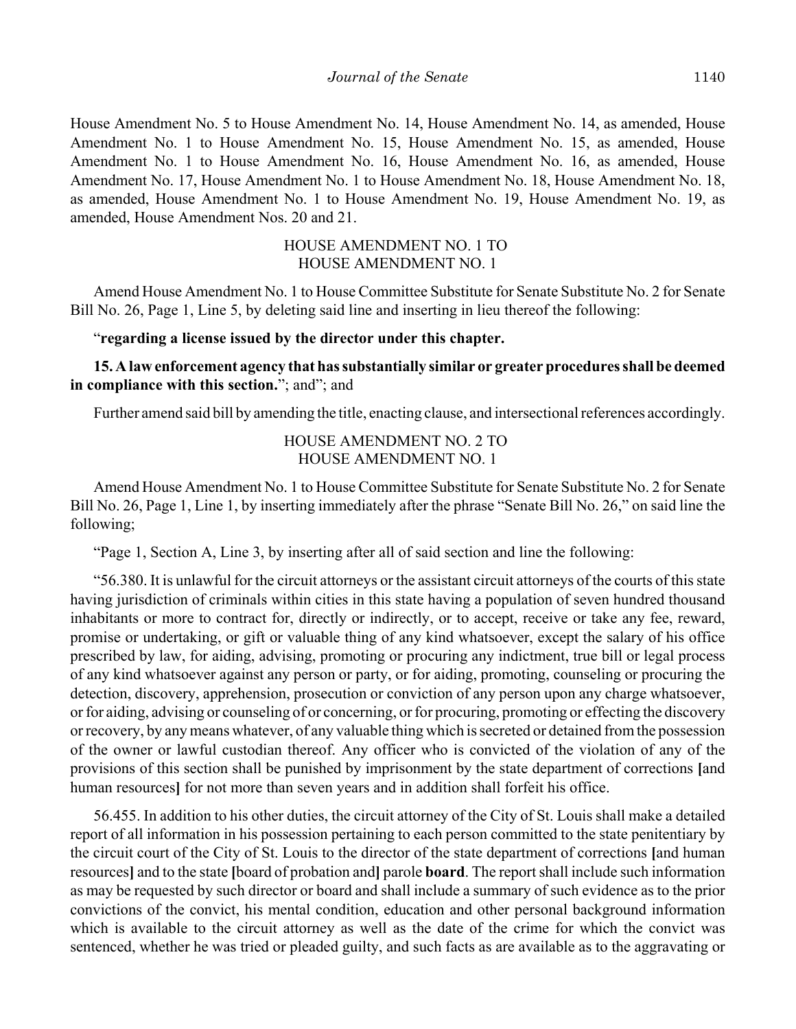House Amendment No. 5 to House Amendment No. 14, House Amendment No. 14, as amended, House Amendment No. 1 to House Amendment No. 15, House Amendment No. 15, as amended, House Amendment No. 1 to House Amendment No. 16, House Amendment No. 16, as amended, House Amendment No. 17, House Amendment No. 1 to House Amendment No. 18, House Amendment No. 18, as amended, House Amendment No. 1 to House Amendment No. 19, House Amendment No. 19, as amended, House Amendment Nos. 20 and 21.

HOUSE AMENDMENT NO. 1 TO
HOUSE AMENDMENT NO. 1

Amend House Amendment No. 1 to House Committee Substitute for Senate Substitute No. 2 for Senate Bill No. 26, Page 1, Line 5, by deleting said line and inserting in lieu thereof the following:

"**regarding a license issued by the director under this chapter.**

**15. A law enforcement agency that has substantially similar or greater procedures shall be deemed in compliance with this section.**"; and"; and

Further amend said bill by amending the title, enacting clause, and intersectional references accordingly.

HOUSE AMENDMENT NO. 2 TO
HOUSE AMENDMENT NO. 1

Amend House Amendment No. 1 to House Committee Substitute for Senate Substitute No. 2 for Senate Bill No. 26, Page 1, Line 1, by inserting immediately after the phrase "Senate Bill No. 26," on said line the following;

"Page 1, Section A, Line 3, by inserting after all of said section and line the following:

"56.380. It is unlawful for the circuit attorneys or the assistant circuit attorneys of the courts of this state having jurisdiction of criminals within cities in this state having a population of seven hundred thousand inhabitants or more to contract for, directly or indirectly, or to accept, receive or take any fee, reward, promise or undertaking, or gift or valuable thing of any kind whatsoever, except the salary of his office prescribed by law, for aiding, advising, promoting or procuring any indictment, true bill or legal process of any kind whatsoever against any person or party, or for aiding, promoting, counseling or procuring the detection, discovery, apprehension, prosecution or conviction of any person upon any charge whatsoever, or for aiding, advising or counseling of or concerning, or for procuring, promoting or effecting the discovery or recovery, by any means whatever, of any valuable thing which is secreted or detained from the possession of the owner or lawful custodian thereof. Any officer who is convicted of the violation of any of the provisions of this section shall be punished by imprisonment by the state department of corrections **[**and human resources**]** for not more than seven years and in addition shall forfeit his office.

56.455. In addition to his other duties, the circuit attorney of the City of St. Louis shall make a detailed report of all information in his possession pertaining to each person committed to the state penitentiary by the circuit court of the City of St. Louis to the director of the state department of corrections **[**and human resources**]** and to the state **[**board of probation and**]** parole **board**. The report shall include such information as may be requested by such director or board and shall include a summary of such evidence as to the prior convictions of the convict, his mental condition, education and other personal background information which is available to the circuit attorney as well as the date of the crime for which the convict was sentenced, whether he was tried or pleaded guilty, and such facts as are available as to the aggravating or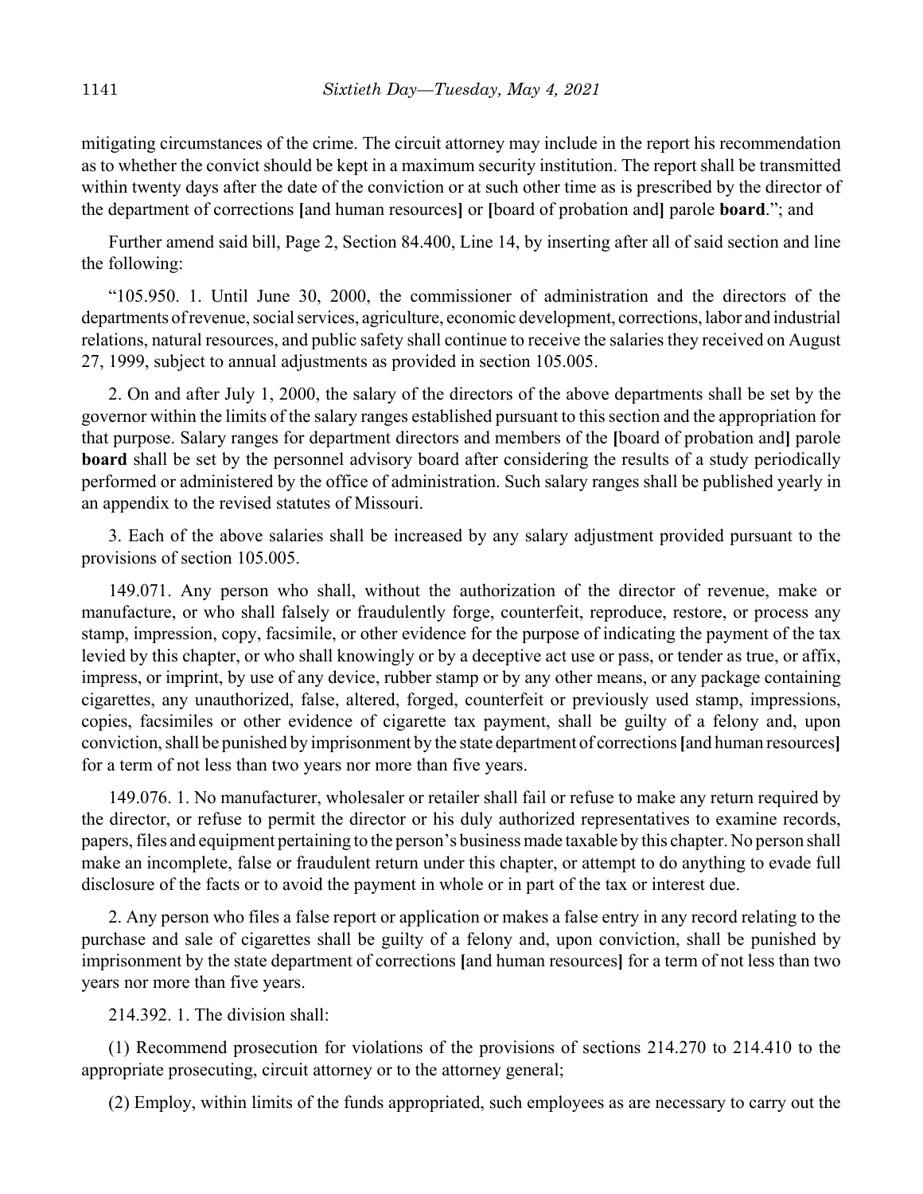mitigating circumstances of the crime. The circuit attorney may include in the report his recommendation as to whether the convict should be kept in a maximum security institution. The report shall be transmitted within twenty days after the date of the conviction or at such other time as is prescribed by the director of the department of corrections [and human resources] or [board of probation and] parole **board**."; and

Further amend said bill, Page 2, Section 84.400, Line 14, by inserting after all of said section and line the following:

"105.950. 1. Until June 30, 2000, the commissioner of administration and the directors of the departments of revenue, social services, agriculture, economic development, corrections, labor and industrial relations, natural resources, and public safety shall continue to receive the salaries they received on August 27, 1999, subject to annual adjustments as provided in section 105.005.

2. On and after July 1, 2000, the salary of the directors of the above departments shall be set by the governor within the limits of the salary ranges established pursuant to this section and the appropriation for that purpose. Salary ranges for department directors and members of the [board of probation and] parole **board** shall be set by the personnel advisory board after considering the results of a study periodically performed or administered by the office of administration. Such salary ranges shall be published yearly in an appendix to the revised statutes of Missouri.

3. Each of the above salaries shall be increased by any salary adjustment provided pursuant to the provisions of section 105.005.

149.071. Any person who shall, without the authorization of the director of revenue, make or manufacture, or who shall falsely or fraudulently forge, counterfeit, reproduce, restore, or process any stamp, impression, copy, facsimile, or other evidence for the purpose of indicating the payment of the tax levied by this chapter, or who shall knowingly or by a deceptive act use or pass, or tender as true, or affix, impress, or imprint, by use of any device, rubber stamp or by any other means, or any package containing cigarettes, any unauthorized, false, altered, forged, counterfeit or previously used stamp, impressions, copies, facsimiles or other evidence of cigarette tax payment, shall be guilty of a felony and, upon conviction, shall be punished by imprisonment by the state department of corrections [and human resources] for a term of not less than two years nor more than five years.

149.076. 1. No manufacturer, wholesaler or retailer shall fail or refuse to make any return required by the director, or refuse to permit the director or his duly authorized representatives to examine records, papers, files and equipment pertaining to the person's business made taxable by this chapter. No person shall make an incomplete, false or fraudulent return under this chapter, or attempt to do anything to evade full disclosure of the facts or to avoid the payment in whole or in part of the tax or interest due.

2. Any person who files a false report or application or makes a false entry in any record relating to the purchase and sale of cigarettes shall be guilty of a felony and, upon conviction, shall be punished by imprisonment by the state department of corrections [and human resources] for a term of not less than two years nor more than five years.

214.392. 1. The division shall:

(1) Recommend prosecution for violations of the provisions of sections 214.270 to 214.410 to the appropriate prosecuting, circuit attorney or to the attorney general;

(2) Employ, within limits of the funds appropriated, such employees as are necessary to carry out the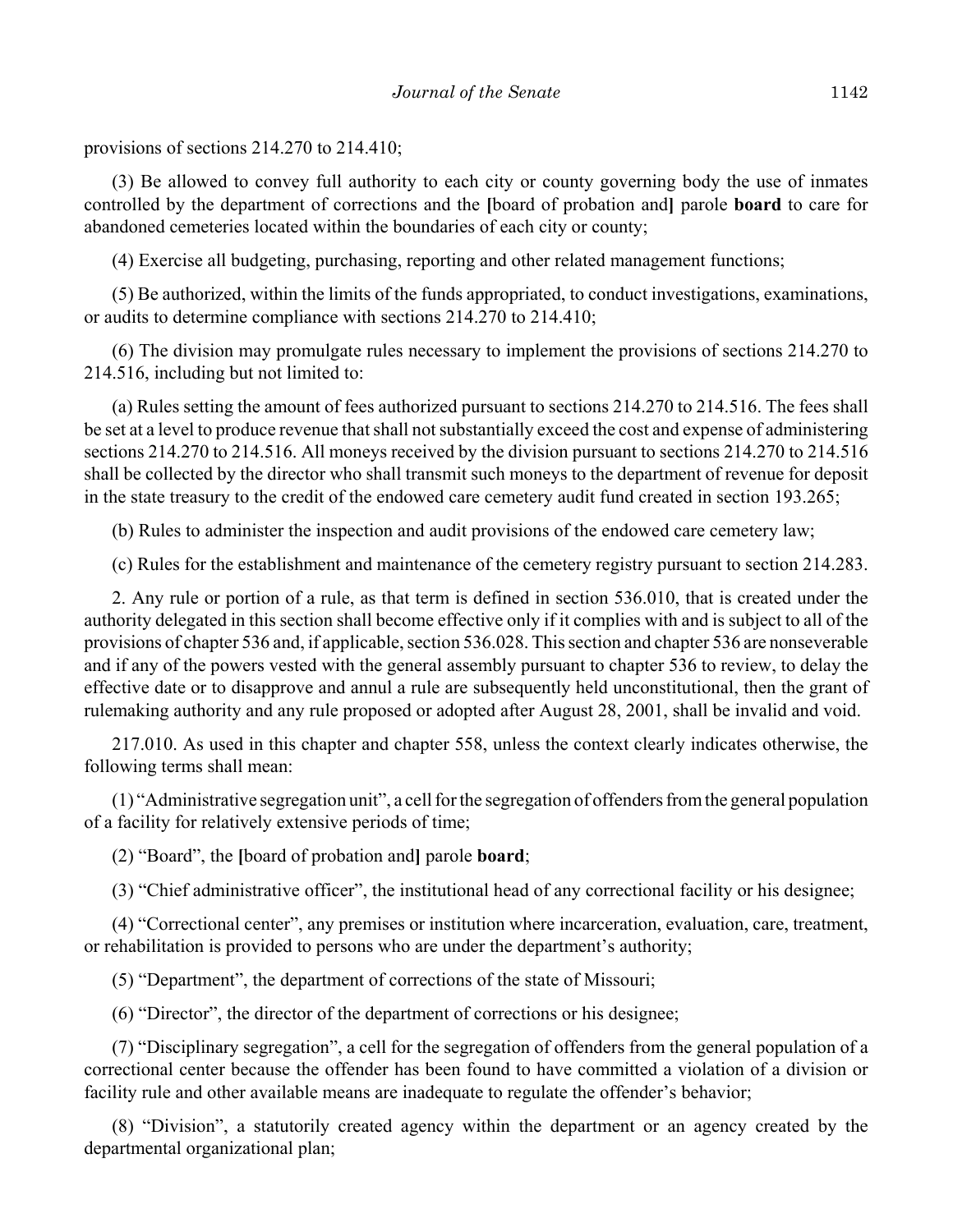provisions of sections 214.270 to 214.410;

(3) Be allowed to convey full authority to each city or county governing body the use of inmates controlled by the department of corrections and the **[**board of probation and**]** parole **board** to care for abandoned cemeteries located within the boundaries of each city or county;

(4) Exercise all budgeting, purchasing, reporting and other related management functions;

(5) Be authorized, within the limits of the funds appropriated, to conduct investigations, examinations, or audits to determine compliance with sections 214.270 to 214.410;

(6) The division may promulgate rules necessary to implement the provisions of sections 214.270 to 214.516, including but not limited to:

(a) Rules setting the amount of fees authorized pursuant to sections 214.270 to 214.516. The fees shall be set at a level to produce revenue that shall not substantially exceed the cost and expense of administering sections 214.270 to 214.516. All moneys received by the division pursuant to sections 214.270 to 214.516 shall be collected by the director who shall transmit such moneys to the department of revenue for deposit in the state treasury to the credit of the endowed care cemetery audit fund created in section 193.265;

(b) Rules to administer the inspection and audit provisions of the endowed care cemetery law;

(c) Rules for the establishment and maintenance of the cemetery registry pursuant to section 214.283.

2. Any rule or portion of a rule, as that term is defined in section 536.010, that is created under the authority delegated in this section shall become effective only if it complies with and is subject to all of the provisions of chapter 536 and, if applicable, section 536.028. This section and chapter 536 are nonseverable and if any of the powers vested with the general assembly pursuant to chapter 536 to review, to delay the effective date or to disapprove and annul a rule are subsequently held unconstitutional, then the grant of rulemaking authority and any rule proposed or adopted after August 28, 2001, shall be invalid and void.

217.010. As used in this chapter and chapter 558, unless the context clearly indicates otherwise, the following terms shall mean:

(1) "Administrative segregation unit", a cell for the segregation of offenders from the general population of a facility for relatively extensive periods of time;

(2) "Board", the **[**board of probation and**]** parole **board**;

(3) "Chief administrative officer", the institutional head of any correctional facility or his designee;

(4) "Correctional center", any premises or institution where incarceration, evaluation, care, treatment, or rehabilitation is provided to persons who are under the department's authority;

(5) "Department", the department of corrections of the state of Missouri;

(6) "Director", the director of the department of corrections or his designee;

(7) "Disciplinary segregation", a cell for the segregation of offenders from the general population of a correctional center because the offender has been found to have committed a violation of a division or facility rule and other available means are inadequate to regulate the offender's behavior;

(8) "Division", a statutorily created agency within the department or an agency created by the departmental organizational plan;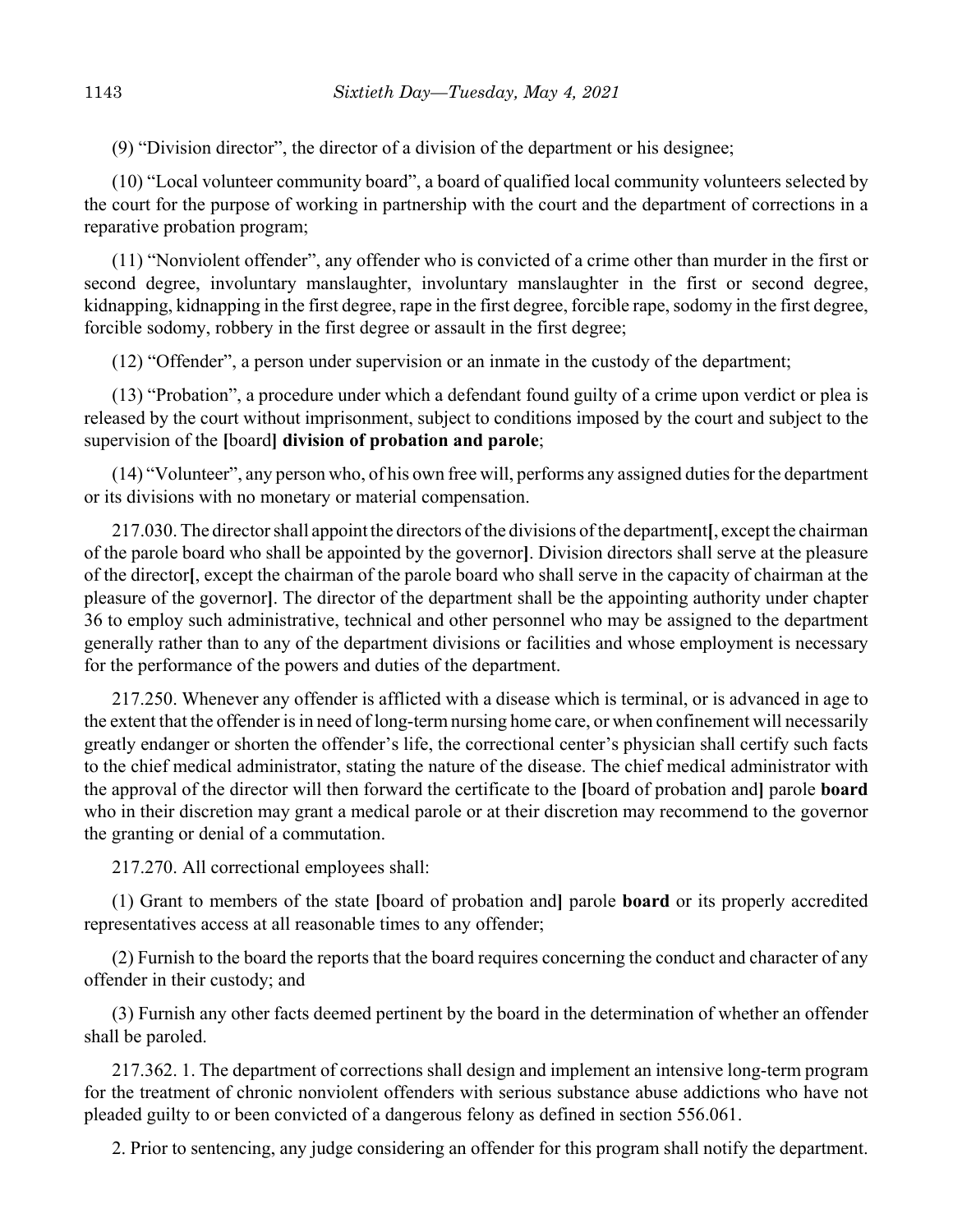(9) "Division director", the director of a division of the department or his designee;

(10) "Local volunteer community board", a board of qualified local community volunteers selected by the court for the purpose of working in partnership with the court and the department of corrections in a reparative probation program;

(11) "Nonviolent offender", any offender who is convicted of a crime other than murder in the first or second degree, involuntary manslaughter, involuntary manslaughter in the first or second degree, kidnapping, kidnapping in the first degree, rape in the first degree, forcible rape, sodomy in the first degree, forcible sodomy, robbery in the first degree or assault in the first degree;

(12) "Offender", a person under supervision or an inmate in the custody of the department;

(13) "Probation", a procedure under which a defendant found guilty of a crime upon verdict or plea is released by the court without imprisonment, subject to conditions imposed by the court and subject to the supervision of the **[**board**] division of probation and parole**;

(14) "Volunteer", any person who, of his own free will, performs any assigned duties for the department or its divisions with no monetary or material compensation.

217.030. The director shall appoint the directors of the divisions of the department**[**, except the chairman of the parole board who shall be appointed by the governor**]**. Division directors shall serve at the pleasure of the director**[**, except the chairman of the parole board who shall serve in the capacity of chairman at the pleasure of the governor**]**. The director of the department shall be the appointing authority under chapter 36 to employ such administrative, technical and other personnel who may be assigned to the department generally rather than to any of the department divisions or facilities and whose employment is necessary for the performance of the powers and duties of the department.

217.250. Whenever any offender is afflicted with a disease which is terminal, or is advanced in age to the extent that the offender is in need of long-term nursing home care, or when confinement will necessarily greatly endanger or shorten the offender's life, the correctional center's physician shall certify such facts to the chief medical administrator, stating the nature of the disease. The chief medical administrator with the approval of the director will then forward the certificate to the **[**board of probation and**]** parole **board** who in their discretion may grant a medical parole or at their discretion may recommend to the governor the granting or denial of a commutation.

217.270. All correctional employees shall:

(1) Grant to members of the state **[**board of probation and**]** parole **board** or its properly accredited representatives access at all reasonable times to any offender;

(2) Furnish to the board the reports that the board requires concerning the conduct and character of any offender in their custody; and

(3) Furnish any other facts deemed pertinent by the board in the determination of whether an offender shall be paroled.

217.362. 1. The department of corrections shall design and implement an intensive long-term program for the treatment of chronic nonviolent offenders with serious substance abuse addictions who have not pleaded guilty to or been convicted of a dangerous felony as defined in section 556.061.

2. Prior to sentencing, any judge considering an offender for this program shall notify the department.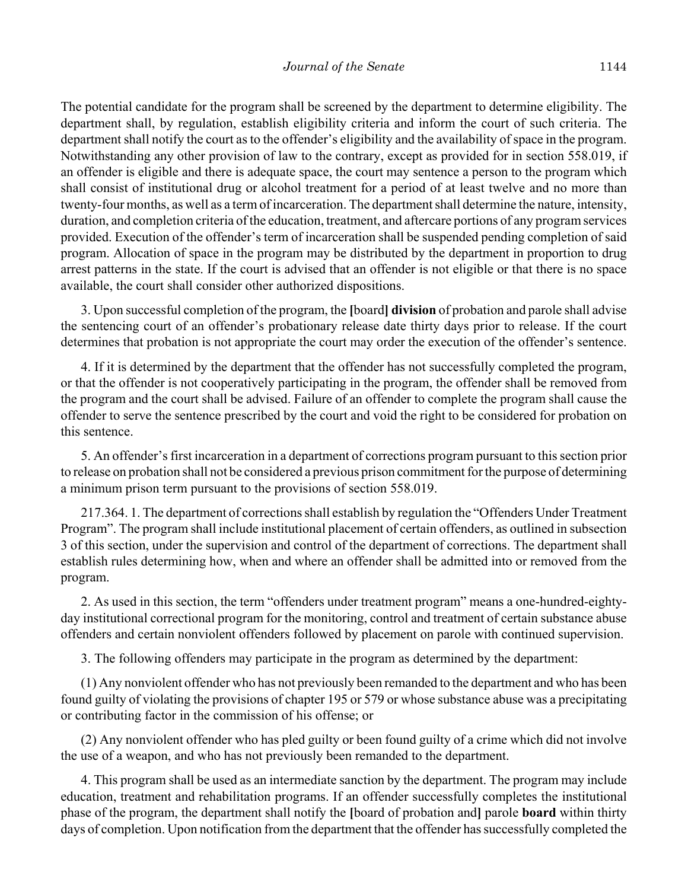The potential candidate for the program shall be screened by the department to determine eligibility. The department shall, by regulation, establish eligibility criteria and inform the court of such criteria. The department shall notify the court as to the offender's eligibility and the availability of space in the program. Notwithstanding any other provision of law to the contrary, except as provided for in section 558.019, if an offender is eligible and there is adequate space, the court may sentence a person to the program which shall consist of institutional drug or alcohol treatment for a period of at least twelve and no more than twenty-four months, as well as a term of incarceration. The department shall determine the nature, intensity, duration, and completion criteria of the education, treatment, and aftercare portions of any program services provided. Execution of the offender's term of incarceration shall be suspended pending completion of said program. Allocation of space in the program may be distributed by the department in proportion to drug arrest patterns in the state. If the court is advised that an offender is not eligible or that there is no space available, the court shall consider other authorized dispositions.

3. Upon successful completion of the program, the **[**board**]** **division** of probation and parole shall advise the sentencing court of an offender's probationary release date thirty days prior to release. If the court determines that probation is not appropriate the court may order the execution of the offender's sentence.

4. If it is determined by the department that the offender has not successfully completed the program, or that the offender is not cooperatively participating in the program, the offender shall be removed from the program and the court shall be advised. Failure of an offender to complete the program shall cause the offender to serve the sentence prescribed by the court and void the right to be considered for probation on this sentence.

5. An offender's first incarceration in a department of corrections program pursuant to this section prior to release on probation shall not be considered a previous prison commitment for the purpose of determining a minimum prison term pursuant to the provisions of section 558.019.

217.364. 1. The department of corrections shall establish by regulation the "Offenders Under Treatment Program". The program shall include institutional placement of certain offenders, as outlined in subsection 3 of this section, under the supervision and control of the department of corrections. The department shall establish rules determining how, when and where an offender shall be admitted into or removed from the program.

2. As used in this section, the term "offenders under treatment program" means a one-hundred-eighty-day institutional correctional program for the monitoring, control and treatment of certain substance abuse offenders and certain nonviolent offenders followed by placement on parole with continued supervision.

3. The following offenders may participate in the program as determined by the department:

(1) Any nonviolent offender who has not previously been remanded to the department and who has been found guilty of violating the provisions of chapter 195 or 579 or whose substance abuse was a precipitating or contributing factor in the commission of his offense; or

(2) Any nonviolent offender who has pled guilty or been found guilty of a crime which did not involve the use of a weapon, and who has not previously been remanded to the department.

4. This program shall be used as an intermediate sanction by the department. The program may include education, treatment and rehabilitation programs. If an offender successfully completes the institutional phase of the program, the department shall notify the **[**board of probation and**]** parole **board** within thirty days of completion. Upon notification from the department that the offender has successfully completed the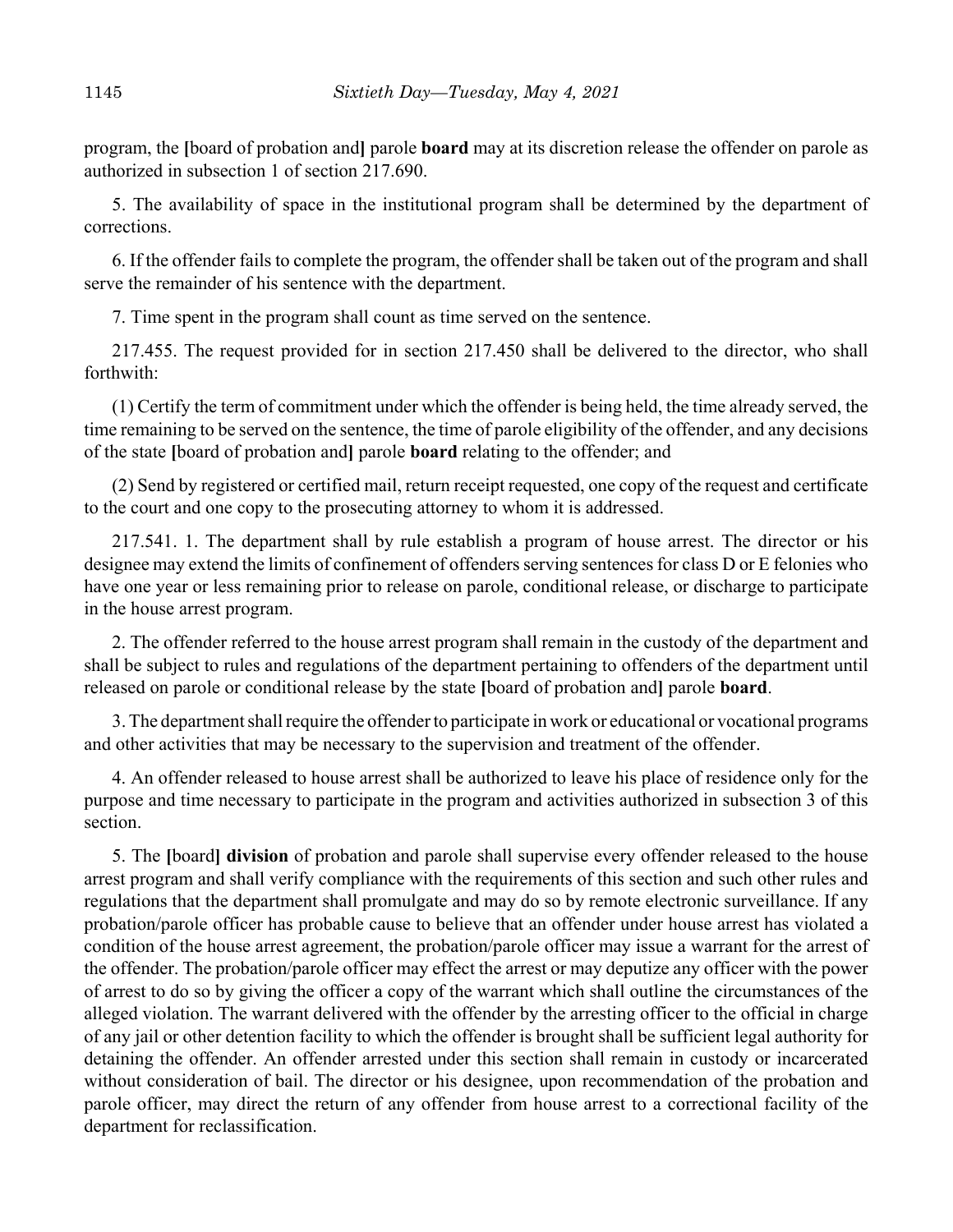program, the [board of probation and] parole **board** may at its discretion release the offender on parole as authorized in subsection 1 of section 217.690.

5. The availability of space in the institutional program shall be determined by the department of corrections.

6. If the offender fails to complete the program, the offender shall be taken out of the program and shall serve the remainder of his sentence with the department.

7. Time spent in the program shall count as time served on the sentence.

217.455. The request provided for in section 217.450 shall be delivered to the director, who shall forthwith:

(1) Certify the term of commitment under which the offender is being held, the time already served, the time remaining to be served on the sentence, the time of parole eligibility of the offender, and any decisions of the state [board of probation and] parole **board** relating to the offender; and

(2) Send by registered or certified mail, return receipt requested, one copy of the request and certificate to the court and one copy to the prosecuting attorney to whom it is addressed.

217.541. 1. The department shall by rule establish a program of house arrest. The director or his designee may extend the limits of confinement of offenders serving sentences for class D or E felonies who have one year or less remaining prior to release on parole, conditional release, or discharge to participate in the house arrest program.

2. The offender referred to the house arrest program shall remain in the custody of the department and shall be subject to rules and regulations of the department pertaining to offenders of the department until released on parole or conditional release by the state [board of probation and] parole **board**.

3. The department shall require the offender to participate in work or educational or vocational programs and other activities that may be necessary to the supervision and treatment of the offender.

4. An offender released to house arrest shall be authorized to leave his place of residence only for the purpose and time necessary to participate in the program and activities authorized in subsection 3 of this section.

5. The [board] **division** of probation and parole shall supervise every offender released to the house arrest program and shall verify compliance with the requirements of this section and such other rules and regulations that the department shall promulgate and may do so by remote electronic surveillance. If any probation/parole officer has probable cause to believe that an offender under house arrest has violated a condition of the house arrest agreement, the probation/parole officer may issue a warrant for the arrest of the offender. The probation/parole officer may effect the arrest or may deputize any officer with the power of arrest to do so by giving the officer a copy of the warrant which shall outline the circumstances of the alleged violation. The warrant delivered with the offender by the arresting officer to the official in charge of any jail or other detention facility to which the offender is brought shall be sufficient legal authority for detaining the offender. An offender arrested under this section shall remain in custody or incarcerated without consideration of bail. The director or his designee, upon recommendation of the probation and parole officer, may direct the return of any offender from house arrest to a correctional facility of the department for reclassification.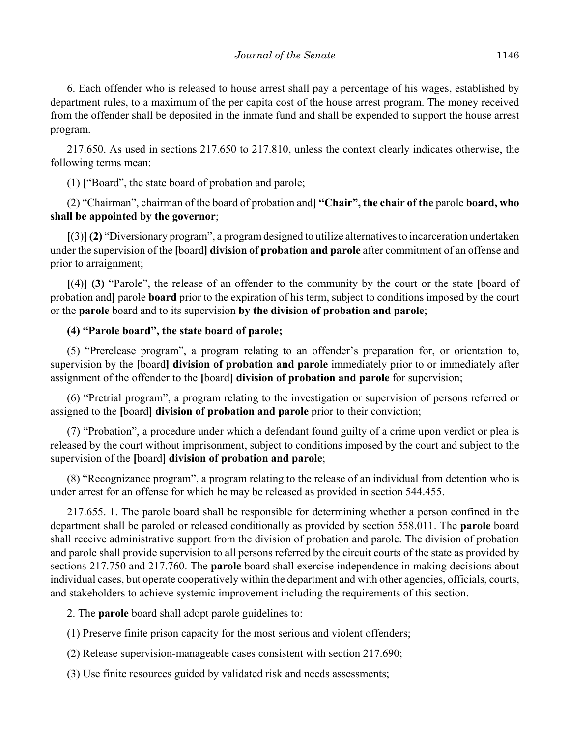6. Each offender who is released to house arrest shall pay a percentage of his wages, established by department rules, to a maximum of the per capita cost of the house arrest program. The money received from the offender shall be deposited in the inmate fund and shall be expended to support the house arrest program.

217.650. As used in sections 217.650 to 217.810, unless the context clearly indicates otherwise, the following terms mean:

(1) **[**"Board", the state board of probation and parole;

(2) "Chairman", chairman of the board of probation and**] "Chair", the chair of the** parole **board, who shall be appointed by the governor**;

**[**(3)**] (2)** "Diversionary program", a program designed to utilize alternatives to incarceration undertaken under the supervision of the **[**board**] division of probation and parole** after commitment of an offense and prior to arraignment;

**[**(4)**] (3)** "Parole", the release of an offender to the community by the court or the state **[**board of probation and**]** parole **board** prior to the expiration of his term, subject to conditions imposed by the court or the **parole** board and to its supervision **by the division of probation and parole**;

**(4) "Parole board", the state board of parole;**

(5) "Prerelease program", a program relating to an offender's preparation for, or orientation to, supervision by the **[**board**] division of probation and parole** immediately prior to or immediately after assignment of the offender to the **[**board**] division of probation and parole** for supervision;

(6) "Pretrial program", a program relating to the investigation or supervision of persons referred or assigned to the **[**board**] division of probation and parole** prior to their conviction;

(7) "Probation", a procedure under which a defendant found guilty of a crime upon verdict or plea is released by the court without imprisonment, subject to conditions imposed by the court and subject to the supervision of the **[**board**] division of probation and parole**;

(8) "Recognizance program", a program relating to the release of an individual from detention who is under arrest for an offense for which he may be released as provided in section 544.455.

217.655. 1. The parole board shall be responsible for determining whether a person confined in the department shall be paroled or released conditionally as provided by section 558.011. The **parole** board shall receive administrative support from the division of probation and parole. The division of probation and parole shall provide supervision to all persons referred by the circuit courts of the state as provided by sections 217.750 and 217.760. The **parole** board shall exercise independence in making decisions about individual cases, but operate cooperatively within the department and with other agencies, officials, courts, and stakeholders to achieve systemic improvement including the requirements of this section.

2. The **parole** board shall adopt parole guidelines to:

(1) Preserve finite prison capacity for the most serious and violent offenders;

(2) Release supervision-manageable cases consistent with section 217.690;

(3) Use finite resources guided by validated risk and needs assessments;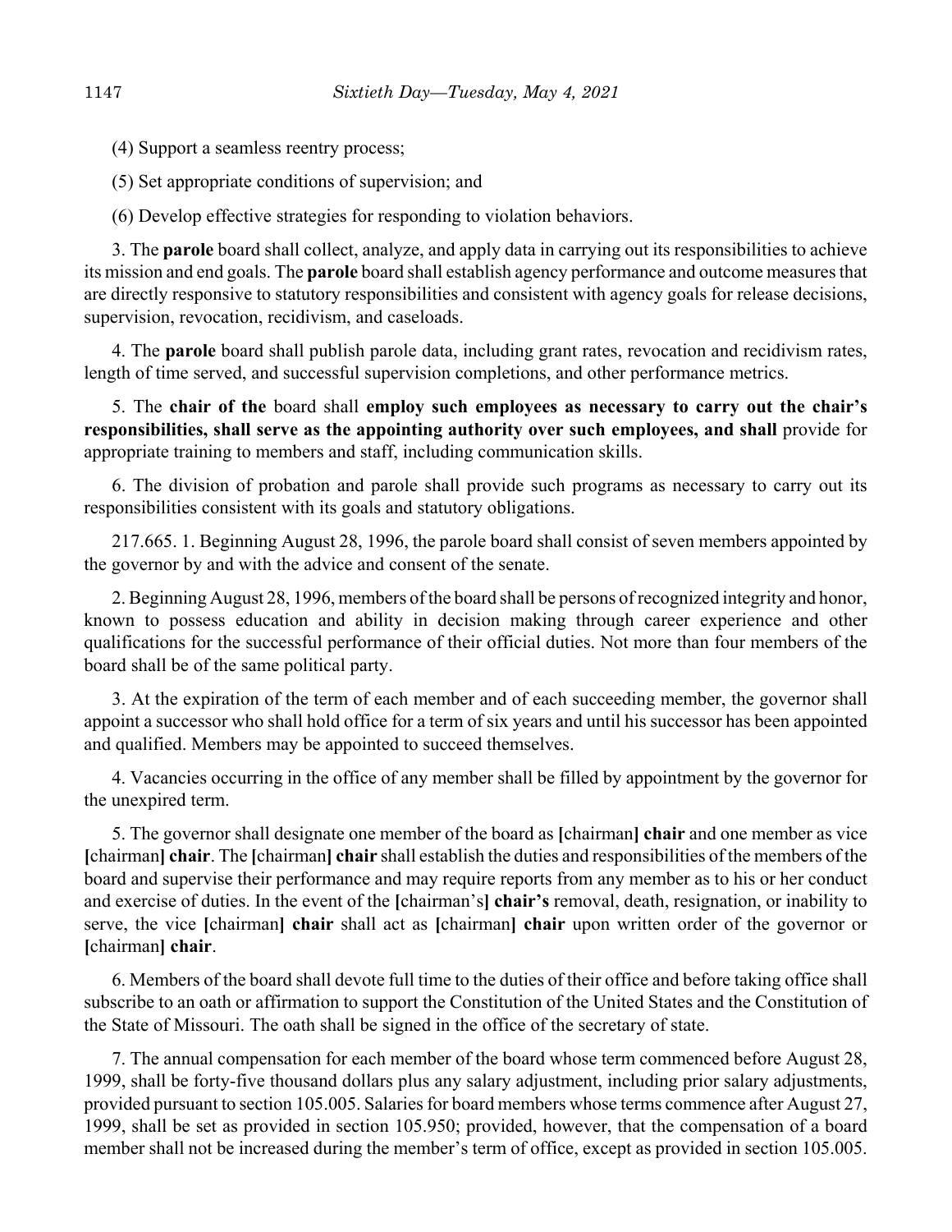(4) Support a seamless reentry process;

(5) Set appropriate conditions of supervision; and

(6) Develop effective strategies for responding to violation behaviors.

3. The **parole** board shall collect, analyze, and apply data in carrying out its responsibilities to achieve its mission and end goals. The **parole** board shall establish agency performance and outcome measures that are directly responsive to statutory responsibilities and consistent with agency goals for release decisions, supervision, revocation, recidivism, and caseloads.

4. The **parole** board shall publish parole data, including grant rates, revocation and recidivism rates, length of time served, and successful supervision completions, and other performance metrics.

5. The **chair of the** board shall **employ such employees as necessary to carry out the chair's responsibilities, shall serve as the appointing authority over such employees, and shall** provide for appropriate training to members and staff, including communication skills.

6. The division of probation and parole shall provide such programs as necessary to carry out its responsibilities consistent with its goals and statutory obligations.

217.665. 1. Beginning August 28, 1996, the parole board shall consist of seven members appointed by the governor by and with the advice and consent of the senate.

2. Beginning August 28, 1996, members of the board shall be persons of recognized integrity and honor, known to possess education and ability in decision making through career experience and other qualifications for the successful performance of their official duties. Not more than four members of the board shall be of the same political party.

3. At the expiration of the term of each member and of each succeeding member, the governor shall appoint a successor who shall hold office for a term of six years and until his successor has been appointed and qualified. Members may be appointed to succeed themselves.

4. Vacancies occurring in the office of any member shall be filled by appointment by the governor for the unexpired term.

5. The governor shall designate one member of the board as **[**chairman**]** **chair** and one member as vice **[**chairman**]** **chair**. The **[**chairman**]** **chair** shall establish the duties and responsibilities of the members of the board and supervise their performance and may require reports from any member as to his or her conduct and exercise of duties. In the event of the **[**chairman's**]** **chair's** removal, death, resignation, or inability to serve, the vice **[**chairman**]** **chair** shall act as **[**chairman**]** **chair** upon written order of the governor or **[**chairman**]** **chair**.

6. Members of the board shall devote full time to the duties of their office and before taking office shall subscribe to an oath or affirmation to support the Constitution of the United States and the Constitution of the State of Missouri. The oath shall be signed in the office of the secretary of state.

7. The annual compensation for each member of the board whose term commenced before August 28, 1999, shall be forty-five thousand dollars plus any salary adjustment, including prior salary adjustments, provided pursuant to section 105.005. Salaries for board members whose terms commence after August 27, 1999, shall be set as provided in section 105.950; provided, however, that the compensation of a board member shall not be increased during the member's term of office, except as provided in section 105.005.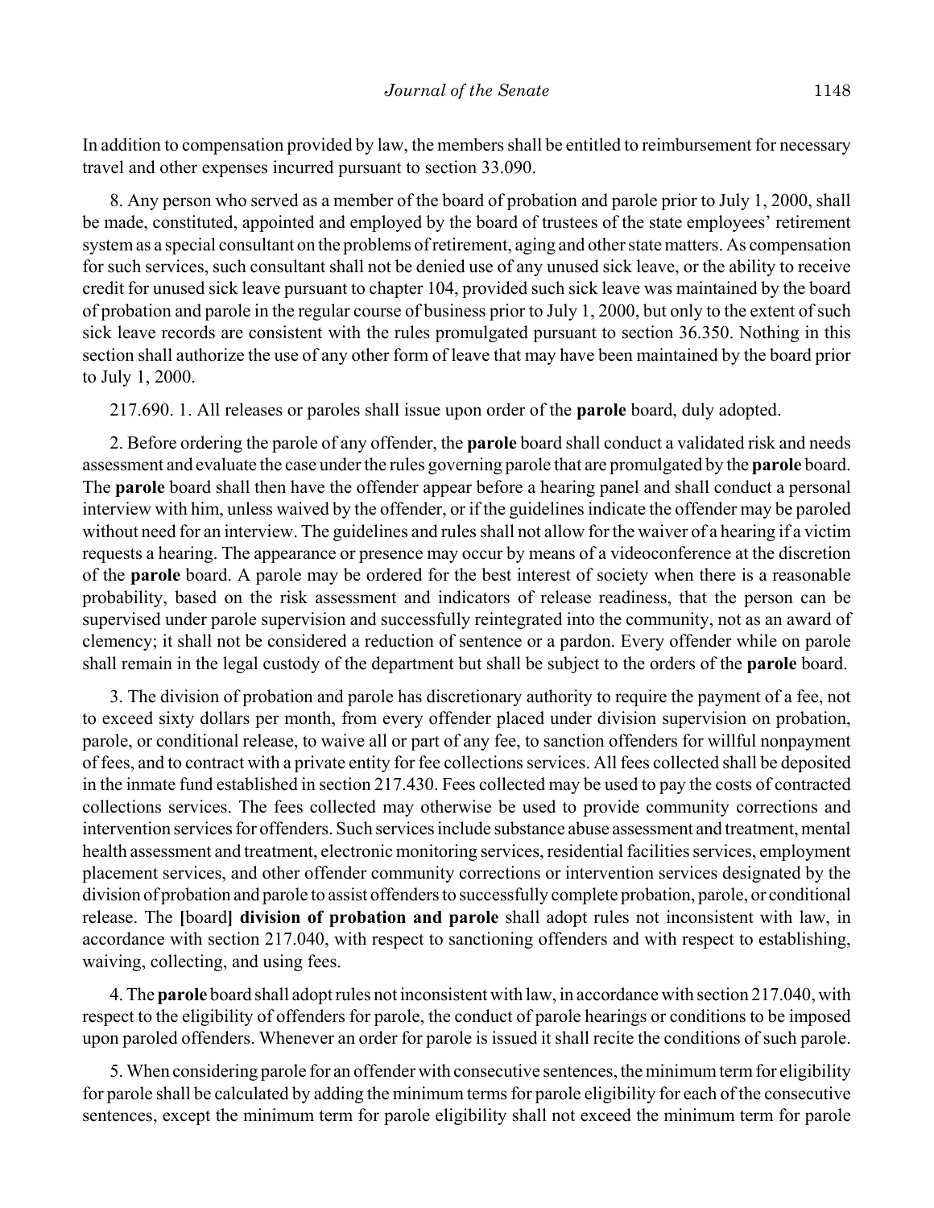In addition to compensation provided by law, the members shall be entitled to reimbursement for necessary travel and other expenses incurred pursuant to section 33.090.

8. Any person who served as a member of the board of probation and parole prior to July 1, 2000, shall be made, constituted, appointed and employed by the board of trustees of the state employees' retirement system as a special consultant on the problems of retirement, aging and other state matters. As compensation for such services, such consultant shall not be denied use of any unused sick leave, or the ability to receive credit for unused sick leave pursuant to chapter 104, provided such sick leave was maintained by the board of probation and parole in the regular course of business prior to July 1, 2000, but only to the extent of such sick leave records are consistent with the rules promulgated pursuant to section 36.350. Nothing in this section shall authorize the use of any other form of leave that may have been maintained by the board prior to July 1, 2000.

217.690. 1. All releases or paroles shall issue upon order of the **parole** board, duly adopted.

2. Before ordering the parole of any offender, the **parole** board shall conduct a validated risk and needs assessment and evaluate the case under the rules governing parole that are promulgated by the **parole** board. The **parole** board shall then have the offender appear before a hearing panel and shall conduct a personal interview with him, unless waived by the offender, or if the guidelines indicate the offender may be paroled without need for an interview. The guidelines and rules shall not allow for the waiver of a hearing if a victim requests a hearing. The appearance or presence may occur by means of a videoconference at the discretion of the **parole** board. A parole may be ordered for the best interest of society when there is a reasonable probability, based on the risk assessment and indicators of release readiness, that the person can be supervised under parole supervision and successfully reintegrated into the community, not as an award of clemency; it shall not be considered a reduction of sentence or a pardon. Every offender while on parole shall remain in the legal custody of the department but shall be subject to the orders of the **parole** board.

3. The division of probation and parole has discretionary authority to require the payment of a fee, not to exceed sixty dollars per month, from every offender placed under division supervision on probation, parole, or conditional release, to waive all or part of any fee, to sanction offenders for willful nonpayment of fees, and to contract with a private entity for fee collections services. All fees collected shall be deposited in the inmate fund established in section 217.430. Fees collected may be used to pay the costs of contracted collections services. The fees collected may otherwise be used to provide community corrections and intervention services for offenders. Such services include substance abuse assessment and treatment, mental health assessment and treatment, electronic monitoring services, residential facilities services, employment placement services, and other offender community corrections or intervention services designated by the division of probation and parole to assist offenders to successfully complete probation, parole, or conditional release. The **[**board**] division of probation and parole** shall adopt rules not inconsistent with law, in accordance with section 217.040, with respect to sanctioning offenders and with respect to establishing, waiving, collecting, and using fees.

4. The **parole** board shall adopt rules not inconsistent with law, in accordance with section 217.040, with respect to the eligibility of offenders for parole, the conduct of parole hearings or conditions to be imposed upon paroled offenders. Whenever an order for parole is issued it shall recite the conditions of such parole.

5. When considering parole for an offender with consecutive sentences, the minimum term for eligibility for parole shall be calculated by adding the minimum terms for parole eligibility for each of the consecutive sentences, except the minimum term for parole eligibility shall not exceed the minimum term for parole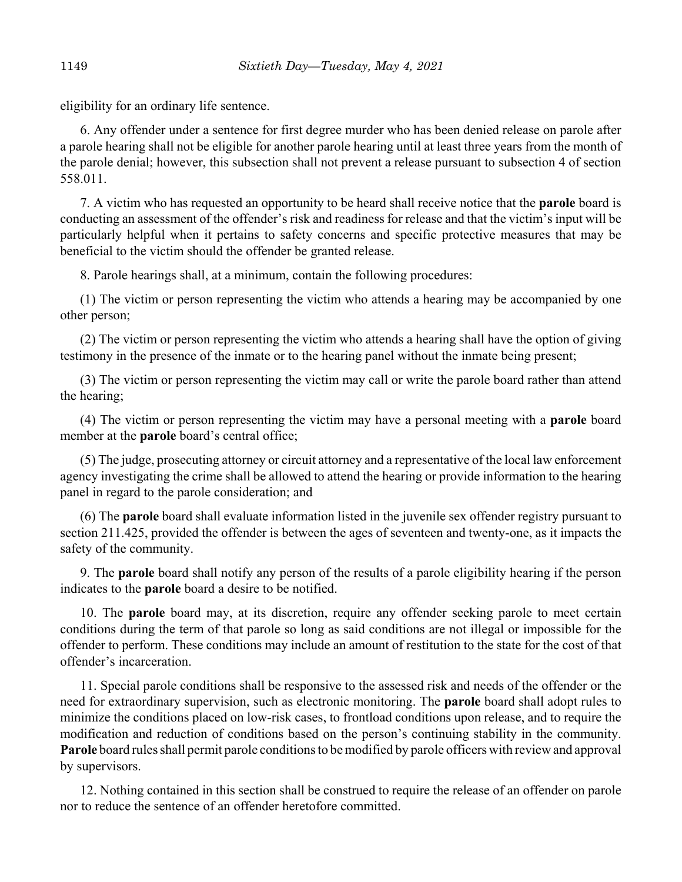eligibility for an ordinary life sentence.

6. Any offender under a sentence for first degree murder who has been denied release on parole after a parole hearing shall not be eligible for another parole hearing until at least three years from the month of the parole denial; however, this subsection shall not prevent a release pursuant to subsection 4 of section 558.011.

7. A victim who has requested an opportunity to be heard shall receive notice that the **parole** board is conducting an assessment of the offender's risk and readiness for release and that the victim's input will be particularly helpful when it pertains to safety concerns and specific protective measures that may be beneficial to the victim should the offender be granted release.

8. Parole hearings shall, at a minimum, contain the following procedures:

(1) The victim or person representing the victim who attends a hearing may be accompanied by one other person;

(2) The victim or person representing the victim who attends a hearing shall have the option of giving testimony in the presence of the inmate or to the hearing panel without the inmate being present;

(3) The victim or person representing the victim may call or write the parole board rather than attend the hearing;

(4) The victim or person representing the victim may have a personal meeting with a **parole** board member at the **parole** board's central office;

(5) The judge, prosecuting attorney or circuit attorney and a representative of the local law enforcement agency investigating the crime shall be allowed to attend the hearing or provide information to the hearing panel in regard to the parole consideration; and

(6) The **parole** board shall evaluate information listed in the juvenile sex offender registry pursuant to section 211.425, provided the offender is between the ages of seventeen and twenty-one, as it impacts the safety of the community.

9. The **parole** board shall notify any person of the results of a parole eligibility hearing if the person indicates to the **parole** board a desire to be notified.

10. The **parole** board may, at its discretion, require any offender seeking parole to meet certain conditions during the term of that parole so long as said conditions are not illegal or impossible for the offender to perform. These conditions may include an amount of restitution to the state for the cost of that offender's incarceration.

11. Special parole conditions shall be responsive to the assessed risk and needs of the offender or the need for extraordinary supervision, such as electronic monitoring. The **parole** board shall adopt rules to minimize the conditions placed on low-risk cases, to frontload conditions upon release, and to require the modification and reduction of conditions based on the person's continuing stability in the community. **Parole** board rules shall permit parole conditions to be modified by parole officers with review and approval by supervisors.

12. Nothing contained in this section shall be construed to require the release of an offender on parole nor to reduce the sentence of an offender heretofore committed.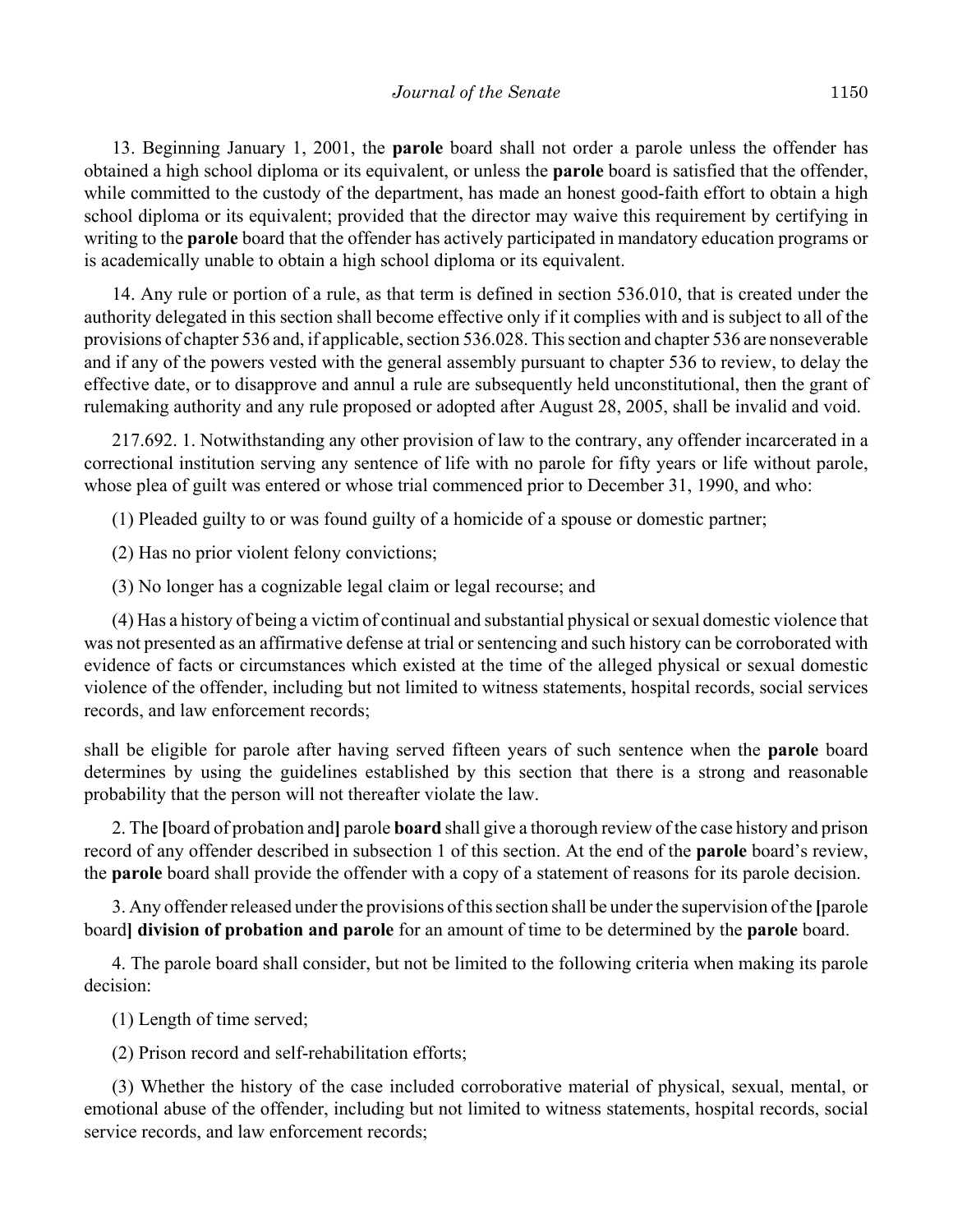13. Beginning January 1, 2001, the **parole** board shall not order a parole unless the offender has obtained a high school diploma or its equivalent, or unless the **parole** board is satisfied that the offender, while committed to the custody of the department, has made an honest good-faith effort to obtain a high school diploma or its equivalent; provided that the director may waive this requirement by certifying in writing to the **parole** board that the offender has actively participated in mandatory education programs or is academically unable to obtain a high school diploma or its equivalent.

14. Any rule or portion of a rule, as that term is defined in section 536.010, that is created under the authority delegated in this section shall become effective only if it complies with and is subject to all of the provisions of chapter 536 and, if applicable, section 536.028. This section and chapter 536 are nonseverable and if any of the powers vested with the general assembly pursuant to chapter 536 to review, to delay the effective date, or to disapprove and annul a rule are subsequently held unconstitutional, then the grant of rulemaking authority and any rule proposed or adopted after August 28, 2005, shall be invalid and void.

217.692. 1. Notwithstanding any other provision of law to the contrary, any offender incarcerated in a correctional institution serving any sentence of life with no parole for fifty years or life without parole, whose plea of guilt was entered or whose trial commenced prior to December 31, 1990, and who:

(1) Pleaded guilty to or was found guilty of a homicide of a spouse or domestic partner;

(2) Has no prior violent felony convictions;

(3) No longer has a cognizable legal claim or legal recourse; and

(4) Has a history of being a victim of continual and substantial physical or sexual domestic violence that was not presented as an affirmative defense at trial or sentencing and such history can be corroborated with evidence of facts or circumstances which existed at the time of the alleged physical or sexual domestic violence of the offender, including but not limited to witness statements, hospital records, social services records, and law enforcement records;

shall be eligible for parole after having served fifteen years of such sentence when the **parole** board determines by using the guidelines established by this section that there is a strong and reasonable probability that the person will not thereafter violate the law.

2. The **[**board of probation and**]** parole **board** shall give a thorough review of the case history and prison record of any offender described in subsection 1 of this section. At the end of the **parole** board's review, the **parole** board shall provide the offender with a copy of a statement of reasons for its parole decision.

3. Any offender released under the provisions of this section shall be under the supervision of the **[**parole board**] division of probation and parole** for an amount of time to be determined by the **parole** board.

4. The parole board shall consider, but not be limited to the following criteria when making its parole decision:

(1) Length of time served;

(2) Prison record and self-rehabilitation efforts;

(3) Whether the history of the case included corroborative material of physical, sexual, mental, or emotional abuse of the offender, including but not limited to witness statements, hospital records, social service records, and law enforcement records;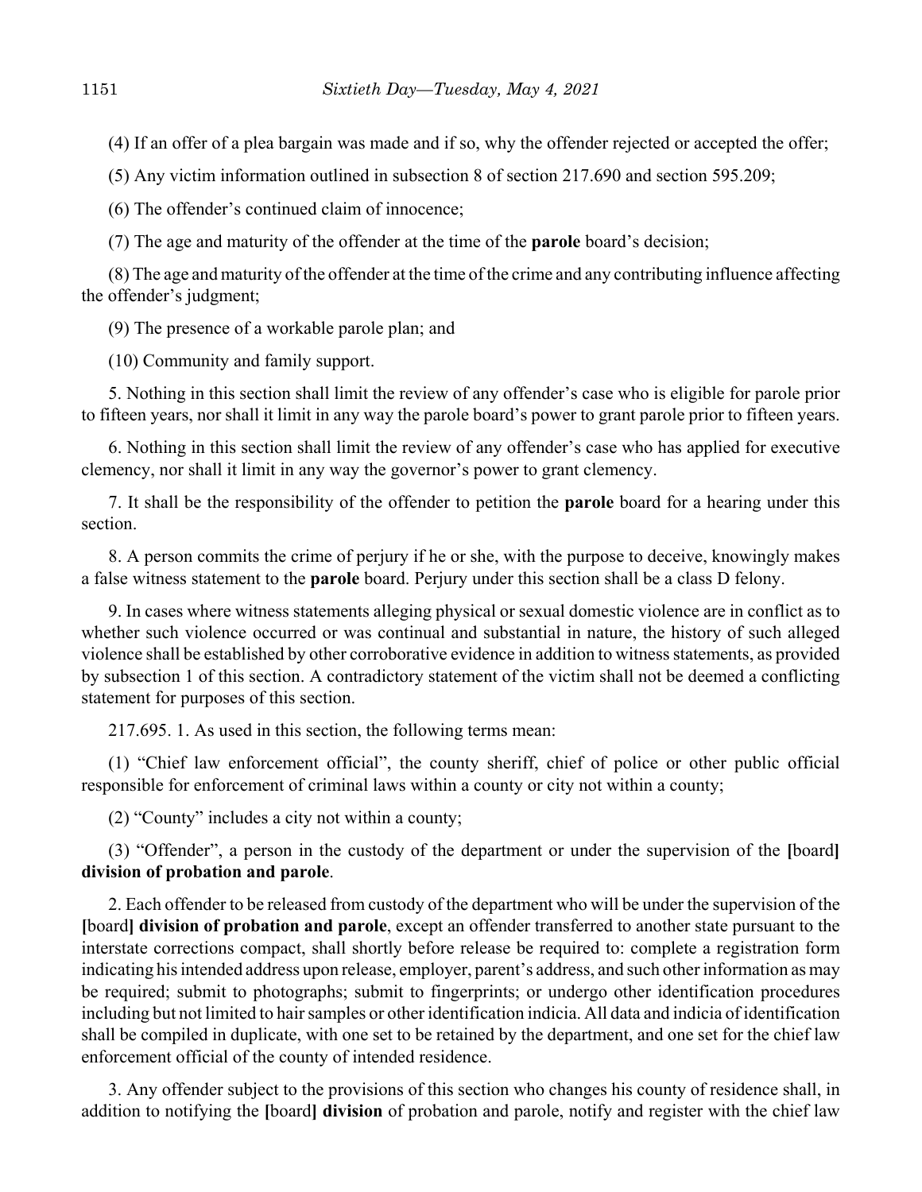(4) If an offer of a plea bargain was made and if so, why the offender rejected or accepted the offer;

(5) Any victim information outlined in subsection 8 of section 217.690 and section 595.209;

(6) The offender's continued claim of innocence;

(7) The age and maturity of the offender at the time of the **parole** board's decision;

(8) The age and maturity of the offender at the time of the crime and any contributing influence affecting the offender's judgment;

(9) The presence of a workable parole plan; and

(10) Community and family support.

5. Nothing in this section shall limit the review of any offender's case who is eligible for parole prior to fifteen years, nor shall it limit in any way the parole board's power to grant parole prior to fifteen years.

6. Nothing in this section shall limit the review of any offender's case who has applied for executive clemency, nor shall it limit in any way the governor's power to grant clemency.

7. It shall be the responsibility of the offender to petition the **parole** board for a hearing under this section.

8. A person commits the crime of perjury if he or she, with the purpose to deceive, knowingly makes a false witness statement to the **parole** board. Perjury under this section shall be a class D felony.

9. In cases where witness statements alleging physical or sexual domestic violence are in conflict as to whether such violence occurred or was continual and substantial in nature, the history of such alleged violence shall be established by other corroborative evidence in addition to witness statements, as provided by subsection 1 of this section. A contradictory statement of the victim shall not be deemed a conflicting statement for purposes of this section.

217.695. 1. As used in this section, the following terms mean:

(1) "Chief law enforcement official", the county sheriff, chief of police or other public official responsible for enforcement of criminal laws within a county or city not within a county;

(2) "County" includes a city not within a county;

(3) "Offender", a person in the custody of the department or under the supervision of the **[**board**]** **division of probation and parole**.

2. Each offender to be released from custody of the department who will be under the supervision of the **[**board**]** **division of probation and parole**, except an offender transferred to another state pursuant to the interstate corrections compact, shall shortly before release be required to: complete a registration form indicating his intended address upon release, employer, parent's address, and such other information as may be required; submit to photographs; submit to fingerprints; or undergo other identification procedures including but not limited to hair samples or other identification indicia. All data and indicia of identification shall be compiled in duplicate, with one set to be retained by the department, and one set for the chief law enforcement official of the county of intended residence.

3. Any offender subject to the provisions of this section who changes his county of residence shall, in addition to notifying the **[**board**]** **division** of probation and parole, notify and register with the chief law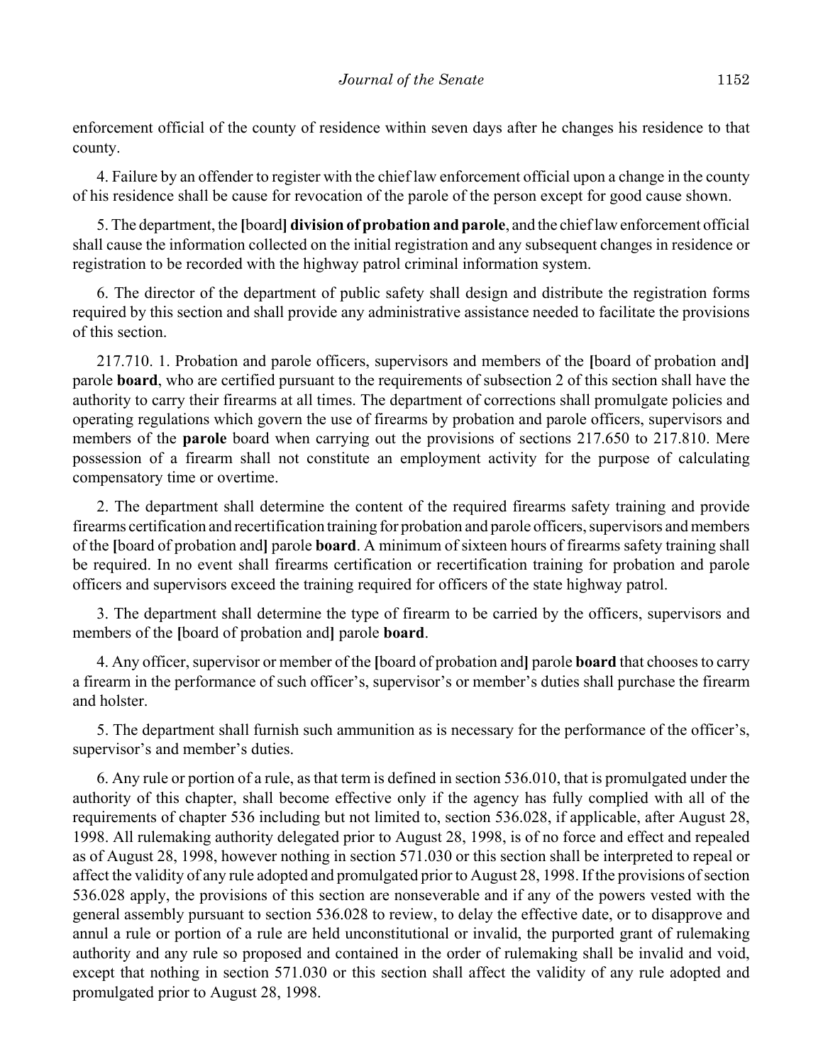enforcement official of the county of residence within seven days after he changes his residence to that county.

4. Failure by an offender to register with the chief law enforcement official upon a change in the county of his residence shall be cause for revocation of the parole of the person except for good cause shown.

5. The department, the [board] **division of probation and parole**, and the chief law enforcement official shall cause the information collected on the initial registration and any subsequent changes in residence or registration to be recorded with the highway patrol criminal information system.

6. The director of the department of public safety shall design and distribute the registration forms required by this section and shall provide any administrative assistance needed to facilitate the provisions of this section.

217.710. 1. Probation and parole officers, supervisors and members of the [board of probation and] parole **board**, who are certified pursuant to the requirements of subsection 2 of this section shall have the authority to carry their firearms at all times. The department of corrections shall promulgate policies and operating regulations which govern the use of firearms by probation and parole officers, supervisors and members of the **parole** board when carrying out the provisions of sections 217.650 to 217.810. Mere possession of a firearm shall not constitute an employment activity for the purpose of calculating compensatory time or overtime.

2. The department shall determine the content of the required firearms safety training and provide firearms certification and recertification training for probation and parole officers, supervisors and members of the [board of probation and] parole **board**. A minimum of sixteen hours of firearms safety training shall be required. In no event shall firearms certification or recertification training for probation and parole officers and supervisors exceed the training required for officers of the state highway patrol.

3. The department shall determine the type of firearm to be carried by the officers, supervisors and members of the [board of probation and] parole **board**.

4. Any officer, supervisor or member of the [board of probation and] parole **board** that chooses to carry a firearm in the performance of such officer's, supervisor's or member's duties shall purchase the firearm and holster.

5. The department shall furnish such ammunition as is necessary for the performance of the officer's, supervisor's and member's duties.

6. Any rule or portion of a rule, as that term is defined in section 536.010, that is promulgated under the authority of this chapter, shall become effective only if the agency has fully complied with all of the requirements of chapter 536 including but not limited to, section 536.028, if applicable, after August 28, 1998. All rulemaking authority delegated prior to August 28, 1998, is of no force and effect and repealed as of August 28, 1998, however nothing in section 571.030 or this section shall be interpreted to repeal or affect the validity of any rule adopted and promulgated prior to August 28, 1998. If the provisions of section 536.028 apply, the provisions of this section are nonseverable and if any of the powers vested with the general assembly pursuant to section 536.028 to review, to delay the effective date, or to disapprove and annul a rule or portion of a rule are held unconstitutional or invalid, the purported grant of rulemaking authority and any rule so proposed and contained in the order of rulemaking shall be invalid and void, except that nothing in section 571.030 or this section shall affect the validity of any rule adopted and promulgated prior to August 28, 1998.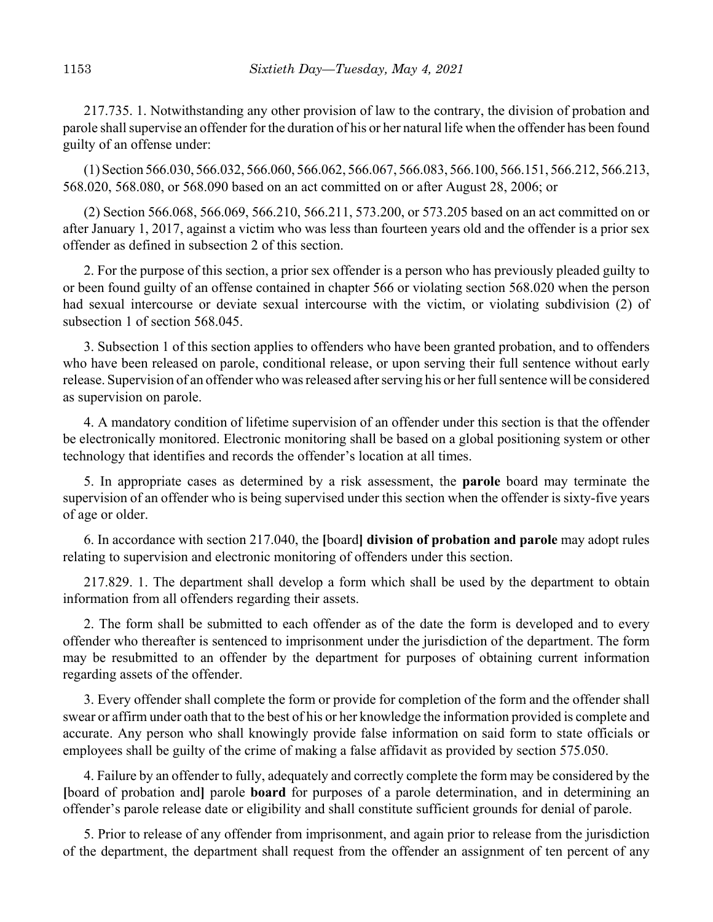217.735. 1. Notwithstanding any other provision of law to the contrary, the division of probation and parole shall supervise an offender for the duration of his or her natural life when the offender has been found guilty of an offense under:

(1) Section 566.030, 566.032, 566.060, 566.062, 566.067, 566.083, 566.100, 566.151, 566.212, 566.213, 568.020, 568.080, or 568.090 based on an act committed on or after August 28, 2006; or

(2) Section 566.068, 566.069, 566.210, 566.211, 573.200, or 573.205 based on an act committed on or after January 1, 2017, against a victim who was less than fourteen years old and the offender is a prior sex offender as defined in subsection 2 of this section.

2. For the purpose of this section, a prior sex offender is a person who has previously pleaded guilty to or been found guilty of an offense contained in chapter 566 or violating section 568.020 when the person had sexual intercourse or deviate sexual intercourse with the victim, or violating subdivision (2) of subsection 1 of section 568.045.

3. Subsection 1 of this section applies to offenders who have been granted probation, and to offenders who have been released on parole, conditional release, or upon serving their full sentence without early release. Supervision of an offender who was released after serving his or her full sentence will be considered as supervision on parole.

4. A mandatory condition of lifetime supervision of an offender under this section is that the offender be electronically monitored. Electronic monitoring shall be based on a global positioning system or other technology that identifies and records the offender's location at all times.

5. In appropriate cases as determined by a risk assessment, the **parole** board may terminate the supervision of an offender who is being supervised under this section when the offender is sixty-five years of age or older.

6. In accordance with section 217.040, the **[**board**] division of probation and parole** may adopt rules relating to supervision and electronic monitoring of offenders under this section.

217.829. 1. The department shall develop a form which shall be used by the department to obtain information from all offenders regarding their assets.

2. The form shall be submitted to each offender as of the date the form is developed and to every offender who thereafter is sentenced to imprisonment under the jurisdiction of the department. The form may be resubmitted to an offender by the department for purposes of obtaining current information regarding assets of the offender.

3. Every offender shall complete the form or provide for completion of the form and the offender shall swear or affirm under oath that to the best of his or her knowledge the information provided is complete and accurate. Any person who shall knowingly provide false information on said form to state officials or employees shall be guilty of the crime of making a false affidavit as provided by section 575.050.

4. Failure by an offender to fully, adequately and correctly complete the form may be considered by the **[**board of probation and**]** parole **board** for purposes of a parole determination, and in determining an offender's parole release date or eligibility and shall constitute sufficient grounds for denial of parole.

5. Prior to release of any offender from imprisonment, and again prior to release from the jurisdiction of the department, the department shall request from the offender an assignment of ten percent of any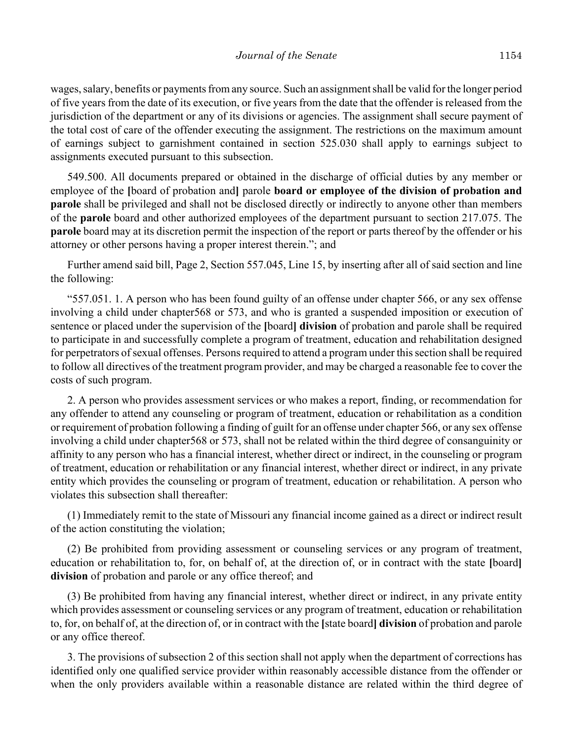wages, salary, benefits or payments from any source. Such an assignment shall be valid for the longer period of five years from the date of its execution, or five years from the date that the offender is released from the jurisdiction of the department or any of its divisions or agencies. The assignment shall secure payment of the total cost of care of the offender executing the assignment. The restrictions on the maximum amount of earnings subject to garnishment contained in section 525.030 shall apply to earnings subject to assignments executed pursuant to this subsection.

549.500. All documents prepared or obtained in the discharge of official duties by any member or employee of the **[**board of probation and**]** parole **board or employee of the division of probation and parole** shall be privileged and shall not be disclosed directly or indirectly to anyone other than members of the **parole** board and other authorized employees of the department pursuant to section 217.075. The **parole** board may at its discretion permit the inspection of the report or parts thereof by the offender or his attorney or other persons having a proper interest therein."; and

Further amend said bill, Page 2, Section 557.045, Line 15, by inserting after all of said section and line the following:

"557.051. 1. A person who has been found guilty of an offense under chapter 566, or any sex offense involving a child under chapter568 or 573, and who is granted a suspended imposition or execution of sentence or placed under the supervision of the **[**board**]** **division** of probation and parole shall be required to participate in and successfully complete a program of treatment, education and rehabilitation designed for perpetrators of sexual offenses. Persons required to attend a program under this section shall be required to follow all directives of the treatment program provider, and may be charged a reasonable fee to cover the costs of such program.

2. A person who provides assessment services or who makes a report, finding, or recommendation for any offender to attend any counseling or program of treatment, education or rehabilitation as a condition or requirement of probation following a finding of guilt for an offense under chapter 566, or any sex offense involving a child under chapter568 or 573, shall not be related within the third degree of consanguinity or affinity to any person who has a financial interest, whether direct or indirect, in the counseling or program of treatment, education or rehabilitation or any financial interest, whether direct or indirect, in any private entity which provides the counseling or program of treatment, education or rehabilitation. A person who violates this subsection shall thereafter:

(1) Immediately remit to the state of Missouri any financial income gained as a direct or indirect result of the action constituting the violation;

(2) Be prohibited from providing assessment or counseling services or any program of treatment, education or rehabilitation to, for, on behalf of, at the direction of, or in contract with the state **[**board**]** **division** of probation and parole or any office thereof; and

(3) Be prohibited from having any financial interest, whether direct or indirect, in any private entity which provides assessment or counseling services or any program of treatment, education or rehabilitation to, for, on behalf of, at the direction of, or in contract with the **[**state board**]** **division** of probation and parole or any office thereof.

3. The provisions of subsection 2 of this section shall not apply when the department of corrections has identified only one qualified service provider within reasonably accessible distance from the offender or when the only providers available within a reasonable distance are related within the third degree of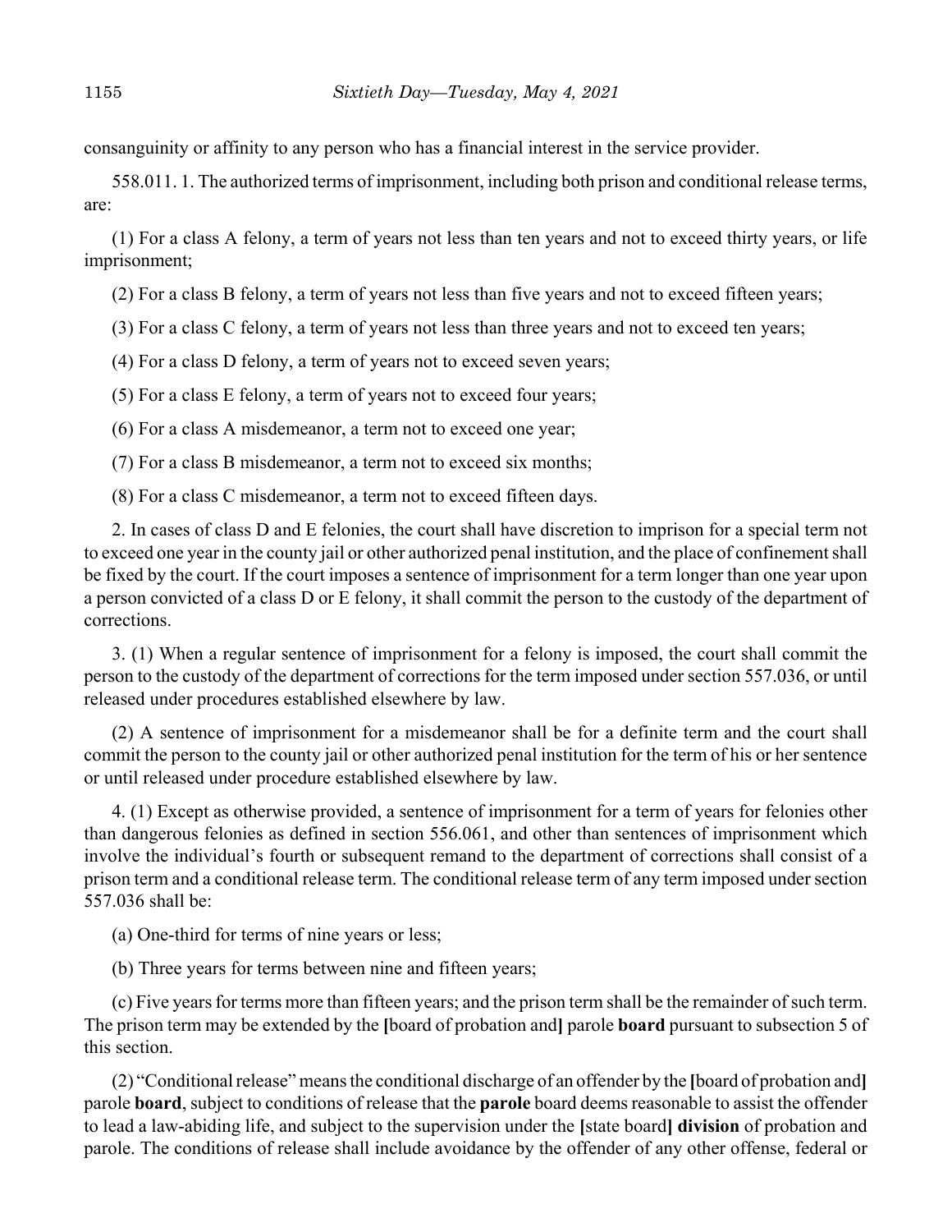consanguinity or affinity to any person who has a financial interest in the service provider.

558.011. 1. The authorized terms of imprisonment, including both prison and conditional release terms, are:

(1) For a class A felony, a term of years not less than ten years and not to exceed thirty years, or life imprisonment;

(2) For a class B felony, a term of years not less than five years and not to exceed fifteen years;

(3) For a class C felony, a term of years not less than three years and not to exceed ten years;

(4) For a class D felony, a term of years not to exceed seven years;

(5) For a class E felony, a term of years not to exceed four years;

(6) For a class A misdemeanor, a term not to exceed one year;

(7) For a class B misdemeanor, a term not to exceed six months;

(8) For a class C misdemeanor, a term not to exceed fifteen days.

2. In cases of class D and E felonies, the court shall have discretion to imprison for a special term not to exceed one year in the county jail or other authorized penal institution, and the place of confinement shall be fixed by the court. If the court imposes a sentence of imprisonment for a term longer than one year upon a person convicted of a class D or E felony, it shall commit the person to the custody of the department of corrections.

3. (1) When a regular sentence of imprisonment for a felony is imposed, the court shall commit the person to the custody of the department of corrections for the term imposed under section 557.036, or until released under procedures established elsewhere by law.

(2) A sentence of imprisonment for a misdemeanor shall be for a definite term and the court shall commit the person to the county jail or other authorized penal institution for the term of his or her sentence or until released under procedure established elsewhere by law.

4. (1) Except as otherwise provided, a sentence of imprisonment for a term of years for felonies other than dangerous felonies as defined in section 556.061, and other than sentences of imprisonment which involve the individual's fourth or subsequent remand to the department of corrections shall consist of a prison term and a conditional release term. The conditional release term of any term imposed under section 557.036 shall be:

(a) One-third for terms of nine years or less;

(b) Three years for terms between nine and fifteen years;

(c) Five years for terms more than fifteen years; and the prison term shall be the remainder of such term. The prison term may be extended by the **[**board of probation and**]** parole **board** pursuant to subsection 5 of this section.

(2) "Conditional release" means the conditional discharge of an offender by the **[**board of probation and**]** parole **board**, subject to conditions of release that the **parole** board deems reasonable to assist the offender to lead a law-abiding life, and subject to the supervision under the **[**state board**]** **division** of probation and parole. The conditions of release shall include avoidance by the offender of any other offense, federal or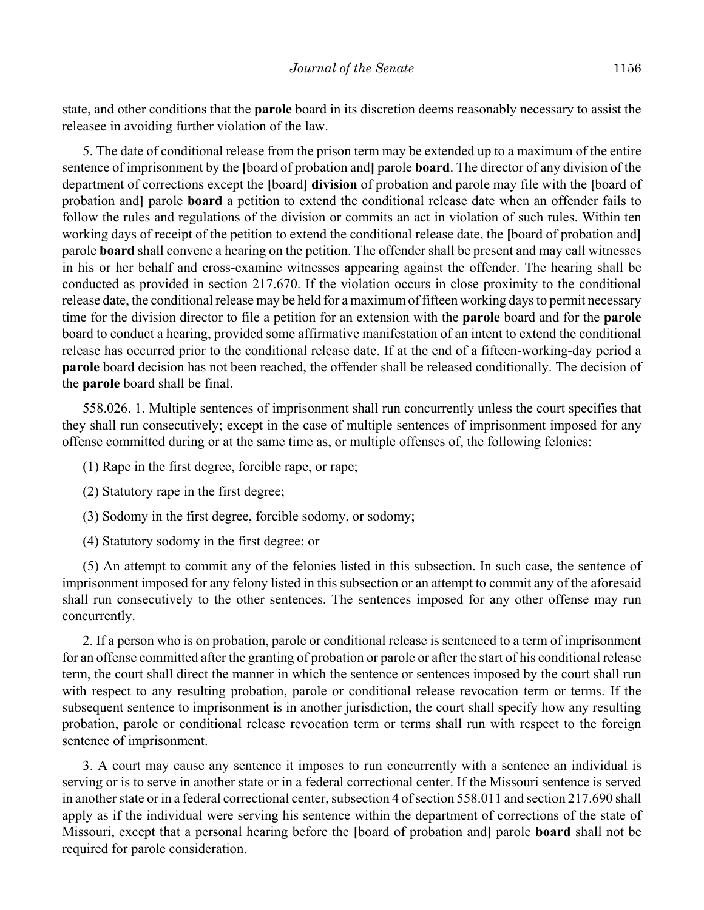state, and other conditions that the **parole** board in its discretion deems reasonably necessary to assist the releasee in avoiding further violation of the law.

5. The date of conditional release from the prison term may be extended up to a maximum of the entire sentence of imprisonment by the **[**board of probation and**]** parole **board**. The director of any division of the department of corrections except the **[**board**]** **division** of probation and parole may file with the **[**board of probation and**]** parole **board** a petition to extend the conditional release date when an offender fails to follow the rules and regulations of the division or commits an act in violation of such rules. Within ten working days of receipt of the petition to extend the conditional release date, the **[**board of probation and**]** parole **board** shall convene a hearing on the petition. The offender shall be present and may call witnesses in his or her behalf and cross-examine witnesses appearing against the offender. The hearing shall be conducted as provided in section 217.670. If the violation occurs in close proximity to the conditional release date, the conditional release may be held for a maximum of fifteen working days to permit necessary time for the division director to file a petition for an extension with the **parole** board and for the **parole** board to conduct a hearing, provided some affirmative manifestation of an intent to extend the conditional release has occurred prior to the conditional release date. If at the end of a fifteen-working-day period a **parole** board decision has not been reached, the offender shall be released conditionally. The decision of the **parole** board shall be final.

558.026. 1. Multiple sentences of imprisonment shall run concurrently unless the court specifies that they shall run consecutively; except in the case of multiple sentences of imprisonment imposed for any offense committed during or at the same time as, or multiple offenses of, the following felonies:

(1) Rape in the first degree, forcible rape, or rape;

(2) Statutory rape in the first degree;

(3) Sodomy in the first degree, forcible sodomy, or sodomy;

(4) Statutory sodomy in the first degree; or

(5) An attempt to commit any of the felonies listed in this subsection. In such case, the sentence of imprisonment imposed for any felony listed in this subsection or an attempt to commit any of the aforesaid shall run consecutively to the other sentences. The sentences imposed for any other offense may run concurrently.

2. If a person who is on probation, parole or conditional release is sentenced to a term of imprisonment for an offense committed after the granting of probation or parole or after the start of his conditional release term, the court shall direct the manner in which the sentence or sentences imposed by the court shall run with respect to any resulting probation, parole or conditional release revocation term or terms. If the subsequent sentence to imprisonment is in another jurisdiction, the court shall specify how any resulting probation, parole or conditional release revocation term or terms shall run with respect to the foreign sentence of imprisonment.

3. A court may cause any sentence it imposes to run concurrently with a sentence an individual is serving or is to serve in another state or in a federal correctional center. If the Missouri sentence is served in another state or in a federal correctional center, subsection 4 of section 558.011 and section 217.690 shall apply as if the individual were serving his sentence within the department of corrections of the state of Missouri, except that a personal hearing before the **[**board of probation and**]** parole **board** shall not be required for parole consideration.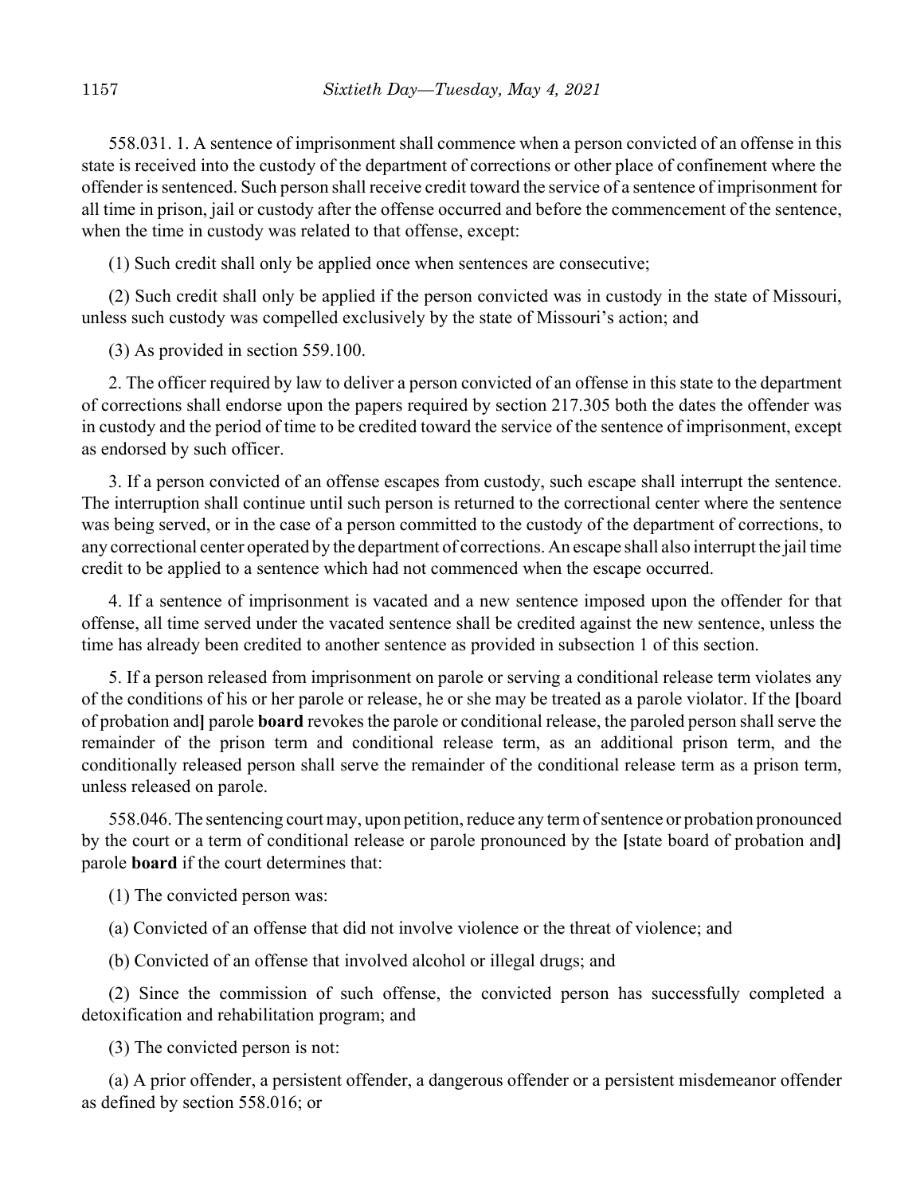558.031. 1. A sentence of imprisonment shall commence when a person convicted of an offense in this state is received into the custody of the department of corrections or other place of confinement where the offender is sentenced. Such person shall receive credit toward the service of a sentence of imprisonment for all time in prison, jail or custody after the offense occurred and before the commencement of the sentence, when the time in custody was related to that offense, except:

(1) Such credit shall only be applied once when sentences are consecutive;

(2) Such credit shall only be applied if the person convicted was in custody in the state of Missouri, unless such custody was compelled exclusively by the state of Missouri's action; and

(3) As provided in section 559.100.

2. The officer required by law to deliver a person convicted of an offense in this state to the department of corrections shall endorse upon the papers required by section 217.305 both the dates the offender was in custody and the period of time to be credited toward the service of the sentence of imprisonment, except as endorsed by such officer.

3. If a person convicted of an offense escapes from custody, such escape shall interrupt the sentence. The interruption shall continue until such person is returned to the correctional center where the sentence was being served, or in the case of a person committed to the custody of the department of corrections, to any correctional center operated by the department of corrections. An escape shall also interrupt the jail time credit to be applied to a sentence which had not commenced when the escape occurred.

4. If a sentence of imprisonment is vacated and a new sentence imposed upon the offender for that offense, all time served under the vacated sentence shall be credited against the new sentence, unless the time has already been credited to another sentence as provided in subsection 1 of this section.

5. If a person released from imprisonment on parole or serving a conditional release term violates any of the conditions of his or her parole or release, he or she may be treated as a parole violator. If the **[**board of probation and**]** parole **board** revokes the parole or conditional release, the paroled person shall serve the remainder of the prison term and conditional release term, as an additional prison term, and the conditionally released person shall serve the remainder of the conditional release term as a prison term, unless released on parole.

558.046. The sentencing court may, upon petition, reduce any term of sentence or probation pronounced by the court or a term of conditional release or parole pronounced by the **[**state board of probation and**]** parole **board** if the court determines that:

(1) The convicted person was:

(a) Convicted of an offense that did not involve violence or the threat of violence; and

(b) Convicted of an offense that involved alcohol or illegal drugs; and

(2) Since the commission of such offense, the convicted person has successfully completed a detoxification and rehabilitation program; and

(3) The convicted person is not:

(a) A prior offender, a persistent offender, a dangerous offender or a persistent misdemeanor offender as defined by section 558.016; or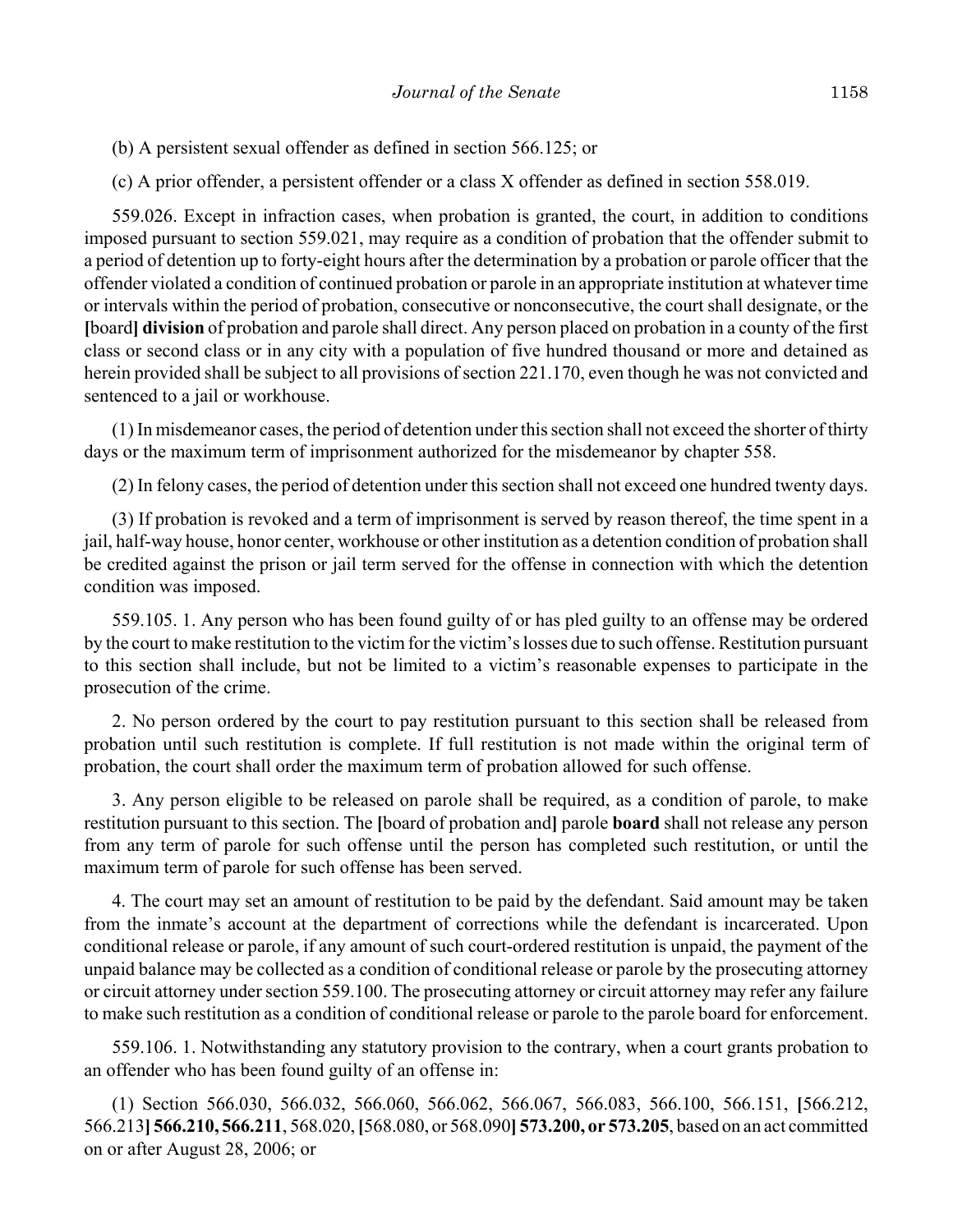(b) A persistent sexual offender as defined in section 566.125; or

(c) A prior offender, a persistent offender or a class X offender as defined in section 558.019.

559.026. Except in infraction cases, when probation is granted, the court, in addition to conditions imposed pursuant to section 559.021, may require as a condition of probation that the offender submit to a period of detention up to forty-eight hours after the determination by a probation or parole officer that the offender violated a condition of continued probation or parole in an appropriate institution at whatever time or intervals within the period of probation, consecutive or nonconsecutive, the court shall designate, or the **[**board**] division** of probation and parole shall direct. Any person placed on probation in a county of the first class or second class or in any city with a population of five hundred thousand or more and detained as herein provided shall be subject to all provisions of section 221.170, even though he was not convicted and sentenced to a jail or workhouse.

(1) In misdemeanor cases, the period of detention under this section shall not exceed the shorter of thirty days or the maximum term of imprisonment authorized for the misdemeanor by chapter 558.

(2) In felony cases, the period of detention under this section shall not exceed one hundred twenty days.

(3) If probation is revoked and a term of imprisonment is served by reason thereof, the time spent in a jail, half-way house, honor center, workhouse or other institution as a detention condition of probation shall be credited against the prison or jail term served for the offense in connection with which the detention condition was imposed.

559.105. 1. Any person who has been found guilty of or has pled guilty to an offense may be ordered by the court to make restitution to the victim for the victim's losses due to such offense. Restitution pursuant to this section shall include, but not be limited to a victim's reasonable expenses to participate in the prosecution of the crime.

2. No person ordered by the court to pay restitution pursuant to this section shall be released from probation until such restitution is complete. If full restitution is not made within the original term of probation, the court shall order the maximum term of probation allowed for such offense.

3. Any person eligible to be released on parole shall be required, as a condition of parole, to make restitution pursuant to this section. The **[**board of probation and**]** parole **board** shall not release any person from any term of parole for such offense until the person has completed such restitution, or until the maximum term of parole for such offense has been served.

4. The court may set an amount of restitution to be paid by the defendant. Said amount may be taken from the inmate's account at the department of corrections while the defendant is incarcerated. Upon conditional release or parole, if any amount of such court-ordered restitution is unpaid, the payment of the unpaid balance may be collected as a condition of conditional release or parole by the prosecuting attorney or circuit attorney under section 559.100. The prosecuting attorney or circuit attorney may refer any failure to make such restitution as a condition of conditional release or parole to the parole board for enforcement.

559.106. 1. Notwithstanding any statutory provision to the contrary, when a court grants probation to an offender who has been found guilty of an offense in:

(1) Section 566.030, 566.032, 566.060, 566.062, 566.067, 566.083, 566.100, 566.151, **[**566.212, 566.213**] 566.210, 566.211**, 568.020, **[**568.080, or 568.090**] 573.200, or 573.205**, based on an act committed on or after August 28, 2006; or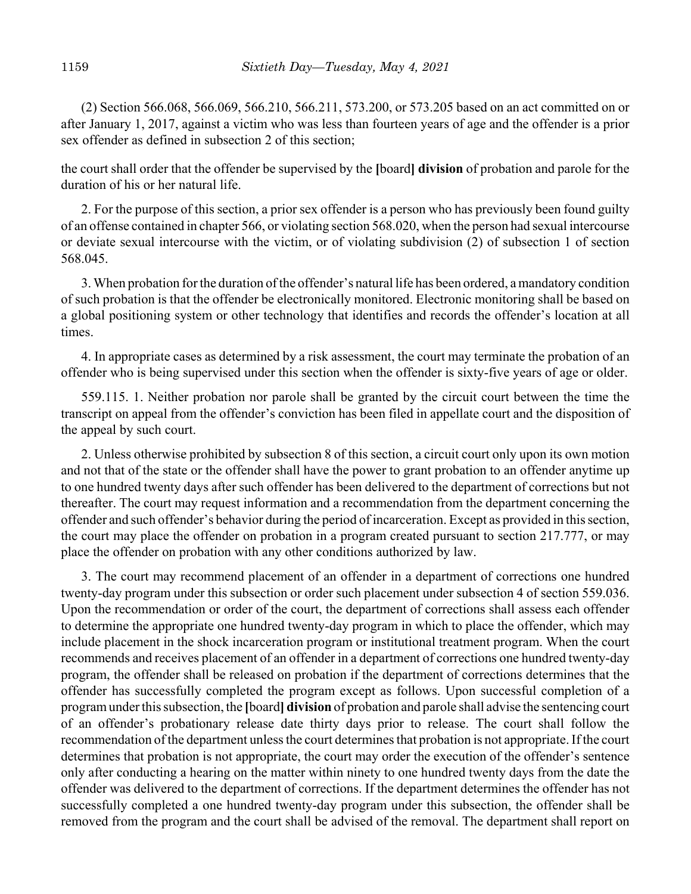(2) Section 566.068, 566.069, 566.210, 566.211, 573.200, or 573.205 based on an act committed on or after January 1, 2017, against a victim who was less than fourteen years of age and the offender is a prior sex offender as defined in subsection 2 of this section;

the court shall order that the offender be supervised by the **[**board**]** **division** of probation and parole for the duration of his or her natural life.

2. For the purpose of this section, a prior sex offender is a person who has previously been found guilty of an offense contained in chapter 566, or violating section 568.020, when the person had sexual intercourse or deviate sexual intercourse with the victim, or of violating subdivision (2) of subsection 1 of section 568.045.

3. When probation for the duration of the offender's natural life has been ordered, a mandatory condition of such probation is that the offender be electronically monitored. Electronic monitoring shall be based on a global positioning system or other technology that identifies and records the offender's location at all times.

4. In appropriate cases as determined by a risk assessment, the court may terminate the probation of an offender who is being supervised under this section when the offender is sixty-five years of age or older.

559.115. 1. Neither probation nor parole shall be granted by the circuit court between the time the transcript on appeal from the offender's conviction has been filed in appellate court and the disposition of the appeal by such court.

2. Unless otherwise prohibited by subsection 8 of this section, a circuit court only upon its own motion and not that of the state or the offender shall have the power to grant probation to an offender anytime up to one hundred twenty days after such offender has been delivered to the department of corrections but not thereafter. The court may request information and a recommendation from the department concerning the offender and such offender's behavior during the period of incarceration. Except as provided in this section, the court may place the offender on probation in a program created pursuant to section 217.777, or may place the offender on probation with any other conditions authorized by law.

3. The court may recommend placement of an offender in a department of corrections one hundred twenty-day program under this subsection or order such placement under subsection 4 of section 559.036. Upon the recommendation or order of the court, the department of corrections shall assess each offender to determine the appropriate one hundred twenty-day program in which to place the offender, which may include placement in the shock incarceration program or institutional treatment program. When the court recommends and receives placement of an offender in a department of corrections one hundred twenty-day program, the offender shall be released on probation if the department of corrections determines that the offender has successfully completed the program except as follows. Upon successful completion of a program under this subsection, the **[**board**]** **division** of probation and parole shall advise the sentencing court of an offender's probationary release date thirty days prior to release. The court shall follow the recommendation of the department unless the court determines that probation is not appropriate. If the court determines that probation is not appropriate, the court may order the execution of the offender's sentence only after conducting a hearing on the matter within ninety to one hundred twenty days from the date the offender was delivered to the department of corrections. If the department determines the offender has not successfully completed a one hundred twenty-day program under this subsection, the offender shall be removed from the program and the court shall be advised of the removal. The department shall report on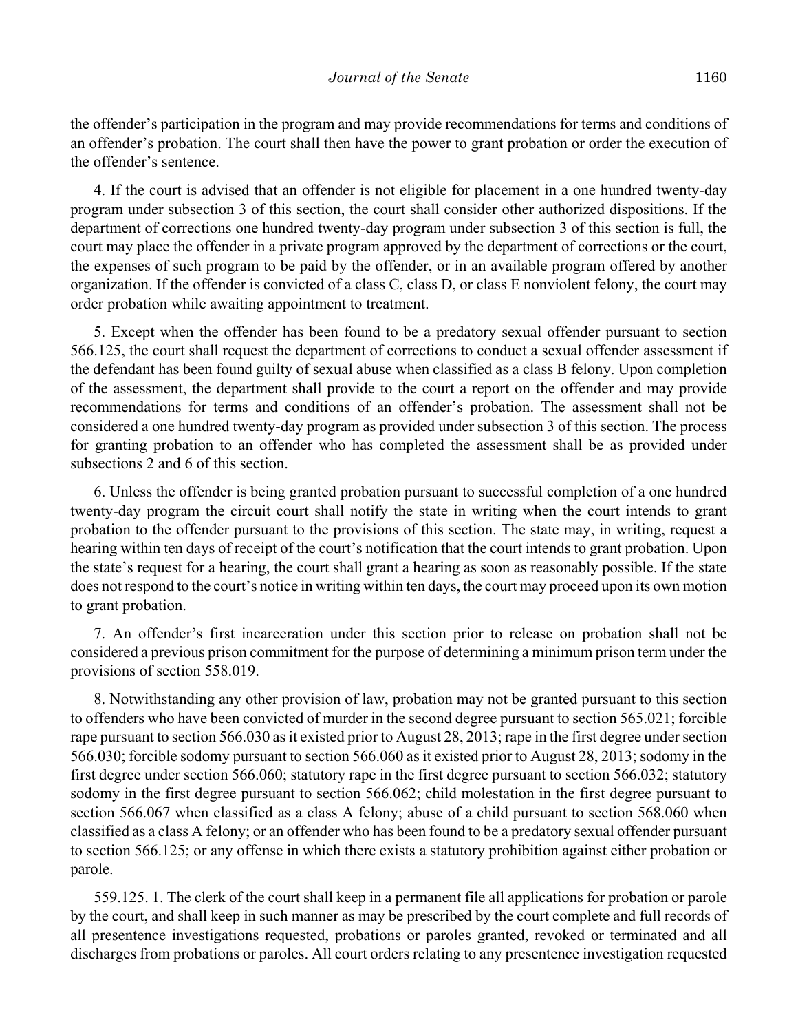the offender's participation in the program and may provide recommendations for terms and conditions of an offender's probation. The court shall then have the power to grant probation or order the execution of the offender's sentence.

4. If the court is advised that an offender is not eligible for placement in a one hundred twenty-day program under subsection 3 of this section, the court shall consider other authorized dispositions. If the department of corrections one hundred twenty-day program under subsection 3 of this section is full, the court may place the offender in a private program approved by the department of corrections or the court, the expenses of such program to be paid by the offender, or in an available program offered by another organization. If the offender is convicted of a class C, class D, or class E nonviolent felony, the court may order probation while awaiting appointment to treatment.

5. Except when the offender has been found to be a predatory sexual offender pursuant to section 566.125, the court shall request the department of corrections to conduct a sexual offender assessment if the defendant has been found guilty of sexual abuse when classified as a class B felony. Upon completion of the assessment, the department shall provide to the court a report on the offender and may provide recommendations for terms and conditions of an offender's probation. The assessment shall not be considered a one hundred twenty-day program as provided under subsection 3 of this section. The process for granting probation to an offender who has completed the assessment shall be as provided under subsections 2 and 6 of this section.

6. Unless the offender is being granted probation pursuant to successful completion of a one hundred twenty-day program the circuit court shall notify the state in writing when the court intends to grant probation to the offender pursuant to the provisions of this section. The state may, in writing, request a hearing within ten days of receipt of the court's notification that the court intends to grant probation. Upon the state's request for a hearing, the court shall grant a hearing as soon as reasonably possible. If the state does not respond to the court's notice in writing within ten days, the court may proceed upon its own motion to grant probation.

7. An offender's first incarceration under this section prior to release on probation shall not be considered a previous prison commitment for the purpose of determining a minimum prison term under the provisions of section 558.019.

8. Notwithstanding any other provision of law, probation may not be granted pursuant to this section to offenders who have been convicted of murder in the second degree pursuant to section 565.021; forcible rape pursuant to section 566.030 as it existed prior to August 28, 2013; rape in the first degree under section 566.030; forcible sodomy pursuant to section 566.060 as it existed prior to August 28, 2013; sodomy in the first degree under section 566.060; statutory rape in the first degree pursuant to section 566.032; statutory sodomy in the first degree pursuant to section 566.062; child molestation in the first degree pursuant to section 566.067 when classified as a class A felony; abuse of a child pursuant to section 568.060 when classified as a class A felony; or an offender who has been found to be a predatory sexual offender pursuant to section 566.125; or any offense in which there exists a statutory prohibition against either probation or parole.

559.125. 1. The clerk of the court shall keep in a permanent file all applications for probation or parole by the court, and shall keep in such manner as may be prescribed by the court complete and full records of all presentence investigations requested, probations or paroles granted, revoked or terminated and all discharges from probations or paroles. All court orders relating to any presentence investigation requested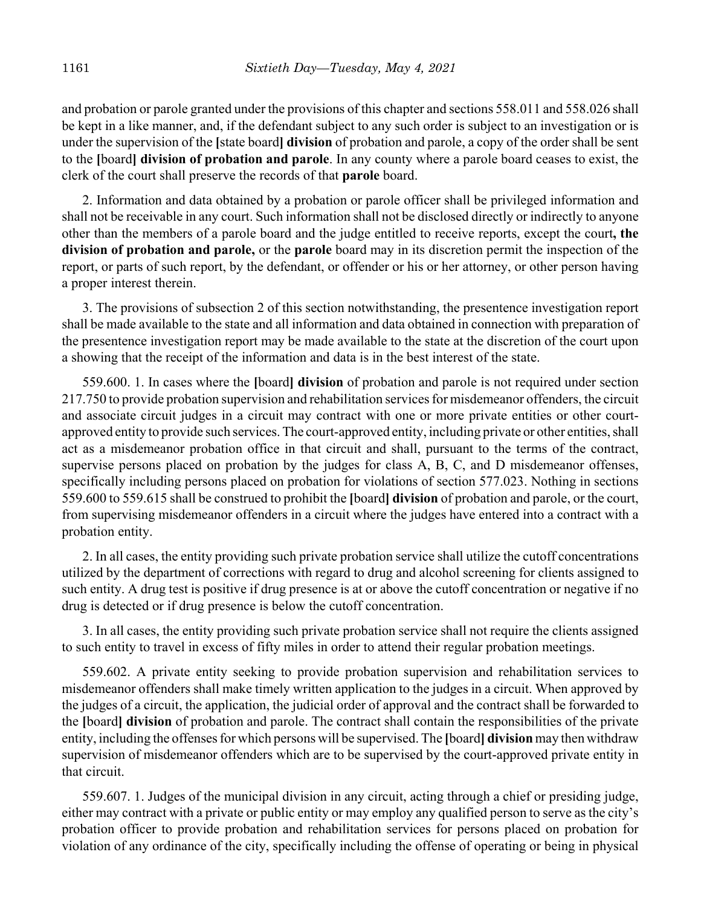and probation or parole granted under the provisions of this chapter and sections 558.011 and 558.026 shall be kept in a like manner, and, if the defendant subject to any such order is subject to an investigation or is under the supervision of the **[**state board**] division** of probation and parole, a copy of the order shall be sent to the **[**board**] division of probation and parole**. In any county where a parole board ceases to exist, the clerk of the court shall preserve the records of that **parole** board.

2. Information and data obtained by a probation or parole officer shall be privileged information and shall not be receivable in any court. Such information shall not be disclosed directly or indirectly to anyone other than the members of a parole board and the judge entitled to receive reports, except the court**, the division of probation and parole,** or the **parole** board may in its discretion permit the inspection of the report, or parts of such report, by the defendant, or offender or his or her attorney, or other person having a proper interest therein.

3. The provisions of subsection 2 of this section notwithstanding, the presentence investigation report shall be made available to the state and all information and data obtained in connection with preparation of the presentence investigation report may be made available to the state at the discretion of the court upon a showing that the receipt of the information and data is in the best interest of the state.

559.600. 1. In cases where the **[**board**] division** of probation and parole is not required under section 217.750 to provide probation supervision and rehabilitation services for misdemeanor offenders, the circuit and associate circuit judges in a circuit may contract with one or more private entities or other court-approved entity to provide such services. The court-approved entity, including private or other entities, shall act as a misdemeanor probation office in that circuit and shall, pursuant to the terms of the contract, supervise persons placed on probation by the judges for class A, B, C, and D misdemeanor offenses, specifically including persons placed on probation for violations of section 577.023. Nothing in sections 559.600 to 559.615 shall be construed to prohibit the **[**board**] division** of probation and parole, or the court, from supervising misdemeanor offenders in a circuit where the judges have entered into a contract with a probation entity.

2. In all cases, the entity providing such private probation service shall utilize the cutoff concentrations utilized by the department of corrections with regard to drug and alcohol screening for clients assigned to such entity. A drug test is positive if drug presence is at or above the cutoff concentration or negative if no drug is detected or if drug presence is below the cutoff concentration.

3. In all cases, the entity providing such private probation service shall not require the clients assigned to such entity to travel in excess of fifty miles in order to attend their regular probation meetings.

559.602. A private entity seeking to provide probation supervision and rehabilitation services to misdemeanor offenders shall make timely written application to the judges in a circuit. When approved by the judges of a circuit, the application, the judicial order of approval and the contract shall be forwarded to the **[**board**] division** of probation and parole. The contract shall contain the responsibilities of the private entity, including the offenses for which persons will be supervised. The **[**board**] division** may then withdraw supervision of misdemeanor offenders which are to be supervised by the court-approved private entity in that circuit.

559.607. 1. Judges of the municipal division in any circuit, acting through a chief or presiding judge, either may contract with a private or public entity or may employ any qualified person to serve as the city's probation officer to provide probation and rehabilitation services for persons placed on probation for violation of any ordinance of the city, specifically including the offense of operating or being in physical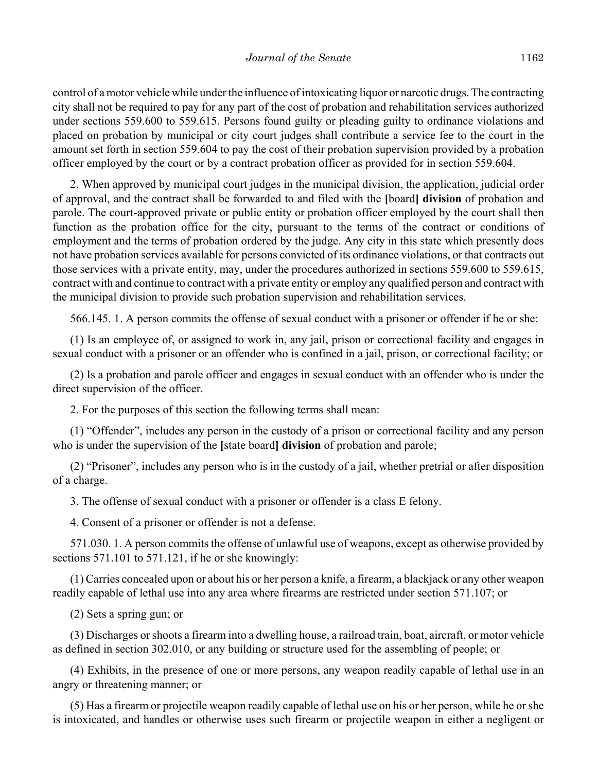control of a motor vehicle while under the influence of intoxicating liquor or narcotic drugs. The contracting city shall not be required to pay for any part of the cost of probation and rehabilitation services authorized under sections 559.600 to 559.615. Persons found guilty or pleading guilty to ordinance violations and placed on probation by municipal or city court judges shall contribute a service fee to the court in the amount set forth in section 559.604 to pay the cost of their probation supervision provided by a probation officer employed by the court or by a contract probation officer as provided for in section 559.604.

2. When approved by municipal court judges in the municipal division, the application, judicial order of approval, and the contract shall be forwarded to and filed with the **[**board**]** **division** of probation and parole. The court-approved private or public entity or probation officer employed by the court shall then function as the probation office for the city, pursuant to the terms of the contract or conditions of employment and the terms of probation ordered by the judge. Any city in this state which presently does not have probation services available for persons convicted of its ordinance violations, or that contracts out those services with a private entity, may, under the procedures authorized in sections 559.600 to 559.615, contract with and continue to contract with a private entity or employ any qualified person and contract with the municipal division to provide such probation supervision and rehabilitation services.

566.145. 1. A person commits the offense of sexual conduct with a prisoner or offender if he or she:

(1) Is an employee of, or assigned to work in, any jail, prison or correctional facility and engages in sexual conduct with a prisoner or an offender who is confined in a jail, prison, or correctional facility; or

(2) Is a probation and parole officer and engages in sexual conduct with an offender who is under the direct supervision of the officer.

2. For the purposes of this section the following terms shall mean:

(1) "Offender", includes any person in the custody of a prison or correctional facility and any person who is under the supervision of the **[**state board**]** **division** of probation and parole;

(2) "Prisoner", includes any person who is in the custody of a jail, whether pretrial or after disposition of a charge.

3. The offense of sexual conduct with a prisoner or offender is a class E felony.

4. Consent of a prisoner or offender is not a defense.

571.030. 1. A person commits the offense of unlawful use of weapons, except as otherwise provided by sections 571.101 to 571.121, if he or she knowingly:

(1) Carries concealed upon or about his or her person a knife, a firearm, a blackjack or any other weapon readily capable of lethal use into any area where firearms are restricted under section 571.107; or

(2) Sets a spring gun; or

(3) Discharges or shoots a firearm into a dwelling house, a railroad train, boat, aircraft, or motor vehicle as defined in section 302.010, or any building or structure used for the assembling of people; or

(4) Exhibits, in the presence of one or more persons, any weapon readily capable of lethal use in an angry or threatening manner; or

(5) Has a firearm or projectile weapon readily capable of lethal use on his or her person, while he or she is intoxicated, and handles or otherwise uses such firearm or projectile weapon in either a negligent or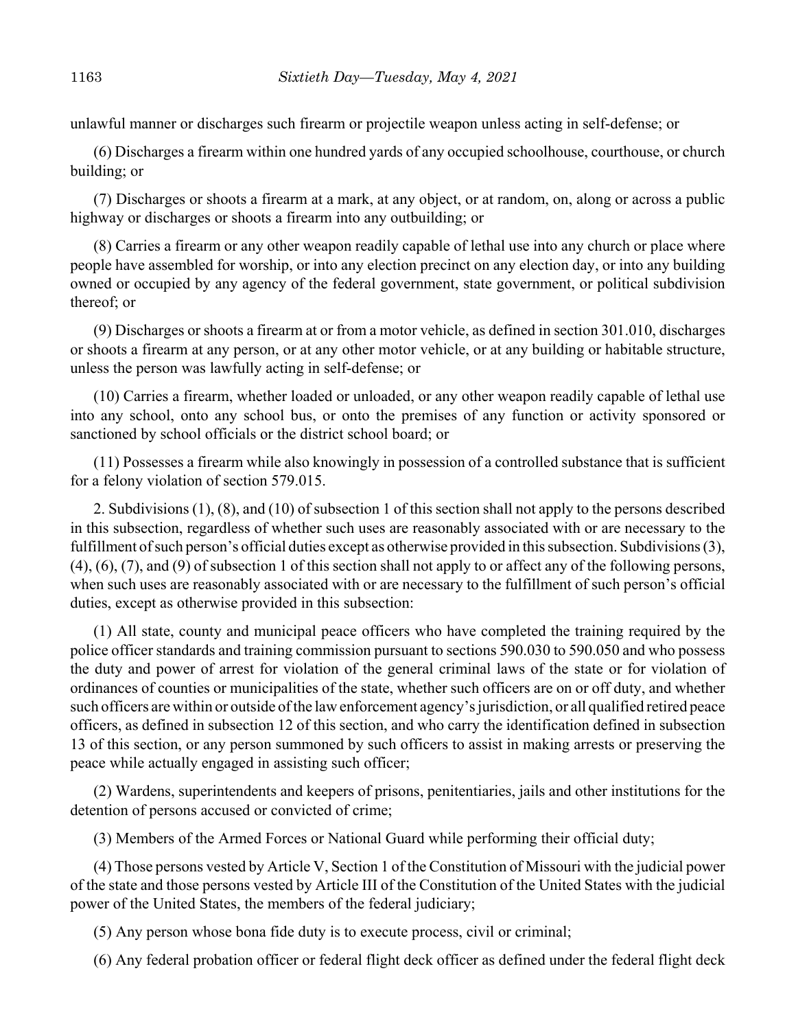unlawful manner or discharges such firearm or projectile weapon unless acting in self-defense; or

(6) Discharges a firearm within one hundred yards of any occupied schoolhouse, courthouse, or church building; or

(7) Discharges or shoots a firearm at a mark, at any object, or at random, on, along or across a public highway or discharges or shoots a firearm into any outbuilding; or

(8) Carries a firearm or any other weapon readily capable of lethal use into any church or place where people have assembled for worship, or into any election precinct on any election day, or into any building owned or occupied by any agency of the federal government, state government, or political subdivision thereof; or

(9) Discharges or shoots a firearm at or from a motor vehicle, as defined in section 301.010, discharges or shoots a firearm at any person, or at any other motor vehicle, or at any building or habitable structure, unless the person was lawfully acting in self-defense; or

(10) Carries a firearm, whether loaded or unloaded, or any other weapon readily capable of lethal use into any school, onto any school bus, or onto the premises of any function or activity sponsored or sanctioned by school officials or the district school board; or

(11) Possesses a firearm while also knowingly in possession of a controlled substance that is sufficient for a felony violation of section 579.015.

2. Subdivisions (1), (8), and (10) of subsection 1 of this section shall not apply to the persons described in this subsection, regardless of whether such uses are reasonably associated with or are necessary to the fulfillment of such person's official duties except as otherwise provided in this subsection. Subdivisions (3), (4), (6), (7), and (9) of subsection 1 of this section shall not apply to or affect any of the following persons, when such uses are reasonably associated with or are necessary to the fulfillment of such person's official duties, except as otherwise provided in this subsection:

(1) All state, county and municipal peace officers who have completed the training required by the police officer standards and training commission pursuant to sections 590.030 to 590.050 and who possess the duty and power of arrest for violation of the general criminal laws of the state or for violation of ordinances of counties or municipalities of the state, whether such officers are on or off duty, and whether such officers are within or outside of the law enforcement agency's jurisdiction, or all qualified retired peace officers, as defined in subsection 12 of this section, and who carry the identification defined in subsection 13 of this section, or any person summoned by such officers to assist in making arrests or preserving the peace while actually engaged in assisting such officer;

(2) Wardens, superintendents and keepers of prisons, penitentiaries, jails and other institutions for the detention of persons accused or convicted of crime;

(3) Members of the Armed Forces or National Guard while performing their official duty;

(4) Those persons vested by Article V, Section 1 of the Constitution of Missouri with the judicial power of the state and those persons vested by Article III of the Constitution of the United States with the judicial power of the United States, the members of the federal judiciary;

(5) Any person whose bona fide duty is to execute process, civil or criminal;

(6) Any federal probation officer or federal flight deck officer as defined under the federal flight deck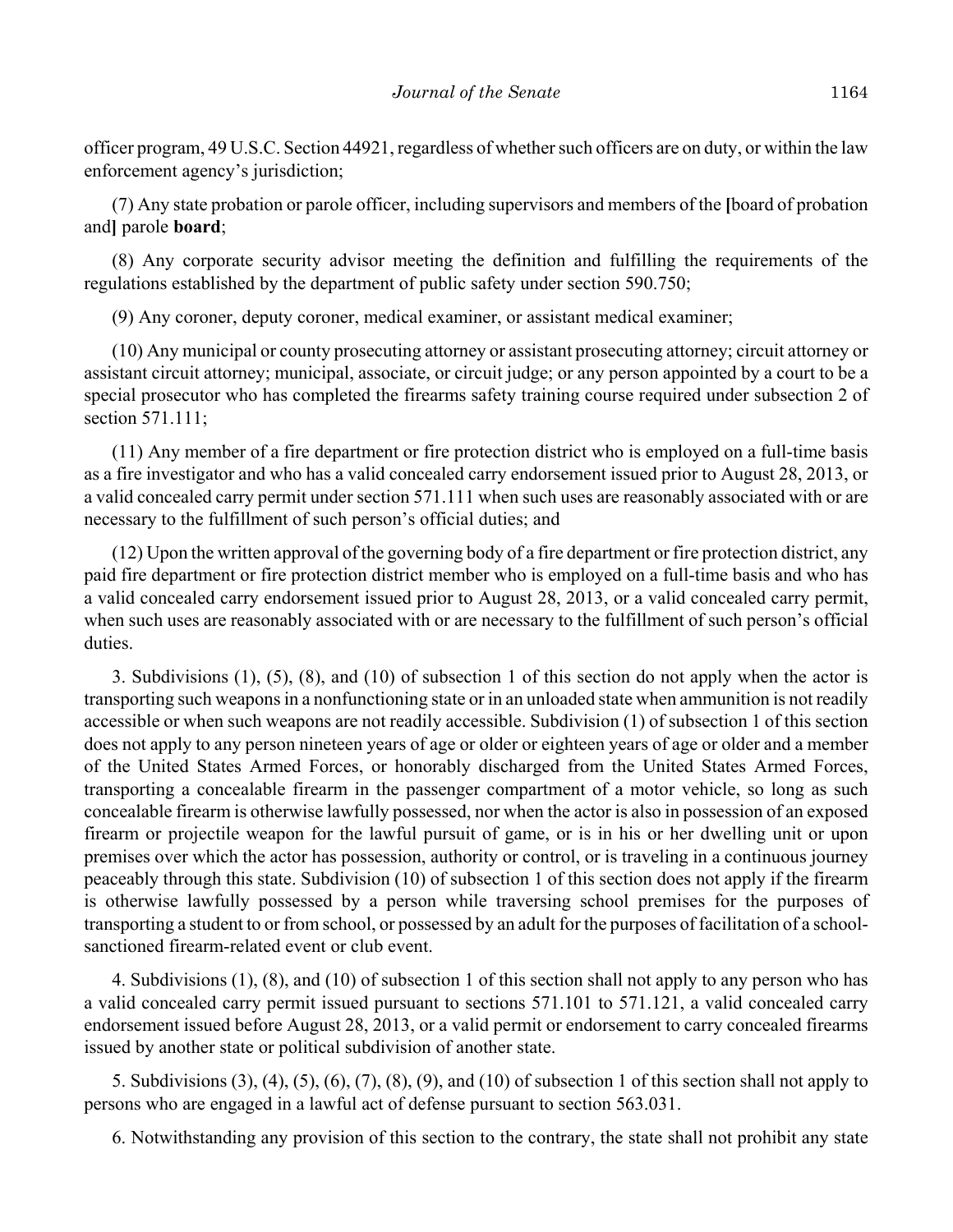officer program, 49 U.S.C. Section 44921, regardless of whether such officers are on duty, or within the law enforcement agency's jurisdiction;

(7) Any state probation or parole officer, including supervisors and members of the **[**board of probation and**]** parole **board**;

(8) Any corporate security advisor meeting the definition and fulfilling the requirements of the regulations established by the department of public safety under section 590.750;

(9) Any coroner, deputy coroner, medical examiner, or assistant medical examiner;

(10) Any municipal or county prosecuting attorney or assistant prosecuting attorney; circuit attorney or assistant circuit attorney; municipal, associate, or circuit judge; or any person appointed by a court to be a special prosecutor who has completed the firearms safety training course required under subsection 2 of section 571.111;

(11) Any member of a fire department or fire protection district who is employed on a full-time basis as a fire investigator and who has a valid concealed carry endorsement issued prior to August 28, 2013, or a valid concealed carry permit under section 571.111 when such uses are reasonably associated with or are necessary to the fulfillment of such person's official duties; and

(12) Upon the written approval of the governing body of a fire department or fire protection district, any paid fire department or fire protection district member who is employed on a full-time basis and who has a valid concealed carry endorsement issued prior to August 28, 2013, or a valid concealed carry permit, when such uses are reasonably associated with or are necessary to the fulfillment of such person's official duties.

3. Subdivisions (1), (5), (8), and (10) of subsection 1 of this section do not apply when the actor is transporting such weapons in a nonfunctioning state or in an unloaded state when ammunition is not readily accessible or when such weapons are not readily accessible. Subdivision (1) of subsection 1 of this section does not apply to any person nineteen years of age or older or eighteen years of age or older and a member of the United States Armed Forces, or honorably discharged from the United States Armed Forces, transporting a concealable firearm in the passenger compartment of a motor vehicle, so long as such concealable firearm is otherwise lawfully possessed, nor when the actor is also in possession of an exposed firearm or projectile weapon for the lawful pursuit of game, or is in his or her dwelling unit or upon premises over which the actor has possession, authority or control, or is traveling in a continuous journey peaceably through this state. Subdivision (10) of subsection 1 of this section does not apply if the firearm is otherwise lawfully possessed by a person while traversing school premises for the purposes of transporting a student to or from school, or possessed by an adult for the purposes of facilitation of a school-sanctioned firearm-related event or club event.

4. Subdivisions (1), (8), and (10) of subsection 1 of this section shall not apply to any person who has a valid concealed carry permit issued pursuant to sections 571.101 to 571.121, a valid concealed carry endorsement issued before August 28, 2013, or a valid permit or endorsement to carry concealed firearms issued by another state or political subdivision of another state.

5. Subdivisions (3), (4), (5), (6), (7), (8), (9), and (10) of subsection 1 of this section shall not apply to persons who are engaged in a lawful act of defense pursuant to section 563.031.

6. Notwithstanding any provision of this section to the contrary, the state shall not prohibit any state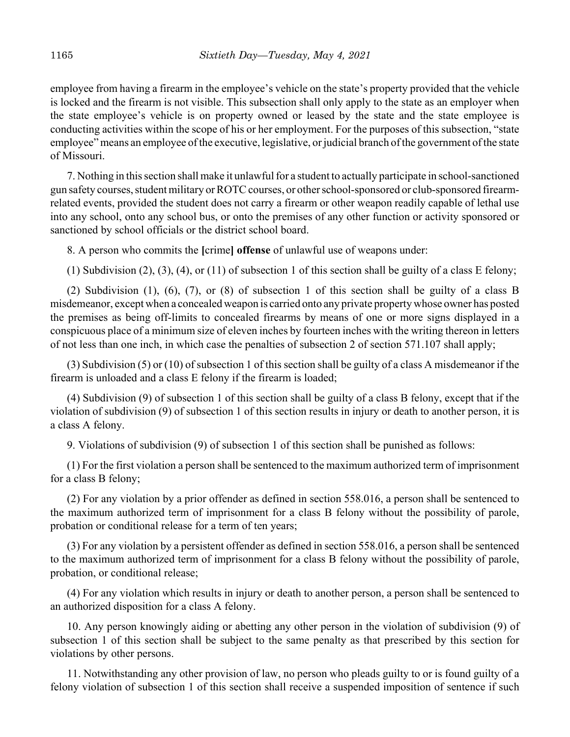employee from having a firearm in the employee's vehicle on the state's property provided that the vehicle is locked and the firearm is not visible. This subsection shall only apply to the state as an employer when the state employee's vehicle is on property owned or leased by the state and the state employee is conducting activities within the scope of his or her employment. For the purposes of this subsection, "state employee" means an employee of the executive, legislative, or judicial branch of the government of the state of Missouri.

7. Nothing in this section shall make it unlawful for a student to actually participate in school-sanctioned gun safety courses, student military or ROTC courses, or other school-sponsored or club-sponsored firearm-related events, provided the student does not carry a firearm or other weapon readily capable of lethal use into any school, onto any school bus, or onto the premises of any other function or activity sponsored or sanctioned by school officials or the district school board.

8. A person who commits the **[**crime**] offense** of unlawful use of weapons under:

(1) Subdivision (2), (3), (4), or (11) of subsection 1 of this section shall be guilty of a class E felony;

(2) Subdivision (1), (6), (7), or (8) of subsection 1 of this section shall be guilty of a class B misdemeanor, except when a concealed weapon is carried onto any private property whose owner has posted the premises as being off-limits to concealed firearms by means of one or more signs displayed in a conspicuous place of a minimum size of eleven inches by fourteen inches with the writing thereon in letters of not less than one inch, in which case the penalties of subsection 2 of section 571.107 shall apply;

(3) Subdivision (5) or (10) of subsection 1 of this section shall be guilty of a class A misdemeanor if the firearm is unloaded and a class E felony if the firearm is loaded;

(4) Subdivision (9) of subsection 1 of this section shall be guilty of a class B felony, except that if the violation of subdivision (9) of subsection 1 of this section results in injury or death to another person, it is a class A felony.

9. Violations of subdivision (9) of subsection 1 of this section shall be punished as follows:

(1) For the first violation a person shall be sentenced to the maximum authorized term of imprisonment for a class B felony;

(2) For any violation by a prior offender as defined in section 558.016, a person shall be sentenced to the maximum authorized term of imprisonment for a class B felony without the possibility of parole, probation or conditional release for a term of ten years;

(3) For any violation by a persistent offender as defined in section 558.016, a person shall be sentenced to the maximum authorized term of imprisonment for a class B felony without the possibility of parole, probation, or conditional release;

(4) For any violation which results in injury or death to another person, a person shall be sentenced to an authorized disposition for a class A felony.

10. Any person knowingly aiding or abetting any other person in the violation of subdivision (9) of subsection 1 of this section shall be subject to the same penalty as that prescribed by this section for violations by other persons.

11. Notwithstanding any other provision of law, no person who pleads guilty to or is found guilty of a felony violation of subsection 1 of this section shall receive a suspended imposition of sentence if such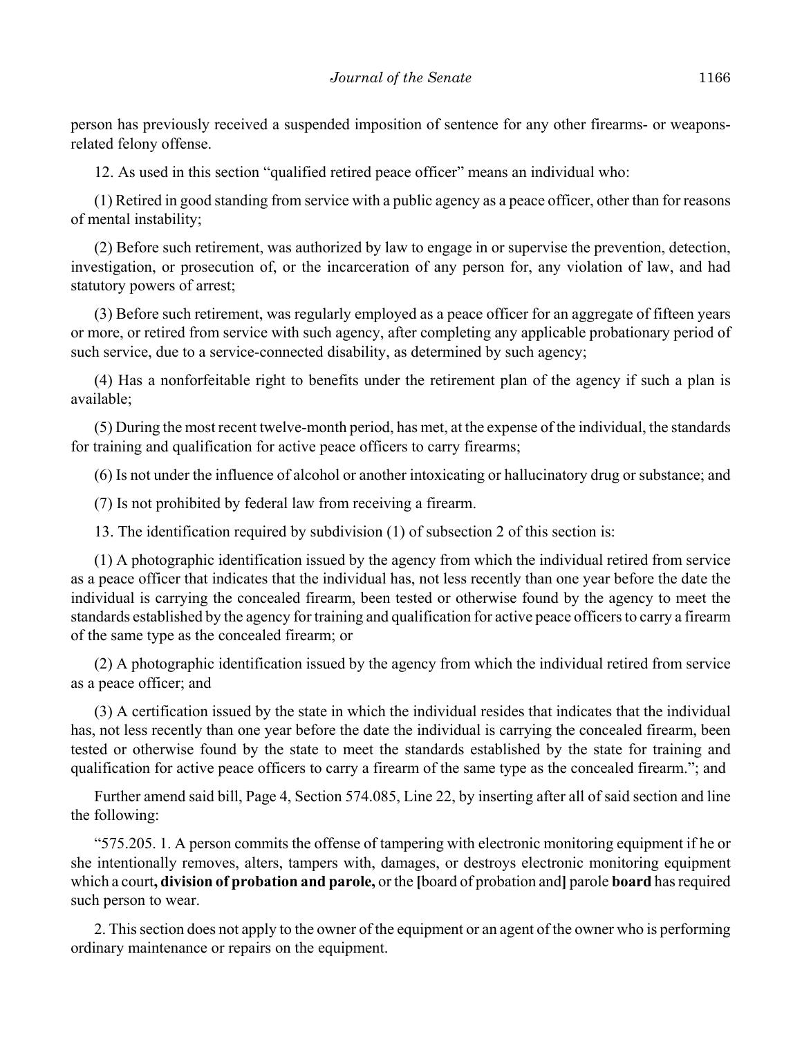person has previously received a suspended imposition of sentence for any other firearms- or weapons-related felony offense.

12. As used in this section "qualified retired peace officer" means an individual who:

(1) Retired in good standing from service with a public agency as a peace officer, other than for reasons of mental instability;

(2) Before such retirement, was authorized by law to engage in or supervise the prevention, detection, investigation, or prosecution of, or the incarceration of any person for, any violation of law, and had statutory powers of arrest;

(3) Before such retirement, was regularly employed as a peace officer for an aggregate of fifteen years or more, or retired from service with such agency, after completing any applicable probationary period of such service, due to a service-connected disability, as determined by such agency;

(4) Has a nonforfeitable right to benefits under the retirement plan of the agency if such a plan is available;

(5) During the most recent twelve-month period, has met, at the expense of the individual, the standards for training and qualification for active peace officers to carry firearms;

(6) Is not under the influence of alcohol or another intoxicating or hallucinatory drug or substance; and

(7) Is not prohibited by federal law from receiving a firearm.

13. The identification required by subdivision (1) of subsection 2 of this section is:

(1) A photographic identification issued by the agency from which the individual retired from service as a peace officer that indicates that the individual has, not less recently than one year before the date the individual is carrying the concealed firearm, been tested or otherwise found by the agency to meet the standards established by the agency for training and qualification for active peace officers to carry a firearm of the same type as the concealed firearm; or

(2) A photographic identification issued by the agency from which the individual retired from service as a peace officer; and

(3) A certification issued by the state in which the individual resides that indicates that the individual has, not less recently than one year before the date the individual is carrying the concealed firearm, been tested or otherwise found by the state to meet the standards established by the state for training and qualification for active peace officers to carry a firearm of the same type as the concealed firearm."; and

Further amend said bill, Page 4, Section 574.085, Line 22, by inserting after all of said section and line the following:

"575.205. 1. A person commits the offense of tampering with electronic monitoring equipment if he or she intentionally removes, alters, tampers with, damages, or destroys electronic monitoring equipment which a court**, division of probation and parole,** or the **[**board of probation and**]** parole **board** has required such person to wear.

2. This section does not apply to the owner of the equipment or an agent of the owner who is performing ordinary maintenance or repairs on the equipment.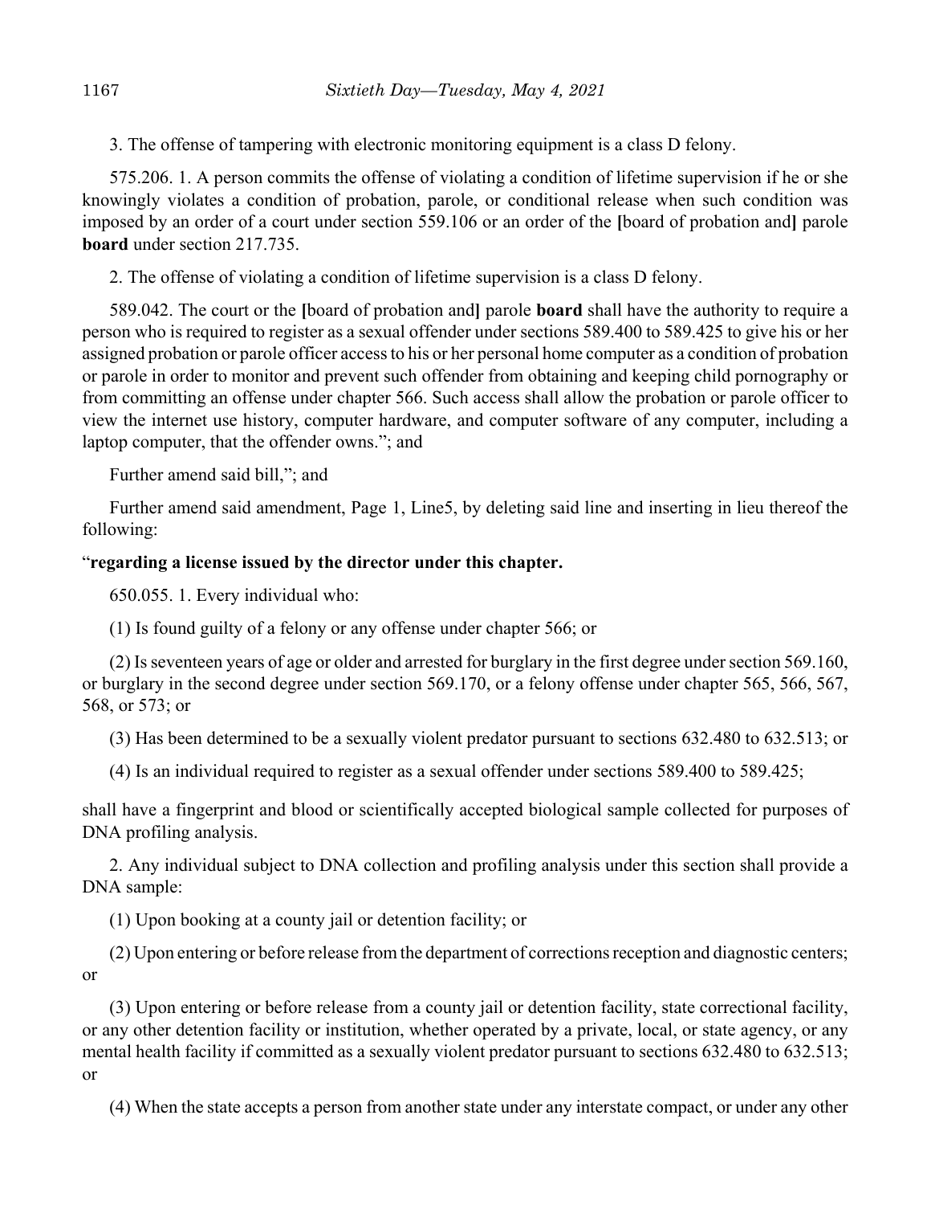3. The offense of tampering with electronic monitoring equipment is a class D felony.

575.206. 1. A person commits the offense of violating a condition of lifetime supervision if he or she knowingly violates a condition of probation, parole, or conditional release when such condition was imposed by an order of a court under section 559.106 or an order of the **[**board of probation and**]** parole **board** under section 217.735.

2. The offense of violating a condition of lifetime supervision is a class D felony.

589.042. The court or the **[**board of probation and**]** parole **board** shall have the authority to require a person who is required to register as a sexual offender under sections 589.400 to 589.425 to give his or her assigned probation or parole officer access to his or her personal home computer as a condition of probation or parole in order to monitor and prevent such offender from obtaining and keeping child pornography or from committing an offense under chapter 566. Such access shall allow the probation or parole officer to view the internet use history, computer hardware, and computer software of any computer, including a laptop computer, that the offender owns."; and

Further amend said bill,"; and

Further amend said amendment, Page 1, Line5, by deleting said line and inserting in lieu thereof the following:

"**regarding a license issued by the director under this chapter.**

650.055. 1. Every individual who:

(1) Is found guilty of a felony or any offense under chapter 566; or

(2) Is seventeen years of age or older and arrested for burglary in the first degree under section 569.160, or burglary in the second degree under section 569.170, or a felony offense under chapter 565, 566, 567, 568, or 573; or

(3) Has been determined to be a sexually violent predator pursuant to sections 632.480 to 632.513; or

(4) Is an individual required to register as a sexual offender under sections 589.400 to 589.425;

shall have a fingerprint and blood or scientifically accepted biological sample collected for purposes of DNA profiling analysis.

2. Any individual subject to DNA collection and profiling analysis under this section shall provide a DNA sample:

(1) Upon booking at a county jail or detention facility; or

(2) Upon entering or before release from the department of corrections reception and diagnostic centers; or

(3) Upon entering or before release from a county jail or detention facility, state correctional facility, or any other detention facility or institution, whether operated by a private, local, or state agency, or any mental health facility if committed as a sexually violent predator pursuant to sections 632.480 to 632.513; or

(4) When the state accepts a person from another state under any interstate compact, or under any other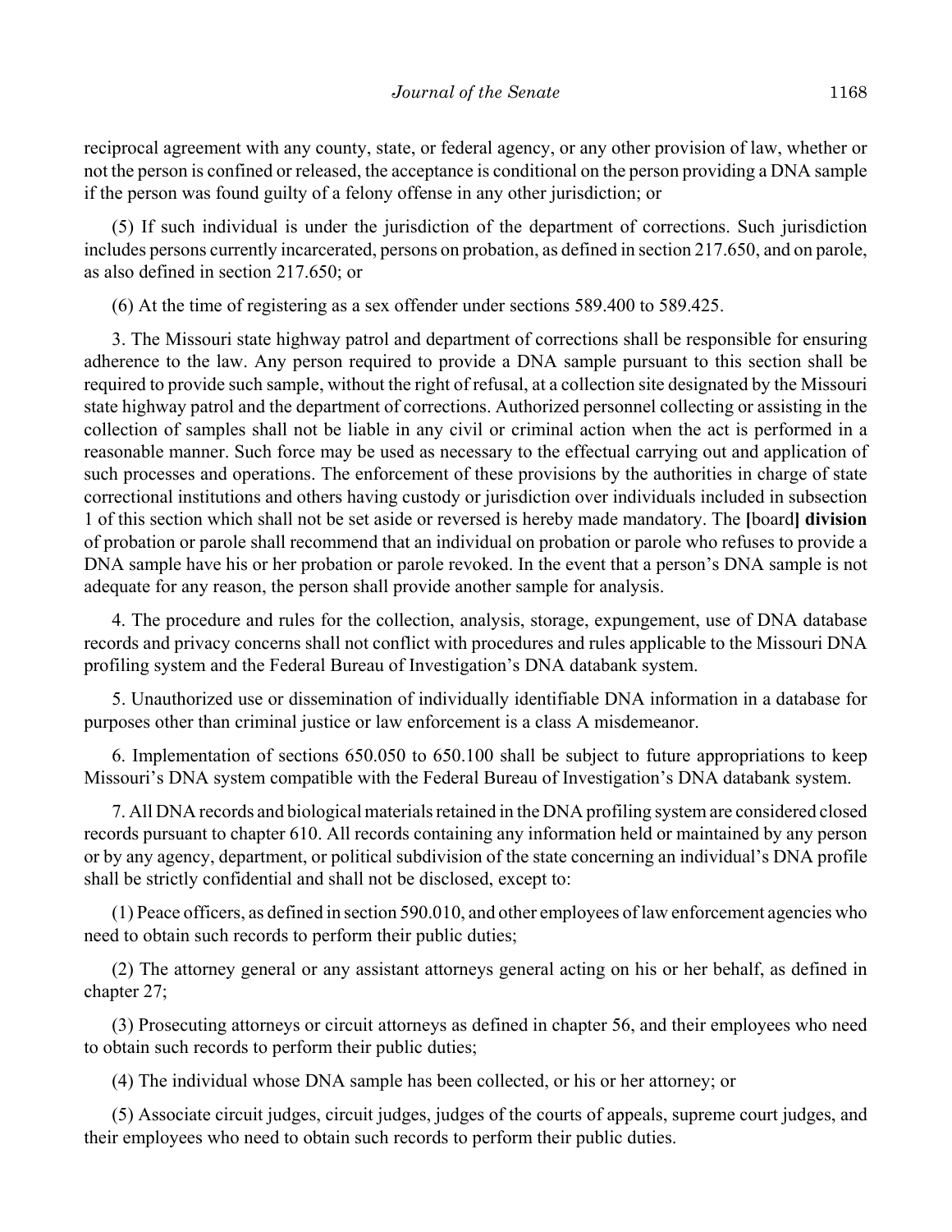reciprocal agreement with any county, state, or federal agency, or any other provision of law, whether or not the person is confined or released, the acceptance is conditional on the person providing a DNA sample if the person was found guilty of a felony offense in any other jurisdiction; or

(5) If such individual is under the jurisdiction of the department of corrections. Such jurisdiction includes persons currently incarcerated, persons on probation, as defined in section 217.650, and on parole, as also defined in section 217.650; or

(6) At the time of registering as a sex offender under sections 589.400 to 589.425.

3. The Missouri state highway patrol and department of corrections shall be responsible for ensuring adherence to the law. Any person required to provide a DNA sample pursuant to this section shall be required to provide such sample, without the right of refusal, at a collection site designated by the Missouri state highway patrol and the department of corrections. Authorized personnel collecting or assisting in the collection of samples shall not be liable in any civil or criminal action when the act is performed in a reasonable manner. Such force may be used as necessary to the effectual carrying out and application of such processes and operations. The enforcement of these provisions by the authorities in charge of state correctional institutions and others having custody or jurisdiction over individuals included in subsection 1 of this section which shall not be set aside or reversed is hereby made mandatory. The **[**board**] division** of probation or parole shall recommend that an individual on probation or parole who refuses to provide a DNA sample have his or her probation or parole revoked. In the event that a person's DNA sample is not adequate for any reason, the person shall provide another sample for analysis.

4. The procedure and rules for the collection, analysis, storage, expungement, use of DNA database records and privacy concerns shall not conflict with procedures and rules applicable to the Missouri DNA profiling system and the Federal Bureau of Investigation's DNA databank system.

5. Unauthorized use or dissemination of individually identifiable DNA information in a database for purposes other than criminal justice or law enforcement is a class A misdemeanor.

6. Implementation of sections 650.050 to 650.100 shall be subject to future appropriations to keep Missouri's DNA system compatible with the Federal Bureau of Investigation's DNA databank system.

7. All DNA records and biological materials retained in the DNA profiling system are considered closed records pursuant to chapter 610. All records containing any information held or maintained by any person or by any agency, department, or political subdivision of the state concerning an individual's DNA profile shall be strictly confidential and shall not be disclosed, except to:

(1) Peace officers, as defined in section 590.010, and other employees of law enforcement agencies who need to obtain such records to perform their public duties;

(2) The attorney general or any assistant attorneys general acting on his or her behalf, as defined in chapter 27;

(3) Prosecuting attorneys or circuit attorneys as defined in chapter 56, and their employees who need to obtain such records to perform their public duties;

(4) The individual whose DNA sample has been collected, or his or her attorney; or

(5) Associate circuit judges, circuit judges, judges of the courts of appeals, supreme court judges, and their employees who need to obtain such records to perform their public duties.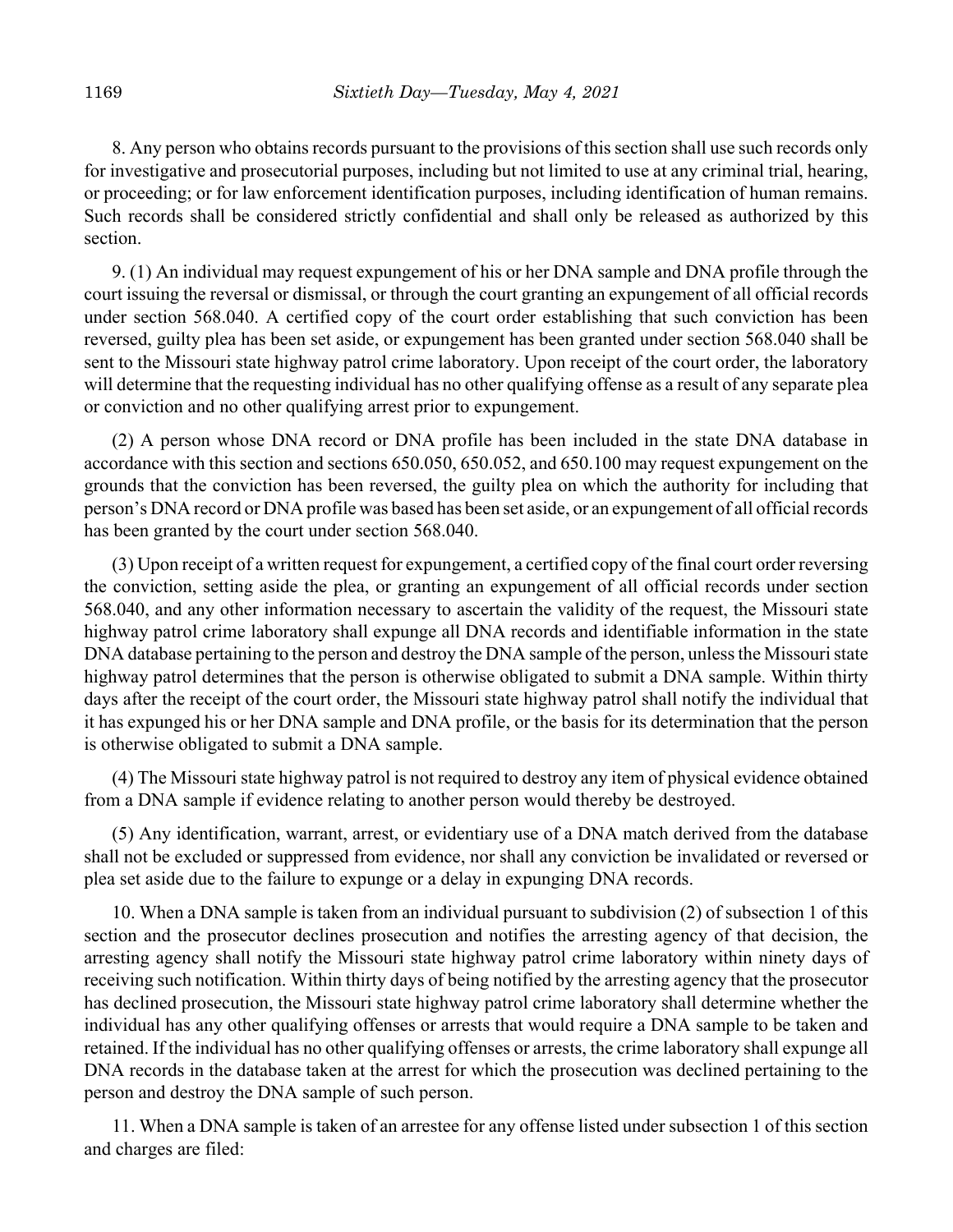8. Any person who obtains records pursuant to the provisions of this section shall use such records only for investigative and prosecutorial purposes, including but not limited to use at any criminal trial, hearing, or proceeding; or for law enforcement identification purposes, including identification of human remains. Such records shall be considered strictly confidential and shall only be released as authorized by this section.

9. (1) An individual may request expungement of his or her DNA sample and DNA profile through the court issuing the reversal or dismissal, or through the court granting an expungement of all official records under section 568.040. A certified copy of the court order establishing that such conviction has been reversed, guilty plea has been set aside, or expungement has been granted under section 568.040 shall be sent to the Missouri state highway patrol crime laboratory. Upon receipt of the court order, the laboratory will determine that the requesting individual has no other qualifying offense as a result of any separate plea or conviction and no other qualifying arrest prior to expungement.

(2) A person whose DNA record or DNA profile has been included in the state DNA database in accordance with this section and sections 650.050, 650.052, and 650.100 may request expungement on the grounds that the conviction has been reversed, the guilty plea on which the authority for including that person's DNA record or DNA profile was based has been set aside, or an expungement of all official records has been granted by the court under section 568.040.

(3) Upon receipt of a written request for expungement, a certified copy of the final court order reversing the conviction, setting aside the plea, or granting an expungement of all official records under section 568.040, and any other information necessary to ascertain the validity of the request, the Missouri state highway patrol crime laboratory shall expunge all DNA records and identifiable information in the state DNA database pertaining to the person and destroy the DNA sample of the person, unless the Missouri state highway patrol determines that the person is otherwise obligated to submit a DNA sample. Within thirty days after the receipt of the court order, the Missouri state highway patrol shall notify the individual that it has expunged his or her DNA sample and DNA profile, or the basis for its determination that the person is otherwise obligated to submit a DNA sample.

(4) The Missouri state highway patrol is not required to destroy any item of physical evidence obtained from a DNA sample if evidence relating to another person would thereby be destroyed.

(5) Any identification, warrant, arrest, or evidentiary use of a DNA match derived from the database shall not be excluded or suppressed from evidence, nor shall any conviction be invalidated or reversed or plea set aside due to the failure to expunge or a delay in expunging DNA records.

10. When a DNA sample is taken from an individual pursuant to subdivision (2) of subsection 1 of this section and the prosecutor declines prosecution and notifies the arresting agency of that decision, the arresting agency shall notify the Missouri state highway patrol crime laboratory within ninety days of receiving such notification. Within thirty days of being notified by the arresting agency that the prosecutor has declined prosecution, the Missouri state highway patrol crime laboratory shall determine whether the individual has any other qualifying offenses or arrests that would require a DNA sample to be taken and retained. If the individual has no other qualifying offenses or arrests, the crime laboratory shall expunge all DNA records in the database taken at the arrest for which the prosecution was declined pertaining to the person and destroy the DNA sample of such person.

11. When a DNA sample is taken of an arrestee for any offense listed under subsection 1 of this section and charges are filed: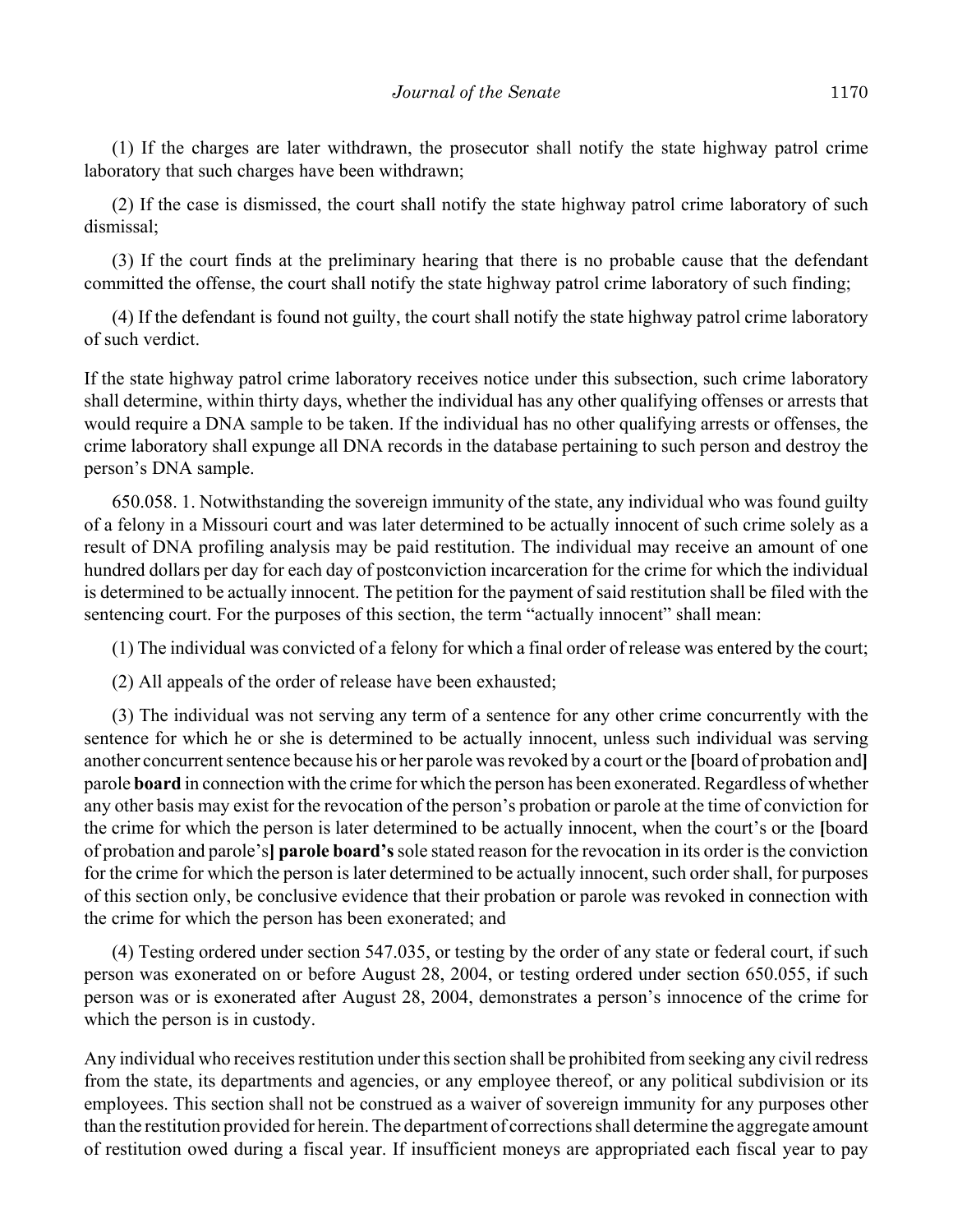(1) If the charges are later withdrawn, the prosecutor shall notify the state highway patrol crime laboratory that such charges have been withdrawn;

(2) If the case is dismissed, the court shall notify the state highway patrol crime laboratory of such dismissal;

(3) If the court finds at the preliminary hearing that there is no probable cause that the defendant committed the offense, the court shall notify the state highway patrol crime laboratory of such finding;

(4) If the defendant is found not guilty, the court shall notify the state highway patrol crime laboratory of such verdict.

If the state highway patrol crime laboratory receives notice under this subsection, such crime laboratory shall determine, within thirty days, whether the individual has any other qualifying offenses or arrests that would require a DNA sample to be taken. If the individual has no other qualifying arrests or offenses, the crime laboratory shall expunge all DNA records in the database pertaining to such person and destroy the person's DNA sample.

650.058. 1. Notwithstanding the sovereign immunity of the state, any individual who was found guilty of a felony in a Missouri court and was later determined to be actually innocent of such crime solely as a result of DNA profiling analysis may be paid restitution. The individual may receive an amount of one hundred dollars per day for each day of postconviction incarceration for the crime for which the individual is determined to be actually innocent. The petition for the payment of said restitution shall be filed with the sentencing court. For the purposes of this section, the term "actually innocent" shall mean:

(1) The individual was convicted of a felony for which a final order of release was entered by the court;

(2) All appeals of the order of release have been exhausted;

(3) The individual was not serving any term of a sentence for any other crime concurrently with the sentence for which he or she is determined to be actually innocent, unless such individual was serving another concurrent sentence because his or her parole was revoked by a court or the **[**board of probation and**]** parole **board** in connection with the crime for which the person has been exonerated. Regardless of whether any other basis may exist for the revocation of the person's probation or parole at the time of conviction for the crime for which the person is later determined to be actually innocent, when the court's or the **[**board of probation and parole's**] parole board's** sole stated reason for the revocation in its order is the conviction for the crime for which the person is later determined to be actually innocent, such order shall, for purposes of this section only, be conclusive evidence that their probation or parole was revoked in connection with the crime for which the person has been exonerated; and

(4) Testing ordered under section 547.035, or testing by the order of any state or federal court, if such person was exonerated on or before August 28, 2004, or testing ordered under section 650.055, if such person was or is exonerated after August 28, 2004, demonstrates a person's innocence of the crime for which the person is in custody.

Any individual who receives restitution under this section shall be prohibited from seeking any civil redress from the state, its departments and agencies, or any employee thereof, or any political subdivision or its employees. This section shall not be construed as a waiver of sovereign immunity for any purposes other than the restitution provided for herein. The department of corrections shall determine the aggregate amount of restitution owed during a fiscal year. If insufficient moneys are appropriated each fiscal year to pay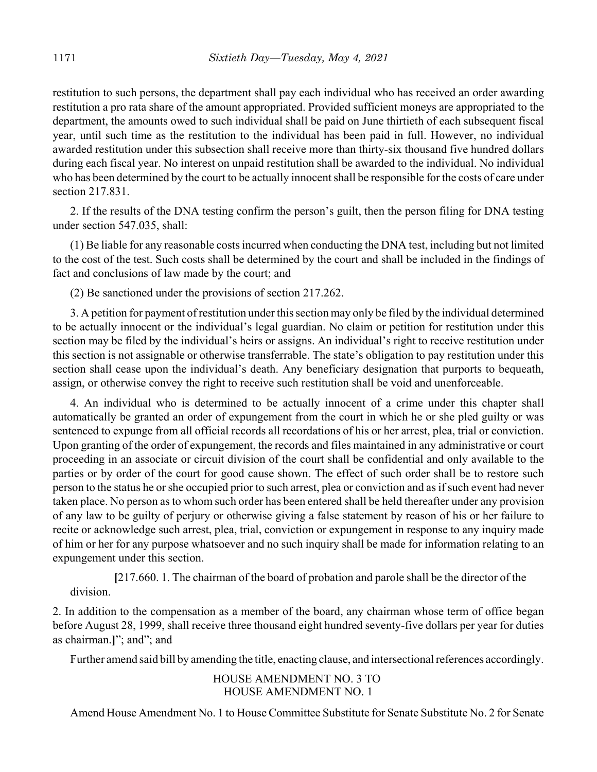restitution to such persons, the department shall pay each individual who has received an order awarding restitution a pro rata share of the amount appropriated. Provided sufficient moneys are appropriated to the department, the amounts owed to such individual shall be paid on June thirtieth of each subsequent fiscal year, until such time as the restitution to the individual has been paid in full. However, no individual awarded restitution under this subsection shall receive more than thirty-six thousand five hundred dollars during each fiscal year. No interest on unpaid restitution shall be awarded to the individual. No individual who has been determined by the court to be actually innocent shall be responsible for the costs of care under section 217.831.

2. If the results of the DNA testing confirm the person's guilt, then the person filing for DNA testing under section 547.035, shall:

(1) Be liable for any reasonable costs incurred when conducting the DNA test, including but not limited to the cost of the test. Such costs shall be determined by the court and shall be included in the findings of fact and conclusions of law made by the court; and

(2) Be sanctioned under the provisions of section 217.262.

3. A petition for payment of restitution under this section may only be filed by the individual determined to be actually innocent or the individual's legal guardian. No claim or petition for restitution under this section may be filed by the individual's heirs or assigns. An individual's right to receive restitution under this section is not assignable or otherwise transferrable. The state's obligation to pay restitution under this section shall cease upon the individual's death. Any beneficiary designation that purports to bequeath, assign, or otherwise convey the right to receive such restitution shall be void and unenforceable.

4. An individual who is determined to be actually innocent of a crime under this chapter shall automatically be granted an order of expungement from the court in which he or she pled guilty or was sentenced to expunge from all official records all recordations of his or her arrest, plea, trial or conviction. Upon granting of the order of expungement, the records and files maintained in any administrative or court proceeding in an associate or circuit division of the court shall be confidential and only available to the parties or by order of the court for good cause shown. The effect of such order shall be to restore such person to the status he or she occupied prior to such arrest, plea or conviction and as if such event had never taken place. No person as to whom such order has been entered shall be held thereafter under any provision of any law to be guilty of perjury or otherwise giving a false statement by reason of his or her failure to recite or acknowledge such arrest, plea, trial, conviction or expungement in response to any inquiry made of him or her for any purpose whatsoever and no such inquiry shall be made for information relating to an expungement under this section.

**[**217.660. 1. The chairman of the board of probation and parole shall be the director of the division.

2. In addition to the compensation as a member of the board, any chairman whose term of office began before August 28, 1999, shall receive three thousand eight hundred seventy-five dollars per year for duties as chairman.**]**"; and"; and

Further amend said bill by amending the title, enacting clause, and intersectional references accordingly.

HOUSE AMENDMENT NO. 3 TO
HOUSE AMENDMENT NO. 1

Amend House Amendment No. 1 to House Committee Substitute for Senate Substitute No. 2 for Senate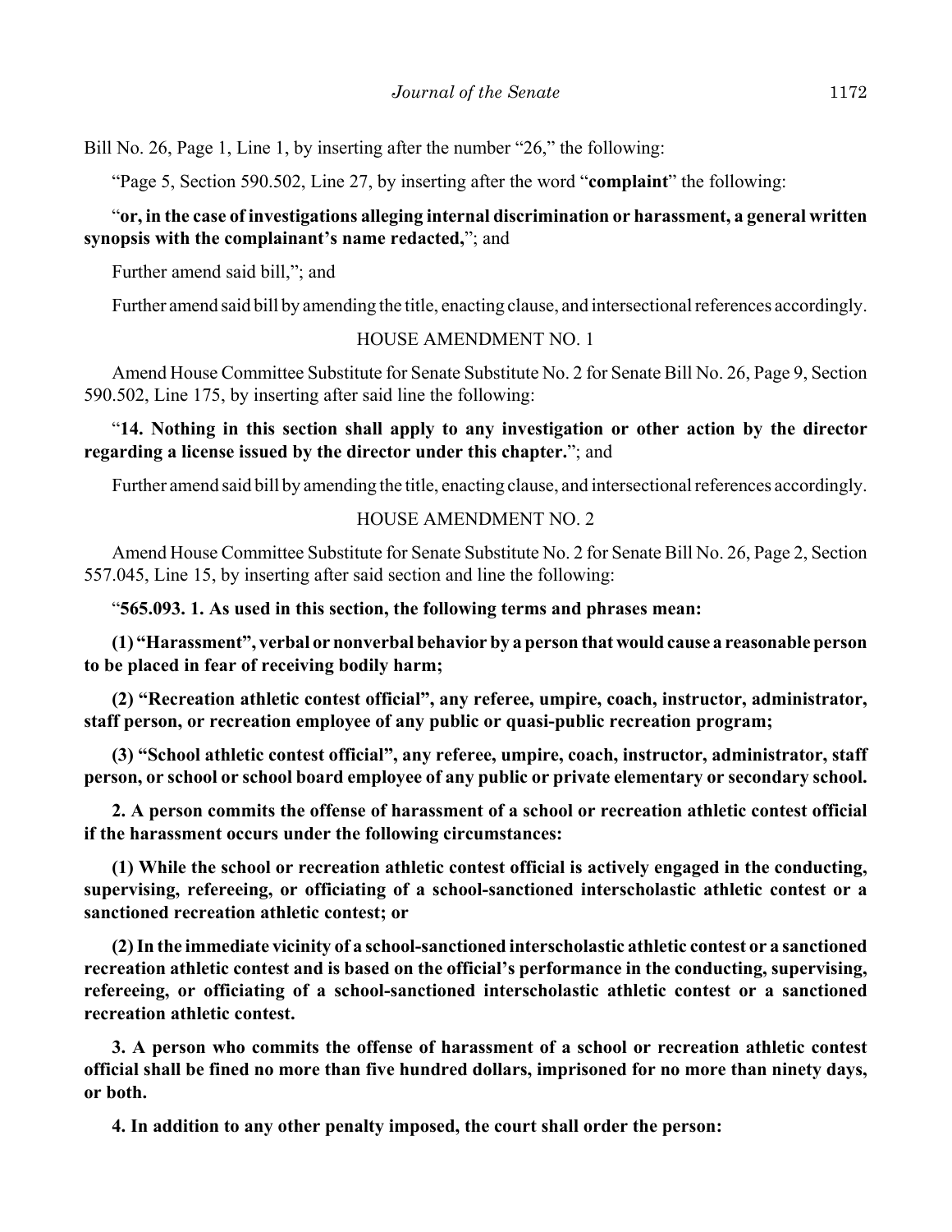Bill No. 26, Page 1, Line 1, by inserting after the number "26," the following:

"Page 5, Section 590.502, Line 27, by inserting after the word "**complaint**" the following:

"**or, in the case of investigations alleging internal discrimination or harassment, a general written synopsis with the complainant's name redacted,**"; and

Further amend said bill,"; and

Further amend said bill by amending the title, enacting clause, and intersectional references accordingly.

HOUSE AMENDMENT NO. 1

Amend House Committee Substitute for Senate Substitute No. 2 for Senate Bill No. 26, Page 9, Section 590.502, Line 175, by inserting after said line the following:

"**14. Nothing in this section shall apply to any investigation or other action by the director regarding a license issued by the director under this chapter.**"; and

Further amend said bill by amending the title, enacting clause, and intersectional references accordingly.

HOUSE AMENDMENT NO. 2

Amend House Committee Substitute for Senate Substitute No. 2 for Senate Bill No. 26, Page 2, Section 557.045, Line 15, by inserting after said section and line the following:

"**565.093. 1. As used in this section, the following terms and phrases mean:**

**(1) "Harassment", verbal or nonverbal behavior by a person that would cause a reasonable person to be placed in fear of receiving bodily harm;**

**(2) "Recreation athletic contest official", any referee, umpire, coach, instructor, administrator, staff person, or recreation employee of any public or quasi-public recreation program;**

**(3) "School athletic contest official", any referee, umpire, coach, instructor, administrator, staff person, or school or school board employee of any public or private elementary or secondary school.**

**2. A person commits the offense of harassment of a school or recreation athletic contest official if the harassment occurs under the following circumstances:**

**(1) While the school or recreation athletic contest official is actively engaged in the conducting, supervising, refereeing, or officiating of a school-sanctioned interscholastic athletic contest or a sanctioned recreation athletic contest; or**

**(2) In the immediate vicinity of a school-sanctioned interscholastic athletic contest or a sanctioned recreation athletic contest and is based on the official's performance in the conducting, supervising, refereeing, or officiating of a school-sanctioned interscholastic athletic contest or a sanctioned recreation athletic contest.**

**3. A person who commits the offense of harassment of a school or recreation athletic contest official shall be fined no more than five hundred dollars, imprisoned for no more than ninety days, or both.**

**4. In addition to any other penalty imposed, the court shall order the person:**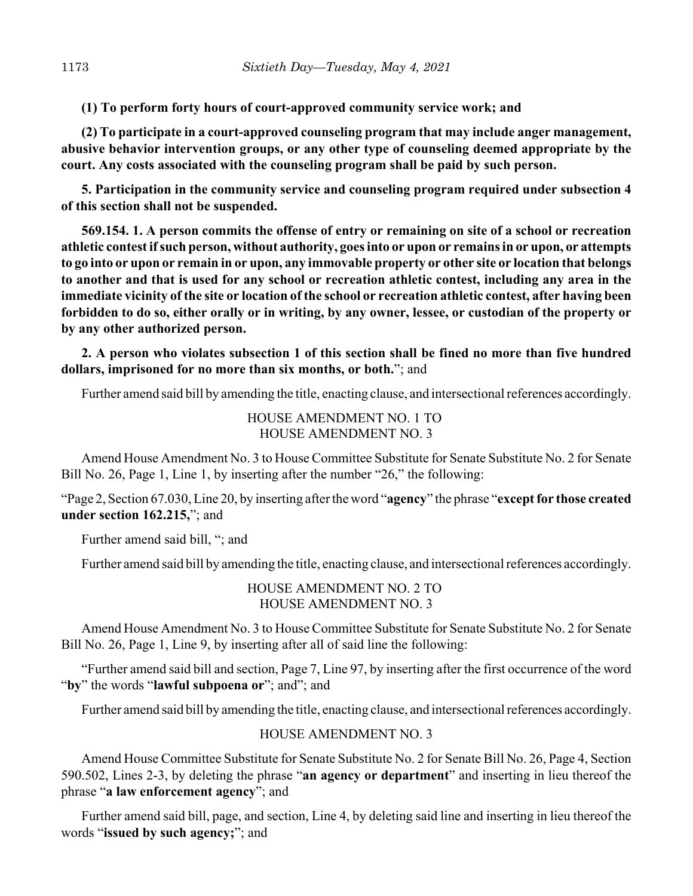**(1) To perform forty hours of court-approved community service work; and**

**(2) To participate in a court-approved counseling program that may include anger management, abusive behavior intervention groups, or any other type of counseling deemed appropriate by the court. Any costs associated with the counseling program shall be paid by such person.**

**5. Participation in the community service and counseling program required under subsection 4 of this section shall not be suspended.**

**569.154. 1. A person commits the offense of entry or remaining on site of a school or recreation athletic contest if such person, without authority, goes into or upon or remains in or upon, or attempts to go into or upon or remain in or upon, any immovable property or other site or location that belongs to another and that is used for any school or recreation athletic contest, including any area in the immediate vicinity of the site or location of the school or recreation athletic contest, after having been forbidden to do so, either orally or in writing, by any owner, lessee, or custodian of the property or by any other authorized person.**

**2. A person who violates subsection 1 of this section shall be fined no more than five hundred dollars, imprisoned for no more than six months, or both.**"; and

Further amend said bill by amending the title, enacting clause, and intersectional references accordingly.

HOUSE AMENDMENT NO. 1 TO
HOUSE AMENDMENT NO. 3

Amend House Amendment No. 3 to House Committee Substitute for Senate Substitute No. 2 for Senate Bill No. 26, Page 1, Line 1, by inserting after the number "26," the following:

"Page 2, Section 67.030, Line 20, by inserting after the word "**agency**" the phrase "**except for those created under section 162.215,**"; and

Further amend said bill, "; and

Further amend said bill by amending the title, enacting clause, and intersectional references accordingly.

HOUSE AMENDMENT NO. 2 TO
HOUSE AMENDMENT NO. 3

Amend House Amendment No. 3 to House Committee Substitute for Senate Substitute No. 2 for Senate Bill No. 26, Page 1, Line 9, by inserting after all of said line the following:

"Further amend said bill and section, Page 7, Line 97, by inserting after the first occurrence of the word "**by**" the words "**lawful subpoena or**"; and"; and

Further amend said bill by amending the title, enacting clause, and intersectional references accordingly.

HOUSE AMENDMENT NO. 3

Amend House Committee Substitute for Senate Substitute No. 2 for Senate Bill No. 26, Page 4, Section 590.502, Lines 2-3, by deleting the phrase "**an agency or department**" and inserting in lieu thereof the phrase "**a law enforcement agency**"; and

Further amend said bill, page, and section, Line 4, by deleting said line and inserting in lieu thereof the words "**issued by such agency;**"; and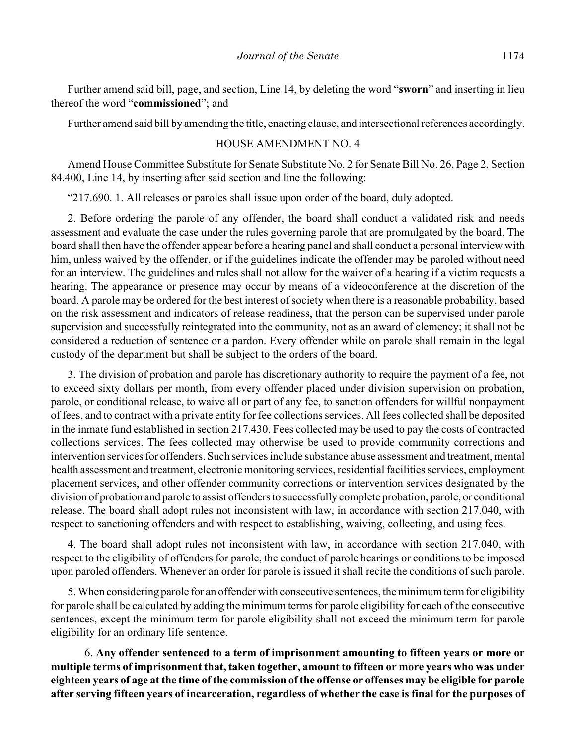Further amend said bill, page, and section, Line 14, by deleting the word "**sworn**" and inserting in lieu thereof the word "**commissioned**"; and

Further amend said bill by amending the title, enacting clause, and intersectional references accordingly.

HOUSE AMENDMENT NO. 4

Amend House Committee Substitute for Senate Substitute No. 2 for Senate Bill No. 26, Page 2, Section 84.400, Line 14, by inserting after said section and line the following:

"217.690. 1. All releases or paroles shall issue upon order of the board, duly adopted.

2. Before ordering the parole of any offender, the board shall conduct a validated risk and needs assessment and evaluate the case under the rules governing parole that are promulgated by the board. The board shall then have the offender appear before a hearing panel and shall conduct a personal interview with him, unless waived by the offender, or if the guidelines indicate the offender may be paroled without need for an interview. The guidelines and rules shall not allow for the waiver of a hearing if a victim requests a hearing. The appearance or presence may occur by means of a videoconference at the discretion of the board. A parole may be ordered for the best interest of society when there is a reasonable probability, based on the risk assessment and indicators of release readiness, that the person can be supervised under parole supervision and successfully reintegrated into the community, not as an award of clemency; it shall not be considered a reduction of sentence or a pardon. Every offender while on parole shall remain in the legal custody of the department but shall be subject to the orders of the board.

3. The division of probation and parole has discretionary authority to require the payment of a fee, not to exceed sixty dollars per month, from every offender placed under division supervision on probation, parole, or conditional release, to waive all or part of any fee, to sanction offenders for willful nonpayment of fees, and to contract with a private entity for fee collections services. All fees collected shall be deposited in the inmate fund established in section 217.430. Fees collected may be used to pay the costs of contracted collections services. The fees collected may otherwise be used to provide community corrections and intervention services for offenders. Such services include substance abuse assessment and treatment, mental health assessment and treatment, electronic monitoring services, residential facilities services, employment placement services, and other offender community corrections or intervention services designated by the division of probation and parole to assist offenders to successfully complete probation, parole, or conditional release. The board shall adopt rules not inconsistent with law, in accordance with section 217.040, with respect to sanctioning offenders and with respect to establishing, waiving, collecting, and using fees.

4. The board shall adopt rules not inconsistent with law, in accordance with section 217.040, with respect to the eligibility of offenders for parole, the conduct of parole hearings or conditions to be imposed upon paroled offenders. Whenever an order for parole is issued it shall recite the conditions of such parole.

5. When considering parole for an offender with consecutive sentences, the minimum term for eligibility for parole shall be calculated by adding the minimum terms for parole eligibility for each of the consecutive sentences, except the minimum term for parole eligibility shall not exceed the minimum term for parole eligibility for an ordinary life sentence.

**6. Any offender sentenced to a term of imprisonment amounting to fifteen years or more or multiple terms of imprisonment that, taken together, amount to fifteen or more years who was under eighteen years of age at the time of the commission of the offense or offenses may be eligible for parole after serving fifteen years of incarceration, regardless of whether the case is final for the purposes of**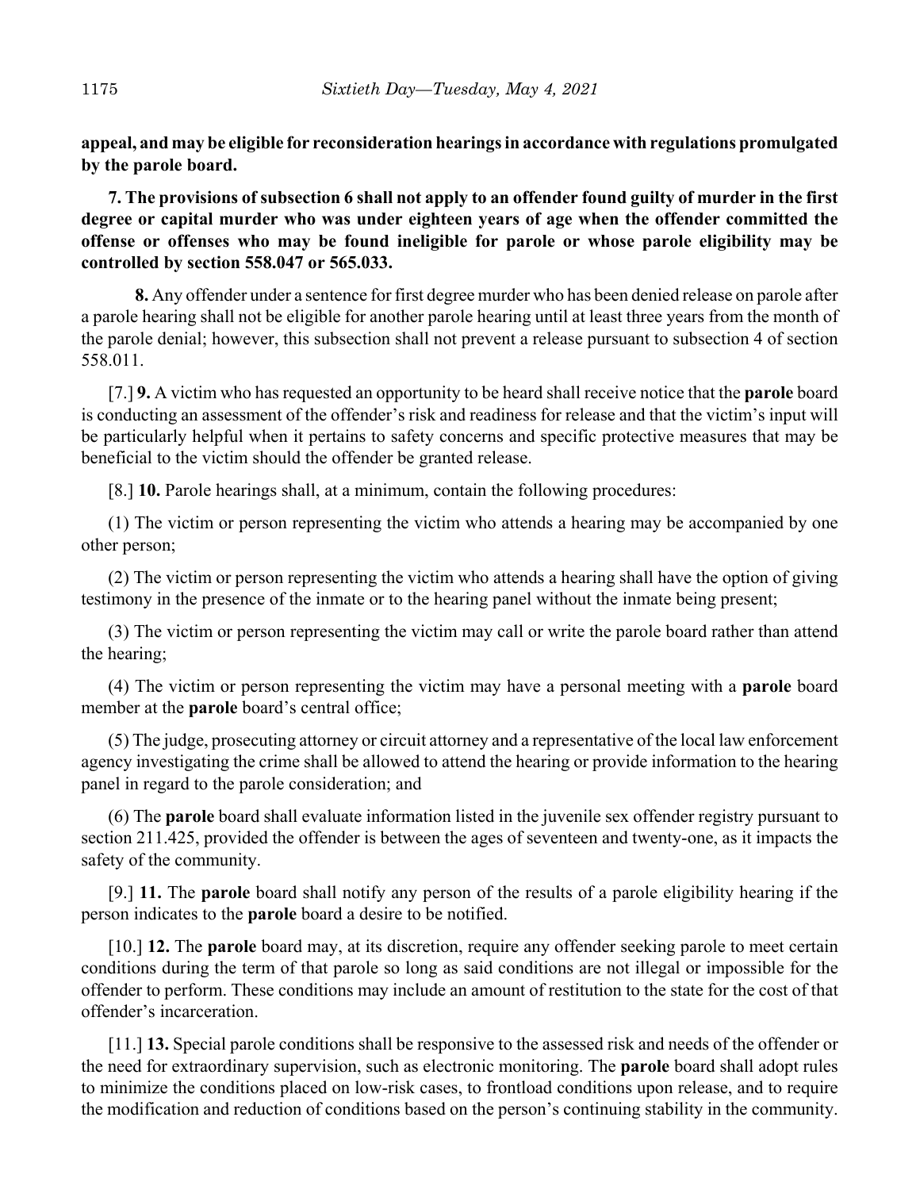**appeal, and may be eligible for reconsideration hearings in accordance with regulations promulgated by the parole board.**

**7. The provisions of subsection 6 shall not apply to an offender found guilty of murder in the first degree or capital murder who was under eighteen years of age when the offender committed the offense or offenses who may be found ineligible for parole or whose parole eligibility may be controlled by section 558.047 or 565.033.**

**8.** Any offender under a sentence for first degree murder who has been denied release on parole after a parole hearing shall not be eligible for another parole hearing until at least three years from the month of the parole denial; however, this subsection shall not prevent a release pursuant to subsection 4 of section 558.011.

[7.] **9.** A victim who has requested an opportunity to be heard shall receive notice that the **parole** board is conducting an assessment of the offender's risk and readiness for release and that the victim's input will be particularly helpful when it pertains to safety concerns and specific protective measures that may be beneficial to the victim should the offender be granted release.

[8.] **10.** Parole hearings shall, at a minimum, contain the following procedures:

(1) The victim or person representing the victim who attends a hearing may be accompanied by one other person;

(2) The victim or person representing the victim who attends a hearing shall have the option of giving testimony in the presence of the inmate or to the hearing panel without the inmate being present;

(3) The victim or person representing the victim may call or write the parole board rather than attend the hearing;

(4) The victim or person representing the victim may have a personal meeting with a **parole** board member at the **parole** board's central office;

(5) The judge, prosecuting attorney or circuit attorney and a representative of the local law enforcement agency investigating the crime shall be allowed to attend the hearing or provide information to the hearing panel in regard to the parole consideration; and

(6) The **parole** board shall evaluate information listed in the juvenile sex offender registry pursuant to section 211.425, provided the offender is between the ages of seventeen and twenty-one, as it impacts the safety of the community.

[9.] **11.** The **parole** board shall notify any person of the results of a parole eligibility hearing if the person indicates to the **parole** board a desire to be notified.

[10.] **12.** The **parole** board may, at its discretion, require any offender seeking parole to meet certain conditions during the term of that parole so long as said conditions are not illegal or impossible for the offender to perform. These conditions may include an amount of restitution to the state for the cost of that offender's incarceration.

[11.] **13.** Special parole conditions shall be responsive to the assessed risk and needs of the offender or the need for extraordinary supervision, such as electronic monitoring. The **parole** board shall adopt rules to minimize the conditions placed on low-risk cases, to frontload conditions upon release, and to require the modification and reduction of conditions based on the person's continuing stability in the community.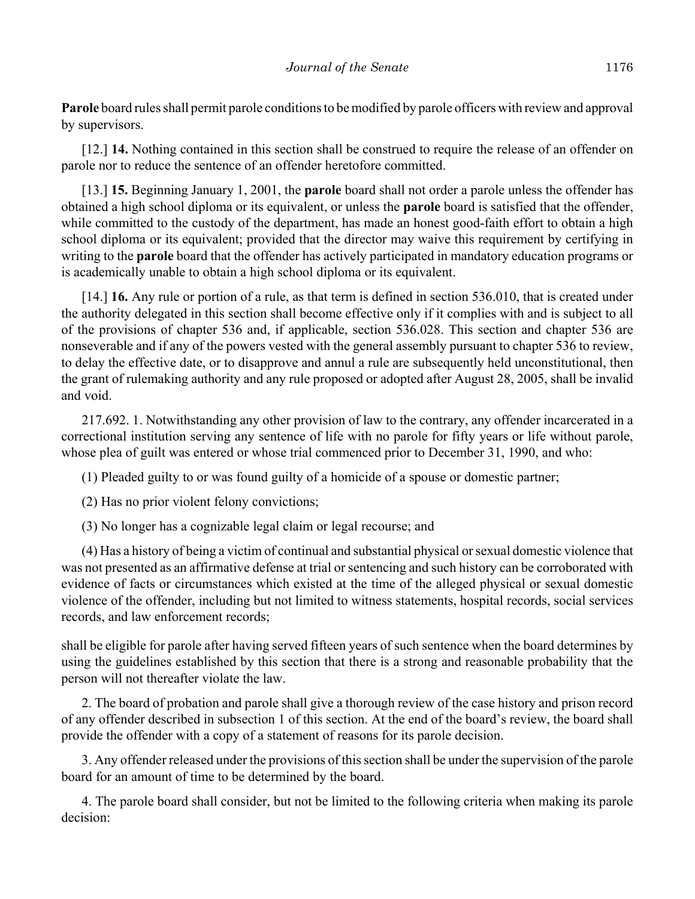**Parole** board rules shall permit parole conditions to be modified by parole officers with review and approval by supervisors.

[12.] **14.** Nothing contained in this section shall be construed to require the release of an offender on parole nor to reduce the sentence of an offender heretofore committed.

[13.] **15.** Beginning January 1, 2001, the **parole** board shall not order a parole unless the offender has obtained a high school diploma or its equivalent, or unless the **parole** board is satisfied that the offender, while committed to the custody of the department, has made an honest good-faith effort to obtain a high school diploma or its equivalent; provided that the director may waive this requirement by certifying in writing to the **parole** board that the offender has actively participated in mandatory education programs or is academically unable to obtain a high school diploma or its equivalent.

[14.] **16.** Any rule or portion of a rule, as that term is defined in section 536.010, that is created under the authority delegated in this section shall become effective only if it complies with and is subject to all of the provisions of chapter 536 and, if applicable, section 536.028. This section and chapter 536 are nonseverable and if any of the powers vested with the general assembly pursuant to chapter 536 to review, to delay the effective date, or to disapprove and annul a rule are subsequently held unconstitutional, then the grant of rulemaking authority and any rule proposed or adopted after August 28, 2005, shall be invalid and void.

217.692. 1. Notwithstanding any other provision of law to the contrary, any offender incarcerated in a correctional institution serving any sentence of life with no parole for fifty years or life without parole, whose plea of guilt was entered or whose trial commenced prior to December 31, 1990, and who:

(1) Pleaded guilty to or was found guilty of a homicide of a spouse or domestic partner;

(2) Has no prior violent felony convictions;

(3) No longer has a cognizable legal claim or legal recourse; and

(4) Has a history of being a victim of continual and substantial physical or sexual domestic violence that was not presented as an affirmative defense at trial or sentencing and such history can be corroborated with evidence of facts or circumstances which existed at the time of the alleged physical or sexual domestic violence of the offender, including but not limited to witness statements, hospital records, social services records, and law enforcement records;

shall be eligible for parole after having served fifteen years of such sentence when the board determines by using the guidelines established by this section that there is a strong and reasonable probability that the person will not thereafter violate the law.

2. The board of probation and parole shall give a thorough review of the case history and prison record of any offender described in subsection 1 of this section. At the end of the board's review, the board shall provide the offender with a copy of a statement of reasons for its parole decision.

3. Any offender released under the provisions of this section shall be under the supervision of the parole board for an amount of time to be determined by the board.

4. The parole board shall consider, but not be limited to the following criteria when making its parole decision: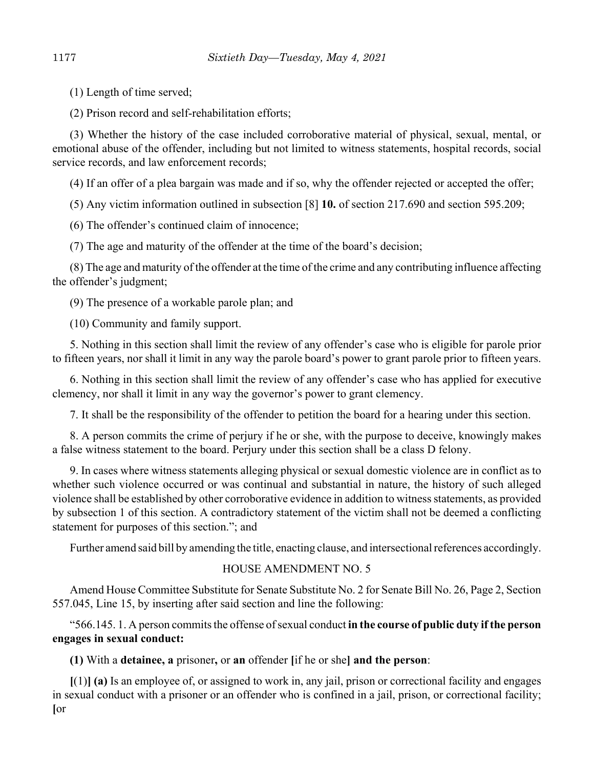(1) Length of time served;

(2) Prison record and self-rehabilitation efforts;

(3) Whether the history of the case included corroborative material of physical, sexual, mental, or emotional abuse of the offender, including but not limited to witness statements, hospital records, social service records, and law enforcement records;

(4) If an offer of a plea bargain was made and if so, why the offender rejected or accepted the offer;

(5) Any victim information outlined in subsection [8] **10.** of section 217.690 and section 595.209;

(6) The offender's continued claim of innocence;

(7) The age and maturity of the offender at the time of the board's decision;

(8) The age and maturity of the offender at the time of the crime and any contributing influence affecting the offender's judgment;

(9) The presence of a workable parole plan; and

(10) Community and family support.

5. Nothing in this section shall limit the review of any offender's case who is eligible for parole prior to fifteen years, nor shall it limit in any way the parole board's power to grant parole prior to fifteen years.

6. Nothing in this section shall limit the review of any offender's case who has applied for executive clemency, nor shall it limit in any way the governor's power to grant clemency.

7. It shall be the responsibility of the offender to petition the board for a hearing under this section.

8. A person commits the crime of perjury if he or she, with the purpose to deceive, knowingly makes a false witness statement to the board. Perjury under this section shall be a class D felony.

9. In cases where witness statements alleging physical or sexual domestic violence are in conflict as to whether such violence occurred or was continual and substantial in nature, the history of such alleged violence shall be established by other corroborative evidence in addition to witness statements, as provided by subsection 1 of this section. A contradictory statement of the victim shall not be deemed a conflicting statement for purposes of this section."; and

Further amend said bill by amending the title, enacting clause, and intersectional references accordingly.

HOUSE AMENDMENT NO. 5

Amend House Committee Substitute for Senate Substitute No. 2 for Senate Bill No. 26, Page 2, Section 557.045, Line 15, by inserting after said section and line the following:

"566.145. 1. A person commits the offense of sexual conduct **in the course of public duty if the person engages in sexual conduct:**

**(1)** With a **detainee, a** prisoner**,** or **an** offender **[**if he or she**] and the person**:

**[**(1)**] (a)** Is an employee of, or assigned to work in, any jail, prison or correctional facility and engages in sexual conduct with a prisoner or an offender who is confined in a jail, prison, or correctional facility; **[**or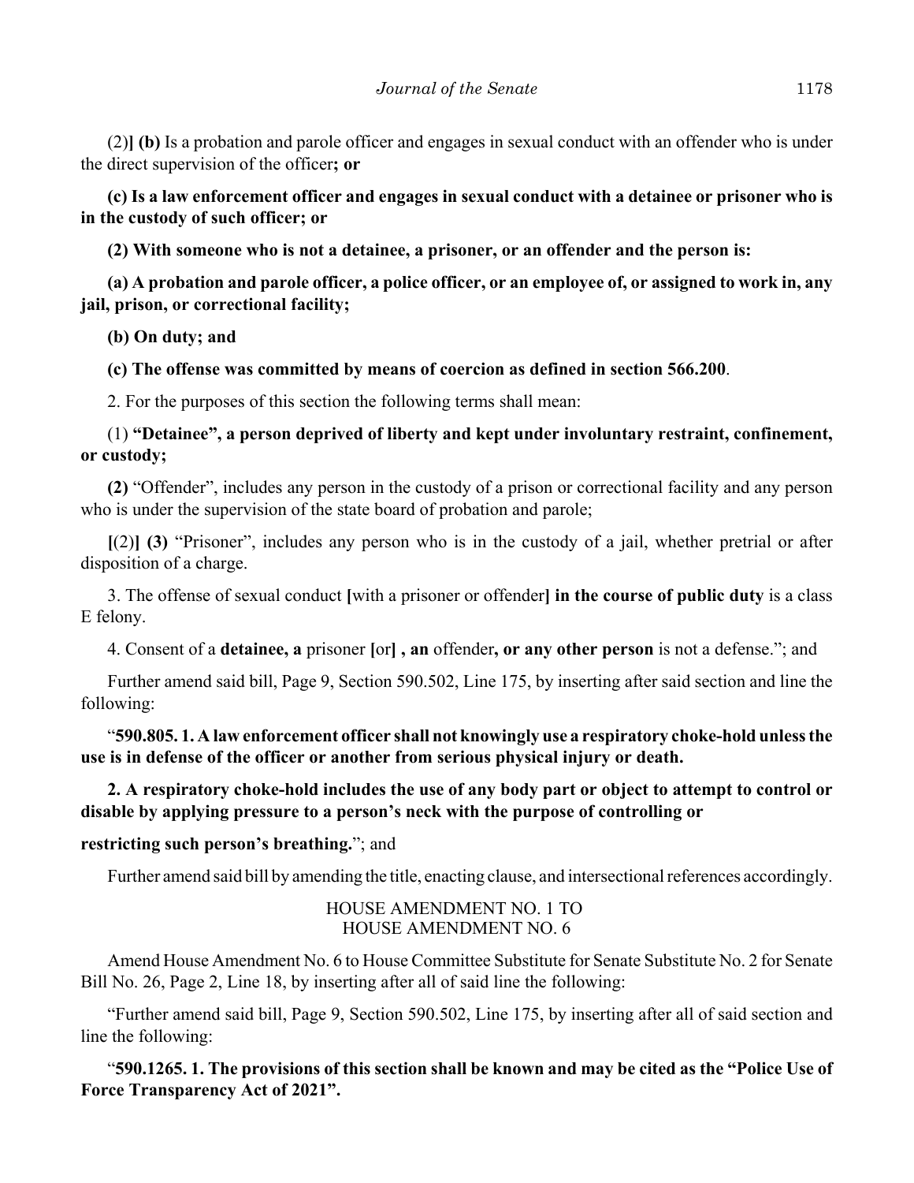(2)**] (b)** Is a probation and parole officer and engages in sexual conduct with an offender who is under the direct supervision of the officer**; or**

**(c) Is a law enforcement officer and engages in sexual conduct with a detainee or prisoner who is in the custody of such officer; or**

**(2) With someone who is not a detainee, a prisoner, or an offender and the person is:**

**(a) A probation and parole officer, a police officer, or an employee of, or assigned to work in, any jail, prison, or correctional facility;**

**(b) On duty; and**

**(c) The offense was committed by means of coercion as defined in section 566.200**.

2. For the purposes of this section the following terms shall mean:

(1) **"Detainee", a person deprived of liberty and kept under involuntary restraint, confinement, or custody;**

**(2)** "Offender", includes any person in the custody of a prison or correctional facility and any person who is under the supervision of the state board of probation and parole;

**[**(2)**] (3)** "Prisoner", includes any person who is in the custody of a jail, whether pretrial or after disposition of a charge.

3. The offense of sexual conduct **[**with a prisoner or offender**] in the course of public duty** is a class E felony.

4. Consent of a **detainee, a** prisoner **[**or**] , an** offender**, or any other person** is not a defense."; and

Further amend said bill, Page 9, Section 590.502, Line 175, by inserting after said section and line the following:

"**590.805. 1. A law enforcement officer shall not knowingly use a respiratory choke-hold unless the use is in defense of the officer or another from serious physical injury or death.**

**2. A respiratory choke-hold includes the use of any body part or object to attempt to control or disable by applying pressure to a person's neck with the purpose of controlling or**

**restricting such person's breathing.**"; and

Further amend said bill by amending the title, enacting clause, and intersectional references accordingly.

HOUSE AMENDMENT NO. 1 TO
HOUSE AMENDMENT NO. 6

Amend House Amendment No. 6 to House Committee Substitute for Senate Substitute No. 2 for Senate Bill No. 26, Page 2, Line 18, by inserting after all of said line the following:

"Further amend said bill, Page 9, Section 590.502, Line 175, by inserting after all of said section and line the following:

"**590.1265. 1. The provisions of this section shall be known and may be cited as the "Police Use of Force Transparency Act of 2021".**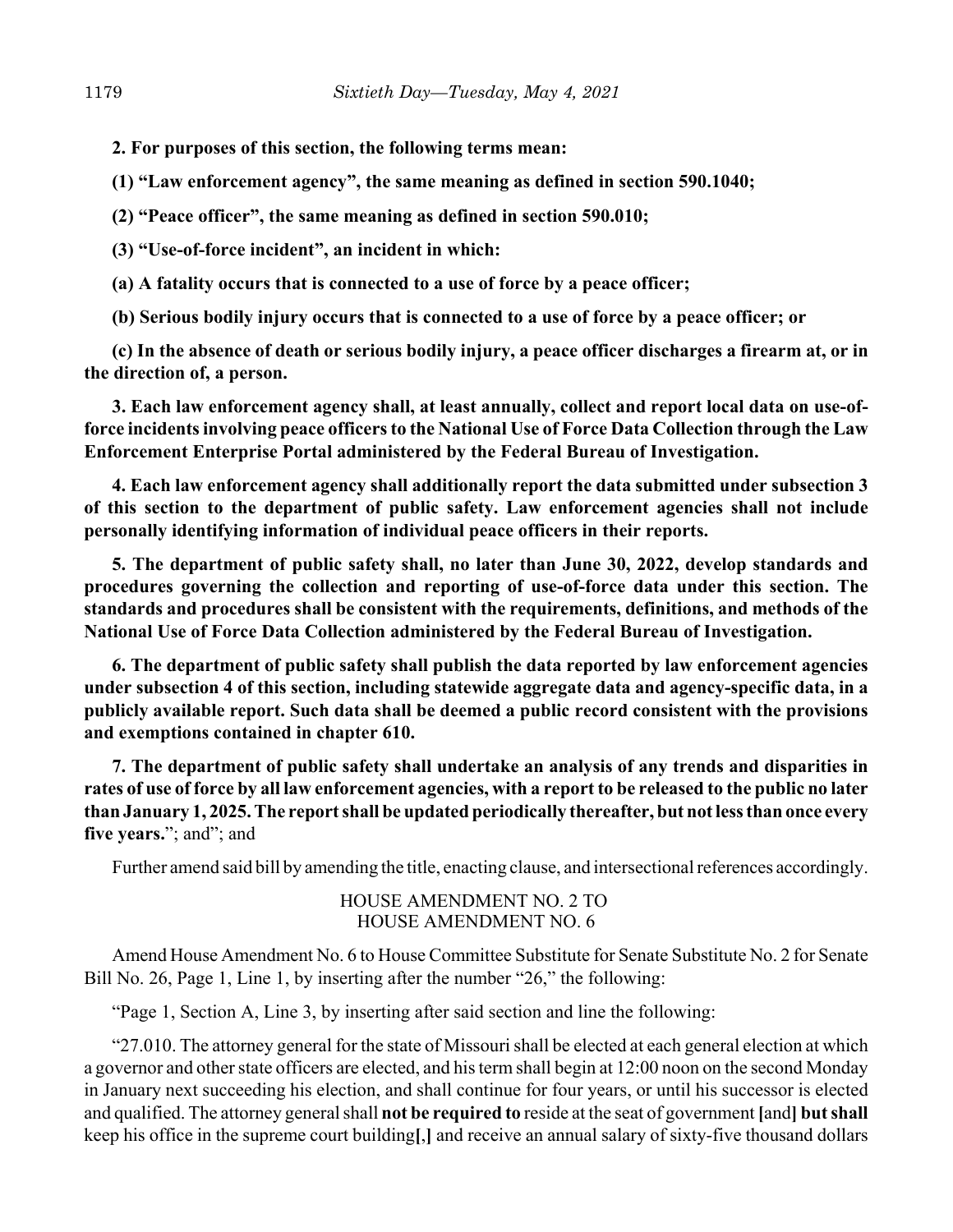**2. For purposes of this section, the following terms mean:**

**(1) "Law enforcement agency", the same meaning as defined in section 590.1040;**

**(2) "Peace officer", the same meaning as defined in section 590.010;**

**(3) "Use-of-force incident", an incident in which:**

**(a) A fatality occurs that is connected to a use of force by a peace officer;**

**(b) Serious bodily injury occurs that is connected to a use of force by a peace officer; or**

**(c) In the absence of death or serious bodily injury, a peace officer discharges a firearm at, or in the direction of, a person.**

**3. Each law enforcement agency shall, at least annually, collect and report local data on use-of-force incidents involving peace officers to the National Use of Force Data Collection through the Law Enforcement Enterprise Portal administered by the Federal Bureau of Investigation.**

**4. Each law enforcement agency shall additionally report the data submitted under subsection 3 of this section to the department of public safety. Law enforcement agencies shall not include personally identifying information of individual peace officers in their reports.**

**5. The department of public safety shall, no later than June 30, 2022, develop standards and procedures governing the collection and reporting of use-of-force data under this section. The standards and procedures shall be consistent with the requirements, definitions, and methods of the National Use of Force Data Collection administered by the Federal Bureau of Investigation.**

**6. The department of public safety shall publish the data reported by law enforcement agencies under subsection 4 of this section, including statewide aggregate data and agency-specific data, in a publicly available report. Such data shall be deemed a public record consistent with the provisions and exemptions contained in chapter 610.**

**7. The department of public safety shall undertake an analysis of any trends and disparities in rates of use of force by all law enforcement agencies, with a report to be released to the public no later than January 1, 2025. The report shall be updated periodically thereafter, but not less than once every five years.**"; and"; and

Further amend said bill by amending the title, enacting clause, and intersectional references accordingly.

HOUSE AMENDMENT NO. 2 TO
HOUSE AMENDMENT NO. 6

Amend House Amendment No. 6 to House Committee Substitute for Senate Substitute No. 2 for Senate Bill No. 26, Page 1, Line 1, by inserting after the number "26," the following:

"Page 1, Section A, Line 3, by inserting after said section and line the following:

"27.010. The attorney general for the state of Missouri shall be elected at each general election at which a governor and other state officers are elected, and his term shall begin at 12:00 noon on the second Monday in January next succeeding his election, and shall continue for four years, or until his successor is elected and qualified. The attorney general shall **not be required to** reside at the seat of government **[**and**] but shall** keep his office in the supreme court building**[**,**]** and receive an annual salary of sixty-five thousand dollars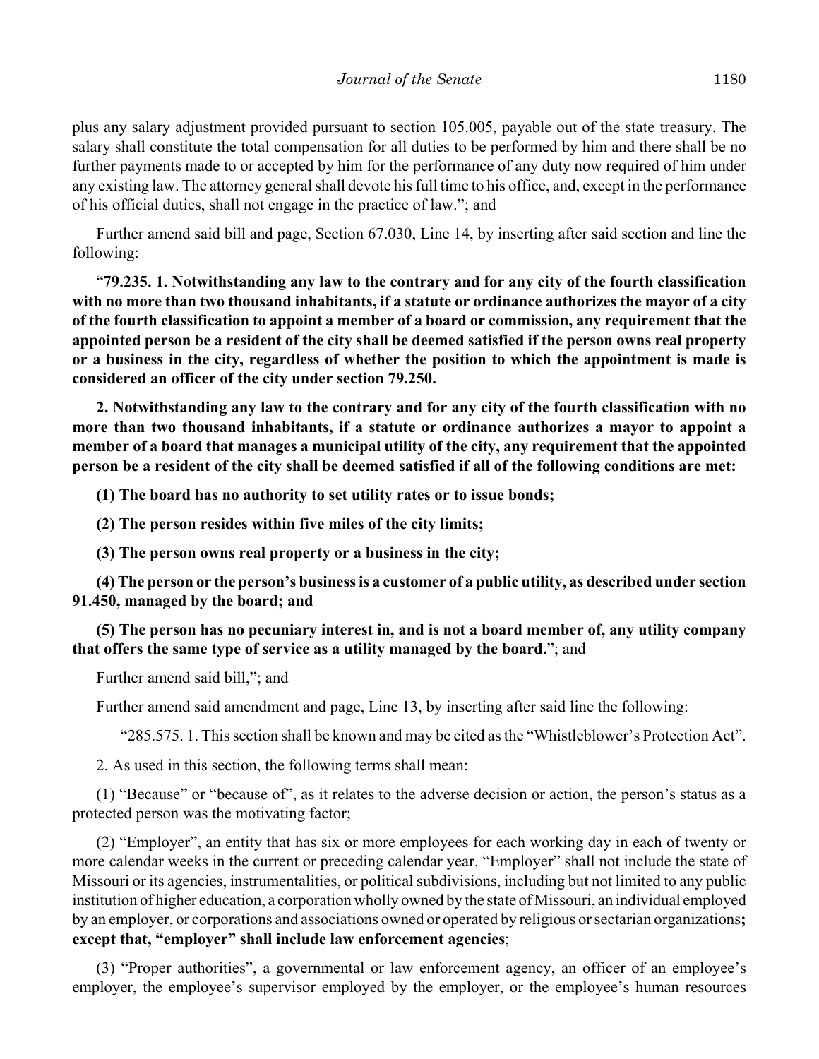plus any salary adjustment provided pursuant to section 105.005, payable out of the state treasury. The salary shall constitute the total compensation for all duties to be performed by him and there shall be no further payments made to or accepted by him for the performance of any duty now required of him under any existing law. The attorney general shall devote his full time to his office, and, except in the performance of his official duties, shall not engage in the practice of law."; and

Further amend said bill and page, Section 67.030, Line 14, by inserting after said section and line the following:

"**79.235. 1. Notwithstanding any law to the contrary and for any city of the fourth classification with no more than two thousand inhabitants, if a statute or ordinance authorizes the mayor of a city of the fourth classification to appoint a member of a board or commission, any requirement that the appointed person be a resident of the city shall be deemed satisfied if the person owns real property or a business in the city, regardless of whether the position to which the appointment is made is considered an officer of the city under section 79.250.**

**2. Notwithstanding any law to the contrary and for any city of the fourth classification with no more than two thousand inhabitants, if a statute or ordinance authorizes a mayor to appoint a member of a board that manages a municipal utility of the city, any requirement that the appointed person be a resident of the city shall be deemed satisfied if all of the following conditions are met:**

**(1) The board has no authority to set utility rates or to issue bonds;**

**(2) The person resides within five miles of the city limits;**

**(3) The person owns real property or a business in the city;**

**(4) The person or the person's business is a customer of a public utility, as described under section 91.450, managed by the board; and**

**(5) The person has no pecuniary interest in, and is not a board member of, any utility company that offers the same type of service as a utility managed by the board.**"; and

Further amend said bill,"; and

Further amend said amendment and page, Line 13, by inserting after said line the following:

"285.575. 1. This section shall be known and may be cited as the "Whistleblower's Protection Act".

2. As used in this section, the following terms shall mean:

(1) "Because" or "because of", as it relates to the adverse decision or action, the person's status as a protected person was the motivating factor;

(2) "Employer", an entity that has six or more employees for each working day in each of twenty or more calendar weeks in the current or preceding calendar year. "Employer" shall not include the state of Missouri or its agencies, instrumentalities, or political subdivisions, including but not limited to any public institution of higher education, a corporation wholly owned by the state of Missouri, an individual employed by an employer, or corporations and associations owned or operated by religious or sectarian organizations**; except that, "employer" shall include law enforcement agencies**;

(3) "Proper authorities", a governmental or law enforcement agency, an officer of an employee's employer, the employee's supervisor employed by the employer, or the employee's human resources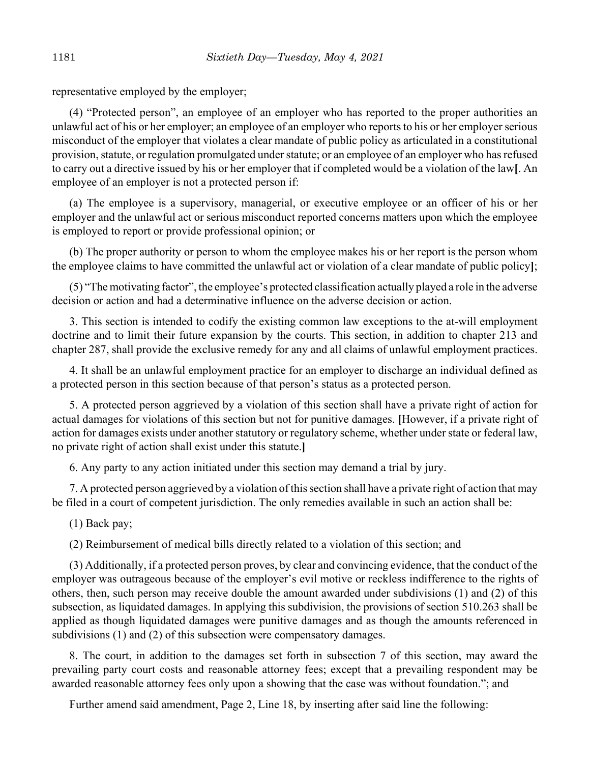representative employed by the employer;

(4) "Protected person", an employee of an employer who has reported to the proper authorities an unlawful act of his or her employer; an employee of an employer who reports to his or her employer serious misconduct of the employer that violates a clear mandate of public policy as articulated in a constitutional provision, statute, or regulation promulgated under statute; or an employee of an employer who has refused to carry out a directive issued by his or her employer that if completed would be a violation of the law**[**. An employee of an employer is not a protected person if:

(a) The employee is a supervisory, managerial, or executive employee or an officer of his or her employer and the unlawful act or serious misconduct reported concerns matters upon which the employee is employed to report or provide professional opinion; or

(b) The proper authority or person to whom the employee makes his or her report is the person whom the employee claims to have committed the unlawful act or violation of a clear mandate of public policy**]**;

(5) "The motivating factor", the employee's protected classification actually played a role in the adverse decision or action and had a determinative influence on the adverse decision or action.

3. This section is intended to codify the existing common law exceptions to the at-will employment doctrine and to limit their future expansion by the courts. This section, in addition to chapter 213 and chapter 287, shall provide the exclusive remedy for any and all claims of unlawful employment practices.

4. It shall be an unlawful employment practice for an employer to discharge an individual defined as a protected person in this section because of that person's status as a protected person.

5. A protected person aggrieved by a violation of this section shall have a private right of action for actual damages for violations of this section but not for punitive damages. **[**However, if a private right of action for damages exists under another statutory or regulatory scheme, whether under state or federal law, no private right of action shall exist under this statute.**]**

6. Any party to any action initiated under this section may demand a trial by jury.

7. A protected person aggrieved by a violation of this section shall have a private right of action that may be filed in a court of competent jurisdiction. The only remedies available in such an action shall be:

(1) Back pay;

(2) Reimbursement of medical bills directly related to a violation of this section; and

(3) Additionally, if a protected person proves, by clear and convincing evidence, that the conduct of the employer was outrageous because of the employer's evil motive or reckless indifference to the rights of others, then, such person may receive double the amount awarded under subdivisions (1) and (2) of this subsection, as liquidated damages. In applying this subdivision, the provisions of section 510.263 shall be applied as though liquidated damages were punitive damages and as though the amounts referenced in subdivisions (1) and (2) of this subsection were compensatory damages.

8. The court, in addition to the damages set forth in subsection 7 of this section, may award the prevailing party court costs and reasonable attorney fees; except that a prevailing respondent may be awarded reasonable attorney fees only upon a showing that the case was without foundation."; and

Further amend said amendment, Page 2, Line 18, by inserting after said line the following: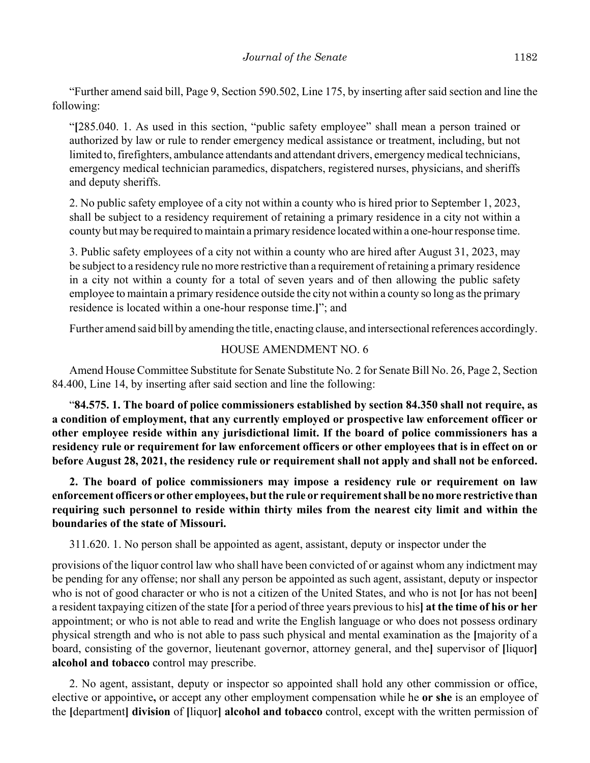"Further amend said bill, Page 9, Section 590.502, Line 175, by inserting after said section and line the following:

"**[**285.040. 1. As used in this section, "public safety employee" shall mean a person trained or authorized by law or rule to render emergency medical assistance or treatment, including, but not limited to, firefighters, ambulance attendants and attendant drivers, emergency medical technicians, emergency medical technician paramedics, dispatchers, registered nurses, physicians, and sheriffs and deputy sheriffs.

2. No public safety employee of a city not within a county who is hired prior to September 1, 2023, shall be subject to a residency requirement of retaining a primary residence in a city not within a county but may be required to maintain a primary residence located within a one-hour response time.

3. Public safety employees of a city not within a county who are hired after August 31, 2023, may be subject to a residency rule no more restrictive than a requirement of retaining a primary residence in a city not within a county for a total of seven years and of then allowing the public safety employee to maintain a primary residence outside the city not within a county so long as the primary residence is located within a one-hour response time.**]**"; and

Further amend said bill by amending the title, enacting clause, and intersectional references accordingly.

HOUSE AMENDMENT NO. 6

Amend House Committee Substitute for Senate Substitute No. 2 for Senate Bill No. 26, Page 2, Section 84.400, Line 14, by inserting after said section and line the following:

"**84.575. 1. The board of police commissioners established by section 84.350 shall not require, as a condition of employment, that any currently employed or prospective law enforcement officer or other employee reside within any jurisdictional limit. If the board of police commissioners has a residency rule or requirement for law enforcement officers or other employees that is in effect on or before August 28, 2021, the residency rule or requirement shall not apply and shall not be enforced.**

**2. The board of police commissioners may impose a residency rule or requirement on law enforcement officers or other employees, but the rule or requirement shall be no more restrictive than requiring such personnel to reside within thirty miles from the nearest city limit and within the boundaries of the state of Missouri.**

311.620. 1. No person shall be appointed as agent, assistant, deputy or inspector under the provisions of the liquor control law who shall have been convicted of or against whom any indictment may be pending for any offense; nor shall any person be appointed as such agent, assistant, deputy or inspector who is not of good character or who is not a citizen of the United States, and who is not **[**or has not been**]** a resident taxpaying citizen of the state **[**for a period of three years previous to his**] at the time of his or her** appointment; or who is not able to read and write the English language or who does not possess ordinary physical strength and who is not able to pass such physical and mental examination as the **[**majority of a board, consisting of the governor, lieutenant governor, attorney general, and the**]** supervisor of **[**liquor**] alcohol and tobacco** control may prescribe.

2. No agent, assistant, deputy or inspector so appointed shall hold any other commission or office, elective or appointive**,** or accept any other employment compensation while he **or she** is an employee of the **[**department**] division** of **[**liquor**] alcohol and tobacco** control, except with the written permission of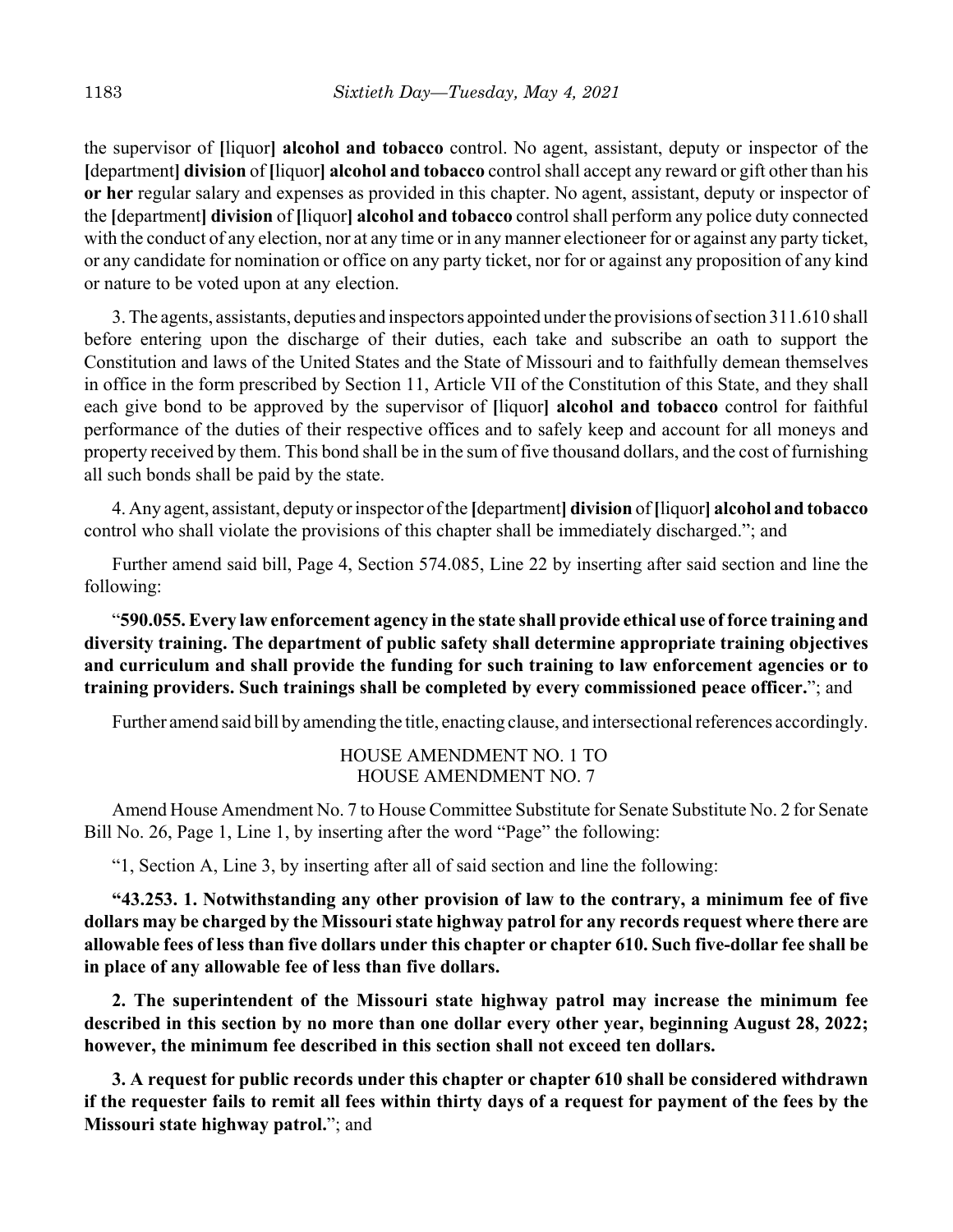the supervisor of [liquor] **alcohol and tobacco** control. No agent, assistant, deputy or inspector of the [department] **division** of [liquor] **alcohol and tobacco** control shall accept any reward or gift other than his **or her** regular salary and expenses as provided in this chapter. No agent, assistant, deputy or inspector of the [department] **division** of [liquor] **alcohol and tobacco** control shall perform any police duty connected with the conduct of any election, nor at any time or in any manner electioneer for or against any party ticket, or any candidate for nomination or office on any party ticket, nor for or against any proposition of any kind or nature to be voted upon at any election.

3. The agents, assistants, deputies and inspectors appointed under the provisions of section 311.610 shall before entering upon the discharge of their duties, each take and subscribe an oath to support the Constitution and laws of the United States and the State of Missouri and to faithfully demean themselves in office in the form prescribed by Section 11, Article VII of the Constitution of this State, and they shall each give bond to be approved by the supervisor of [liquor] **alcohol and tobacco** control for faithful performance of the duties of their respective offices and to safely keep and account for all moneys and property received by them. This bond shall be in the sum of five thousand dollars, and the cost of furnishing all such bonds shall be paid by the state.

4. Any agent, assistant, deputy or inspector of the [department] **division** of [liquor] **alcohol and tobacco** control who shall violate the provisions of this chapter shall be immediately discharged."; and

Further amend said bill, Page 4, Section 574.085, Line 22 by inserting after said section and line the following:

"**590.055. Every law enforcement agency in the state shall provide ethical use of force training and diversity training. The department of public safety shall determine appropriate training objectives and curriculum and shall provide the funding for such training to law enforcement agencies or to training providers. Such trainings shall be completed by every commissioned peace officer.**"; and

Further amend said bill by amending the title, enacting clause, and intersectional references accordingly.

HOUSE AMENDMENT NO. 1 TO
HOUSE AMENDMENT NO. 7

Amend House Amendment No. 7 to House Committee Substitute for Senate Substitute No. 2 for Senate Bill No. 26, Page 1, Line 1, by inserting after the word "Page" the following:

"1, Section A, Line 3, by inserting after all of said section and line the following:

"**43.253. 1. Notwithstanding any other provision of law to the contrary, a minimum fee of five dollars may be charged by the Missouri state highway patrol for any records request where there are allowable fees of less than five dollars under this chapter or chapter 610. Such five-dollar fee shall be in place of any allowable fee of less than five dollars.**

**2. The superintendent of the Missouri state highway patrol may increase the minimum fee described in this section by no more than one dollar every other year, beginning August 28, 2022; however, the minimum fee described in this section shall not exceed ten dollars.**

**3. A request for public records under this chapter or chapter 610 shall be considered withdrawn if the requester fails to remit all fees within thirty days of a request for payment of the fees by the Missouri state highway patrol.**"; and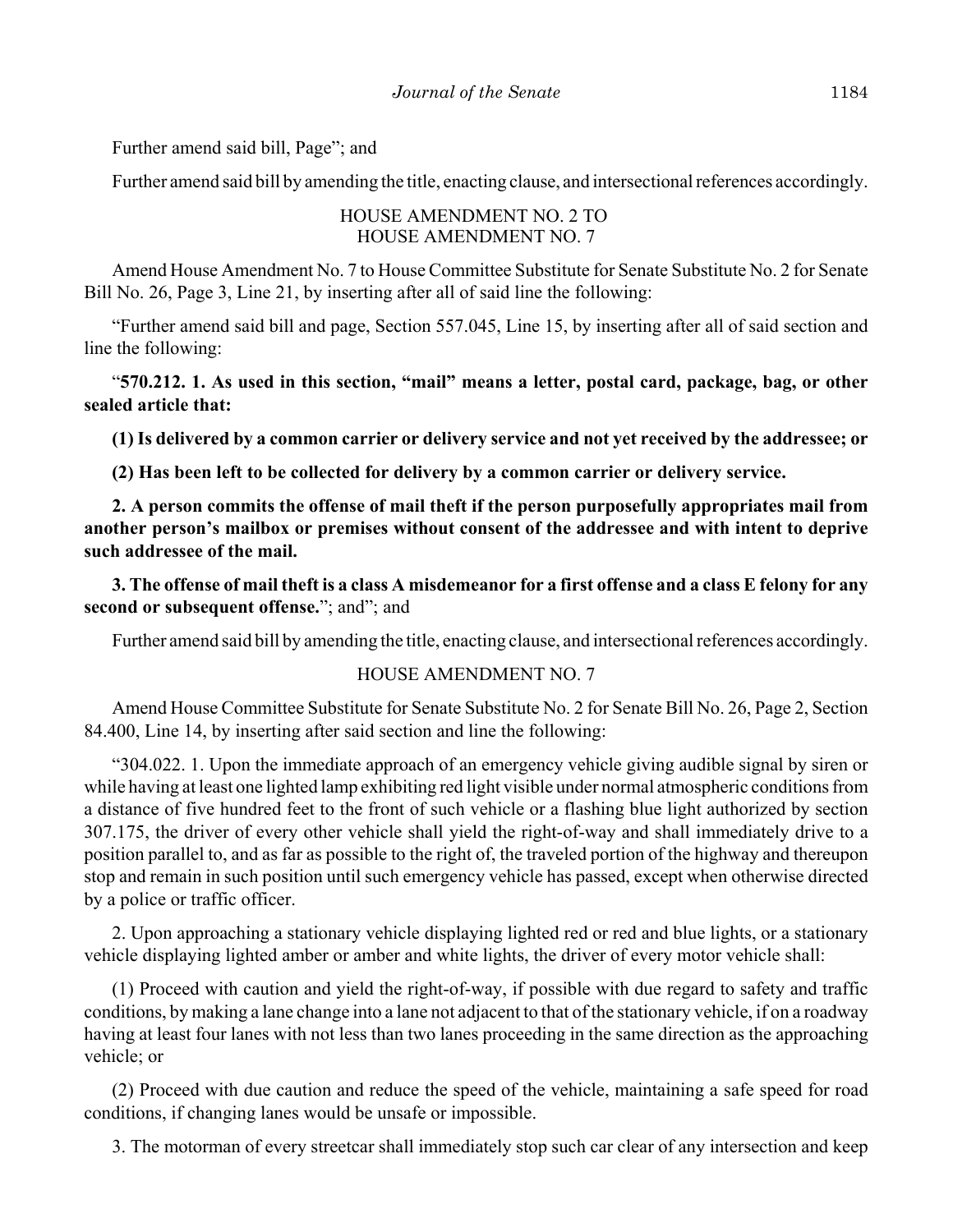Further amend said bill, Page"; and

Further amend said bill by amending the title, enacting clause, and intersectional references accordingly.

HOUSE AMENDMENT NO. 2 TO
HOUSE AMENDMENT NO. 7

Amend House Amendment No. 7 to House Committee Substitute for Senate Substitute No. 2 for Senate Bill No. 26, Page 3, Line 21, by inserting after all of said line the following:

"Further amend said bill and page, Section 557.045, Line 15, by inserting after all of said section and line the following:

"**570.212. 1. As used in this section, "mail" means a letter, postal card, package, bag, or other sealed article that:**

**(1) Is delivered by a common carrier or delivery service and not yet received by the addressee; or**

**(2) Has been left to be collected for delivery by a common carrier or delivery service.**

**2. A person commits the offense of mail theft if the person purposefully appropriates mail from another person's mailbox or premises without consent of the addressee and with intent to deprive such addressee of the mail.**

**3. The offense of mail theft is a class A misdemeanor for a first offense and a class E felony for any second or subsequent offense.**"; and"; and

Further amend said bill by amending the title, enacting clause, and intersectional references accordingly.

HOUSE AMENDMENT NO. 7

Amend House Committee Substitute for Senate Substitute No. 2 for Senate Bill No. 26, Page 2, Section 84.400, Line 14, by inserting after said section and line the following:

"304.022. 1. Upon the immediate approach of an emergency vehicle giving audible signal by siren or while having at least one lighted lamp exhibiting red light visible under normal atmospheric conditions from a distance of five hundred feet to the front of such vehicle or a flashing blue light authorized by section 307.175, the driver of every other vehicle shall yield the right-of-way and shall immediately drive to a position parallel to, and as far as possible to the right of, the traveled portion of the highway and thereupon stop and remain in such position until such emergency vehicle has passed, except when otherwise directed by a police or traffic officer.

2. Upon approaching a stationary vehicle displaying lighted red or red and blue lights, or a stationary vehicle displaying lighted amber or amber and white lights, the driver of every motor vehicle shall:

(1) Proceed with caution and yield the right-of-way, if possible with due regard to safety and traffic conditions, by making a lane change into a lane not adjacent to that of the stationary vehicle, if on a roadway having at least four lanes with not less than two lanes proceeding in the same direction as the approaching vehicle; or

(2) Proceed with due caution and reduce the speed of the vehicle, maintaining a safe speed for road conditions, if changing lanes would be unsafe or impossible.

3. The motorman of every streetcar shall immediately stop such car clear of any intersection and keep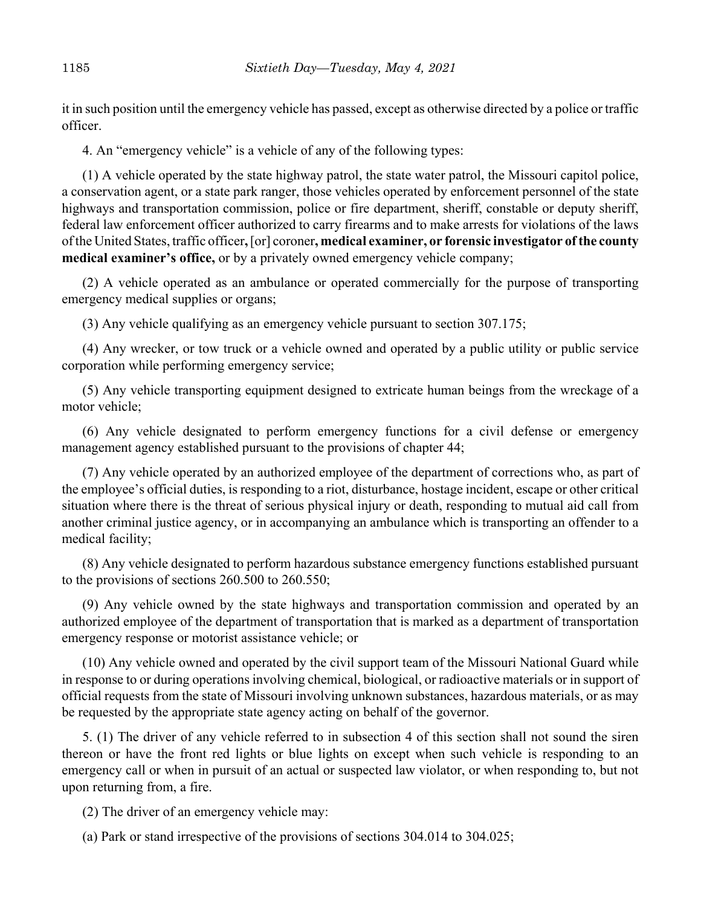it in such position until the emergency vehicle has passed, except as otherwise directed by a police or traffic officer.

4. An "emergency vehicle" is a vehicle of any of the following types:

(1) A vehicle operated by the state highway patrol, the state water patrol, the Missouri capitol police, a conservation agent, or a state park ranger, those vehicles operated by enforcement personnel of the state highways and transportation commission, police or fire department, sheriff, constable or deputy sheriff, federal law enforcement officer authorized to carry firearms and to make arrests for violations of the laws of the United States, traffic officer**,** [or] coroner**, medical examiner, or forensic investigator of the county medical examiner's office,** or by a privately owned emergency vehicle company;

(2) A vehicle operated as an ambulance or operated commercially for the purpose of transporting emergency medical supplies or organs;

(3) Any vehicle qualifying as an emergency vehicle pursuant to section 307.175;

(4) Any wrecker, or tow truck or a vehicle owned and operated by a public utility or public service corporation while performing emergency service;

(5) Any vehicle transporting equipment designed to extricate human beings from the wreckage of a motor vehicle;

(6) Any vehicle designated to perform emergency functions for a civil defense or emergency management agency established pursuant to the provisions of chapter 44;

(7) Any vehicle operated by an authorized employee of the department of corrections who, as part of the employee's official duties, is responding to a riot, disturbance, hostage incident, escape or other critical situation where there is the threat of serious physical injury or death, responding to mutual aid call from another criminal justice agency, or in accompanying an ambulance which is transporting an offender to a medical facility;

(8) Any vehicle designated to perform hazardous substance emergency functions established pursuant to the provisions of sections 260.500 to 260.550;

(9) Any vehicle owned by the state highways and transportation commission and operated by an authorized employee of the department of transportation that is marked as a department of transportation emergency response or motorist assistance vehicle; or

(10) Any vehicle owned and operated by the civil support team of the Missouri National Guard while in response to or during operations involving chemical, biological, or radioactive materials or in support of official requests from the state of Missouri involving unknown substances, hazardous materials, or as may be requested by the appropriate state agency acting on behalf of the governor.

5. (1) The driver of any vehicle referred to in subsection 4 of this section shall not sound the siren thereon or have the front red lights or blue lights on except when such vehicle is responding to an emergency call or when in pursuit of an actual or suspected law violator, or when responding to, but not upon returning from, a fire.

(2) The driver of an emergency vehicle may:

(a) Park or stand irrespective of the provisions of sections 304.014 to 304.025;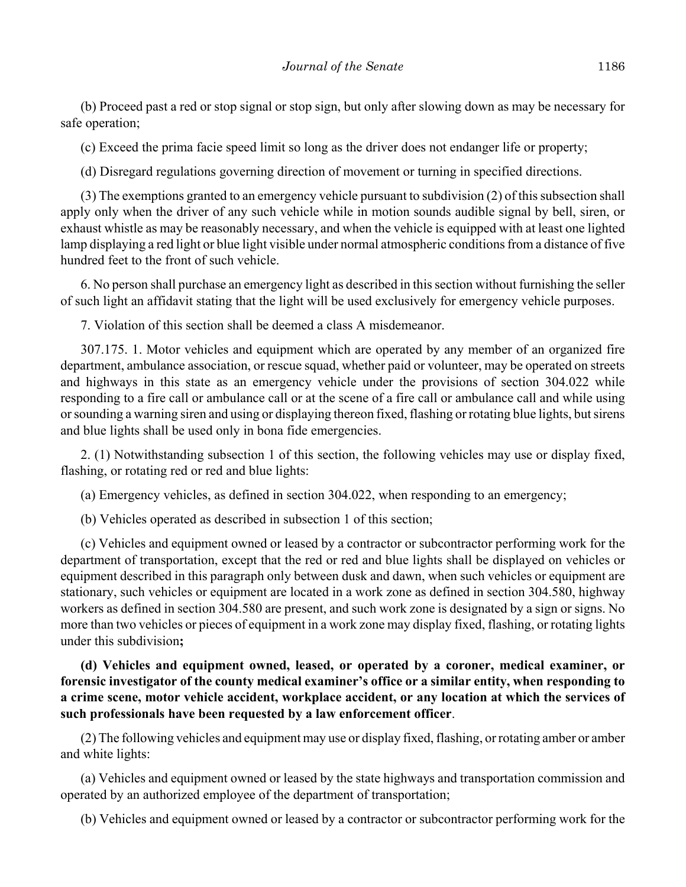(b) Proceed past a red or stop signal or stop sign, but only after slowing down as may be necessary for safe operation;

(c) Exceed the prima facie speed limit so long as the driver does not endanger life or property;

(d) Disregard regulations governing direction of movement or turning in specified directions.

(3) The exemptions granted to an emergency vehicle pursuant to subdivision (2) of this subsection shall apply only when the driver of any such vehicle while in motion sounds audible signal by bell, siren, or exhaust whistle as may be reasonably necessary, and when the vehicle is equipped with at least one lighted lamp displaying a red light or blue light visible under normal atmospheric conditions from a distance of five hundred feet to the front of such vehicle.

6. No person shall purchase an emergency light as described in this section without furnishing the seller of such light an affidavit stating that the light will be used exclusively for emergency vehicle purposes.

7. Violation of this section shall be deemed a class A misdemeanor.

307.175. 1. Motor vehicles and equipment which are operated by any member of an organized fire department, ambulance association, or rescue squad, whether paid or volunteer, may be operated on streets and highways in this state as an emergency vehicle under the provisions of section 304.022 while responding to a fire call or ambulance call or at the scene of a fire call or ambulance call and while using or sounding a warning siren and using or displaying thereon fixed, flashing or rotating blue lights, but sirens and blue lights shall be used only in bona fide emergencies.

2. (1) Notwithstanding subsection 1 of this section, the following vehicles may use or display fixed, flashing, or rotating red or red and blue lights:

(a) Emergency vehicles, as defined in section 304.022, when responding to an emergency;

(b) Vehicles operated as described in subsection 1 of this section;

(c) Vehicles and equipment owned or leased by a contractor or subcontractor performing work for the department of transportation, except that the red or red and blue lights shall be displayed on vehicles or equipment described in this paragraph only between dusk and dawn, when such vehicles or equipment are stationary, such vehicles or equipment are located in a work zone as defined in section 304.580, highway workers as defined in section 304.580 are present, and such work zone is designated by a sign or signs. No more than two vehicles or pieces of equipment in a work zone may display fixed, flashing, or rotating lights under this subdivision**;**

**(d) Vehicles and equipment owned, leased, or operated by a coroner, medical examiner, or forensic investigator of the county medical examiner's office or a similar entity, when responding to a crime scene, motor vehicle accident, workplace accident, or any location at which the services of such professionals have been requested by a law enforcement officer**.

(2) The following vehicles and equipment may use or display fixed, flashing, or rotating amber or amber and white lights:

(a) Vehicles and equipment owned or leased by the state highways and transportation commission and operated by an authorized employee of the department of transportation;

(b) Vehicles and equipment owned or leased by a contractor or subcontractor performing work for the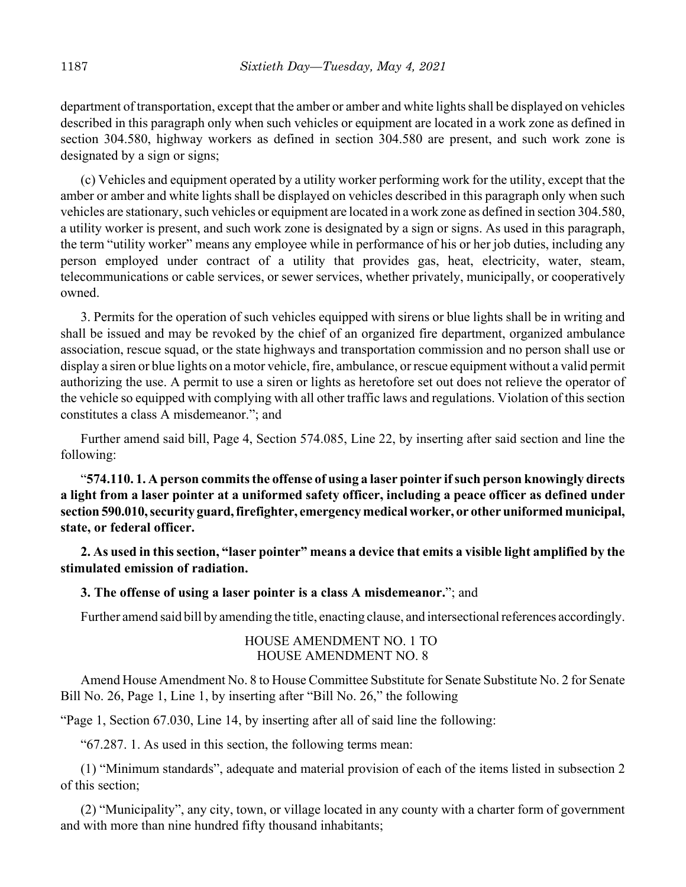department of transportation, except that the amber or amber and white lights shall be displayed on vehicles described in this paragraph only when such vehicles or equipment are located in a work zone as defined in section 304.580, highway workers as defined in section 304.580 are present, and such work zone is designated by a sign or signs;

(c) Vehicles and equipment operated by a utility worker performing work for the utility, except that the amber or amber and white lights shall be displayed on vehicles described in this paragraph only when such vehicles are stationary, such vehicles or equipment are located in a work zone as defined in section 304.580, a utility worker is present, and such work zone is designated by a sign or signs. As used in this paragraph, the term "utility worker" means any employee while in performance of his or her job duties, including any person employed under contract of a utility that provides gas, heat, electricity, water, steam, telecommunications or cable services, or sewer services, whether privately, municipally, or cooperatively owned.

3. Permits for the operation of such vehicles equipped with sirens or blue lights shall be in writing and shall be issued and may be revoked by the chief of an organized fire department, organized ambulance association, rescue squad, or the state highways and transportation commission and no person shall use or display a siren or blue lights on a motor vehicle, fire, ambulance, or rescue equipment without a valid permit authorizing the use. A permit to use a siren or lights as heretofore set out does not relieve the operator of the vehicle so equipped with complying with all other traffic laws and regulations. Violation of this section constitutes a class A misdemeanor."; and

Further amend said bill, Page 4, Section 574.085, Line 22, by inserting after said section and line the following:

"**574.110. 1. A person commits the offense of using a laser pointer if such person knowingly directs a light from a laser pointer at a uniformed safety officer, including a peace officer as defined under section 590.010, security guard, firefighter, emergency medical worker, or other uniformed municipal, state, or federal officer.**

**2. As used in this section, "laser pointer" means a device that emits a visible light amplified by the stimulated emission of radiation.**

**3. The offense of using a laser pointer is a class A misdemeanor.**"; and

Further amend said bill by amending the title, enacting clause, and intersectional references accordingly.

HOUSE AMENDMENT NO. 1 TO
HOUSE AMENDMENT NO. 8

Amend House Amendment No. 8 to House Committee Substitute for Senate Substitute No. 2 for Senate Bill No. 26, Page 1, Line 1, by inserting after "Bill No. 26," the following

"Page 1, Section 67.030, Line 14, by inserting after all of said line the following:

"67.287. 1. As used in this section, the following terms mean:

(1) "Minimum standards", adequate and material provision of each of the items listed in subsection 2 of this section;

(2) "Municipality", any city, town, or village located in any county with a charter form of government and with more than nine hundred fifty thousand inhabitants;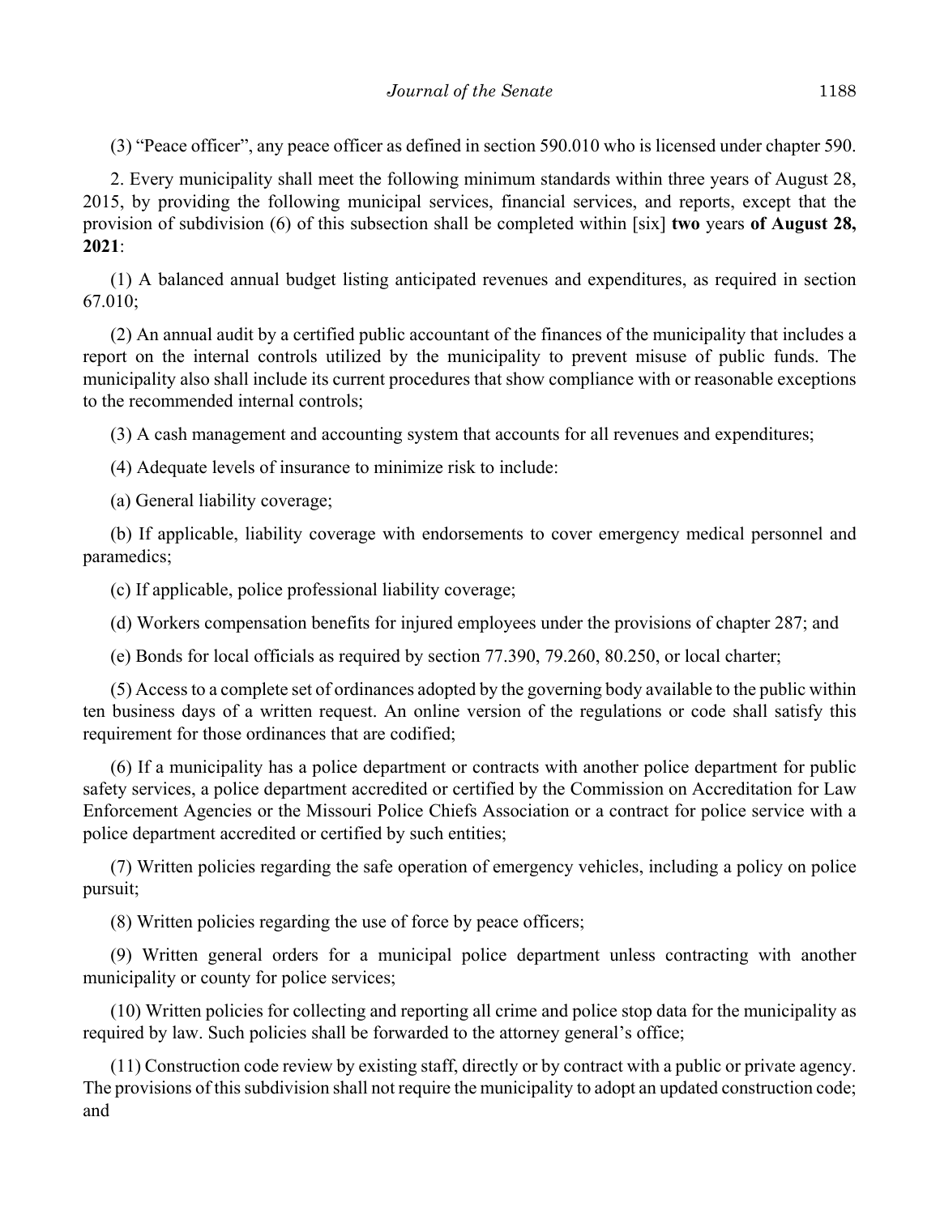(3) "Peace officer", any peace officer as defined in section 590.010 who is licensed under chapter 590.

2. Every municipality shall meet the following minimum standards within three years of August 28, 2015, by providing the following municipal services, financial services, and reports, except that the provision of subdivision (6) of this subsection shall be completed within [six] **two** years **of August 28, 2021**:

(1) A balanced annual budget listing anticipated revenues and expenditures, as required in section 67.010;

(2) An annual audit by a certified public accountant of the finances of the municipality that includes a report on the internal controls utilized by the municipality to prevent misuse of public funds. The municipality also shall include its current procedures that show compliance with or reasonable exceptions to the recommended internal controls;

(3) A cash management and accounting system that accounts for all revenues and expenditures;

(4) Adequate levels of insurance to minimize risk to include:

(a) General liability coverage;

(b) If applicable, liability coverage with endorsements to cover emergency medical personnel and paramedics;

(c) If applicable, police professional liability coverage;

(d) Workers compensation benefits for injured employees under the provisions of chapter 287; and

(e) Bonds for local officials as required by section 77.390, 79.260, 80.250, or local charter;

(5) Access to a complete set of ordinances adopted by the governing body available to the public within ten business days of a written request. An online version of the regulations or code shall satisfy this requirement for those ordinances that are codified;

(6) If a municipality has a police department or contracts with another police department for public safety services, a police department accredited or certified by the Commission on Accreditation for Law Enforcement Agencies or the Missouri Police Chiefs Association or a contract for police service with a police department accredited or certified by such entities;

(7) Written policies regarding the safe operation of emergency vehicles, including a policy on police pursuit;

(8) Written policies regarding the use of force by peace officers;

(9) Written general orders for a municipal police department unless contracting with another municipality or county for police services;

(10) Written policies for collecting and reporting all crime and police stop data for the municipality as required by law. Such policies shall be forwarded to the attorney general's office;

(11) Construction code review by existing staff, directly or by contract with a public or private agency. The provisions of this subdivision shall not require the municipality to adopt an updated construction code; and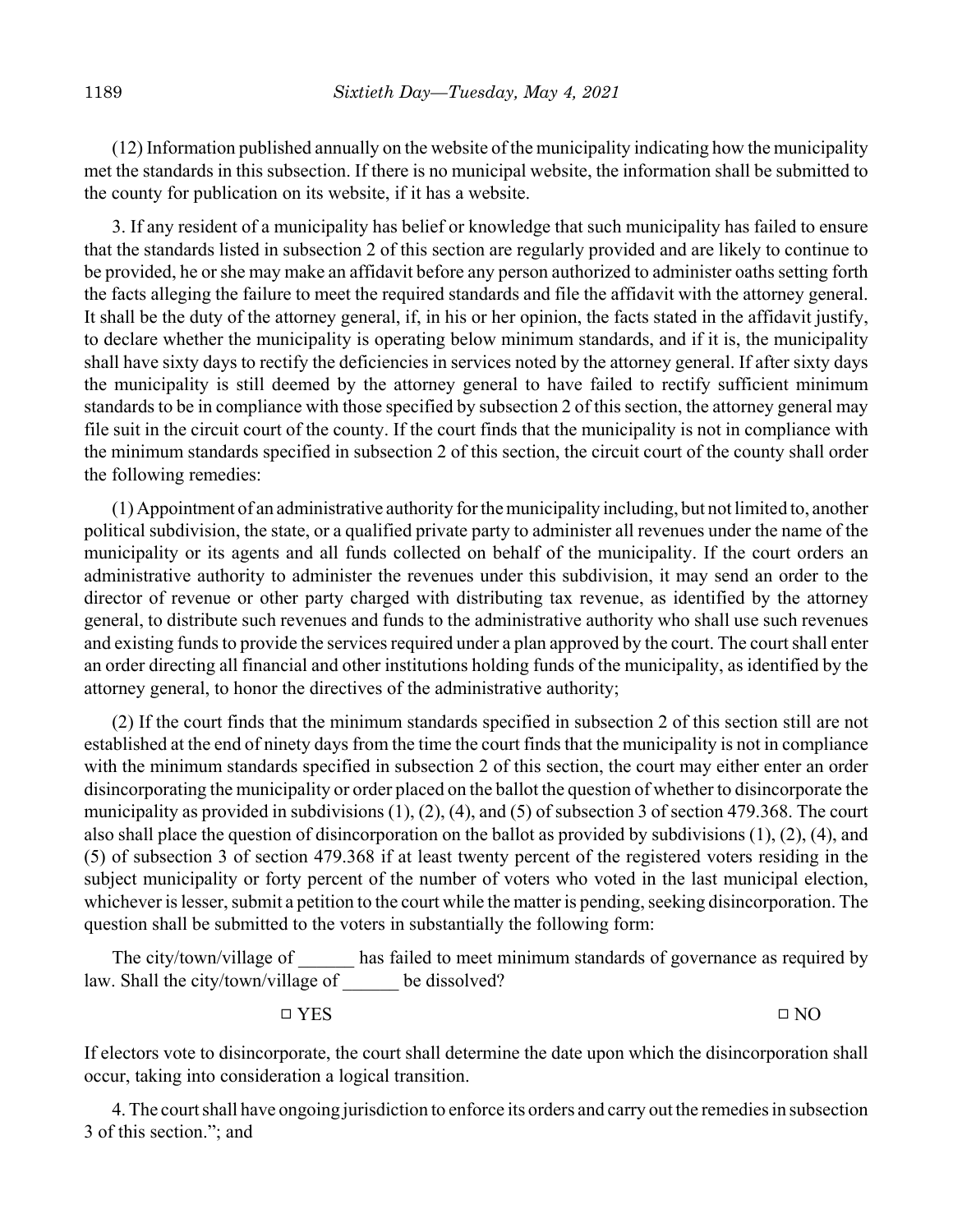(12) Information published annually on the website of the municipality indicating how the municipality met the standards in this subsection. If there is no municipal website, the information shall be submitted to the county for publication on its website, if it has a website.

3. If any resident of a municipality has belief or knowledge that such municipality has failed to ensure that the standards listed in subsection 2 of this section are regularly provided and are likely to continue to be provided, he or she may make an affidavit before any person authorized to administer oaths setting forth the facts alleging the failure to meet the required standards and file the affidavit with the attorney general. It shall be the duty of the attorney general, if, in his or her opinion, the facts stated in the affidavit justify, to declare whether the municipality is operating below minimum standards, and if it is, the municipality shall have sixty days to rectify the deficiencies in services noted by the attorney general. If after sixty days the municipality is still deemed by the attorney general to have failed to rectify sufficient minimum standards to be in compliance with those specified by subsection 2 of this section, the attorney general may file suit in the circuit court of the county. If the court finds that the municipality is not in compliance with the minimum standards specified in subsection 2 of this section, the circuit court of the county shall order the following remedies:

(1) Appointment of an administrative authority for the municipality including, but not limited to, another political subdivision, the state, or a qualified private party to administer all revenues under the name of the municipality or its agents and all funds collected on behalf of the municipality. If the court orders an administrative authority to administer the revenues under this subdivision, it may send an order to the director of revenue or other party charged with distributing tax revenue, as identified by the attorney general, to distribute such revenues and funds to the administrative authority who shall use such revenues and existing funds to provide the services required under a plan approved by the court. The court shall enter an order directing all financial and other institutions holding funds of the municipality, as identified by the attorney general, to honor the directives of the administrative authority;

(2) If the court finds that the minimum standards specified in subsection 2 of this section still are not established at the end of ninety days from the time the court finds that the municipality is not in compliance with the minimum standards specified in subsection 2 of this section, the court may either enter an order disincorporating the municipality or order placed on the ballot the question of whether to disincorporate the municipality as provided in subdivisions (1), (2), (4), and (5) of subsection 3 of section 479.368. The court also shall place the question of disincorporation on the ballot as provided by subdivisions (1), (2), (4), and (5) of subsection 3 of section 479.368 if at least twenty percent of the registered voters residing in the subject municipality or forty percent of the number of voters who voted in the last municipal election, whichever is lesser, submit a petition to the court while the matter is pending, seeking disincorporation. The question shall be submitted to the voters in substantially the following form:

The city/town/village of ______ has failed to meet minimum standards of governance as required by law. Shall the city/town/village of ______ be dissolved?

□ YES □ NO

If electors vote to disincorporate, the court shall determine the date upon which the disincorporation shall occur, taking into consideration a logical transition.

4. The court shall have ongoing jurisdiction to enforce its orders and carry out the remedies in subsection 3 of this section."; and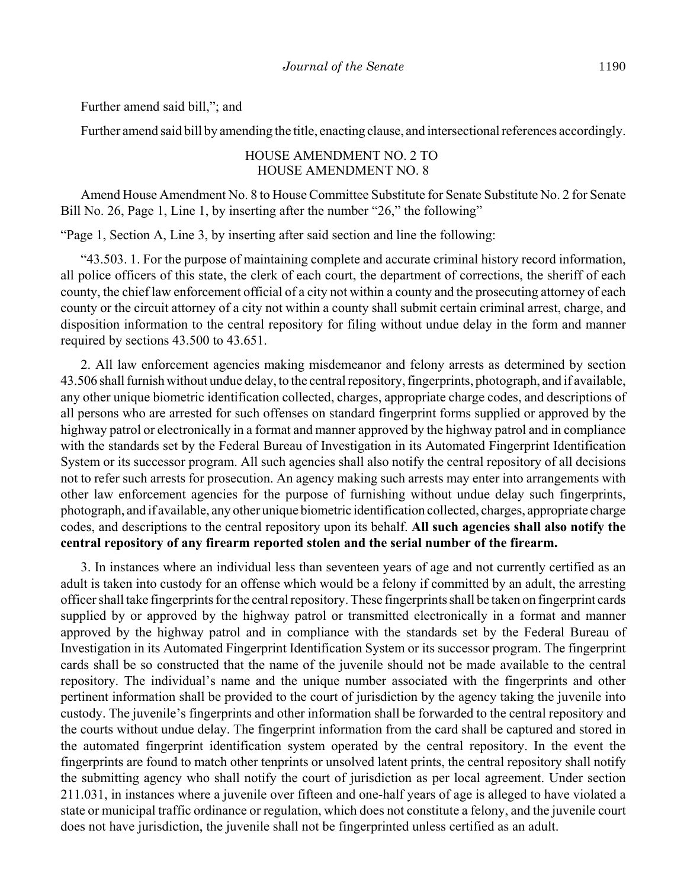Further amend said bill,"; and

Further amend said bill by amending the title, enacting clause, and intersectional references accordingly.

HOUSE AMENDMENT NO. 2 TO
HOUSE AMENDMENT NO. 8

Amend House Amendment No. 8 to House Committee Substitute for Senate Substitute No. 2 for Senate Bill No. 26, Page 1, Line 1, by inserting after the number "26," the following"

"Page 1, Section A, Line 3, by inserting after said section and line the following:

"43.503. 1. For the purpose of maintaining complete and accurate criminal history record information, all police officers of this state, the clerk of each court, the department of corrections, the sheriff of each county, the chief law enforcement official of a city not within a county and the prosecuting attorney of each county or the circuit attorney of a city not within a county shall submit certain criminal arrest, charge, and disposition information to the central repository for filing without undue delay in the form and manner required by sections 43.500 to 43.651.

2. All law enforcement agencies making misdemeanor and felony arrests as determined by section 43.506 shall furnish without undue delay, to the central repository, fingerprints, photograph, and if available, any other unique biometric identification collected, charges, appropriate charge codes, and descriptions of all persons who are arrested for such offenses on standard fingerprint forms supplied or approved by the highway patrol or electronically in a format and manner approved by the highway patrol and in compliance with the standards set by the Federal Bureau of Investigation in its Automated Fingerprint Identification System or its successor program. All such agencies shall also notify the central repository of all decisions not to refer such arrests for prosecution. An agency making such arrests may enter into arrangements with other law enforcement agencies for the purpose of furnishing without undue delay such fingerprints, photograph, and if available, any other unique biometric identification collected, charges, appropriate charge codes, and descriptions to the central repository upon its behalf. **All such agencies shall also notify the central repository of any firearm reported stolen and the serial number of the firearm.**

3. In instances where an individual less than seventeen years of age and not currently certified as an adult is taken into custody for an offense which would be a felony if committed by an adult, the arresting officer shall take fingerprints for the central repository. These fingerprints shall be taken on fingerprint cards supplied by or approved by the highway patrol or transmitted electronically in a format and manner approved by the highway patrol and in compliance with the standards set by the Federal Bureau of Investigation in its Automated Fingerprint Identification System or its successor program. The fingerprint cards shall be so constructed that the name of the juvenile should not be made available to the central repository. The individual's name and the unique number associated with the fingerprints and other pertinent information shall be provided to the court of jurisdiction by the agency taking the juvenile into custody. The juvenile's fingerprints and other information shall be forwarded to the central repository and the courts without undue delay. The fingerprint information from the card shall be captured and stored in the automated fingerprint identification system operated by the central repository. In the event the fingerprints are found to match other tenprints or unsolved latent prints, the central repository shall notify the submitting agency who shall notify the court of jurisdiction as per local agreement. Under section 211.031, in instances where a juvenile over fifteen and one-half years of age is alleged to have violated a state or municipal traffic ordinance or regulation, which does not constitute a felony, and the juvenile court does not have jurisdiction, the juvenile shall not be fingerprinted unless certified as an adult.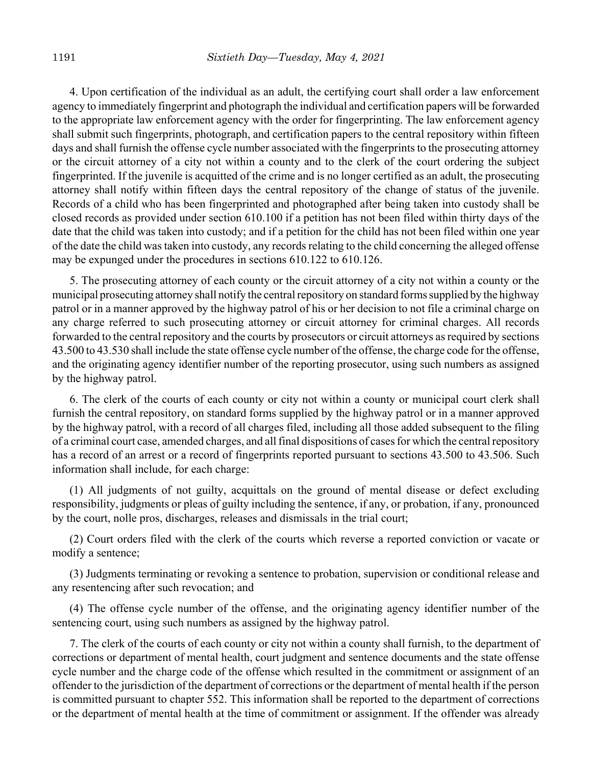4. Upon certification of the individual as an adult, the certifying court shall order a law enforcement agency to immediately fingerprint and photograph the individual and certification papers will be forwarded to the appropriate law enforcement agency with the order for fingerprinting. The law enforcement agency shall submit such fingerprints, photograph, and certification papers to the central repository within fifteen days and shall furnish the offense cycle number associated with the fingerprints to the prosecuting attorney or the circuit attorney of a city not within a county and to the clerk of the court ordering the subject fingerprinted. If the juvenile is acquitted of the crime and is no longer certified as an adult, the prosecuting attorney shall notify within fifteen days the central repository of the change of status of the juvenile. Records of a child who has been fingerprinted and photographed after being taken into custody shall be closed records as provided under section 610.100 if a petition has not been filed within thirty days of the date that the child was taken into custody; and if a petition for the child has not been filed within one year of the date the child was taken into custody, any records relating to the child concerning the alleged offense may be expunged under the procedures in sections 610.122 to 610.126.

5. The prosecuting attorney of each county or the circuit attorney of a city not within a county or the municipal prosecuting attorney shall notify the central repository on standard forms supplied by the highway patrol or in a manner approved by the highway patrol of his or her decision to not file a criminal charge on any charge referred to such prosecuting attorney or circuit attorney for criminal charges. All records forwarded to the central repository and the courts by prosecutors or circuit attorneys as required by sections 43.500 to 43.530 shall include the state offense cycle number of the offense, the charge code for the offense, and the originating agency identifier number of the reporting prosecutor, using such numbers as assigned by the highway patrol.

6. The clerk of the courts of each county or city not within a county or municipal court clerk shall furnish the central repository, on standard forms supplied by the highway patrol or in a manner approved by the highway patrol, with a record of all charges filed, including all those added subsequent to the filing of a criminal court case, amended charges, and all final dispositions of cases for which the central repository has a record of an arrest or a record of fingerprints reported pursuant to sections 43.500 to 43.506. Such information shall include, for each charge:

(1) All judgments of not guilty, acquittals on the ground of mental disease or defect excluding responsibility, judgments or pleas of guilty including the sentence, if any, or probation, if any, pronounced by the court, nolle pros, discharges, releases and dismissals in the trial court;

(2) Court orders filed with the clerk of the courts which reverse a reported conviction or vacate or modify a sentence;

(3) Judgments terminating or revoking a sentence to probation, supervision or conditional release and any resentencing after such revocation; and

(4) The offense cycle number of the offense, and the originating agency identifier number of the sentencing court, using such numbers as assigned by the highway patrol.

7. The clerk of the courts of each county or city not within a county shall furnish, to the department of corrections or department of mental health, court judgment and sentence documents and the state offense cycle number and the charge code of the offense which resulted in the commitment or assignment of an offender to the jurisdiction of the department of corrections or the department of mental health if the person is committed pursuant to chapter 552. This information shall be reported to the department of corrections or the department of mental health at the time of commitment or assignment. If the offender was already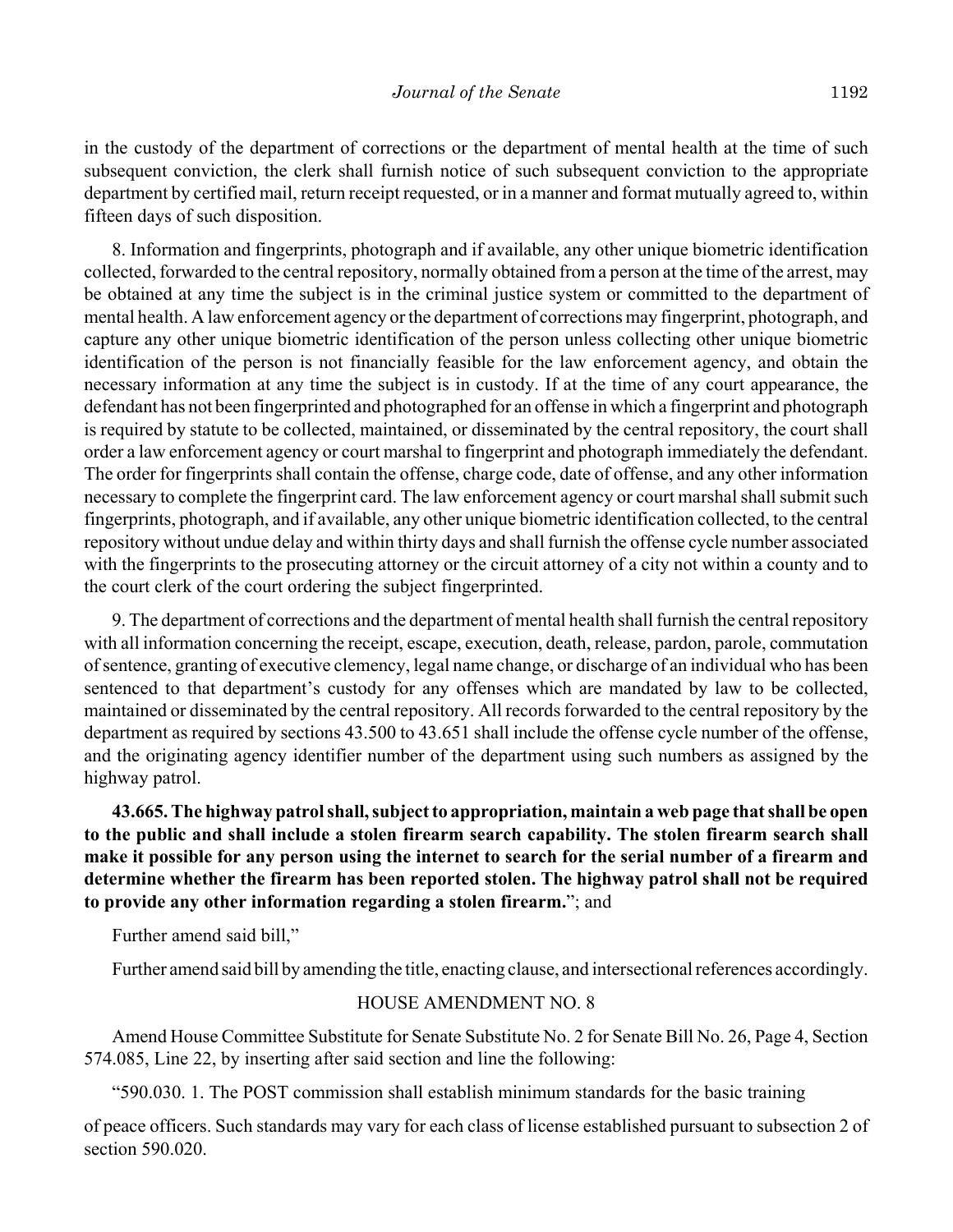in the custody of the department of corrections or the department of mental health at the time of such subsequent conviction, the clerk shall furnish notice of such subsequent conviction to the appropriate department by certified mail, return receipt requested, or in a manner and format mutually agreed to, within fifteen days of such disposition.

8. Information and fingerprints, photograph and if available, any other unique biometric identification collected, forwarded to the central repository, normally obtained from a person at the time of the arrest, may be obtained at any time the subject is in the criminal justice system or committed to the department of mental health. A law enforcement agency or the department of corrections may fingerprint, photograph, and capture any other unique biometric identification of the person unless collecting other unique biometric identification of the person is not financially feasible for the law enforcement agency, and obtain the necessary information at any time the subject is in custody. If at the time of any court appearance, the defendant has not been fingerprinted and photographed for an offense in which a fingerprint and photograph is required by statute to be collected, maintained, or disseminated by the central repository, the court shall order a law enforcement agency or court marshal to fingerprint and photograph immediately the defendant. The order for fingerprints shall contain the offense, charge code, date of offense, and any other information necessary to complete the fingerprint card. The law enforcement agency or court marshal shall submit such fingerprints, photograph, and if available, any other unique biometric identification collected, to the central repository without undue delay and within thirty days and shall furnish the offense cycle number associated with the fingerprints to the prosecuting attorney or the circuit attorney of a city not within a county and to the court clerk of the court ordering the subject fingerprinted.

9. The department of corrections and the department of mental health shall furnish the central repository with all information concerning the receipt, escape, execution, death, release, pardon, parole, commutation of sentence, granting of executive clemency, legal name change, or discharge of an individual who has been sentenced to that department's custody for any offenses which are mandated by law to be collected, maintained or disseminated by the central repository. All records forwarded to the central repository by the department as required by sections 43.500 to 43.651 shall include the offense cycle number of the offense, and the originating agency identifier number of the department using such numbers as assigned by the highway patrol.

**43.665. The highway patrol shall, subject to appropriation, maintain a web page that shall be open to the public and shall include a stolen firearm search capability. The stolen firearm search shall make it possible for any person using the internet to search for the serial number of a firearm and determine whether the firearm has been reported stolen. The highway patrol shall not be required to provide any other information regarding a stolen firearm.**"; and

Further amend said bill,"

Further amend said bill by amending the title, enacting clause, and intersectional references accordingly.

HOUSE AMENDMENT NO. 8

Amend House Committee Substitute for Senate Substitute No. 2 for Senate Bill No. 26, Page 4, Section 574.085, Line 22, by inserting after said section and line the following:

"590.030. 1. The POST commission shall establish minimum standards for the basic training of peace officers. Such standards may vary for each class of license established pursuant to subsection 2 of section 590.020.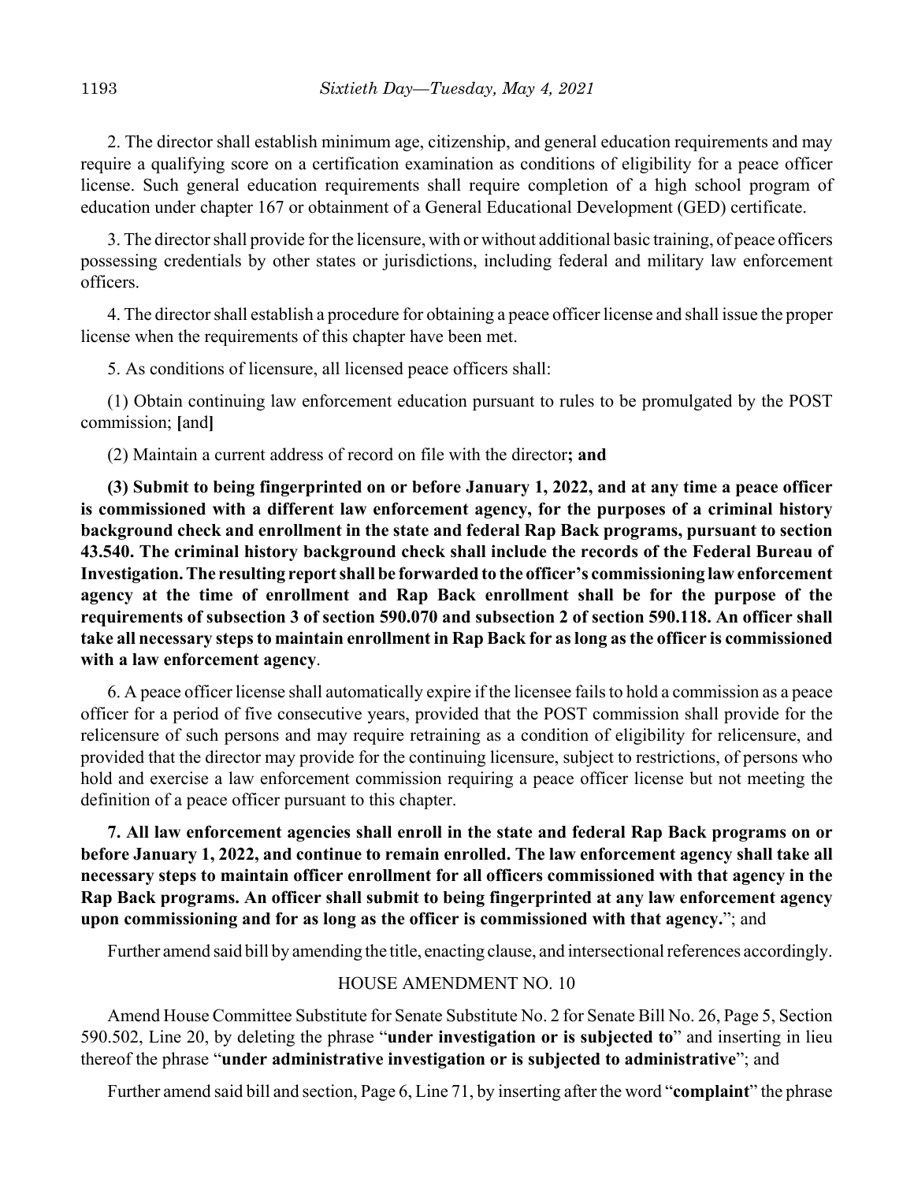2. The director shall establish minimum age, citizenship, and general education requirements and may require a qualifying score on a certification examination as conditions of eligibility for a peace officer license. Such general education requirements shall require completion of a high school program of education under chapter 167 or obtainment of a General Educational Development (GED) certificate.

3. The director shall provide for the licensure, with or without additional basic training, of peace officers possessing credentials by other states or jurisdictions, including federal and military law enforcement officers.

4. The director shall establish a procedure for obtaining a peace officer license and shall issue the proper license when the requirements of this chapter have been met.

5. As conditions of licensure, all licensed peace officers shall:

(1) Obtain continuing law enforcement education pursuant to rules to be promulgated by the POST commission; **[**and**]**

(2) Maintain a current address of record on file with the director**; and**

**(3) Submit to being fingerprinted on or before January 1, 2022, and at any time a peace officer is commissioned with a different law enforcement agency, for the purposes of a criminal history background check and enrollment in the state and federal Rap Back programs, pursuant to section 43.540. The criminal history background check shall include the records of the Federal Bureau of Investigation. The resulting report shall be forwarded to the officer's commissioning law enforcement agency at the time of enrollment and Rap Back enrollment shall be for the purpose of the requirements of subsection 3 of section 590.070 and subsection 2 of section 590.118. An officer shall take all necessary steps to maintain enrollment in Rap Back for as long as the officer is commissioned with a law enforcement agency**.

6. A peace officer license shall automatically expire if the licensee fails to hold a commission as a peace officer for a period of five consecutive years, provided that the POST commission shall provide for the relicensure of such persons and may require retraining as a condition of eligibility for relicensure, and provided that the director may provide for the continuing licensure, subject to restrictions, of persons who hold and exercise a law enforcement commission requiring a peace officer license but not meeting the definition of a peace officer pursuant to this chapter.

**7. All law enforcement agencies shall enroll in the state and federal Rap Back programs on or before January 1, 2022, and continue to remain enrolled. The law enforcement agency shall take all necessary steps to maintain officer enrollment for all officers commissioned with that agency in the Rap Back programs. An officer shall submit to being fingerprinted at any law enforcement agency upon commissioning and for as long as the officer is commissioned with that agency.**"; and

Further amend said bill by amending the title, enacting clause, and intersectional references accordingly.

HOUSE AMENDMENT NO. 10

Amend House Committee Substitute for Senate Substitute No. 2 for Senate Bill No. 26, Page 5, Section 590.502, Line 20, by deleting the phrase "**under investigation or is subjected to**" and inserting in lieu thereof the phrase "**under administrative investigation or is subjected to administrative**"; and

Further amend said bill and section, Page 6, Line 71, by inserting after the word "**complaint**" the phrase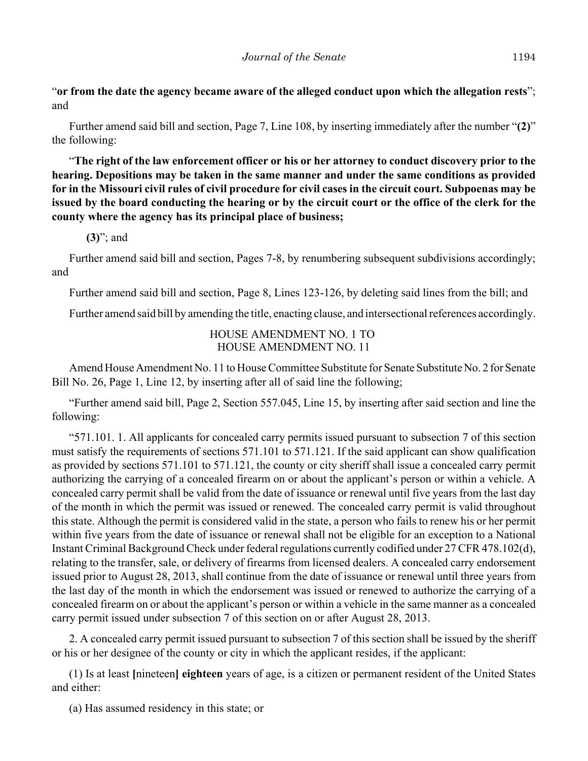"**or from the date the agency became aware of the alleged conduct upon which the allegation rests**"; and

Further amend said bill and section, Page 7, Line 108, by inserting immediately after the number "**(2)**" the following:

"**The right of the law enforcement officer or his or her attorney to conduct discovery prior to the hearing. Depositions may be taken in the same manner and under the same conditions as provided for in the Missouri civil rules of civil procedure for civil cases in the circuit court. Subpoenas may be issued by the board conducting the hearing or by the circuit court or the office of the clerk for the county where the agency has its principal place of business;**

**(3)**"; and

Further amend said bill and section, Pages 7-8, by renumbering subsequent subdivisions accordingly; and

Further amend said bill and section, Page 8, Lines 123-126, by deleting said lines from the bill; and

Further amend said bill by amending the title, enacting clause, and intersectional references accordingly.

HOUSE AMENDMENT NO. 1 TO
HOUSE AMENDMENT NO. 11

Amend House Amendment No. 11 to House Committee Substitute for Senate Substitute No. 2 for Senate Bill No. 26, Page 1, Line 12, by inserting after all of said line the following;

"Further amend said bill, Page 2, Section 557.045, Line 15, by inserting after said section and line the following:

"571.101. 1. All applicants for concealed carry permits issued pursuant to subsection 7 of this section must satisfy the requirements of sections 571.101 to 571.121. If the said applicant can show qualification as provided by sections 571.101 to 571.121, the county or city sheriff shall issue a concealed carry permit authorizing the carrying of a concealed firearm on or about the applicant's person or within a vehicle. A concealed carry permit shall be valid from the date of issuance or renewal until five years from the last day of the month in which the permit was issued or renewed. The concealed carry permit is valid throughout this state. Although the permit is considered valid in the state, a person who fails to renew his or her permit within five years from the date of issuance or renewal shall not be eligible for an exception to a National Instant Criminal Background Check under federal regulations currently codified under 27 CFR 478.102(d), relating to the transfer, sale, or delivery of firearms from licensed dealers. A concealed carry endorsement issued prior to August 28, 2013, shall continue from the date of issuance or renewal until three years from the last day of the month in which the endorsement was issued or renewed to authorize the carrying of a concealed firearm on or about the applicant's person or within a vehicle in the same manner as a concealed carry permit issued under subsection 7 of this section on or after August 28, 2013.

2. A concealed carry permit issued pursuant to subsection 7 of this section shall be issued by the sheriff or his or her designee of the county or city in which the applicant resides, if the applicant:

(1) Is at least **[**nineteen**]** **eighteen** years of age, is a citizen or permanent resident of the United States and either:

(a) Has assumed residency in this state; or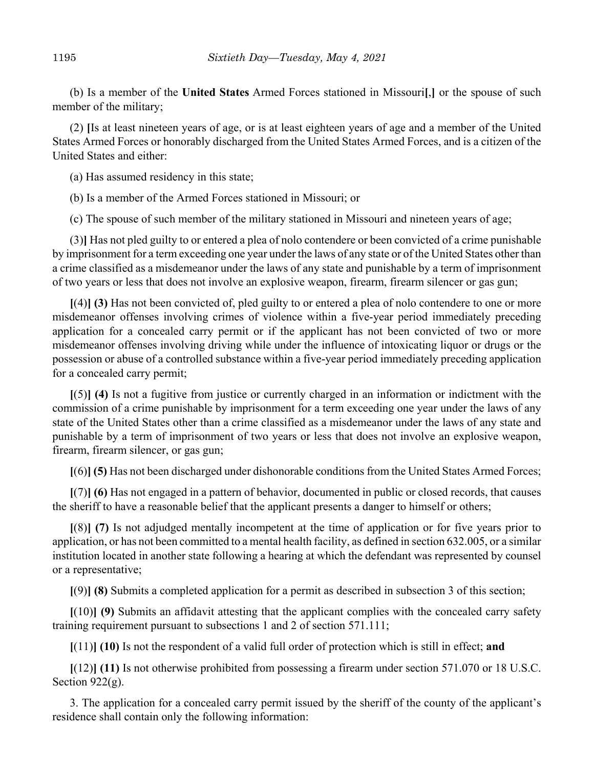(b) Is a member of the **United States** Armed Forces stationed in Missouri[,] or the spouse of such member of the military;

(2) [Is at least nineteen years of age, or is at least eighteen years of age and a member of the United States Armed Forces or honorably discharged from the United States Armed Forces, and is a citizen of the United States and either:

(a) Has assumed residency in this state;

(b) Is a member of the Armed Forces stationed in Missouri; or

(c) The spouse of such member of the military stationed in Missouri and nineteen years of age;

(3)] Has not pled guilty to or entered a plea of nolo contendere or been convicted of a crime punishable by imprisonment for a term exceeding one year under the laws of any state or of the United States other than a crime classified as a misdemeanor under the laws of any state and punishable by a term of imprisonment of two years or less that does not involve an explosive weapon, firearm, firearm silencer or gas gun;

[(4)] **(3)** Has not been convicted of, pled guilty to or entered a plea of nolo contendere to one or more misdemeanor offenses involving crimes of violence within a five-year period immediately preceding application for a concealed carry permit or if the applicant has not been convicted of two or more misdemeanor offenses involving driving while under the influence of intoxicating liquor or drugs or the possession or abuse of a controlled substance within a five-year period immediately preceding application for a concealed carry permit;

[(5)] **(4)** Is not a fugitive from justice or currently charged in an information or indictment with the commission of a crime punishable by imprisonment for a term exceeding one year under the laws of any state of the United States other than a crime classified as a misdemeanor under the laws of any state and punishable by a term of imprisonment of two years or less that does not involve an explosive weapon, firearm, firearm silencer, or gas gun;

[(6)] **(5)** Has not been discharged under dishonorable conditions from the United States Armed Forces;

[(7)] **(6)** Has not engaged in a pattern of behavior, documented in public or closed records, that causes the sheriff to have a reasonable belief that the applicant presents a danger to himself or others;

[(8)] **(7)** Is not adjudged mentally incompetent at the time of application or for five years prior to application, or has not been committed to a mental health facility, as defined in section 632.005, or a similar institution located in another state following a hearing at which the defendant was represented by counsel or a representative;

[(9)] **(8)** Submits a completed application for a permit as described in subsection 3 of this section;

[(10)] **(9)** Submits an affidavit attesting that the applicant complies with the concealed carry safety training requirement pursuant to subsections 1 and 2 of section 571.111;

[(11)] **(10)** Is not the respondent of a valid full order of protection which is still in effect; **and**

[(12)] **(11)** Is not otherwise prohibited from possessing a firearm under section 571.070 or 18 U.S.C. Section 922(g).

3. The application for a concealed carry permit issued by the sheriff of the county of the applicant's residence shall contain only the following information: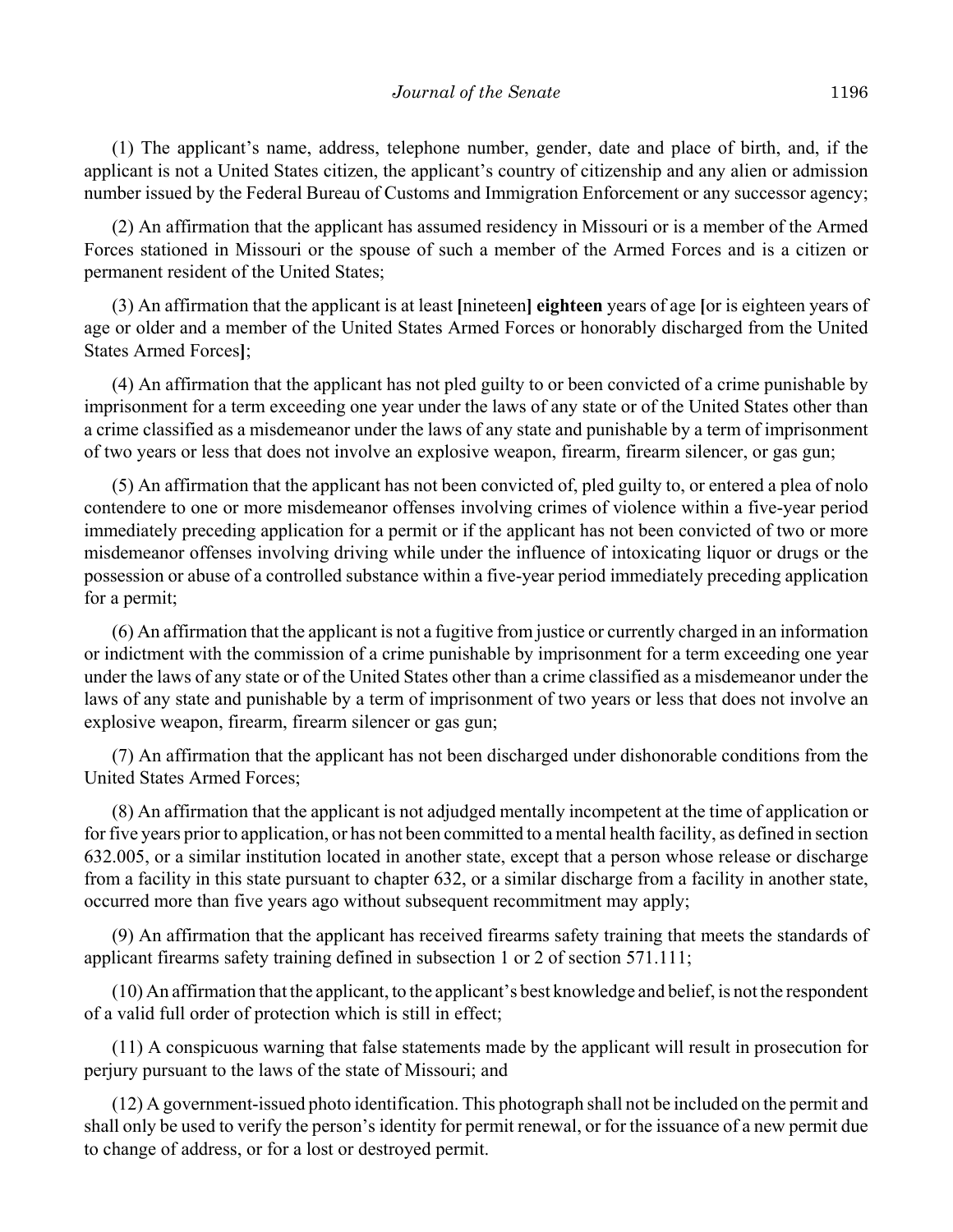(1) The applicant's name, address, telephone number, gender, date and place of birth, and, if the applicant is not a United States citizen, the applicant's country of citizenship and any alien or admission number issued by the Federal Bureau of Customs and Immigration Enforcement or any successor agency;

(2) An affirmation that the applicant has assumed residency in Missouri or is a member of the Armed Forces stationed in Missouri or the spouse of such a member of the Armed Forces and is a citizen or permanent resident of the United States;

(3) An affirmation that the applicant is at least **[**nineteen**]** **eighteen** years of age **[**or is eighteen years of age or older and a member of the United States Armed Forces or honorably discharged from the United States Armed Forces**]**;

(4) An affirmation that the applicant has not pled guilty to or been convicted of a crime punishable by imprisonment for a term exceeding one year under the laws of any state or of the United States other than a crime classified as a misdemeanor under the laws of any state and punishable by a term of imprisonment of two years or less that does not involve an explosive weapon, firearm, firearm silencer, or gas gun;

(5) An affirmation that the applicant has not been convicted of, pled guilty to, or entered a plea of nolo contendere to one or more misdemeanor offenses involving crimes of violence within a five-year period immediately preceding application for a permit or if the applicant has not been convicted of two or more misdemeanor offenses involving driving while under the influence of intoxicating liquor or drugs or the possession or abuse of a controlled substance within a five-year period immediately preceding application for a permit;

(6) An affirmation that the applicant is not a fugitive from justice or currently charged in an information or indictment with the commission of a crime punishable by imprisonment for a term exceeding one year under the laws of any state or of the United States other than a crime classified as a misdemeanor under the laws of any state and punishable by a term of imprisonment of two years or less that does not involve an explosive weapon, firearm, firearm silencer or gas gun;

(7) An affirmation that the applicant has not been discharged under dishonorable conditions from the United States Armed Forces;

(8) An affirmation that the applicant is not adjudged mentally incompetent at the time of application or for five years prior to application, or has not been committed to a mental health facility, as defined in section 632.005, or a similar institution located in another state, except that a person whose release or discharge from a facility in this state pursuant to chapter 632, or a similar discharge from a facility in another state, occurred more than five years ago without subsequent recommitment may apply;

(9) An affirmation that the applicant has received firearms safety training that meets the standards of applicant firearms safety training defined in subsection 1 or 2 of section 571.111;

(10) An affirmation that the applicant, to the applicant's best knowledge and belief, is not the respondent of a valid full order of protection which is still in effect;

(11) A conspicuous warning that false statements made by the applicant will result in prosecution for perjury pursuant to the laws of the state of Missouri; and

(12) A government-issued photo identification. This photograph shall not be included on the permit and shall only be used to verify the person's identity for permit renewal, or for the issuance of a new permit due to change of address, or for a lost or destroyed permit.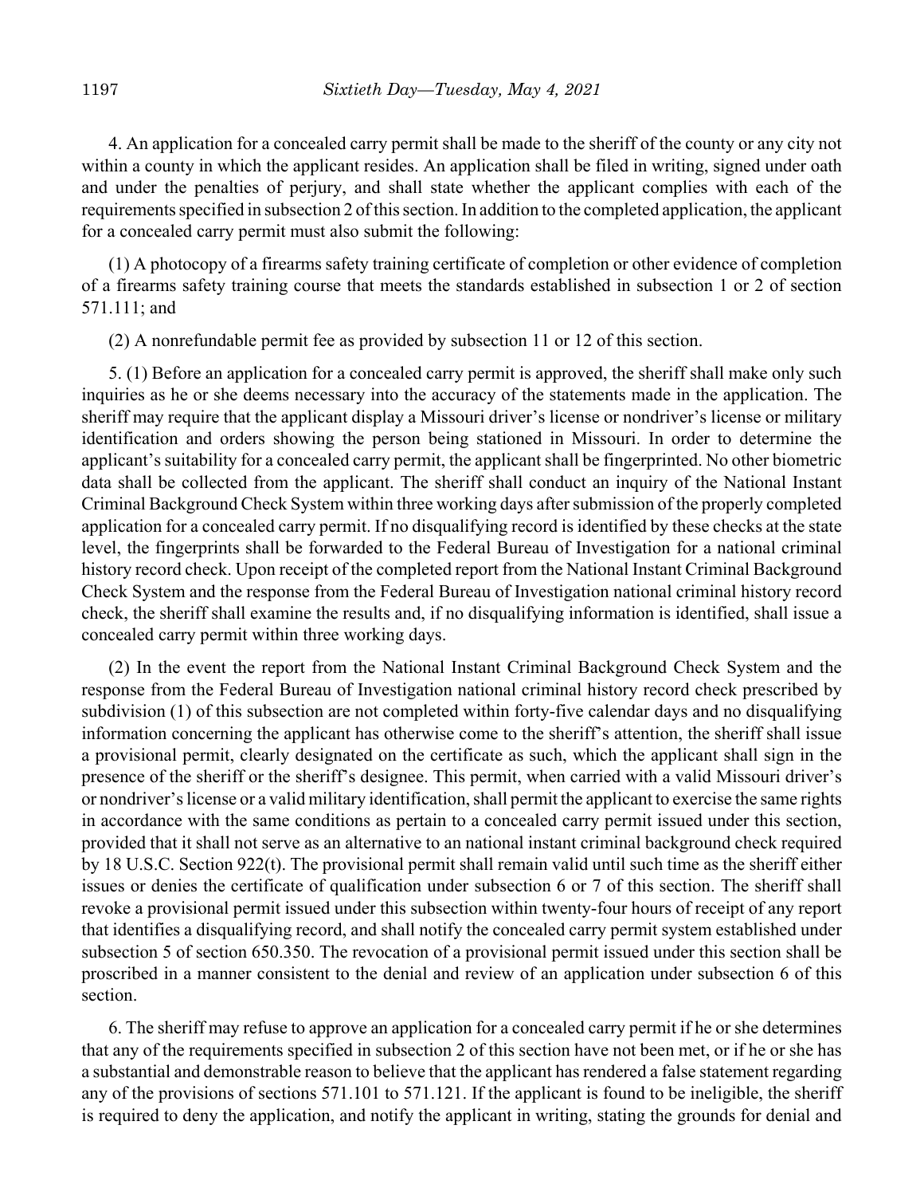4. An application for a concealed carry permit shall be made to the sheriff of the county or any city not within a county in which the applicant resides. An application shall be filed in writing, signed under oath and under the penalties of perjury, and shall state whether the applicant complies with each of the requirements specified in subsection 2 of this section. In addition to the completed application, the applicant for a concealed carry permit must also submit the following:

(1) A photocopy of a firearms safety training certificate of completion or other evidence of completion of a firearms safety training course that meets the standards established in subsection 1 or 2 of section 571.111; and

(2) A nonrefundable permit fee as provided by subsection 11 or 12 of this section.

5. (1) Before an application for a concealed carry permit is approved, the sheriff shall make only such inquiries as he or she deems necessary into the accuracy of the statements made in the application. The sheriff may require that the applicant display a Missouri driver's license or nondriver's license or military identification and orders showing the person being stationed in Missouri. In order to determine the applicant's suitability for a concealed carry permit, the applicant shall be fingerprinted. No other biometric data shall be collected from the applicant. The sheriff shall conduct an inquiry of the National Instant Criminal Background Check System within three working days after submission of the properly completed application for a concealed carry permit. If no disqualifying record is identified by these checks at the state level, the fingerprints shall be forwarded to the Federal Bureau of Investigation for a national criminal history record check. Upon receipt of the completed report from the National Instant Criminal Background Check System and the response from the Federal Bureau of Investigation national criminal history record check, the sheriff shall examine the results and, if no disqualifying information is identified, shall issue a concealed carry permit within three working days.

(2) In the event the report from the National Instant Criminal Background Check System and the response from the Federal Bureau of Investigation national criminal history record check prescribed by subdivision (1) of this subsection are not completed within forty-five calendar days and no disqualifying information concerning the applicant has otherwise come to the sheriff's attention, the sheriff shall issue a provisional permit, clearly designated on the certificate as such, which the applicant shall sign in the presence of the sheriff or the sheriff's designee. This permit, when carried with a valid Missouri driver's or nondriver's license or a valid military identification, shall permit the applicant to exercise the same rights in accordance with the same conditions as pertain to a concealed carry permit issued under this section, provided that it shall not serve as an alternative to an national instant criminal background check required by 18 U.S.C. Section 922(t). The provisional permit shall remain valid until such time as the sheriff either issues or denies the certificate of qualification under subsection 6 or 7 of this section. The sheriff shall revoke a provisional permit issued under this subsection within twenty-four hours of receipt of any report that identifies a disqualifying record, and shall notify the concealed carry permit system established under subsection 5 of section 650.350. The revocation of a provisional permit issued under this section shall be proscribed in a manner consistent to the denial and review of an application under subsection 6 of this section.

6. The sheriff may refuse to approve an application for a concealed carry permit if he or she determines that any of the requirements specified in subsection 2 of this section have not been met, or if he or she has a substantial and demonstrable reason to believe that the applicant has rendered a false statement regarding any of the provisions of sections 571.101 to 571.121. If the applicant is found to be ineligible, the sheriff is required to deny the application, and notify the applicant in writing, stating the grounds for denial and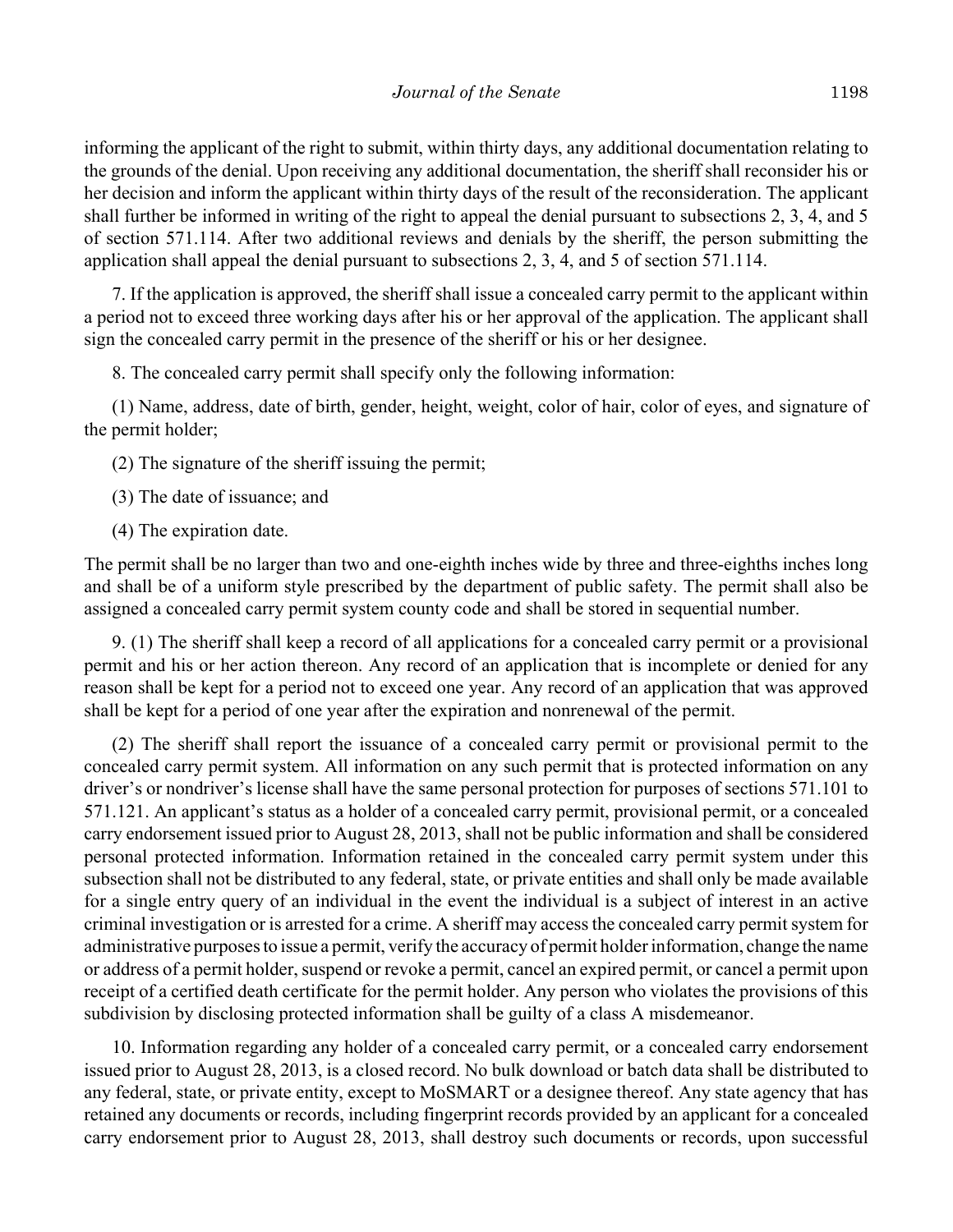informing the applicant of the right to submit, within thirty days, any additional documentation relating to the grounds of the denial. Upon receiving any additional documentation, the sheriff shall reconsider his or her decision and inform the applicant within thirty days of the result of the reconsideration. The applicant shall further be informed in writing of the right to appeal the denial pursuant to subsections 2, 3, 4, and 5 of section 571.114. After two additional reviews and denials by the sheriff, the person submitting the application shall appeal the denial pursuant to subsections 2, 3, 4, and 5 of section 571.114.

7. If the application is approved, the sheriff shall issue a concealed carry permit to the applicant within a period not to exceed three working days after his or her approval of the application. The applicant shall sign the concealed carry permit in the presence of the sheriff or his or her designee.

8. The concealed carry permit shall specify only the following information:

(1) Name, address, date of birth, gender, height, weight, color of hair, color of eyes, and signature of the permit holder;

(2) The signature of the sheriff issuing the permit;

(3) The date of issuance; and

(4) The expiration date.

The permit shall be no larger than two and one-eighth inches wide by three and three-eighths inches long and shall be of a uniform style prescribed by the department of public safety. The permit shall also be assigned a concealed carry permit system county code and shall be stored in sequential number.

9. (1) The sheriff shall keep a record of all applications for a concealed carry permit or a provisional permit and his or her action thereon. Any record of an application that is incomplete or denied for any reason shall be kept for a period not to exceed one year. Any record of an application that was approved shall be kept for a period of one year after the expiration and nonrenewal of the permit.

(2) The sheriff shall report the issuance of a concealed carry permit or provisional permit to the concealed carry permit system. All information on any such permit that is protected information on any driver's or nondriver's license shall have the same personal protection for purposes of sections 571.101 to 571.121. An applicant's status as a holder of a concealed carry permit, provisional permit, or a concealed carry endorsement issued prior to August 28, 2013, shall not be public information and shall be considered personal protected information. Information retained in the concealed carry permit system under this subsection shall not be distributed to any federal, state, or private entities and shall only be made available for a single entry query of an individual in the event the individual is a subject of interest in an active criminal investigation or is arrested for a crime. A sheriff may access the concealed carry permit system for administrative purposes to issue a permit, verify the accuracy of permit holder information, change the name or address of a permit holder, suspend or revoke a permit, cancel an expired permit, or cancel a permit upon receipt of a certified death certificate for the permit holder. Any person who violates the provisions of this subdivision by disclosing protected information shall be guilty of a class A misdemeanor.

10. Information regarding any holder of a concealed carry permit, or a concealed carry endorsement issued prior to August 28, 2013, is a closed record. No bulk download or batch data shall be distributed to any federal, state, or private entity, except to MoSMART or a designee thereof. Any state agency that has retained any documents or records, including fingerprint records provided by an applicant for a concealed carry endorsement prior to August 28, 2013, shall destroy such documents or records, upon successful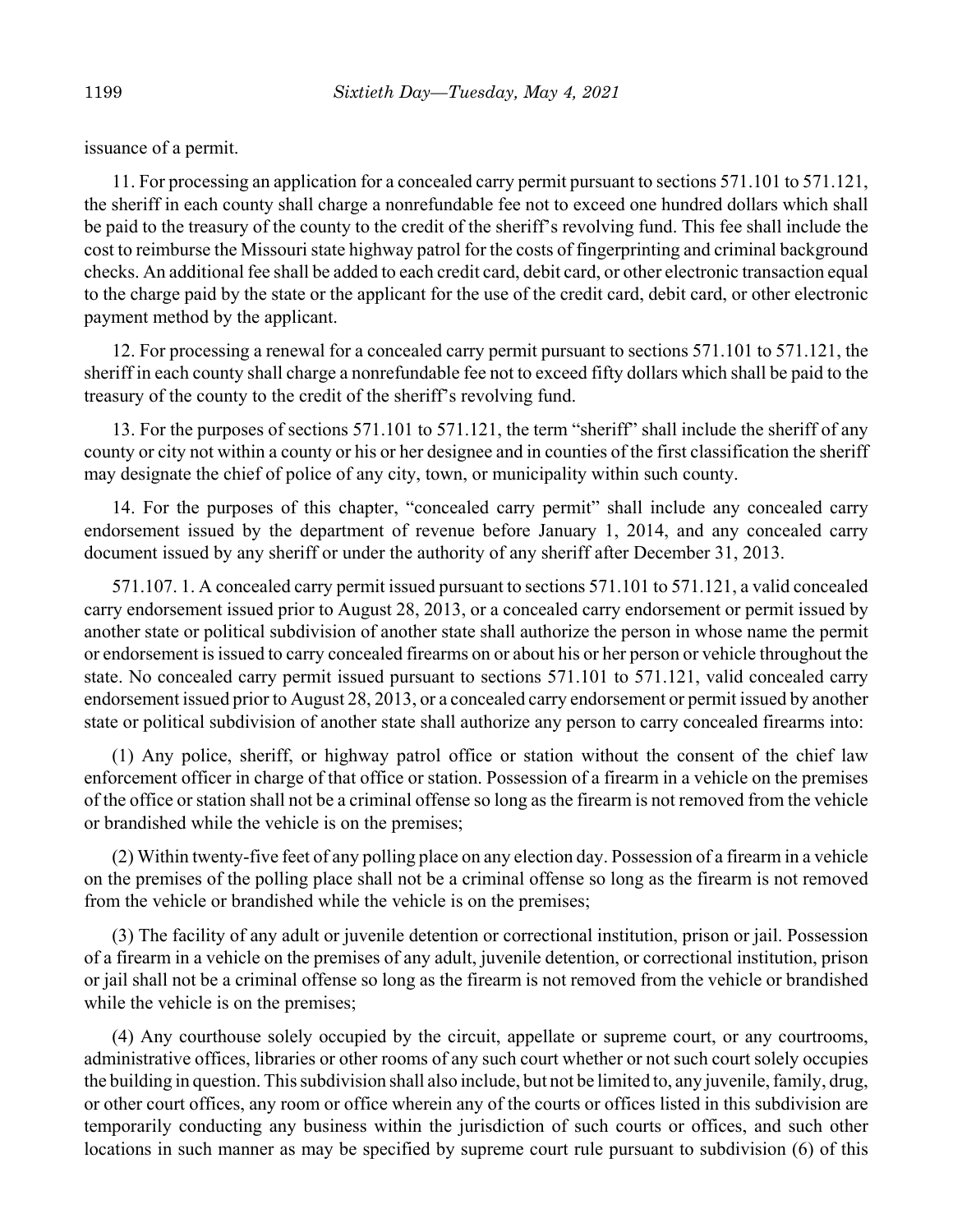issuance of a permit.

11. For processing an application for a concealed carry permit pursuant to sections 571.101 to 571.121, the sheriff in each county shall charge a nonrefundable fee not to exceed one hundred dollars which shall be paid to the treasury of the county to the credit of the sheriff's revolving fund. This fee shall include the cost to reimburse the Missouri state highway patrol for the costs of fingerprinting and criminal background checks. An additional fee shall be added to each credit card, debit card, or other electronic transaction equal to the charge paid by the state or the applicant for the use of the credit card, debit card, or other electronic payment method by the applicant.

12. For processing a renewal for a concealed carry permit pursuant to sections 571.101 to 571.121, the sheriff in each county shall charge a nonrefundable fee not to exceed fifty dollars which shall be paid to the treasury of the county to the credit of the sheriff's revolving fund.

13. For the purposes of sections 571.101 to 571.121, the term "sheriff" shall include the sheriff of any county or city not within a county or his or her designee and in counties of the first classification the sheriff may designate the chief of police of any city, town, or municipality within such county.

14. For the purposes of this chapter, "concealed carry permit" shall include any concealed carry endorsement issued by the department of revenue before January 1, 2014, and any concealed carry document issued by any sheriff or under the authority of any sheriff after December 31, 2013.

571.107. 1. A concealed carry permit issued pursuant to sections 571.101 to 571.121, a valid concealed carry endorsement issued prior to August 28, 2013, or a concealed carry endorsement or permit issued by another state or political subdivision of another state shall authorize the person in whose name the permit or endorsement is issued to carry concealed firearms on or about his or her person or vehicle throughout the state. No concealed carry permit issued pursuant to sections 571.101 to 571.121, valid concealed carry endorsement issued prior to August 28, 2013, or a concealed carry endorsement or permit issued by another state or political subdivision of another state shall authorize any person to carry concealed firearms into:

(1) Any police, sheriff, or highway patrol office or station without the consent of the chief law enforcement officer in charge of that office or station. Possession of a firearm in a vehicle on the premises of the office or station shall not be a criminal offense so long as the firearm is not removed from the vehicle or brandished while the vehicle is on the premises;

(2) Within twenty-five feet of any polling place on any election day. Possession of a firearm in a vehicle on the premises of the polling place shall not be a criminal offense so long as the firearm is not removed from the vehicle or brandished while the vehicle is on the premises;

(3) The facility of any adult or juvenile detention or correctional institution, prison or jail. Possession of a firearm in a vehicle on the premises of any adult, juvenile detention, or correctional institution, prison or jail shall not be a criminal offense so long as the firearm is not removed from the vehicle or brandished while the vehicle is on the premises;

(4) Any courthouse solely occupied by the circuit, appellate or supreme court, or any courtrooms, administrative offices, libraries or other rooms of any such court whether or not such court solely occupies the building in question. This subdivision shall also include, but not be limited to, any juvenile, family, drug, or other court offices, any room or office wherein any of the courts or offices listed in this subdivision are temporarily conducting any business within the jurisdiction of such courts or offices, and such other locations in such manner as may be specified by supreme court rule pursuant to subdivision (6) of this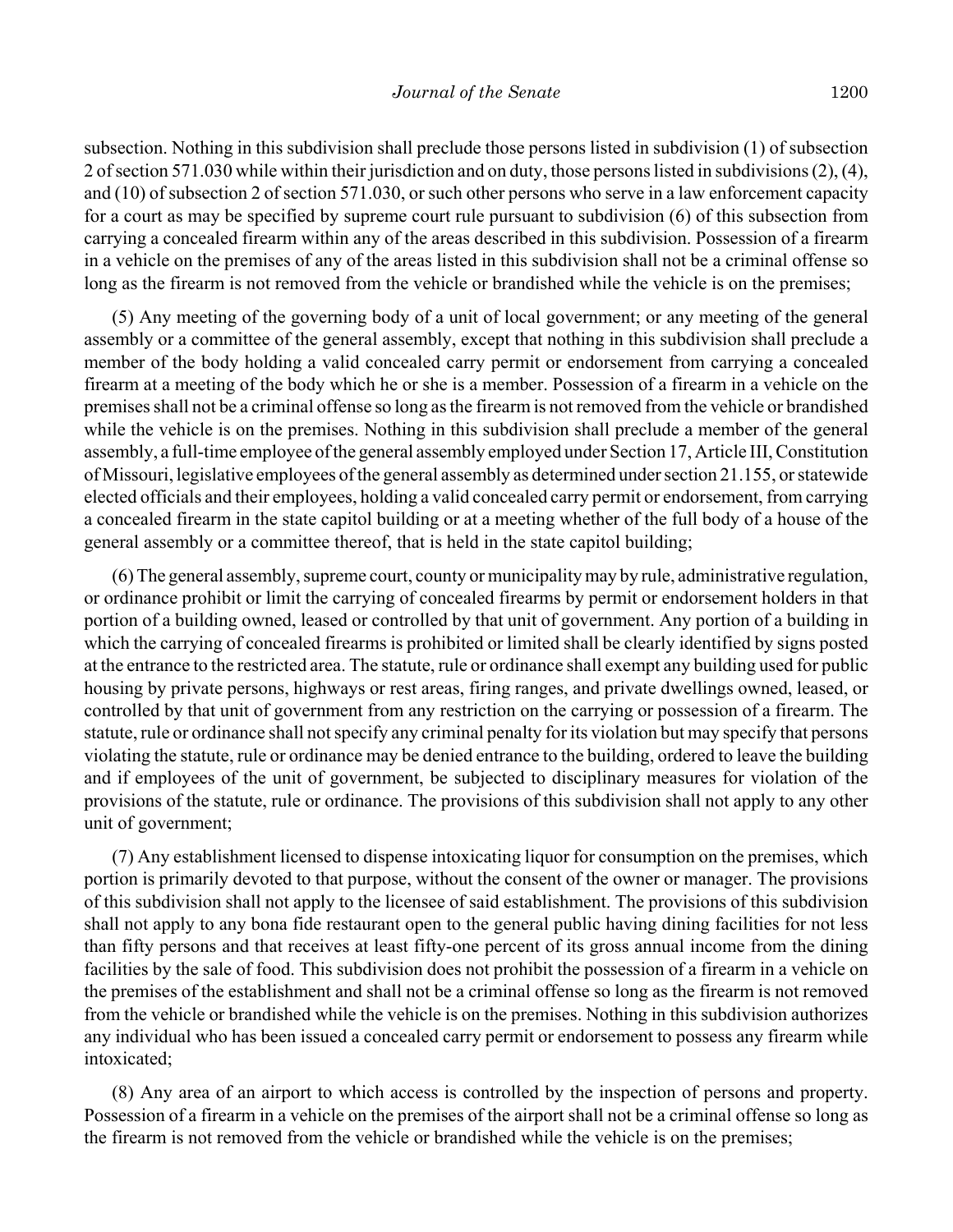subsection. Nothing in this subdivision shall preclude those persons listed in subdivision (1) of subsection 2 of section 571.030 while within their jurisdiction and on duty, those persons listed in subdivisions (2), (4), and (10) of subsection 2 of section 571.030, or such other persons who serve in a law enforcement capacity for a court as may be specified by supreme court rule pursuant to subdivision (6) of this subsection from carrying a concealed firearm within any of the areas described in this subdivision. Possession of a firearm in a vehicle on the premises of any of the areas listed in this subdivision shall not be a criminal offense so long as the firearm is not removed from the vehicle or brandished while the vehicle is on the premises;

(5) Any meeting of the governing body of a unit of local government; or any meeting of the general assembly or a committee of the general assembly, except that nothing in this subdivision shall preclude a member of the body holding a valid concealed carry permit or endorsement from carrying a concealed firearm at a meeting of the body which he or she is a member. Possession of a firearm in a vehicle on the premises shall not be a criminal offense so long as the firearm is not removed from the vehicle or brandished while the vehicle is on the premises. Nothing in this subdivision shall preclude a member of the general assembly, a full-time employee of the general assembly employed under Section 17, Article III, Constitution of Missouri, legislative employees of the general assembly as determined under section 21.155, or statewide elected officials and their employees, holding a valid concealed carry permit or endorsement, from carrying a concealed firearm in the state capitol building or at a meeting whether of the full body of a house of the general assembly or a committee thereof, that is held in the state capitol building;

(6) The general assembly, supreme court, county or municipality may by rule, administrative regulation, or ordinance prohibit or limit the carrying of concealed firearms by permit or endorsement holders in that portion of a building owned, leased or controlled by that unit of government. Any portion of a building in which the carrying of concealed firearms is prohibited or limited shall be clearly identified by signs posted at the entrance to the restricted area. The statute, rule or ordinance shall exempt any building used for public housing by private persons, highways or rest areas, firing ranges, and private dwellings owned, leased, or controlled by that unit of government from any restriction on the carrying or possession of a firearm. The statute, rule or ordinance shall not specify any criminal penalty for its violation but may specify that persons violating the statute, rule or ordinance may be denied entrance to the building, ordered to leave the building and if employees of the unit of government, be subjected to disciplinary measures for violation of the provisions of the statute, rule or ordinance. The provisions of this subdivision shall not apply to any other unit of government;

(7) Any establishment licensed to dispense intoxicating liquor for consumption on the premises, which portion is primarily devoted to that purpose, without the consent of the owner or manager. The provisions of this subdivision shall not apply to the licensee of said establishment. The provisions of this subdivision shall not apply to any bona fide restaurant open to the general public having dining facilities for not less than fifty persons and that receives at least fifty-one percent of its gross annual income from the dining facilities by the sale of food. This subdivision does not prohibit the possession of a firearm in a vehicle on the premises of the establishment and shall not be a criminal offense so long as the firearm is not removed from the vehicle or brandished while the vehicle is on the premises. Nothing in this subdivision authorizes any individual who has been issued a concealed carry permit or endorsement to possess any firearm while intoxicated;

(8) Any area of an airport to which access is controlled by the inspection of persons and property. Possession of a firearm in a vehicle on the premises of the airport shall not be a criminal offense so long as the firearm is not removed from the vehicle or brandished while the vehicle is on the premises;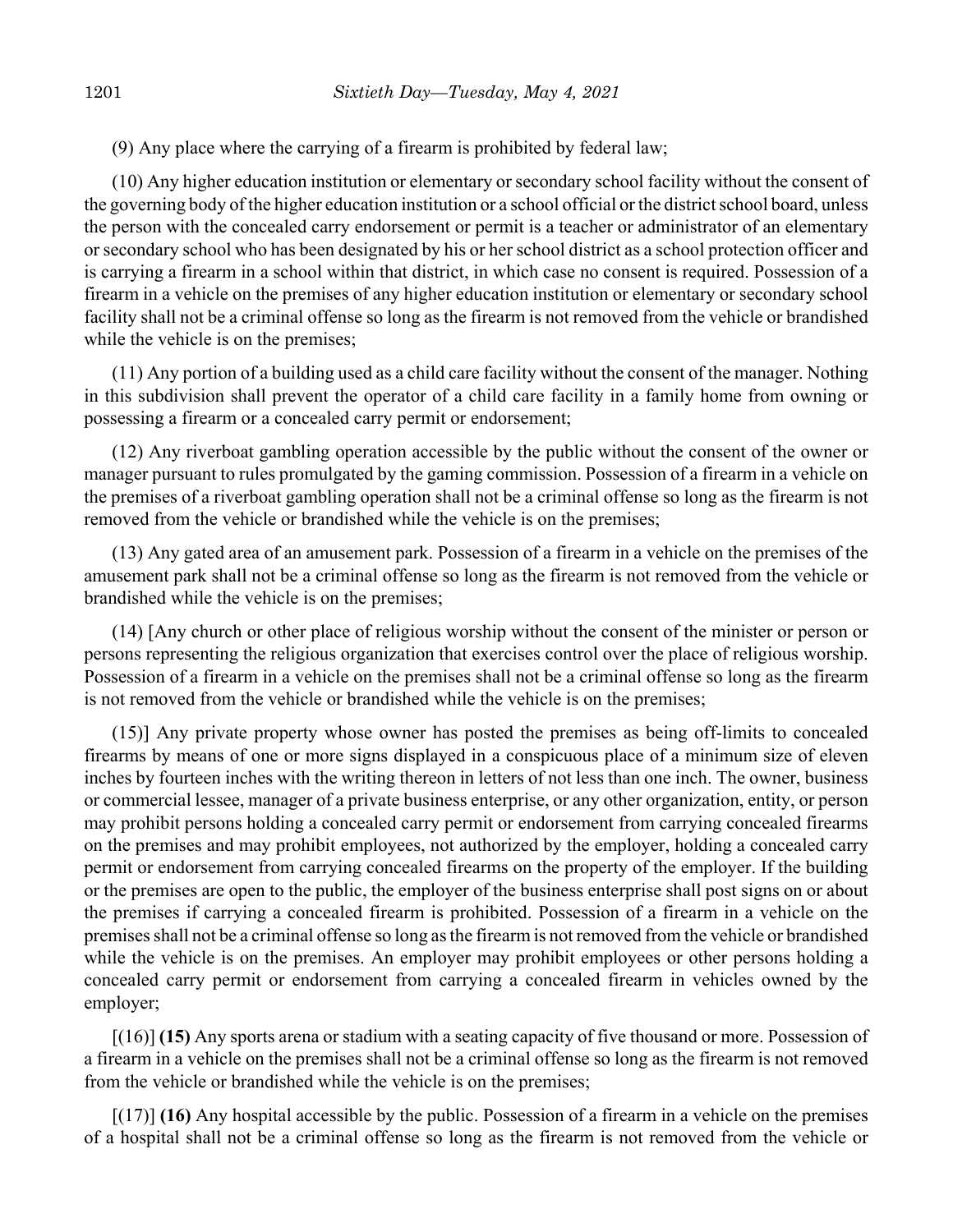(9) Any place where the carrying of a firearm is prohibited by federal law;

(10) Any higher education institution or elementary or secondary school facility without the consent of the governing body of the higher education institution or a school official or the district school board, unless the person with the concealed carry endorsement or permit is a teacher or administrator of an elementary or secondary school who has been designated by his or her school district as a school protection officer and is carrying a firearm in a school within that district, in which case no consent is required. Possession of a firearm in a vehicle on the premises of any higher education institution or elementary or secondary school facility shall not be a criminal offense so long as the firearm is not removed from the vehicle or brandished while the vehicle is on the premises;

(11) Any portion of a building used as a child care facility without the consent of the manager. Nothing in this subdivision shall prevent the operator of a child care facility in a family home from owning or possessing a firearm or a concealed carry permit or endorsement;

(12) Any riverboat gambling operation accessible by the public without the consent of the owner or manager pursuant to rules promulgated by the gaming commission. Possession of a firearm in a vehicle on the premises of a riverboat gambling operation shall not be a criminal offense so long as the firearm is not removed from the vehicle or brandished while the vehicle is on the premises;

(13) Any gated area of an amusement park. Possession of a firearm in a vehicle on the premises of the amusement park shall not be a criminal offense so long as the firearm is not removed from the vehicle or brandished while the vehicle is on the premises;

(14) [Any church or other place of religious worship without the consent of the minister or person or persons representing the religious organization that exercises control over the place of religious worship. Possession of a firearm in a vehicle on the premises shall not be a criminal offense so long as the firearm is not removed from the vehicle or brandished while the vehicle is on the premises;

(15)] Any private property whose owner has posted the premises as being off-limits to concealed firearms by means of one or more signs displayed in a conspicuous place of a minimum size of eleven inches by fourteen inches with the writing thereon in letters of not less than one inch. The owner, business or commercial lessee, manager of a private business enterprise, or any other organization, entity, or person may prohibit persons holding a concealed carry permit or endorsement from carrying concealed firearms on the premises and may prohibit employees, not authorized by the employer, holding a concealed carry permit or endorsement from carrying concealed firearms on the property of the employer. If the building or the premises are open to the public, the employer of the business enterprise shall post signs on or about the premises if carrying a concealed firearm is prohibited. Possession of a firearm in a vehicle on the premises shall not be a criminal offense so long as the firearm is not removed from the vehicle or brandished while the vehicle is on the premises. An employer may prohibit employees or other persons holding a concealed carry permit or endorsement from carrying a concealed firearm in vehicles owned by the employer;

[(16)] **(15)** Any sports arena or stadium with a seating capacity of five thousand or more. Possession of a firearm in a vehicle on the premises shall not be a criminal offense so long as the firearm is not removed from the vehicle or brandished while the vehicle is on the premises;

[(17)] **(16)** Any hospital accessible by the public. Possession of a firearm in a vehicle on the premises of a hospital shall not be a criminal offense so long as the firearm is not removed from the vehicle or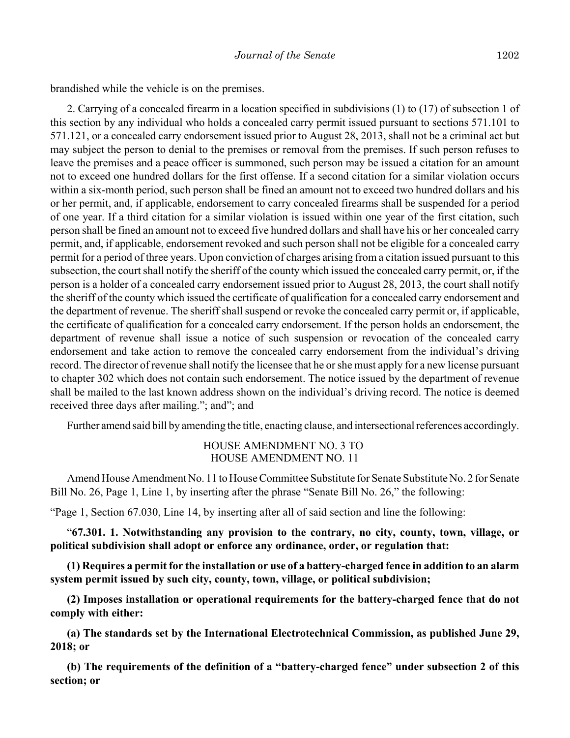brandished while the vehicle is on the premises.

2. Carrying of a concealed firearm in a location specified in subdivisions (1) to (17) of subsection 1 of this section by any individual who holds a concealed carry permit issued pursuant to sections 571.101 to 571.121, or a concealed carry endorsement issued prior to August 28, 2013, shall not be a criminal act but may subject the person to denial to the premises or removal from the premises. If such person refuses to leave the premises and a peace officer is summoned, such person may be issued a citation for an amount not to exceed one hundred dollars for the first offense. If a second citation for a similar violation occurs within a six-month period, such person shall be fined an amount not to exceed two hundred dollars and his or her permit, and, if applicable, endorsement to carry concealed firearms shall be suspended for a period of one year. If a third citation for a similar violation is issued within one year of the first citation, such person shall be fined an amount not to exceed five hundred dollars and shall have his or her concealed carry permit, and, if applicable, endorsement revoked and such person shall not be eligible for a concealed carry permit for a period of three years. Upon conviction of charges arising from a citation issued pursuant to this subsection, the court shall notify the sheriff of the county which issued the concealed carry permit, or, if the person is a holder of a concealed carry endorsement issued prior to August 28, 2013, the court shall notify the sheriff of the county which issued the certificate of qualification for a concealed carry endorsement and the department of revenue. The sheriff shall suspend or revoke the concealed carry permit or, if applicable, the certificate of qualification for a concealed carry endorsement. If the person holds an endorsement, the department of revenue shall issue a notice of such suspension or revocation of the concealed carry endorsement and take action to remove the concealed carry endorsement from the individual's driving record. The director of revenue shall notify the licensee that he or she must apply for a new license pursuant to chapter 302 which does not contain such endorsement. The notice issued by the department of revenue shall be mailed to the last known address shown on the individual's driving record. The notice is deemed received three days after mailing."; and"; and

Further amend said bill by amending the title, enacting clause, and intersectional references accordingly.

HOUSE AMENDMENT NO. 3 TO
HOUSE AMENDMENT NO. 11

Amend House Amendment No. 11 to House Committee Substitute for Senate Substitute No. 2 for Senate Bill No. 26, Page 1, Line 1, by inserting after the phrase "Senate Bill No. 26," the following:

"Page 1, Section 67.030, Line 14, by inserting after all of said section and line the following:

"**67.301. 1. Notwithstanding any provision to the contrary, no city, county, town, village, or political subdivision shall adopt or enforce any ordinance, order, or regulation that:**

**(1) Requires a permit for the installation or use of a battery-charged fence in addition to an alarm system permit issued by such city, county, town, village, or political subdivision;**

**(2) Imposes installation or operational requirements for the battery-charged fence that do not comply with either:**

**(a) The standards set by the International Electrotechnical Commission, as published June 29, 2018; or**

**(b) The requirements of the definition of a "battery-charged fence" under subsection 2 of this section; or**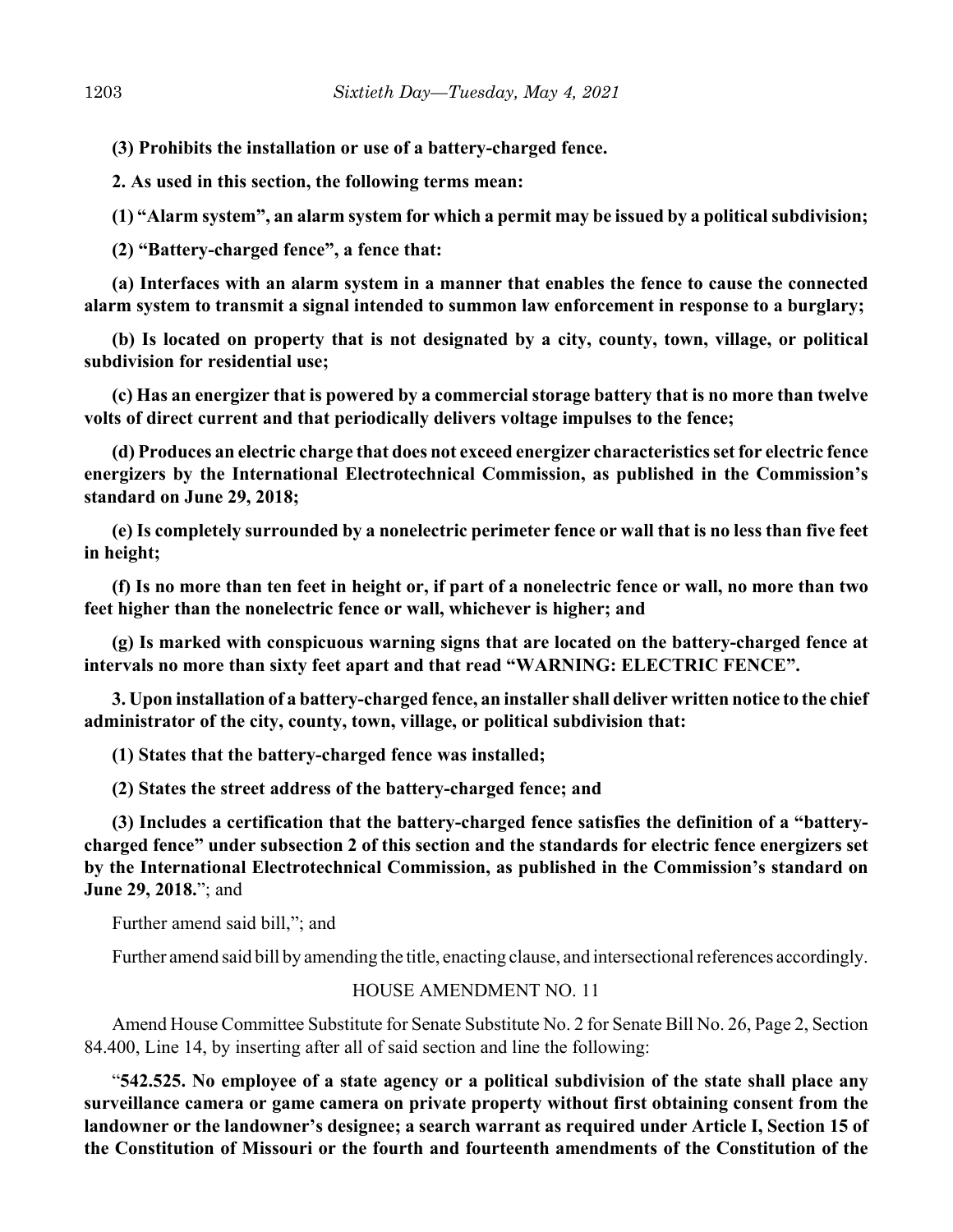**(3) Prohibits the installation or use of a battery-charged fence.**

**2. As used in this section, the following terms mean:**

**(1) "Alarm system", an alarm system for which a permit may be issued by a political subdivision;**

**(2) "Battery-charged fence", a fence that:**

**(a) Interfaces with an alarm system in a manner that enables the fence to cause the connected alarm system to transmit a signal intended to summon law enforcement in response to a burglary;**

**(b) Is located on property that is not designated by a city, county, town, village, or political subdivision for residential use;**

**(c) Has an energizer that is powered by a commercial storage battery that is no more than twelve volts of direct current and that periodically delivers voltage impulses to the fence;**

**(d) Produces an electric charge that does not exceed energizer characteristics set for electric fence energizers by the International Electrotechnical Commission, as published in the Commission's standard on June 29, 2018;**

**(e) Is completely surrounded by a nonelectric perimeter fence or wall that is no less than five feet in height;**

**(f) Is no more than ten feet in height or, if part of a nonelectric fence or wall, no more than two feet higher than the nonelectric fence or wall, whichever is higher; and**

**(g) Is marked with conspicuous warning signs that are located on the battery-charged fence at intervals no more than sixty feet apart and that read "WARNING: ELECTRIC FENCE".**

**3. Upon installation of a battery-charged fence, an installer shall deliver written notice to the chief administrator of the city, county, town, village, or political subdivision that:**

**(1) States that the battery-charged fence was installed;**

**(2) States the street address of the battery-charged fence; and**

**(3) Includes a certification that the battery-charged fence satisfies the definition of a "battery-charged fence" under subsection 2 of this section and the standards for electric fence energizers set by the International Electrotechnical Commission, as published in the Commission's standard on June 29, 2018.**"; and

Further amend said bill,"; and

Further amend said bill by amending the title, enacting clause, and intersectional references accordingly.

HOUSE AMENDMENT NO. 11

Amend House Committee Substitute for Senate Substitute No. 2 for Senate Bill No. 26, Page 2, Section 84.400, Line 14, by inserting after all of said section and line the following:

"**542.525. No employee of a state agency or a political subdivision of the state shall place any surveillance camera or game camera on private property without first obtaining consent from the landowner or the landowner's designee; a search warrant as required under Article I, Section 15 of the Constitution of Missouri or the fourth and fourteenth amendments of the Constitution of the**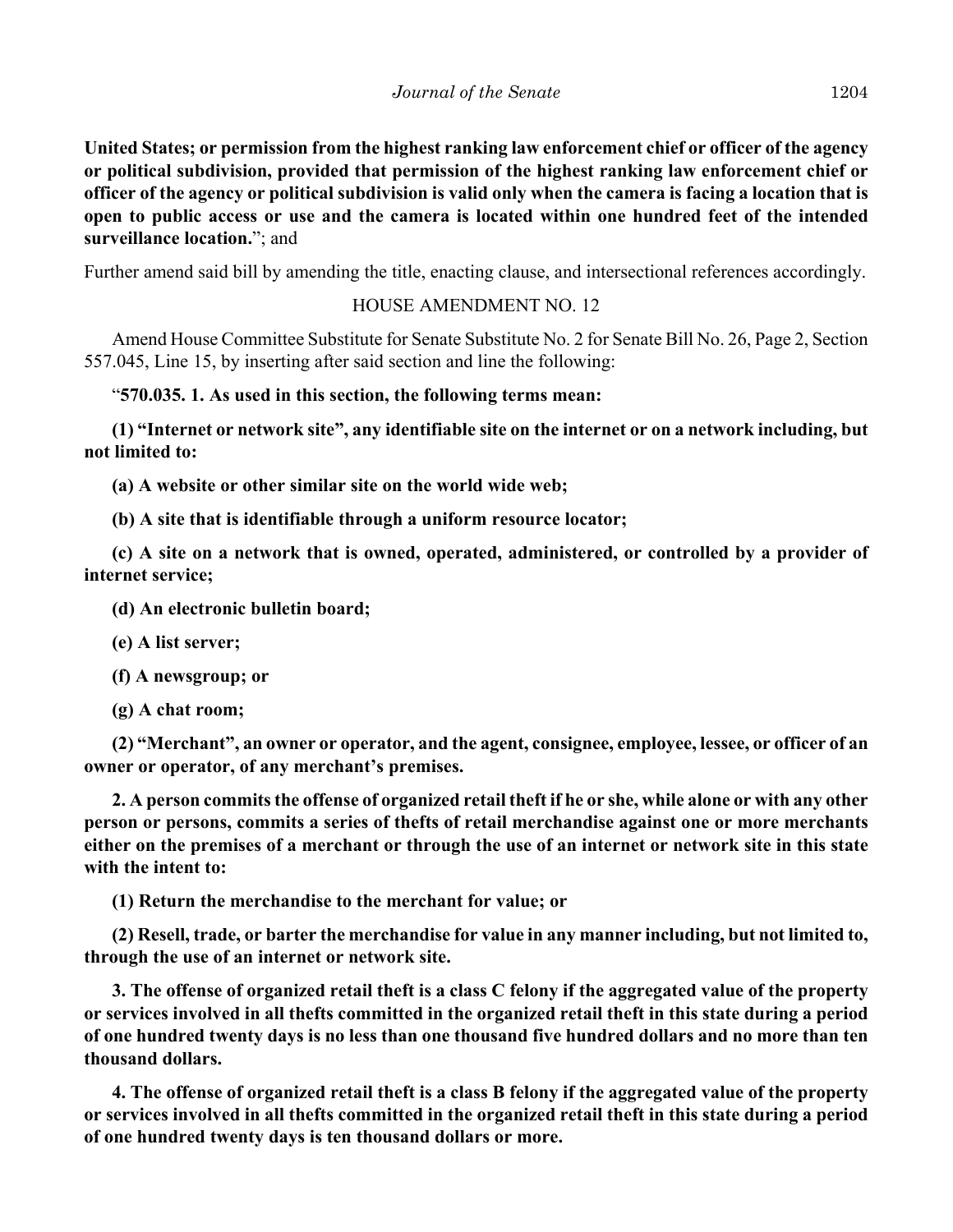**United States; or permission from the highest ranking law enforcement chief or officer of the agency or political subdivision, provided that permission of the highest ranking law enforcement chief or officer of the agency or political subdivision is valid only when the camera is facing a location that is open to public access or use and the camera is located within one hundred feet of the intended surveillance location.**"; and

Further amend said bill by amending the title, enacting clause, and intersectional references accordingly.

HOUSE AMENDMENT NO. 12

Amend House Committee Substitute for Senate Substitute No. 2 for Senate Bill No. 26, Page 2, Section 557.045, Line 15, by inserting after said section and line the following:

"**570.035. 1. As used in this section, the following terms mean:**

**(1) "Internet or network site", any identifiable site on the internet or on a network including, but not limited to:**

**(a) A website or other similar site on the world wide web;**

**(b) A site that is identifiable through a uniform resource locator;**

**(c) A site on a network that is owned, operated, administered, or controlled by a provider of internet service;**

**(d) An electronic bulletin board;**

**(e) A list server;**

**(f) A newsgroup; or**

**(g) A chat room;**

**(2) "Merchant", an owner or operator, and the agent, consignee, employee, lessee, or officer of an owner or operator, of any merchant's premises.**

**2. A person commits the offense of organized retail theft if he or she, while alone or with any other person or persons, commits a series of thefts of retail merchandise against one or more merchants either on the premises of a merchant or through the use of an internet or network site in this state with the intent to:**

**(1) Return the merchandise to the merchant for value; or**

**(2) Resell, trade, or barter the merchandise for value in any manner including, but not limited to, through the use of an internet or network site.**

**3. The offense of organized retail theft is a class C felony if the aggregated value of the property or services involved in all thefts committed in the organized retail theft in this state during a period of one hundred twenty days is no less than one thousand five hundred dollars and no more than ten thousand dollars.**

**4. The offense of organized retail theft is a class B felony if the aggregated value of the property or services involved in all thefts committed in the organized retail theft in this state during a period of one hundred twenty days is ten thousand dollars or more.**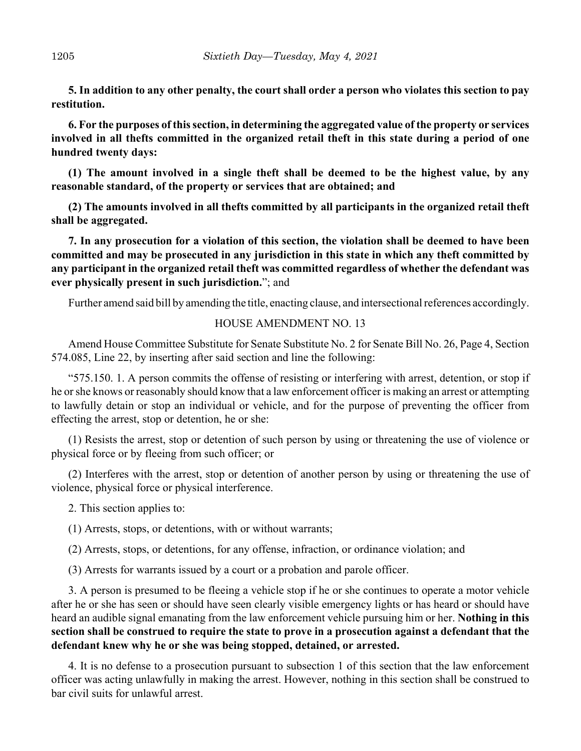**5. In addition to any other penalty, the court shall order a person who violates this section to pay restitution.**

**6. For the purposes of this section, in determining the aggregated value of the property or services involved in all thefts committed in the organized retail theft in this state during a period of one hundred twenty days:**

**(1) The amount involved in a single theft shall be deemed to be the highest value, by any reasonable standard, of the property or services that are obtained; and**

**(2) The amounts involved in all thefts committed by all participants in the organized retail theft shall be aggregated.**

**7. In any prosecution for a violation of this section, the violation shall be deemed to have been committed and may be prosecuted in any jurisdiction in this state in which any theft committed by any participant in the organized retail theft was committed regardless of whether the defendant was ever physically present in such jurisdiction.**"; and

Further amend said bill by amending the title, enacting clause, and intersectional references accordingly.

HOUSE AMENDMENT NO. 13

Amend House Committee Substitute for Senate Substitute No. 2 for Senate Bill No. 26, Page 4, Section 574.085, Line 22, by inserting after said section and line the following:

"575.150. 1. A person commits the offense of resisting or interfering with arrest, detention, or stop if he or she knows or reasonably should know that a law enforcement officer is making an arrest or attempting to lawfully detain or stop an individual or vehicle, and for the purpose of preventing the officer from effecting the arrest, stop or detention, he or she:

(1) Resists the arrest, stop or detention of such person by using or threatening the use of violence or physical force or by fleeing from such officer; or

(2) Interferes with the arrest, stop or detention of another person by using or threatening the use of violence, physical force or physical interference.

2. This section applies to:

(1) Arrests, stops, or detentions, with or without warrants;

(2) Arrests, stops, or detentions, for any offense, infraction, or ordinance violation; and

(3) Arrests for warrants issued by a court or a probation and parole officer.

3. A person is presumed to be fleeing a vehicle stop if he or she continues to operate a motor vehicle after he or she has seen or should have seen clearly visible emergency lights or has heard or should have heard an audible signal emanating from the law enforcement vehicle pursuing him or her. **Nothing in this section shall be construed to require the state to prove in a prosecution against a defendant that the defendant knew why he or she was being stopped, detained, or arrested.**

4. It is no defense to a prosecution pursuant to subsection 1 of this section that the law enforcement officer was acting unlawfully in making the arrest. However, nothing in this section shall be construed to bar civil suits for unlawful arrest.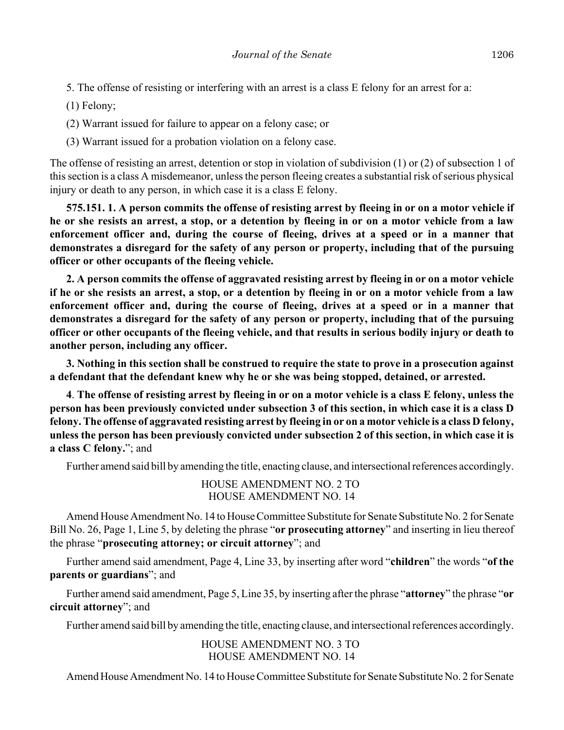5. The offense of resisting or interfering with an arrest is a class E felony for an arrest for a:

(1) Felony;

(2) Warrant issued for failure to appear on a felony case; or

(3) Warrant issued for a probation violation on a felony case.

The offense of resisting an arrest, detention or stop in violation of subdivision (1) or (2) of subsection 1 of this section is a class A misdemeanor, unless the person fleeing creates a substantial risk of serious physical injury or death to any person, in which case it is a class E felony.

**575.151. 1. A person commits the offense of resisting arrest by fleeing in or on a motor vehicle if he or she resists an arrest, a stop, or a detention by fleeing in or on a motor vehicle from a law enforcement officer and, during the course of fleeing, drives at a speed or in a manner that demonstrates a disregard for the safety of any person or property, including that of the pursuing officer or other occupants of the fleeing vehicle.**

**2. A person commits the offense of aggravated resisting arrest by fleeing in or on a motor vehicle if he or she resists an arrest, a stop, or a detention by fleeing in or on a motor vehicle from a law enforcement officer and, during the course of fleeing, drives at a speed or in a manner that demonstrates a disregard for the safety of any person or property, including that of the pursuing officer or other occupants of the fleeing vehicle, and that results in serious bodily injury or death to another person, including any officer.**

**3. Nothing in this section shall be construed to require the state to prove in a prosecution against a defendant that the defendant knew why he or she was being stopped, detained, or arrested.**

**4. The offense of resisting arrest by fleeing in or on a motor vehicle is a class E felony, unless the person has been previously convicted under subsection 3 of this section, in which case it is a class D felony. The offense of aggravated resisting arrest by fleeing in or on a motor vehicle is a class D felony, unless the person has been previously convicted under subsection 2 of this section, in which case it is a class C felony.**"; and

Further amend said bill by amending the title, enacting clause, and intersectional references accordingly.

HOUSE AMENDMENT NO. 2 TO
HOUSE AMENDMENT NO. 14

Amend House Amendment No. 14 to House Committee Substitute for Senate Substitute No. 2 for Senate Bill No. 26, Page 1, Line 5, by deleting the phrase "**or prosecuting attorney**" and inserting in lieu thereof the phrase "**prosecuting attorney; or circuit attorney**"; and

Further amend said amendment, Page 4, Line 33, by inserting after word "**children**" the words "**of the parents or guardians**"; and

Further amend said amendment, Page 5, Line 35, by inserting after the phrase "**attorney**" the phrase "**or circuit attorney**"; and

Further amend said bill by amending the title, enacting clause, and intersectional references accordingly.

HOUSE AMENDMENT NO. 3 TO
HOUSE AMENDMENT NO. 14

Amend House Amendment No. 14 to House Committee Substitute for Senate Substitute No. 2 for Senate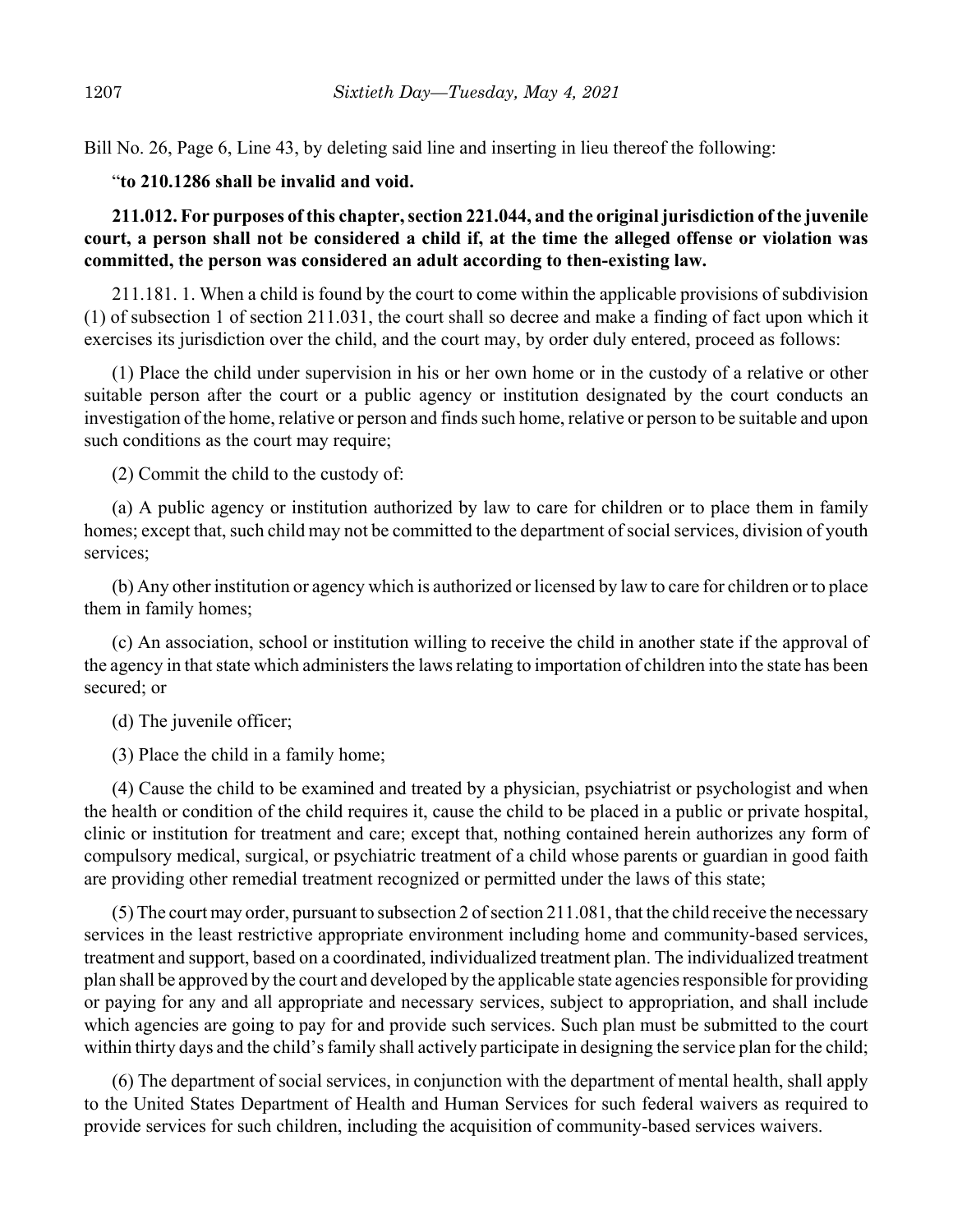Bill No. 26, Page 6, Line 43, by deleting said line and inserting in lieu thereof the following:

"**to 210.1286 shall be invalid and void.**

**211.012. For purposes of this chapter, section 221.044, and the original jurisdiction of the juvenile court, a person shall not be considered a child if, at the time the alleged offense or violation was committed, the person was considered an adult according to then-existing law.**

211.181. 1. When a child is found by the court to come within the applicable provisions of subdivision (1) of subsection 1 of section 211.031, the court shall so decree and make a finding of fact upon which it exercises its jurisdiction over the child, and the court may, by order duly entered, proceed as follows:

(1) Place the child under supervision in his or her own home or in the custody of a relative or other suitable person after the court or a public agency or institution designated by the court conducts an investigation of the home, relative or person and finds such home, relative or person to be suitable and upon such conditions as the court may require;

(2) Commit the child to the custody of:

(a) A public agency or institution authorized by law to care for children or to place them in family homes; except that, such child may not be committed to the department of social services, division of youth services;

(b) Any other institution or agency which is authorized or licensed by law to care for children or to place them in family homes;

(c) An association, school or institution willing to receive the child in another state if the approval of the agency in that state which administers the laws relating to importation of children into the state has been secured; or

(d) The juvenile officer;

(3) Place the child in a family home;

(4) Cause the child to be examined and treated by a physician, psychiatrist or psychologist and when the health or condition of the child requires it, cause the child to be placed in a public or private hospital, clinic or institution for treatment and care; except that, nothing contained herein authorizes any form of compulsory medical, surgical, or psychiatric treatment of a child whose parents or guardian in good faith are providing other remedial treatment recognized or permitted under the laws of this state;

(5) The court may order, pursuant to subsection 2 of section 211.081, that the child receive the necessary services in the least restrictive appropriate environment including home and community-based services, treatment and support, based on a coordinated, individualized treatment plan. The individualized treatment plan shall be approved by the court and developed by the applicable state agencies responsible for providing or paying for any and all appropriate and necessary services, subject to appropriation, and shall include which agencies are going to pay for and provide such services. Such plan must be submitted to the court within thirty days and the child's family shall actively participate in designing the service plan for the child;

(6) The department of social services, in conjunction with the department of mental health, shall apply to the United States Department of Health and Human Services for such federal waivers as required to provide services for such children, including the acquisition of community-based services waivers.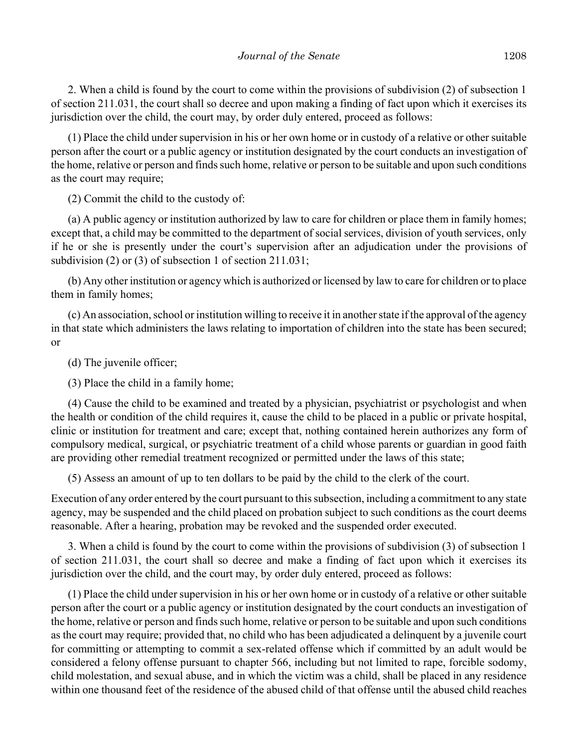2. When a child is found by the court to come within the provisions of subdivision (2) of subsection 1 of section 211.031, the court shall so decree and upon making a finding of fact upon which it exercises its jurisdiction over the child, the court may, by order duly entered, proceed as follows:

(1) Place the child under supervision in his or her own home or in custody of a relative or other suitable person after the court or a public agency or institution designated by the court conducts an investigation of the home, relative or person and finds such home, relative or person to be suitable and upon such conditions as the court may require;

(2) Commit the child to the custody of:

(a) A public agency or institution authorized by law to care for children or place them in family homes; except that, a child may be committed to the department of social services, division of youth services, only if he or she is presently under the court's supervision after an adjudication under the provisions of subdivision (2) or (3) of subsection 1 of section 211.031;

(b) Any other institution or agency which is authorized or licensed by law to care for children or to place them in family homes;

(c) An association, school or institution willing to receive it in another state if the approval of the agency in that state which administers the laws relating to importation of children into the state has been secured; or

(d) The juvenile officer;

(3) Place the child in a family home;

(4) Cause the child to be examined and treated by a physician, psychiatrist or psychologist and when the health or condition of the child requires it, cause the child to be placed in a public or private hospital, clinic or institution for treatment and care; except that, nothing contained herein authorizes any form of compulsory medical, surgical, or psychiatric treatment of a child whose parents or guardian in good faith are providing other remedial treatment recognized or permitted under the laws of this state;

(5) Assess an amount of up to ten dollars to be paid by the child to the clerk of the court.

Execution of any order entered by the court pursuant to this subsection, including a commitment to any state agency, may be suspended and the child placed on probation subject to such conditions as the court deems reasonable. After a hearing, probation may be revoked and the suspended order executed.

3. When a child is found by the court to come within the provisions of subdivision (3) of subsection 1 of section 211.031, the court shall so decree and make a finding of fact upon which it exercises its jurisdiction over the child, and the court may, by order duly entered, proceed as follows:

(1) Place the child under supervision in his or her own home or in custody of a relative or other suitable person after the court or a public agency or institution designated by the court conducts an investigation of the home, relative or person and finds such home, relative or person to be suitable and upon such conditions as the court may require; provided that, no child who has been adjudicated a delinquent by a juvenile court for committing or attempting to commit a sex-related offense which if committed by an adult would be considered a felony offense pursuant to chapter 566, including but not limited to rape, forcible sodomy, child molestation, and sexual abuse, and in which the victim was a child, shall be placed in any residence within one thousand feet of the residence of the abused child of that offense until the abused child reaches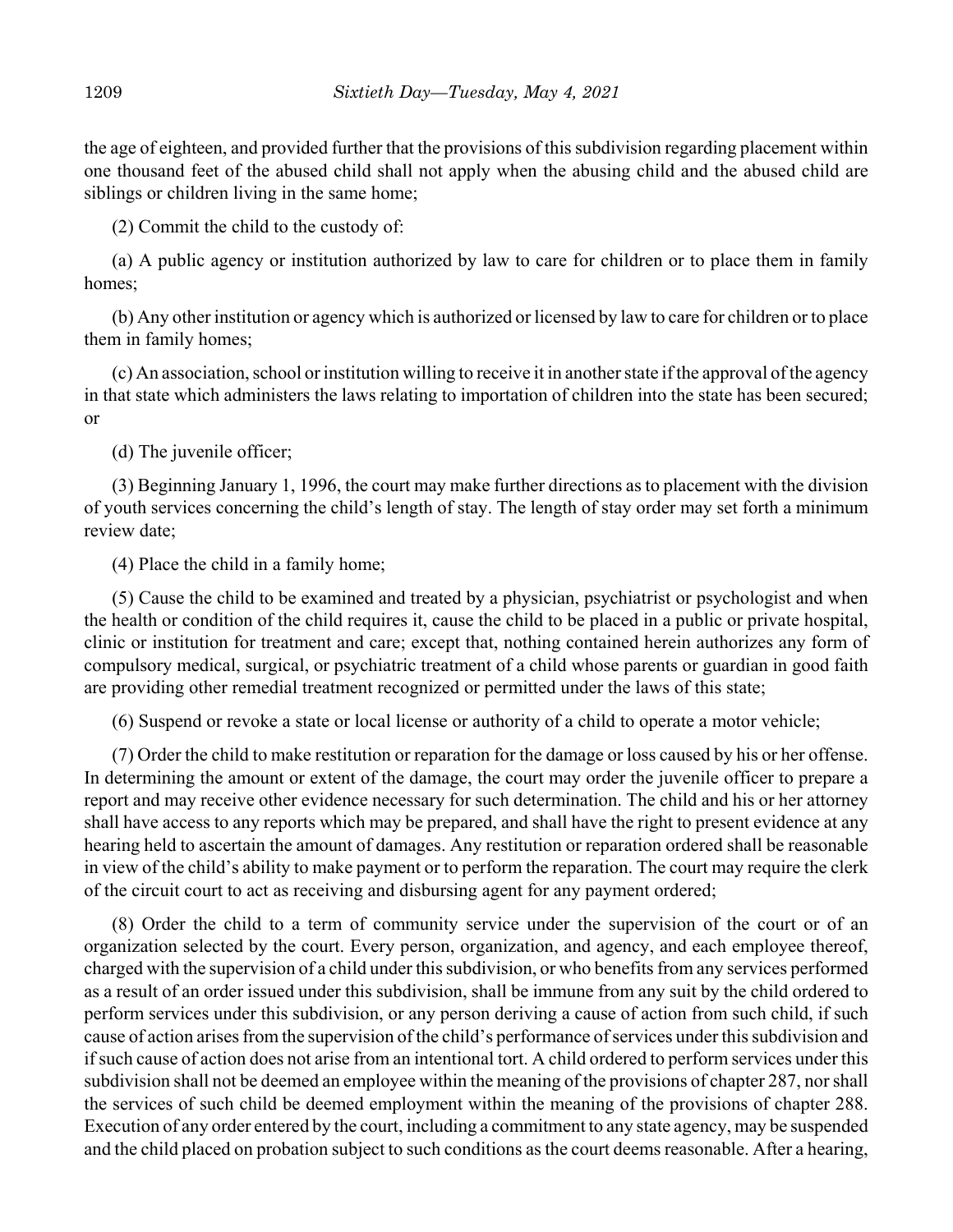the age of eighteen, and provided further that the provisions of this subdivision regarding placement within one thousand feet of the abused child shall not apply when the abusing child and the abused child are siblings or children living in the same home;

(2) Commit the child to the custody of:

(a) A public agency or institution authorized by law to care for children or to place them in family homes;

(b) Any other institution or agency which is authorized or licensed by law to care for children or to place them in family homes;

(c) An association, school or institution willing to receive it in another state if the approval of the agency in that state which administers the laws relating to importation of children into the state has been secured; or

(d) The juvenile officer;

(3) Beginning January 1, 1996, the court may make further directions as to placement with the division of youth services concerning the child's length of stay. The length of stay order may set forth a minimum review date;

(4) Place the child in a family home;

(5) Cause the child to be examined and treated by a physician, psychiatrist or psychologist and when the health or condition of the child requires it, cause the child to be placed in a public or private hospital, clinic or institution for treatment and care; except that, nothing contained herein authorizes any form of compulsory medical, surgical, or psychiatric treatment of a child whose parents or guardian in good faith are providing other remedial treatment recognized or permitted under the laws of this state;

(6) Suspend or revoke a state or local license or authority of a child to operate a motor vehicle;

(7) Order the child to make restitution or reparation for the damage or loss caused by his or her offense. In determining the amount or extent of the damage, the court may order the juvenile officer to prepare a report and may receive other evidence necessary for such determination. The child and his or her attorney shall have access to any reports which may be prepared, and shall have the right to present evidence at any hearing held to ascertain the amount of damages. Any restitution or reparation ordered shall be reasonable in view of the child's ability to make payment or to perform the reparation. The court may require the clerk of the circuit court to act as receiving and disbursing agent for any payment ordered;

(8) Order the child to a term of community service under the supervision of the court or of an organization selected by the court. Every person, organization, and agency, and each employee thereof, charged with the supervision of a child under this subdivision, or who benefits from any services performed as a result of an order issued under this subdivision, shall be immune from any suit by the child ordered to perform services under this subdivision, or any person deriving a cause of action from such child, if such cause of action arises from the supervision of the child's performance of services under this subdivision and if such cause of action does not arise from an intentional tort. A child ordered to perform services under this subdivision shall not be deemed an employee within the meaning of the provisions of chapter 287, nor shall the services of such child be deemed employment within the meaning of the provisions of chapter 288. Execution of any order entered by the court, including a commitment to any state agency, may be suspended and the child placed on probation subject to such conditions as the court deems reasonable. After a hearing,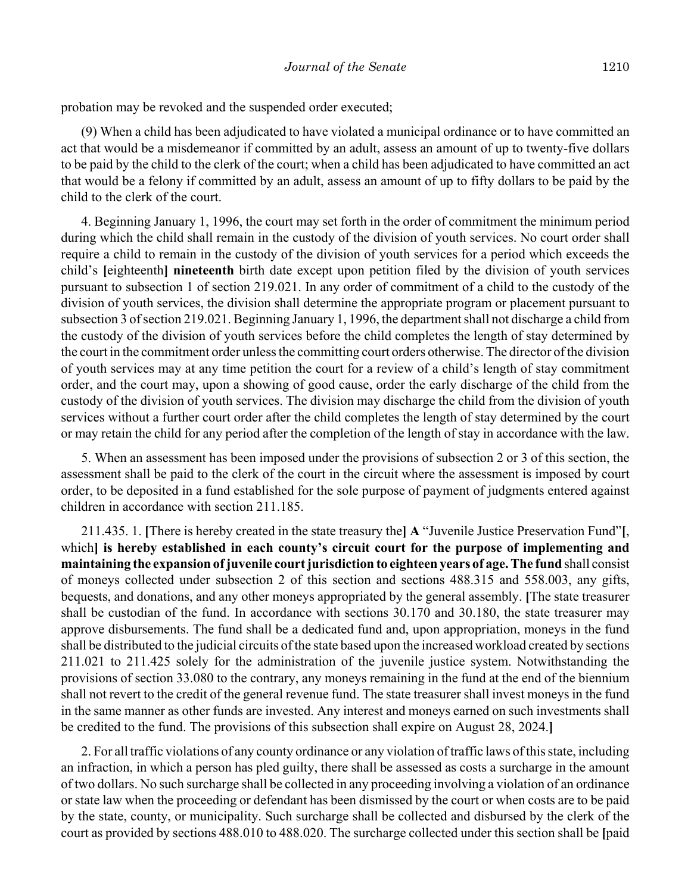probation may be revoked and the suspended order executed;

(9) When a child has been adjudicated to have violated a municipal ordinance or to have committed an act that would be a misdemeanor if committed by an adult, assess an amount of up to twenty-five dollars to be paid by the child to the clerk of the court; when a child has been adjudicated to have committed an act that would be a felony if committed by an adult, assess an amount of up to fifty dollars to be paid by the child to the clerk of the court.

4. Beginning January 1, 1996, the court may set forth in the order of commitment the minimum period during which the child shall remain in the custody of the division of youth services. No court order shall require a child to remain in the custody of the division of youth services for a period which exceeds the child's [eighteenth] **nineteenth** birth date except upon petition filed by the division of youth services pursuant to subsection 1 of section 219.021. In any order of commitment of a child to the custody of the division of youth services, the division shall determine the appropriate program or placement pursuant to subsection 3 of section 219.021. Beginning January 1, 1996, the department shall not discharge a child from the custody of the division of youth services before the child completes the length of stay determined by the court in the commitment order unless the committing court orders otherwise. The director of the division of youth services may at any time petition the court for a review of a child's length of stay commitment order, and the court may, upon a showing of good cause, order the early discharge of the child from the custody of the division of youth services. The division may discharge the child from the division of youth services without a further court order after the child completes the length of stay determined by the court or may retain the child for any period after the completion of the length of stay in accordance with the law.

5. When an assessment has been imposed under the provisions of subsection 2 or 3 of this section, the assessment shall be paid to the clerk of the court in the circuit where the assessment is imposed by court order, to be deposited in a fund established for the sole purpose of payment of judgments entered against children in accordance with section 211.185.

211.435. 1. [There is hereby created in the state treasury the] **A** "Juvenile Justice Preservation Fund"[, which] **is hereby established in each county's circuit court for the purpose of implementing and maintaining the expansion of juvenile court jurisdiction to eighteen years of age. The fund** shall consist of moneys collected under subsection 2 of this section and sections 488.315 and 558.003, any gifts, bequests, and donations, and any other moneys appropriated by the general assembly. [The state treasurer shall be custodian of the fund. In accordance with sections 30.170 and 30.180, the state treasurer may approve disbursements. The fund shall be a dedicated fund and, upon appropriation, moneys in the fund shall be distributed to the judicial circuits of the state based upon the increased workload created by sections 211.021 to 211.425 solely for the administration of the juvenile justice system. Notwithstanding the provisions of section 33.080 to the contrary, any moneys remaining in the fund at the end of the biennium shall not revert to the credit of the general revenue fund. The state treasurer shall invest moneys in the fund in the same manner as other funds are invested. Any interest and moneys earned on such investments shall be credited to the fund. The provisions of this subsection shall expire on August 28, 2024.]

2. For all traffic violations of any county ordinance or any violation of traffic laws of this state, including an infraction, in which a person has pled guilty, there shall be assessed as costs a surcharge in the amount of two dollars. No such surcharge shall be collected in any proceeding involving a violation of an ordinance or state law when the proceeding or defendant has been dismissed by the court or when costs are to be paid by the state, county, or municipality. Such surcharge shall be collected and disbursed by the clerk of the court as provided by sections 488.010 to 488.020. The surcharge collected under this section shall be [paid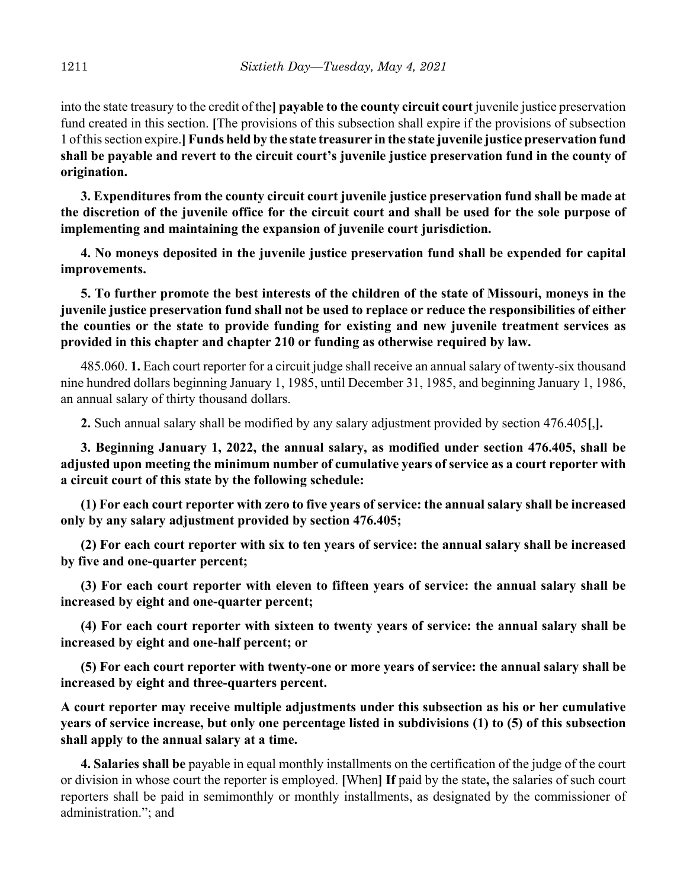into the state treasury to the credit of the] **payable to the county circuit court** juvenile justice preservation fund created in this section. **[**The provisions of this subsection shall expire if the provisions of subsection 1 of this section expire.**] Funds held by the state treasurer in the state juvenile justice preservation fund shall be payable and revert to the circuit court's juvenile justice preservation fund in the county of origination.**

**3. Expenditures from the county circuit court juvenile justice preservation fund shall be made at the discretion of the juvenile office for the circuit court and shall be used for the sole purpose of implementing and maintaining the expansion of juvenile court jurisdiction.**

**4. No moneys deposited in the juvenile justice preservation fund shall be expended for capital improvements.**

**5. To further promote the best interests of the children of the state of Missouri, moneys in the juvenile justice preservation fund shall not be used to replace or reduce the responsibilities of either the counties or the state to provide funding for existing and new juvenile treatment services as provided in this chapter and chapter 210 or funding as otherwise required by law.**

485.060. **1.** Each court reporter for a circuit judge shall receive an annual salary of twenty-six thousand nine hundred dollars beginning January 1, 1985, until December 31, 1985, and beginning January 1, 1986, an annual salary of thirty thousand dollars.

**2.** Such annual salary shall be modified by any salary adjustment provided by section 476.405**[**,**].**

**3. Beginning January 1, 2022, the annual salary, as modified under section 476.405, shall be adjusted upon meeting the minimum number of cumulative years of service as a court reporter with a circuit court of this state by the following schedule:**

**(1) For each court reporter with zero to five years of service: the annual salary shall be increased only by any salary adjustment provided by section 476.405;**

**(2) For each court reporter with six to ten years of service: the annual salary shall be increased by five and one-quarter percent;**

**(3) For each court reporter with eleven to fifteen years of service: the annual salary shall be increased by eight and one-quarter percent;**

**(4) For each court reporter with sixteen to twenty years of service: the annual salary shall be increased by eight and one-half percent; or**

**(5) For each court reporter with twenty-one or more years of service: the annual salary shall be increased by eight and three-quarters percent.**

**A court reporter may receive multiple adjustments under this subsection as his or her cumulative years of service increase, but only one percentage listed in subdivisions (1) to (5) of this subsection shall apply to the annual salary at a time.**

**4. Salaries shall be** payable in equal monthly installments on the certification of the judge of the court or division in whose court the reporter is employed. **[**When**] If** paid by the state**,** the salaries of such court reporters shall be paid in semimonthly or monthly installments, as designated by the commissioner of administration."; and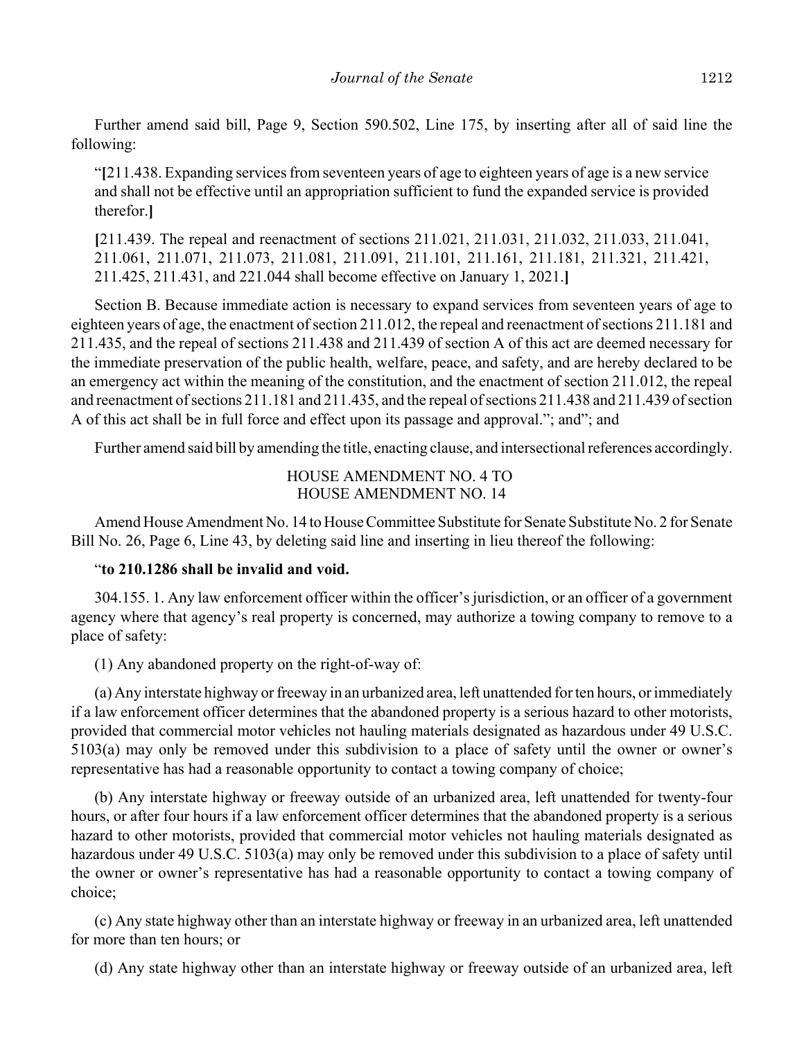Further amend said bill, Page 9, Section 590.502, Line 175, by inserting after all of said line the following:

"**[**211.438. Expanding services from seventeen years of age to eighteen years of age is a new service and shall not be effective until an appropriation sufficient to fund the expanded service is provided therefor.**]**

**[**211.439. The repeal and reenactment of sections 211.021, 211.031, 211.032, 211.033, 211.041, 211.061, 211.071, 211.073, 211.081, 211.091, 211.101, 211.161, 211.181, 211.321, 211.421, 211.425, 211.431, and 221.044 shall become effective on January 1, 2021.**]**

Section B. Because immediate action is necessary to expand services from seventeen years of age to eighteen years of age, the enactment of section 211.012, the repeal and reenactment of sections 211.181 and 211.435, and the repeal of sections 211.438 and 211.439 of section A of this act are deemed necessary for the immediate preservation of the public health, welfare, peace, and safety, and are hereby declared to be an emergency act within the meaning of the constitution, and the enactment of section 211.012, the repeal and reenactment of sections 211.181 and 211.435, and the repeal of sections 211.438 and 211.439 of section A of this act shall be in full force and effect upon its passage and approval."; and"; and

Further amend said bill by amending the title, enacting clause, and intersectional references accordingly.

HOUSE AMENDMENT NO. 4 TO
HOUSE AMENDMENT NO. 14

Amend House Amendment No. 14 to House Committee Substitute for Senate Substitute No. 2 for Senate Bill No. 26, Page 6, Line 43, by deleting said line and inserting in lieu thereof the following:

"**to 210.1286 shall be invalid and void.**

304.155. 1. Any law enforcement officer within the officer's jurisdiction, or an officer of a government agency where that agency's real property is concerned, may authorize a towing company to remove to a place of safety:

(1) Any abandoned property on the right-of-way of:

(a) Any interstate highway or freeway in an urbanized area, left unattended for ten hours, or immediately if a law enforcement officer determines that the abandoned property is a serious hazard to other motorists, provided that commercial motor vehicles not hauling materials designated as hazardous under 49 U.S.C. 5103(a) may only be removed under this subdivision to a place of safety until the owner or owner's representative has had a reasonable opportunity to contact a towing company of choice;

(b) Any interstate highway or freeway outside of an urbanized area, left unattended for twenty-four hours, or after four hours if a law enforcement officer determines that the abandoned property is a serious hazard to other motorists, provided that commercial motor vehicles not hauling materials designated as hazardous under 49 U.S.C. 5103(a) may only be removed under this subdivision to a place of safety until the owner or owner's representative has had a reasonable opportunity to contact a towing company of choice;

(c) Any state highway other than an interstate highway or freeway in an urbanized area, left unattended for more than ten hours; or

(d) Any state highway other than an interstate highway or freeway outside of an urbanized area, left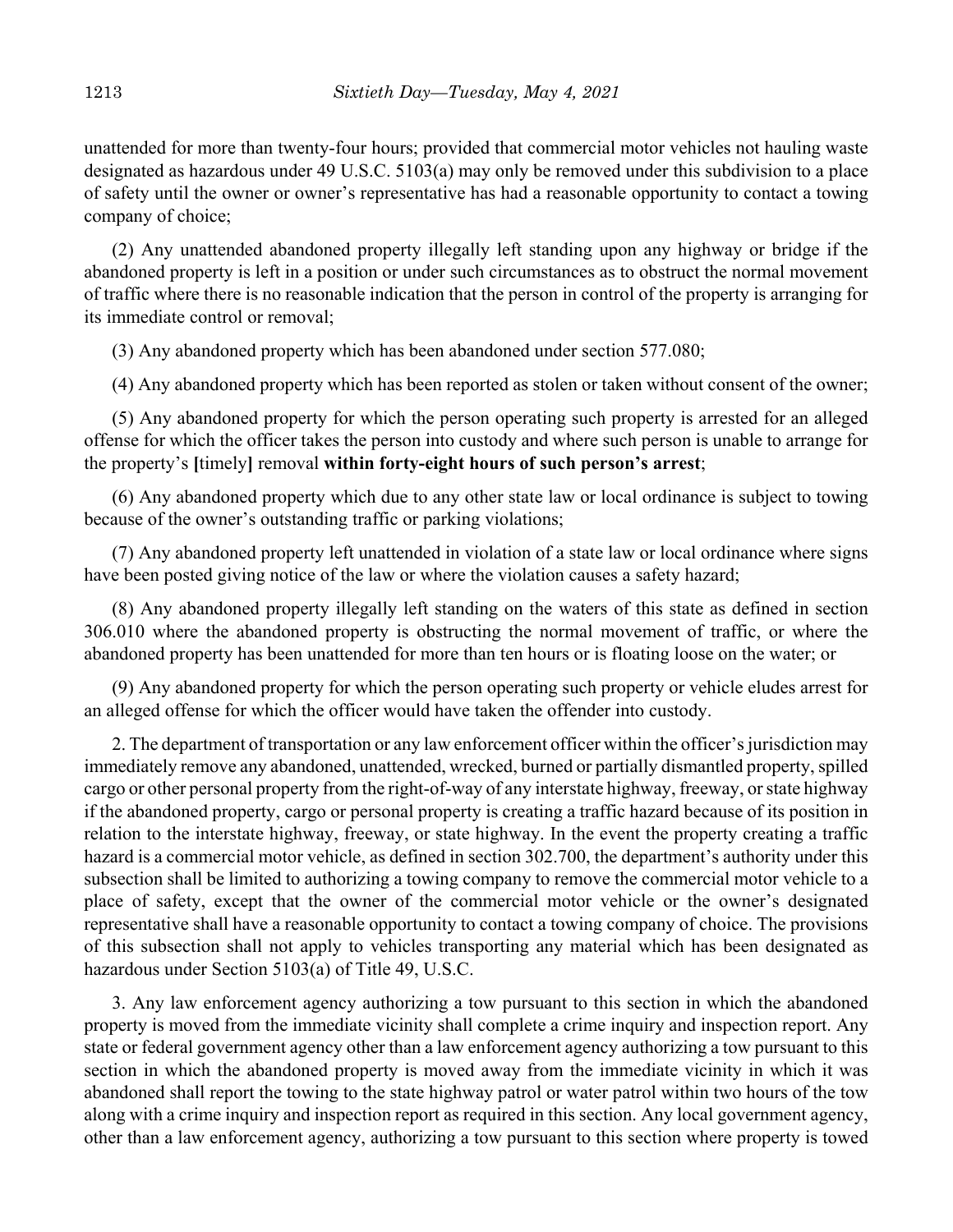unattended for more than twenty-four hours; provided that commercial motor vehicles not hauling waste designated as hazardous under 49 U.S.C. 5103(a) may only be removed under this subdivision to a place of safety until the owner or owner's representative has had a reasonable opportunity to contact a towing company of choice;

(2) Any unattended abandoned property illegally left standing upon any highway or bridge if the abandoned property is left in a position or under such circumstances as to obstruct the normal movement of traffic where there is no reasonable indication that the person in control of the property is arranging for its immediate control or removal;

(3) Any abandoned property which has been abandoned under section 577.080;

(4) Any abandoned property which has been reported as stolen or taken without consent of the owner;

(5) Any abandoned property for which the person operating such property is arrested for an alleged offense for which the officer takes the person into custody and where such person is unable to arrange for the property's **[**timely**]** removal **within forty-eight hours of such person's arrest**;

(6) Any abandoned property which due to any other state law or local ordinance is subject to towing because of the owner's outstanding traffic or parking violations;

(7) Any abandoned property left unattended in violation of a state law or local ordinance where signs have been posted giving notice of the law or where the violation causes a safety hazard;

(8) Any abandoned property illegally left standing on the waters of this state as defined in section 306.010 where the abandoned property is obstructing the normal movement of traffic, or where the abandoned property has been unattended for more than ten hours or is floating loose on the water; or

(9) Any abandoned property for which the person operating such property or vehicle eludes arrest for an alleged offense for which the officer would have taken the offender into custody.

2. The department of transportation or any law enforcement officer within the officer's jurisdiction may immediately remove any abandoned, unattended, wrecked, burned or partially dismantled property, spilled cargo or other personal property from the right-of-way of any interstate highway, freeway, or state highway if the abandoned property, cargo or personal property is creating a traffic hazard because of its position in relation to the interstate highway, freeway, or state highway. In the event the property creating a traffic hazard is a commercial motor vehicle, as defined in section 302.700, the department's authority under this subsection shall be limited to authorizing a towing company to remove the commercial motor vehicle to a place of safety, except that the owner of the commercial motor vehicle or the owner's designated representative shall have a reasonable opportunity to contact a towing company of choice. The provisions of this subsection shall not apply to vehicles transporting any material which has been designated as hazardous under Section 5103(a) of Title 49, U.S.C.

3. Any law enforcement agency authorizing a tow pursuant to this section in which the abandoned property is moved from the immediate vicinity shall complete a crime inquiry and inspection report. Any state or federal government agency other than a law enforcement agency authorizing a tow pursuant to this section in which the abandoned property is moved away from the immediate vicinity in which it was abandoned shall report the towing to the state highway patrol or water patrol within two hours of the tow along with a crime inquiry and inspection report as required in this section. Any local government agency, other than a law enforcement agency, authorizing a tow pursuant to this section where property is towed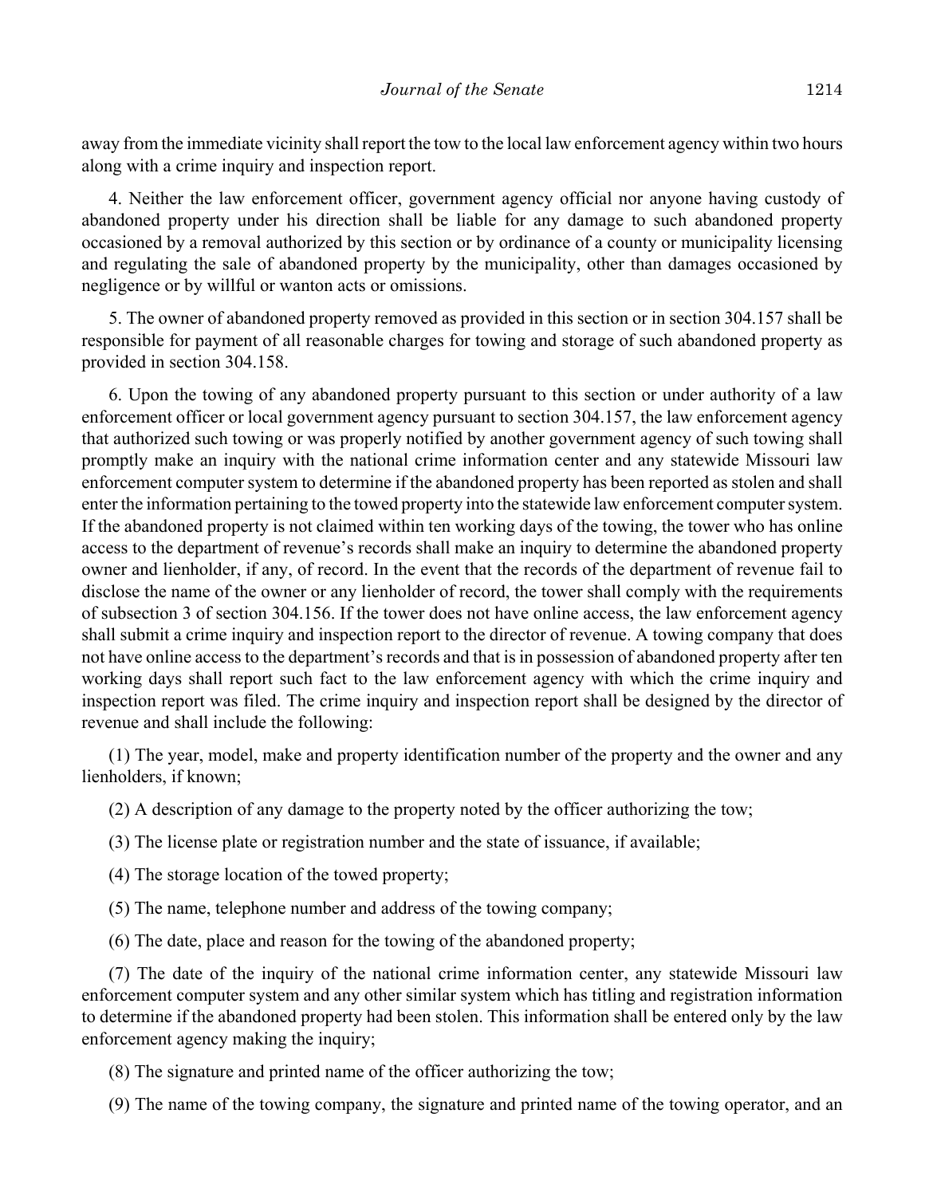away from the immediate vicinity shall report the tow to the local law enforcement agency within two hours along with a crime inquiry and inspection report.

4. Neither the law enforcement officer, government agency official nor anyone having custody of abandoned property under his direction shall be liable for any damage to such abandoned property occasioned by a removal authorized by this section or by ordinance of a county or municipality licensing and regulating the sale of abandoned property by the municipality, other than damages occasioned by negligence or by willful or wanton acts or omissions.

5. The owner of abandoned property removed as provided in this section or in section 304.157 shall be responsible for payment of all reasonable charges for towing and storage of such abandoned property as provided in section 304.158.

6. Upon the towing of any abandoned property pursuant to this section or under authority of a law enforcement officer or local government agency pursuant to section 304.157, the law enforcement agency that authorized such towing or was properly notified by another government agency of such towing shall promptly make an inquiry with the national crime information center and any statewide Missouri law enforcement computer system to determine if the abandoned property has been reported as stolen and shall enter the information pertaining to the towed property into the statewide law enforcement computer system. If the abandoned property is not claimed within ten working days of the towing, the tower who has online access to the department of revenue's records shall make an inquiry to determine the abandoned property owner and lienholder, if any, of record. In the event that the records of the department of revenue fail to disclose the name of the owner or any lienholder of record, the tower shall comply with the requirements of subsection 3 of section 304.156. If the tower does not have online access, the law enforcement agency shall submit a crime inquiry and inspection report to the director of revenue. A towing company that does not have online access to the department's records and that is in possession of abandoned property after ten working days shall report such fact to the law enforcement agency with which the crime inquiry and inspection report was filed. The crime inquiry and inspection report shall be designed by the director of revenue and shall include the following:

(1) The year, model, make and property identification number of the property and the owner and any lienholders, if known;

(2) A description of any damage to the property noted by the officer authorizing the tow;

(3) The license plate or registration number and the state of issuance, if available;

(4) The storage location of the towed property;

(5) The name, telephone number and address of the towing company;

(6) The date, place and reason for the towing of the abandoned property;

(7) The date of the inquiry of the national crime information center, any statewide Missouri law enforcement computer system and any other similar system which has titling and registration information to determine if the abandoned property had been stolen. This information shall be entered only by the law enforcement agency making the inquiry;

(8) The signature and printed name of the officer authorizing the tow;

(9) The name of the towing company, the signature and printed name of the towing operator, and an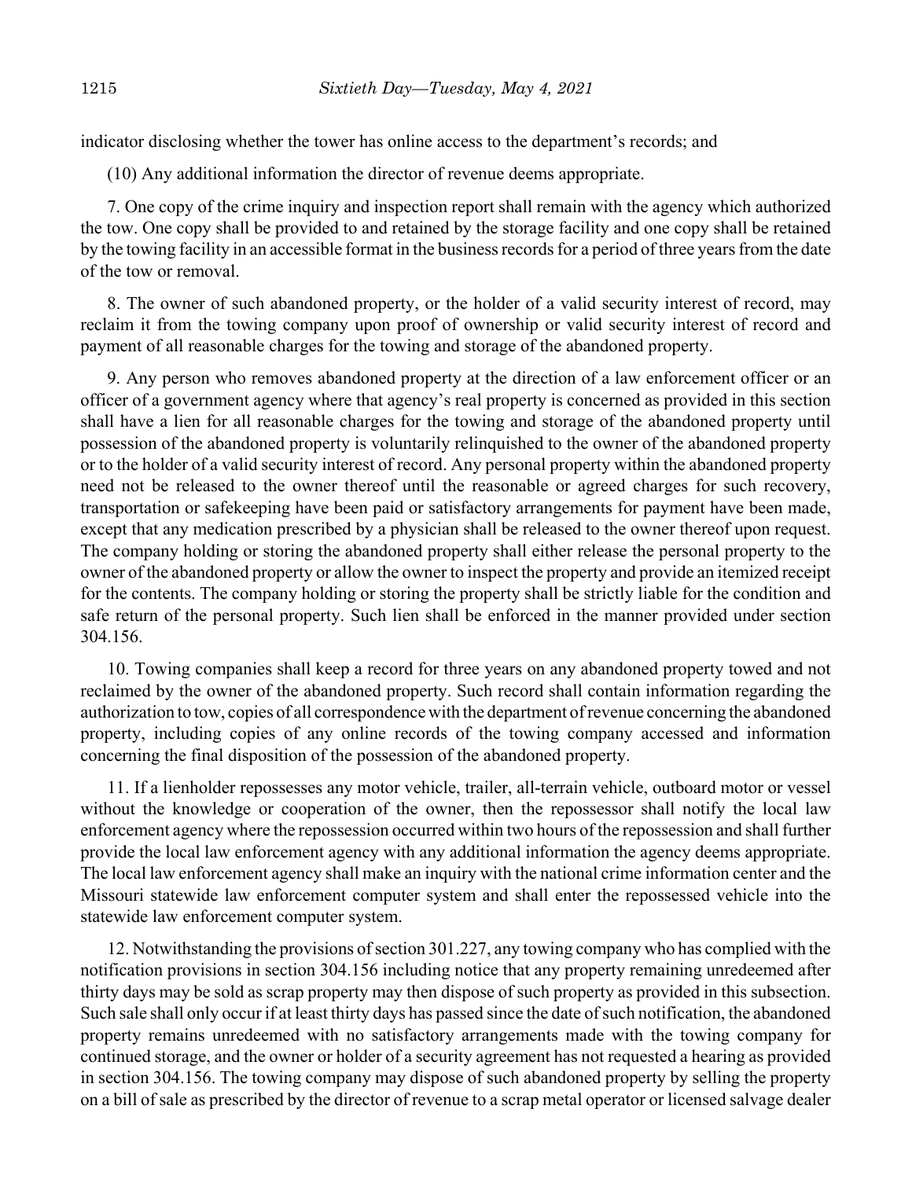indicator disclosing whether the tower has online access to the department's records; and

(10) Any additional information the director of revenue deems appropriate.

7. One copy of the crime inquiry and inspection report shall remain with the agency which authorized the tow. One copy shall be provided to and retained by the storage facility and one copy shall be retained by the towing facility in an accessible format in the business records for a period of three years from the date of the tow or removal.

8. The owner of such abandoned property, or the holder of a valid security interest of record, may reclaim it from the towing company upon proof of ownership or valid security interest of record and payment of all reasonable charges for the towing and storage of the abandoned property.

9. Any person who removes abandoned property at the direction of a law enforcement officer or an officer of a government agency where that agency's real property is concerned as provided in this section shall have a lien for all reasonable charges for the towing and storage of the abandoned property until possession of the abandoned property is voluntarily relinquished to the owner of the abandoned property or to the holder of a valid security interest of record. Any personal property within the abandoned property need not be released to the owner thereof until the reasonable or agreed charges for such recovery, transportation or safekeeping have been paid or satisfactory arrangements for payment have been made, except that any medication prescribed by a physician shall be released to the owner thereof upon request. The company holding or storing the abandoned property shall either release the personal property to the owner of the abandoned property or allow the owner to inspect the property and provide an itemized receipt for the contents. The company holding or storing the property shall be strictly liable for the condition and safe return of the personal property. Such lien shall be enforced in the manner provided under section 304.156.

10. Towing companies shall keep a record for three years on any abandoned property towed and not reclaimed by the owner of the abandoned property. Such record shall contain information regarding the authorization to tow, copies of all correspondence with the department of revenue concerning the abandoned property, including copies of any online records of the towing company accessed and information concerning the final disposition of the possession of the abandoned property.

11. If a lienholder repossesses any motor vehicle, trailer, all-terrain vehicle, outboard motor or vessel without the knowledge or cooperation of the owner, then the repossessor shall notify the local law enforcement agency where the repossession occurred within two hours of the repossession and shall further provide the local law enforcement agency with any additional information the agency deems appropriate. The local law enforcement agency shall make an inquiry with the national crime information center and the Missouri statewide law enforcement computer system and shall enter the repossessed vehicle into the statewide law enforcement computer system.

12. Notwithstanding the provisions of section 301.227, any towing company who has complied with the notification provisions in section 304.156 including notice that any property remaining unredeemed after thirty days may be sold as scrap property may then dispose of such property as provided in this subsection. Such sale shall only occur if at least thirty days has passed since the date of such notification, the abandoned property remains unredeemed with no satisfactory arrangements made with the towing company for continued storage, and the owner or holder of a security agreement has not requested a hearing as provided in section 304.156. The towing company may dispose of such abandoned property by selling the property on a bill of sale as prescribed by the director of revenue to a scrap metal operator or licensed salvage dealer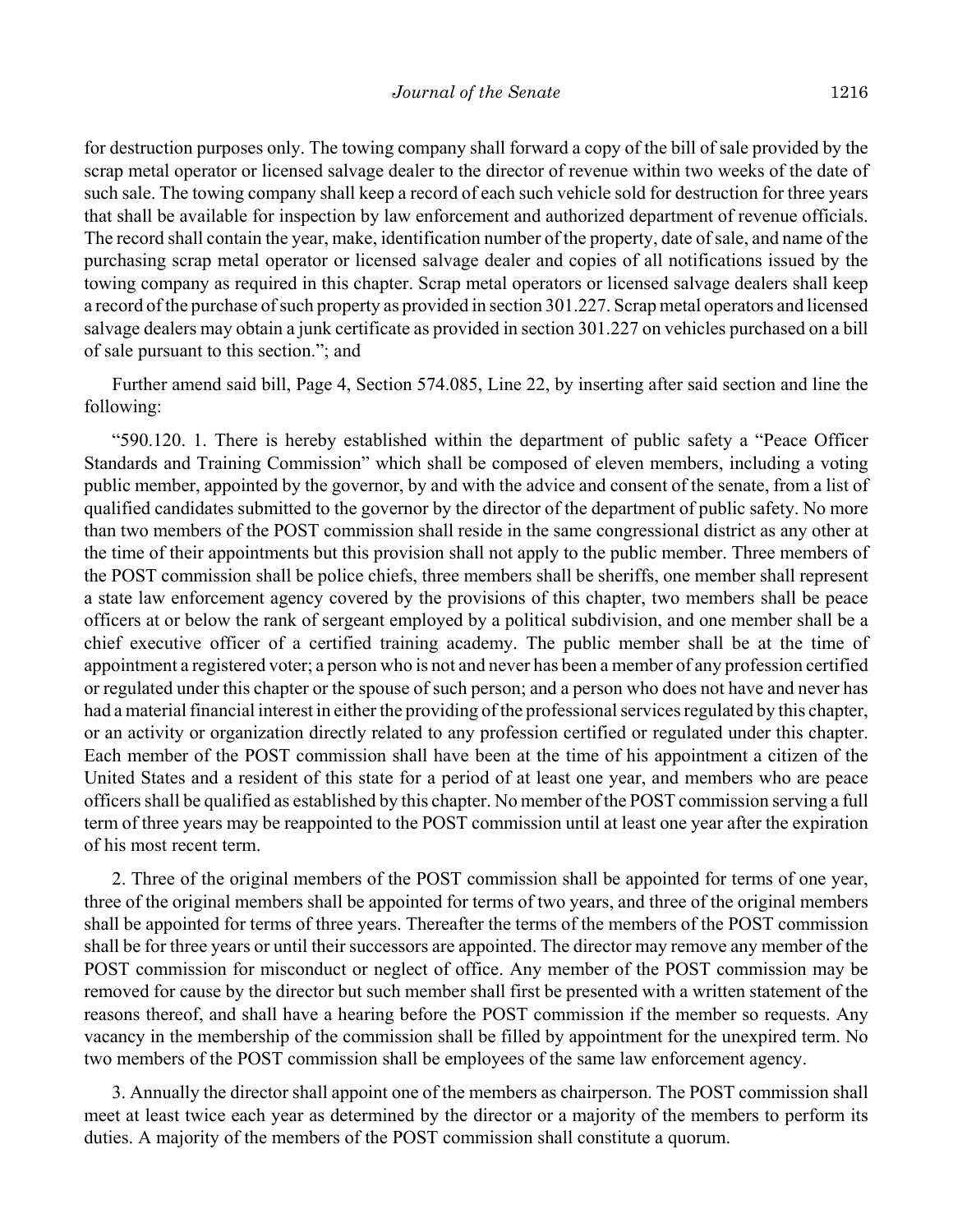for destruction purposes only. The towing company shall forward a copy of the bill of sale provided by the scrap metal operator or licensed salvage dealer to the director of revenue within two weeks of the date of such sale. The towing company shall keep a record of each such vehicle sold for destruction for three years that shall be available for inspection by law enforcement and authorized department of revenue officials. The record shall contain the year, make, identification number of the property, date of sale, and name of the purchasing scrap metal operator or licensed salvage dealer and copies of all notifications issued by the towing company as required in this chapter. Scrap metal operators or licensed salvage dealers shall keep a record of the purchase of such property as provided in section 301.227. Scrap metal operators and licensed salvage dealers may obtain a junk certificate as provided in section 301.227 on vehicles purchased on a bill of sale pursuant to this section."; and

Further amend said bill, Page 4, Section 574.085, Line 22, by inserting after said section and line the following:

"590.120. 1. There is hereby established within the department of public safety a "Peace Officer Standards and Training Commission" which shall be composed of eleven members, including a voting public member, appointed by the governor, by and with the advice and consent of the senate, from a list of qualified candidates submitted to the governor by the director of the department of public safety. No more than two members of the POST commission shall reside in the same congressional district as any other at the time of their appointments but this provision shall not apply to the public member. Three members of the POST commission shall be police chiefs, three members shall be sheriffs, one member shall represent a state law enforcement agency covered by the provisions of this chapter, two members shall be peace officers at or below the rank of sergeant employed by a political subdivision, and one member shall be a chief executive officer of a certified training academy. The public member shall be at the time of appointment a registered voter; a person who is not and never has been a member of any profession certified or regulated under this chapter or the spouse of such person; and a person who does not have and never has had a material financial interest in either the providing of the professional services regulated by this chapter, or an activity or organization directly related to any profession certified or regulated under this chapter. Each member of the POST commission shall have been at the time of his appointment a citizen of the United States and a resident of this state for a period of at least one year, and members who are peace officers shall be qualified as established by this chapter. No member of the POST commission serving a full term of three years may be reappointed to the POST commission until at least one year after the expiration of his most recent term.

2. Three of the original members of the POST commission shall be appointed for terms of one year, three of the original members shall be appointed for terms of two years, and three of the original members shall be appointed for terms of three years. Thereafter the terms of the members of the POST commission shall be for three years or until their successors are appointed. The director may remove any member of the POST commission for misconduct or neglect of office. Any member of the POST commission may be removed for cause by the director but such member shall first be presented with a written statement of the reasons thereof, and shall have a hearing before the POST commission if the member so requests. Any vacancy in the membership of the commission shall be filled by appointment for the unexpired term. No two members of the POST commission shall be employees of the same law enforcement agency.

3. Annually the director shall appoint one of the members as chairperson. The POST commission shall meet at least twice each year as determined by the director or a majority of the members to perform its duties. A majority of the members of the POST commission shall constitute a quorum.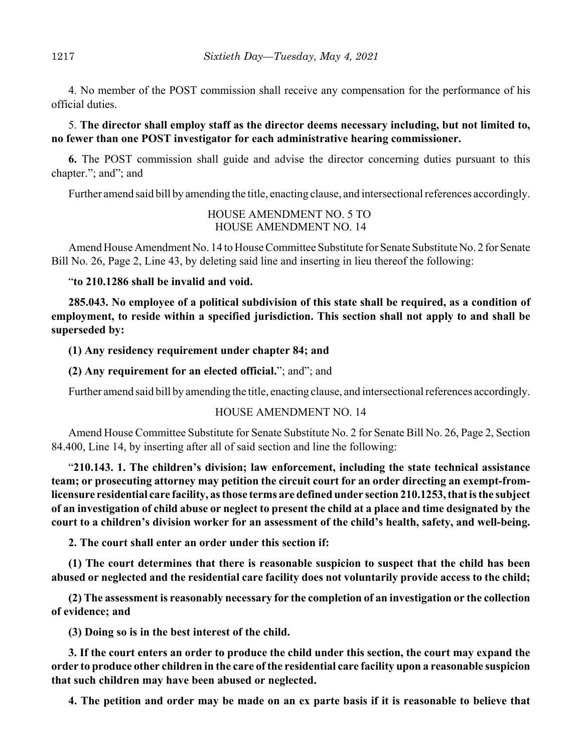4. No member of the POST commission shall receive any compensation for the performance of his official duties.

5. **The director shall employ staff as the director deems necessary including, but not limited to, no fewer than one POST investigator for each administrative hearing commissioner.**

**6.** The POST commission shall guide and advise the director concerning duties pursuant to this chapter."; and"; and

Further amend said bill by amending the title, enacting clause, and intersectional references accordingly.

HOUSE AMENDMENT NO. 5 TO
HOUSE AMENDMENT NO. 14

Amend House Amendment No. 14 to House Committee Substitute for Senate Substitute No. 2 for Senate Bill No. 26, Page 2, Line 43, by deleting said line and inserting in lieu thereof the following:

"**to 210.1286 shall be invalid and void.**

**285.043. No employee of a political subdivision of this state shall be required, as a condition of employment, to reside within a specified jurisdiction. This section shall not apply to and shall be superseded by:**

**(1) Any residency requirement under chapter 84; and**

**(2) Any requirement for an elected official.**"; and"; and

Further amend said bill by amending the title, enacting clause, and intersectional references accordingly.

HOUSE AMENDMENT NO. 14

Amend House Committee Substitute for Senate Substitute No. 2 for Senate Bill No. 26, Page 2, Section 84.400, Line 14, by inserting after all of said section and line the following:

"**210.143. 1. The children's division; law enforcement, including the state technical assistance team; or prosecuting attorney may petition the circuit court for an order directing an exempt-from-licensure residential care facility, as those terms are defined under section 210.1253, that is the subject of an investigation of child abuse or neglect to present the child at a place and time designated by the court to a children's division worker for an assessment of the child's health, safety, and well-being.**

**2. The court shall enter an order under this section if:**

**(1) The court determines that there is reasonable suspicion to suspect that the child has been abused or neglected and the residential care facility does not voluntarily provide access to the child;**

**(2) The assessment is reasonably necessary for the completion of an investigation or the collection of evidence; and**

**(3) Doing so is in the best interest of the child.**

**3. If the court enters an order to produce the child under this section, the court may expand the order to produce other children in the care of the residential care facility upon a reasonable suspicion that such children may have been abused or neglected.**

**4. The petition and order may be made on an ex parte basis if it is reasonable to believe that**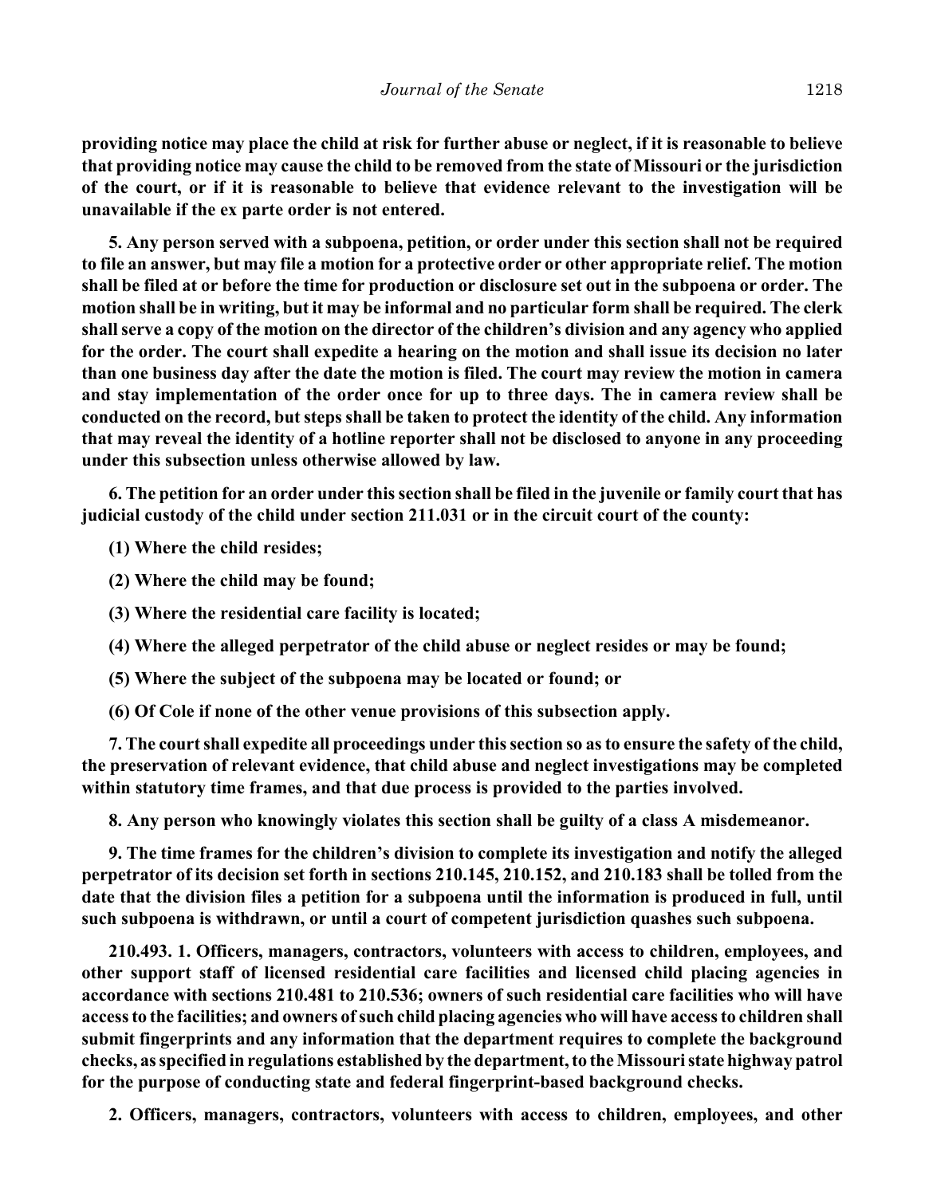**providing notice may place the child at risk for further abuse or neglect, if it is reasonable to believe that providing notice may cause the child to be removed from the state of Missouri or the jurisdiction of the court, or if it is reasonable to believe that evidence relevant to the investigation will be unavailable if the ex parte order is not entered.**

**5. Any person served with a subpoena, petition, or order under this section shall not be required to file an answer, but may file a motion for a protective order or other appropriate relief. The motion shall be filed at or before the time for production or disclosure set out in the subpoena or order. The motion shall be in writing, but it may be informal and no particular form shall be required. The clerk shall serve a copy of the motion on the director of the children's division and any agency who applied for the order. The court shall expedite a hearing on the motion and shall issue its decision no later than one business day after the date the motion is filed. The court may review the motion in camera and stay implementation of the order once for up to three days. The in camera review shall be conducted on the record, but steps shall be taken to protect the identity of the child. Any information that may reveal the identity of a hotline reporter shall not be disclosed to anyone in any proceeding under this subsection unless otherwise allowed by law.**

**6. The petition for an order under this section shall be filed in the juvenile or family court that has judicial custody of the child under section 211.031 or in the circuit court of the county:**

**(1) Where the child resides;**

**(2) Where the child may be found;**

**(3) Where the residential care facility is located;**

**(4) Where the alleged perpetrator of the child abuse or neglect resides or may be found;**

**(5) Where the subject of the subpoena may be located or found; or**

**(6) Of Cole if none of the other venue provisions of this subsection apply.**

**7. The court shall expedite all proceedings under this section so as to ensure the safety of the child, the preservation of relevant evidence, that child abuse and neglect investigations may be completed within statutory time frames, and that due process is provided to the parties involved.**

**8. Any person who knowingly violates this section shall be guilty of a class A misdemeanor.**

**9. The time frames for the children's division to complete its investigation and notify the alleged perpetrator of its decision set forth in sections 210.145, 210.152, and 210.183 shall be tolled from the date that the division files a petition for a subpoena until the information is produced in full, until such subpoena is withdrawn, or until a court of competent jurisdiction quashes such subpoena.**

**210.493. 1. Officers, managers, contractors, volunteers with access to children, employees, and other support staff of licensed residential care facilities and licensed child placing agencies in accordance with sections 210.481 to 210.536; owners of such residential care facilities who will have access to the facilities; and owners of such child placing agencies who will have access to children shall submit fingerprints and any information that the department requires to complete the background checks, as specified in regulations established by the department, to the Missouri state highway patrol for the purpose of conducting state and federal fingerprint-based background checks.**

**2. Officers, managers, contractors, volunteers with access to children, employees, and other**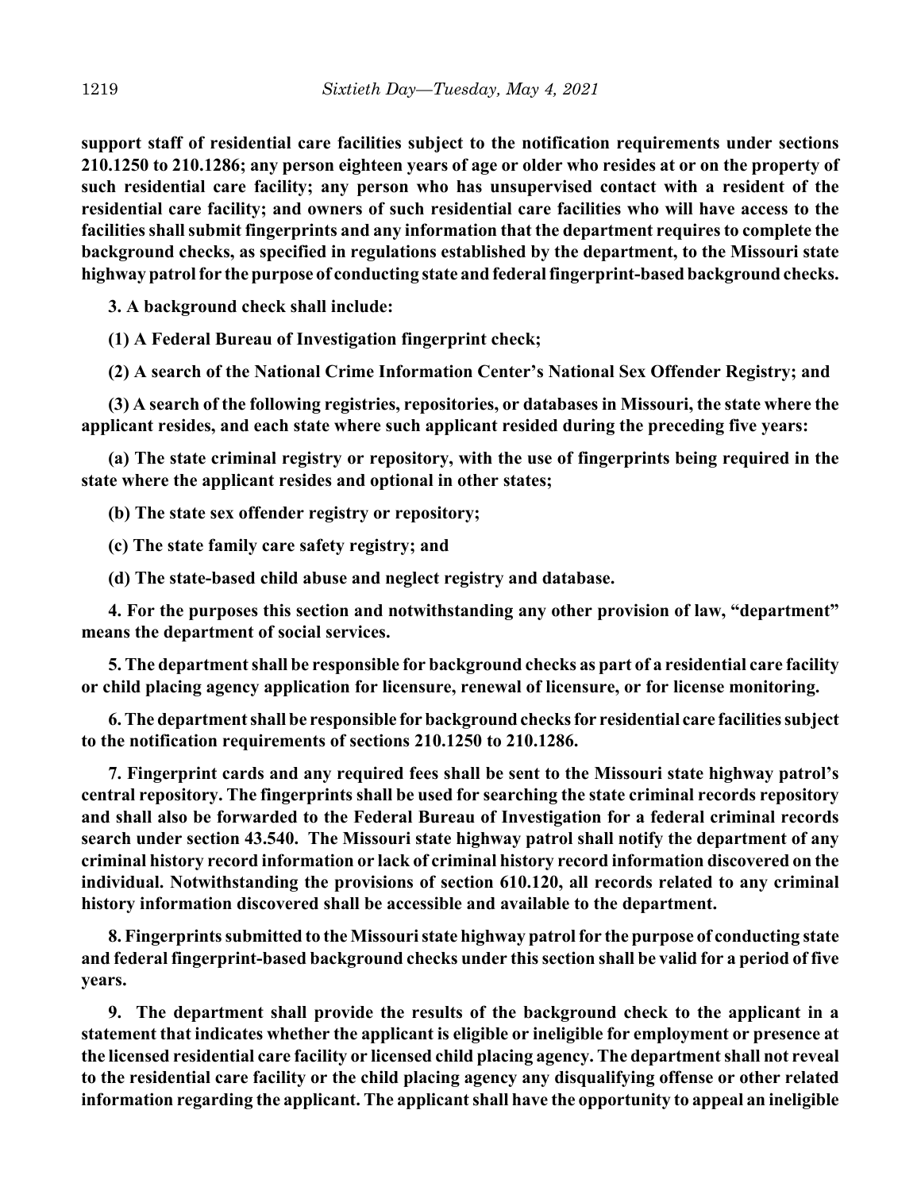**support staff of residential care facilities subject to the notification requirements under sections 210.1250 to 210.1286; any person eighteen years of age or older who resides at or on the property of such residential care facility; any person who has unsupervised contact with a resident of the residential care facility; and owners of such residential care facilities who will have access to the facilities shall submit fingerprints and any information that the department requires to complete the background checks, as specified in regulations established by the department, to the Missouri state highway patrol for the purpose of conducting state and federal fingerprint-based background checks.**

**3. A background check shall include:**

**(1) A Federal Bureau of Investigation fingerprint check;**

**(2) A search of the National Crime Information Center's National Sex Offender Registry; and**

**(3) A search of the following registries, repositories, or databases in Missouri, the state where the applicant resides, and each state where such applicant resided during the preceding five years:**

**(a) The state criminal registry or repository, with the use of fingerprints being required in the state where the applicant resides and optional in other states;**

**(b) The state sex offender registry or repository;**

**(c) The state family care safety registry; and**

**(d) The state-based child abuse and neglect registry and database.**

**4. For the purposes this section and notwithstanding any other provision of law, "department" means the department of social services.**

**5. The department shall be responsible for background checks as part of a residential care facility or child placing agency application for licensure, renewal of licensure, or for license monitoring.**

**6. The department shall be responsible for background checks for residential care facilities subject to the notification requirements of sections 210.1250 to 210.1286.**

**7. Fingerprint cards and any required fees shall be sent to the Missouri state highway patrol's central repository. The fingerprints shall be used for searching the state criminal records repository and shall also be forwarded to the Federal Bureau of Investigation for a federal criminal records search under section 43.540. The Missouri state highway patrol shall notify the department of any criminal history record information or lack of criminal history record information discovered on the individual. Notwithstanding the provisions of section 610.120, all records related to any criminal history information discovered shall be accessible and available to the department.**

**8. Fingerprints submitted to the Missouri state highway patrol for the purpose of conducting state and federal fingerprint-based background checks under this section shall be valid for a period of five years.**

**9. The department shall provide the results of the background check to the applicant in a statement that indicates whether the applicant is eligible or ineligible for employment or presence at the licensed residential care facility or licensed child placing agency. The department shall not reveal to the residential care facility or the child placing agency any disqualifying offense or other related information regarding the applicant. The applicant shall have the opportunity to appeal an ineligible**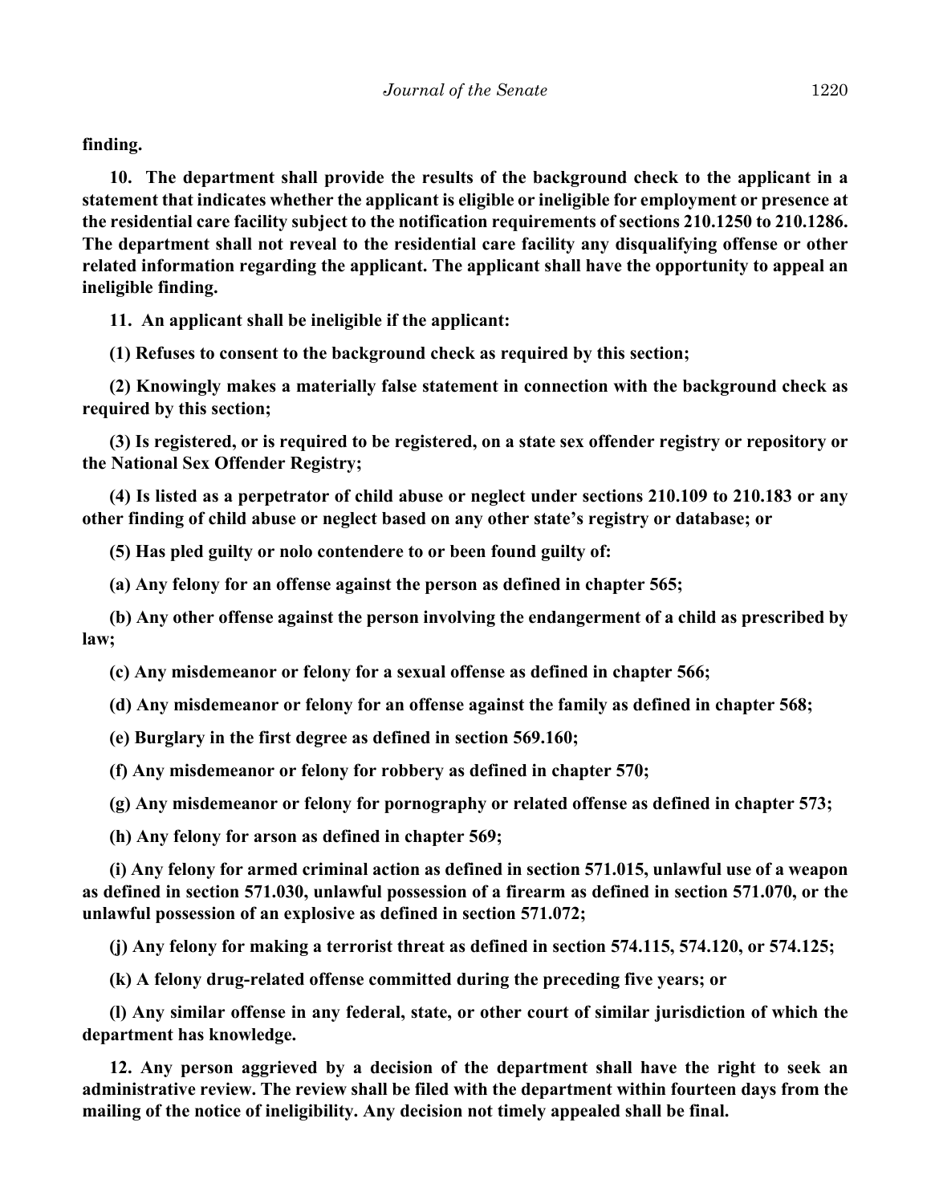**finding.**

**10. The department shall provide the results of the background check to the applicant in a statement that indicates whether the applicant is eligible or ineligible for employment or presence at the residential care facility subject to the notification requirements of sections 210.1250 to 210.1286. The department shall not reveal to the residential care facility any disqualifying offense or other related information regarding the applicant. The applicant shall have the opportunity to appeal an ineligible finding.**

**11. An applicant shall be ineligible if the applicant:**

**(1) Refuses to consent to the background check as required by this section;**

**(2) Knowingly makes a materially false statement in connection with the background check as required by this section;**

**(3) Is registered, or is required to be registered, on a state sex offender registry or repository or the National Sex Offender Registry;**

**(4) Is listed as a perpetrator of child abuse or neglect under sections 210.109 to 210.183 or any other finding of child abuse or neglect based on any other state's registry or database; or**

**(5) Has pled guilty or nolo contendere to or been found guilty of:**

**(a) Any felony for an offense against the person as defined in chapter 565;**

**(b) Any other offense against the person involving the endangerment of a child as prescribed by law;**

**(c) Any misdemeanor or felony for a sexual offense as defined in chapter 566;**

**(d) Any misdemeanor or felony for an offense against the family as defined in chapter 568;**

**(e) Burglary in the first degree as defined in section 569.160;**

**(f) Any misdemeanor or felony for robbery as defined in chapter 570;**

**(g) Any misdemeanor or felony for pornography or related offense as defined in chapter 573;**

**(h) Any felony for arson as defined in chapter 569;**

**(i) Any felony for armed criminal action as defined in section 571.015, unlawful use of a weapon as defined in section 571.030, unlawful possession of a firearm as defined in section 571.070, or the unlawful possession of an explosive as defined in section 571.072;**

**(j) Any felony for making a terrorist threat as defined in section 574.115, 574.120, or 574.125;**

**(k) A felony drug-related offense committed during the preceding five years; or**

**(l) Any similar offense in any federal, state, or other court of similar jurisdiction of which the department has knowledge.**

**12. Any person aggrieved by a decision of the department shall have the right to seek an administrative review. The review shall be filed with the department within fourteen days from the mailing of the notice of ineligibility. Any decision not timely appealed shall be final.**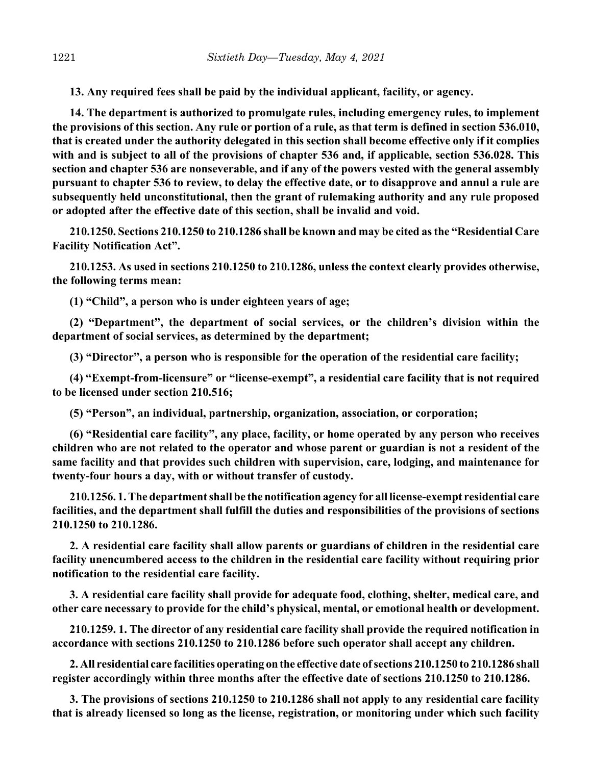**13. Any required fees shall be paid by the individual applicant, facility, or agency.**

**14. The department is authorized to promulgate rules, including emergency rules, to implement the provisions of this section. Any rule or portion of a rule, as that term is defined in section 536.010, that is created under the authority delegated in this section shall become effective only if it complies with and is subject to all of the provisions of chapter 536 and, if applicable, section 536.028. This section and chapter 536 are nonseverable, and if any of the powers vested with the general assembly pursuant to chapter 536 to review, to delay the effective date, or to disapprove and annul a rule are subsequently held unconstitutional, then the grant of rulemaking authority and any rule proposed or adopted after the effective date of this section, shall be invalid and void.**

**210.1250. Sections 210.1250 to 210.1286 shall be known and may be cited as the "Residential Care Facility Notification Act".**

**210.1253. As used in sections 210.1250 to 210.1286, unless the context clearly provides otherwise, the following terms mean:**

**(1) "Child", a person who is under eighteen years of age;**

**(2) "Department", the department of social services, or the children's division within the department of social services, as determined by the department;**

**(3) "Director", a person who is responsible for the operation of the residential care facility;**

**(4) "Exempt-from-licensure" or "license-exempt", a residential care facility that is not required to be licensed under section 210.516;**

**(5) "Person", an individual, partnership, organization, association, or corporation;**

**(6) "Residential care facility", any place, facility, or home operated by any person who receives children who are not related to the operator and whose parent or guardian is not a resident of the same facility and that provides such children with supervision, care, lodging, and maintenance for twenty-four hours a day, with or without transfer of custody.**

**210.1256. 1. The department shall be the notification agency for all license-exempt residential care facilities, and the department shall fulfill the duties and responsibilities of the provisions of sections 210.1250 to 210.1286.**

**2. A residential care facility shall allow parents or guardians of children in the residential care facility unencumbered access to the children in the residential care facility without requiring prior notification to the residential care facility.**

**3. A residential care facility shall provide for adequate food, clothing, shelter, medical care, and other care necessary to provide for the child's physical, mental, or emotional health or development.**

**210.1259. 1. The director of any residential care facility shall provide the required notification in accordance with sections 210.1250 to 210.1286 before such operator shall accept any children.**

**2. All residential care facilities operating on the effective date of sections 210.1250 to 210.1286 shall register accordingly within three months after the effective date of sections 210.1250 to 210.1286.**

**3. The provisions of sections 210.1250 to 210.1286 shall not apply to any residential care facility that is already licensed so long as the license, registration, or monitoring under which such facility**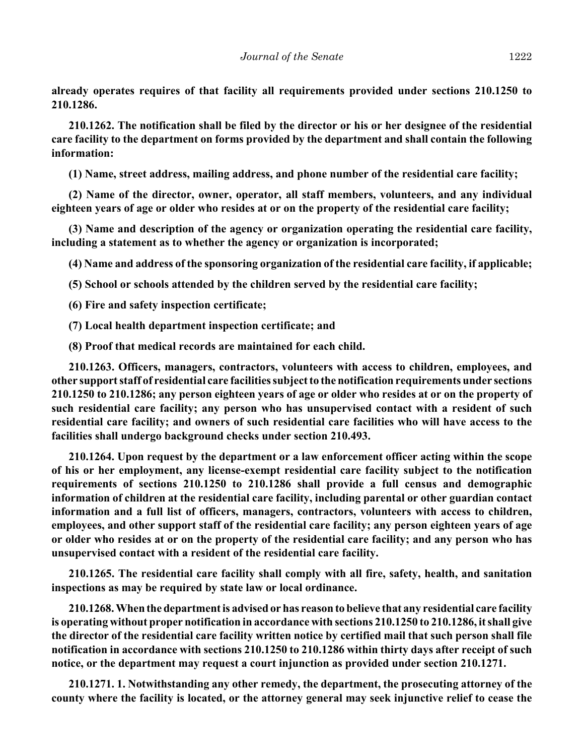**already operates requires of that facility all requirements provided under sections 210.1250 to 210.1286.**

**210.1262. The notification shall be filed by the director or his or her designee of the residential care facility to the department on forms provided by the department and shall contain the following information:**

**(1) Name, street address, mailing address, and phone number of the residential care facility;**

**(2) Name of the director, owner, operator, all staff members, volunteers, and any individual eighteen years of age or older who resides at or on the property of the residential care facility;**

**(3) Name and description of the agency or organization operating the residential care facility, including a statement as to whether the agency or organization is incorporated;**

**(4) Name and address of the sponsoring organization of the residential care facility, if applicable;**

**(5) School or schools attended by the children served by the residential care facility;**

**(6) Fire and safety inspection certificate;**

**(7) Local health department inspection certificate; and**

**(8) Proof that medical records are maintained for each child.**

**210.1263. Officers, managers, contractors, volunteers with access to children, employees, and other support staff of residential care facilities subject to the notification requirements under sections 210.1250 to 210.1286; any person eighteen years of age or older who resides at or on the property of such residential care facility; any person who has unsupervised contact with a resident of such residential care facility; and owners of such residential care facilities who will have access to the facilities shall undergo background checks under section 210.493.**

**210.1264. Upon request by the department or a law enforcement officer acting within the scope of his or her employment, any license-exempt residential care facility subject to the notification requirements of sections 210.1250 to 210.1286 shall provide a full census and demographic information of children at the residential care facility, including parental or other guardian contact information and a full list of officers, managers, contractors, volunteers with access to children, employees, and other support staff of the residential care facility; any person eighteen years of age or older who resides at or on the property of the residential care facility; and any person who has unsupervised contact with a resident of the residential care facility.**

**210.1265. The residential care facility shall comply with all fire, safety, health, and sanitation inspections as may be required by state law or local ordinance.**

**210.1268. When the department is advised or has reason to believe that any residential care facility is operating without proper notification in accordance with sections 210.1250 to 210.1286, it shall give the director of the residential care facility written notice by certified mail that such person shall file notification in accordance with sections 210.1250 to 210.1286 within thirty days after receipt of such notice, or the department may request a court injunction as provided under section 210.1271.**

**210.1271. 1. Notwithstanding any other remedy, the department, the prosecuting attorney of the county where the facility is located, or the attorney general may seek injunctive relief to cease the**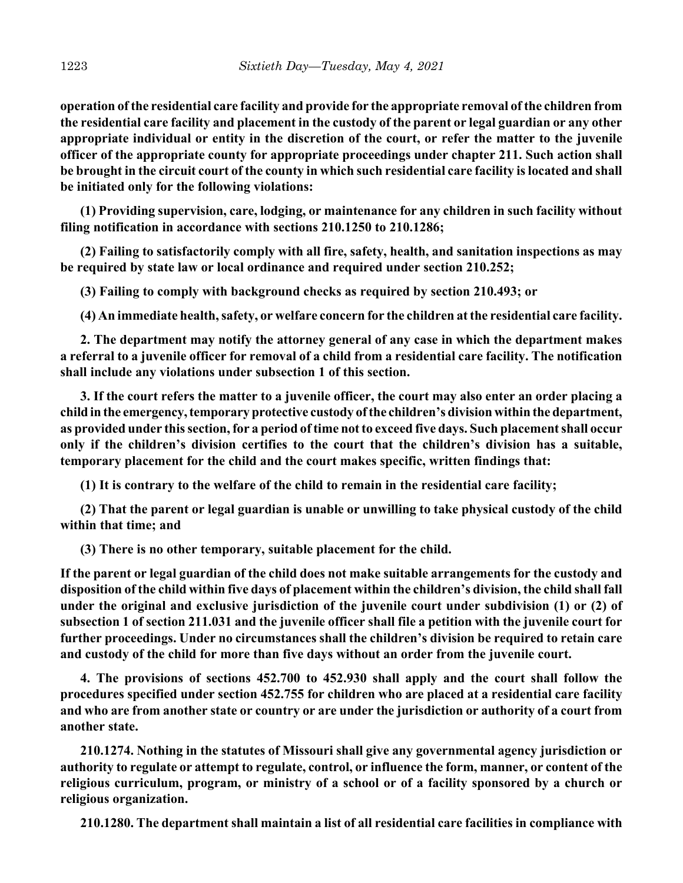**operation of the residential care facility and provide for the appropriate removal of the children from the residential care facility and placement in the custody of the parent or legal guardian or any other appropriate individual or entity in the discretion of the court, or refer the matter to the juvenile officer of the appropriate county for appropriate proceedings under chapter 211. Such action shall be brought in the circuit court of the county in which such residential care facility is located and shall be initiated only for the following violations:**

**(1) Providing supervision, care, lodging, or maintenance for any children in such facility without filing notification in accordance with sections 210.1250 to 210.1286;**

**(2) Failing to satisfactorily comply with all fire, safety, health, and sanitation inspections as may be required by state law or local ordinance and required under section 210.252;**

**(3) Failing to comply with background checks as required by section 210.493; or**

**(4) An immediate health, safety, or welfare concern for the children at the residential care facility.**

**2. The department may notify the attorney general of any case in which the department makes a referral to a juvenile officer for removal of a child from a residential care facility. The notification shall include any violations under subsection 1 of this section.**

**3. If the court refers the matter to a juvenile officer, the court may also enter an order placing a child in the emergency, temporary protective custody of the children's division within the department, as provided under this section, for a period of time not to exceed five days. Such placement shall occur only if the children's division certifies to the court that the children's division has a suitable, temporary placement for the child and the court makes specific, written findings that:**

**(1) It is contrary to the welfare of the child to remain in the residential care facility;**

**(2) That the parent or legal guardian is unable or unwilling to take physical custody of the child within that time; and**

**(3) There is no other temporary, suitable placement for the child.**

**If the parent or legal guardian of the child does not make suitable arrangements for the custody and disposition of the child within five days of placement within the children's division, the child shall fall under the original and exclusive jurisdiction of the juvenile court under subdivision (1) or (2) of subsection 1 of section 211.031 and the juvenile officer shall file a petition with the juvenile court for further proceedings. Under no circumstances shall the children's division be required to retain care and custody of the child for more than five days without an order from the juvenile court.**

**4. The provisions of sections 452.700 to 452.930 shall apply and the court shall follow the procedures specified under section 452.755 for children who are placed at a residential care facility and who are from another state or country or are under the jurisdiction or authority of a court from another state.**

**210.1274. Nothing in the statutes of Missouri shall give any governmental agency jurisdiction or authority to regulate or attempt to regulate, control, or influence the form, manner, or content of the religious curriculum, program, or ministry of a school or of a facility sponsored by a church or religious organization.**

**210.1280. The department shall maintain a list of all residential care facilities in compliance with**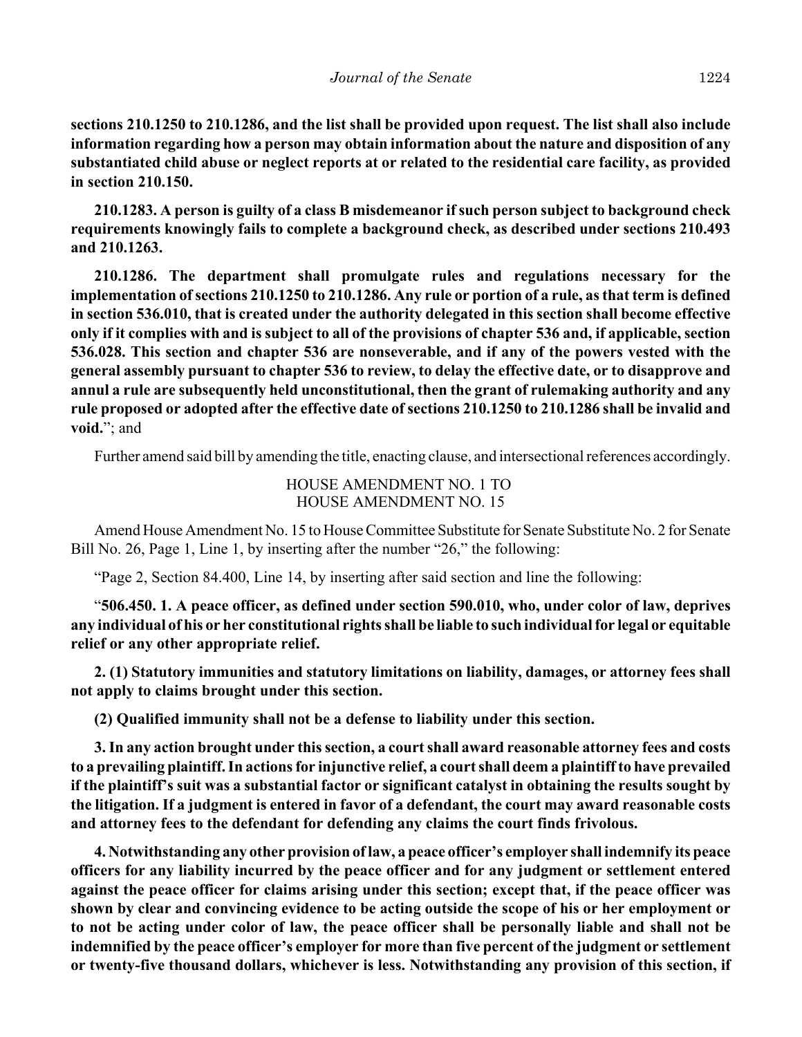**sections 210.1250 to 210.1286, and the list shall be provided upon request. The list shall also include information regarding how a person may obtain information about the nature and disposition of any substantiated child abuse or neglect reports at or related to the residential care facility, as provided in section 210.150.**

**210.1283. A person is guilty of a class B misdemeanor if such person subject to background check requirements knowingly fails to complete a background check, as described under sections 210.493 and 210.1263.**

**210.1286. The department shall promulgate rules and regulations necessary for the implementation of sections 210.1250 to 210.1286. Any rule or portion of a rule, as that term is defined in section 536.010, that is created under the authority delegated in this section shall become effective only if it complies with and is subject to all of the provisions of chapter 536 and, if applicable, section 536.028. This section and chapter 536 are nonseverable, and if any of the powers vested with the general assembly pursuant to chapter 536 to review, to delay the effective date, or to disapprove and annul a rule are subsequently held unconstitutional, then the grant of rulemaking authority and any rule proposed or adopted after the effective date of sections 210.1250 to 210.1286 shall be invalid and void.**"; and

Further amend said bill by amending the title, enacting clause, and intersectional references accordingly.

HOUSE AMENDMENT NO. 1 TO
HOUSE AMENDMENT NO. 15

Amend House Amendment No. 15 to House Committee Substitute for Senate Substitute No. 2 for Senate Bill No. 26, Page 1, Line 1, by inserting after the number "26," the following:

"Page 2, Section 84.400, Line 14, by inserting after said section and line the following:

"**506.450. 1. A peace officer, as defined under section 590.010, who, under color of law, deprives any individual of his or her constitutional rights shall be liable to such individual for legal or equitable relief or any other appropriate relief.**

**2. (1) Statutory immunities and statutory limitations on liability, damages, or attorney fees shall not apply to claims brought under this section.**

**(2) Qualified immunity shall not be a defense to liability under this section.**

**3. In any action brought under this section, a court shall award reasonable attorney fees and costs to a prevailing plaintiff. In actions for injunctive relief, a court shall deem a plaintiff to have prevailed if the plaintiff's suit was a substantial factor or significant catalyst in obtaining the results sought by the litigation. If a judgment is entered in favor of a defendant, the court may award reasonable costs and attorney fees to the defendant for defending any claims the court finds frivolous.**

**4. Notwithstanding any other provision of law, a peace officer's employer shall indemnify its peace officers for any liability incurred by the peace officer and for any judgment or settlement entered against the peace officer for claims arising under this section; except that, if the peace officer was shown by clear and convincing evidence to be acting outside the scope of his or her employment or to not be acting under color of law, the peace officer shall be personally liable and shall not be indemnified by the peace officer's employer for more than five percent of the judgment or settlement or twenty-five thousand dollars, whichever is less. Notwithstanding any provision of this section, if**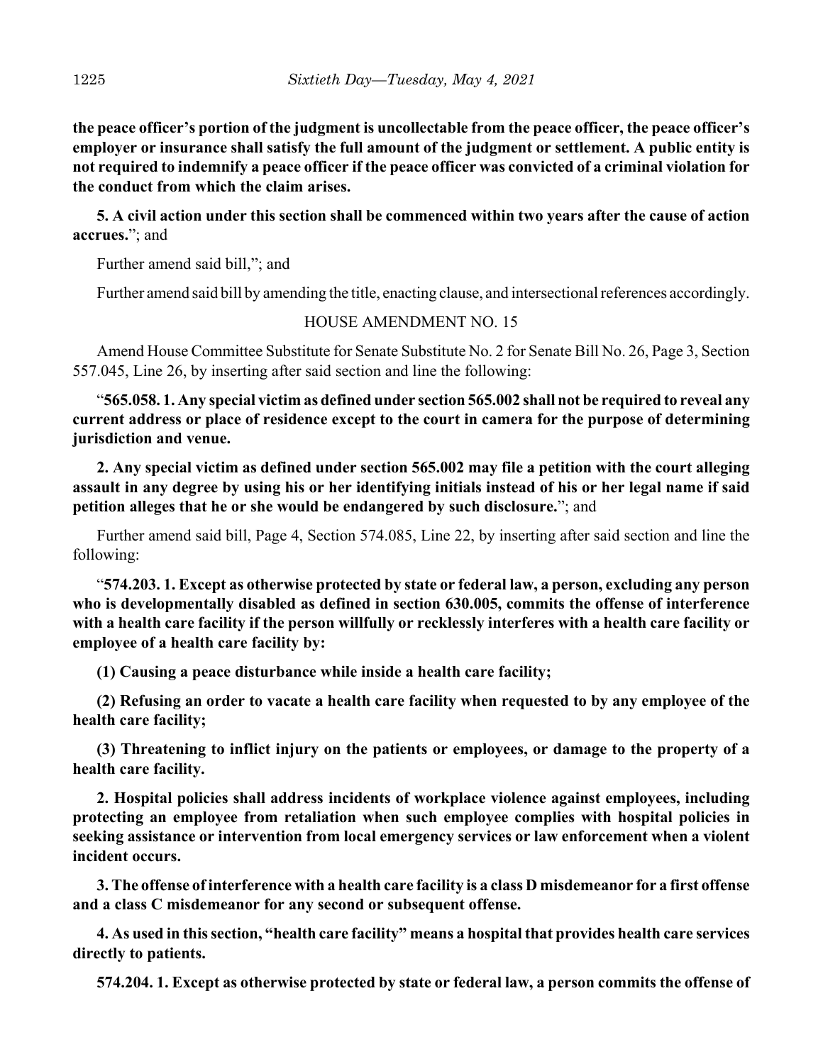**the peace officer's portion of the judgment is uncollectable from the peace officer, the peace officer's employer or insurance shall satisfy the full amount of the judgment or settlement. A public entity is not required to indemnify a peace officer if the peace officer was convicted of a criminal violation for the conduct from which the claim arises.**

**5. A civil action under this section shall be commenced within two years after the cause of action accrues.**"; and

Further amend said bill,"; and

Further amend said bill by amending the title, enacting clause, and intersectional references accordingly.

HOUSE AMENDMENT NO. 15

Amend House Committee Substitute for Senate Substitute No. 2 for Senate Bill No. 26, Page 3, Section 557.045, Line 26, by inserting after said section and line the following:

"**565.058. 1. Any special victim as defined under section 565.002 shall not be required to reveal any current address or place of residence except to the court in camera for the purpose of determining jurisdiction and venue.**

**2. Any special victim as defined under section 565.002 may file a petition with the court alleging assault in any degree by using his or her identifying initials instead of his or her legal name if said petition alleges that he or she would be endangered by such disclosure.**"; and

Further amend said bill, Page 4, Section 574.085, Line 22, by inserting after said section and line the following:

"**574.203. 1. Except as otherwise protected by state or federal law, a person, excluding any person who is developmentally disabled as defined in section 630.005, commits the offense of interference with a health care facility if the person willfully or recklessly interferes with a health care facility or employee of a health care facility by:**

**(1) Causing a peace disturbance while inside a health care facility;**

**(2) Refusing an order to vacate a health care facility when requested to by any employee of the health care facility;**

**(3) Threatening to inflict injury on the patients or employees, or damage to the property of a health care facility.**

**2. Hospital policies shall address incidents of workplace violence against employees, including protecting an employee from retaliation when such employee complies with hospital policies in seeking assistance or intervention from local emergency services or law enforcement when a violent incident occurs.**

**3. The offense of interference with a health care facility is a class D misdemeanor for a first offense and a class C misdemeanor for any second or subsequent offense.**

**4. As used in this section, "health care facility" means a hospital that provides health care services directly to patients.**

**574.204. 1. Except as otherwise protected by state or federal law, a person commits the offense of**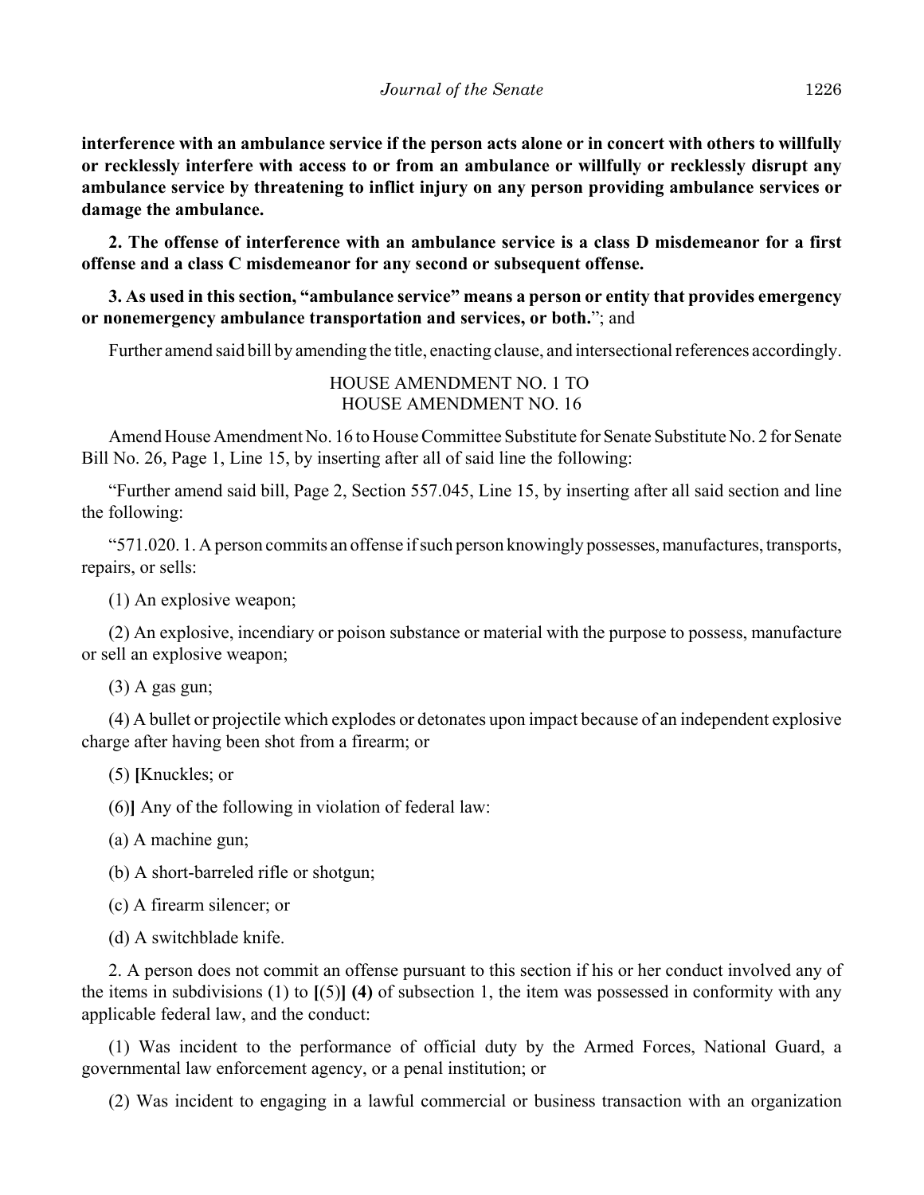**interference with an ambulance service if the person acts alone or in concert with others to willfully or recklessly interfere with access to or from an ambulance or willfully or recklessly disrupt any ambulance service by threatening to inflict injury on any person providing ambulance services or damage the ambulance.**

**2. The offense of interference with an ambulance service is a class D misdemeanor for a first offense and a class C misdemeanor for any second or subsequent offense.**

**3. As used in this section, "ambulance service" means a person or entity that provides emergency or nonemergency ambulance transportation and services, or both.**"; and

Further amend said bill by amending the title, enacting clause, and intersectional references accordingly.

HOUSE AMENDMENT NO. 1 TO
HOUSE AMENDMENT NO. 16

Amend House Amendment No. 16 to House Committee Substitute for Senate Substitute No. 2 for Senate Bill No. 26, Page 1, Line 15, by inserting after all of said line the following:

"Further amend said bill, Page 2, Section 557.045, Line 15, by inserting after all said section and line the following:

"571.020. 1. A person commits an offense if such person knowingly possesses, manufactures, transports, repairs, or sells:

(1) An explosive weapon;

(2) An explosive, incendiary or poison substance or material with the purpose to possess, manufacture or sell an explosive weapon;

(3) A gas gun;

(4) A bullet or projectile which explodes or detonates upon impact because of an independent explosive charge after having been shot from a firearm; or

(5) **[**Knuckles; or

(6)**]** Any of the following in violation of federal law:

(a) A machine gun;

(b) A short-barreled rifle or shotgun;

(c) A firearm silencer; or

(d) A switchblade knife.

2. A person does not commit an offense pursuant to this section if his or her conduct involved any of the items in subdivisions (1) to **[**(5)**]** **(4)** of subsection 1, the item was possessed in conformity with any applicable federal law, and the conduct:

(1) Was incident to the performance of official duty by the Armed Forces, National Guard, a governmental law enforcement agency, or a penal institution; or

(2) Was incident to engaging in a lawful commercial or business transaction with an organization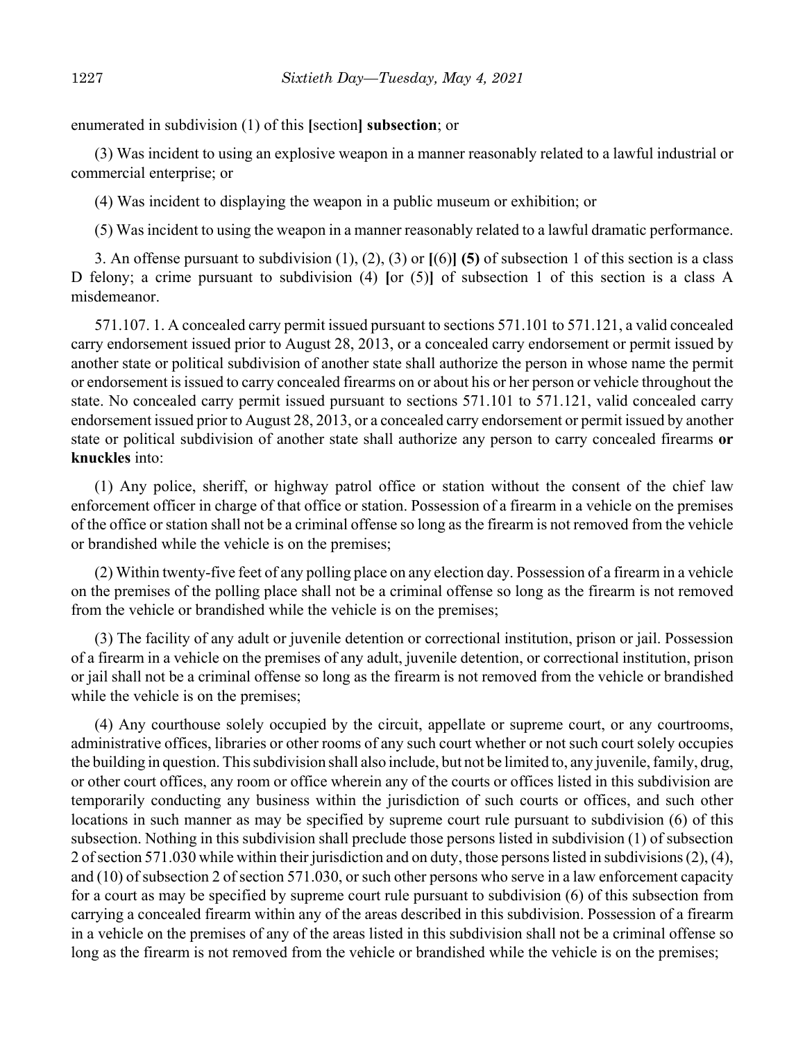enumerated in subdivision (1) of this [section] **subsection**; or

(3) Was incident to using an explosive weapon in a manner reasonably related to a lawful industrial or commercial enterprise; or

(4) Was incident to displaying the weapon in a public museum or exhibition; or

(5) Was incident to using the weapon in a manner reasonably related to a lawful dramatic performance.

3. An offense pursuant to subdivision (1), (2), (3) or [(6)] **(5)** of subsection 1 of this section is a class D felony; a crime pursuant to subdivision (4) [or (5)] of subsection 1 of this section is a class A misdemeanor.

571.107. 1. A concealed carry permit issued pursuant to sections 571.101 to 571.121, a valid concealed carry endorsement issued prior to August 28, 2013, or a concealed carry endorsement or permit issued by another state or political subdivision of another state shall authorize the person in whose name the permit or endorsement is issued to carry concealed firearms on or about his or her person or vehicle throughout the state. No concealed carry permit issued pursuant to sections 571.101 to 571.121, valid concealed carry endorsement issued prior to August 28, 2013, or a concealed carry endorsement or permit issued by another state or political subdivision of another state shall authorize any person to carry concealed firearms **or knuckles** into:

(1) Any police, sheriff, or highway patrol office or station without the consent of the chief law enforcement officer in charge of that office or station. Possession of a firearm in a vehicle on the premises of the office or station shall not be a criminal offense so long as the firearm is not removed from the vehicle or brandished while the vehicle is on the premises;

(2) Within twenty-five feet of any polling place on any election day. Possession of a firearm in a vehicle on the premises of the polling place shall not be a criminal offense so long as the firearm is not removed from the vehicle or brandished while the vehicle is on the premises;

(3) The facility of any adult or juvenile detention or correctional institution, prison or jail. Possession of a firearm in a vehicle on the premises of any adult, juvenile detention, or correctional institution, prison or jail shall not be a criminal offense so long as the firearm is not removed from the vehicle or brandished while the vehicle is on the premises;

(4) Any courthouse solely occupied by the circuit, appellate or supreme court, or any courtrooms, administrative offices, libraries or other rooms of any such court whether or not such court solely occupies the building in question. This subdivision shall also include, but not be limited to, any juvenile, family, drug, or other court offices, any room or office wherein any of the courts or offices listed in this subdivision are temporarily conducting any business within the jurisdiction of such courts or offices, and such other locations in such manner as may be specified by supreme court rule pursuant to subdivision (6) of this subsection. Nothing in this subdivision shall preclude those persons listed in subdivision (1) of subsection 2 of section 571.030 while within their jurisdiction and on duty, those persons listed in subdivisions (2), (4), and (10) of subsection 2 of section 571.030, or such other persons who serve in a law enforcement capacity for a court as may be specified by supreme court rule pursuant to subdivision (6) of this subsection from carrying a concealed firearm within any of the areas described in this subdivision. Possession of a firearm in a vehicle on the premises of any of the areas listed in this subdivision shall not be a criminal offense so long as the firearm is not removed from the vehicle or brandished while the vehicle is on the premises;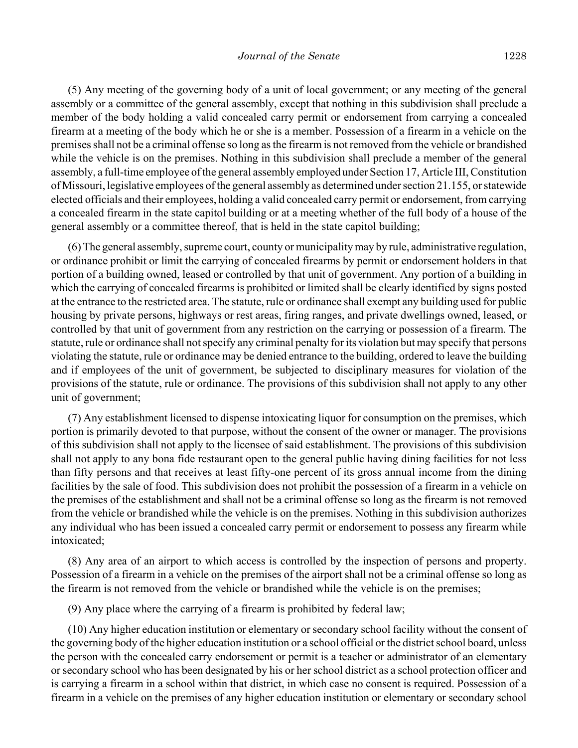(5) Any meeting of the governing body of a unit of local government; or any meeting of the general assembly or a committee of the general assembly, except that nothing in this subdivision shall preclude a member of the body holding a valid concealed carry permit or endorsement from carrying a concealed firearm at a meeting of the body which he or she is a member. Possession of a firearm in a vehicle on the premises shall not be a criminal offense so long as the firearm is not removed from the vehicle or brandished while the vehicle is on the premises. Nothing in this subdivision shall preclude a member of the general assembly, a full-time employee of the general assembly employed under Section 17, Article III, Constitution of Missouri, legislative employees of the general assembly as determined under section 21.155, or statewide elected officials and their employees, holding a valid concealed carry permit or endorsement, from carrying a concealed firearm in the state capitol building or at a meeting whether of the full body of a house of the general assembly or a committee thereof, that is held in the state capitol building;

(6) The general assembly, supreme court, county or municipality may by rule, administrative regulation, or ordinance prohibit or limit the carrying of concealed firearms by permit or endorsement holders in that portion of a building owned, leased or controlled by that unit of government. Any portion of a building in which the carrying of concealed firearms is prohibited or limited shall be clearly identified by signs posted at the entrance to the restricted area. The statute, rule or ordinance shall exempt any building used for public housing by private persons, highways or rest areas, firing ranges, and private dwellings owned, leased, or controlled by that unit of government from any restriction on the carrying or possession of a firearm. The statute, rule or ordinance shall not specify any criminal penalty for its violation but may specify that persons violating the statute, rule or ordinance may be denied entrance to the building, ordered to leave the building and if employees of the unit of government, be subjected to disciplinary measures for violation of the provisions of the statute, rule or ordinance. The provisions of this subdivision shall not apply to any other unit of government;

(7) Any establishment licensed to dispense intoxicating liquor for consumption on the premises, which portion is primarily devoted to that purpose, without the consent of the owner or manager. The provisions of this subdivision shall not apply to the licensee of said establishment. The provisions of this subdivision shall not apply to any bona fide restaurant open to the general public having dining facilities for not less than fifty persons and that receives at least fifty-one percent of its gross annual income from the dining facilities by the sale of food. This subdivision does not prohibit the possession of a firearm in a vehicle on the premises of the establishment and shall not be a criminal offense so long as the firearm is not removed from the vehicle or brandished while the vehicle is on the premises. Nothing in this subdivision authorizes any individual who has been issued a concealed carry permit or endorsement to possess any firearm while intoxicated;

(8) Any area of an airport to which access is controlled by the inspection of persons and property. Possession of a firearm in a vehicle on the premises of the airport shall not be a criminal offense so long as the firearm is not removed from the vehicle or brandished while the vehicle is on the premises;

(9) Any place where the carrying of a firearm is prohibited by federal law;

(10) Any higher education institution or elementary or secondary school facility without the consent of the governing body of the higher education institution or a school official or the district school board, unless the person with the concealed carry endorsement or permit is a teacher or administrator of an elementary or secondary school who has been designated by his or her school district as a school protection officer and is carrying a firearm in a school within that district, in which case no consent is required. Possession of a firearm in a vehicle on the premises of any higher education institution or elementary or secondary school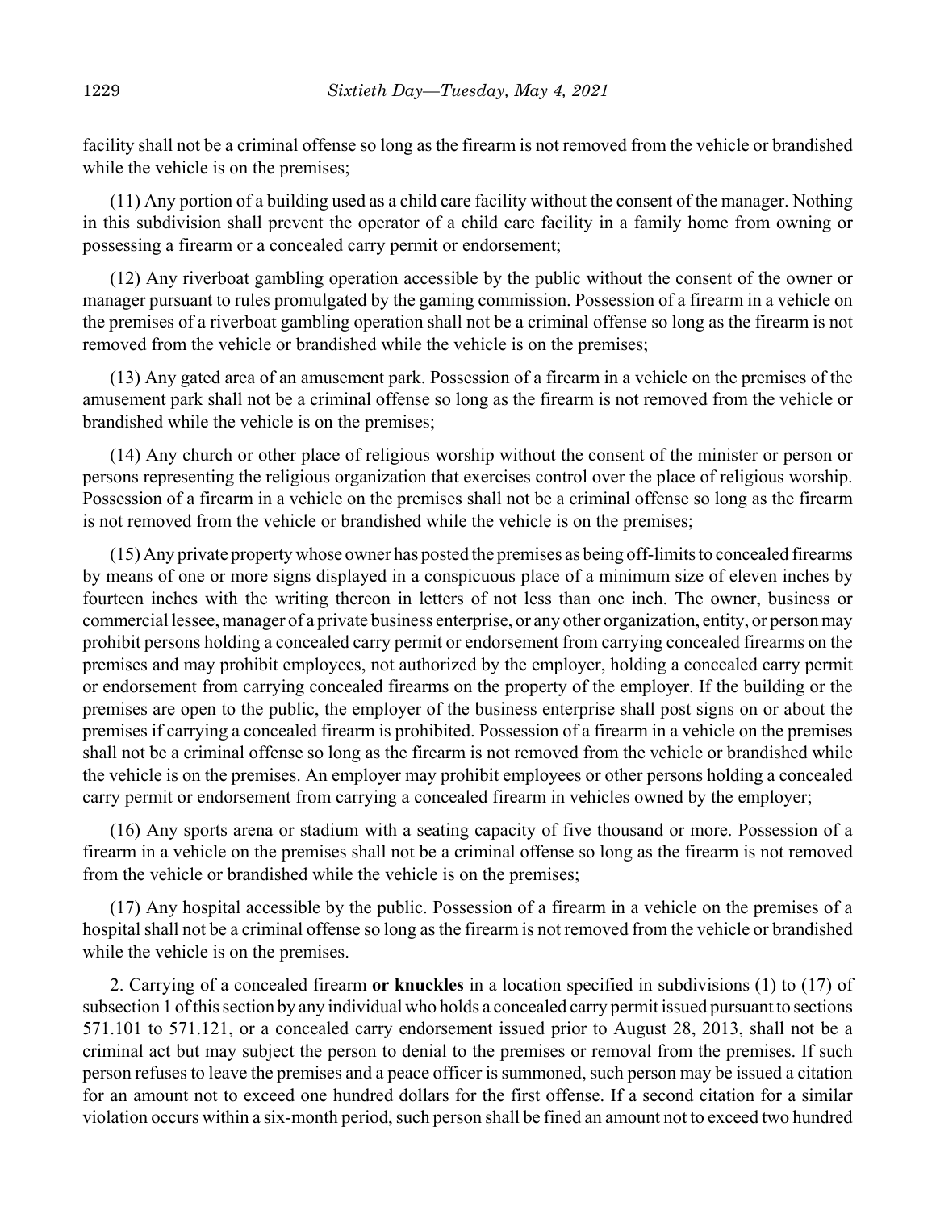facility shall not be a criminal offense so long as the firearm is not removed from the vehicle or brandished while the vehicle is on the premises;

(11) Any portion of a building used as a child care facility without the consent of the manager. Nothing in this subdivision shall prevent the operator of a child care facility in a family home from owning or possessing a firearm or a concealed carry permit or endorsement;

(12) Any riverboat gambling operation accessible by the public without the consent of the owner or manager pursuant to rules promulgated by the gaming commission. Possession of a firearm in a vehicle on the premises of a riverboat gambling operation shall not be a criminal offense so long as the firearm is not removed from the vehicle or brandished while the vehicle is on the premises;

(13) Any gated area of an amusement park. Possession of a firearm in a vehicle on the premises of the amusement park shall not be a criminal offense so long as the firearm is not removed from the vehicle or brandished while the vehicle is on the premises;

(14) Any church or other place of religious worship without the consent of the minister or person or persons representing the religious organization that exercises control over the place of religious worship. Possession of a firearm in a vehicle on the premises shall not be a criminal offense so long as the firearm is not removed from the vehicle or brandished while the vehicle is on the premises;

(15) Any private property whose owner has posted the premises as being off-limits to concealed firearms by means of one or more signs displayed in a conspicuous place of a minimum size of eleven inches by fourteen inches with the writing thereon in letters of not less than one inch. The owner, business or commercial lessee, manager of a private business enterprise, or any other organization, entity, or person may prohibit persons holding a concealed carry permit or endorsement from carrying concealed firearms on the premises and may prohibit employees, not authorized by the employer, holding a concealed carry permit or endorsement from carrying concealed firearms on the property of the employer. If the building or the premises are open to the public, the employer of the business enterprise shall post signs on or about the premises if carrying a concealed firearm is prohibited. Possession of a firearm in a vehicle on the premises shall not be a criminal offense so long as the firearm is not removed from the vehicle or brandished while the vehicle is on the premises. An employer may prohibit employees or other persons holding a concealed carry permit or endorsement from carrying a concealed firearm in vehicles owned by the employer;

(16) Any sports arena or stadium with a seating capacity of five thousand or more. Possession of a firearm in a vehicle on the premises shall not be a criminal offense so long as the firearm is not removed from the vehicle or brandished while the vehicle is on the premises;

(17) Any hospital accessible by the public. Possession of a firearm in a vehicle on the premises of a hospital shall not be a criminal offense so long as the firearm is not removed from the vehicle or brandished while the vehicle is on the premises.

2. Carrying of a concealed firearm **or knuckles** in a location specified in subdivisions (1) to (17) of subsection 1 of this section by any individual who holds a concealed carry permit issued pursuant to sections 571.101 to 571.121, or a concealed carry endorsement issued prior to August 28, 2013, shall not be a criminal act but may subject the person to denial to the premises or removal from the premises. If such person refuses to leave the premises and a peace officer is summoned, such person may be issued a citation for an amount not to exceed one hundred dollars for the first offense. If a second citation for a similar violation occurs within a six-month period, such person shall be fined an amount not to exceed two hundred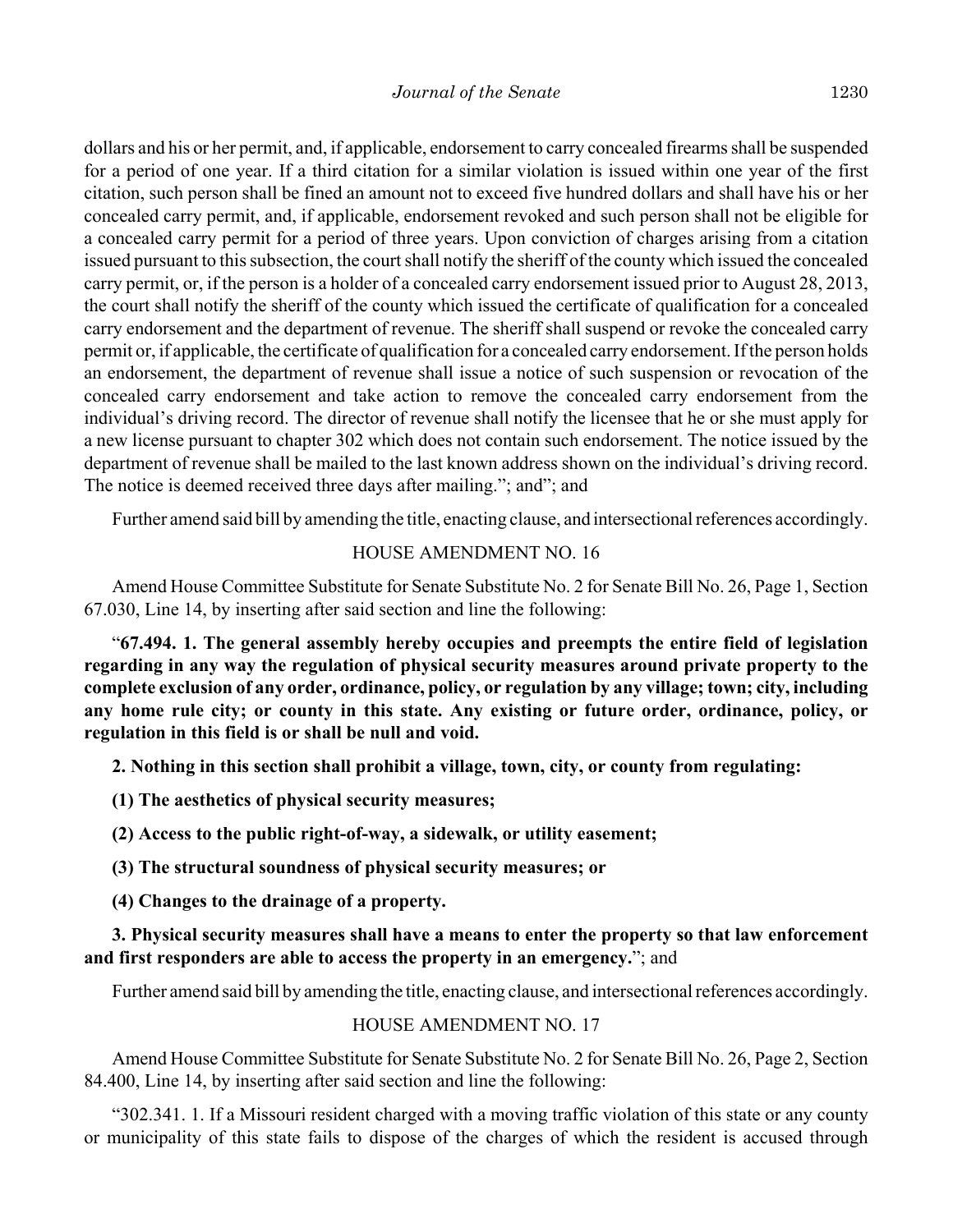dollars and his or her permit, and, if applicable, endorsement to carry concealed firearms shall be suspended for a period of one year. If a third citation for a similar violation is issued within one year of the first citation, such person shall be fined an amount not to exceed five hundred dollars and shall have his or her concealed carry permit, and, if applicable, endorsement revoked and such person shall not be eligible for a concealed carry permit for a period of three years. Upon conviction of charges arising from a citation issued pursuant to this subsection, the court shall notify the sheriff of the county which issued the concealed carry permit, or, if the person is a holder of a concealed carry endorsement issued prior to August 28, 2013, the court shall notify the sheriff of the county which issued the certificate of qualification for a concealed carry endorsement and the department of revenue. The sheriff shall suspend or revoke the concealed carry permit or, if applicable, the certificate of qualification for a concealed carry endorsement. If the person holds an endorsement, the department of revenue shall issue a notice of such suspension or revocation of the concealed carry endorsement and take action to remove the concealed carry endorsement from the individual's driving record. The director of revenue shall notify the licensee that he or she must apply for a new license pursuant to chapter 302 which does not contain such endorsement. The notice issued by the department of revenue shall be mailed to the last known address shown on the individual's driving record. The notice is deemed received three days after mailing."; and"; and

Further amend said bill by amending the title, enacting clause, and intersectional references accordingly.

HOUSE AMENDMENT NO. 16

Amend House Committee Substitute for Senate Substitute No. 2 for Senate Bill No. 26, Page 1, Section 67.030, Line 14, by inserting after said section and line the following:

"**67.494. 1. The general assembly hereby occupies and preempts the entire field of legislation regarding in any way the regulation of physical security measures around private property to the complete exclusion of any order, ordinance, policy, or regulation by any village; town; city, including any home rule city; or county in this state. Any existing or future order, ordinance, policy, or regulation in this field is or shall be null and void.**

**2. Nothing in this section shall prohibit a village, town, city, or county from regulating:**

**(1) The aesthetics of physical security measures;**

**(2) Access to the public right-of-way, a sidewalk, or utility easement;**

**(3) The structural soundness of physical security measures; or**

**(4) Changes to the drainage of a property.**

**3. Physical security measures shall have a means to enter the property so that law enforcement and first responders are able to access the property in an emergency.**"; and

Further amend said bill by amending the title, enacting clause, and intersectional references accordingly.

HOUSE AMENDMENT NO. 17

Amend House Committee Substitute for Senate Substitute No. 2 for Senate Bill No. 26, Page 2, Section 84.400, Line 14, by inserting after said section and line the following:

"302.341. 1. If a Missouri resident charged with a moving traffic violation of this state or any county or municipality of this state fails to dispose of the charges of which the resident is accused through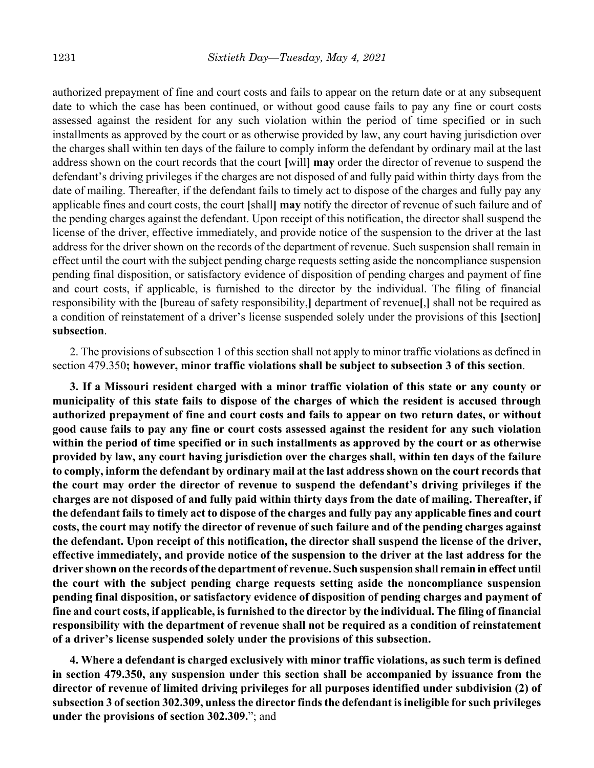authorized prepayment of fine and court costs and fails to appear on the return date or at any subsequent date to which the case has been continued, or without good cause fails to pay any fine or court costs assessed against the resident for any such violation within the period of time specified or in such installments as approved by the court or as otherwise provided by law, any court having jurisdiction over the charges shall within ten days of the failure to comply inform the defendant by ordinary mail at the last address shown on the court records that the court [will] **may** order the director of revenue to suspend the defendant's driving privileges if the charges are not disposed of and fully paid within thirty days from the date of mailing. Thereafter, if the defendant fails to timely act to dispose of the charges and fully pay any applicable fines and court costs, the court [shall] **may** notify the director of revenue of such failure and of the pending charges against the defendant. Upon receipt of this notification, the director shall suspend the license of the driver, effective immediately, and provide notice of the suspension to the driver at the last address for the driver shown on the records of the department of revenue. Such suspension shall remain in effect until the court with the subject pending charge requests setting aside the noncompliance suspension pending final disposition, or satisfactory evidence of disposition of pending charges and payment of fine and court costs, if applicable, is furnished to the director by the individual. The filing of financial responsibility with the [bureau of safety responsibility,] department of revenue[,] shall not be required as a condition of reinstatement of a driver's license suspended solely under the provisions of this [section] **subsection**.

2. The provisions of subsection 1 of this section shall not apply to minor traffic violations as defined in section 479.350**; however, minor traffic violations shall be subject to subsection 3 of this section**.

**3. If a Missouri resident charged with a minor traffic violation of this state or any county or municipality of this state fails to dispose of the charges of which the resident is accused through authorized prepayment of fine and court costs and fails to appear on two return dates, or without good cause fails to pay any fine or court costs assessed against the resident for any such violation within the period of time specified or in such installments as approved by the court or as otherwise provided by law, any court having jurisdiction over the charges shall, within ten days of the failure to comply, inform the defendant by ordinary mail at the last address shown on the court records that the court may order the director of revenue to suspend the defendant's driving privileges if the charges are not disposed of and fully paid within thirty days from the date of mailing. Thereafter, if the defendant fails to timely act to dispose of the charges and fully pay any applicable fines and court costs, the court may notify the director of revenue of such failure and of the pending charges against the defendant. Upon receipt of this notification, the director shall suspend the license of the driver, effective immediately, and provide notice of the suspension to the driver at the last address for the driver shown on the records of the department of revenue. Such suspension shall remain in effect until the court with the subject pending charge requests setting aside the noncompliance suspension pending final disposition, or satisfactory evidence of disposition of pending charges and payment of fine and court costs, if applicable, is furnished to the director by the individual. The filing of financial responsibility with the department of revenue shall not be required as a condition of reinstatement of a driver's license suspended solely under the provisions of this subsection.**

**4. Where a defendant is charged exclusively with minor traffic violations, as such term is defined in section 479.350, any suspension under this section shall be accompanied by issuance from the director of revenue of limited driving privileges for all purposes identified under subdivision (2) of subsection 3 of section 302.309, unless the director finds the defendant is ineligible for such privileges under the provisions of section 302.309.**"; and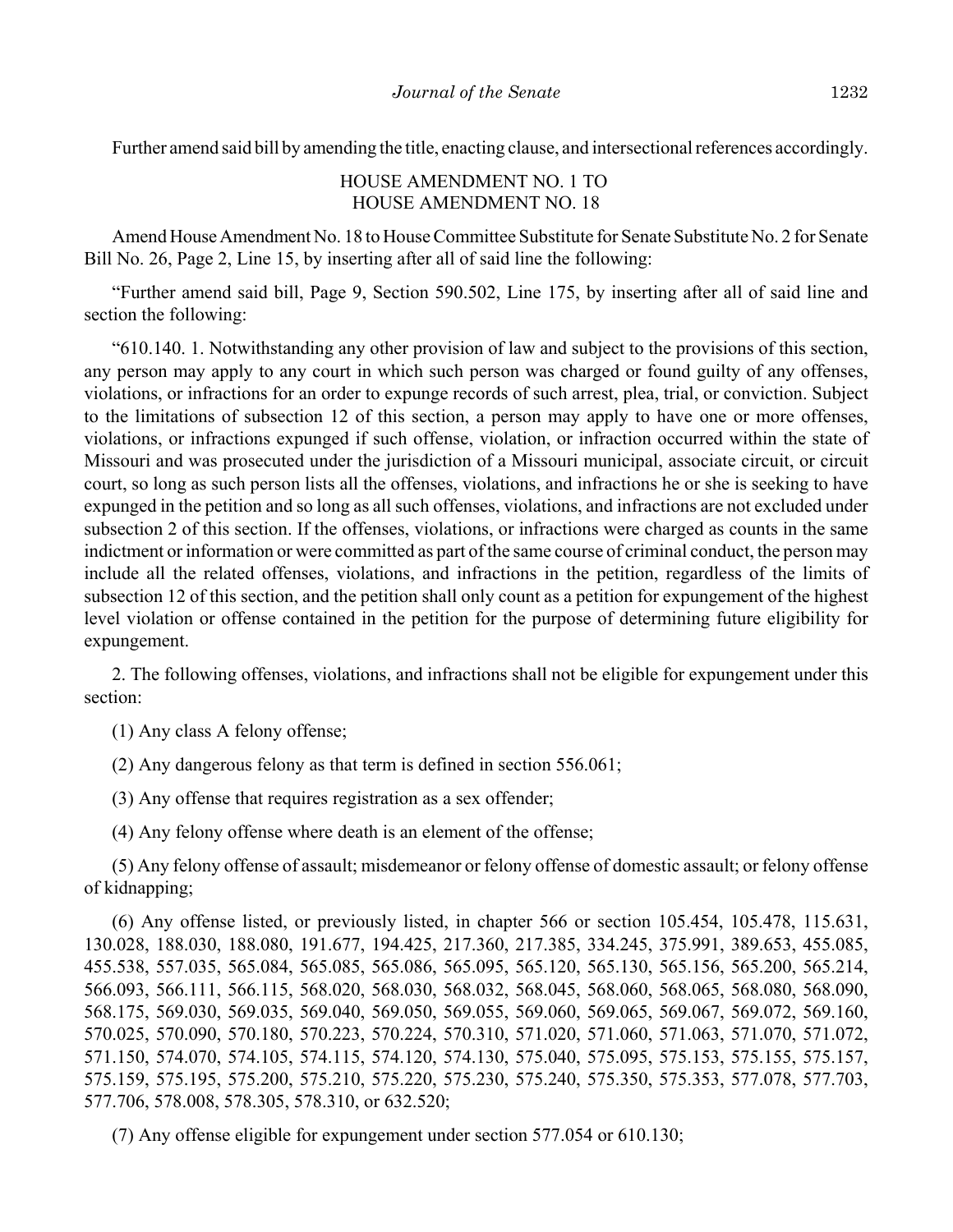Further amend said bill by amending the title, enacting clause, and intersectional references accordingly.

HOUSE AMENDMENT NO. 1 TO
HOUSE AMENDMENT NO. 18

Amend House Amendment No. 18 to House Committee Substitute for Senate Substitute No. 2 for Senate Bill No. 26, Page 2, Line 15, by inserting after all of said line the following:

"Further amend said bill, Page 9, Section 590.502, Line 175, by inserting after all of said line and section the following:

"610.140. 1. Notwithstanding any other provision of law and subject to the provisions of this section, any person may apply to any court in which such person was charged or found guilty of any offenses, violations, or infractions for an order to expunge records of such arrest, plea, trial, or conviction. Subject to the limitations of subsection 12 of this section, a person may apply to have one or more offenses, violations, or infractions expunged if such offense, violation, or infraction occurred within the state of Missouri and was prosecuted under the jurisdiction of a Missouri municipal, associate circuit, or circuit court, so long as such person lists all the offenses, violations, and infractions he or she is seeking to have expunged in the petition and so long as all such offenses, violations, and infractions are not excluded under subsection 2 of this section. If the offenses, violations, or infractions were charged as counts in the same indictment or information or were committed as part of the same course of criminal conduct, the person may include all the related offenses, violations, and infractions in the petition, regardless of the limits of subsection 12 of this section, and the petition shall only count as a petition for expungement of the highest level violation or offense contained in the petition for the purpose of determining future eligibility for expungement.

2. The following offenses, violations, and infractions shall not be eligible for expungement under this section:

(1) Any class A felony offense;

(2) Any dangerous felony as that term is defined in section 556.061;

(3) Any offense that requires registration as a sex offender;

(4) Any felony offense where death is an element of the offense;

(5) Any felony offense of assault; misdemeanor or felony offense of domestic assault; or felony offense of kidnapping;

(6) Any offense listed, or previously listed, in chapter 566 or section 105.454, 105.478, 115.631, 130.028, 188.030, 188.080, 191.677, 194.425, 217.360, 217.385, 334.245, 375.991, 389.653, 455.085, 455.538, 557.035, 565.084, 565.085, 565.086, 565.095, 565.120, 565.130, 565.156, 565.200, 565.214, 566.093, 566.111, 566.115, 568.020, 568.030, 568.032, 568.045, 568.060, 568.065, 568.080, 568.090, 568.175, 569.030, 569.035, 569.040, 569.050, 569.055, 569.060, 569.065, 569.067, 569.072, 569.160, 570.025, 570.090, 570.180, 570.223, 570.224, 570.310, 571.020, 571.060, 571.063, 571.070, 571.072, 571.150, 574.070, 574.105, 574.115, 574.120, 574.130, 575.040, 575.095, 575.153, 575.155, 575.157, 575.159, 575.195, 575.200, 575.210, 575.220, 575.230, 575.240, 575.350, 575.353, 577.078, 577.703, 577.706, 578.008, 578.305, 578.310, or 632.520;

(7) Any offense eligible for expungement under section 577.054 or 610.130;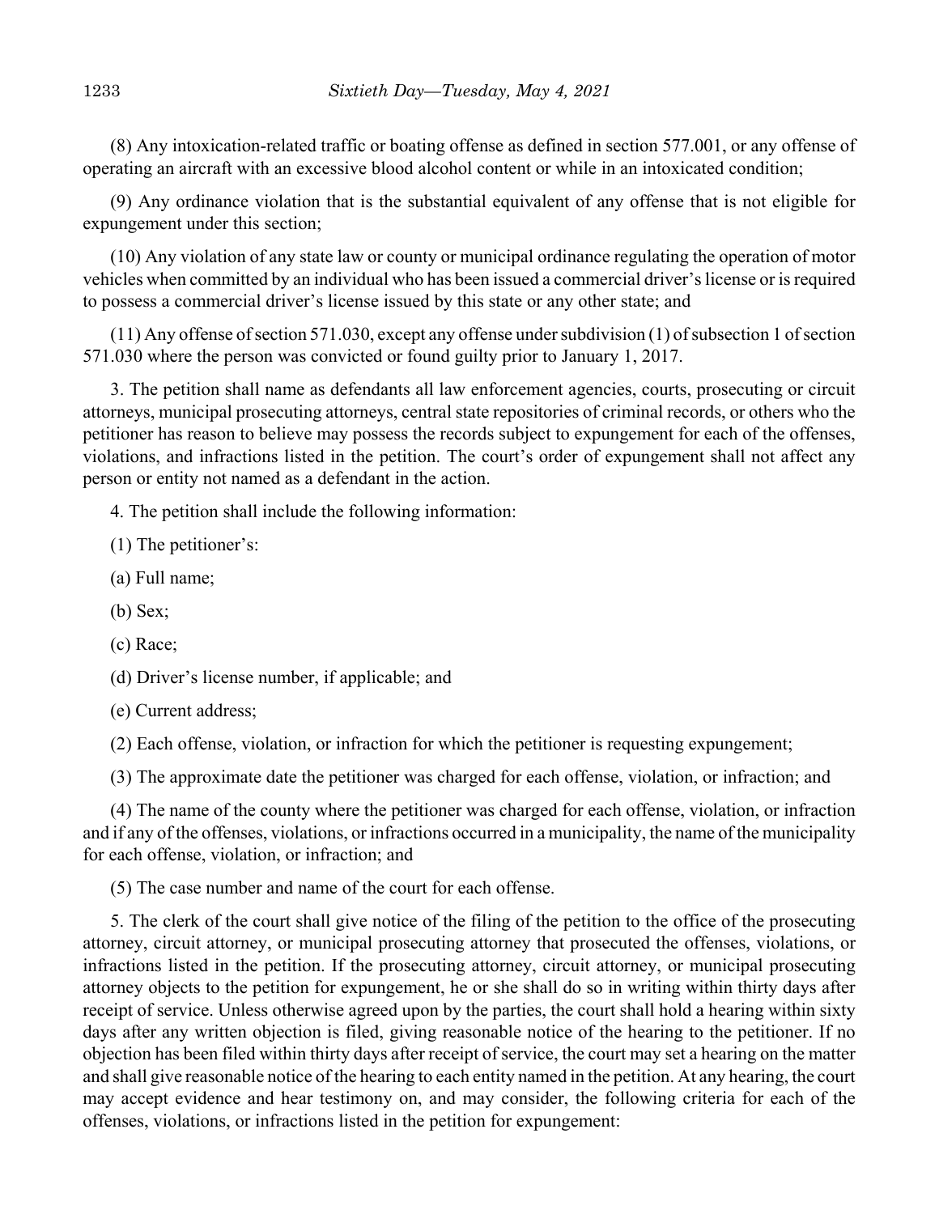(8) Any intoxication-related traffic or boating offense as defined in section 577.001, or any offense of operating an aircraft with an excessive blood alcohol content or while in an intoxicated condition;

(9) Any ordinance violation that is the substantial equivalent of any offense that is not eligible for expungement under this section;

(10) Any violation of any state law or county or municipal ordinance regulating the operation of motor vehicles when committed by an individual who has been issued a commercial driver's license or is required to possess a commercial driver's license issued by this state or any other state; and

(11) Any offense of section 571.030, except any offense under subdivision (1) of subsection 1 of section 571.030 where the person was convicted or found guilty prior to January 1, 2017.

3. The petition shall name as defendants all law enforcement agencies, courts, prosecuting or circuit attorneys, municipal prosecuting attorneys, central state repositories of criminal records, or others who the petitioner has reason to believe may possess the records subject to expungement for each of the offenses, violations, and infractions listed in the petition. The court's order of expungement shall not affect any person or entity not named as a defendant in the action.

4. The petition shall include the following information:

(1) The petitioner's:

(a) Full name;

(b) Sex;

(c) Race;

(d) Driver's license number, if applicable; and

(e) Current address;

(2) Each offense, violation, or infraction for which the petitioner is requesting expungement;

(3) The approximate date the petitioner was charged for each offense, violation, or infraction; and

(4) The name of the county where the petitioner was charged for each offense, violation, or infraction and if any of the offenses, violations, or infractions occurred in a municipality, the name of the municipality for each offense, violation, or infraction; and

(5) The case number and name of the court for each offense.

5. The clerk of the court shall give notice of the filing of the petition to the office of the prosecuting attorney, circuit attorney, or municipal prosecuting attorney that prosecuted the offenses, violations, or infractions listed in the petition. If the prosecuting attorney, circuit attorney, or municipal prosecuting attorney objects to the petition for expungement, he or she shall do so in writing within thirty days after receipt of service. Unless otherwise agreed upon by the parties, the court shall hold a hearing within sixty days after any written objection is filed, giving reasonable notice of the hearing to the petitioner. If no objection has been filed within thirty days after receipt of service, the court may set a hearing on the matter and shall give reasonable notice of the hearing to each entity named in the petition. At any hearing, the court may accept evidence and hear testimony on, and may consider, the following criteria for each of the offenses, violations, or infractions listed in the petition for expungement: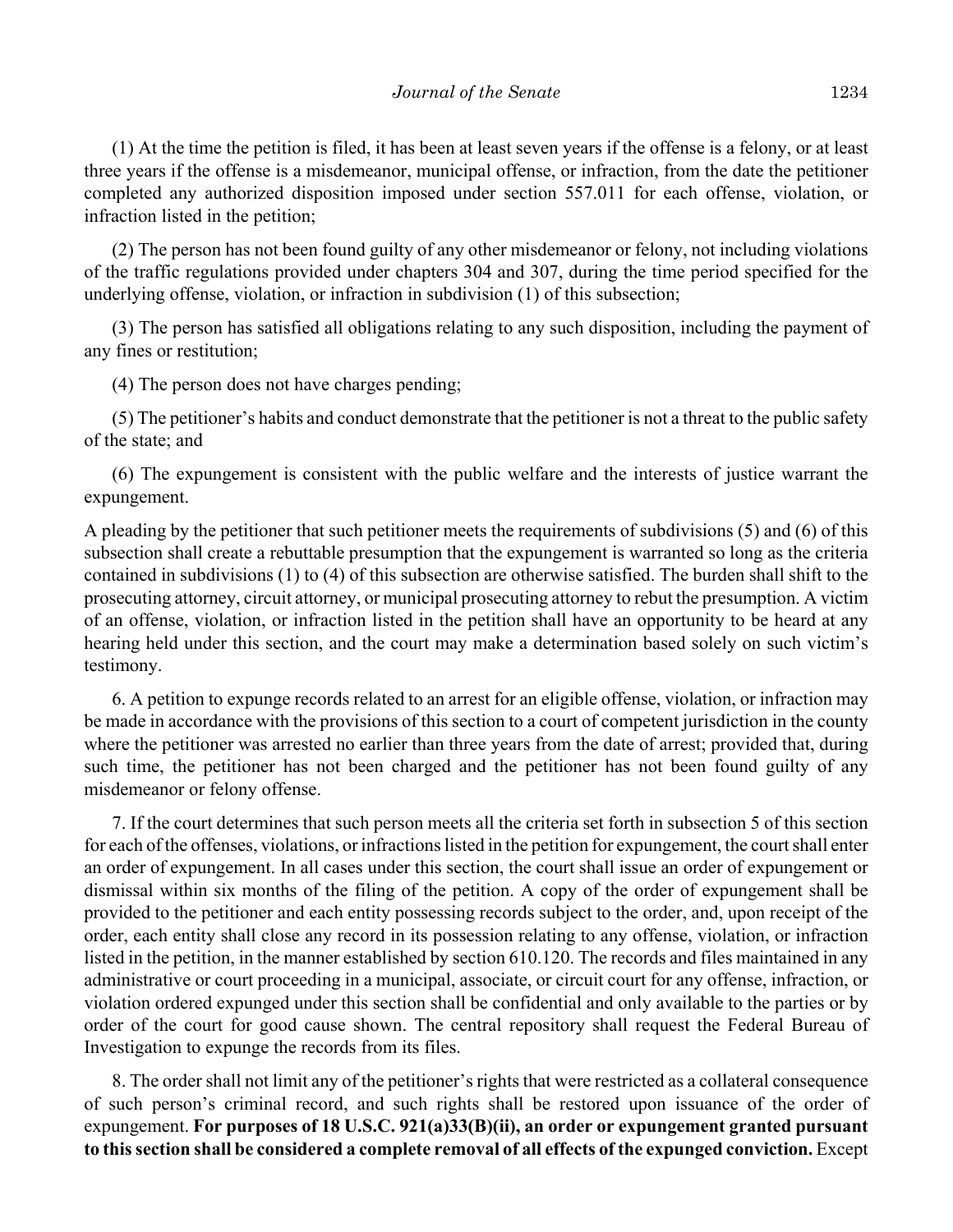(1) At the time the petition is filed, it has been at least seven years if the offense is a felony, or at least three years if the offense is a misdemeanor, municipal offense, or infraction, from the date the petitioner completed any authorized disposition imposed under section 557.011 for each offense, violation, or infraction listed in the petition;

(2) The person has not been found guilty of any other misdemeanor or felony, not including violations of the traffic regulations provided under chapters 304 and 307, during the time period specified for the underlying offense, violation, or infraction in subdivision (1) of this subsection;

(3) The person has satisfied all obligations relating to any such disposition, including the payment of any fines or restitution;

(4) The person does not have charges pending;

(5) The petitioner's habits and conduct demonstrate that the petitioner is not a threat to the public safety of the state; and

(6) The expungement is consistent with the public welfare and the interests of justice warrant the expungement.

A pleading by the petitioner that such petitioner meets the requirements of subdivisions (5) and (6) of this subsection shall create a rebuttable presumption that the expungement is warranted so long as the criteria contained in subdivisions (1) to (4) of this subsection are otherwise satisfied. The burden shall shift to the prosecuting attorney, circuit attorney, or municipal prosecuting attorney to rebut the presumption. A victim of an offense, violation, or infraction listed in the petition shall have an opportunity to be heard at any hearing held under this section, and the court may make a determination based solely on such victim's testimony.

6. A petition to expunge records related to an arrest for an eligible offense, violation, or infraction may be made in accordance with the provisions of this section to a court of competent jurisdiction in the county where the petitioner was arrested no earlier than three years from the date of arrest; provided that, during such time, the petitioner has not been charged and the petitioner has not been found guilty of any misdemeanor or felony offense.

7. If the court determines that such person meets all the criteria set forth in subsection 5 of this section for each of the offenses, violations, or infractions listed in the petition for expungement, the court shall enter an order of expungement. In all cases under this section, the court shall issue an order of expungement or dismissal within six months of the filing of the petition. A copy of the order of expungement shall be provided to the petitioner and each entity possessing records subject to the order, and, upon receipt of the order, each entity shall close any record in its possession relating to any offense, violation, or infraction listed in the petition, in the manner established by section 610.120. The records and files maintained in any administrative or court proceeding in a municipal, associate, or circuit court for any offense, infraction, or violation ordered expunged under this section shall be confidential and only available to the parties or by order of the court for good cause shown. The central repository shall request the Federal Bureau of Investigation to expunge the records from its files.

8. The order shall not limit any of the petitioner's rights that were restricted as a collateral consequence of such person's criminal record, and such rights shall be restored upon issuance of the order of expungement. **For purposes of 18 U.S.C. 921(a)33(B)(ii), an order or expungement granted pursuant to this section shall be considered a complete removal of all effects of the expunged conviction.** Except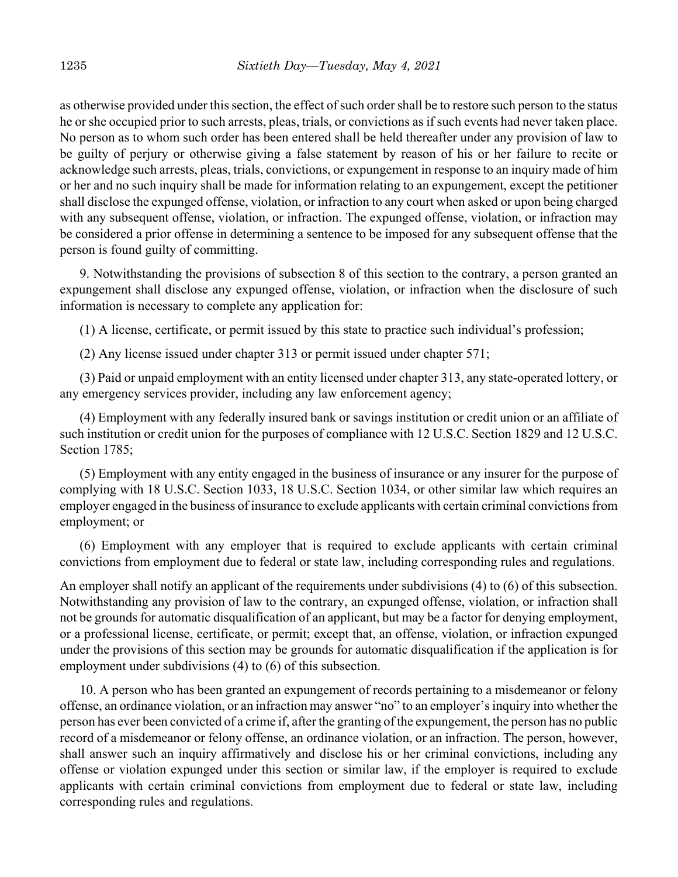as otherwise provided under this section, the effect of such order shall be to restore such person to the status he or she occupied prior to such arrests, pleas, trials, or convictions as if such events had never taken place. No person as to whom such order has been entered shall be held thereafter under any provision of law to be guilty of perjury or otherwise giving a false statement by reason of his or her failure to recite or acknowledge such arrests, pleas, trials, convictions, or expungement in response to an inquiry made of him or her and no such inquiry shall be made for information relating to an expungement, except the petitioner shall disclose the expunged offense, violation, or infraction to any court when asked or upon being charged with any subsequent offense, violation, or infraction. The expunged offense, violation, or infraction may be considered a prior offense in determining a sentence to be imposed for any subsequent offense that the person is found guilty of committing.

9. Notwithstanding the provisions of subsection 8 of this section to the contrary, a person granted an expungement shall disclose any expunged offense, violation, or infraction when the disclosure of such information is necessary to complete any application for:

(1) A license, certificate, or permit issued by this state to practice such individual's profession;

(2) Any license issued under chapter 313 or permit issued under chapter 571;

(3) Paid or unpaid employment with an entity licensed under chapter 313, any state-operated lottery, or any emergency services provider, including any law enforcement agency;

(4) Employment with any federally insured bank or savings institution or credit union or an affiliate of such institution or credit union for the purposes of compliance with 12 U.S.C. Section 1829 and 12 U.S.C. Section 1785;

(5) Employment with any entity engaged in the business of insurance or any insurer for the purpose of complying with 18 U.S.C. Section 1033, 18 U.S.C. Section 1034, or other similar law which requires an employer engaged in the business of insurance to exclude applicants with certain criminal convictions from employment; or

(6) Employment with any employer that is required to exclude applicants with certain criminal convictions from employment due to federal or state law, including corresponding rules and regulations.

An employer shall notify an applicant of the requirements under subdivisions (4) to (6) of this subsection. Notwithstanding any provision of law to the contrary, an expunged offense, violation, or infraction shall not be grounds for automatic disqualification of an applicant, but may be a factor for denying employment, or a professional license, certificate, or permit; except that, an offense, violation, or infraction expunged under the provisions of this section may be grounds for automatic disqualification if the application is for employment under subdivisions (4) to (6) of this subsection.

10. A person who has been granted an expungement of records pertaining to a misdemeanor or felony offense, an ordinance violation, or an infraction may answer "no" to an employer's inquiry into whether the person has ever been convicted of a crime if, after the granting of the expungement, the person has no public record of a misdemeanor or felony offense, an ordinance violation, or an infraction. The person, however, shall answer such an inquiry affirmatively and disclose his or her criminal convictions, including any offense or violation expunged under this section or similar law, if the employer is required to exclude applicants with certain criminal convictions from employment due to federal or state law, including corresponding rules and regulations.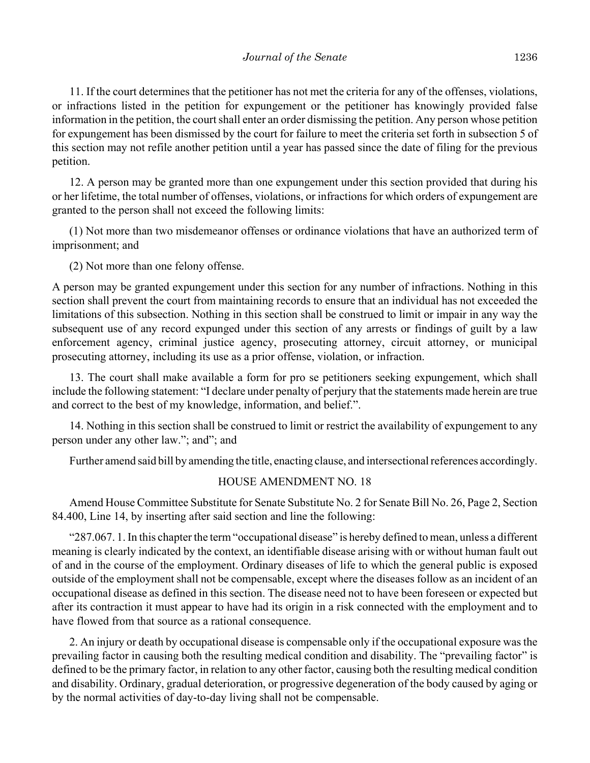11. If the court determines that the petitioner has not met the criteria for any of the offenses, violations, or infractions listed in the petition for expungement or the petitioner has knowingly provided false information in the petition, the court shall enter an order dismissing the petition. Any person whose petition for expungement has been dismissed by the court for failure to meet the criteria set forth in subsection 5 of this section may not refile another petition until a year has passed since the date of filing for the previous petition.

12. A person may be granted more than one expungement under this section provided that during his or her lifetime, the total number of offenses, violations, or infractions for which orders of expungement are granted to the person shall not exceed the following limits:

(1) Not more than two misdemeanor offenses or ordinance violations that have an authorized term of imprisonment; and

(2) Not more than one felony offense.

A person may be granted expungement under this section for any number of infractions. Nothing in this section shall prevent the court from maintaining records to ensure that an individual has not exceeded the limitations of this subsection. Nothing in this section shall be construed to limit or impair in any way the subsequent use of any record expunged under this section of any arrests or findings of guilt by a law enforcement agency, criminal justice agency, prosecuting attorney, circuit attorney, or municipal prosecuting attorney, including its use as a prior offense, violation, or infraction.

13. The court shall make available a form for pro se petitioners seeking expungement, which shall include the following statement: "I declare under penalty of perjury that the statements made herein are true and correct to the best of my knowledge, information, and belief.".

14. Nothing in this section shall be construed to limit or restrict the availability of expungement to any person under any other law."; and"; and

Further amend said bill by amending the title, enacting clause, and intersectional references accordingly.

HOUSE AMENDMENT NO. 18

Amend House Committee Substitute for Senate Substitute No. 2 for Senate Bill No. 26, Page 2, Section 84.400, Line 14, by inserting after said section and line the following:

"287.067. 1. In this chapter the term "occupational disease" is hereby defined to mean, unless a different meaning is clearly indicated by the context, an identifiable disease arising with or without human fault out of and in the course of the employment. Ordinary diseases of life to which the general public is exposed outside of the employment shall not be compensable, except where the diseases follow as an incident of an occupational disease as defined in this section. The disease need not to have been foreseen or expected but after its contraction it must appear to have had its origin in a risk connected with the employment and to have flowed from that source as a rational consequence.

2. An injury or death by occupational disease is compensable only if the occupational exposure was the prevailing factor in causing both the resulting medical condition and disability. The "prevailing factor" is defined to be the primary factor, in relation to any other factor, causing both the resulting medical condition and disability. Ordinary, gradual deterioration, or progressive degeneration of the body caused by aging or by the normal activities of day-to-day living shall not be compensable.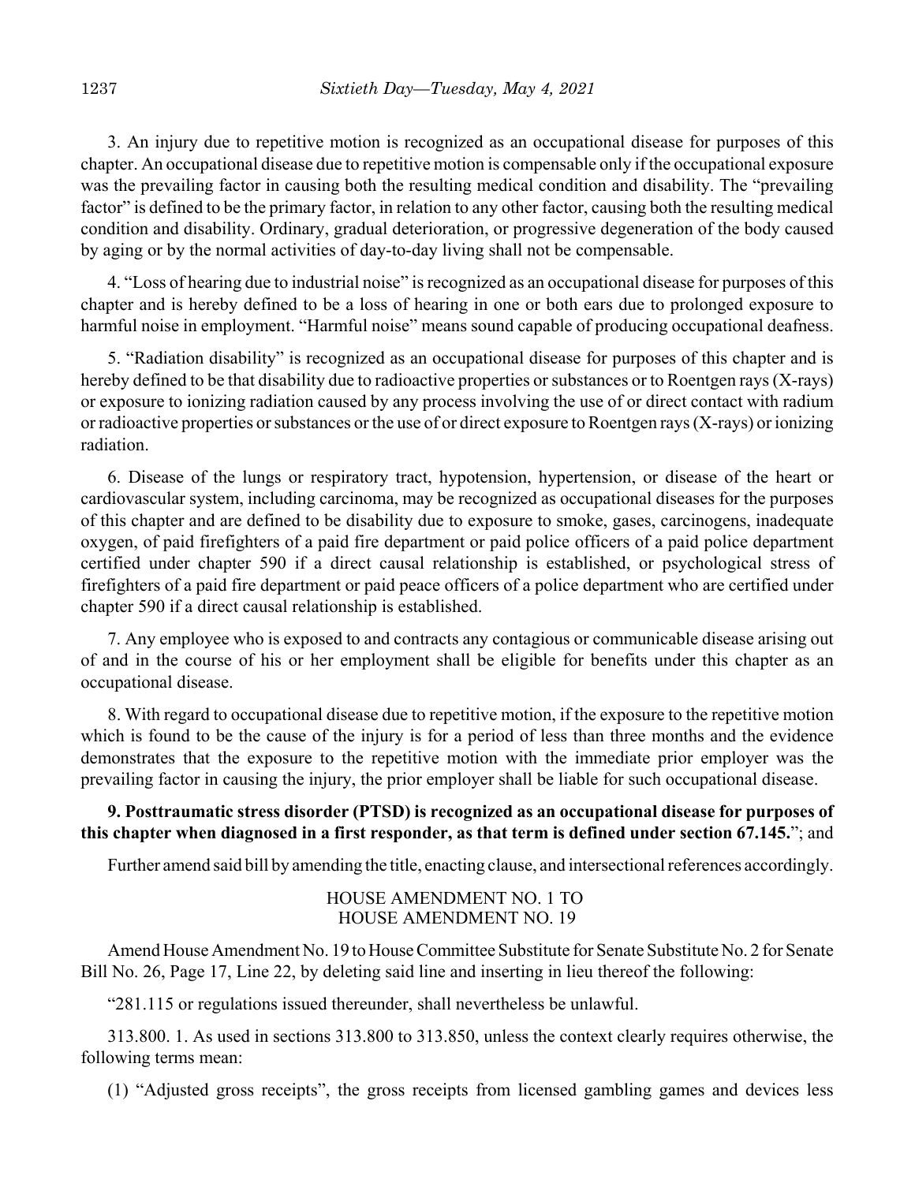3. An injury due to repetitive motion is recognized as an occupational disease for purposes of this chapter. An occupational disease due to repetitive motion is compensable only if the occupational exposure was the prevailing factor in causing both the resulting medical condition and disability. The "prevailing factor" is defined to be the primary factor, in relation to any other factor, causing both the resulting medical condition and disability. Ordinary, gradual deterioration, or progressive degeneration of the body caused by aging or by the normal activities of day-to-day living shall not be compensable.

4. "Loss of hearing due to industrial noise" is recognized as an occupational disease for purposes of this chapter and is hereby defined to be a loss of hearing in one or both ears due to prolonged exposure to harmful noise in employment. "Harmful noise" means sound capable of producing occupational deafness.

5. "Radiation disability" is recognized as an occupational disease for purposes of this chapter and is hereby defined to be that disability due to radioactive properties or substances or to Roentgen rays (X-rays) or exposure to ionizing radiation caused by any process involving the use of or direct contact with radium or radioactive properties or substances or the use of or direct exposure to Roentgen rays (X-rays) or ionizing radiation.

6. Disease of the lungs or respiratory tract, hypotension, hypertension, or disease of the heart or cardiovascular system, including carcinoma, may be recognized as occupational diseases for the purposes of this chapter and are defined to be disability due to exposure to smoke, gases, carcinogens, inadequate oxygen, of paid firefighters of a paid fire department or paid police officers of a paid police department certified under chapter 590 if a direct causal relationship is established, or psychological stress of firefighters of a paid fire department or paid peace officers of a police department who are certified under chapter 590 if a direct causal relationship is established.

7. Any employee who is exposed to and contracts any contagious or communicable disease arising out of and in the course of his or her employment shall be eligible for benefits under this chapter as an occupational disease.

8. With regard to occupational disease due to repetitive motion, if the exposure to the repetitive motion which is found to be the cause of the injury is for a period of less than three months and the evidence demonstrates that the exposure to the repetitive motion with the immediate prior employer was the prevailing factor in causing the injury, the prior employer shall be liable for such occupational disease.

**9. Posttraumatic stress disorder (PTSD) is recognized as an occupational disease for purposes of this chapter when diagnosed in a first responder, as that term is defined under section 67.145.**"; and

Further amend said bill by amending the title, enacting clause, and intersectional references accordingly.

HOUSE AMENDMENT NO. 1 TO
HOUSE AMENDMENT NO. 19

Amend House Amendment No. 19 to House Committee Substitute for Senate Substitute No. 2 for Senate Bill No. 26, Page 17, Line 22, by deleting said line and inserting in lieu thereof the following:

"281.115 or regulations issued thereunder, shall nevertheless be unlawful.

313.800. 1. As used in sections 313.800 to 313.850, unless the context clearly requires otherwise, the following terms mean:

(1) "Adjusted gross receipts", the gross receipts from licensed gambling games and devices less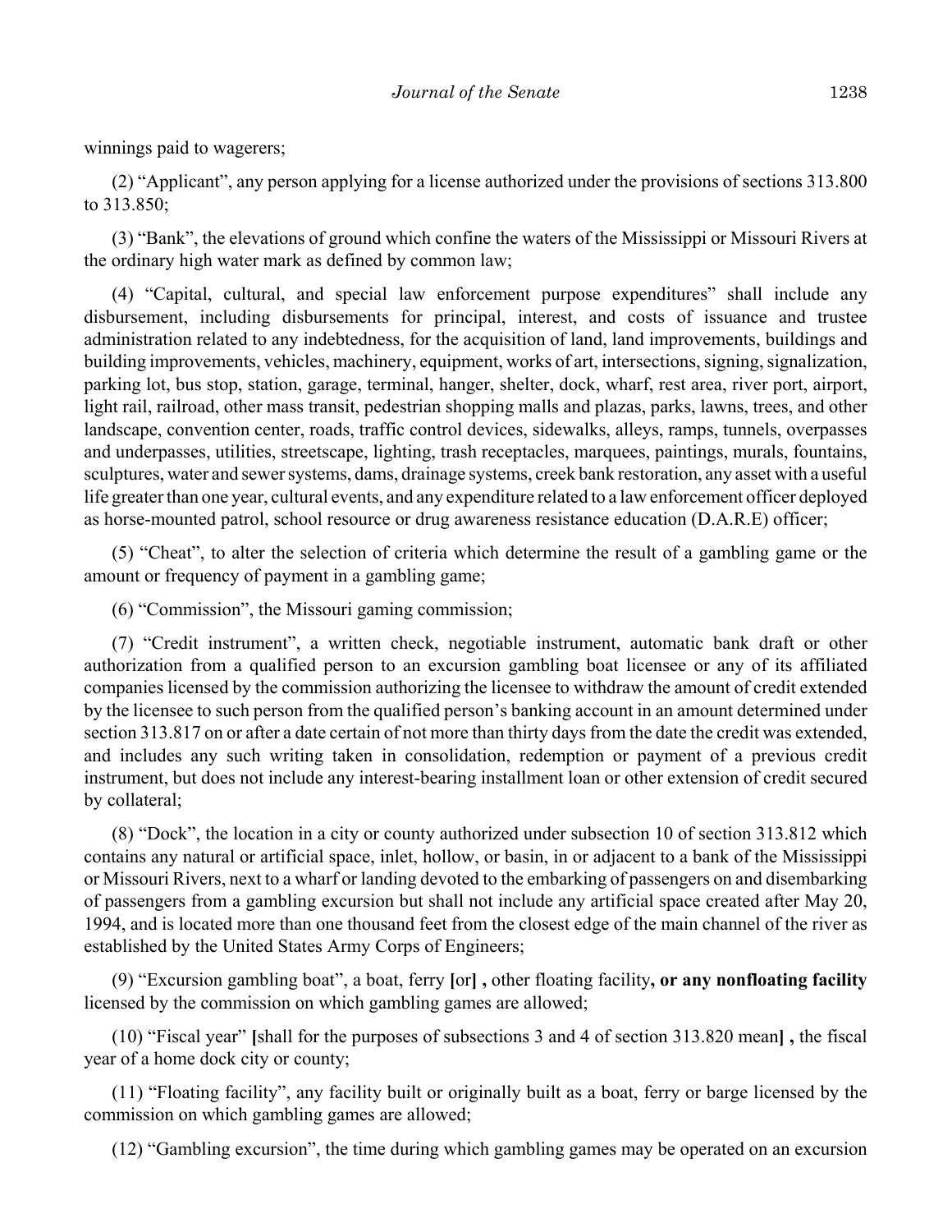winnings paid to wagerers;

(2) "Applicant", any person applying for a license authorized under the provisions of sections 313.800 to 313.850;

(3) "Bank", the elevations of ground which confine the waters of the Mississippi or Missouri Rivers at the ordinary high water mark as defined by common law;

(4) "Capital, cultural, and special law enforcement purpose expenditures" shall include any disbursement, including disbursements for principal, interest, and costs of issuance and trustee administration related to any indebtedness, for the acquisition of land, land improvements, buildings and building improvements, vehicles, machinery, equipment, works of art, intersections, signing, signalization, parking lot, bus stop, station, garage, terminal, hanger, shelter, dock, wharf, rest area, river port, airport, light rail, railroad, other mass transit, pedestrian shopping malls and plazas, parks, lawns, trees, and other landscape, convention center, roads, traffic control devices, sidewalks, alleys, ramps, tunnels, overpasses and underpasses, utilities, streetscape, lighting, trash receptacles, marquees, paintings, murals, fountains, sculptures, water and sewer systems, dams, drainage systems, creek bank restoration, any asset with a useful life greater than one year, cultural events, and any expenditure related to a law enforcement officer deployed as horse-mounted patrol, school resource or drug awareness resistance education (D.A.R.E) officer;

(5) "Cheat", to alter the selection of criteria which determine the result of a gambling game or the amount or frequency of payment in a gambling game;

(6) "Commission", the Missouri gaming commission;

(7) "Credit instrument", a written check, negotiable instrument, automatic bank draft or other authorization from a qualified person to an excursion gambling boat licensee or any of its affiliated companies licensed by the commission authorizing the licensee to withdraw the amount of credit extended by the licensee to such person from the qualified person's banking account in an amount determined under section 313.817 on or after a date certain of not more than thirty days from the date the credit was extended, and includes any such writing taken in consolidation, redemption or payment of a previous credit instrument, but does not include any interest-bearing installment loan or other extension of credit secured by collateral;

(8) "Dock", the location in a city or county authorized under subsection 10 of section 313.812 which contains any natural or artificial space, inlet, hollow, or basin, in or adjacent to a bank of the Mississippi or Missouri Rivers, next to a wharf or landing devoted to the embarking of passengers on and disembarking of passengers from a gambling excursion but shall not include any artificial space created after May 20, 1994, and is located more than one thousand feet from the closest edge of the main channel of the river as established by the United States Army Corps of Engineers;

(9) "Excursion gambling boat", a boat, ferry **[**or**] ,** other floating facility**, or any nonfloating facility** licensed by the commission on which gambling games are allowed;

(10) "Fiscal year" **[**shall for the purposes of subsections 3 and 4 of section 313.820 mean**] ,** the fiscal year of a home dock city or county;

(11) "Floating facility", any facility built or originally built as a boat, ferry or barge licensed by the commission on which gambling games are allowed;

(12) "Gambling excursion", the time during which gambling games may be operated on an excursion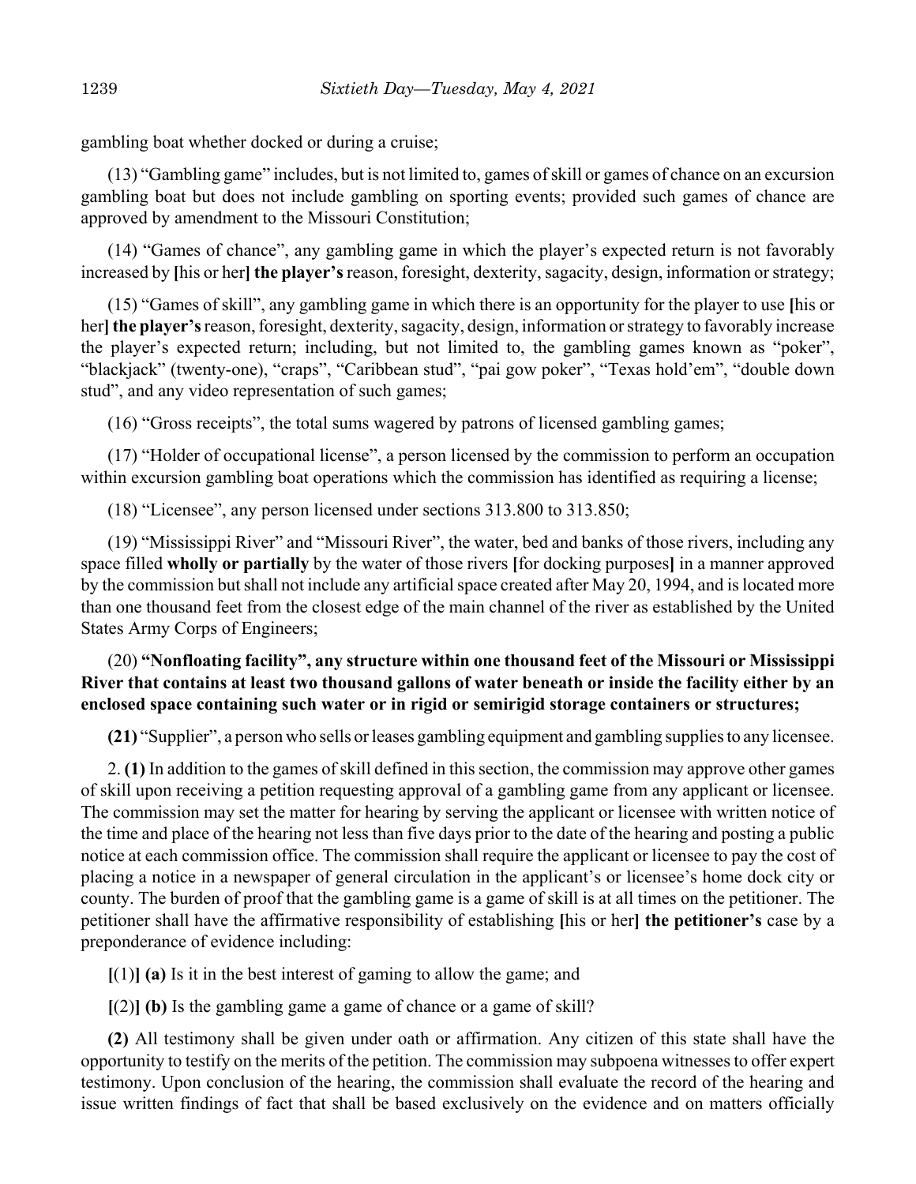gambling boat whether docked or during a cruise;

(13) "Gambling game" includes, but is not limited to, games of skill or games of chance on an excursion gambling boat but does not include gambling on sporting events; provided such games of chance are approved by amendment to the Missouri Constitution;

(14) "Games of chance", any gambling game in which the player's expected return is not favorably increased by [his or her] **the player's** reason, foresight, dexterity, sagacity, design, information or strategy;

(15) "Games of skill", any gambling game in which there is an opportunity for the player to use [his or her] **the player's** reason, foresight, dexterity, sagacity, design, information or strategy to favorably increase the player's expected return; including, but not limited to, the gambling games known as "poker", "blackjack" (twenty-one), "craps", "Caribbean stud", "pai gow poker", "Texas hold'em", "double down stud", and any video representation of such games;

(16) "Gross receipts", the total sums wagered by patrons of licensed gambling games;

(17) "Holder of occupational license", a person licensed by the commission to perform an occupation within excursion gambling boat operations which the commission has identified as requiring a license;

(18) "Licensee", any person licensed under sections 313.800 to 313.850;

(19) "Mississippi River" and "Missouri River", the water, bed and banks of those rivers, including any space filled **wholly or partially** by the water of those rivers [for docking purposes] in a manner approved by the commission but shall not include any artificial space created after May 20, 1994, and is located more than one thousand feet from the closest edge of the main channel of the river as established by the United States Army Corps of Engineers;

(20) **"Nonfloating facility", any structure within one thousand feet of the Missouri or Mississippi River that contains at least two thousand gallons of water beneath or inside the facility either by an enclosed space containing such water or in rigid or semirigid storage containers or structures;**

**(21)** "Supplier", a person who sells or leases gambling equipment and gambling supplies to any licensee.

2. **(1)** In addition to the games of skill defined in this section, the commission may approve other games of skill upon receiving a petition requesting approval of a gambling game from any applicant or licensee. The commission may set the matter for hearing by serving the applicant or licensee with written notice of the time and place of the hearing not less than five days prior to the date of the hearing and posting a public notice at each commission office. The commission shall require the applicant or licensee to pay the cost of placing a notice in a newspaper of general circulation in the applicant's or licensee's home dock city or county. The burden of proof that the gambling game is a game of skill is at all times on the petitioner. The petitioner shall have the affirmative responsibility of establishing [his or her] **the petitioner's** case by a preponderance of evidence including:

[(1)] **(a)** Is it in the best interest of gaming to allow the game; and

[(2)] **(b)** Is the gambling game a game of chance or a game of skill?

**(2)** All testimony shall be given under oath or affirmation. Any citizen of this state shall have the opportunity to testify on the merits of the petition. The commission may subpoena witnesses to offer expert testimony. Upon conclusion of the hearing, the commission shall evaluate the record of the hearing and issue written findings of fact that shall be based exclusively on the evidence and on matters officially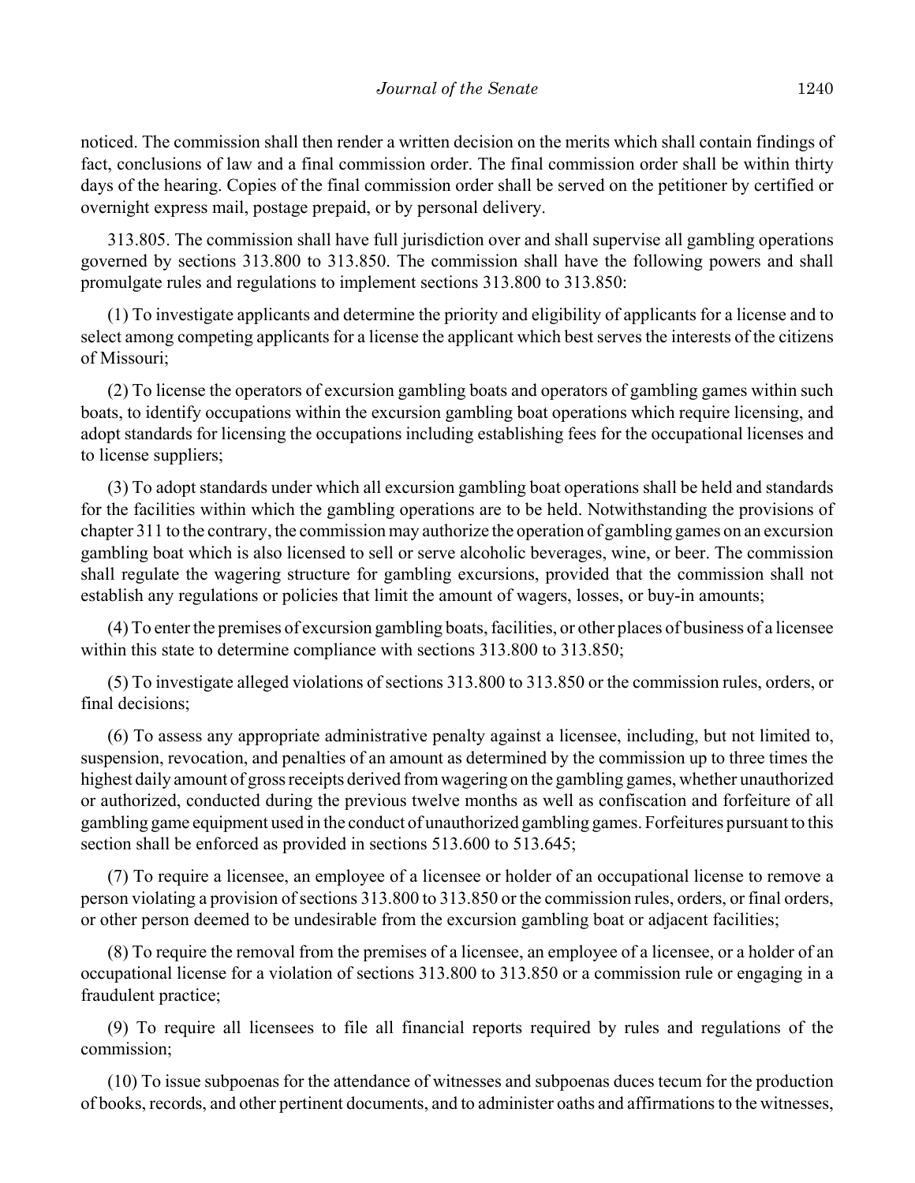noticed. The commission shall then render a written decision on the merits which shall contain findings of fact, conclusions of law and a final commission order. The final commission order shall be within thirty days of the hearing. Copies of the final commission order shall be served on the petitioner by certified or overnight express mail, postage prepaid, or by personal delivery.

313.805. The commission shall have full jurisdiction over and shall supervise all gambling operations governed by sections 313.800 to 313.850. The commission shall have the following powers and shall promulgate rules and regulations to implement sections 313.800 to 313.850:

(1) To investigate applicants and determine the priority and eligibility of applicants for a license and to select among competing applicants for a license the applicant which best serves the interests of the citizens of Missouri;

(2) To license the operators of excursion gambling boats and operators of gambling games within such boats, to identify occupations within the excursion gambling boat operations which require licensing, and adopt standards for licensing the occupations including establishing fees for the occupational licenses and to license suppliers;

(3) To adopt standards under which all excursion gambling boat operations shall be held and standards for the facilities within which the gambling operations are to be held. Notwithstanding the provisions of chapter 311 to the contrary, the commission may authorize the operation of gambling games on an excursion gambling boat which is also licensed to sell or serve alcoholic beverages, wine, or beer. The commission shall regulate the wagering structure for gambling excursions, provided that the commission shall not establish any regulations or policies that limit the amount of wagers, losses, or buy-in amounts;

(4) To enter the premises of excursion gambling boats, facilities, or other places of business of a licensee within this state to determine compliance with sections 313.800 to 313.850;

(5) To investigate alleged violations of sections 313.800 to 313.850 or the commission rules, orders, or final decisions;

(6) To assess any appropriate administrative penalty against a licensee, including, but not limited to, suspension, revocation, and penalties of an amount as determined by the commission up to three times the highest daily amount of gross receipts derived from wagering on the gambling games, whether unauthorized or authorized, conducted during the previous twelve months as well as confiscation and forfeiture of all gambling game equipment used in the conduct of unauthorized gambling games. Forfeitures pursuant to this section shall be enforced as provided in sections 513.600 to 513.645;

(7) To require a licensee, an employee of a licensee or holder of an occupational license to remove a person violating a provision of sections 313.800 to 313.850 or the commission rules, orders, or final orders, or other person deemed to be undesirable from the excursion gambling boat or adjacent facilities;

(8) To require the removal from the premises of a licensee, an employee of a licensee, or a holder of an occupational license for a violation of sections 313.800 to 313.850 or a commission rule or engaging in a fraudulent practice;

(9) To require all licensees to file all financial reports required by rules and regulations of the commission;

(10) To issue subpoenas for the attendance of witnesses and subpoenas duces tecum for the production of books, records, and other pertinent documents, and to administer oaths and affirmations to the witnesses,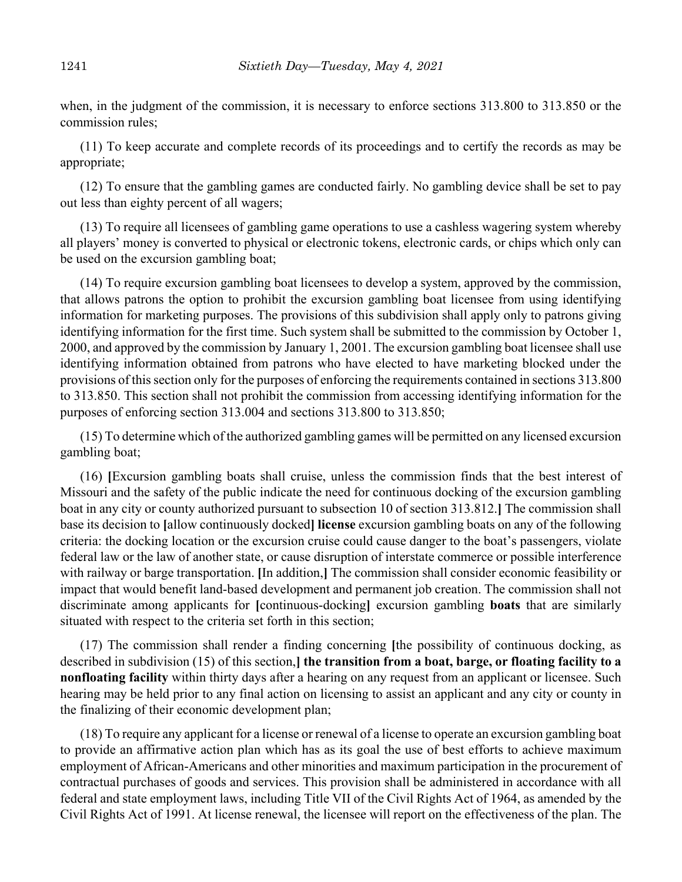when, in the judgment of the commission, it is necessary to enforce sections 313.800 to 313.850 or the commission rules;

(11) To keep accurate and complete records of its proceedings and to certify the records as may be appropriate;

(12) To ensure that the gambling games are conducted fairly. No gambling device shall be set to pay out less than eighty percent of all wagers;

(13) To require all licensees of gambling game operations to use a cashless wagering system whereby all players' money is converted to physical or electronic tokens, electronic cards, or chips which only can be used on the excursion gambling boat;

(14) To require excursion gambling boat licensees to develop a system, approved by the commission, that allows patrons the option to prohibit the excursion gambling boat licensee from using identifying information for marketing purposes. The provisions of this subdivision shall apply only to patrons giving identifying information for the first time. Such system shall be submitted to the commission by October 1, 2000, and approved by the commission by January 1, 2001. The excursion gambling boat licensee shall use identifying information obtained from patrons who have elected to have marketing blocked under the provisions of this section only for the purposes of enforcing the requirements contained in sections 313.800 to 313.850. This section shall not prohibit the commission from accessing identifying information for the purposes of enforcing section 313.004 and sections 313.800 to 313.850;

(15) To determine which of the authorized gambling games will be permitted on any licensed excursion gambling boat;

(16) **[**Excursion gambling boats shall cruise, unless the commission finds that the best interest of Missouri and the safety of the public indicate the need for continuous docking of the excursion gambling boat in any city or county authorized pursuant to subsection 10 of section 313.812.**]** The commission shall base its decision to **[**allow continuously docked**]** **license** excursion gambling boats on any of the following criteria: the docking location or the excursion cruise could cause danger to the boat's passengers, violate federal law or the law of another state, or cause disruption of interstate commerce or possible interference with railway or barge transportation. **[**In addition,**]** The commission shall consider economic feasibility or impact that would benefit land-based development and permanent job creation. The commission shall not discriminate among applicants for **[**continuous-docking**]** excursion gambling **boats** that are similarly situated with respect to the criteria set forth in this section;

(17) The commission shall render a finding concerning **[**the possibility of continuous docking, as described in subdivision (15) of this section,**] the transition from a boat, barge, or floating facility to a nonfloating facility** within thirty days after a hearing on any request from an applicant or licensee. Such hearing may be held prior to any final action on licensing to assist an applicant and any city or county in the finalizing of their economic development plan;

(18) To require any applicant for a license or renewal of a license to operate an excursion gambling boat to provide an affirmative action plan which has as its goal the use of best efforts to achieve maximum employment of African-Americans and other minorities and maximum participation in the procurement of contractual purchases of goods and services. This provision shall be administered in accordance with all federal and state employment laws, including Title VII of the Civil Rights Act of 1964, as amended by the Civil Rights Act of 1991. At license renewal, the licensee will report on the effectiveness of the plan. The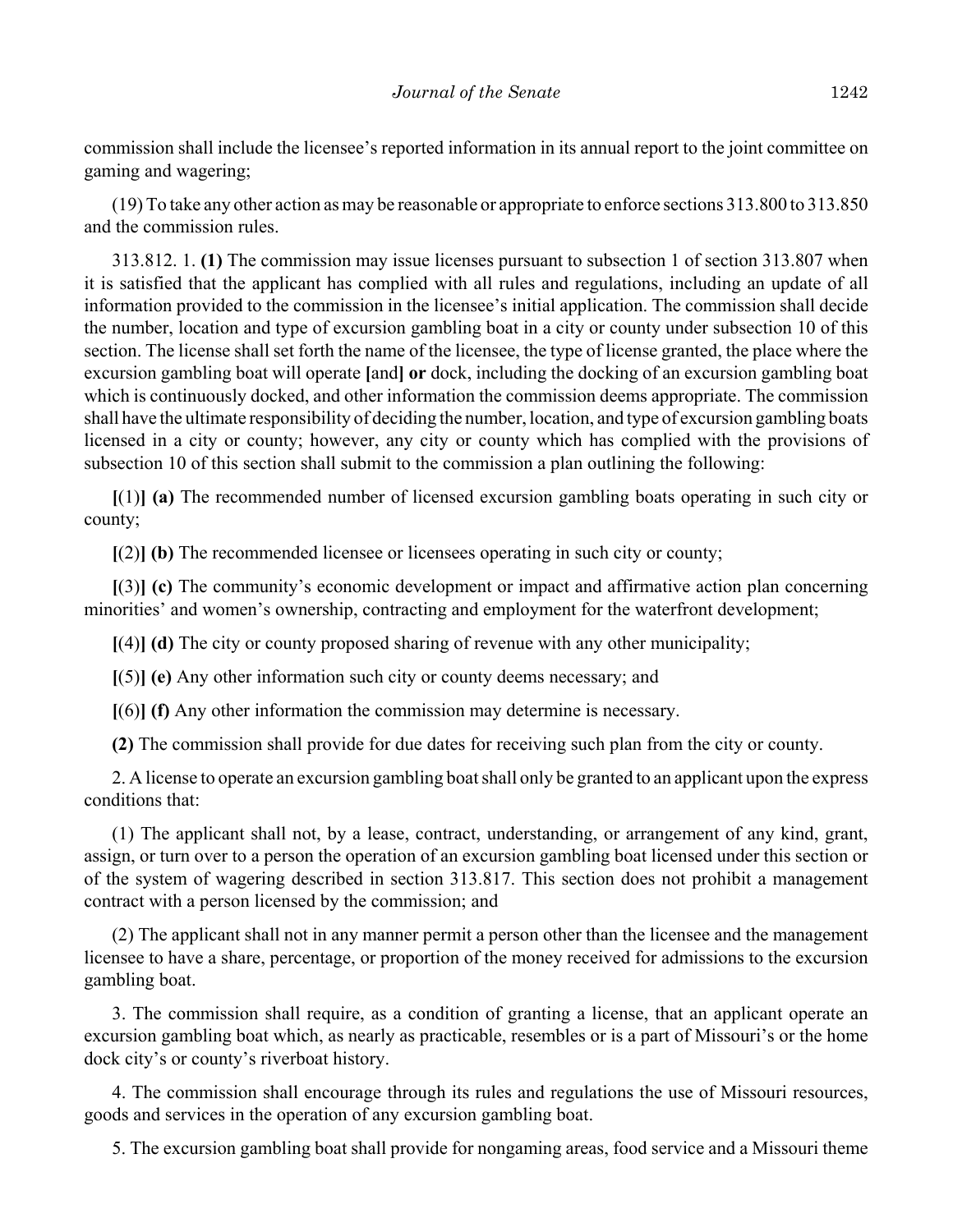commission shall include the licensee's reported information in its annual report to the joint committee on gaming and wagering;

(19) To take any other action as may be reasonable or appropriate to enforce sections 313.800 to 313.850 and the commission rules.

313.812. 1. **(1)** The commission may issue licenses pursuant to subsection 1 of section 313.807 when it is satisfied that the applicant has complied with all rules and regulations, including an update of all information provided to the commission in the licensee's initial application. The commission shall decide the number, location and type of excursion gambling boat in a city or county under subsection 10 of this section. The license shall set forth the name of the licensee, the type of license granted, the place where the excursion gambling boat will operate **[**and**]** **or** dock, including the docking of an excursion gambling boat which is continuously docked, and other information the commission deems appropriate. The commission shall have the ultimate responsibility of deciding the number, location, and type of excursion gambling boats licensed in a city or county; however, any city or county which has complied with the provisions of subsection 10 of this section shall submit to the commission a plan outlining the following:

**[**(1)**]** **(a)** The recommended number of licensed excursion gambling boats operating in such city or county;

**[**(2)**]** **(b)** The recommended licensee or licensees operating in such city or county;

**[**(3)**]** **(c)** The community's economic development or impact and affirmative action plan concerning minorities' and women's ownership, contracting and employment for the waterfront development;

**[**(4)**]** **(d)** The city or county proposed sharing of revenue with any other municipality;

**[**(5)**]** **(e)** Any other information such city or county deems necessary; and

**[**(6)**]** **(f)** Any other information the commission may determine is necessary.

**(2)** The commission shall provide for due dates for receiving such plan from the city or county.

2. A license to operate an excursion gambling boat shall only be granted to an applicant upon the express conditions that:

(1) The applicant shall not, by a lease, contract, understanding, or arrangement of any kind, grant, assign, or turn over to a person the operation of an excursion gambling boat licensed under this section or of the system of wagering described in section 313.817. This section does not prohibit a management contract with a person licensed by the commission; and

(2) The applicant shall not in any manner permit a person other than the licensee and the management licensee to have a share, percentage, or proportion of the money received for admissions to the excursion gambling boat.

3. The commission shall require, as a condition of granting a license, that an applicant operate an excursion gambling boat which, as nearly as practicable, resembles or is a part of Missouri's or the home dock city's or county's riverboat history.

4. The commission shall encourage through its rules and regulations the use of Missouri resources, goods and services in the operation of any excursion gambling boat.

5. The excursion gambling boat shall provide for nongaming areas, food service and a Missouri theme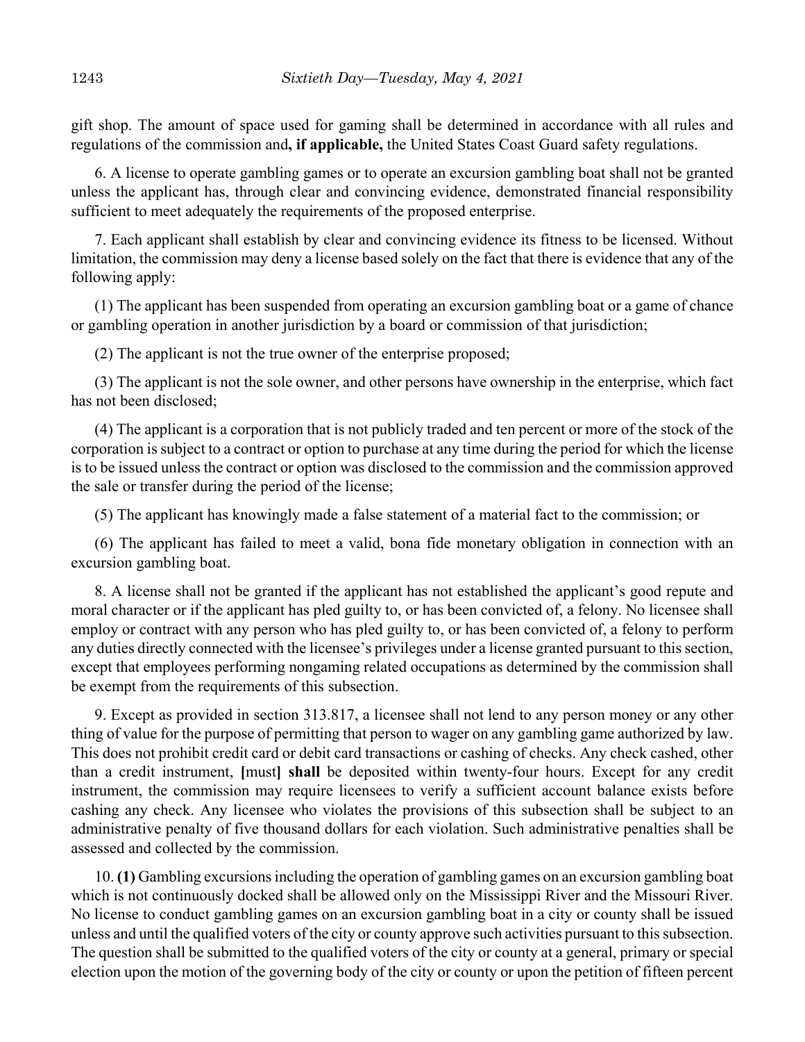gift shop. The amount of space used for gaming shall be determined in accordance with all rules and regulations of the commission and**, if applicable,** the United States Coast Guard safety regulations.

6. A license to operate gambling games or to operate an excursion gambling boat shall not be granted unless the applicant has, through clear and convincing evidence, demonstrated financial responsibility sufficient to meet adequately the requirements of the proposed enterprise.

7. Each applicant shall establish by clear and convincing evidence its fitness to be licensed. Without limitation, the commission may deny a license based solely on the fact that there is evidence that any of the following apply:

(1) The applicant has been suspended from operating an excursion gambling boat or a game of chance or gambling operation in another jurisdiction by a board or commission of that jurisdiction;

(2) The applicant is not the true owner of the enterprise proposed;

(3) The applicant is not the sole owner, and other persons have ownership in the enterprise, which fact has not been disclosed;

(4) The applicant is a corporation that is not publicly traded and ten percent or more of the stock of the corporation is subject to a contract or option to purchase at any time during the period for which the license is to be issued unless the contract or option was disclosed to the commission and the commission approved the sale or transfer during the period of the license;

(5) The applicant has knowingly made a false statement of a material fact to the commission; or

(6) The applicant has failed to meet a valid, bona fide monetary obligation in connection with an excursion gambling boat.

8. A license shall not be granted if the applicant has not established the applicant's good repute and moral character or if the applicant has pled guilty to, or has been convicted of, a felony. No licensee shall employ or contract with any person who has pled guilty to, or has been convicted of, a felony to perform any duties directly connected with the licensee's privileges under a license granted pursuant to this section, except that employees performing nongaming related occupations as determined by the commission shall be exempt from the requirements of this subsection.

9. Except as provided in section 313.817, a licensee shall not lend to any person money or any other thing of value for the purpose of permitting that person to wager on any gambling game authorized by law. This does not prohibit credit card or debit card transactions or cashing of checks. Any check cashed, other than a credit instrument, **[**must**]** **shall** be deposited within twenty-four hours. Except for any credit instrument, the commission may require licensees to verify a sufficient account balance exists before cashing any check. Any licensee who violates the provisions of this subsection shall be subject to an administrative penalty of five thousand dollars for each violation. Such administrative penalties shall be assessed and collected by the commission.

10. **(1)** Gambling excursions including the operation of gambling games on an excursion gambling boat which is not continuously docked shall be allowed only on the Mississippi River and the Missouri River. No license to conduct gambling games on an excursion gambling boat in a city or county shall be issued unless and until the qualified voters of the city or county approve such activities pursuant to this subsection. The question shall be submitted to the qualified voters of the city or county at a general, primary or special election upon the motion of the governing body of the city or county or upon the petition of fifteen percent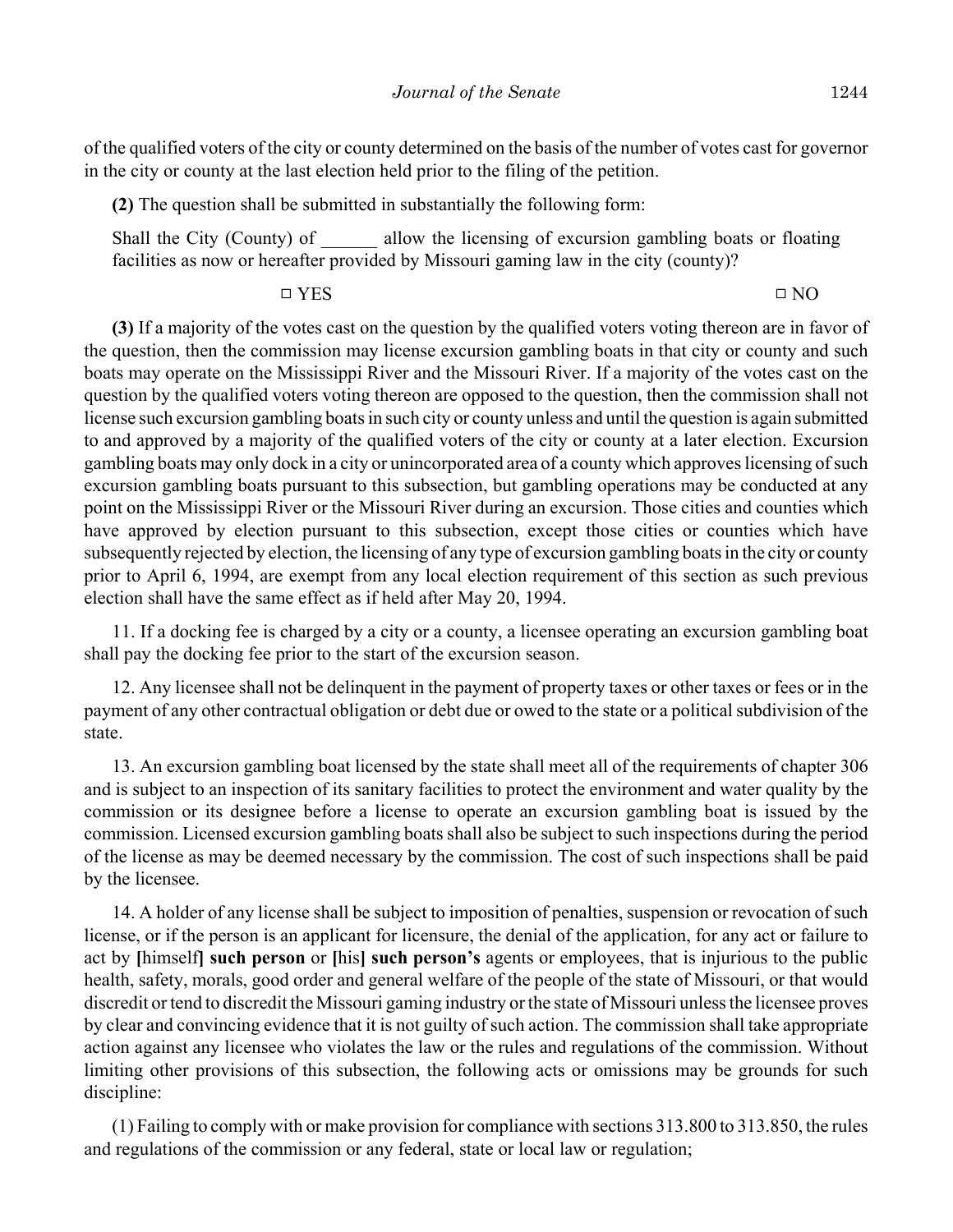of the qualified voters of the city or county determined on the basis of the number of votes cast for governor in the city or county at the last election held prior to the filing of the petition.

**(2)** The question shall be submitted in substantially the following form:

Shall the City (County) of ______ allow the licensing of excursion gambling boats or floating facilities as now or hereafter provided by Missouri gaming law in the city (county)?

□ YES □ NO

**(3)** If a majority of the votes cast on the question by the qualified voters voting thereon are in favor of the question, then the commission may license excursion gambling boats in that city or county and such boats may operate on the Mississippi River and the Missouri River. If a majority of the votes cast on the question by the qualified voters voting thereon are opposed to the question, then the commission shall not license such excursion gambling boats in such city or county unless and until the question is again submitted to and approved by a majority of the qualified voters of the city or county at a later election. Excursion gambling boats may only dock in a city or unincorporated area of a county which approves licensing of such excursion gambling boats pursuant to this subsection, but gambling operations may be conducted at any point on the Mississippi River or the Missouri River during an excursion. Those cities and counties which have approved by election pursuant to this subsection, except those cities or counties which have subsequently rejected by election, the licensing of any type of excursion gambling boats in the city or county prior to April 6, 1994, are exempt from any local election requirement of this section as such previous election shall have the same effect as if held after May 20, 1994.

11. If a docking fee is charged by a city or a county, a licensee operating an excursion gambling boat shall pay the docking fee prior to the start of the excursion season.

12. Any licensee shall not be delinquent in the payment of property taxes or other taxes or fees or in the payment of any other contractual obligation or debt due or owed to the state or a political subdivision of the state.

13. An excursion gambling boat licensed by the state shall meet all of the requirements of chapter 306 and is subject to an inspection of its sanitary facilities to protect the environment and water quality by the commission or its designee before a license to operate an excursion gambling boat is issued by the commission. Licensed excursion gambling boats shall also be subject to such inspections during the period of the license as may be deemed necessary by the commission. The cost of such inspections shall be paid by the licensee.

14. A holder of any license shall be subject to imposition of penalties, suspension or revocation of such license, or if the person is an applicant for licensure, the denial of the application, for any act or failure to act by **[**himself**] such person** or **[**his**] such person's** agents or employees, that is injurious to the public health, safety, morals, good order and general welfare of the people of the state of Missouri, or that would discredit or tend to discredit the Missouri gaming industry or the state of Missouri unless the licensee proves by clear and convincing evidence that it is not guilty of such action. The commission shall take appropriate action against any licensee who violates the law or the rules and regulations of the commission. Without limiting other provisions of this subsection, the following acts or omissions may be grounds for such discipline:

(1) Failing to comply with or make provision for compliance with sections 313.800 to 313.850, the rules and regulations of the commission or any federal, state or local law or regulation;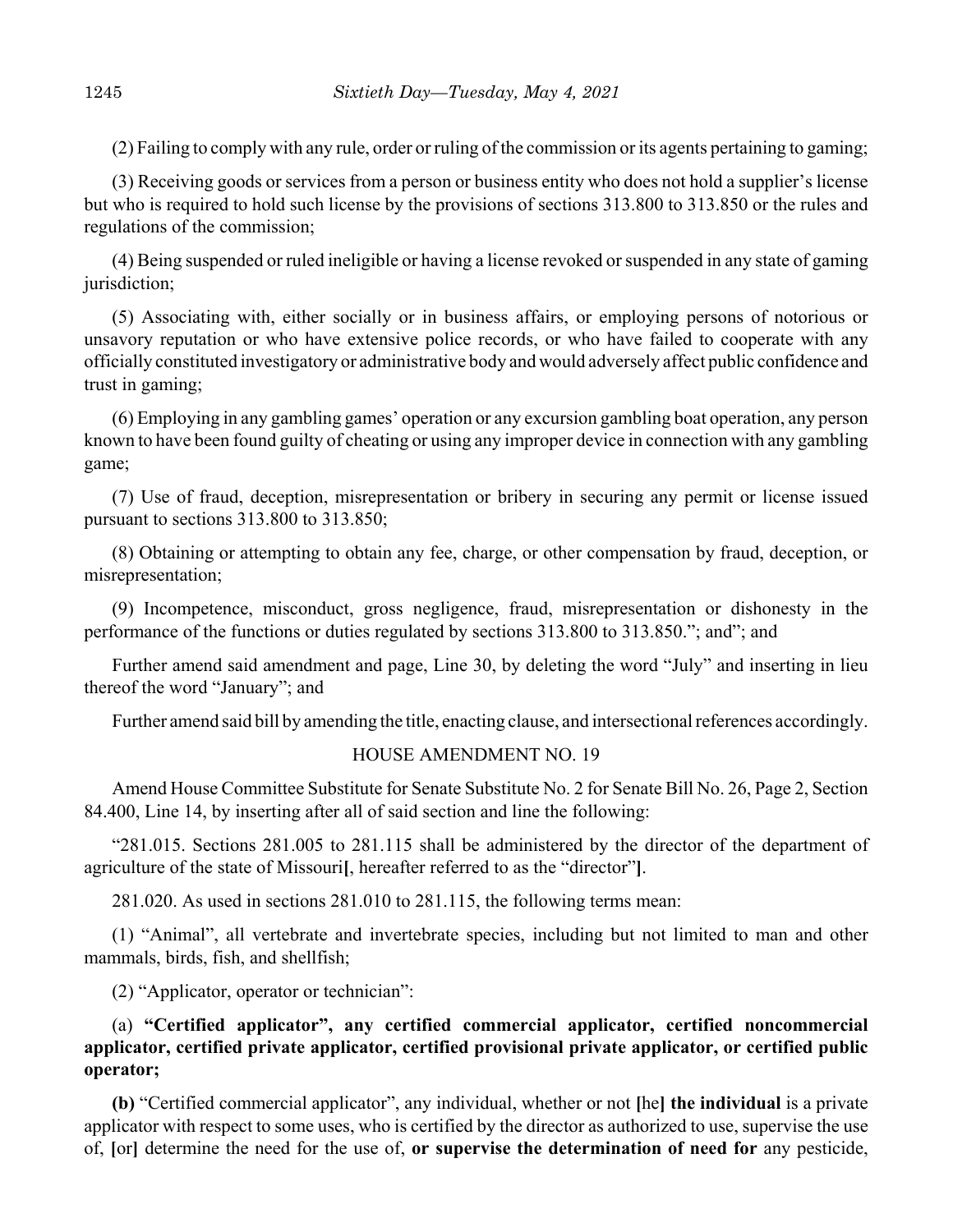(2) Failing to comply with any rule, order or ruling of the commission or its agents pertaining to gaming;

(3) Receiving goods or services from a person or business entity who does not hold a supplier's license but who is required to hold such license by the provisions of sections 313.800 to 313.850 or the rules and regulations of the commission;

(4) Being suspended or ruled ineligible or having a license revoked or suspended in any state of gaming jurisdiction;

(5) Associating with, either socially or in business affairs, or employing persons of notorious or unsavory reputation or who have extensive police records, or who have failed to cooperate with any officially constituted investigatory or administrative body and would adversely affect public confidence and trust in gaming;

(6) Employing in any gambling games' operation or any excursion gambling boat operation, any person known to have been found guilty of cheating or using any improper device in connection with any gambling game;

(7) Use of fraud, deception, misrepresentation or bribery in securing any permit or license issued pursuant to sections 313.800 to 313.850;

(8) Obtaining or attempting to obtain any fee, charge, or other compensation by fraud, deception, or misrepresentation;

(9) Incompetence, misconduct, gross negligence, fraud, misrepresentation or dishonesty in the performance of the functions or duties regulated by sections 313.800 to 313.850."; and"; and

Further amend said amendment and page, Line 30, by deleting the word "July" and inserting in lieu thereof the word "January"; and

Further amend said bill by amending the title, enacting clause, and intersectional references accordingly.

HOUSE AMENDMENT NO. 19

Amend House Committee Substitute for Senate Substitute No. 2 for Senate Bill No. 26, Page 2, Section 84.400, Line 14, by inserting after all of said section and line the following:

"281.015. Sections 281.005 to 281.115 shall be administered by the director of the department of agriculture of the state of Missouri**[**, hereafter referred to as the "director"**]**.

281.020. As used in sections 281.010 to 281.115, the following terms mean:

(1) "Animal", all vertebrate and invertebrate species, including but not limited to man and other mammals, birds, fish, and shellfish;

(2) "Applicator, operator or technician":

(a) **"Certified applicator", any certified commercial applicator, certified noncommercial applicator, certified private applicator, certified provisional private applicator, or certified public operator;**

**(b)** "Certified commercial applicator", any individual, whether or not **[**he**]** **the individual** is a private applicator with respect to some uses, who is certified by the director as authorized to use, supervise the use of, **[**or**]** determine the need for the use of, **or supervise the determination of need for** any pesticide,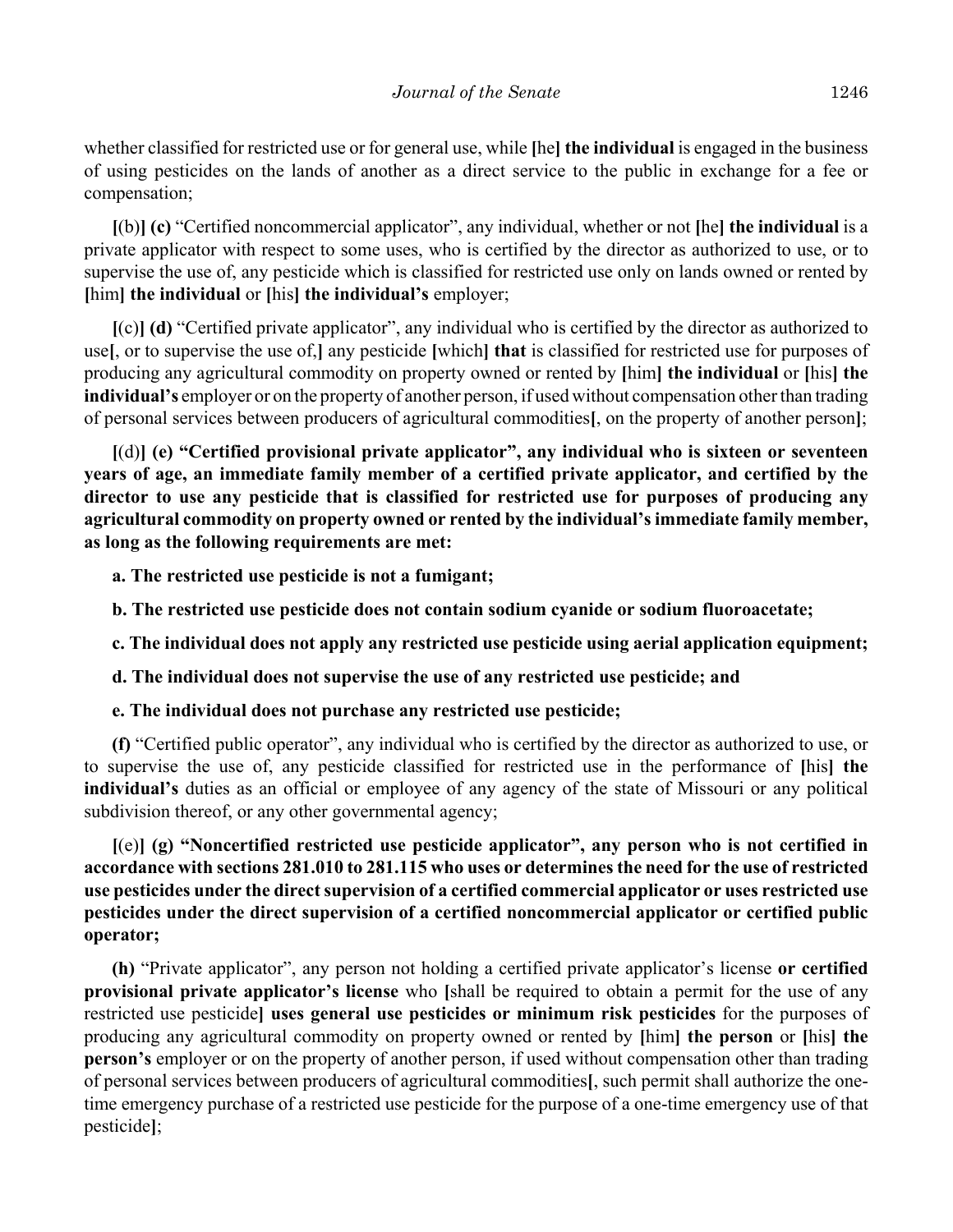whether classified for restricted use or for general use, while [he] **the individual** is engaged in the business of using pesticides on the lands of another as a direct service to the public in exchange for a fee or compensation;

[(b)] **(c)** "Certified noncommercial applicator", any individual, whether or not [he] **the individual** is a private applicator with respect to some uses, who is certified by the director as authorized to use, or to supervise the use of, any pesticide which is classified for restricted use only on lands owned or rented by [him] **the individual** or [his] **the individual's** employer;

[(c)] **(d)** "Certified private applicator", any individual who is certified by the director as authorized to use[, or to supervise the use of,] any pesticide [which] **that** is classified for restricted use for purposes of producing any agricultural commodity on property owned or rented by [him] **the individual** or [his] **the individual's** employer or on the property of another person, if used without compensation other than trading of personal services between producers of agricultural commodities[, on the property of another person];

[(d)] **(e) "Certified provisional private applicator", any individual who is sixteen or seventeen years of age, an immediate family member of a certified private applicator, and certified by the director to use any pesticide that is classified for restricted use for purposes of producing any agricultural commodity on property owned or rented by the individual's immediate family member, as long as the following requirements are met:**

**a. The restricted use pesticide is not a fumigant;**

**b. The restricted use pesticide does not contain sodium cyanide or sodium fluoroacetate;**

**c. The individual does not apply any restricted use pesticide using aerial application equipment;**

**d. The individual does not supervise the use of any restricted use pesticide; and**

**e. The individual does not purchase any restricted use pesticide;**

**(f)** "Certified public operator", any individual who is certified by the director as authorized to use, or to supervise the use of, any pesticide classified for restricted use in the performance of [his] **the individual's** duties as an official or employee of any agency of the state of Missouri or any political subdivision thereof, or any other governmental agency;

[(e)] **(g) "Noncertified restricted use pesticide applicator", any person who is not certified in accordance with sections 281.010 to 281.115 who uses or determines the need for the use of restricted use pesticides under the direct supervision of a certified commercial applicator or uses restricted use pesticides under the direct supervision of a certified noncommercial applicator or certified public operator;**

**(h)** "Private applicator", any person not holding a certified private applicator's license **or certified provisional private applicator's license** who [shall be required to obtain a permit for the use of any restricted use pesticide] **uses general use pesticides or minimum risk pesticides** for the purposes of producing any agricultural commodity on property owned or rented by [him] **the person** or [his] **the person's** employer or on the property of another person, if used without compensation other than trading of personal services between producers of agricultural commodities[, such permit shall authorize the one-time emergency purchase of a restricted use pesticide for the purpose of a one-time emergency use of that pesticide];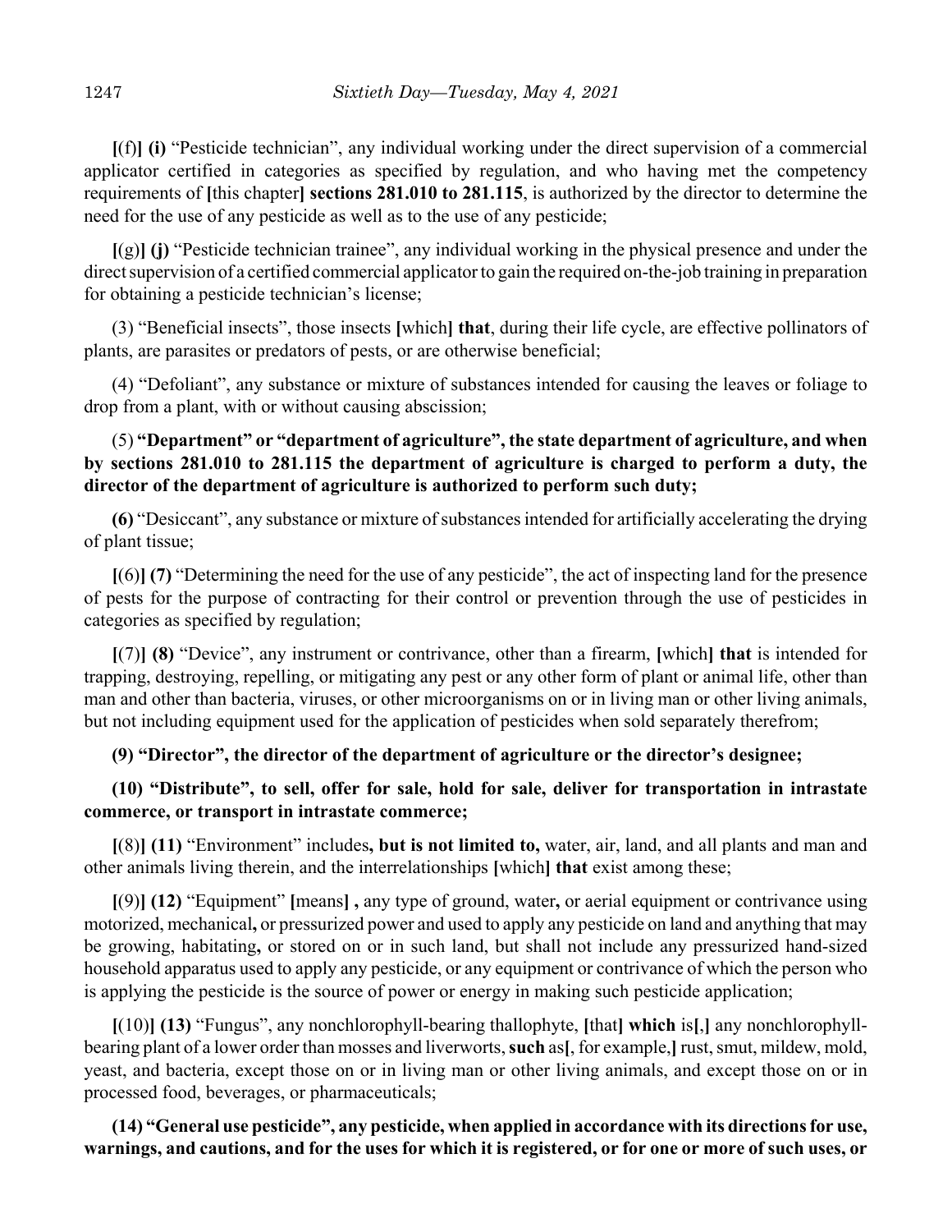**[**(f)**] (i)** "Pesticide technician", any individual working under the direct supervision of a commercial applicator certified in categories as specified by regulation, and who having met the competency requirements of **[**this chapter**] sections 281.010 to 281.115**, is authorized by the director to determine the need for the use of any pesticide as well as to the use of any pesticide;

**[**(g)**] (j)** "Pesticide technician trainee", any individual working in the physical presence and under the direct supervision of a certified commercial applicator to gain the required on-the-job training in preparation for obtaining a pesticide technician's license;

(3) "Beneficial insects", those insects **[**which**] that**, during their life cycle, are effective pollinators of plants, are parasites or predators of pests, or are otherwise beneficial;

(4) "Defoliant", any substance or mixture of substances intended for causing the leaves or foliage to drop from a plant, with or without causing abscission;

(5) **"Department" or "department of agriculture", the state department of agriculture, and when by sections 281.010 to 281.115 the department of agriculture is charged to perform a duty, the director of the department of agriculture is authorized to perform such duty;**

**(6)** "Desiccant", any substance or mixture of substances intended for artificially accelerating the drying of plant tissue;

**[**(6)**] (7)** "Determining the need for the use of any pesticide", the act of inspecting land for the presence of pests for the purpose of contracting for their control or prevention through the use of pesticides in categories as specified by regulation;

**[**(7)**] (8)** "Device", any instrument or contrivance, other than a firearm, **[**which**] that** is intended for trapping, destroying, repelling, or mitigating any pest or any other form of plant or animal life, other than man and other than bacteria, viruses, or other microorganisms on or in living man or other living animals, but not including equipment used for the application of pesticides when sold separately therefrom;

**(9) "Director", the director of the department of agriculture or the director's designee;**

**(10) "Distribute", to sell, offer for sale, hold for sale, deliver for transportation in intrastate commerce, or transport in intrastate commerce;**

**[**(8)**] (11)** "Environment" includes**, but is not limited to,** water, air, land, and all plants and man and other animals living therein, and the interrelationships **[**which**] that** exist among these;

**[**(9)**] (12)** "Equipment" **[**means**] ,** any type of ground, water**,** or aerial equipment or contrivance using motorized, mechanical**,** or pressurized power and used to apply any pesticide on land and anything that may be growing, habitating**,** or stored on or in such land, but shall not include any pressurized hand-sized household apparatus used to apply any pesticide, or any equipment or contrivance of which the person who is applying the pesticide is the source of power or energy in making such pesticide application;

**[**(10)**] (13)** "Fungus", any nonchlorophyll-bearing thallophyte, **[**that**] which** is**[**,**]** any nonchlorophyll-bearing plant of a lower order than mosses and liverworts, **such** as**[**, for example,**]** rust, smut, mildew, mold, yeast, and bacteria, except those on or in living man or other living animals, and except those on or in processed food, beverages, or pharmaceuticals;

**(14) "General use pesticide", any pesticide, when applied in accordance with its directions for use, warnings, and cautions, and for the uses for which it is registered, or for one or more of such uses, or**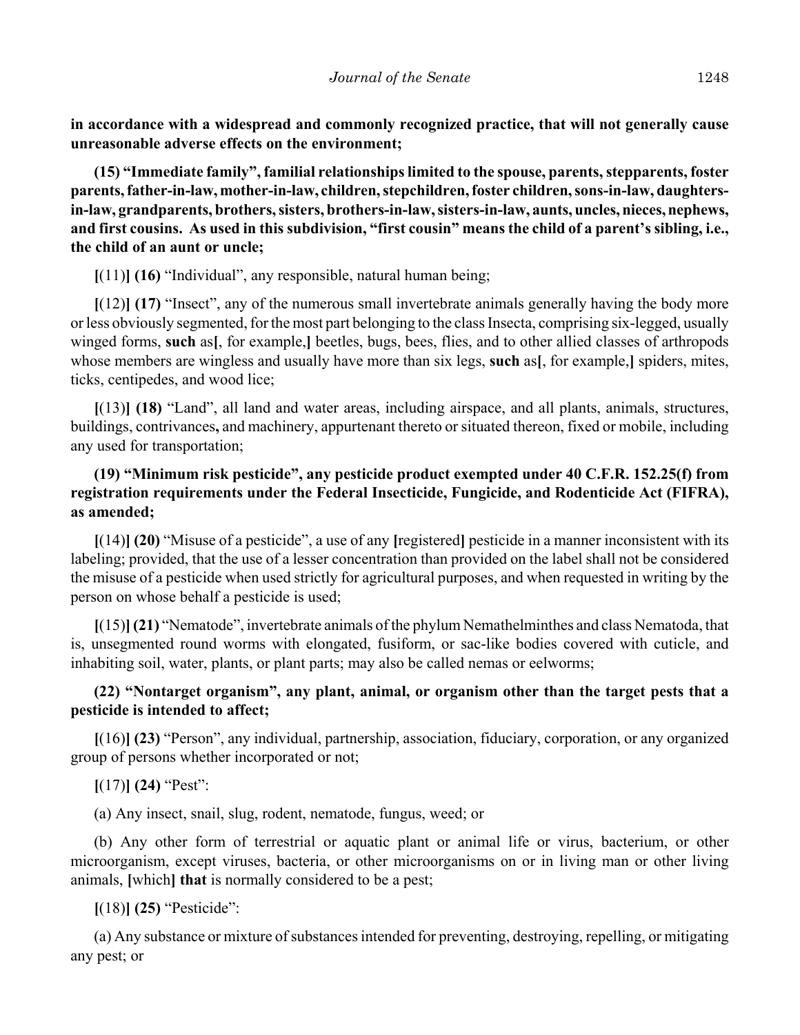**in accordance with a widespread and commonly recognized practice, that will not generally cause unreasonable adverse effects on the environment;**

**(15) "Immediate family", familial relationships limited to the spouse, parents, stepparents, foster parents, father-in-law, mother-in-law, children, stepchildren, foster children, sons-in-law, daughters-in-law, grandparents, brothers, sisters, brothers-in-law, sisters-in-law, aunts, uncles, nieces, nephews, and first cousins. As used in this subdivision, "first cousin" means the child of a parent's sibling, i.e., the child of an aunt or uncle;**

**[**(11)**] (16)** "Individual", any responsible, natural human being;

**[**(12)**] (17)** "Insect", any of the numerous small invertebrate animals generally having the body more or less obviously segmented, for the most part belonging to the class Insecta, comprising six-legged, usually winged forms, **such** as**[**, for example,**]** beetles, bugs, bees, flies, and to other allied classes of arthropods whose members are wingless and usually have more than six legs, **such** as**[**, for example,**]** spiders, mites, ticks, centipedes, and wood lice;

**[**(13)**] (18)** "Land", all land and water areas, including airspace, and all plants, animals, structures, buildings, contrivances**,** and machinery, appurtenant thereto or situated thereon, fixed or mobile, including any used for transportation;

**(19) "Minimum risk pesticide", any pesticide product exempted under 40 C.F.R. 152.25(f) from registration requirements under the Federal Insecticide, Fungicide, and Rodenticide Act (FIFRA), as amended;**

**[**(14)**] (20)** "Misuse of a pesticide", a use of any **[**registered**]** pesticide in a manner inconsistent with its labeling; provided, that the use of a lesser concentration than provided on the label shall not be considered the misuse of a pesticide when used strictly for agricultural purposes, and when requested in writing by the person on whose behalf a pesticide is used;

**[**(15)**] (21)** "Nematode", invertebrate animals of the phylum Nemathelminthes and class Nematoda, that is, unsegmented round worms with elongated, fusiform, or sac-like bodies covered with cuticle, and inhabiting soil, water, plants, or plant parts; may also be called nemas or eelworms;

**(22) "Nontarget organism", any plant, animal, or organism other than the target pests that a pesticide is intended to affect;**

**[**(16)**] (23)** "Person", any individual, partnership, association, fiduciary, corporation, or any organized group of persons whether incorporated or not;

**[**(17)**] (24)** "Pest":

(a) Any insect, snail, slug, rodent, nematode, fungus, weed; or

(b) Any other form of terrestrial or aquatic plant or animal life or virus, bacterium, or other microorganism, except viruses, bacteria, or other microorganisms on or in living man or other living animals, **[**which**] that** is normally considered to be a pest;

**[**(18)**] (25)** "Pesticide":

(a) Any substance or mixture of substances intended for preventing, destroying, repelling, or mitigating any pest; or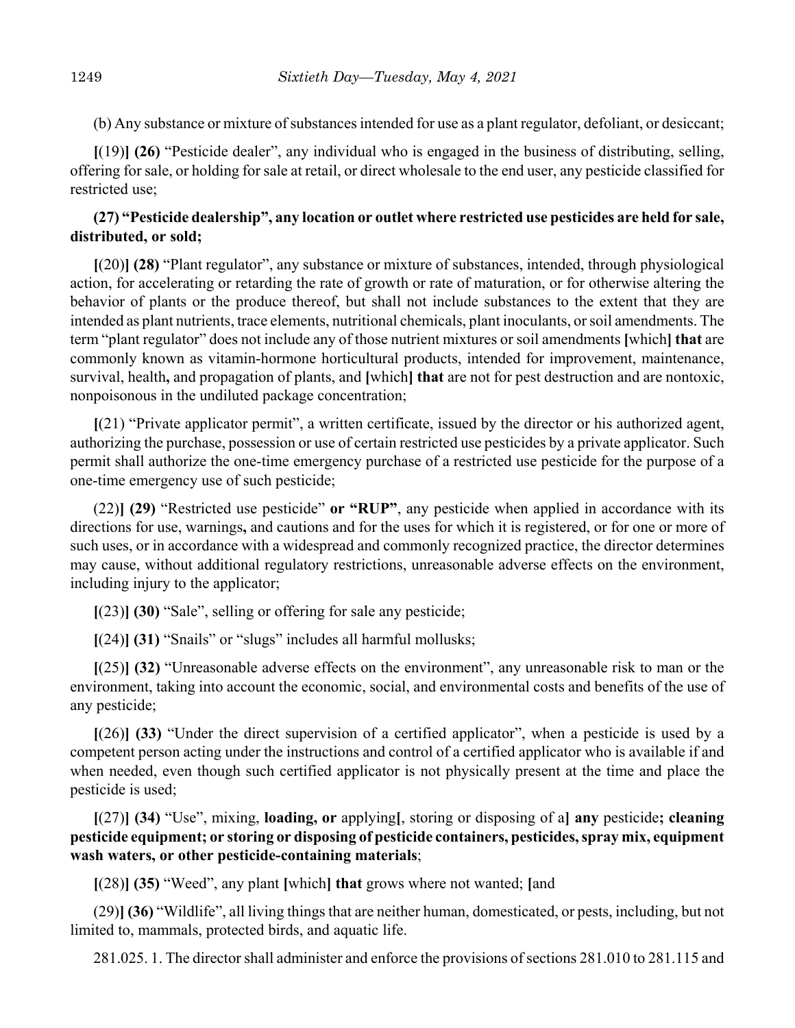(b) Any substance or mixture of substances intended for use as a plant regulator, defoliant, or desiccant;

**[**(19)**] (26)** "Pesticide dealer", any individual who is engaged in the business of distributing, selling, offering for sale, or holding for sale at retail, or direct wholesale to the end user, any pesticide classified for restricted use;

**(27) "Pesticide dealership", any location or outlet where restricted use pesticides are held for sale, distributed, or sold;**

**[**(20)**] (28)** "Plant regulator", any substance or mixture of substances, intended, through physiological action, for accelerating or retarding the rate of growth or rate of maturation, or for otherwise altering the behavior of plants or the produce thereof, but shall not include substances to the extent that they are intended as plant nutrients, trace elements, nutritional chemicals, plant inoculants, or soil amendments. The term "plant regulator" does not include any of those nutrient mixtures or soil amendments **[**which**] that** are commonly known as vitamin-hormone horticultural products, intended for improvement, maintenance, survival, health**,** and propagation of plants, and **[**which**] that** are not for pest destruction and are nontoxic, nonpoisonous in the undiluted package concentration;

**[**(21) "Private applicator permit", a written certificate, issued by the director or his authorized agent, authorizing the purchase, possession or use of certain restricted use pesticides by a private applicator. Such permit shall authorize the one-time emergency purchase of a restricted use pesticide for the purpose of a one-time emergency use of such pesticide;

(22)**] (29)** "Restricted use pesticide" **or "RUP"**, any pesticide when applied in accordance with its directions for use, warnings**,** and cautions and for the uses for which it is registered, or for one or more of such uses, or in accordance with a widespread and commonly recognized practice, the director determines may cause, without additional regulatory restrictions, unreasonable adverse effects on the environment, including injury to the applicator;

**[**(23)**] (30)** "Sale", selling or offering for sale any pesticide;

**[**(24)**] (31)** "Snails" or "slugs" includes all harmful mollusks;

**[**(25)**] (32)** "Unreasonable adverse effects on the environment", any unreasonable risk to man or the environment, taking into account the economic, social, and environmental costs and benefits of the use of any pesticide;

**[**(26)**] (33)** "Under the direct supervision of a certified applicator", when a pesticide is used by a competent person acting under the instructions and control of a certified applicator who is available if and when needed, even though such certified applicator is not physically present at the time and place the pesticide is used;

**[**(27)**] (34)** "Use", mixing, **loading, or** applying**[**, storing or disposing of a**] any** pesticide**; cleaning pesticide equipment; or storing or disposing of pesticide containers, pesticides, spray mix, equipment wash waters, or other pesticide-containing materials**;

**[**(28)**] (35)** "Weed", any plant **[**which**] that** grows where not wanted; **[**and

(29)**] (36)** "Wildlife", all living things that are neither human, domesticated, or pests, including, but not limited to, mammals, protected birds, and aquatic life.

281.025. 1. The director shall administer and enforce the provisions of sections 281.010 to 281.115 and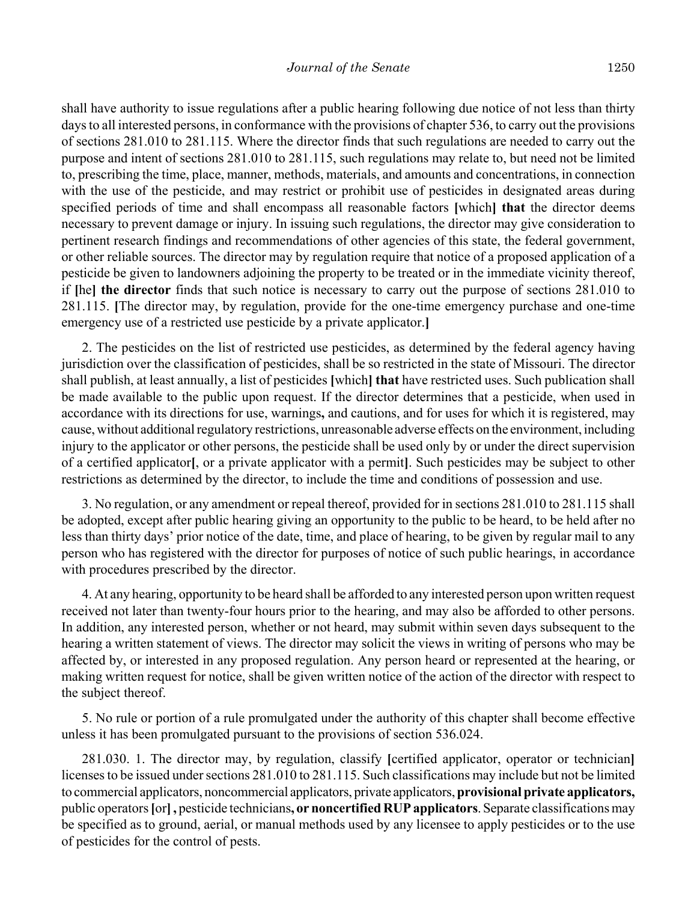shall have authority to issue regulations after a public hearing following due notice of not less than thirty days to all interested persons, in conformance with the provisions of chapter 536, to carry out the provisions of sections 281.010 to 281.115. Where the director finds that such regulations are needed to carry out the purpose and intent of sections 281.010 to 281.115, such regulations may relate to, but need not be limited to, prescribing the time, place, manner, methods, materials, and amounts and concentrations, in connection with the use of the pesticide, and may restrict or prohibit use of pesticides in designated areas during specified periods of time and shall encompass all reasonable factors **[**which**]** **that** the director deems necessary to prevent damage or injury. In issuing such regulations, the director may give consideration to pertinent research findings and recommendations of other agencies of this state, the federal government, or other reliable sources. The director may by regulation require that notice of a proposed application of a pesticide be given to landowners adjoining the property to be treated or in the immediate vicinity thereof, if **[**he**]** **the director** finds that such notice is necessary to carry out the purpose of sections 281.010 to 281.115. **[**The director may, by regulation, provide for the one-time emergency purchase and one-time emergency use of a restricted use pesticide by a private applicator.**]**

2. The pesticides on the list of restricted use pesticides, as determined by the federal agency having jurisdiction over the classification of pesticides, shall be so restricted in the state of Missouri. The director shall publish, at least annually, a list of pesticides **[**which**]** **that** have restricted uses. Such publication shall be made available to the public upon request. If the director determines that a pesticide, when used in accordance with its directions for use, warnings**,** and cautions, and for uses for which it is registered, may cause, without additional regulatory restrictions, unreasonable adverse effects on the environment, including injury to the applicator or other persons, the pesticide shall be used only by or under the direct supervision of a certified applicator**[**, or a private applicator with a permit**]**. Such pesticides may be subject to other restrictions as determined by the director, to include the time and conditions of possession and use.

3. No regulation, or any amendment or repeal thereof, provided for in sections 281.010 to 281.115 shall be adopted, except after public hearing giving an opportunity to the public to be heard, to be held after no less than thirty days' prior notice of the date, time, and place of hearing, to be given by regular mail to any person who has registered with the director for purposes of notice of such public hearings, in accordance with procedures prescribed by the director.

4. At any hearing, opportunity to be heard shall be afforded to any interested person upon written request received not later than twenty-four hours prior to the hearing, and may also be afforded to other persons. In addition, any interested person, whether or not heard, may submit within seven days subsequent to the hearing a written statement of views. The director may solicit the views in writing of persons who may be affected by, or interested in any proposed regulation. Any person heard or represented at the hearing, or making written request for notice, shall be given written notice of the action of the director with respect to the subject thereof.

5. No rule or portion of a rule promulgated under the authority of this chapter shall become effective unless it has been promulgated pursuant to the provisions of section 536.024.

281.030. 1. The director may, by regulation, classify **[**certified applicator, operator or technician**]** licenses to be issued under sections 281.010 to 281.115. Such classifications may include but not be limited to commercial applicators, noncommercial applicators, private applicators, **provisional private applicators,** public operators **[**or**]** **,** pesticide technicians**, or noncertified RUP applicators**. Separate classifications may be specified as to ground, aerial, or manual methods used by any licensee to apply pesticides or to the use of pesticides for the control of pests.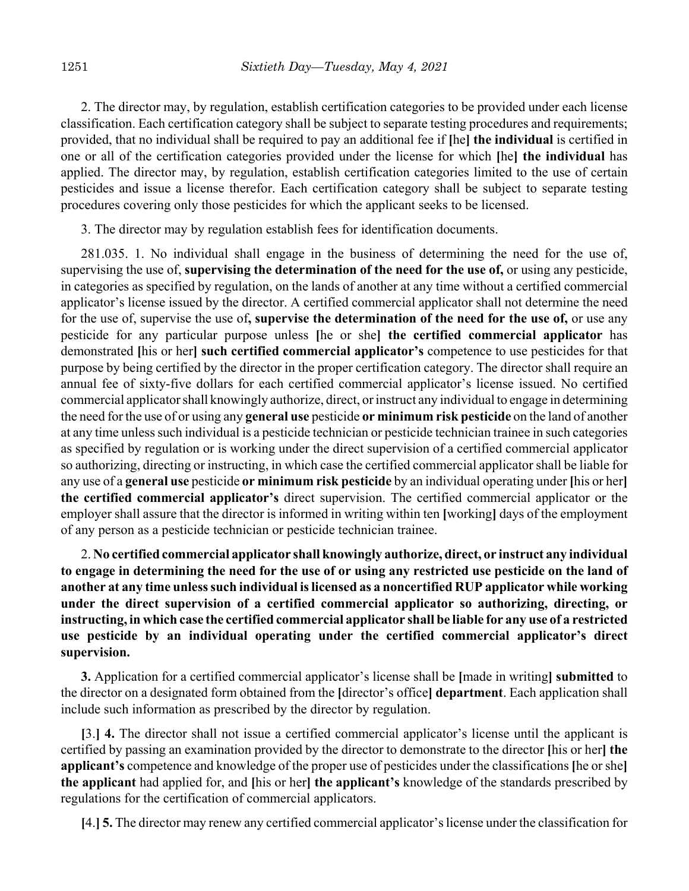2. The director may, by regulation, establish certification categories to be provided under each license classification. Each certification category shall be subject to separate testing procedures and requirements; provided, that no individual shall be required to pay an additional fee if [he] **the individual** is certified in one or all of the certification categories provided under the license for which [he] **the individual** has applied. The director may, by regulation, establish certification categories limited to the use of certain pesticides and issue a license therefor. Each certification category shall be subject to separate testing procedures covering only those pesticides for which the applicant seeks to be licensed.

3. The director may by regulation establish fees for identification documents.

281.035. 1. No individual shall engage in the business of determining the need for the use of, supervising the use of, **supervising the determination of the need for the use of,** or using any pesticide, in categories as specified by regulation, on the lands of another at any time without a certified commercial applicator's license issued by the director. A certified commercial applicator shall not determine the need for the use of, supervise the use of**, supervise the determination of the need for the use of,** or use any pesticide for any particular purpose unless [he or she] **the certified commercial applicator** has demonstrated [his or her] **such certified commercial applicator's** competence to use pesticides for that purpose by being certified by the director in the proper certification category. The director shall require an annual fee of sixty-five dollars for each certified commercial applicator's license issued. No certified commercial applicator shall knowingly authorize, direct, or instruct any individual to engage in determining the need for the use of or using any **general use** pesticide **or minimum risk pesticide** on the land of another at any time unless such individual is a pesticide technician or pesticide technician trainee in such categories as specified by regulation or is working under the direct supervision of a certified commercial applicator so authorizing, directing or instructing, in which case the certified commercial applicator shall be liable for any use of a **general use** pesticide **or minimum risk pesticide** by an individual operating under [his or her] **the certified commercial applicator's** direct supervision. The certified commercial applicator or the employer shall assure that the director is informed in writing within ten [working] days of the employment of any person as a pesticide technician or pesticide technician trainee.

2. **No certified commercial applicator shall knowingly authorize, direct, or instruct any individual to engage in determining the need for the use of or using any restricted use pesticide on the land of another at any time unless such individual is licensed as a noncertified RUP applicator while working under the direct supervision of a certified commercial applicator so authorizing, directing, or instructing, in which case the certified commercial applicator shall be liable for any use of a restricted use pesticide by an individual operating under the certified commercial applicator's direct supervision.**

**3.** Application for a certified commercial applicator's license shall be [made in writing] **submitted** to the director on a designated form obtained from the [director's office] **department**. Each application shall include such information as prescribed by the director by regulation.

[3.] **4.** The director shall not issue a certified commercial applicator's license until the applicant is certified by passing an examination provided by the director to demonstrate to the director [his or her] **the applicant's** competence and knowledge of the proper use of pesticides under the classifications [he or she] **the applicant** had applied for, and [his or her] **the applicant's** knowledge of the standards prescribed by regulations for the certification of commercial applicators.

[4.] **5.** The director may renew any certified commercial applicator's license under the classification for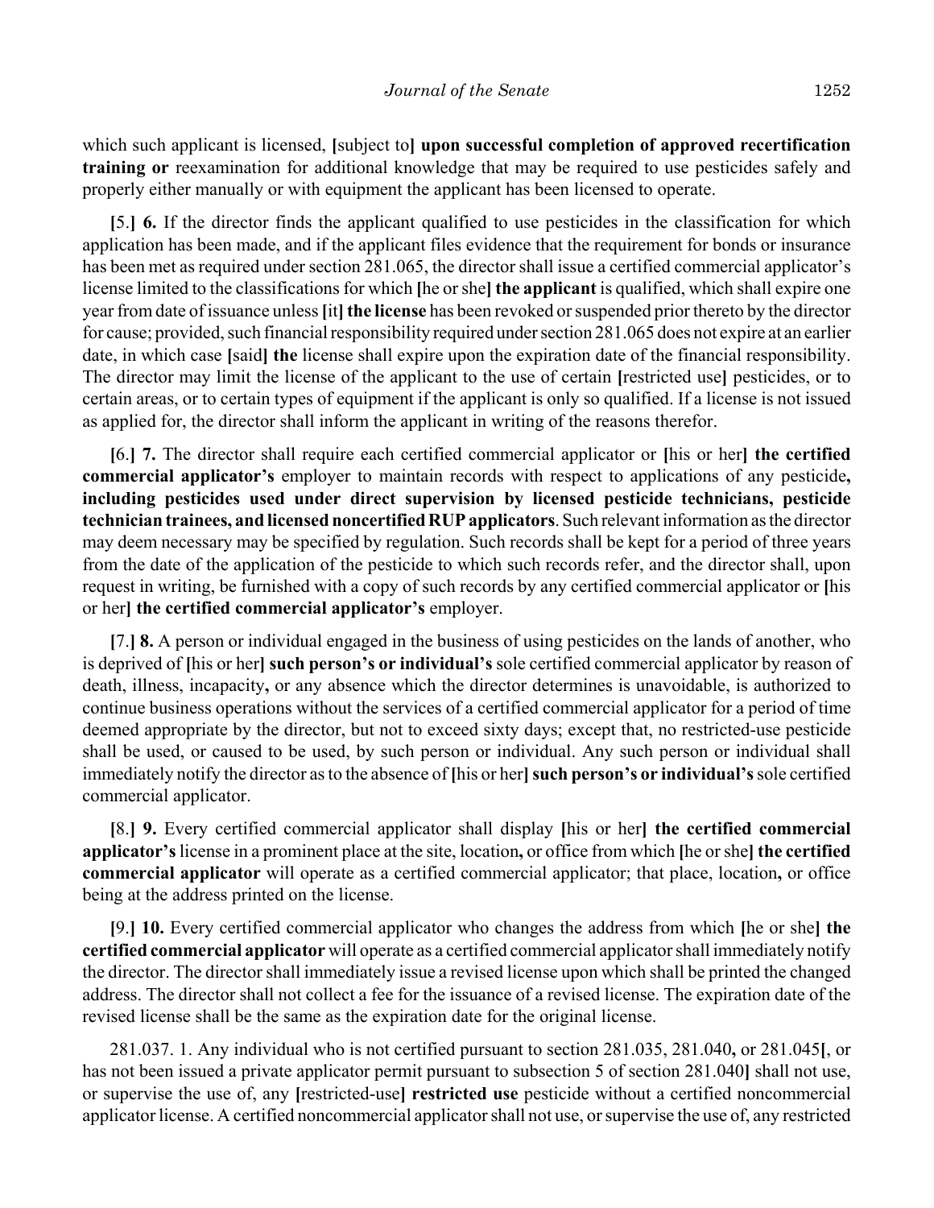which such applicant is licensed, **[**subject to**] upon successful completion of approved recertification training or** reexamination for additional knowledge that may be required to use pesticides safely and properly either manually or with equipment the applicant has been licensed to operate.

**[**5.**] 6.** If the director finds the applicant qualified to use pesticides in the classification for which application has been made, and if the applicant files evidence that the requirement for bonds or insurance has been met as required under section 281.065, the director shall issue a certified commercial applicator's license limited to the classifications for which **[**he or she**] the applicant** is qualified, which shall expire one year from date of issuance unless **[**it**] the license** has been revoked or suspended prior thereto by the director for cause; provided, such financial responsibility required under section 281.065 does not expire at an earlier date, in which case **[**said**] the** license shall expire upon the expiration date of the financial responsibility. The director may limit the license of the applicant to the use of certain **[**restricted use**]** pesticides, or to certain areas, or to certain types of equipment if the applicant is only so qualified. If a license is not issued as applied for, the director shall inform the applicant in writing of the reasons therefor.

**[**6.**] 7.** The director shall require each certified commercial applicator or **[**his or her**] the certified commercial applicator's** employer to maintain records with respect to applications of any pesticide**, including pesticides used under direct supervision by licensed pesticide technicians, pesticide technician trainees, and licensed noncertified RUP applicators**. Such relevant information as the director may deem necessary may be specified by regulation. Such records shall be kept for a period of three years from the date of the application of the pesticide to which such records refer, and the director shall, upon request in writing, be furnished with a copy of such records by any certified commercial applicator or **[**his or her**] the certified commercial applicator's** employer.

**[**7.**] 8.** A person or individual engaged in the business of using pesticides on the lands of another, who is deprived of **[**his or her**] such person's or individual's** sole certified commercial applicator by reason of death, illness, incapacity**,** or any absence which the director determines is unavoidable, is authorized to continue business operations without the services of a certified commercial applicator for a period of time deemed appropriate by the director, but not to exceed sixty days; except that, no restricted-use pesticide shall be used, or caused to be used, by such person or individual. Any such person or individual shall immediately notify the director as to the absence of **[**his or her**] such person's or individual's** sole certified commercial applicator.

**[**8.**] 9.** Every certified commercial applicator shall display **[**his or her**] the certified commercial applicator's** license in a prominent place at the site, location**,** or office from which **[**he or she**] the certified commercial applicator** will operate as a certified commercial applicator; that place, location**,** or office being at the address printed on the license.

**[**9.**] 10.** Every certified commercial applicator who changes the address from which **[**he or she**] the certified commercial applicator** will operate as a certified commercial applicator shall immediately notify the director. The director shall immediately issue a revised license upon which shall be printed the changed address. The director shall not collect a fee for the issuance of a revised license. The expiration date of the revised license shall be the same as the expiration date for the original license.

281.037. 1. Any individual who is not certified pursuant to section 281.035, 281.040**,** or 281.045**[**, or has not been issued a private applicator permit pursuant to subsection 5 of section 281.040**]** shall not use, or supervise the use of, any **[**restricted-use**] restricted use** pesticide without a certified noncommercial applicator license. A certified noncommercial applicator shall not use, or supervise the use of, any restricted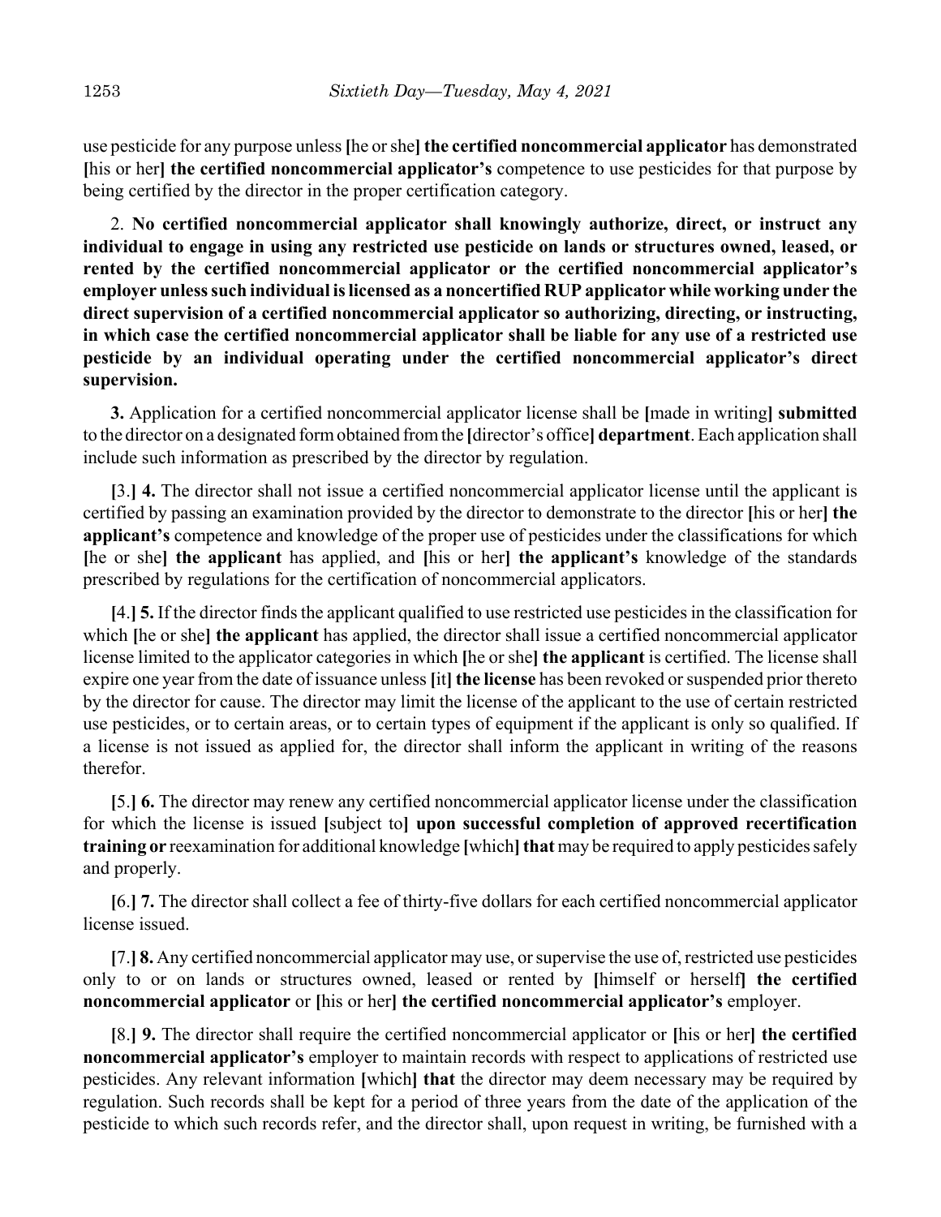use pesticide for any purpose unless [he or she] **the certified noncommercial applicator** has demonstrated [his or her] **the certified noncommercial applicator's** competence to use pesticides for that purpose by being certified by the director in the proper certification category.

2. **No certified noncommercial applicator shall knowingly authorize, direct, or instruct any individual to engage in using any restricted use pesticide on lands or structures owned, leased, or rented by the certified noncommercial applicator or the certified noncommercial applicator's employer unless such individual is licensed as a noncertified RUP applicator while working under the direct supervision of a certified noncommercial applicator so authorizing, directing, or instructing, in which case the certified noncommercial applicator shall be liable for any use of a restricted use pesticide by an individual operating under the certified noncommercial applicator's direct supervision.**

**3.** Application for a certified noncommercial applicator license shall be [made in writing] **submitted** to the director on a designated form obtained from the [director's office] **department**. Each application shall include such information as prescribed by the director by regulation.

[3.] **4.** The director shall not issue a certified noncommercial applicator license until the applicant is certified by passing an examination provided by the director to demonstrate to the director [his or her] **the applicant's** competence and knowledge of the proper use of pesticides under the classifications for which [he or she] **the applicant** has applied, and [his or her] **the applicant's** knowledge of the standards prescribed by regulations for the certification of noncommercial applicators.

[4.] **5.** If the director finds the applicant qualified to use restricted use pesticides in the classification for which [he or she] **the applicant** has applied, the director shall issue a certified noncommercial applicator license limited to the applicator categories in which [he or she] **the applicant** is certified. The license shall expire one year from the date of issuance unless [it] **the license** has been revoked or suspended prior thereto by the director for cause. The director may limit the license of the applicant to the use of certain restricted use pesticides, or to certain areas, or to certain types of equipment if the applicant is only so qualified. If a license is not issued as applied for, the director shall inform the applicant in writing of the reasons therefor.

[5.] **6.** The director may renew any certified noncommercial applicator license under the classification for which the license is issued [subject to] **upon successful completion of approved recertification training or** reexamination for additional knowledge [which] **that** may be required to apply pesticides safely and properly.

[6.] **7.** The director shall collect a fee of thirty-five dollars for each certified noncommercial applicator license issued.

[7.] **8.** Any certified noncommercial applicator may use, or supervise the use of, restricted use pesticides only to or on lands or structures owned, leased or rented by [himself or herself] **the certified noncommercial applicator** or [his or her] **the certified noncommercial applicator's** employer.

[8.] **9.** The director shall require the certified noncommercial applicator or [his or her] **the certified noncommercial applicator's** employer to maintain records with respect to applications of restricted use pesticides. Any relevant information [which] **that** the director may deem necessary may be required by regulation. Such records shall be kept for a period of three years from the date of the application of the pesticide to which such records refer, and the director shall, upon request in writing, be furnished with a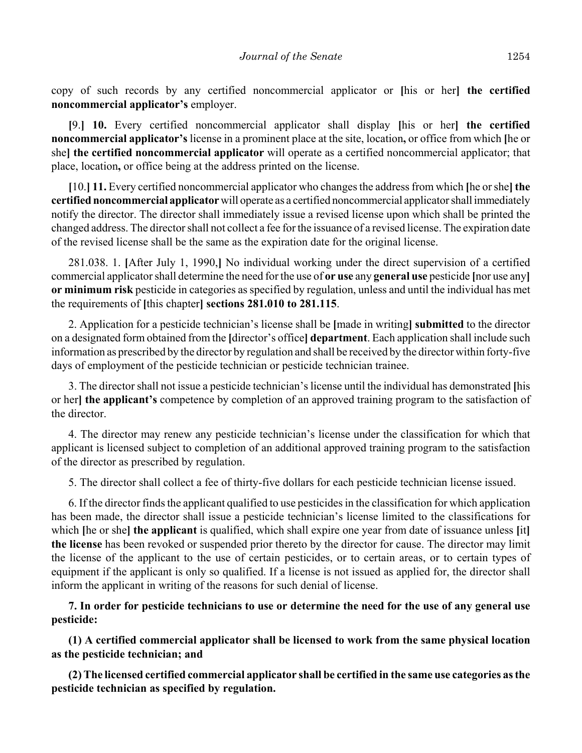copy of such records by any certified noncommercial applicator or [his or her] **the certified noncommercial applicator's** employer.

[9.] **10.** Every certified noncommercial applicator shall display [his or her] **the certified noncommercial applicator's** license in a prominent place at the site, location**,** or office from which [he or she] **the certified noncommercial applicator** will operate as a certified noncommercial applicator; that place, location**,** or office being at the address printed on the license.

[10.] **11.** Every certified noncommercial applicator who changes the address from which [he or she] **the certified noncommercial applicator** will operate as a certified noncommercial applicator shall immediately notify the director. The director shall immediately issue a revised license upon which shall be printed the changed address. The director shall not collect a fee for the issuance of a revised license. The expiration date of the revised license shall be the same as the expiration date for the original license.

281.038. 1. [After July 1, 1990,] No individual working under the direct supervision of a certified commercial applicator shall determine the need for the use of **or use** any **general use** pesticide [nor use any] **or minimum risk** pesticide in categories as specified by regulation, unless and until the individual has met the requirements of [this chapter] **sections 281.010 to 281.115**.

2. Application for a pesticide technician's license shall be [made in writing] **submitted** to the director on a designated form obtained from the [director's office] **department**. Each application shall include such information as prescribed by the director by regulation and shall be received by the director within forty-five days of employment of the pesticide technician or pesticide technician trainee.

3. The director shall not issue a pesticide technician's license until the individual has demonstrated [his or her] **the applicant's** competence by completion of an approved training program to the satisfaction of the director.

4. The director may renew any pesticide technician's license under the classification for which that applicant is licensed subject to completion of an additional approved training program to the satisfaction of the director as prescribed by regulation.

5. The director shall collect a fee of thirty-five dollars for each pesticide technician license issued.

6. If the director finds the applicant qualified to use pesticides in the classification for which application has been made, the director shall issue a pesticide technician's license limited to the classifications for which [he or she] **the applicant** is qualified, which shall expire one year from date of issuance unless [it] **the license** has been revoked or suspended prior thereto by the director for cause. The director may limit the license of the applicant to the use of certain pesticides, or to certain areas, or to certain types of equipment if the applicant is only so qualified. If a license is not issued as applied for, the director shall inform the applicant in writing of the reasons for such denial of license.

**7. In order for pesticide technicians to use or determine the need for the use of any general use pesticide:**

**(1) A certified commercial applicator shall be licensed to work from the same physical location as the pesticide technician; and**

**(2) The licensed certified commercial applicator shall be certified in the same use categories as the pesticide technician as specified by regulation.**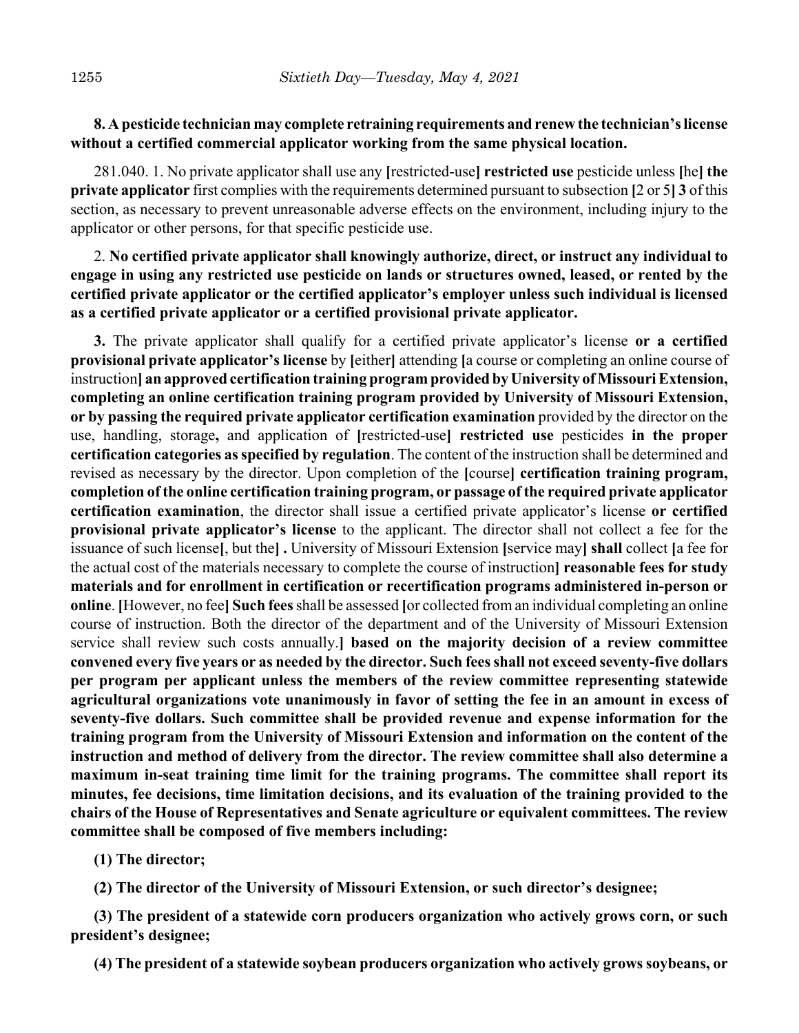**8. A pesticide technician may complete retraining requirements and renew the technician's license without a certified commercial applicator working from the same physical location.**

281.040. 1. No private applicator shall use any [restricted-use] **restricted use** pesticide unless [he] **the private applicator** first complies with the requirements determined pursuant to subsection [2 or 5] **3** of this section, as necessary to prevent unreasonable adverse effects on the environment, including injury to the applicator or other persons, for that specific pesticide use.

2. **No certified private applicator shall knowingly authorize, direct, or instruct any individual to engage in using any restricted use pesticide on lands or structures owned, leased, or rented by the certified private applicator or the certified applicator's employer unless such individual is licensed as a certified private applicator or a certified provisional private applicator.**

**3.** The private applicator shall qualify for a certified private applicator's license **or a certified provisional private applicator's license** by [either] attending [a course or completing an online course of instruction] **an approved certification training program provided by University of Missouri Extension, completing an online certification training program provided by University of Missouri Extension, or by passing the required private applicator certification examination** provided by the director on the use, handling, storage**,** and application of [restricted-use] **restricted use** pesticides **in the proper certification categories as specified by regulation**. The content of the instruction shall be determined and revised as necessary by the director. Upon completion of the [course] **certification training program, completion of the online certification training program, or passage of the required private applicator certification examination**, the director shall issue a certified private applicator's license **or certified provisional private applicator's license** to the applicant. The director shall not collect a fee for the issuance of such license[, but the] **.** University of Missouri Extension [service may] **shall** collect [a fee for the actual cost of the materials necessary to complete the course of instruction] **reasonable fees for study materials and for enrollment in certification or recertification programs administered in-person or online**. [However, no fee] **Such fees** shall be assessed [or collected from an individual completing an online course of instruction. Both the director of the department and of the University of Missouri Extension service shall review such costs annually.] **based on the majority decision of a review committee convened every five years or as needed by the director. Such fees shall not exceed seventy-five dollars per program per applicant unless the members of the review committee representing statewide agricultural organizations vote unanimously in favor of setting the fee in an amount in excess of seventy-five dollars. Such committee shall be provided revenue and expense information for the training program from the University of Missouri Extension and information on the content of the instruction and method of delivery from the director. The review committee shall also determine a maximum in-seat training time limit for the training programs. The committee shall report its minutes, fee decisions, time limitation decisions, and its evaluation of the training provided to the chairs of the House of Representatives and Senate agriculture or equivalent committees. The review committee shall be composed of five members including:**

**(1) The director;**

**(2) The director of the University of Missouri Extension, or such director's designee;**

**(3) The president of a statewide corn producers organization who actively grows corn, or such president's designee;**

**(4) The president of a statewide soybean producers organization who actively grows soybeans, or**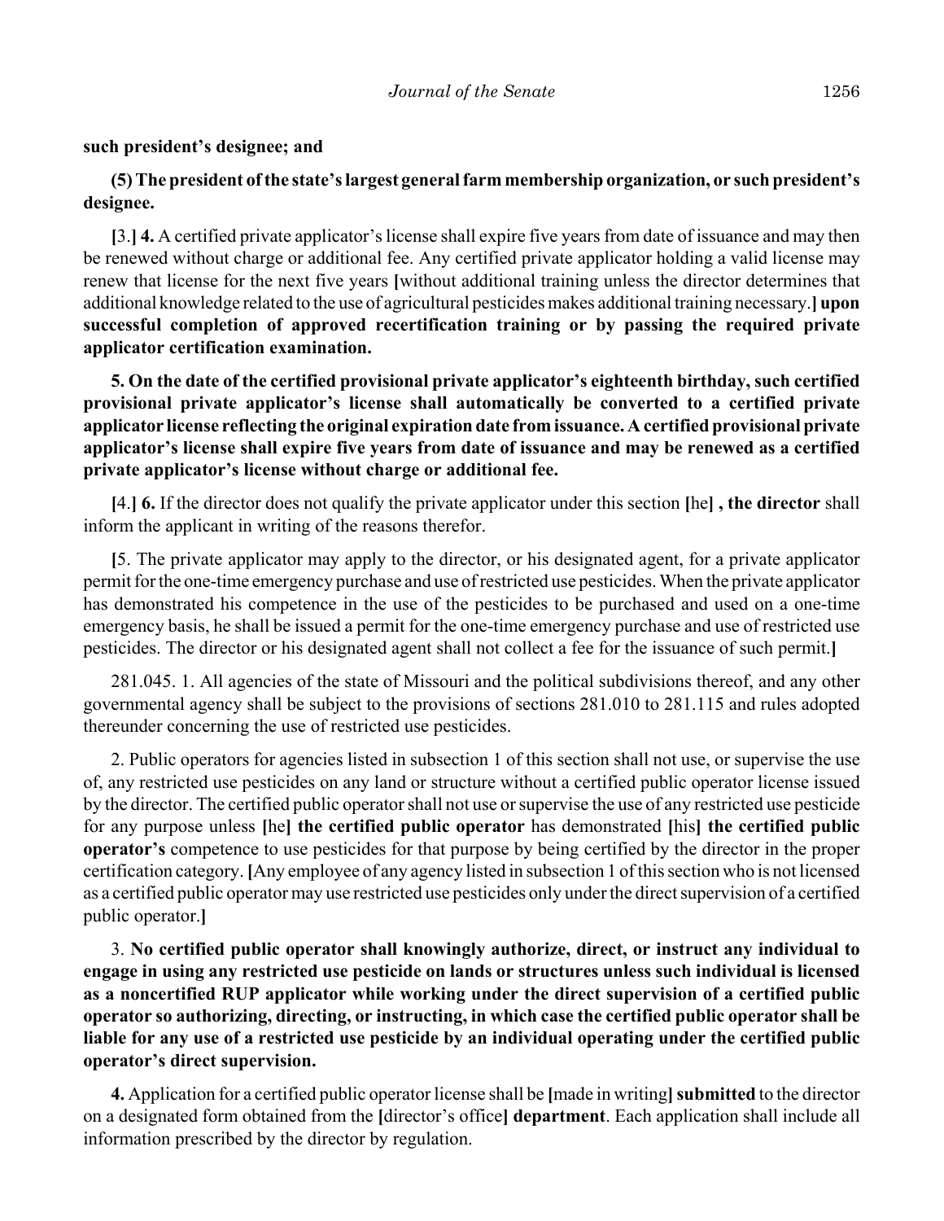**such president's designee; and**

**(5) The president of the state's largest general farm membership organization, or such president's designee.**

**[**3.**]** **4.** A certified private applicator's license shall expire five years from date of issuance and may then be renewed without charge or additional fee. Any certified private applicator holding a valid license may renew that license for the next five years **[**without additional training unless the director determines that additional knowledge related to the use of agricultural pesticides makes additional training necessary.**] upon successful completion of approved recertification training or by passing the required private applicator certification examination.**

**5. On the date of the certified provisional private applicator's eighteenth birthday, such certified provisional private applicator's license shall automatically be converted to a certified private applicator license reflecting the original expiration date from issuance. A certified provisional private applicator's license shall expire five years from date of issuance and may be renewed as a certified private applicator's license without charge or additional fee.**

**[**4.**]** **6.** If the director does not qualify the private applicator under this section **[**he**] , the director** shall inform the applicant in writing of the reasons therefor.

**[**5. The private applicator may apply to the director, or his designated agent, for a private applicator permit for the one-time emergency purchase and use of restricted use pesticides. When the private applicator has demonstrated his competence in the use of the pesticides to be purchased and used on a one-time emergency basis, he shall be issued a permit for the one-time emergency purchase and use of restricted use pesticides. The director or his designated agent shall not collect a fee for the issuance of such permit.**]**

281.045. 1. All agencies of the state of Missouri and the political subdivisions thereof, and any other governmental agency shall be subject to the provisions of sections 281.010 to 281.115 and rules adopted thereunder concerning the use of restricted use pesticides.

2. Public operators for agencies listed in subsection 1 of this section shall not use, or supervise the use of, any restricted use pesticides on any land or structure without a certified public operator license issued by the director. The certified public operator shall not use or supervise the use of any restricted use pesticide for any purpose unless **[**he**] the certified public operator** has demonstrated **[**his**] the certified public operator's** competence to use pesticides for that purpose by being certified by the director in the proper certification category. **[**Any employee of any agency listed in subsection 1 of this section who is not licensed as a certified public operator may use restricted use pesticides only under the direct supervision of a certified public operator.**]**

3. **No certified public operator shall knowingly authorize, direct, or instruct any individual to engage in using any restricted use pesticide on lands or structures unless such individual is licensed as a noncertified RUP applicator while working under the direct supervision of a certified public operator so authorizing, directing, or instructing, in which case the certified public operator shall be liable for any use of a restricted use pesticide by an individual operating under the certified public operator's direct supervision.**

**4.** Application for a certified public operator license shall be **[**made in writing**] submitted** to the director on a designated form obtained from the **[**director's office**] department**. Each application shall include all information prescribed by the director by regulation.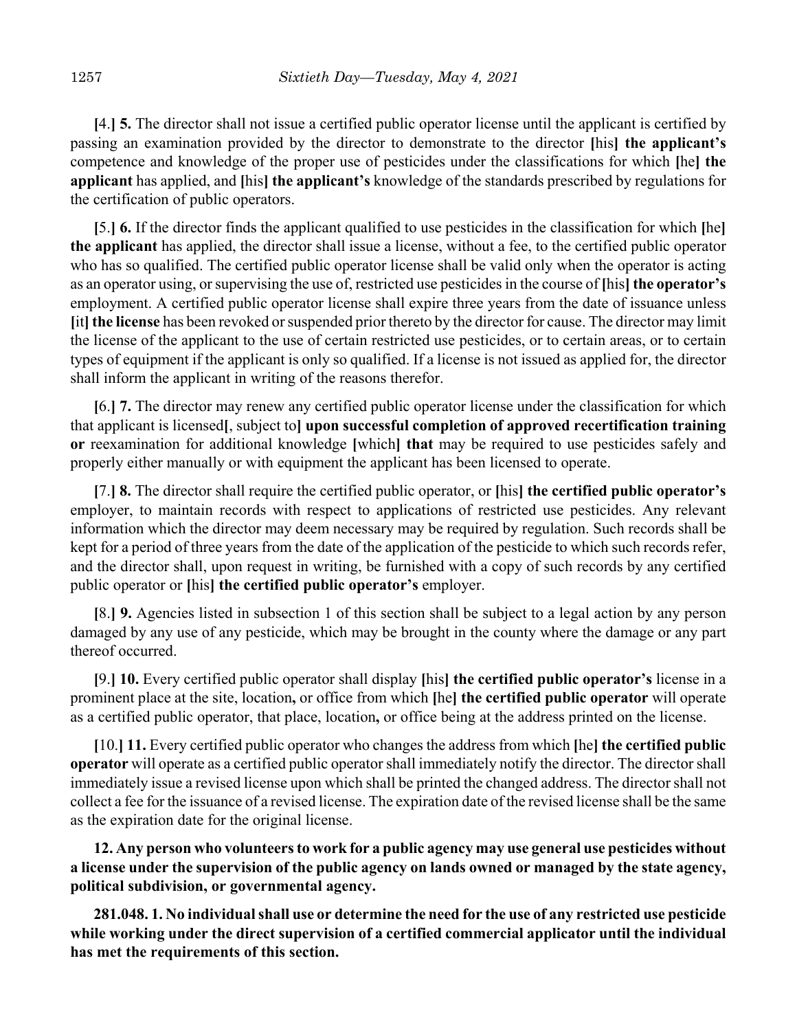**[**4.**]** **5.** The director shall not issue a certified public operator license until the applicant is certified by passing an examination provided by the director to demonstrate to the director **[**his**]** **the applicant's** competence and knowledge of the proper use of pesticides under the classifications for which **[**he**]** **the applicant** has applied, and **[**his**]** **the applicant's** knowledge of the standards prescribed by regulations for the certification of public operators.

**[**5.**]** **6.** If the director finds the applicant qualified to use pesticides in the classification for which **[**he**]** **the applicant** has applied, the director shall issue a license, without a fee, to the certified public operator who has so qualified. The certified public operator license shall be valid only when the operator is acting as an operator using, or supervising the use of, restricted use pesticides in the course of **[**his**]** **the operator's** employment. A certified public operator license shall expire three years from the date of issuance unless **[**it**]** **the license** has been revoked or suspended prior thereto by the director for cause. The director may limit the license of the applicant to the use of certain restricted use pesticides, or to certain areas, or to certain types of equipment if the applicant is only so qualified. If a license is not issued as applied for, the director shall inform the applicant in writing of the reasons therefor.

**[**6.**]** **7.** The director may renew any certified public operator license under the classification for which that applicant is licensed**[**, subject to**]** **upon successful completion of approved recertification training or** reexamination for additional knowledge **[**which**]** **that** may be required to use pesticides safely and properly either manually or with equipment the applicant has been licensed to operate.

**[**7.**]** **8.** The director shall require the certified public operator, or **[**his**]** **the certified public operator's** employer, to maintain records with respect to applications of restricted use pesticides. Any relevant information which the director may deem necessary may be required by regulation. Such records shall be kept for a period of three years from the date of the application of the pesticide to which such records refer, and the director shall, upon request in writing, be furnished with a copy of such records by any certified public operator or **[**his**]** **the certified public operator's** employer.

**[**8.**]** **9.** Agencies listed in subsection 1 of this section shall be subject to a legal action by any person damaged by any use of any pesticide, which may be brought in the county where the damage or any part thereof occurred.

**[**9.**]** **10.** Every certified public operator shall display **[**his**]** **the certified public operator's** license in a prominent place at the site, location**,** or office from which **[**he**]** **the certified public operator** will operate as a certified public operator, that place, location**,** or office being at the address printed on the license.

**[**10.**]** **11.** Every certified public operator who changes the address from which **[**he**]** **the certified public operator** will operate as a certified public operator shall immediately notify the director. The director shall immediately issue a revised license upon which shall be printed the changed address. The director shall not collect a fee for the issuance of a revised license. The expiration date of the revised license shall be the same as the expiration date for the original license.

**12. Any person who volunteers to work for a public agency may use general use pesticides without a license under the supervision of the public agency on lands owned or managed by the state agency, political subdivision, or governmental agency.**

**281.048. 1. No individual shall use or determine the need for the use of any restricted use pesticide while working under the direct supervision of a certified commercial applicator until the individual has met the requirements of this section.**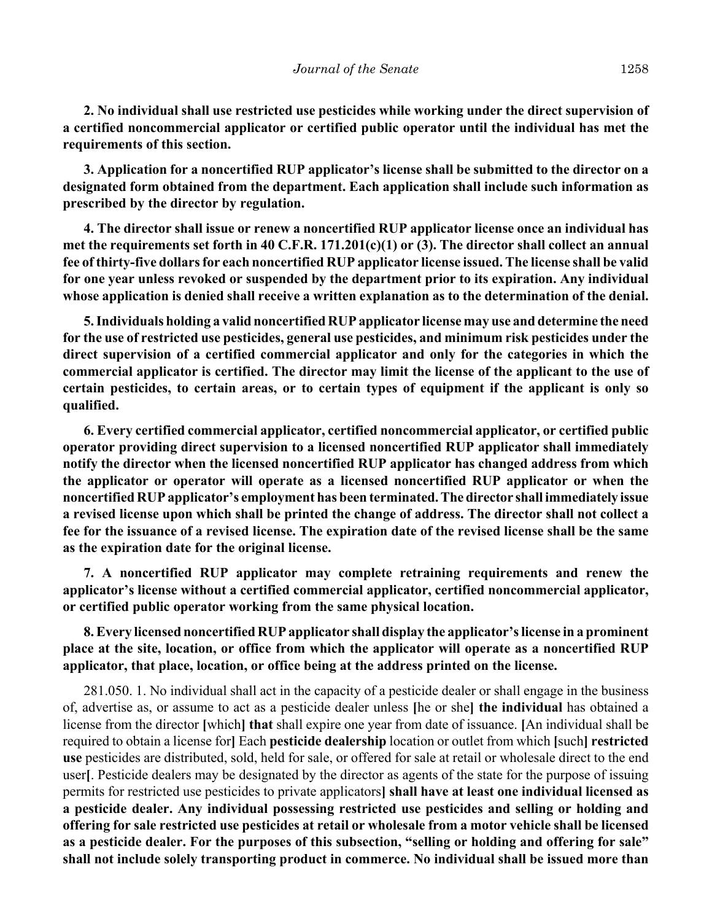**2. No individual shall use restricted use pesticides while working under the direct supervision of a certified noncommercial applicator or certified public operator until the individual has met the requirements of this section.**

**3. Application for a noncertified RUP applicator's license shall be submitted to the director on a designated form obtained from the department. Each application shall include such information as prescribed by the director by regulation.**

**4. The director shall issue or renew a noncertified RUP applicator license once an individual has met the requirements set forth in 40 C.F.R. 171.201(c)(1) or (3). The director shall collect an annual fee of thirty-five dollars for each noncertified RUP applicator license issued. The license shall be valid for one year unless revoked or suspended by the department prior to its expiration. Any individual whose application is denied shall receive a written explanation as to the determination of the denial.**

**5. Individuals holding a valid noncertified RUP applicator license may use and determine the need for the use of restricted use pesticides, general use pesticides, and minimum risk pesticides under the direct supervision of a certified commercial applicator and only for the categories in which the commercial applicator is certified. The director may limit the license of the applicant to the use of certain pesticides, to certain areas, or to certain types of equipment if the applicant is only so qualified.**

**6. Every certified commercial applicator, certified noncommercial applicator, or certified public operator providing direct supervision to a licensed noncertified RUP applicator shall immediately notify the director when the licensed noncertified RUP applicator has changed address from which the applicator or operator will operate as a licensed noncertified RUP applicator or when the noncertified RUP applicator's employment has been terminated. The director shall immediately issue a revised license upon which shall be printed the change of address. The director shall not collect a fee for the issuance of a revised license. The expiration date of the revised license shall be the same as the expiration date for the original license.**

**7. A noncertified RUP applicator may complete retraining requirements and renew the applicator's license without a certified commercial applicator, certified noncommercial applicator, or certified public operator working from the same physical location.**

**8. Every licensed noncertified RUP applicator shall display the applicator's license in a prominent place at the site, location, or office from which the applicator will operate as a noncertified RUP applicator, that place, location, or office being at the address printed on the license.**

281.050. 1. No individual shall act in the capacity of a pesticide dealer or shall engage in the business of, advertise as, or assume to act as a pesticide dealer unless [he or she] **the individual** has obtained a license from the director [which] **that** shall expire one year from date of issuance. [An individual shall be required to obtain a license for] Each **pesticide dealership** location or outlet from which [such] **restricted use** pesticides are distributed, sold, held for sale, or offered for sale at retail or wholesale direct to the end user[. Pesticide dealers may be designated by the director as agents of the state for the purpose of issuing permits for restricted use pesticides to private applicators] **shall have at least one individual licensed as a pesticide dealer. Any individual possessing restricted use pesticides and selling or holding and offering for sale restricted use pesticides at retail or wholesale from a motor vehicle shall be licensed as a pesticide dealer. For the purposes of this subsection, "selling or holding and offering for sale" shall not include solely transporting product in commerce. No individual shall be issued more than**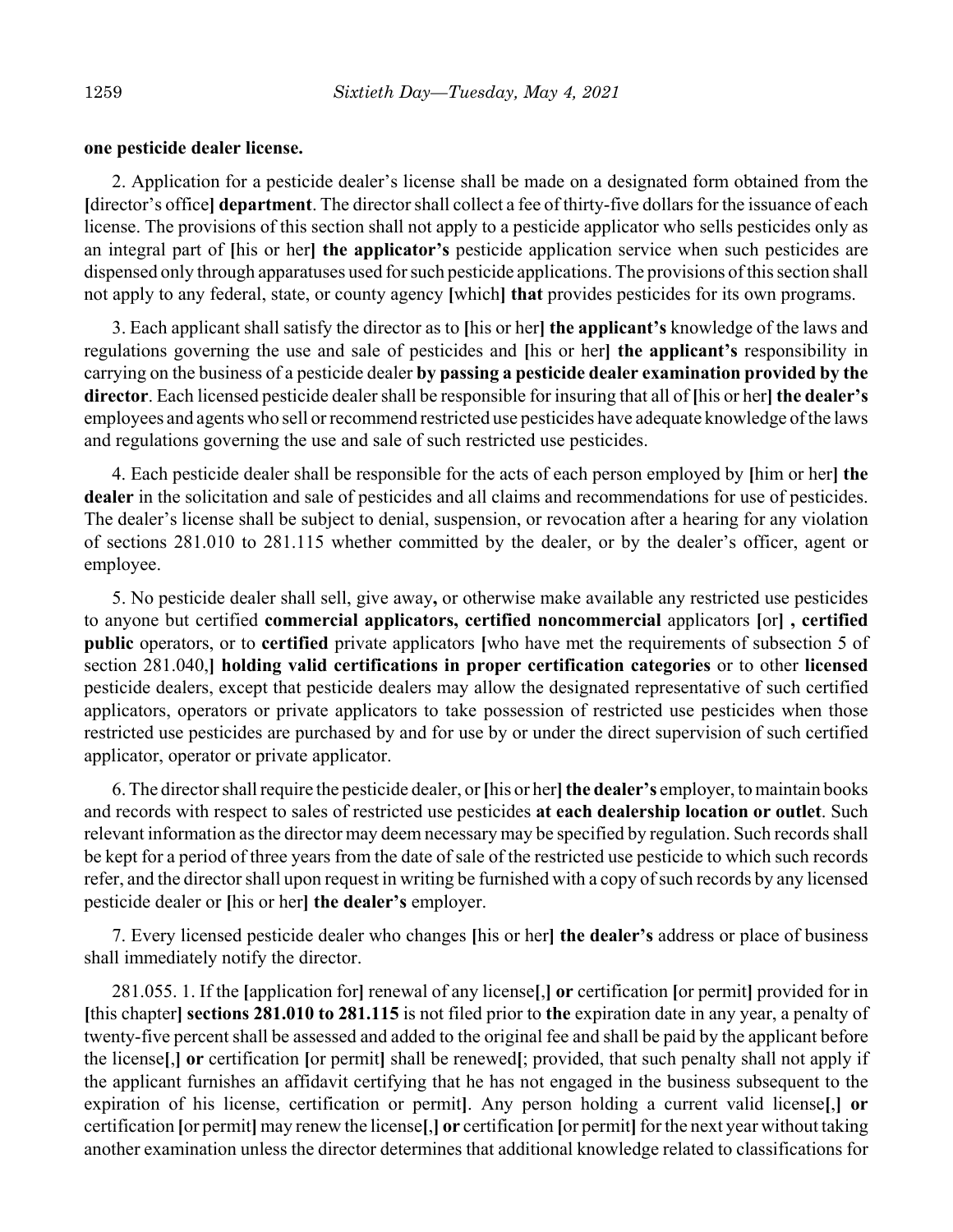**one pesticide dealer license.**

2. Application for a pesticide dealer's license shall be made on a designated form obtained from the **[**director's office**]** **department**. The director shall collect a fee of thirty-five dollars for the issuance of each license. The provisions of this section shall not apply to a pesticide applicator who sells pesticides only as an integral part of **[**his or her**]** **the applicator's** pesticide application service when such pesticides are dispensed only through apparatuses used for such pesticide applications. The provisions of this section shall not apply to any federal, state, or county agency **[**which**]** **that** provides pesticides for its own programs.

3. Each applicant shall satisfy the director as to **[**his or her**]** **the applicant's** knowledge of the laws and regulations governing the use and sale of pesticides and **[**his or her**]** **the applicant's** responsibility in carrying on the business of a pesticide dealer **by passing a pesticide dealer examination provided by the director**. Each licensed pesticide dealer shall be responsible for insuring that all of **[**his or her**]** **the dealer's** employees and agents who sell or recommend restricted use pesticides have adequate knowledge of the laws and regulations governing the use and sale of such restricted use pesticides.

4. Each pesticide dealer shall be responsible for the acts of each person employed by **[**him or her**]** **the dealer** in the solicitation and sale of pesticides and all claims and recommendations for use of pesticides. The dealer's license shall be subject to denial, suspension, or revocation after a hearing for any violation of sections 281.010 to 281.115 whether committed by the dealer, or by the dealer's officer, agent or employee.

5. No pesticide dealer shall sell, give away**,** or otherwise make available any restricted use pesticides to anyone but certified **commercial applicators, certified noncommercial** applicators **[**or**]** **, certified public** operators, or to **certified** private applicators **[**who have met the requirements of subsection 5 of section 281.040,**]** **holding valid certifications in proper certification categories** or to other **licensed** pesticide dealers, except that pesticide dealers may allow the designated representative of such certified applicators, operators or private applicators to take possession of restricted use pesticides when those restricted use pesticides are purchased by and for use by or under the direct supervision of such certified applicator, operator or private applicator.

6. The director shall require the pesticide dealer, or **[**his or her**]** **the dealer's** employer, to maintain books and records with respect to sales of restricted use pesticides **at each dealership location or outlet**. Such relevant information as the director may deem necessary may be specified by regulation. Such records shall be kept for a period of three years from the date of sale of the restricted use pesticide to which such records refer, and the director shall upon request in writing be furnished with a copy of such records by any licensed pesticide dealer or **[**his or her**]** **the dealer's** employer.

7. Every licensed pesticide dealer who changes **[**his or her**]** **the dealer's** address or place of business shall immediately notify the director.

281.055. 1. If the **[**application for**]** renewal of any license**[**,**]** **or** certification **[**or permit**]** provided for in **[**this chapter**]** **sections 281.010 to 281.115** is not filed prior to **the** expiration date in any year, a penalty of twenty-five percent shall be assessed and added to the original fee and shall be paid by the applicant before the license**[**,**]** **or** certification **[**or permit**]** shall be renewed**[**; provided, that such penalty shall not apply if the applicant furnishes an affidavit certifying that he has not engaged in the business subsequent to the expiration of his license, certification or permit**]**. Any person holding a current valid license**[**,**]** **or** certification **[**or permit**]** may renew the license**[**,**]** **or** certification **[**or permit**]** for the next year without taking another examination unless the director determines that additional knowledge related to classifications for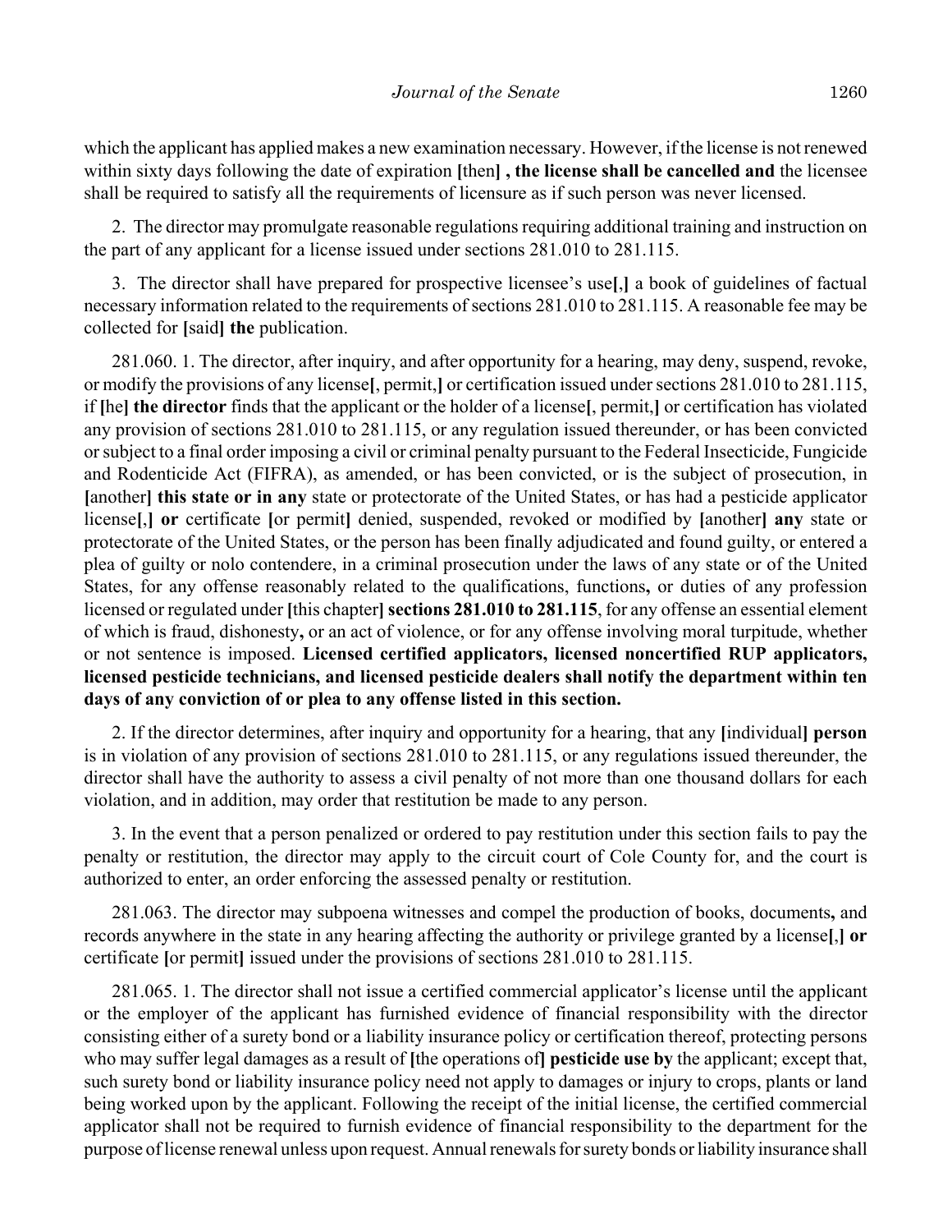which the applicant has applied makes a new examination necessary. However, if the license is not renewed within sixty days following the date of expiration [then] **, the license shall be cancelled and** the licensee shall be required to satisfy all the requirements of licensure as if such person was never licensed.

2. The director may promulgate reasonable regulations requiring additional training and instruction on the part of any applicant for a license issued under sections 281.010 to 281.115.

3. The director shall have prepared for prospective licensee's use[,] a book of guidelines of factual necessary information related to the requirements of sections 281.010 to 281.115. A reasonable fee may be collected for [said] **the** publication.

281.060. 1. The director, after inquiry, and after opportunity for a hearing, may deny, suspend, revoke, or modify the provisions of any license[, permit,] or certification issued under sections 281.010 to 281.115, if [he] **the director** finds that the applicant or the holder of a license[, permit,] or certification has violated any provision of sections 281.010 to 281.115, or any regulation issued thereunder, or has been convicted or subject to a final order imposing a civil or criminal penalty pursuant to the Federal Insecticide, Fungicide and Rodenticide Act (FIFRA), as amended, or has been convicted, or is the subject of prosecution, in [another] **this state or in any** state or protectorate of the United States, or has had a pesticide applicator license[,] **or** certificate [or permit] denied, suspended, revoked or modified by [another] **any** state or protectorate of the United States, or the person has been finally adjudicated and found guilty, or entered a plea of guilty or nolo contendere, in a criminal prosecution under the laws of any state or of the United States, for any offense reasonably related to the qualifications, functions**,** or duties of any profession licensed or regulated under [this chapter] **sections 281.010 to 281.115**, for any offense an essential element of which is fraud, dishonesty**,** or an act of violence, or for any offense involving moral turpitude, whether or not sentence is imposed. **Licensed certified applicators, licensed noncertified RUP applicators, licensed pesticide technicians, and licensed pesticide dealers shall notify the department within ten days of any conviction of or plea to any offense listed in this section.**

2. If the director determines, after inquiry and opportunity for a hearing, that any [individual] **person** is in violation of any provision of sections 281.010 to 281.115, or any regulations issued thereunder, the director shall have the authority to assess a civil penalty of not more than one thousand dollars for each violation, and in addition, may order that restitution be made to any person.

3. In the event that a person penalized or ordered to pay restitution under this section fails to pay the penalty or restitution, the director may apply to the circuit court of Cole County for, and the court is authorized to enter, an order enforcing the assessed penalty or restitution.

281.063. The director may subpoena witnesses and compel the production of books, documents**,** and records anywhere in the state in any hearing affecting the authority or privilege granted by a license[,] **or** certificate [or permit] issued under the provisions of sections 281.010 to 281.115.

281.065. 1. The director shall not issue a certified commercial applicator's license until the applicant or the employer of the applicant has furnished evidence of financial responsibility with the director consisting either of a surety bond or a liability insurance policy or certification thereof, protecting persons who may suffer legal damages as a result of [the operations of] **pesticide use by** the applicant; except that, such surety bond or liability insurance policy need not apply to damages or injury to crops, plants or land being worked upon by the applicant. Following the receipt of the initial license, the certified commercial applicator shall not be required to furnish evidence of financial responsibility to the department for the purpose of license renewal unless upon request. Annual renewals for surety bonds or liability insurance shall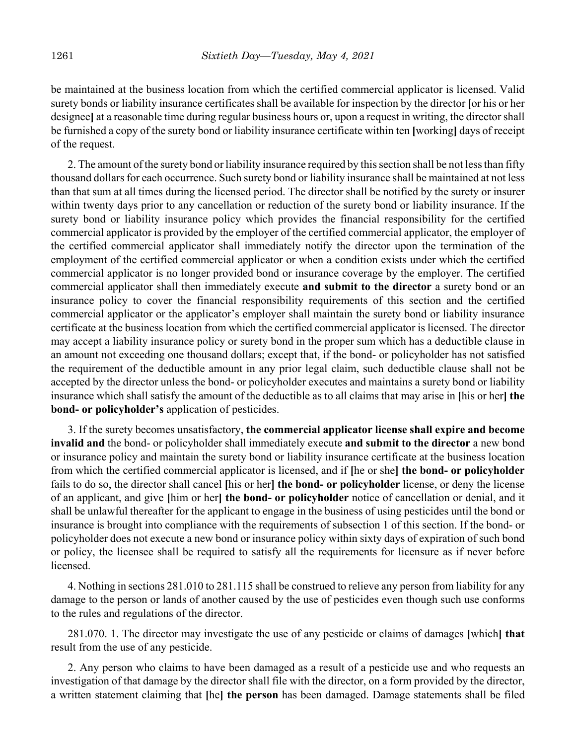be maintained at the business location from which the certified commercial applicator is licensed. Valid surety bonds or liability insurance certificates shall be available for inspection by the director [or his or her designee] at a reasonable time during regular business hours or, upon a request in writing, the director shall be furnished a copy of the surety bond or liability insurance certificate within ten [working] days of receipt of the request.

2. The amount of the surety bond or liability insurance required by this section shall be not less than fifty thousand dollars for each occurrence. Such surety bond or liability insurance shall be maintained at not less than that sum at all times during the licensed period. The director shall be notified by the surety or insurer within twenty days prior to any cancellation or reduction of the surety bond or liability insurance. If the surety bond or liability insurance policy which provides the financial responsibility for the certified commercial applicator is provided by the employer of the certified commercial applicator, the employer of the certified commercial applicator shall immediately notify the director upon the termination of the employment of the certified commercial applicator or when a condition exists under which the certified commercial applicator is no longer provided bond or insurance coverage by the employer. The certified commercial applicator shall then immediately execute **and submit to the director** a surety bond or an insurance policy to cover the financial responsibility requirements of this section and the certified commercial applicator or the applicator's employer shall maintain the surety bond or liability insurance certificate at the business location from which the certified commercial applicator is licensed. The director may accept a liability insurance policy or surety bond in the proper sum which has a deductible clause in an amount not exceeding one thousand dollars; except that, if the bond- or policyholder has not satisfied the requirement of the deductible amount in any prior legal claim, such deductible clause shall not be accepted by the director unless the bond- or policyholder executes and maintains a surety bond or liability insurance which shall satisfy the amount of the deductible as to all claims that may arise in [his or her] **the bond- or policyholder's** application of pesticides.

3. If the surety becomes unsatisfactory, **the commercial applicator license shall expire and become invalid and** the bond- or policyholder shall immediately execute **and submit to the director** a new bond or insurance policy and maintain the surety bond or liability insurance certificate at the business location from which the certified commercial applicator is licensed, and if [he or she] **the bond- or policyholder** fails to do so, the director shall cancel [his or her] **the bond- or policyholder** license, or deny the license of an applicant, and give [him or her] **the bond- or policyholder** notice of cancellation or denial, and it shall be unlawful thereafter for the applicant to engage in the business of using pesticides until the bond or insurance is brought into compliance with the requirements of subsection 1 of this section. If the bond- or policyholder does not execute a new bond or insurance policy within sixty days of expiration of such bond or policy, the licensee shall be required to satisfy all the requirements for licensure as if never before licensed.

4. Nothing in sections 281.010 to 281.115 shall be construed to relieve any person from liability for any damage to the person or lands of another caused by the use of pesticides even though such use conforms to the rules and regulations of the director.

281.070. 1. The director may investigate the use of any pesticide or claims of damages [which] **that** result from the use of any pesticide.

2. Any person who claims to have been damaged as a result of a pesticide use and who requests an investigation of that damage by the director shall file with the director, on a form provided by the director, a written statement claiming that [he] **the person** has been damaged. Damage statements shall be filed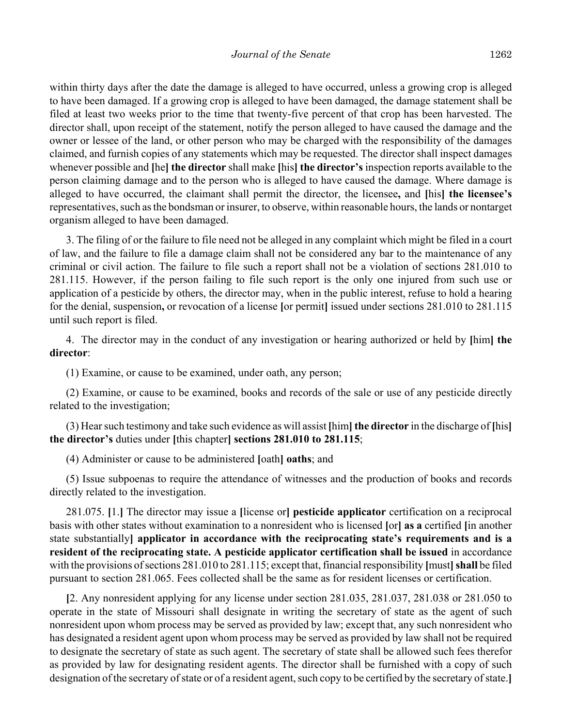within thirty days after the date the damage is alleged to have occurred, unless a growing crop is alleged to have been damaged. If a growing crop is alleged to have been damaged, the damage statement shall be filed at least two weeks prior to the time that twenty-five percent of that crop has been harvested. The director shall, upon receipt of the statement, notify the person alleged to have caused the damage and the owner or lessee of the land, or other person who may be charged with the responsibility of the damages claimed, and furnish copies of any statements which may be requested. The director shall inspect damages whenever possible and [he] **the director** shall make [his] **the director's** inspection reports available to the person claiming damage and to the person who is alleged to have caused the damage. Where damage is alleged to have occurred, the claimant shall permit the director, the licensee**,** and [his] **the licensee's** representatives, such as the bondsman or insurer, to observe, within reasonable hours, the lands or nontarget organism alleged to have been damaged.

3. The filing of or the failure to file need not be alleged in any complaint which might be filed in a court of law, and the failure to file a damage claim shall not be considered any bar to the maintenance of any criminal or civil action. The failure to file such a report shall not be a violation of sections 281.010 to 281.115. However, if the person failing to file such report is the only one injured from such use or application of a pesticide by others, the director may, when in the public interest, refuse to hold a hearing for the denial, suspension**,** or revocation of a license [or permit] issued under sections 281.010 to 281.115 until such report is filed.

4. The director may in the conduct of any investigation or hearing authorized or held by [him] **the director**:

(1) Examine, or cause to be examined, under oath, any person;

(2) Examine, or cause to be examined, books and records of the sale or use of any pesticide directly related to the investigation;

(3) Hear such testimony and take such evidence as will assist [him] **the director** in the discharge of [his] **the director's** duties under [this chapter] **sections 281.010 to 281.115**;

(4) Administer or cause to be administered [oath] **oaths**; and

(5) Issue subpoenas to require the attendance of witnesses and the production of books and records directly related to the investigation.

281.075. [1.] The director may issue a [license or] **pesticide applicator** certification on a reciprocal basis with other states without examination to a nonresident who is licensed [or] **as a** certified [in another state substantially] **applicator in accordance with the reciprocating state's requirements and is a resident of the reciprocating state. A pesticide applicator certification shall be issued** in accordance with the provisions of sections 281.010 to 281.115; except that, financial responsibility [must] **shall** be filed pursuant to section 281.065. Fees collected shall be the same as for resident licenses or certification.

[2. Any nonresident applying for any license under section 281.035, 281.037, 281.038 or 281.050 to operate in the state of Missouri shall designate in writing the secretary of state as the agent of such nonresident upon whom process may be served as provided by law; except that, any such nonresident who has designated a resident agent upon whom process may be served as provided by law shall not be required to designate the secretary of state as such agent. The secretary of state shall be allowed such fees therefor as provided by law for designating resident agents. The director shall be furnished with a copy of such designation of the secretary of state or of a resident agent, such copy to be certified by the secretary of state.]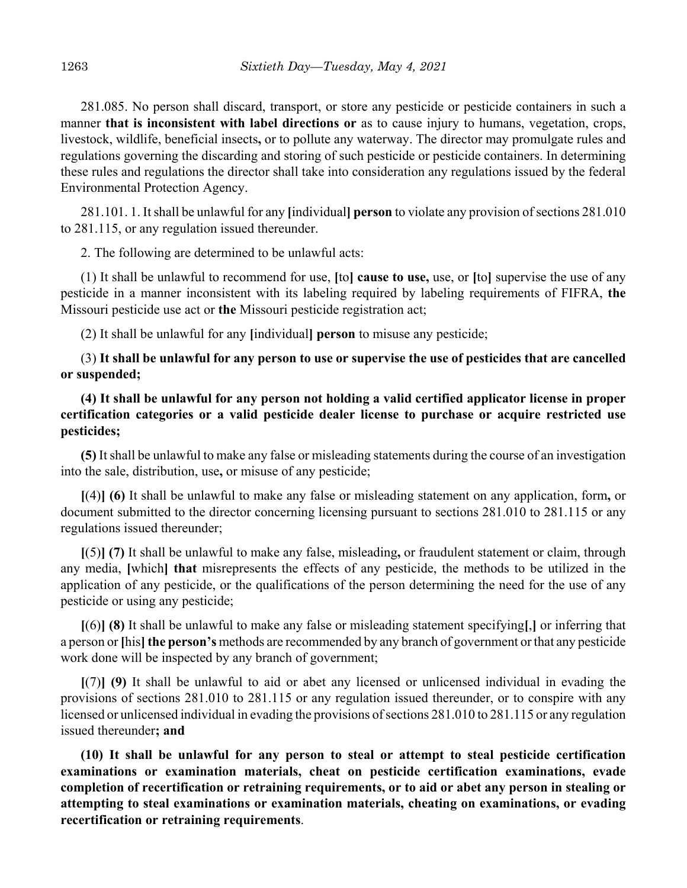281.085. No person shall discard, transport, or store any pesticide or pesticide containers in such a manner **that is inconsistent with label directions or** as to cause injury to humans, vegetation, crops, livestock, wildlife, beneficial insects**,** or to pollute any waterway. The director may promulgate rules and regulations governing the discarding and storing of such pesticide or pesticide containers. In determining these rules and regulations the director shall take into consideration any regulations issued by the federal Environmental Protection Agency.

281.101. 1. It shall be unlawful for any **[**individual**] person** to violate any provision of sections 281.010 to 281.115, or any regulation issued thereunder.

2. The following are determined to be unlawful acts:

(1) It shall be unlawful to recommend for use, **[**to**] cause to use,** use, or **[**to**]** supervise the use of any pesticide in a manner inconsistent with its labeling required by labeling requirements of FIFRA, **the** Missouri pesticide use act or **the** Missouri pesticide registration act;

(2) It shall be unlawful for any **[**individual**] person** to misuse any pesticide;

(3) **It shall be unlawful for any person to use or supervise the use of pesticides that are cancelled or suspended;**

**(4) It shall be unlawful for any person not holding a valid certified applicator license in proper certification categories or a valid pesticide dealer license to purchase or acquire restricted use pesticides;**

**(5)** It shall be unlawful to make any false or misleading statements during the course of an investigation into the sale, distribution, use**,** or misuse of any pesticide;

**[**(4)**] (6)** It shall be unlawful to make any false or misleading statement on any application, form**,** or document submitted to the director concerning licensing pursuant to sections 281.010 to 281.115 or any regulations issued thereunder;

**[**(5)**] (7)** It shall be unlawful to make any false, misleading**,** or fraudulent statement or claim, through any media, **[**which**] that** misrepresents the effects of any pesticide, the methods to be utilized in the application of any pesticide, or the qualifications of the person determining the need for the use of any pesticide or using any pesticide;

**[**(6)**] (8)** It shall be unlawful to make any false or misleading statement specifying**[**,**]** or inferring that a person or **[**his**] the person's** methods are recommended by any branch of government or that any pesticide work done will be inspected by any branch of government;

**[**(7)**] (9)** It shall be unlawful to aid or abet any licensed or unlicensed individual in evading the provisions of sections 281.010 to 281.115 or any regulation issued thereunder, or to conspire with any licensed or unlicensed individual in evading the provisions of sections 281.010 to 281.115 or any regulation issued thereunder**; and**

**(10) It shall be unlawful for any person to steal or attempt to steal pesticide certification examinations or examination materials, cheat on pesticide certification examinations, evade completion of recertification or retraining requirements, or to aid or abet any person in stealing or attempting to steal examinations or examination materials, cheating on examinations, or evading recertification or retraining requirements**.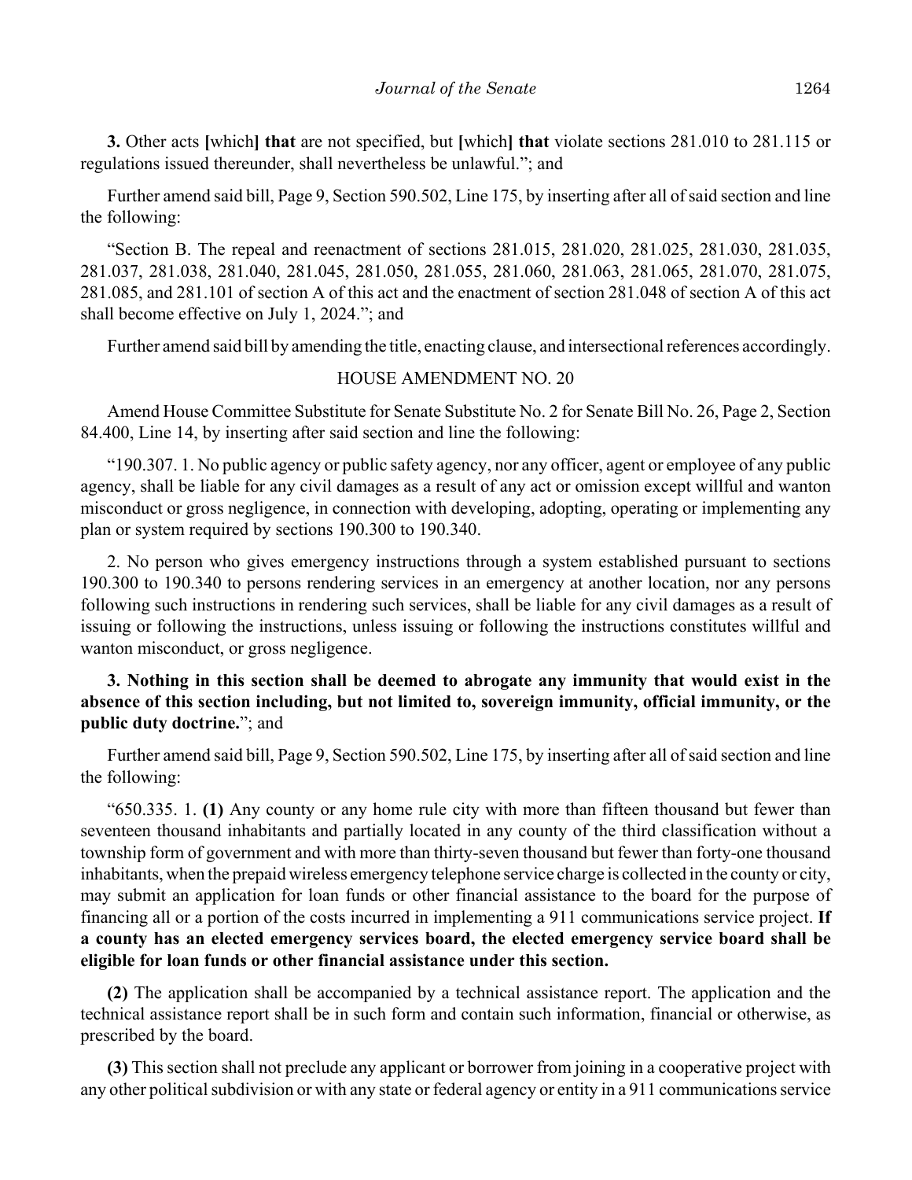**3.** Other acts [which] **that** are not specified, but [which] **that** violate sections 281.010 to 281.115 or regulations issued thereunder, shall nevertheless be unlawful."; and

Further amend said bill, Page 9, Section 590.502, Line 175, by inserting after all of said section and line the following:

"Section B. The repeal and reenactment of sections 281.015, 281.020, 281.025, 281.030, 281.035, 281.037, 281.038, 281.040, 281.045, 281.050, 281.055, 281.060, 281.063, 281.065, 281.070, 281.075, 281.085, and 281.101 of section A of this act and the enactment of section 281.048 of section A of this act shall become effective on July 1, 2024."; and

Further amend said bill by amending the title, enacting clause, and intersectional references accordingly.

HOUSE AMENDMENT NO. 20

Amend House Committee Substitute for Senate Substitute No. 2 for Senate Bill No. 26, Page 2, Section 84.400, Line 14, by inserting after said section and line the following:

"190.307. 1. No public agency or public safety agency, nor any officer, agent or employee of any public agency, shall be liable for any civil damages as a result of any act or omission except willful and wanton misconduct or gross negligence, in connection with developing, adopting, operating or implementing any plan or system required by sections 190.300 to 190.340.

2. No person who gives emergency instructions through a system established pursuant to sections 190.300 to 190.340 to persons rendering services in an emergency at another location, nor any persons following such instructions in rendering such services, shall be liable for any civil damages as a result of issuing or following the instructions, unless issuing or following the instructions constitutes willful and wanton misconduct, or gross negligence.

**3. Nothing in this section shall be deemed to abrogate any immunity that would exist in the absence of this section including, but not limited to, sovereign immunity, official immunity, or the public duty doctrine.**"; and

Further amend said bill, Page 9, Section 590.502, Line 175, by inserting after all of said section and line the following:

"650.335. 1. **(1)** Any county or any home rule city with more than fifteen thousand but fewer than seventeen thousand inhabitants and partially located in any county of the third classification without a township form of government and with more than thirty-seven thousand but fewer than forty-one thousand inhabitants, when the prepaid wireless emergency telephone service charge is collected in the county or city, may submit an application for loan funds or other financial assistance to the board for the purpose of financing all or a portion of the costs incurred in implementing a 911 communications service project. **If a county has an elected emergency services board, the elected emergency service board shall be eligible for loan funds or other financial assistance under this section.**

**(2)** The application shall be accompanied by a technical assistance report. The application and the technical assistance report shall be in such form and contain such information, financial or otherwise, as prescribed by the board.

**(3)** This section shall not preclude any applicant or borrower from joining in a cooperative project with any other political subdivision or with any state or federal agency or entity in a 911 communications service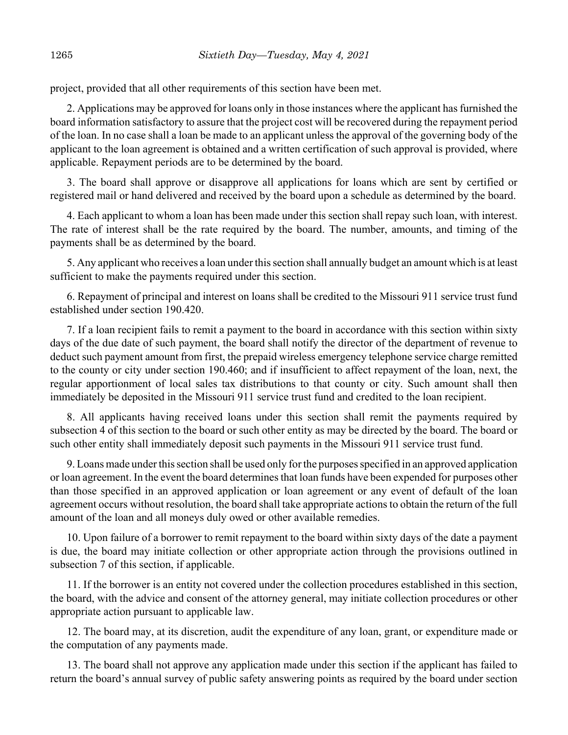project, provided that all other requirements of this section have been met.

2. Applications may be approved for loans only in those instances where the applicant has furnished the board information satisfactory to assure that the project cost will be recovered during the repayment period of the loan. In no case shall a loan be made to an applicant unless the approval of the governing body of the applicant to the loan agreement is obtained and a written certification of such approval is provided, where applicable. Repayment periods are to be determined by the board.

3. The board shall approve or disapprove all applications for loans which are sent by certified or registered mail or hand delivered and received by the board upon a schedule as determined by the board.

4. Each applicant to whom a loan has been made under this section shall repay such loan, with interest. The rate of interest shall be the rate required by the board. The number, amounts, and timing of the payments shall be as determined by the board.

5. Any applicant who receives a loan under this section shall annually budget an amount which is at least sufficient to make the payments required under this section.

6. Repayment of principal and interest on loans shall be credited to the Missouri 911 service trust fund established under section 190.420.

7. If a loan recipient fails to remit a payment to the board in accordance with this section within sixty days of the due date of such payment, the board shall notify the director of the department of revenue to deduct such payment amount from first, the prepaid wireless emergency telephone service charge remitted to the county or city under section 190.460; and if insufficient to affect repayment of the loan, next, the regular apportionment of local sales tax distributions to that county or city. Such amount shall then immediately be deposited in the Missouri 911 service trust fund and credited to the loan recipient.

8. All applicants having received loans under this section shall remit the payments required by subsection 4 of this section to the board or such other entity as may be directed by the board. The board or such other entity shall immediately deposit such payments in the Missouri 911 service trust fund.

9. Loans made under this section shall be used only for the purposes specified in an approved application or loan agreement. In the event the board determines that loan funds have been expended for purposes other than those specified in an approved application or loan agreement or any event of default of the loan agreement occurs without resolution, the board shall take appropriate actions to obtain the return of the full amount of the loan and all moneys duly owed or other available remedies.

10. Upon failure of a borrower to remit repayment to the board within sixty days of the date a payment is due, the board may initiate collection or other appropriate action through the provisions outlined in subsection 7 of this section, if applicable.

11. If the borrower is an entity not covered under the collection procedures established in this section, the board, with the advice and consent of the attorney general, may initiate collection procedures or other appropriate action pursuant to applicable law.

12. The board may, at its discretion, audit the expenditure of any loan, grant, or expenditure made or the computation of any payments made.

13. The board shall not approve any application made under this section if the applicant has failed to return the board's annual survey of public safety answering points as required by the board under section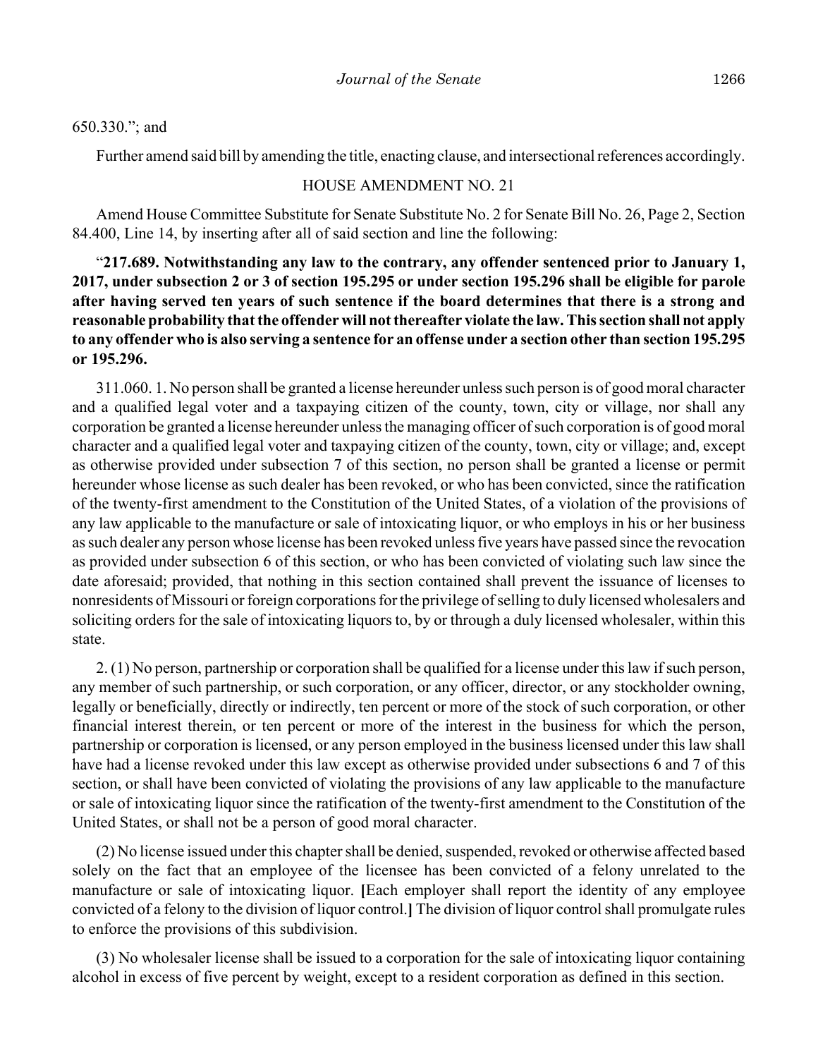650.330."; and

Further amend said bill by amending the title, enacting clause, and intersectional references accordingly.

HOUSE AMENDMENT NO. 21

Amend House Committee Substitute for Senate Substitute No. 2 for Senate Bill No. 26, Page 2, Section 84.400, Line 14, by inserting after all of said section and line the following:

"**217.689. Notwithstanding any law to the contrary, any offender sentenced prior to January 1, 2017, under subsection 2 or 3 of section 195.295 or under section 195.296 shall be eligible for parole after having served ten years of such sentence if the board determines that there is a strong and reasonable probability that the offender will not thereafter violate the law. This section shall not apply to any offender who is also serving a sentence for an offense under a section other than section 195.295 or 195.296.**

311.060. 1. No person shall be granted a license hereunder unless such person is of good moral character and a qualified legal voter and a taxpaying citizen of the county, town, city or village, nor shall any corporation be granted a license hereunder unless the managing officer of such corporation is of good moral character and a qualified legal voter and taxpaying citizen of the county, town, city or village; and, except as otherwise provided under subsection 7 of this section, no person shall be granted a license or permit hereunder whose license as such dealer has been revoked, or who has been convicted, since the ratification of the twenty-first amendment to the Constitution of the United States, of a violation of the provisions of any law applicable to the manufacture or sale of intoxicating liquor, or who employs in his or her business as such dealer any person whose license has been revoked unless five years have passed since the revocation as provided under subsection 6 of this section, or who has been convicted of violating such law since the date aforesaid; provided, that nothing in this section contained shall prevent the issuance of licenses to nonresidents of Missouri or foreign corporations for the privilege of selling to duly licensed wholesalers and soliciting orders for the sale of intoxicating liquors to, by or through a duly licensed wholesaler, within this state.

2. (1) No person, partnership or corporation shall be qualified for a license under this law if such person, any member of such partnership, or such corporation, or any officer, director, or any stockholder owning, legally or beneficially, directly or indirectly, ten percent or more of the stock of such corporation, or other financial interest therein, or ten percent or more of the interest in the business for which the person, partnership or corporation is licensed, or any person employed in the business licensed under this law shall have had a license revoked under this law except as otherwise provided under subsections 6 and 7 of this section, or shall have been convicted of violating the provisions of any law applicable to the manufacture or sale of intoxicating liquor since the ratification of the twenty-first amendment to the Constitution of the United States, or shall not be a person of good moral character.

(2) No license issued under this chapter shall be denied, suspended, revoked or otherwise affected based solely on the fact that an employee of the licensee has been convicted of a felony unrelated to the manufacture or sale of intoxicating liquor. **[**Each employer shall report the identity of any employee convicted of a felony to the division of liquor control.**]** The division of liquor control shall promulgate rules to enforce the provisions of this subdivision.

(3) No wholesaler license shall be issued to a corporation for the sale of intoxicating liquor containing alcohol in excess of five percent by weight, except to a resident corporation as defined in this section.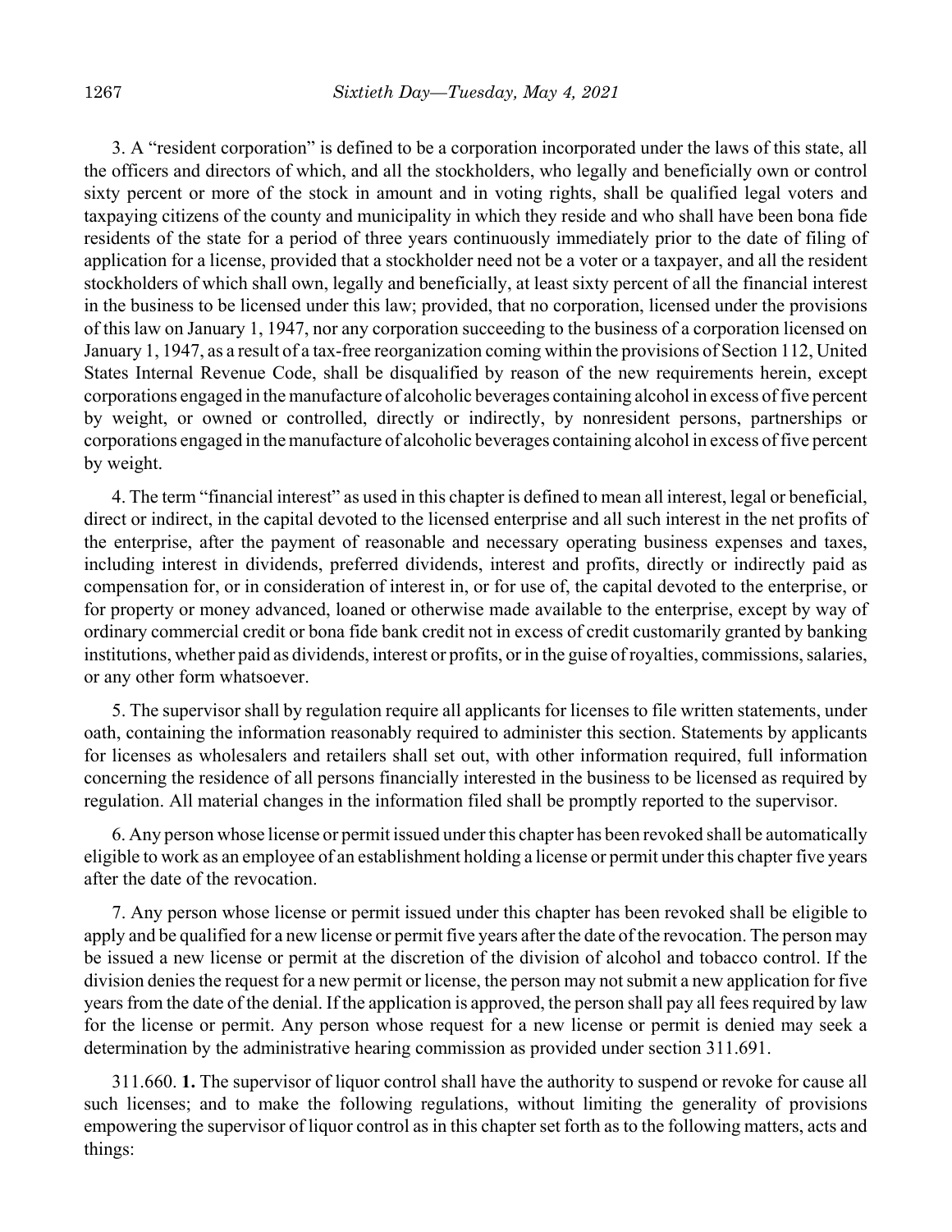3. A "resident corporation" is defined to be a corporation incorporated under the laws of this state, all the officers and directors of which, and all the stockholders, who legally and beneficially own or control sixty percent or more of the stock in amount and in voting rights, shall be qualified legal voters and taxpaying citizens of the county and municipality in which they reside and who shall have been bona fide residents of the state for a period of three years continuously immediately prior to the date of filing of application for a license, provided that a stockholder need not be a voter or a taxpayer, and all the resident stockholders of which shall own, legally and beneficially, at least sixty percent of all the financial interest in the business to be licensed under this law; provided, that no corporation, licensed under the provisions of this law on January 1, 1947, nor any corporation succeeding to the business of a corporation licensed on January 1, 1947, as a result of a tax-free reorganization coming within the provisions of Section 112, United States Internal Revenue Code, shall be disqualified by reason of the new requirements herein, except corporations engaged in the manufacture of alcoholic beverages containing alcohol in excess of five percent by weight, or owned or controlled, directly or indirectly, by nonresident persons, partnerships or corporations engaged in the manufacture of alcoholic beverages containing alcohol in excess of five percent by weight.

4. The term "financial interest" as used in this chapter is defined to mean all interest, legal or beneficial, direct or indirect, in the capital devoted to the licensed enterprise and all such interest in the net profits of the enterprise, after the payment of reasonable and necessary operating business expenses and taxes, including interest in dividends, preferred dividends, interest and profits, directly or indirectly paid as compensation for, or in consideration of interest in, or for use of, the capital devoted to the enterprise, or for property or money advanced, loaned or otherwise made available to the enterprise, except by way of ordinary commercial credit or bona fide bank credit not in excess of credit customarily granted by banking institutions, whether paid as dividends, interest or profits, or in the guise of royalties, commissions, salaries, or any other form whatsoever.

5. The supervisor shall by regulation require all applicants for licenses to file written statements, under oath, containing the information reasonably required to administer this section. Statements by applicants for licenses as wholesalers and retailers shall set out, with other information required, full information concerning the residence of all persons financially interested in the business to be licensed as required by regulation. All material changes in the information filed shall be promptly reported to the supervisor.

6. Any person whose license or permit issued under this chapter has been revoked shall be automatically eligible to work as an employee of an establishment holding a license or permit under this chapter five years after the date of the revocation.

7. Any person whose license or permit issued under this chapter has been revoked shall be eligible to apply and be qualified for a new license or permit five years after the date of the revocation. The person may be issued a new license or permit at the discretion of the division of alcohol and tobacco control. If the division denies the request for a new permit or license, the person may not submit a new application for five years from the date of the denial. If the application is approved, the person shall pay all fees required by law for the license or permit. Any person whose request for a new license or permit is denied may seek a determination by the administrative hearing commission as provided under section 311.691.

311.660. **1.** The supervisor of liquor control shall have the authority to suspend or revoke for cause all such licenses; and to make the following regulations, without limiting the generality of provisions empowering the supervisor of liquor control as in this chapter set forth as to the following matters, acts and things: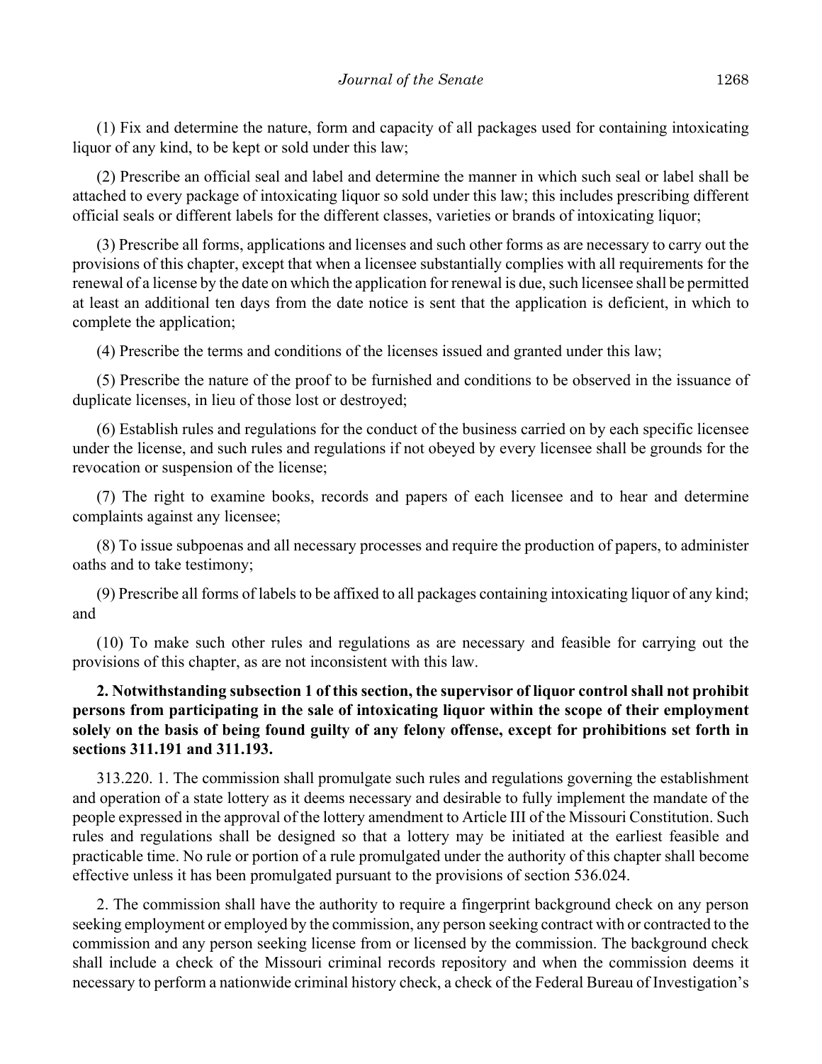(1) Fix and determine the nature, form and capacity of all packages used for containing intoxicating liquor of any kind, to be kept or sold under this law;

(2) Prescribe an official seal and label and determine the manner in which such seal or label shall be attached to every package of intoxicating liquor so sold under this law; this includes prescribing different official seals or different labels for the different classes, varieties or brands of intoxicating liquor;

(3) Prescribe all forms, applications and licenses and such other forms as are necessary to carry out the provisions of this chapter, except that when a licensee substantially complies with all requirements for the renewal of a license by the date on which the application for renewal is due, such licensee shall be permitted at least an additional ten days from the date notice is sent that the application is deficient, in which to complete the application;

(4) Prescribe the terms and conditions of the licenses issued and granted under this law;

(5) Prescribe the nature of the proof to be furnished and conditions to be observed in the issuance of duplicate licenses, in lieu of those lost or destroyed;

(6) Establish rules and regulations for the conduct of the business carried on by each specific licensee under the license, and such rules and regulations if not obeyed by every licensee shall be grounds for the revocation or suspension of the license;

(7) The right to examine books, records and papers of each licensee and to hear and determine complaints against any licensee;

(8) To issue subpoenas and all necessary processes and require the production of papers, to administer oaths and to take testimony;

(9) Prescribe all forms of labels to be affixed to all packages containing intoxicating liquor of any kind; and

(10) To make such other rules and regulations as are necessary and feasible for carrying out the provisions of this chapter, as are not inconsistent with this law.

**2. Notwithstanding subsection 1 of this section, the supervisor of liquor control shall not prohibit persons from participating in the sale of intoxicating liquor within the scope of their employment solely on the basis of being found guilty of any felony offense, except for prohibitions set forth in sections 311.191 and 311.193.**

313.220. 1. The commission shall promulgate such rules and regulations governing the establishment and operation of a state lottery as it deems necessary and desirable to fully implement the mandate of the people expressed in the approval of the lottery amendment to Article III of the Missouri Constitution. Such rules and regulations shall be designed so that a lottery may be initiated at the earliest feasible and practicable time. No rule or portion of a rule promulgated under the authority of this chapter shall become effective unless it has been promulgated pursuant to the provisions of section 536.024.

2. The commission shall have the authority to require a fingerprint background check on any person seeking employment or employed by the commission, any person seeking contract with or contracted to the commission and any person seeking license from or licensed by the commission. The background check shall include a check of the Missouri criminal records repository and when the commission deems it necessary to perform a nationwide criminal history check, a check of the Federal Bureau of Investigation's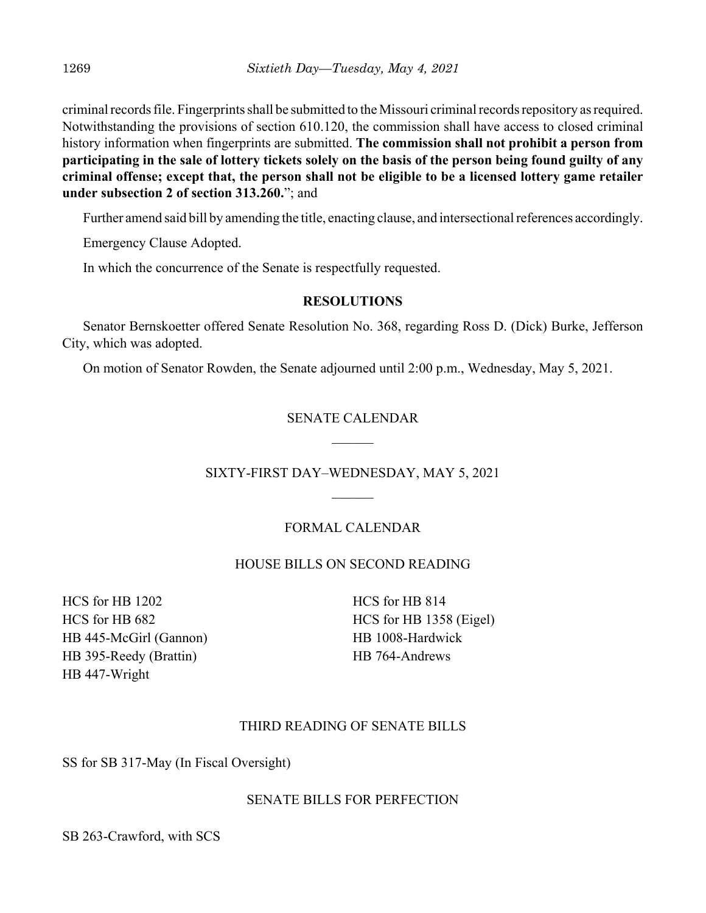criminal records file. Fingerprints shall be submitted to the Missouri criminal records repository as required. Notwithstanding the provisions of section 610.120, the commission shall have access to closed criminal history information when fingerprints are submitted. **The commission shall not prohibit a person from participating in the sale of lottery tickets solely on the basis of the person being found guilty of any criminal offense; except that, the person shall not be eligible to be a licensed lottery game retailer under subsection 2 of section 313.260.**"; and

Further amend said bill by amending the title, enacting clause, and intersectional references accordingly.

Emergency Clause Adopted.

In which the concurrence of the Senate is respectfully requested.

## RESOLUTIONS

Senator Bernskoetter offered Senate Resolution No. 368, regarding Ross D. (Dick) Burke, Jefferson City, which was adopted.

On motion of Senator Rowden, the Senate adjourned until 2:00 p.m., Wednesday, May 5, 2021.

## SENATE CALENDAR

## SIXTY-FIRST DAY–WEDNESDAY, MAY 5, 2021

## FORMAL CALENDAR

### HOUSE BILLS ON SECOND READING

HCS for HB 1202
HCS for HB 682
HB 445-McGirl (Gannon)
HB 395-Reedy (Brattin)
HB 447-Wright
HCS for HB 814
HCS for HB 1358 (Eigel)
HB 1008-Hardwick
HB 764-Andrews

### THIRD READING OF SENATE BILLS

SS for SB 317-May (In Fiscal Oversight)

### SENATE BILLS FOR PERFECTION

SB 263-Crawford, with SCS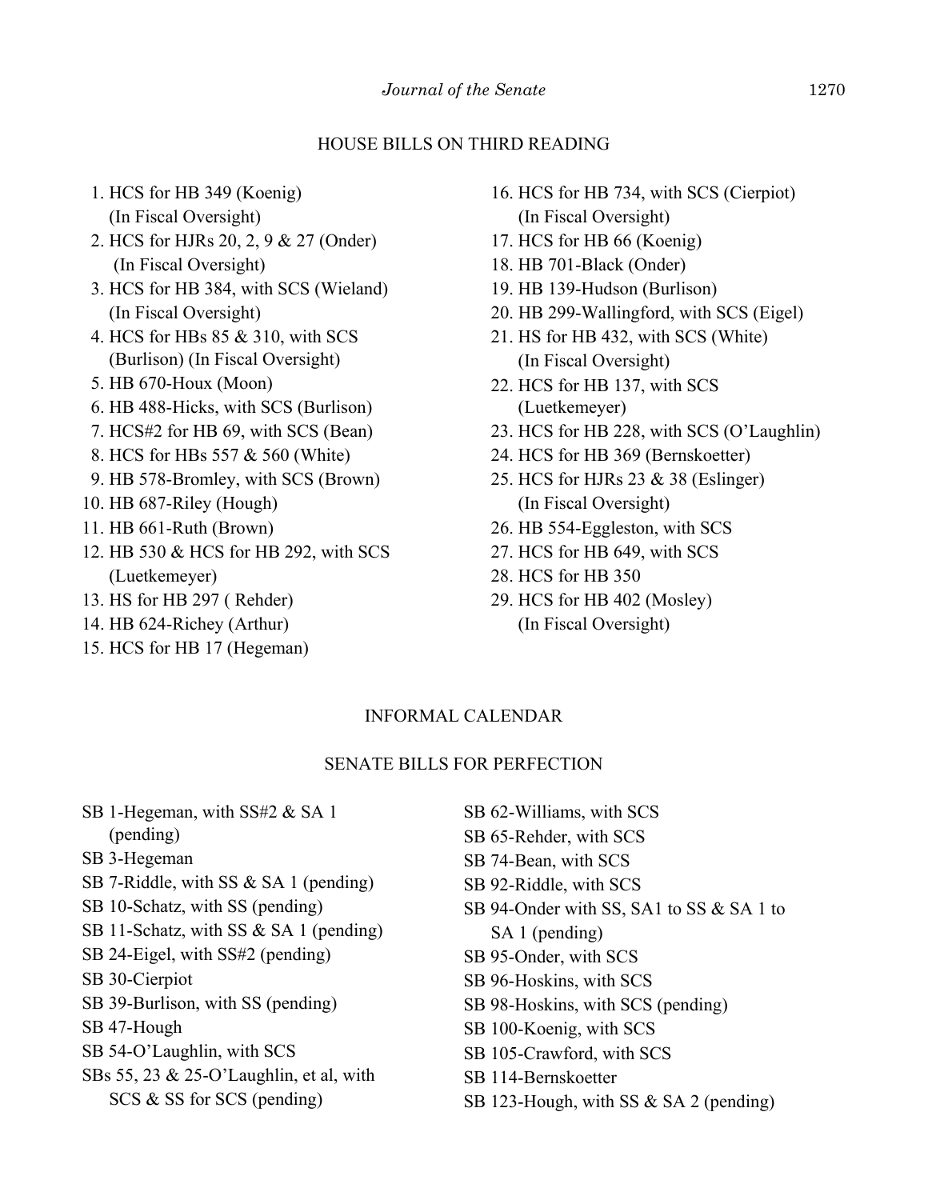## HOUSE BILLS ON THIRD READING

1. HCS for HB 349 (Koenig) (In Fiscal Oversight)
2. HCS for HJRs 20, 2, 9 & 27 (Onder) (In Fiscal Oversight)
3. HCS for HB 384, with SCS (Wieland) (In Fiscal Oversight)
4. HCS for HBs 85 & 310, with SCS (Burlison) (In Fiscal Oversight)
5. HB 670-Houx (Moon)
6. HB 488-Hicks, with SCS (Burlison)
7. HCS#2 for HB 69, with SCS (Bean)
8. HCS for HBs 557 & 560 (White)
9. HB 578-Bromley, with SCS (Brown)
10. HB 687-Riley (Hough)
11. HB 661-Ruth (Brown)
12. HB 530 & HCS for HB 292, with SCS (Luetkemeyer)
13. HS for HB 297 ( Rehder)
14. HB 624-Richey (Arthur)
15. HCS for HB 17 (Hegeman)
16. HCS for HB 734, with SCS (Cierpiot) (In Fiscal Oversight)
17. HCS for HB 66 (Koenig)
18. HB 701-Black (Onder)
19. HB 139-Hudson (Burlison)
20. HB 299-Wallingford, with SCS (Eigel)
21. HS for HB 432, with SCS (White) (In Fiscal Oversight)
22. HCS for HB 137, with SCS (Luetkemeyer)
23. HCS for HB 228, with SCS (O'Laughlin)
24. HCS for HB 369 (Bernskoetter)
25. HCS for HJRs 23 & 38 (Eslinger) (In Fiscal Oversight)
26. HB 554-Eggleston, with SCS
27. HCS for HB 649, with SCS
28. HCS for HB 350
29. HCS for HB 402 (Mosley) (In Fiscal Oversight)

## INFORMAL CALENDAR

### SENATE BILLS FOR PERFECTION

SB 1-Hegeman, with SS#2 & SA 1 (pending)
SB 3-Hegeman
SB 7-Riddle, with SS & SA 1 (pending)
SB 10-Schatz, with SS (pending)
SB 11-Schatz, with SS & SA 1 (pending)
SB 24-Eigel, with SS#2 (pending)
SB 30-Cierpiot
SB 39-Burlison, with SS (pending)
SB 47-Hough
SB 54-O'Laughlin, with SCS
SBs 55, 23 & 25-O'Laughlin, et al, with SCS & SS for SCS (pending)
SB 62-Williams, with SCS
SB 65-Rehder, with SCS
SB 74-Bean, with SCS
SB 92-Riddle, with SCS
SB 94-Onder with SS, SA1 to SS & SA 1 to SA 1 (pending)
SB 95-Onder, with SCS
SB 96-Hoskins, with SCS
SB 98-Hoskins, with SCS (pending)
SB 100-Koenig, with SCS
SB 105-Crawford, with SCS
SB 114-Bernskoetter
SB 123-Hough, with SS & SA 2 (pending)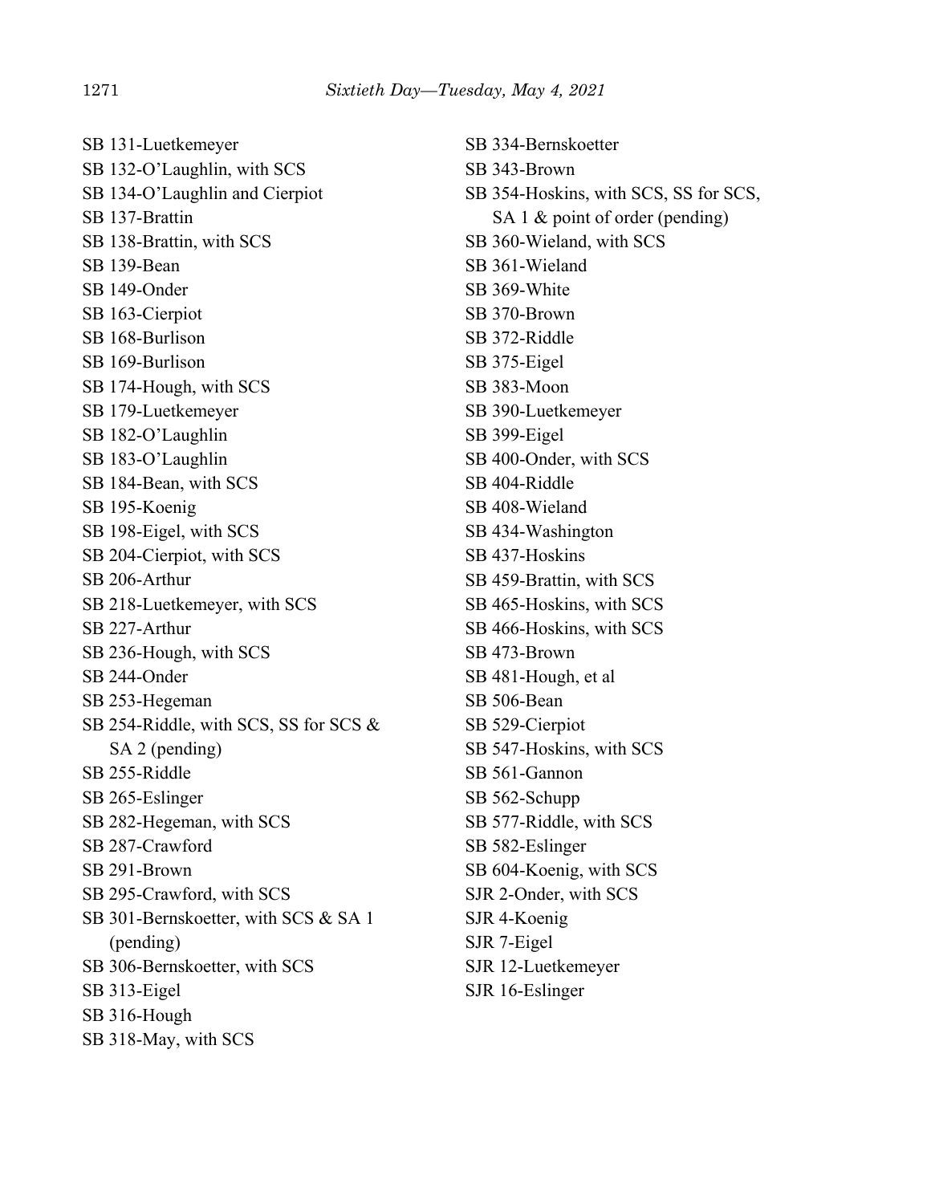SB 131-Luetkemeyer
SB 132-O'Laughlin, with SCS
SB 134-O'Laughlin and Cierpiot
SB 137-Brattin
SB 138-Brattin, with SCS
SB 139-Bean
SB 149-Onder
SB 163-Cierpiot
SB 168-Burlison
SB 169-Burlison
SB 174-Hough, with SCS
SB 179-Luetkemeyer
SB 182-O'Laughlin
SB 183-O'Laughlin
SB 184-Bean, with SCS
SB 195-Koenig
SB 198-Eigel, with SCS
SB 204-Cierpiot, with SCS
SB 206-Arthur
SB 218-Luetkemeyer, with SCS
SB 227-Arthur
SB 236-Hough, with SCS
SB 244-Onder
SB 253-Hegeman
SB 254-Riddle, with SCS, SS for SCS & SA 2 (pending)
SB 255-Riddle
SB 265-Eslinger
SB 282-Hegeman, with SCS
SB 287-Crawford
SB 291-Brown
SB 295-Crawford, with SCS
SB 301-Bernskoetter, with SCS & SA 1 (pending)
SB 306-Bernskoetter, with SCS
SB 313-Eigel
SB 316-Hough
SB 318-May, with SCS
SB 334-Bernskoetter
SB 343-Brown
SB 354-Hoskins, with SCS, SS for SCS, SA 1 & point of order (pending)
SB 360-Wieland, with SCS
SB 361-Wieland
SB 369-White
SB 370-Brown
SB 372-Riddle
SB 375-Eigel
SB 383-Moon
SB 390-Luetkemeyer
SB 399-Eigel
SB 400-Onder, with SCS
SB 404-Riddle
SB 408-Wieland
SB 434-Washington
SB 437-Hoskins
SB 459-Brattin, with SCS
SB 465-Hoskins, with SCS
SB 466-Hoskins, with SCS
SB 473-Brown
SB 481-Hough, et al
SB 506-Bean
SB 529-Cierpiot
SB 547-Hoskins, with SCS
SB 561-Gannon
SB 562-Schupp
SB 577-Riddle, with SCS
SB 582-Eslinger
SB 604-Koenig, with SCS
SJR 2-Onder, with SCS
SJR 4-Koenig
SJR 7-Eigel
SJR 12-Luetkemeyer
SJR 16-Eslinger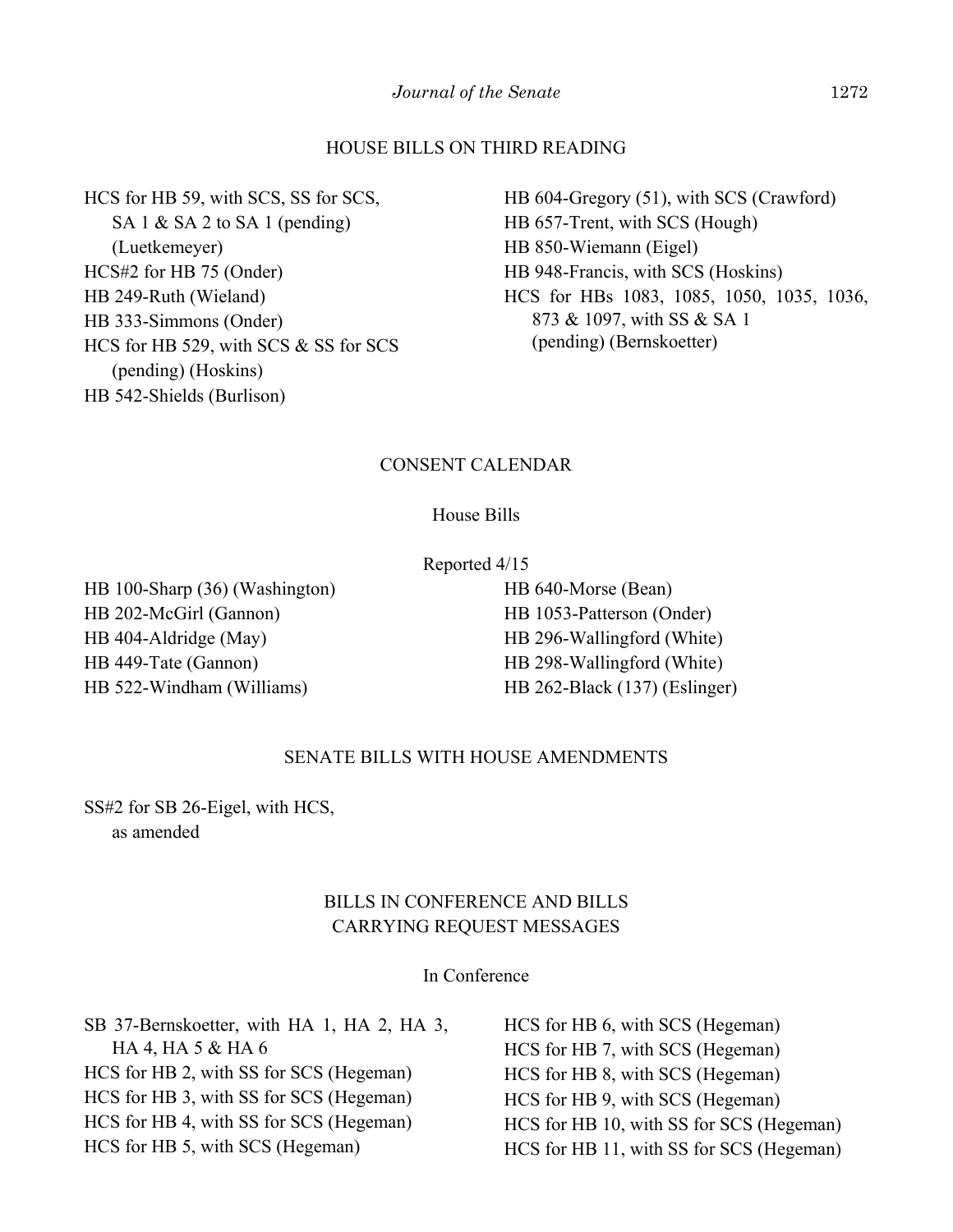## HOUSE BILLS ON THIRD READING

HCS for HB 59, with SCS, SS for SCS, SA 1 & SA 2 to SA 1 (pending) (Luetkemeyer)
HCS#2 for HB 75 (Onder)
HB 249-Ruth (Wieland)
HB 333-Simmons (Onder)
HCS for HB 529, with SCS & SS for SCS (pending) (Hoskins)
HB 542-Shields (Burlison)
HB 604-Gregory (51), with SCS (Crawford)
HB 657-Trent, with SCS (Hough)
HB 850-Wiemann (Eigel)
HB 948-Francis, with SCS (Hoskins)
HCS for HBs 1083, 1085, 1050, 1035, 1036, 873 & 1097, with SS & SA 1 (pending) (Bernskoetter)

## CONSENT CALENDAR

### House Bills

Reported 4/15

HB 100-Sharp (36) (Washington)
HB 202-McGirl (Gannon)
HB 404-Aldridge (May)
HB 449-Tate (Gannon)
HB 522-Windham (Williams)
HB 640-Morse (Bean)
HB 1053-Patterson (Onder)
HB 296-Wallingford (White)
HB 298-Wallingford (White)
HB 262-Black (137) (Eslinger)

## SENATE BILLS WITH HOUSE AMENDMENTS

SS#2 for SB 26-Eigel, with HCS, as amended

## BILLS IN CONFERENCE AND BILLS CARRYING REQUEST MESSAGES

### In Conference

SB 37-Bernskoetter, with HA 1, HA 2, HA 3, HA 4, HA 5 & HA 6
HCS for HB 2, with SS for SCS (Hegeman)
HCS for HB 3, with SS for SCS (Hegeman)
HCS for HB 4, with SS for SCS (Hegeman)
HCS for HB 5, with SCS (Hegeman)
HCS for HB 6, with SCS (Hegeman)
HCS for HB 7, with SCS (Hegeman)
HCS for HB 8, with SCS (Hegeman)
HCS for HB 9, with SCS (Hegeman)
HCS for HB 10, with SS for SCS (Hegeman)
HCS for HB 11, with SS for SCS (Hegeman)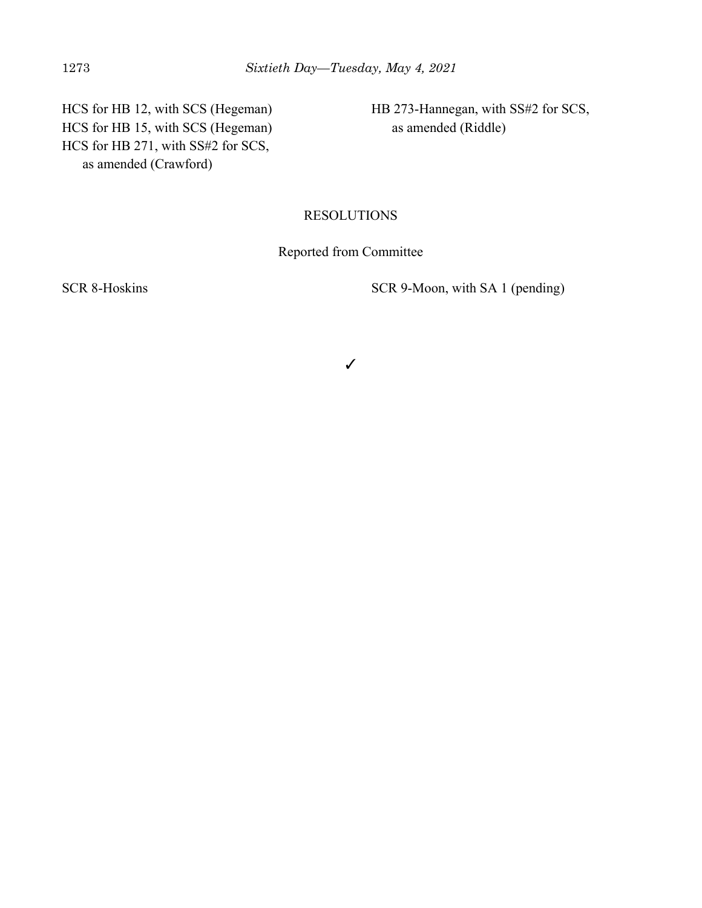HCS for HB 12, with SCS (Hegeman)
HCS for HB 15, with SCS (Hegeman)
HCS for HB 271, with SS#2 for SCS, as amended (Crawford)
HB 273-Hannegan, with SS#2 for SCS, as amended (Riddle)

RESOLUTIONS

Reported from Committee

SCR 8-Hoskins
SCR 9-Moon, with SA 1 (pending)

✓